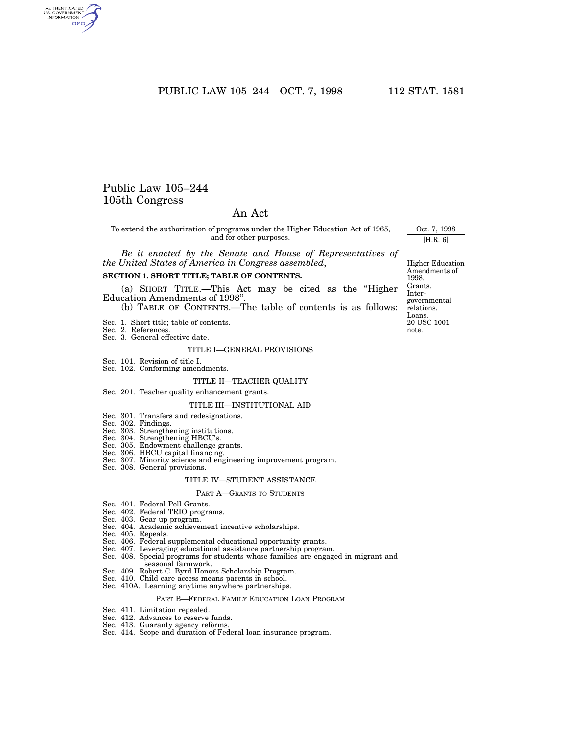# Public Law 105–244
# 105th Congress

## An Act

To extend the authorization of programs under the Higher Education Act of 1965, and for other purposes.

Oct. 7, 1998
[H.R. 6]

*Be it enacted by the Senate and House of Representatives of the United States of America in Congress assembled*,

Higher Education Amendments of 1998.
Grants.
Intergovernmental relations.
Loans.
20 USC 1001 note.

**SECTION 1. SHORT TITLE; TABLE OF CONTENTS.**

(a) SHORT TITLE.—This Act may be cited as the "Higher Education Amendments of 1998".

(b) TABLE OF CONTENTS.—The table of contents is as follows:

Sec. 1. Short title; table of contents.
Sec. 2. References.
Sec. 3. General effective date.

TITLE I—GENERAL PROVISIONS

Sec. 101. Revision of title I.
Sec. 102. Conforming amendments.

TITLE II—TEACHER QUALITY

Sec. 201. Teacher quality enhancement grants.

TITLE III—INSTITUTIONAL AID

Sec. 301. Transfers and redesignations.
Sec. 302. Findings.
Sec. 303. Strengthening institutions.
Sec. 304. Strengthening HBCU's.
Sec. 305. Endowment challenge grants.
Sec. 306. HBCU capital financing.
Sec. 307. Minority science and engineering improvement program.
Sec. 308. General provisions.

TITLE IV—STUDENT ASSISTANCE

PART A—GRANTS TO STUDENTS

Sec. 401. Federal Pell Grants.
Sec. 402. Federal TRIO programs.
Sec. 403. Gear up program.
Sec. 404. Academic achievement incentive scholarships.
Sec. 405. Repeals.
Sec. 406. Federal supplemental educational opportunity grants.
Sec. 407. Leveraging educational assistance partnership program.
Sec. 408. Special programs for students whose families are engaged in migrant and seasonal farmwork.
Sec. 409. Robert C. Byrd Honors Scholarship Program.
Sec. 410. Child care access means parents in school.
Sec. 410A. Learning anytime anywhere partnerships.

PART B—FEDERAL FAMILY EDUCATION LOAN PROGRAM

Sec. 411. Limitation repealed.
Sec. 412. Advances to reserve funds.
Sec. 413. Guaranty agency reforms.
Sec. 414. Scope and duration of Federal loan insurance program.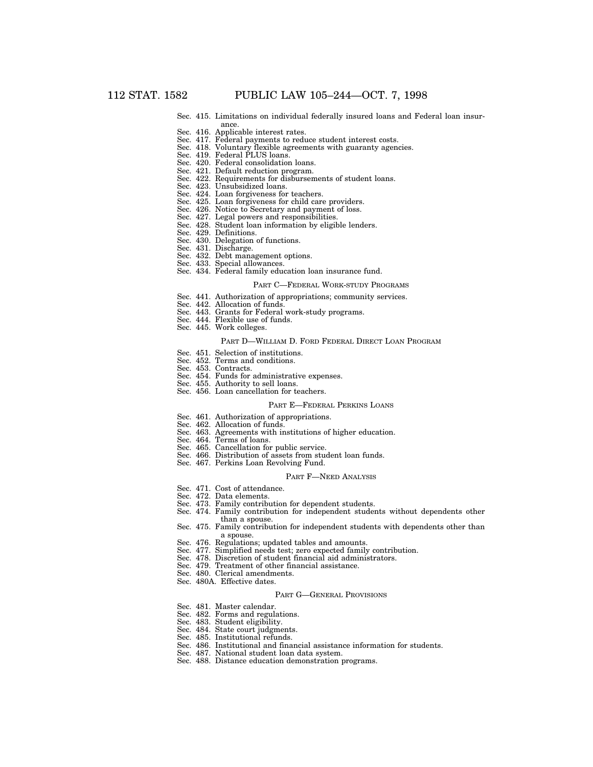Sec. 415. Limitations on individual federally insured loans and Federal loan insurance.
Sec. 416. Applicable interest rates.
Sec. 417. Federal payments to reduce student interest costs.
Sec. 418. Voluntary flexible agreements with guaranty agencies.
Sec. 419. Federal PLUS loans.
Sec. 420. Federal consolidation loans.
Sec. 421. Default reduction program.
Sec. 422. Requirements for disbursements of student loans.
Sec. 423. Unsubsidized loans.
Sec. 424. Loan forgiveness for teachers.
Sec. 425. Loan forgiveness for child care providers.
Sec. 426. Notice to Secretary and payment of loss.
Sec. 427. Legal powers and responsibilities.
Sec. 428. Student loan information by eligible lenders.
Sec. 429. Definitions.
Sec. 430. Delegation of functions.
Sec. 431. Discharge.
Sec. 432. Debt management options.
Sec. 433. Special allowances.
Sec. 434. Federal family education loan insurance fund.

PART C—FEDERAL WORK-STUDY PROGRAMS

Sec. 441. Authorization of appropriations; community services.
Sec. 442. Allocation of funds.
Sec. 443. Grants for Federal work-study programs.
Sec. 444. Flexible use of funds.
Sec. 445. Work colleges.

PART D—WILLIAM D. FORD FEDERAL DIRECT LOAN PROGRAM

Sec. 451. Selection of institutions.
Sec. 452. Terms and conditions.
Sec. 453. Contracts.
Sec. 454. Funds for administrative expenses.
Sec. 455. Authority to sell loans.
Sec. 456. Loan cancellation for teachers.

PART E—FEDERAL PERKINS LOANS

Sec. 461. Authorization of appropriations.
Sec. 462. Allocation of funds.
Sec. 463. Agreements with institutions of higher education.
Sec. 464. Terms of loans.
Sec. 465. Cancellation for public service.
Sec. 466. Distribution of assets from student loan funds.
Sec. 467. Perkins Loan Revolving Fund.

PART F—NEED ANALYSIS

Sec. 471. Cost of attendance.
Sec. 472. Data elements.
Sec. 473. Family contribution for dependent students.
Sec. 474. Family contribution for independent students without dependents other than a spouse.
Sec. 475. Family contribution for independent students with dependents other than a spouse.
Sec. 476. Regulations; updated tables and amounts.
Sec. 477. Simplified needs test; zero expected family contribution.
Sec. 478. Discretion of student financial aid administrators.
Sec. 479. Treatment of other financial assistance.
Sec. 480. Clerical amendments.
Sec. 480A. Effective dates.

PART G—GENERAL PROVISIONS

Sec. 481. Master calendar.
Sec. 482. Forms and regulations.
Sec. 483. Student eligibility.
Sec. 484. State court judgments.
Sec. 485. Institutional refunds.
Sec. 486. Institutional and financial assistance information for students.
Sec. 487. National student loan data system.
Sec. 488. Distance education demonstration programs.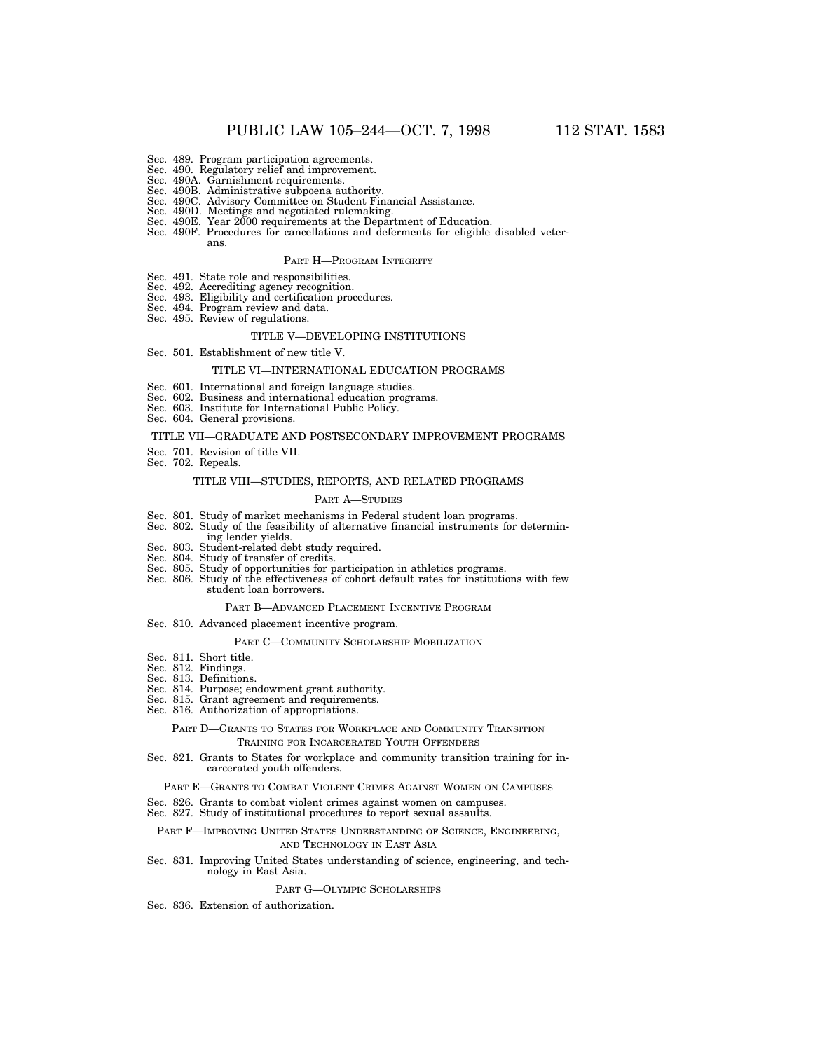Sec. 489. Program participation agreements.
Sec. 490. Regulatory relief and improvement.
Sec. 490A. Garnishment requirements.
Sec. 490B. Administrative subpoena authority.
Sec. 490C. Advisory Committee on Student Financial Assistance.
Sec. 490D. Meetings and negotiated rulemaking.
Sec. 490E. Year 2000 requirements at the Department of Education.
Sec. 490F. Procedures for cancellations and deferments for eligible disabled veterans.

PART H—PROGRAM INTEGRITY

Sec. 491. State role and responsibilities.
Sec. 492. Accrediting agency recognition.
Sec. 493. Eligibility and certification procedures.
Sec. 494. Program review and data.
Sec. 495. Review of regulations.

TITLE V—DEVELOPING INSTITUTIONS

Sec. 501. Establishment of new title V.

TITLE VI—INTERNATIONAL EDUCATION PROGRAMS

Sec. 601. International and foreign language studies.
Sec. 602. Business and international education programs.
Sec. 603. Institute for International Public Policy.
Sec. 604. General provisions.

TITLE VII—GRADUATE AND POSTSECONDARY IMPROVEMENT PROGRAMS

Sec. 701. Revision of title VII.
Sec. 702. Repeals.

TITLE VIII—STUDIES, REPORTS, AND RELATED PROGRAMS

PART A—STUDIES

Sec. 801. Study of market mechanisms in Federal student loan programs.
Sec. 802. Study of the feasibility of alternative financial instruments for determining lender yields.
Sec. 803. Student-related debt study required.
Sec. 804. Study of transfer of credits.
Sec. 805. Study of opportunities for participation in athletics programs.
Sec. 806. Study of the effectiveness of cohort default rates for institutions with few student loan borrowers.

PART B—ADVANCED PLACEMENT INCENTIVE PROGRAM

Sec. 810. Advanced placement incentive program.

PART C—COMMUNITY SCHOLARSHIP MOBILIZATION

Sec. 811. Short title.
Sec. 812. Findings.
Sec. 813. Definitions.
Sec. 814. Purpose; endowment grant authority.
Sec. 815. Grant agreement and requirements.
Sec. 816. Authorization of appropriations.

PART D—GRANTS TO STATES FOR WORKPLACE AND COMMUNITY TRANSITION TRAINING FOR INCARCERATED YOUTH OFFENDERS

Sec. 821. Grants to States for workplace and community transition training for incarcerated youth offenders.

PART E—GRANTS TO COMBAT VIOLENT CRIMES AGAINST WOMEN ON CAMPUSES

Sec. 826. Grants to combat violent crimes against women on campuses.
Sec. 827. Study of institutional procedures to report sexual assaults.

PART F—IMPROVING UNITED STATES UNDERSTANDING OF SCIENCE, ENGINEERING, AND TECHNOLOGY IN EAST ASIA

Sec. 831. Improving United States understanding of science, engineering, and technology in East Asia.

PART G—OLYMPIC SCHOLARSHIPS

Sec. 836. Extension of authorization.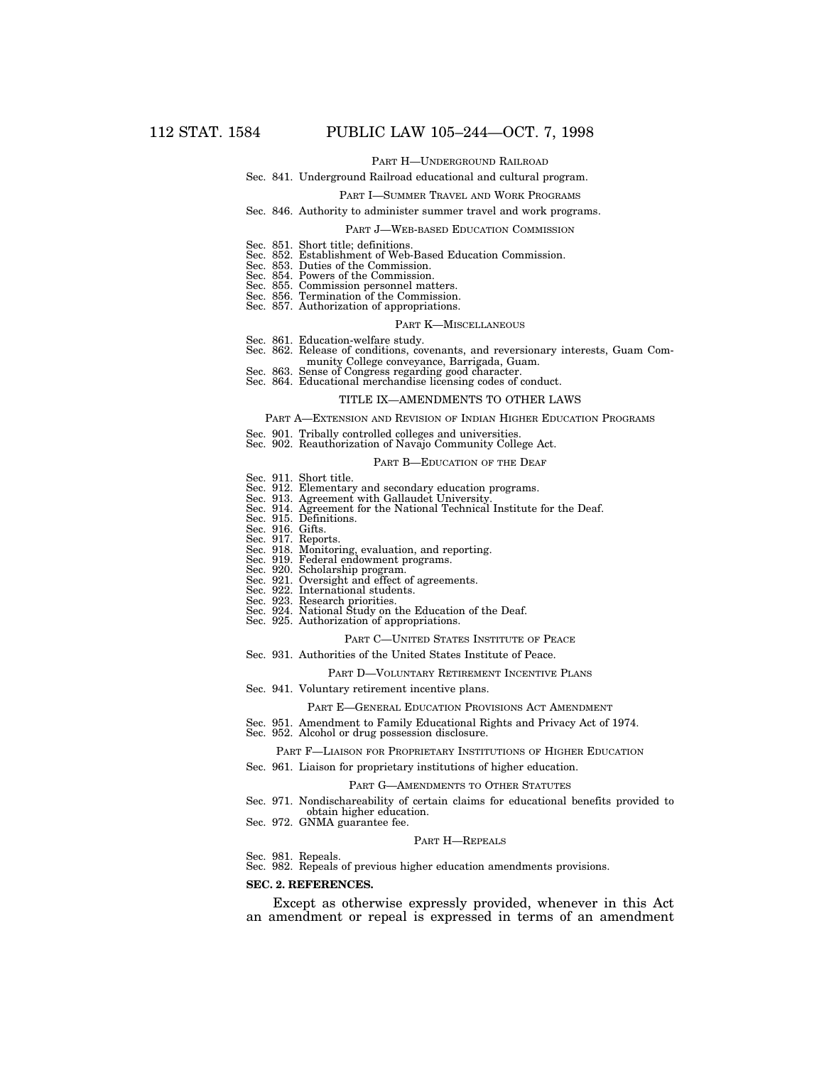PART H—UNDERGROUND RAILROAD

Sec. 841. Underground Railroad educational and cultural program.

PART I—SUMMER TRAVEL AND WORK PROGRAMS

Sec. 846. Authority to administer summer travel and work programs.

PART J—WEB-BASED EDUCATION COMMISSION

Sec. 851. Short title; definitions.
Sec. 852. Establishment of Web-Based Education Commission.
Sec. 853. Duties of the Commission.
Sec. 854. Powers of the Commission.
Sec. 855. Commission personnel matters.
Sec. 856. Termination of the Commission.
Sec. 857. Authorization of appropriations.

PART K—MISCELLANEOUS

Sec. 861. Education-welfare study.
Sec. 862. Release of conditions, covenants, and reversionary interests, Guam Community College conveyance, Barrigada, Guam.
Sec. 863. Sense of Congress regarding good character.
Sec. 864. Educational merchandise licensing codes of conduct.

TITLE IX—AMENDMENTS TO OTHER LAWS

PART A—EXTENSION AND REVISION OF INDIAN HIGHER EDUCATION PROGRAMS

Sec. 901. Tribally controlled colleges and universities.
Sec. 902. Reauthorization of Navajo Community College Act.

PART B—EDUCATION OF THE DEAF

Sec. 911. Short title.
Sec. 912. Elementary and secondary education programs.
Sec. 913. Agreement with Gallaudet University.
Sec. 914. Agreement for the National Technical Institute for the Deaf.
Sec. 915. Definitions.
Sec. 916. Gifts.
Sec. 917. Reports.
Sec. 918. Monitoring, evaluation, and reporting.
Sec. 919. Federal endowment programs.
Sec. 920. Scholarship program.
Sec. 921. Oversight and effect of agreements.
Sec. 922. International students.
Sec. 923. Research priorities.
Sec. 924. National Study on the Education of the Deaf.
Sec. 925. Authorization of appropriations.

PART C—UNITED STATES INSTITUTE OF PEACE

Sec. 931. Authorities of the United States Institute of Peace.

PART D—VOLUNTARY RETIREMENT INCENTIVE PLANS

Sec. 941. Voluntary retirement incentive plans.

PART E—GENERAL EDUCATION PROVISIONS ACT AMENDMENT

Sec. 951. Amendment to Family Educational Rights and Privacy Act of 1974.
Sec. 952. Alcohol or drug possession disclosure.

PART F—LIAISON FOR PROPRIETARY INSTITUTIONS OF HIGHER EDUCATION

Sec. 961. Liaison for proprietary institutions of higher education.

PART G—AMENDMENTS TO OTHER STATUTES

Sec. 971. Nondischareability of certain claims for educational benefits provided to obtain higher education.
Sec. 972. GNMA guarantee fee.

PART H—REPEALS

Sec. 981. Repeals.
Sec. 982. Repeals of previous higher education amendments provisions.

**SEC. 2. REFERENCES.**

Except as otherwise expressly provided, whenever in this Act an amendment or repeal is expressed in terms of an amendment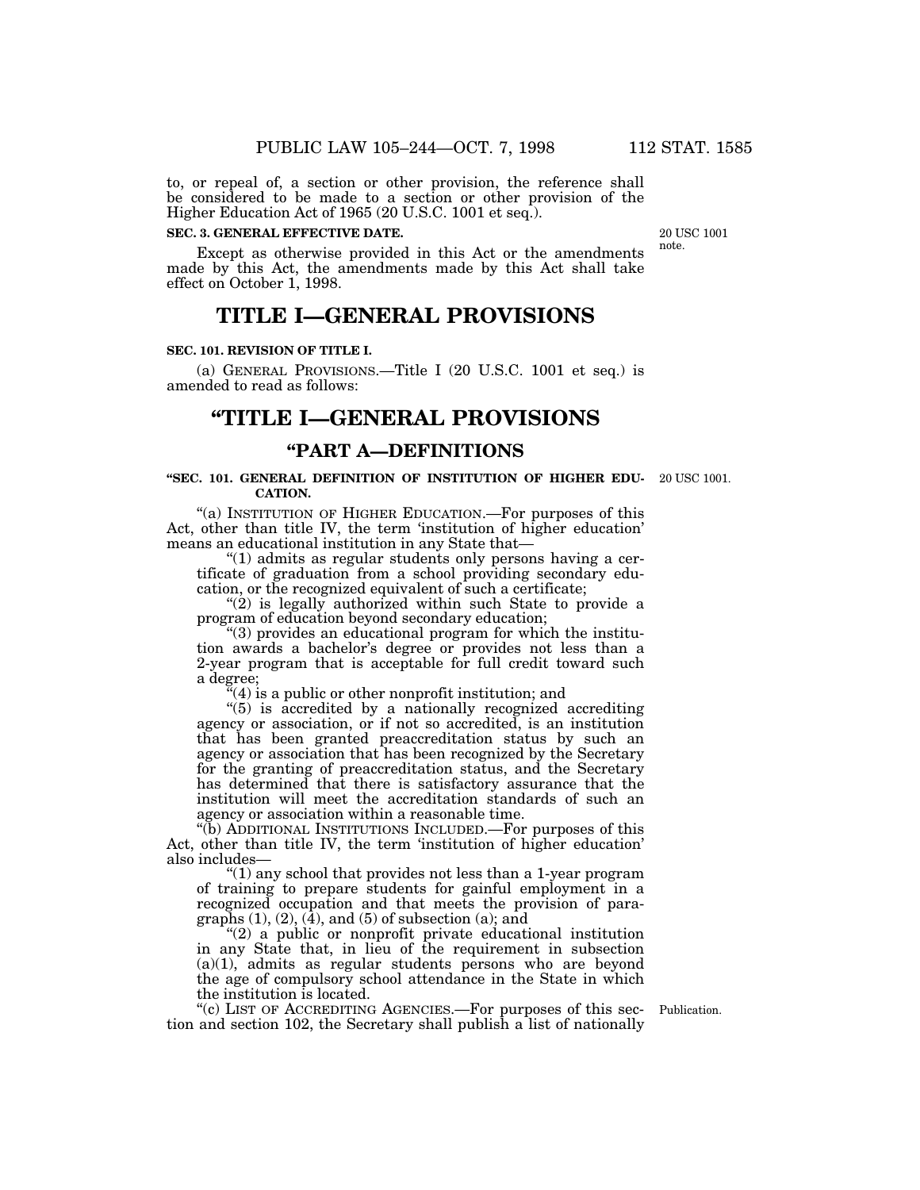to, or repeal of, a section or other provision, the reference shall be considered to be made to a section or other provision of the Higher Education Act of 1965 (20 U.S.C. 1001 et seq.).

**SEC. 3. GENERAL EFFECTIVE DATE.**

20 USC 1001 note.

Except as otherwise provided in this Act or the amendments made by this Act, the amendments made by this Act shall take effect on October 1, 1998.

# TITLE I—GENERAL PROVISIONS

**SEC. 101. REVISION OF TITLE I.**

(a) GENERAL PROVISIONS.—Title I (20 U.S.C. 1001 et seq.) is amended to read as follows:

# "TITLE I—GENERAL PROVISIONS

## "PART A—DEFINITIONS

**"SEC. 101. GENERAL DEFINITION OF INSTITUTION OF HIGHER EDUCATION.**

20 USC 1001.

"(a) INSTITUTION OF HIGHER EDUCATION.—For purposes of this Act, other than title IV, the term 'institution of higher education' means an educational institution in any State that—

"(1) admits as regular students only persons having a certificate of graduation from a school providing secondary education, or the recognized equivalent of such a certificate;

"(2) is legally authorized within such State to provide a program of education beyond secondary education;

"(3) provides an educational program for which the institution awards a bachelor's degree or provides not less than a 2-year program that is acceptable for full credit toward such a degree;

"(4) is a public or other nonprofit institution; and

"(5) is accredited by a nationally recognized accrediting agency or association, or if not so accredited, is an institution that has been granted preaccreditation status by such an agency or association that has been recognized by the Secretary for the granting of preaccreditation status, and the Secretary has determined that there is satisfactory assurance that the institution will meet the accreditation standards of such an agency or association within a reasonable time.

"(b) ADDITIONAL INSTITUTIONS INCLUDED.—For purposes of this Act, other than title IV, the term 'institution of higher education' also includes—

"(1) any school that provides not less than a 1-year program of training to prepare students for gainful employment in a recognized occupation and that meets the provision of paragraphs (1), (2), (4), and (5) of subsection (a); and

"(2) a public or nonprofit private educational institution in any State that, in lieu of the requirement in subsection (a)(1), admits as regular students persons who are beyond the age of compulsory school attendance in the State in which the institution is located.

"(c) LIST OF ACCREDITING AGENCIES.—For purposes of this section and section 102, the Secretary shall publish a list of nationally

Publication.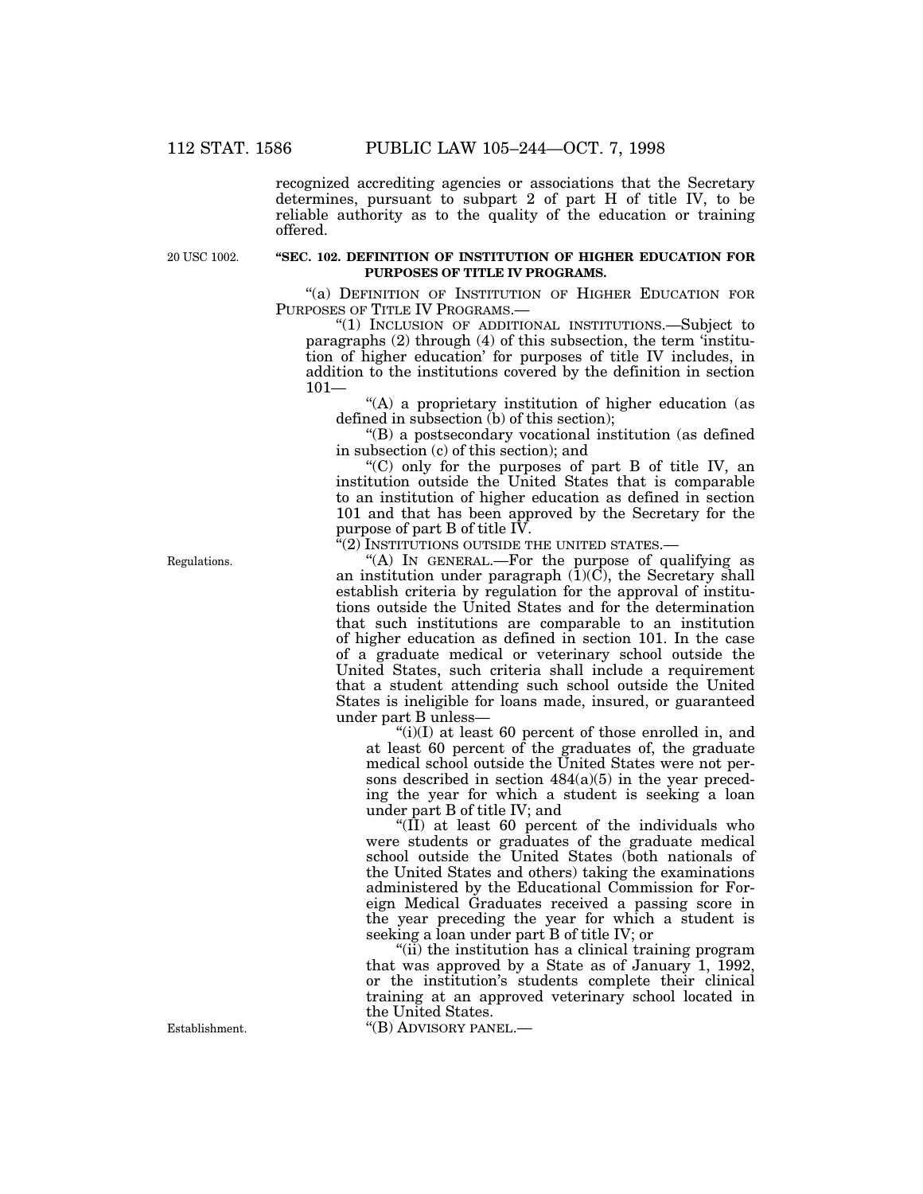recognized accrediting agencies or associations that the Secretary determines, pursuant to subpart 2 of part H of title IV, to be reliable authority as to the quality of the education or training offered.

20 USC 1002.

**"SEC. 102. DEFINITION OF INSTITUTION OF HIGHER EDUCATION FOR PURPOSES OF TITLE IV PROGRAMS.**

"(a) DEFINITION OF INSTITUTION OF HIGHER EDUCATION FOR PURPOSES OF TITLE IV PROGRAMS.—

"(1) INCLUSION OF ADDITIONAL INSTITUTIONS.—Subject to paragraphs (2) through (4) of this subsection, the term 'institution of higher education' for purposes of title IV includes, in addition to the institutions covered by the definition in section 101—

"(A) a proprietary institution of higher education (as defined in subsection (b) of this section);

"(B) a postsecondary vocational institution (as defined in subsection (c) of this section); and

"(C) only for the purposes of part B of title IV, an institution outside the United States that is comparable to an institution of higher education as defined in section 101 and that has been approved by the Secretary for the purpose of part B of title IV.

"(2) INSTITUTIONS OUTSIDE THE UNITED STATES.—

Regulations.

"(A) IN GENERAL.—For the purpose of qualifying as an institution under paragraph (1)(C), the Secretary shall establish criteria by regulation for the approval of institutions outside the United States and for the determination that such institutions are comparable to an institution of higher education as defined in section 101. In the case of a graduate medical or veterinary school outside the United States, such criteria shall include a requirement that a student attending such school outside the United States is ineligible for loans made, insured, or guaranteed under part B unless—

"(i)(I) at least 60 percent of those enrolled in, and at least 60 percent of the graduates of, the graduate medical school outside the United States were not persons described in section 484(a)(5) in the year preceding the year for which a student is seeking a loan under part B of title IV; and

"(II) at least 60 percent of the individuals who were students or graduates of the graduate medical school outside the United States (both nationals of the United States and others) taking the examinations administered by the Educational Commission for Foreign Medical Graduates received a passing score in the year preceding the year for which a student is seeking a loan under part B of title IV; or

"(ii) the institution has a clinical training program that was approved by a State as of January 1, 1992, or the institution's students complete their clinical training at an approved veterinary school located in the United States.

Establishment.

"(B) ADVISORY PANEL.—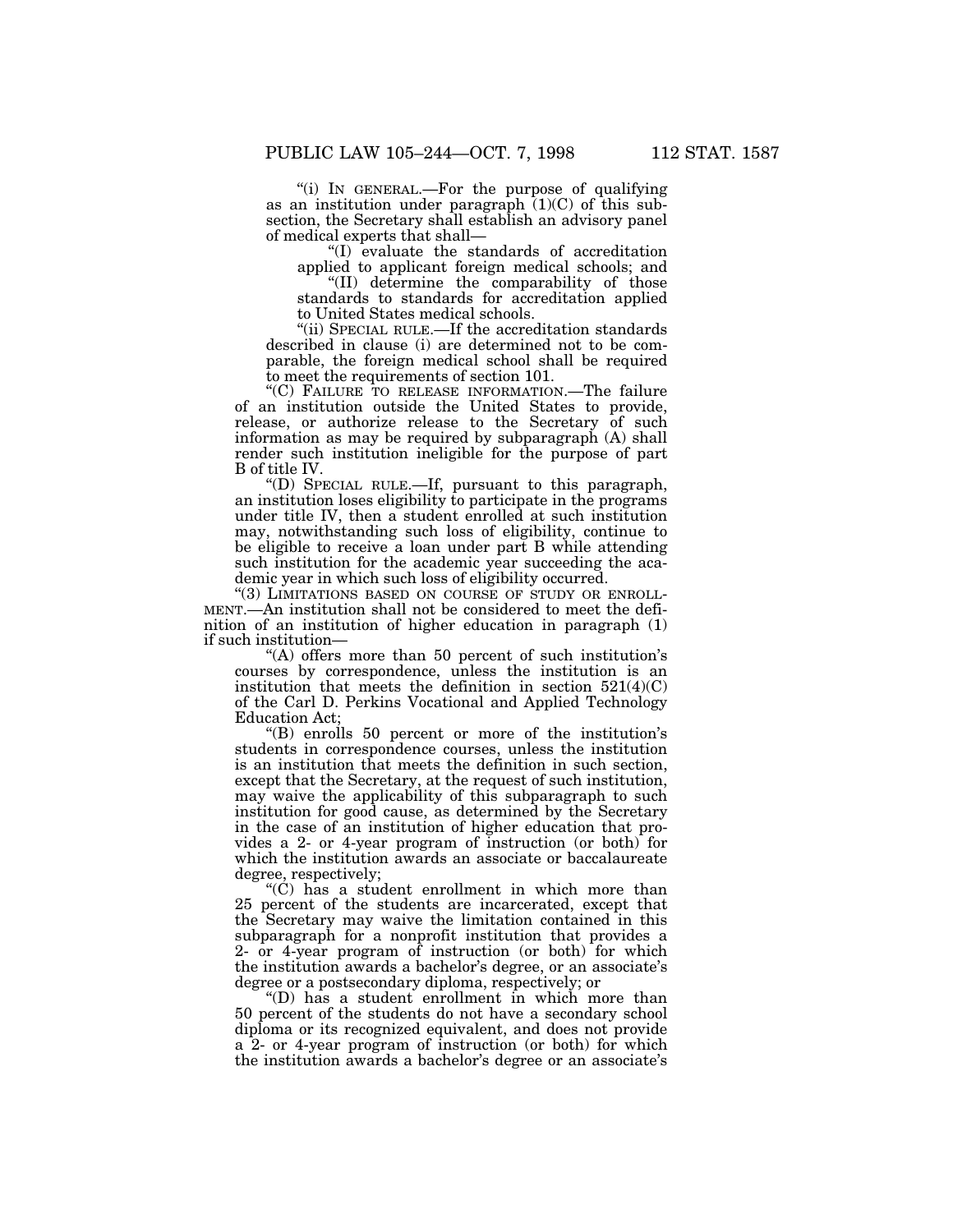"(i) IN GENERAL.—For the purpose of qualifying as an institution under paragraph (1)(C) of this subsection, the Secretary shall establish an advisory panel of medical experts that shall—

"(I) evaluate the standards of accreditation applied to applicant foreign medical schools; and

"(II) determine the comparability of those standards to standards for accreditation applied to United States medical schools.

"(ii) SPECIAL RULE.—If the accreditation standards described in clause (i) are determined not to be comparable, the foreign medical school shall be required to meet the requirements of section 101.

"(C) FAILURE TO RELEASE INFORMATION.—The failure of an institution outside the United States to provide, release, or authorize release to the Secretary of such information as may be required by subparagraph (A) shall render such institution ineligible for the purpose of part B of title IV.

"(D) SPECIAL RULE.—If, pursuant to this paragraph, an institution loses eligibility to participate in the programs under title IV, then a student enrolled at such institution may, notwithstanding such loss of eligibility, continue to be eligible to receive a loan under part B while attending such institution for the academic year succeeding the academic year in which such loss of eligibility occurred.

"(3) LIMITATIONS BASED ON COURSE OF STUDY OR ENROLLMENT.—An institution shall not be considered to meet the definition of an institution of higher education in paragraph (1) if such institution—

"(A) offers more than 50 percent of such institution's courses by correspondence, unless the institution is an institution that meets the definition in section 521(4)(C) of the Carl D. Perkins Vocational and Applied Technology Education Act;

"(B) enrolls 50 percent or more of the institution's students in correspondence courses, unless the institution is an institution that meets the definition in such section, except that the Secretary, at the request of such institution, may waive the applicability of this subparagraph to such institution for good cause, as determined by the Secretary in the case of an institution of higher education that provides a 2- or 4-year program of instruction (or both) for which the institution awards an associate or baccalaureate degree, respectively;

"(C) has a student enrollment in which more than 25 percent of the students are incarcerated, except that the Secretary may waive the limitation contained in this subparagraph for a nonprofit institution that provides a 2- or 4-year program of instruction (or both) for which the institution awards a bachelor's degree, or an associate's degree or a postsecondary diploma, respectively; or

"(D) has a student enrollment in which more than 50 percent of the students do not have a secondary school diploma or its recognized equivalent, and does not provide a 2- or 4-year program of instruction (or both) for which the institution awards a bachelor's degree or an associate's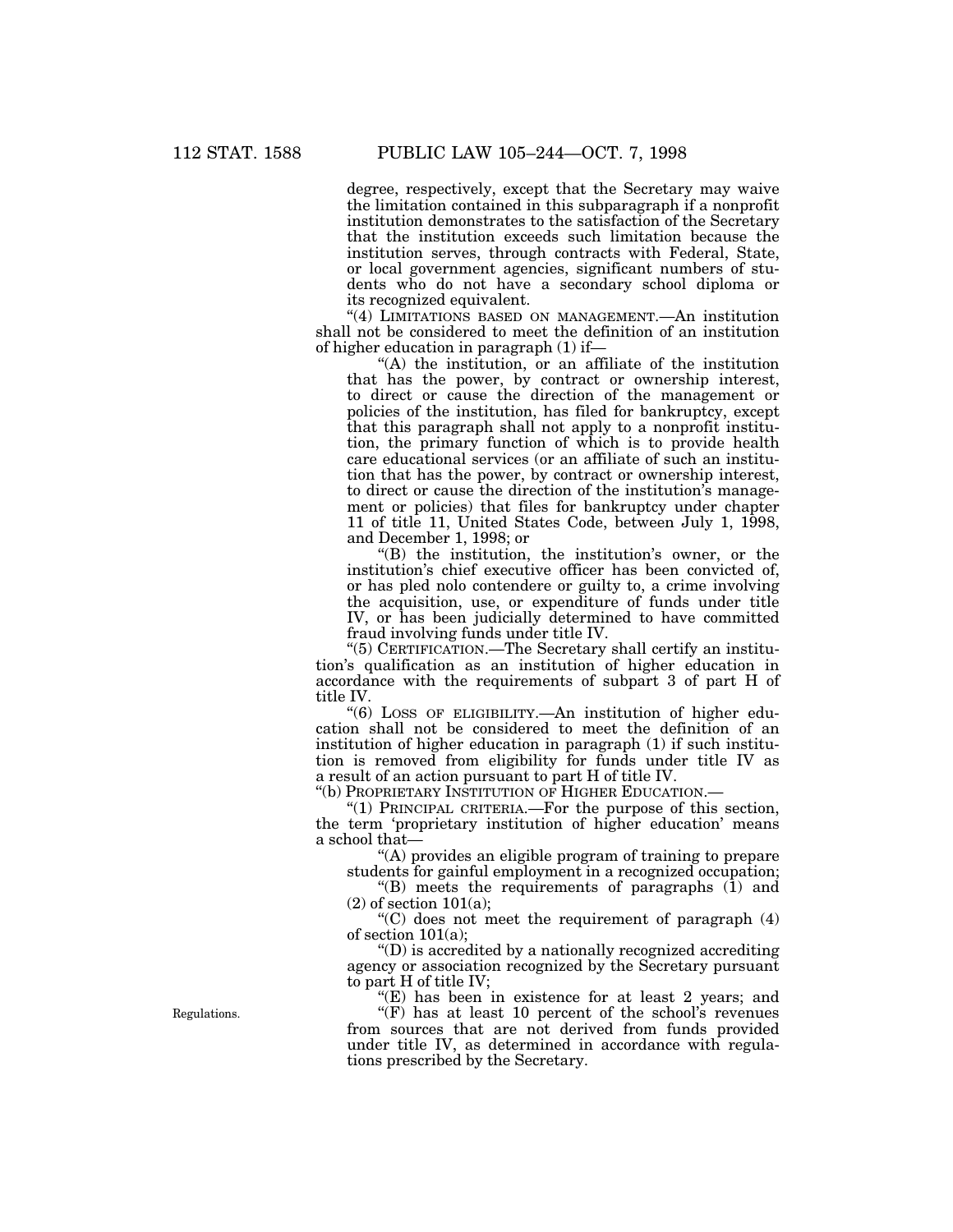degree, respectively, except that the Secretary may waive the limitation contained in this subparagraph if a nonprofit institution demonstrates to the satisfaction of the Secretary that the institution exceeds such limitation because the institution serves, through contracts with Federal, State, or local government agencies, significant numbers of students who do not have a secondary school diploma or its recognized equivalent.

"(4) LIMITATIONS BASED ON MANAGEMENT.—An institution shall not be considered to meet the definition of an institution of higher education in paragraph (1) if—

"(A) the institution, or an affiliate of the institution that has the power, by contract or ownership interest, to direct or cause the direction of the management or policies of the institution, has filed for bankruptcy, except that this paragraph shall not apply to a nonprofit institution, the primary function of which is to provide health care educational services (or an affiliate of such an institution that has the power, by contract or ownership interest, to direct or cause the direction of the institution's management or policies) that files for bankruptcy under chapter 11 of title 11, United States Code, between July 1, 1998, and December 1, 1998; or

"(B) the institution, the institution's owner, or the institution's chief executive officer has been convicted of, or has pled nolo contendere or guilty to, a crime involving the acquisition, use, or expenditure of funds under title IV, or has been judicially determined to have committed fraud involving funds under title IV.

"(5) CERTIFICATION.—The Secretary shall certify an institution's qualification as an institution of higher education in accordance with the requirements of subpart 3 of part H of title IV.

"(6) LOSS OF ELIGIBILITY.—An institution of higher education shall not be considered to meet the definition of an institution of higher education in paragraph (1) if such institution is removed from eligibility for funds under title IV as a result of an action pursuant to part H of title IV.

"(b) PROPRIETARY INSTITUTION OF HIGHER EDUCATION.—

"(1) PRINCIPAL CRITERIA.—For the purpose of this section, the term 'proprietary institution of higher education' means a school that—

"(A) provides an eligible program of training to prepare students for gainful employment in a recognized occupation;

"(B) meets the requirements of paragraphs (1) and (2) of section 101(a);

"(C) does not meet the requirement of paragraph (4) of section 101(a);

"(D) is accredited by a nationally recognized accrediting agency or association recognized by the Secretary pursuant to part H of title IV;

"(E) has been in existence for at least 2 years; and

Regulations.

"(F) has at least 10 percent of the school's revenues from sources that are not derived from funds provided under title IV, as determined in accordance with regulations prescribed by the Secretary.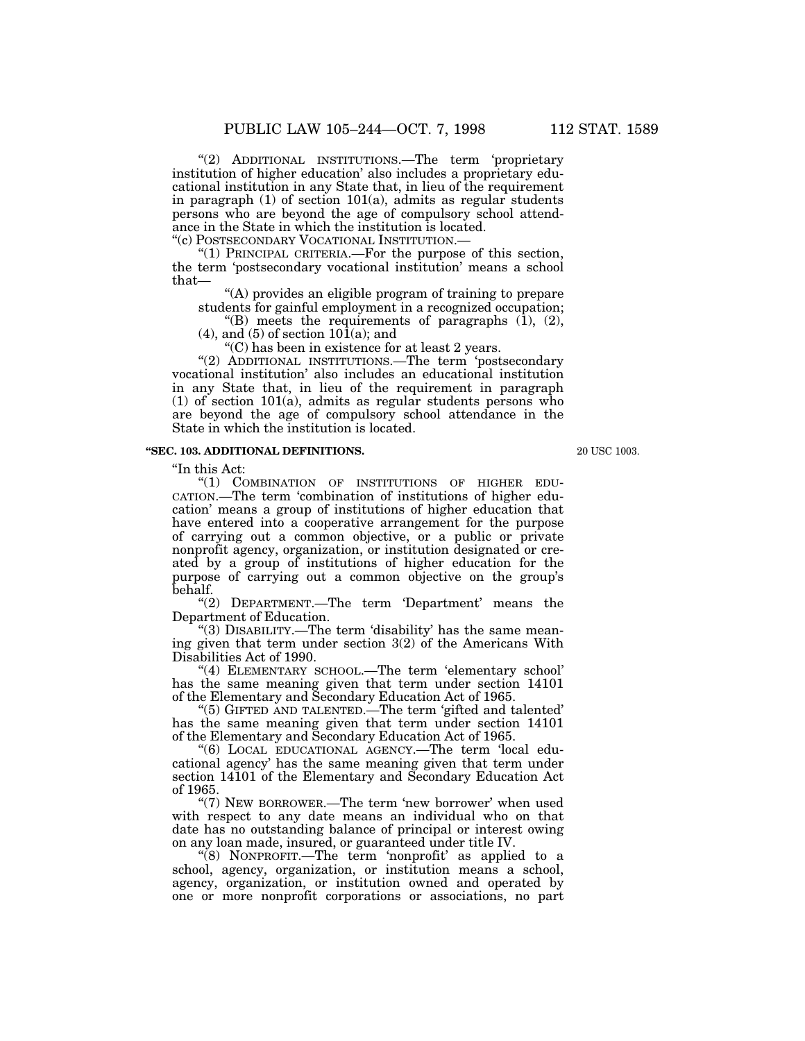"(2) ADDITIONAL INSTITUTIONS.—The term 'proprietary institution of higher education' also includes a proprietary educational institution in any State that, in lieu of the requirement in paragraph (1) of section 101(a), admits as regular students persons who are beyond the age of compulsory school attendance in the State in which the institution is located.

"(c) POSTSECONDARY VOCATIONAL INSTITUTION.—

"(1) PRINCIPAL CRITERIA.—For the purpose of this section, the term 'postsecondary vocational institution' means a school that—

"(A) provides an eligible program of training to prepare students for gainful employment in a recognized occupation;

"(B) meets the requirements of paragraphs (1), (2), (4), and (5) of section 101(a); and

"(C) has been in existence for at least 2 years.

"(2) ADDITIONAL INSTITUTIONS.—The term 'postsecondary vocational institution' also includes an educational institution in any State that, in lieu of the requirement in paragraph (1) of section 101(a), admits as regular students persons who are beyond the age of compulsory school attendance in the State in which the institution is located.

**"SEC. 103. ADDITIONAL DEFINITIONS.**

20 USC 1003.

"In this Act:

"(1) COMBINATION OF INSTITUTIONS OF HIGHER EDUCATION.—The term 'combination of institutions of higher education' means a group of institutions of higher education that have entered into a cooperative arrangement for the purpose of carrying out a common objective, or a public or private nonprofit agency, organization, or institution designated or created by a group of institutions of higher education for the purpose of carrying out a common objective on the group's behalf.

"(2) DEPARTMENT.—The term 'Department' means the Department of Education.

"(3) DISABILITY.—The term 'disability' has the same meaning given that term under section 3(2) of the Americans With Disabilities Act of 1990.

"(4) ELEMENTARY SCHOOL.—The term 'elementary school' has the same meaning given that term under section 14101 of the Elementary and Secondary Education Act of 1965.

"(5) GIFTED AND TALENTED.—The term 'gifted and talented' has the same meaning given that term under section 14101 of the Elementary and Secondary Education Act of 1965.

"(6) LOCAL EDUCATIONAL AGENCY.—The term 'local educational agency' has the same meaning given that term under section 14101 of the Elementary and Secondary Education Act of 1965.

"(7) NEW BORROWER.—The term 'new borrower' when used with respect to any date means an individual who on that date has no outstanding balance of principal or interest owing on any loan made, insured, or guaranteed under title IV.

"(8) NONPROFIT.—The term 'nonprofit' as applied to a school, agency, organization, or institution means a school, agency, organization, or institution owned and operated by one or more nonprofit corporations or associations, no part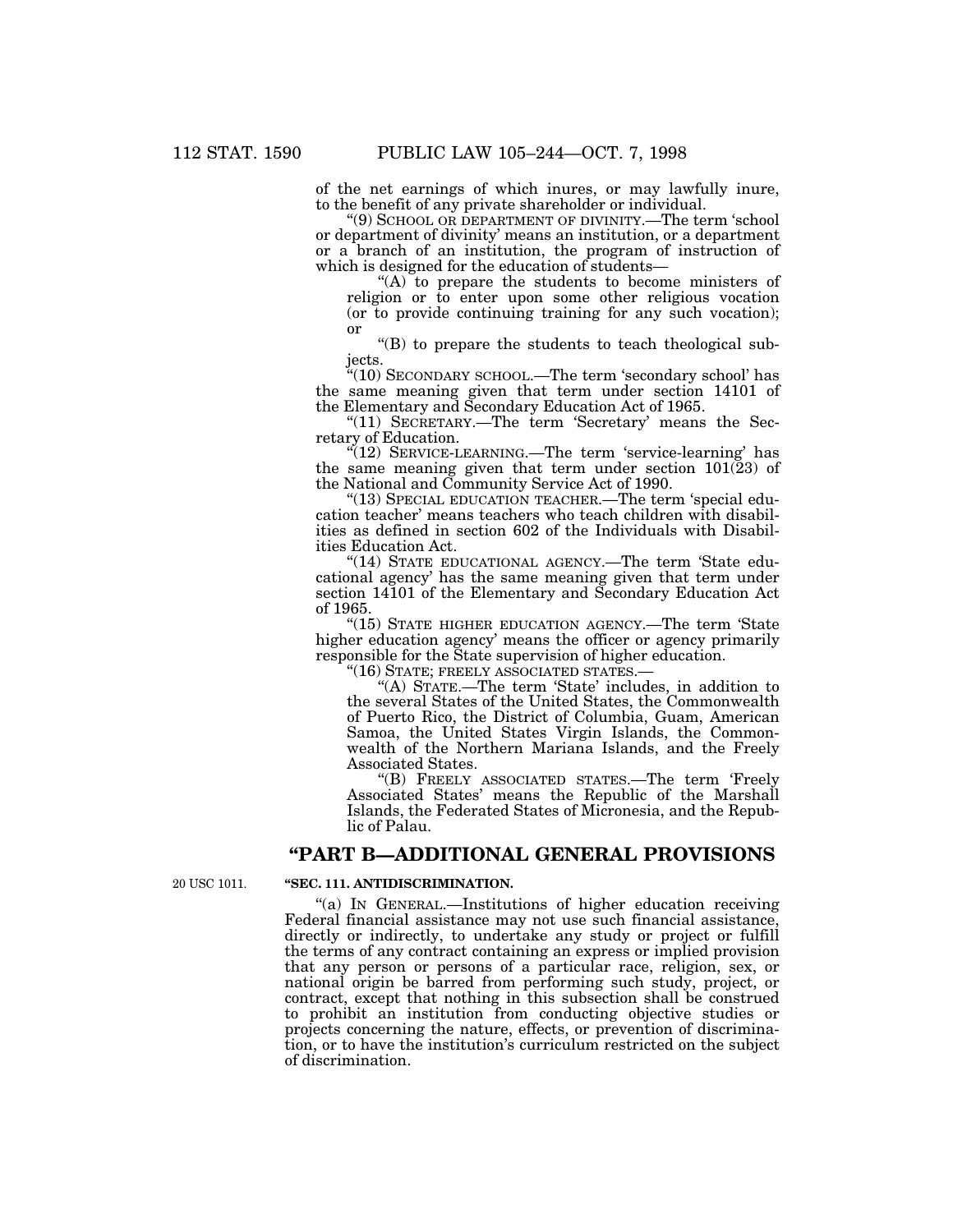of the net earnings of which inures, or may lawfully inure, to the benefit of any private shareholder or individual.

"(9) SCHOOL OR DEPARTMENT OF DIVINITY.—The term 'school or department of divinity' means an institution, or a department or a branch of an institution, the program of instruction of which is designed for the education of students—

"(A) to prepare the students to become ministers of religion or to enter upon some other religious vocation (or to provide continuing training for any such vocation); or

"(B) to prepare the students to teach theological subjects.

"(10) SECONDARY SCHOOL.—The term 'secondary school' has the same meaning given that term under section 14101 of the Elementary and Secondary Education Act of 1965.

"(11) SECRETARY.—The term 'Secretary' means the Secretary of Education.

"(12) SERVICE-LEARNING.—The term 'service-learning' has the same meaning given that term under section 101(23) of the National and Community Service Act of 1990.

"(13) SPECIAL EDUCATION TEACHER.—The term 'special education teacher' means teachers who teach children with disabilities as defined in section 602 of the Individuals with Disabilities Education Act.

"(14) STATE EDUCATIONAL AGENCY.—The term 'State educational agency' has the same meaning given that term under section 14101 of the Elementary and Secondary Education Act of 1965.

"(15) STATE HIGHER EDUCATION AGENCY.—The term 'State higher education agency' means the officer or agency primarily responsible for the State supervision of higher education.

"(16) STATE; FREELY ASSOCIATED STATES.—

"(A) STATE.—The term 'State' includes, in addition to the several States of the United States, the Commonwealth of Puerto Rico, the District of Columbia, Guam, American Samoa, the United States Virgin Islands, the Commonwealth of the Northern Mariana Islands, and the Freely Associated States.

"(B) FREELY ASSOCIATED STATES.—The term 'Freely Associated States' means the Republic of the Marshall Islands, the Federated States of Micronesia, and the Republic of Palau.

## "PART B—ADDITIONAL GENERAL PROVISIONS

20 USC 1011.

### "SEC. 111. ANTIDISCRIMINATION.

"(a) IN GENERAL.—Institutions of higher education receiving Federal financial assistance may not use such financial assistance, directly or indirectly, to undertake any study or project or fulfill the terms of any contract containing an express or implied provision that any person or persons of a particular race, religion, sex, or national origin be barred from performing such study, project, or contract, except that nothing in this subsection shall be construed to prohibit an institution from conducting objective studies or projects concerning the nature, effects, or prevention of discrimination, or to have the institution's curriculum restricted on the subject of discrimination.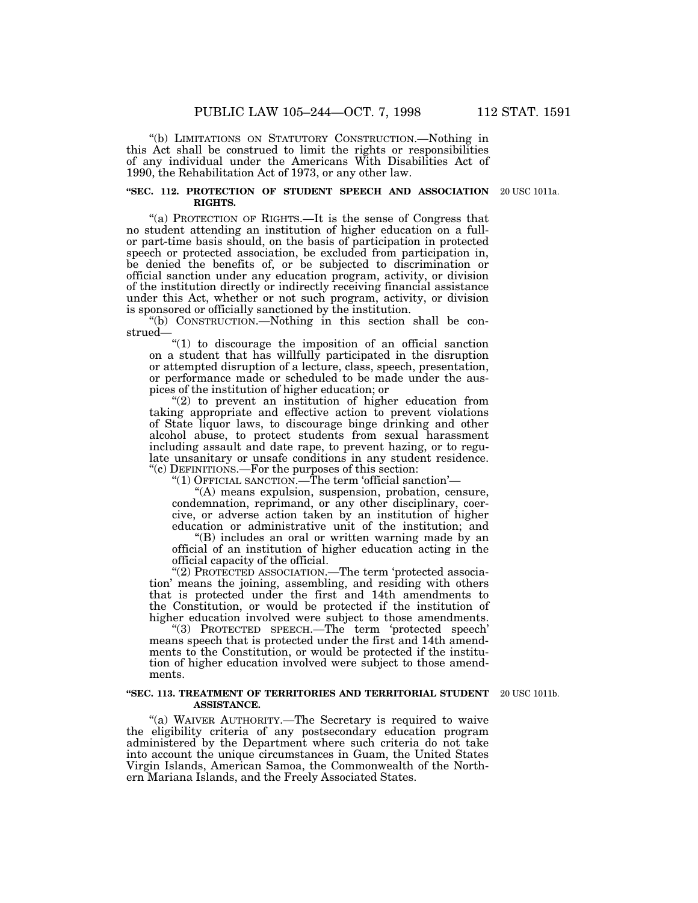"(b) LIMITATIONS ON STATUTORY CONSTRUCTION.—Nothing in this Act shall be construed to limit the rights or responsibilities of any individual under the Americans With Disabilities Act of 1990, the Rehabilitation Act of 1973, or any other law.

**"SEC. 112. PROTECTION OF STUDENT SPEECH AND ASSOCIATION RIGHTS.**

20 USC 1011a.

"(a) PROTECTION OF RIGHTS.—It is the sense of Congress that no student attending an institution of higher education on a full- or part-time basis should, on the basis of participation in protected speech or protected association, be excluded from participation in, be denied the benefits of, or be subjected to discrimination or official sanction under any education program, activity, or division of the institution directly or indirectly receiving financial assistance under this Act, whether or not such program, activity, or division is sponsored or officially sanctioned by the institution.

"(b) CONSTRUCTION.—Nothing in this section shall be construed—

"(1) to discourage the imposition of an official sanction on a student that has willfully participated in the disruption or attempted disruption of a lecture, class, speech, presentation, or performance made or scheduled to be made under the auspices of the institution of higher education; or

"(2) to prevent an institution of higher education from taking appropriate and effective action to prevent violations of State liquor laws, to discourage binge drinking and other alcohol abuse, to protect students from sexual harassment including assault and date rape, to prevent hazing, or to regulate unsanitary or unsafe conditions in any student residence.

"(c) DEFINITIONS.—For the purposes of this section:

"(1) OFFICIAL SANCTION.—The term 'official sanction'—

"(A) means expulsion, suspension, probation, censure, condemnation, reprimand, or any other disciplinary, coercive, or adverse action taken by an institution of higher education or administrative unit of the institution; and

"(B) includes an oral or written warning made by an official of an institution of higher education acting in the official capacity of the official.

"(2) PROTECTED ASSOCIATION.—The term 'protected association' means the joining, assembling, and residing with others that is protected under the first and 14th amendments to the Constitution, or would be protected if the institution of higher education involved were subject to those amendments.

"(3) PROTECTED SPEECH.—The term 'protected speech' means speech that is protected under the first and 14th amendments to the Constitution, or would be protected if the institution of higher education involved were subject to those amendments.

**"SEC. 113. TREATMENT OF TERRITORIES AND TERRITORIAL STUDENT ASSISTANCE.**

20 USC 1011b.

"(a) WAIVER AUTHORITY.—The Secretary is required to waive the eligibility criteria of any postsecondary education program administered by the Department where such criteria do not take into account the unique circumstances in Guam, the United States Virgin Islands, American Samoa, the Commonwealth of the Northern Mariana Islands, and the Freely Associated States.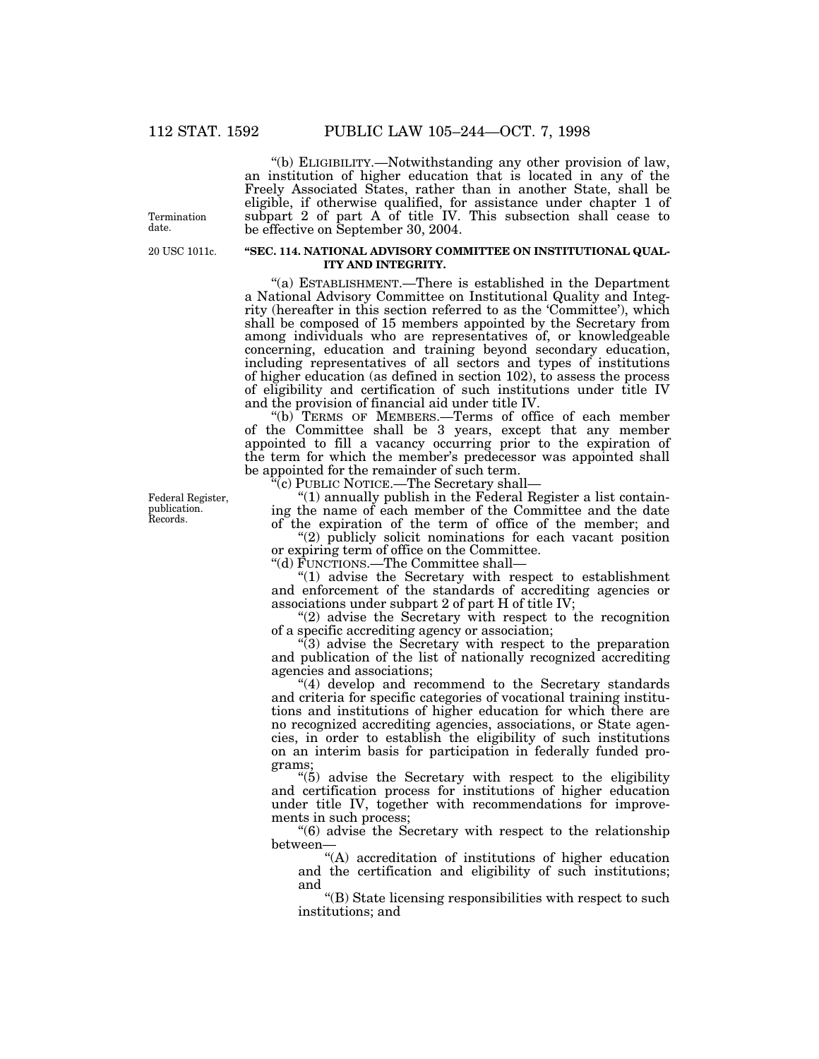"(b) ELIGIBILITY.—Notwithstanding any other provision of law, an institution of higher education that is located in any of the Freely Associated States, rather than in another State, shall be eligible, if otherwise qualified, for assistance under chapter 1 of subpart 2 of part A of title IV. This subsection shall cease to be effective on September 30, 2004.

Termination date.

20 USC 1011c.

**"SEC. 114. NATIONAL ADVISORY COMMITTEE ON INSTITUTIONAL QUALITY AND INTEGRITY.**

"(a) ESTABLISHMENT.—There is established in the Department a National Advisory Committee on Institutional Quality and Integrity (hereafter in this section referred to as the 'Committee'), which shall be composed of 15 members appointed by the Secretary from among individuals who are representatives of, or knowledgeable concerning, education and training beyond secondary education, including representatives of all sectors and types of institutions of higher education (as defined in section 102), to assess the process of eligibility and certification of such institutions under title IV and the provision of financial aid under title IV.

"(b) TERMS OF MEMBERS.—Terms of office of each member of the Committee shall be 3 years, except that any member appointed to fill a vacancy occurring prior to the expiration of the term for which the member's predecessor was appointed shall be appointed for the remainder of such term.

"(c) PUBLIC NOTICE.—The Secretary shall—

Federal Register, publication. Records.

"(1) annually publish in the Federal Register a list containing the name of each member of the Committee and the date of the expiration of the term of office of the member; and

"(2) publicly solicit nominations for each vacant position or expiring term of office on the Committee.

"(d) FUNCTIONS.—The Committee shall—

"(1) advise the Secretary with respect to establishment and enforcement of the standards of accrediting agencies or associations under subpart 2 of part H of title IV;

"(2) advise the Secretary with respect to the recognition of a specific accrediting agency or association;

"(3) advise the Secretary with respect to the preparation and publication of the list of nationally recognized accrediting agencies and associations;

"(4) develop and recommend to the Secretary standards and criteria for specific categories of vocational training institutions and institutions of higher education for which there are no recognized accrediting agencies, associations, or State agencies, in order to establish the eligibility of such institutions on an interim basis for participation in federally funded programs;

"(5) advise the Secretary with respect to the eligibility and certification process for institutions of higher education under title IV, together with recommendations for improvements in such process;

"(6) advise the Secretary with respect to the relationship between—

"(A) accreditation of institutions of higher education and the certification and eligibility of such institutions; and

"(B) State licensing responsibilities with respect to such institutions; and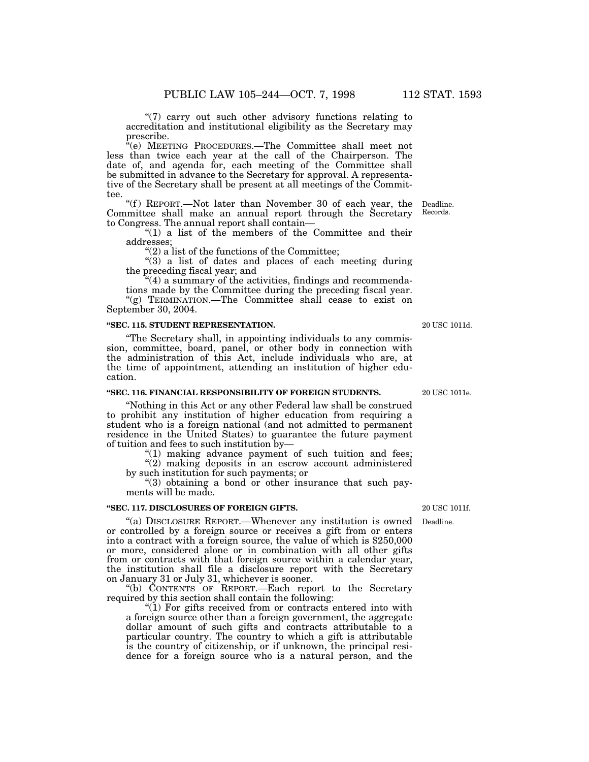"(7) carry out such other advisory functions relating to accreditation and institutional eligibility as the Secretary may prescribe.

"(e) MEETING PROCEDURES.—The Committee shall meet not less than twice each year at the call of the Chairperson. The date of, and agenda for, each meeting of the Committee shall be submitted in advance to the Secretary for approval. A representative of the Secretary shall be present at all meetings of the Committee.

"(f) REPORT.—Not later than November 30 of each year, the Committee shall make an annual report through the Secretary to Congress. The annual report shall contain—

Deadline. Records.

"(1) a list of the members of the Committee and their addresses;

"(2) a list of the functions of the Committee;

"(3) a list of dates and places of each meeting during the preceding fiscal year; and

"(4) a summary of the activities, findings and recommendations made by the Committee during the preceding fiscal year.

"(g) TERMINATION.—The Committee shall cease to exist on September 30, 2004.

**"SEC. 115. STUDENT REPRESENTATION.**

20 USC 1011d.

"The Secretary shall, in appointing individuals to any commission, committee, board, panel, or other body in connection with the administration of this Act, include individuals who are, at the time of appointment, attending an institution of higher education.

**"SEC. 116. FINANCIAL RESPONSIBILITY OF FOREIGN STUDENTS.**

20 USC 1011e.

"Nothing in this Act or any other Federal law shall be construed to prohibit any institution of higher education from requiring a student who is a foreign national (and not admitted to permanent residence in the United States) to guarantee the future payment of tuition and fees to such institution by—

"(1) making advance payment of such tuition and fees;

"(2) making deposits in an escrow account administered by such institution for such payments; or

"(3) obtaining a bond or other insurance that such payments will be made.

**"SEC. 117. DISCLOSURES OF FOREIGN GIFTS.**

20 USC 1011f.

Deadline.

"(a) DISCLOSURE REPORT.—Whenever any institution is owned or controlled by a foreign source or receives a gift from or enters into a contract with a foreign source, the value of which is $250,000 or more, considered alone or in combination with all other gifts from or contracts with that foreign source within a calendar year, the institution shall file a disclosure report with the Secretary on January 31 or July 31, whichever is sooner.

"(b) CONTENTS OF REPORT.—Each report to the Secretary required by this section shall contain the following:

"(1) For gifts received from or contracts entered into with a foreign source other than a foreign government, the aggregate dollar amount of such gifts and contracts attributable to a particular country. The country to which a gift is attributable is the country of citizenship, or if unknown, the principal residence for a foreign source who is a natural person, and the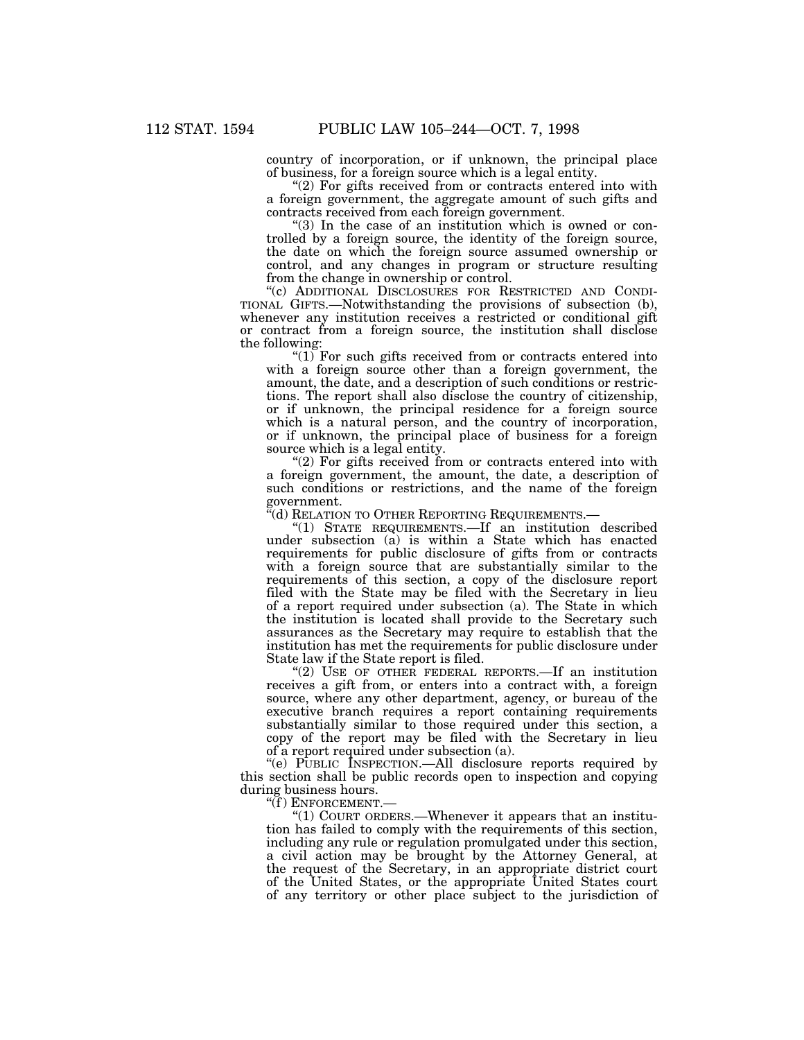country of incorporation, or if unknown, the principal place of business, for a foreign source which is a legal entity.

"(2) For gifts received from or contracts entered into with a foreign government, the aggregate amount of such gifts and contracts received from each foreign government.

"(3) In the case of an institution which is owned or controlled by a foreign source, the identity of the foreign source, the date on which the foreign source assumed ownership or control, and any changes in program or structure resulting from the change in ownership or control.

"(c) ADDITIONAL DISCLOSURES FOR RESTRICTED AND CONDITIONAL GIFTS.—Notwithstanding the provisions of subsection (b), whenever any institution receives a restricted or conditional gift or contract from a foreign source, the institution shall disclose the following:

"(1) For such gifts received from or contracts entered into with a foreign source other than a foreign government, the amount, the date, and a description of such conditions or restrictions. The report shall also disclose the country of citizenship, or if unknown, the principal residence for a foreign source which is a natural person, and the country of incorporation, or if unknown, the principal place of business for a foreign source which is a legal entity.

"(2) For gifts received from or contracts entered into with a foreign government, the amount, the date, a description of such conditions or restrictions, and the name of the foreign government.

"(d) RELATION TO OTHER REPORTING REQUIREMENTS.—

"(1) STATE REQUIREMENTS.—If an institution described under subsection (a) is within a State which has enacted requirements for public disclosure of gifts from or contracts with a foreign source that are substantially similar to the requirements of this section, a copy of the disclosure report filed with the State may be filed with the Secretary in lieu of a report required under subsection (a). The State in which the institution is located shall provide to the Secretary such assurances as the Secretary may require to establish that the institution has met the requirements for public disclosure under State law if the State report is filed.

"(2) USE OF OTHER FEDERAL REPORTS.—If an institution receives a gift from, or enters into a contract with, a foreign source, where any other department, agency, or bureau of the executive branch requires a report containing requirements substantially similar to those required under this section, a copy of the report may be filed with the Secretary in lieu of a report required under subsection (a).

"(e) PUBLIC INSPECTION.—All disclosure reports required by this section shall be public records open to inspection and copying during business hours.

"(f) ENFORCEMENT.—

"(1) COURT ORDERS.—Whenever it appears that an institution has failed to comply with the requirements of this section, including any rule or regulation promulgated under this section, a civil action may be brought by the Attorney General, at the request of the Secretary, in an appropriate district court of the United States, or the appropriate United States court of any territory or other place subject to the jurisdiction of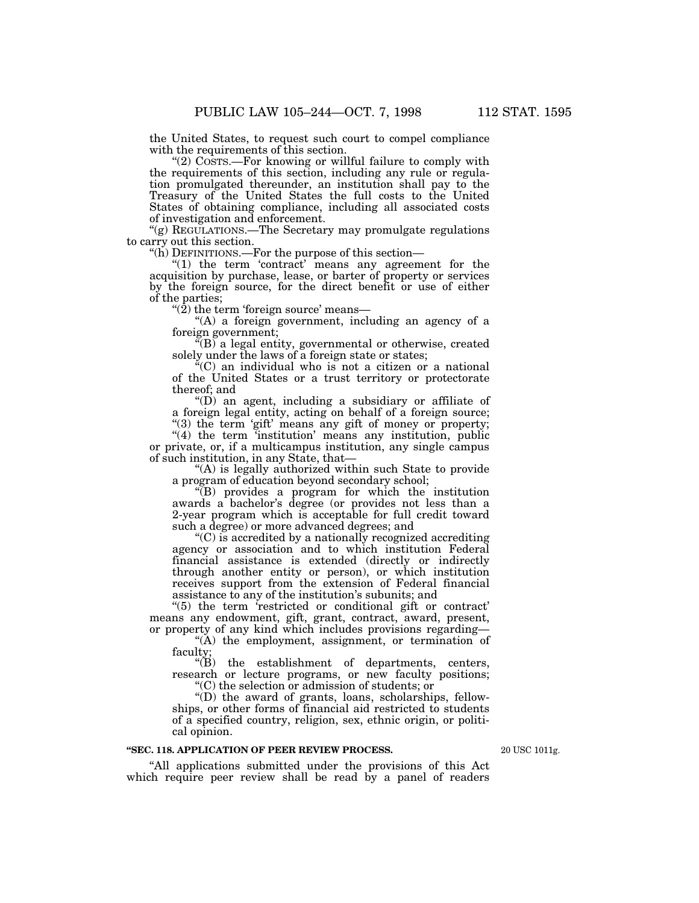the United States, to request such court to compel compliance with the requirements of this section.

"(2) COSTS.—For knowing or willful failure to comply with the requirements of this section, including any rule or regulation promulgated thereunder, an institution shall pay to the Treasury of the United States the full costs to the United States of obtaining compliance, including all associated costs of investigation and enforcement.

"(g) REGULATIONS.—The Secretary may promulgate regulations to carry out this section.

"(h) DEFINITIONS.—For the purpose of this section—

"(1) the term 'contract' means any agreement for the acquisition by purchase, lease, or barter of property or services by the foreign source, for the direct benefit or use of either of the parties;

"(2) the term 'foreign source' means—

"(A) a foreign government, including an agency of a foreign government;

"(B) a legal entity, governmental or otherwise, created solely under the laws of a foreign state or states;

"(C) an individual who is not a citizen or a national of the United States or a trust territory or protectorate thereof; and

"(D) an agent, including a subsidiary or affiliate of a foreign legal entity, acting on behalf of a foreign source;

"(3) the term 'gift' means any gift of money or property;

"(4) the term 'institution' means any institution, public or private, or, if a multicampus institution, any single campus of such institution, in any State, that—

"(A) is legally authorized within such State to provide a program of education beyond secondary school;

"(B) provides a program for which the institution awards a bachelor's degree (or provides not less than a 2-year program which is acceptable for full credit toward such a degree) or more advanced degrees; and

"(C) is accredited by a nationally recognized accrediting agency or association and to which institution Federal financial assistance is extended (directly or indirectly through another entity or person), or which institution receives support from the extension of Federal financial assistance to any of the institution's subunits; and

"(5) the term 'restricted or conditional gift or contract' means any endowment, gift, grant, contract, award, present, or property of any kind which includes provisions regarding—

"(A) the employment, assignment, or termination of faculty;

"(B) the establishment of departments, centers, research or lecture programs, or new faculty positions;

"(C) the selection or admission of students; or

"(D) the award of grants, loans, scholarships, fellowships, or other forms of financial aid restricted to students of a specified country, religion, sex, ethnic origin, or political opinion.

**"SEC. 118. APPLICATION OF PEER REVIEW PROCESS.**

20 USC 1011g.

"All applications submitted under the provisions of this Act which require peer review shall be read by a panel of readers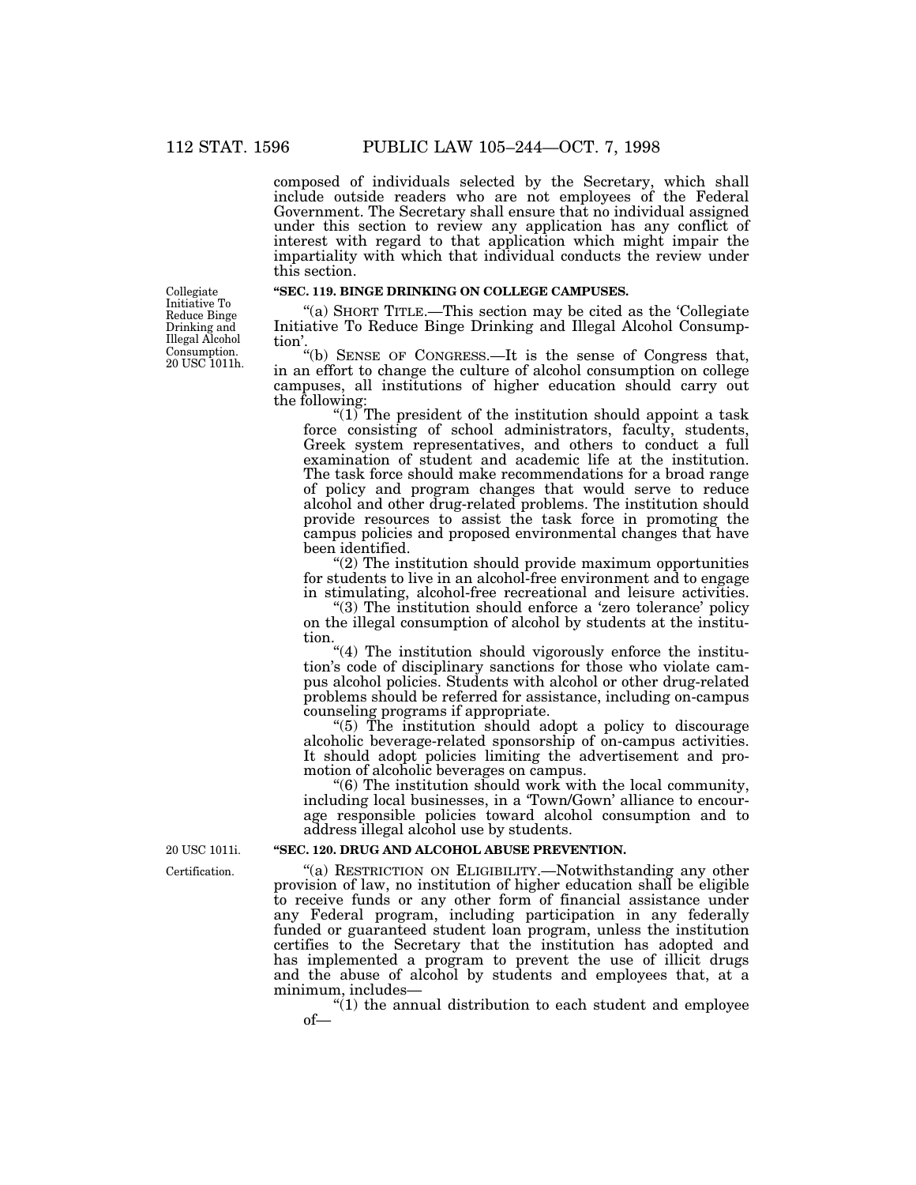composed of individuals selected by the Secretary, which shall include outside readers who are not employees of the Federal Government. The Secretary shall ensure that no individual assigned under this section to review any application has any conflict of interest with regard to that application which might impair the impartiality with which that individual conducts the review under this section.

Collegiate Initiative To Reduce Binge Drinking and Illegal Alcohol Consumption. 20 USC 1011h.

**"SEC. 119. BINGE DRINKING ON COLLEGE CAMPUSES.**

"(a) SHORT TITLE.—This section may be cited as the 'Collegiate Initiative To Reduce Binge Drinking and Illegal Alcohol Consumption'.

"(b) SENSE OF CONGRESS.—It is the sense of Congress that, in an effort to change the culture of alcohol consumption on college campuses, all institutions of higher education should carry out the following:

"(1) The president of the institution should appoint a task force consisting of school administrators, faculty, students, Greek system representatives, and others to conduct a full examination of student and academic life at the institution. The task force should make recommendations for a broad range of policy and program changes that would serve to reduce alcohol and other drug-related problems. The institution should provide resources to assist the task force in promoting the campus policies and proposed environmental changes that have been identified.

"(2) The institution should provide maximum opportunities for students to live in an alcohol-free environment and to engage in stimulating, alcohol-free recreational and leisure activities.

"(3) The institution should enforce a 'zero tolerance' policy on the illegal consumption of alcohol by students at the institution.

"(4) The institution should vigorously enforce the institution's code of disciplinary sanctions for those who violate campus alcohol policies. Students with alcohol or other drug-related problems should be referred for assistance, including on-campus counseling programs if appropriate.

"(5) The institution should adopt a policy to discourage alcoholic beverage-related sponsorship of on-campus activities. It should adopt policies limiting the advertisement and promotion of alcoholic beverages on campus.

"(6) The institution should work with the local community, including local businesses, in a 'Town/Gown' alliance to encourage responsible policies toward alcohol consumption and to address illegal alcohol use by students.

20 USC 1011i.

**"SEC. 120. DRUG AND ALCOHOL ABUSE PREVENTION.**

Certification.

"(a) RESTRICTION ON ELIGIBILITY.—Notwithstanding any other provision of law, no institution of higher education shall be eligible to receive funds or any other form of financial assistance under any Federal program, including participation in any federally funded or guaranteed student loan program, unless the institution certifies to the Secretary that the institution has adopted and has implemented a program to prevent the use of illicit drugs and the abuse of alcohol by students and employees that, at a minimum, includes—

"(1) the annual distribution to each student and employee of—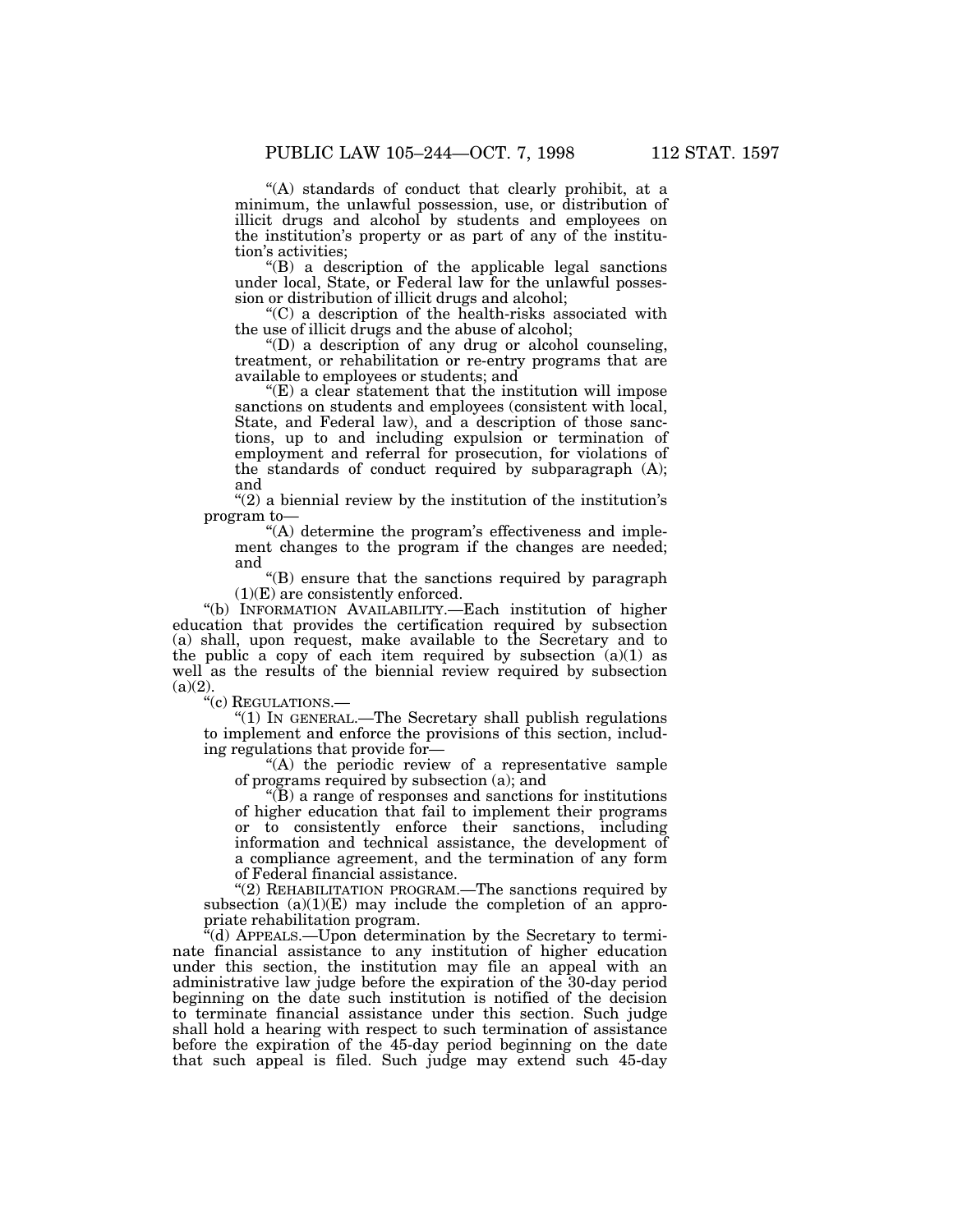"(A) standards of conduct that clearly prohibit, at a minimum, the unlawful possession, use, or distribution of illicit drugs and alcohol by students and employees on the institution's property or as part of any of the institution's activities;

"(B) a description of the applicable legal sanctions under local, State, or Federal law for the unlawful possession or distribution of illicit drugs and alcohol;

"(C) a description of the health-risks associated with the use of illicit drugs and the abuse of alcohol;

"(D) a description of any drug or alcohol counseling, treatment, or rehabilitation or re-entry programs that are available to employees or students; and

"(E) a clear statement that the institution will impose sanctions on students and employees (consistent with local, State, and Federal law), and a description of those sanctions, up to and including expulsion or termination of employment and referral for prosecution, for violations of the standards of conduct required by subparagraph (A); and

"(2) a biennial review by the institution of the institution's program to—

"(A) determine the program's effectiveness and implement changes to the program if the changes are needed; and

"(B) ensure that the sanctions required by paragraph (1)(E) are consistently enforced.

"(b) INFORMATION AVAILABILITY.—Each institution of higher education that provides the certification required by subsection (a) shall, upon request, make available to the Secretary and to the public a copy of each item required by subsection (a)(1) as well as the results of the biennial review required by subsection (a)(2).

"(c) REGULATIONS.—

"(1) IN GENERAL.—The Secretary shall publish regulations to implement and enforce the provisions of this section, including regulations that provide for—

"(A) the periodic review of a representative sample of programs required by subsection (a); and

"(B) a range of responses and sanctions for institutions of higher education that fail to implement their programs or to consistently enforce their sanctions, including information and technical assistance, the development of a compliance agreement, and the termination of any form of Federal financial assistance.

"(2) REHABILITATION PROGRAM.—The sanctions required by subsection (a)(1)(E) may include the completion of an appropriate rehabilitation program.

"(d) APPEALS.—Upon determination by the Secretary to terminate financial assistance to any institution of higher education under this section, the institution may file an appeal with an administrative law judge before the expiration of the 30-day period beginning on the date such institution is notified of the decision to terminate financial assistance under this section. Such judge shall hold a hearing with respect to such termination of assistance before the expiration of the 45-day period beginning on the date that such appeal is filed. Such judge may extend such 45-day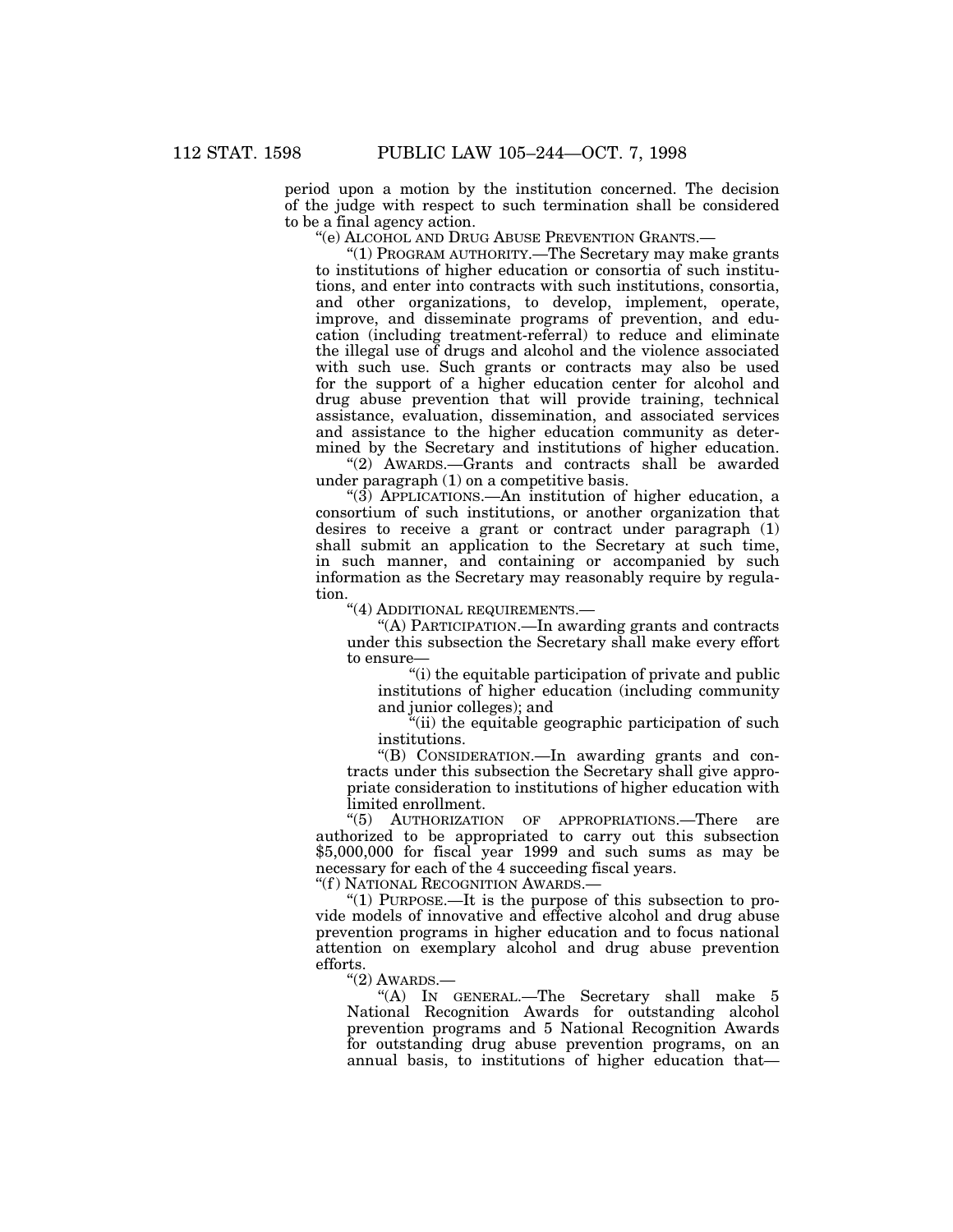period upon a motion by the institution concerned. The decision of the judge with respect to such termination shall be considered to be a final agency action.

"(e) ALCOHOL AND DRUG ABUSE PREVENTION GRANTS.—

"(1) PROGRAM AUTHORITY.—The Secretary may make grants to institutions of higher education or consortia of such institutions, and enter into contracts with such institutions, consortia, and other organizations, to develop, implement, operate, improve, and disseminate programs of prevention, and education (including treatment-referral) to reduce and eliminate the illegal use of drugs and alcohol and the violence associated with such use. Such grants or contracts may also be used for the support of a higher education center for alcohol and drug abuse prevention that will provide training, technical assistance, evaluation, dissemination, and associated services and assistance to the higher education community as determined by the Secretary and institutions of higher education.

"(2) AWARDS.—Grants and contracts shall be awarded under paragraph (1) on a competitive basis.

"(3) APPLICATIONS.—An institution of higher education, a consortium of such institutions, or another organization that desires to receive a grant or contract under paragraph (1) shall submit an application to the Secretary at such time, in such manner, and containing or accompanied by such information as the Secretary may reasonably require by regulation.

"(4) ADDITIONAL REQUIREMENTS.—

"(A) PARTICIPATION.—In awarding grants and contracts under this subsection the Secretary shall make every effort to ensure—

"(i) the equitable participation of private and public institutions of higher education (including community and junior colleges); and

"(ii) the equitable geographic participation of such institutions.

"(B) CONSIDERATION.—In awarding grants and contracts under this subsection the Secretary shall give appropriate consideration to institutions of higher education with limited enrollment.

"(5) AUTHORIZATION OF APPROPRIATIONS.—There are authorized to be appropriated to carry out this subsection $5,000,000 for fiscal year 1999 and such sums as may be necessary for each of the 4 succeeding fiscal years.

"(f) NATIONAL RECOGNITION AWARDS.—

"(1) PURPOSE.—It is the purpose of this subsection to provide models of innovative and effective alcohol and drug abuse prevention programs in higher education and to focus national attention on exemplary alcohol and drug abuse prevention efforts.

"(2) AWARDS.—

"(A) IN GENERAL.—The Secretary shall make 5 National Recognition Awards for outstanding alcohol prevention programs and 5 National Recognition Awards for outstanding drug abuse prevention programs, on an annual basis, to institutions of higher education that—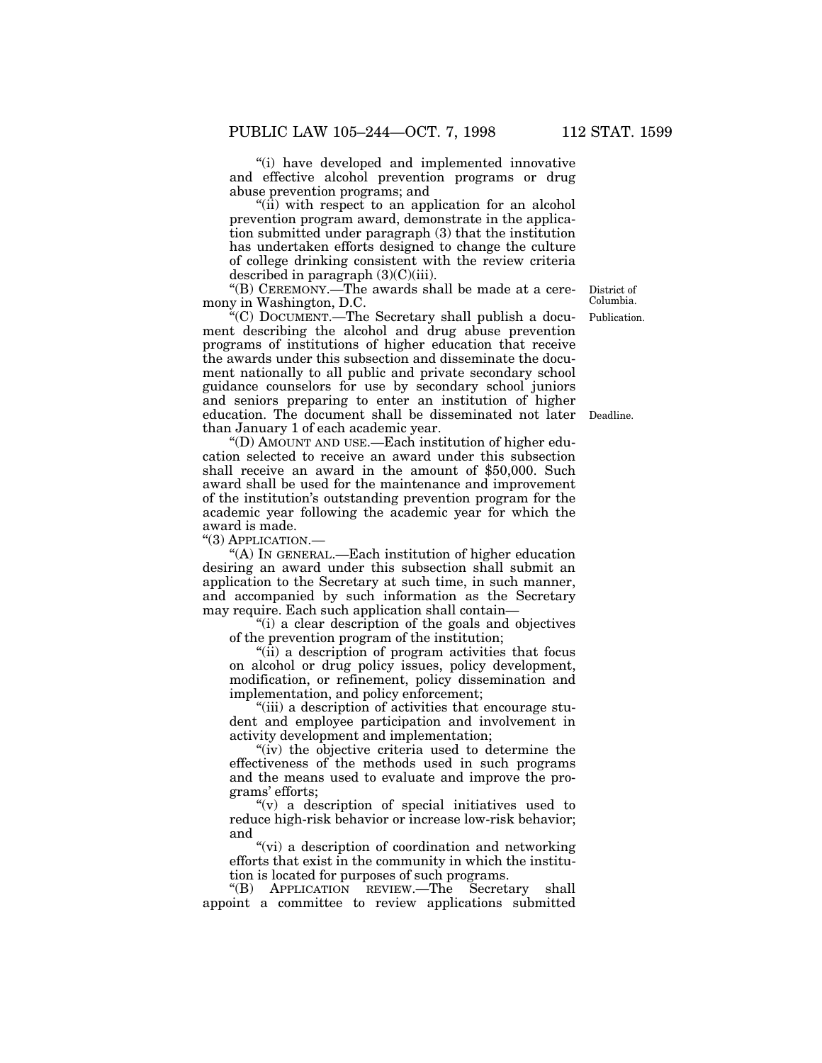"(i) have developed and implemented innovative and effective alcohol prevention programs or drug abuse prevention programs; and

"(ii) with respect to an application for an alcohol prevention program award, demonstrate in the application submitted under paragraph (3) that the institution has undertaken efforts designed to change the culture of college drinking consistent with the review criteria described in paragraph (3)(C)(iii).

"(B) CEREMONY.—The awards shall be made at a ceremony in Washington, D.C.

District of Columbia.

"(C) DOCUMENT.—The Secretary shall publish a document describing the alcohol and drug abuse prevention programs of institutions of higher education that receive the awards under this subsection and disseminate the document nationally to all public and private secondary school guidance counselors for use by secondary school juniors and seniors preparing to enter an institution of higher education. The document shall be disseminated not later than January 1 of each academic year.

Publication.

Deadline.

"(D) AMOUNT AND USE.—Each institution of higher education selected to receive an award under this subsection shall receive an award in the amount of $50,000. Such award shall be used for the maintenance and improvement of the institution's outstanding prevention program for the academic year following the academic year for which the award is made.

"(3) APPLICATION.—

"(A) IN GENERAL.—Each institution of higher education desiring an award under this subsection shall submit an application to the Secretary at such time, in such manner, and accompanied by such information as the Secretary may require. Each such application shall contain—

"(i) a clear description of the goals and objectives of the prevention program of the institution;

"(ii) a description of program activities that focus on alcohol or drug policy issues, policy development, modification, or refinement, policy dissemination and implementation, and policy enforcement;

"(iii) a description of activities that encourage student and employee participation and involvement in activity development and implementation;

"(iv) the objective criteria used to determine the effectiveness of the methods used in such programs and the means used to evaluate and improve the programs' efforts;

"(v) a description of special initiatives used to reduce high-risk behavior or increase low-risk behavior; and

"(vi) a description of coordination and networking efforts that exist in the community in which the institution is located for purposes of such programs.

"(B) APPLICATION REVIEW.—The Secretary shall appoint a committee to review applications submitted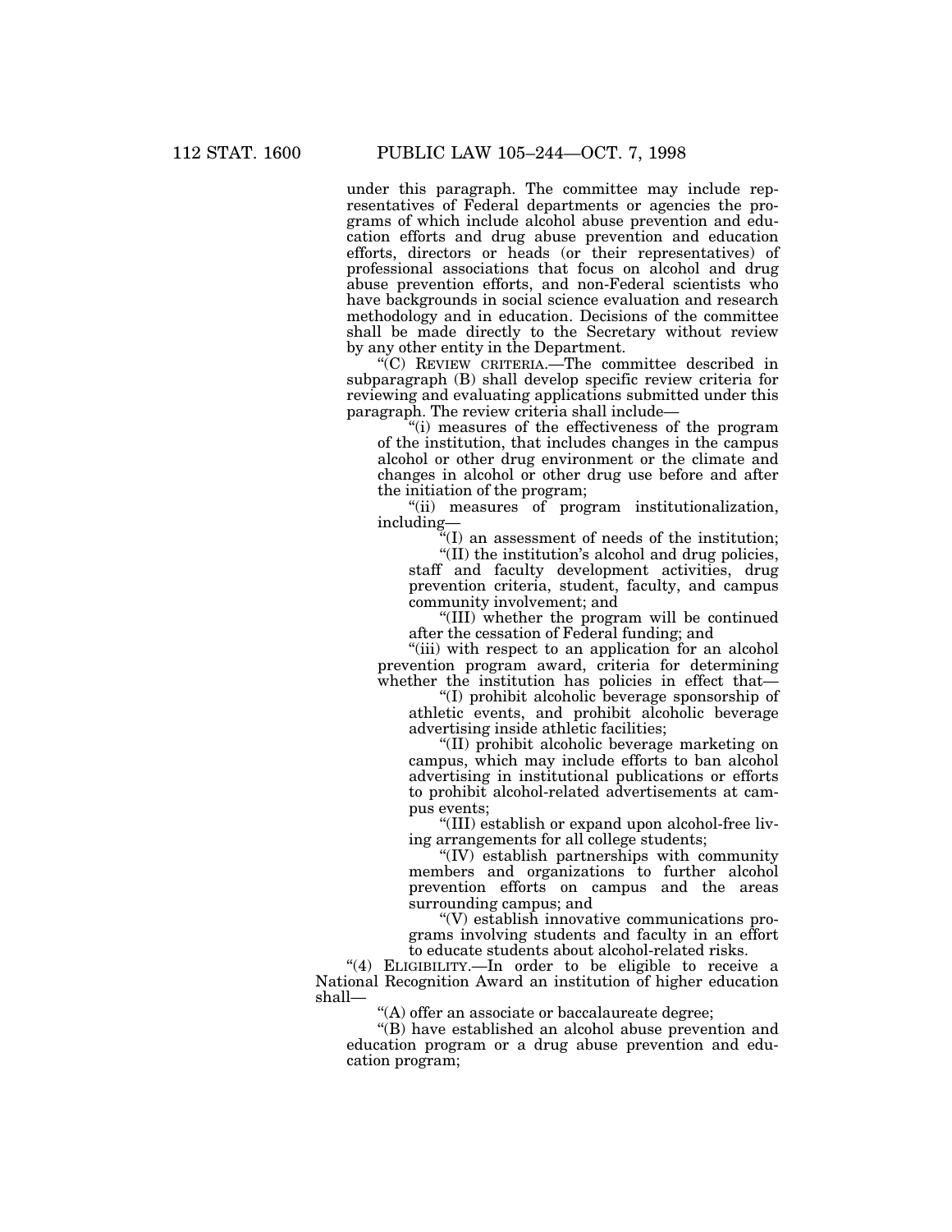under this paragraph. The committee may include representatives of Federal departments or agencies the programs of which include alcohol abuse prevention and education efforts and drug abuse prevention and education efforts, directors or heads (or their representatives) of professional associations that focus on alcohol and drug abuse prevention efforts, and non-Federal scientists who have backgrounds in social science evaluation and research methodology and in education. Decisions of the committee shall be made directly to the Secretary without review by any other entity in the Department.

"(C) REVIEW CRITERIA.—The committee described in subparagraph (B) shall develop specific review criteria for reviewing and evaluating applications submitted under this paragraph. The review criteria shall include—

"(i) measures of the effectiveness of the program of the institution, that includes changes in the campus alcohol or other drug environment or the climate and changes in alcohol or other drug use before and after the initiation of the program;

"(ii) measures of program institutionalization, including—

"(I) an assessment of needs of the institution;

"(II) the institution's alcohol and drug policies, staff and faculty development activities, drug prevention criteria, student, faculty, and campus community involvement; and

"(III) whether the program will be continued after the cessation of Federal funding; and

"(iii) with respect to an application for an alcohol prevention program award, criteria for determining whether the institution has policies in effect that—

"(I) prohibit alcoholic beverage sponsorship of athletic events, and prohibit alcoholic beverage advertising inside athletic facilities;

"(II) prohibit alcoholic beverage marketing on campus, which may include efforts to ban alcohol advertising in institutional publications or efforts to prohibit alcohol-related advertisements at campus events;

"(III) establish or expand upon alcohol-free living arrangements for all college students;

"(IV) establish partnerships with community members and organizations to further alcohol prevention efforts on campus and the areas surrounding campus; and

"(V) establish innovative communications programs involving students and faculty in an effort to educate students about alcohol-related risks.

"(4) ELIGIBILITY.—In order to be eligible to receive a National Recognition Award an institution of higher education shall—

"(A) offer an associate or baccalaureate degree;

"(B) have established an alcohol abuse prevention and education program or a drug abuse prevention and education program;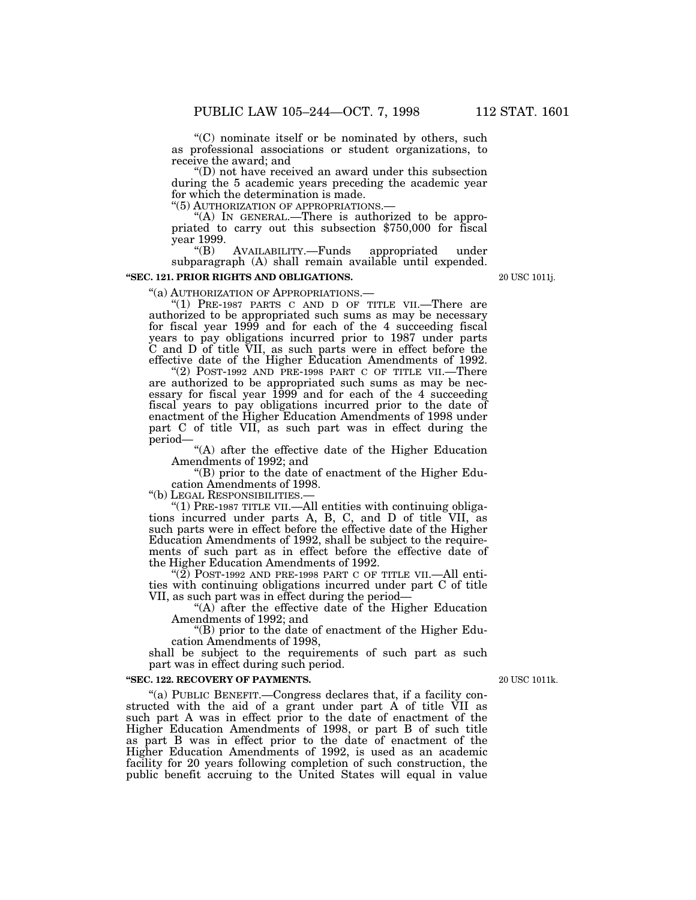"(C) nominate itself or be nominated by others, such as professional associations or student organizations, to receive the award; and

"(D) not have received an award under this subsection during the 5 academic years preceding the academic year for which the determination is made.

"(5) AUTHORIZATION OF APPROPRIATIONS.—

"(A) IN GENERAL.—There is authorized to be appropriated to carry out this subsection $750,000 for fiscal year 1999.

"(B) AVAILABILITY.—Funds appropriated under subparagraph (A) shall remain available until expended.

**"SEC. 121. PRIOR RIGHTS AND OBLIGATIONS.**

20 USC 1011j.

"(a) AUTHORIZATION OF APPROPRIATIONS.—

"(1) PRE-1987 PARTS C AND D OF TITLE VII.—There are authorized to be appropriated such sums as may be necessary for fiscal year 1999 and for each of the 4 succeeding fiscal years to pay obligations incurred prior to 1987 under parts C and D of title VII, as such parts were in effect before the effective date of the Higher Education Amendments of 1992.

"(2) POST-1992 AND PRE-1998 PART C OF TITLE VII.—There are authorized to be appropriated such sums as may be necessary for fiscal year 1999 and for each of the 4 succeeding fiscal years to pay obligations incurred prior to the date of enactment of the Higher Education Amendments of 1998 under part C of title VII, as such part was in effect during the period—

"(A) after the effective date of the Higher Education Amendments of 1992; and

"(B) prior to the date of enactment of the Higher Education Amendments of 1998.

"(b) LEGAL RESPONSIBILITIES.—

"(1) PRE-1987 TITLE VII.—All entities with continuing obligations incurred under parts A, B, C, and D of title VII, as such parts were in effect before the effective date of the Higher Education Amendments of 1992, shall be subject to the requirements of such part as in effect before the effective date of the Higher Education Amendments of 1992.

"(2) POST-1992 AND PRE-1998 PART C OF TITLE VII.—All entities with continuing obligations incurred under part C of title VII, as such part was in effect during the period—

"(A) after the effective date of the Higher Education Amendments of 1992; and

"(B) prior to the date of enactment of the Higher Education Amendments of 1998,

shall be subject to the requirements of such part as such part was in effect during such period.

**"SEC. 122. RECOVERY OF PAYMENTS.**

20 USC 1011k.

"(a) PUBLIC BENEFIT.—Congress declares that, if a facility constructed with the aid of a grant under part A of title VII as such part A was in effect prior to the date of enactment of the Higher Education Amendments of 1998, or part B of such title as part B was in effect prior to the date of enactment of the Higher Education Amendments of 1992, is used as an academic facility for 20 years following completion of such construction, the public benefit accruing to the United States will equal in value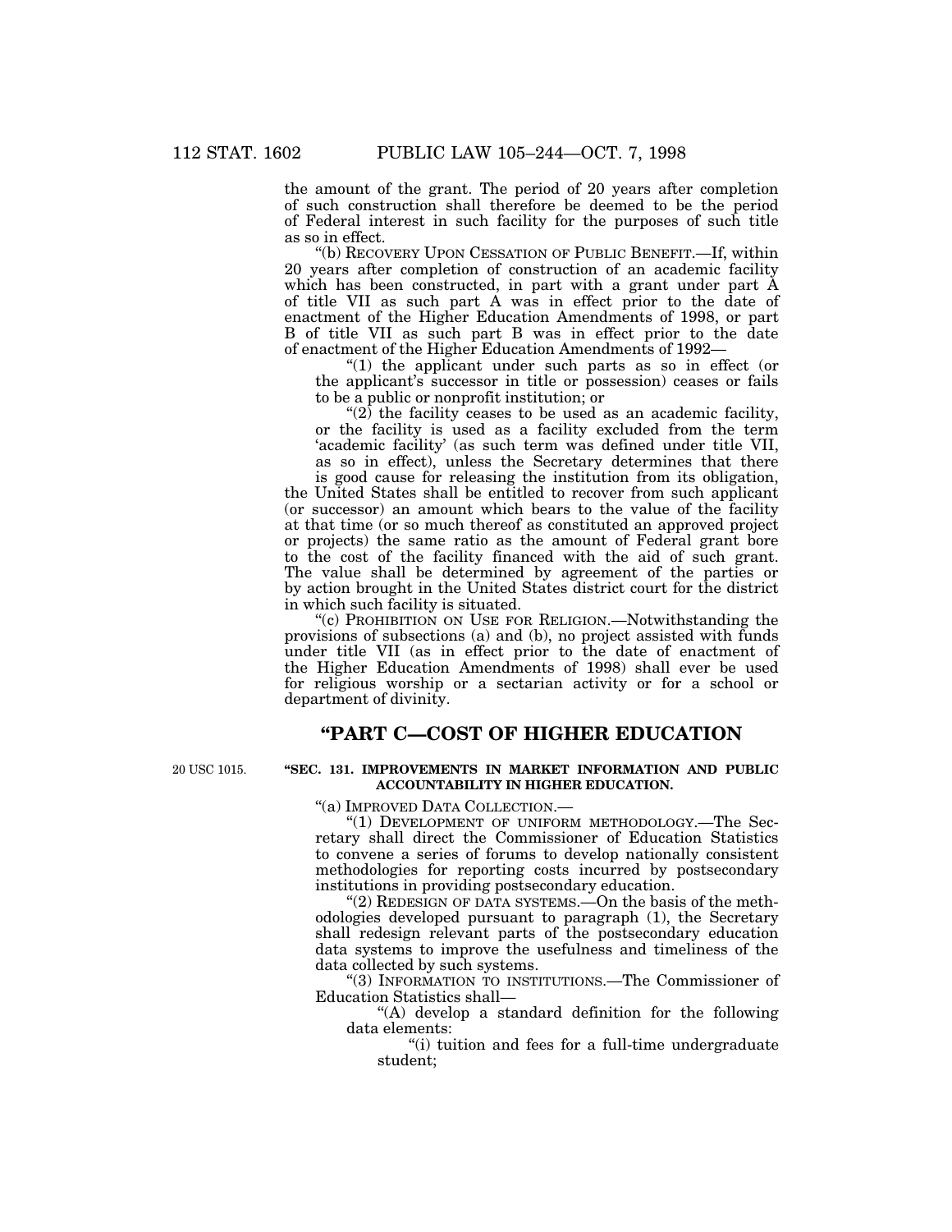the amount of the grant. The period of 20 years after completion of such construction shall therefore be deemed to be the period of Federal interest in such facility for the purposes of such title as so in effect.

"(b) RECOVERY UPON CESSATION OF PUBLIC BENEFIT.—If, within 20 years after completion of construction of an academic facility which has been constructed, in part with a grant under part A of title VII as such part A was in effect prior to the date of enactment of the Higher Education Amendments of 1998, or part B of title VII as such part B was in effect prior to the date of enactment of the Higher Education Amendments of 1992—

"(1) the applicant under such parts as so in effect (or the applicant's successor in title or possession) ceases or fails to be a public or nonprofit institution; or

"(2) the facility ceases to be used as an academic facility, or the facility is used as a facility excluded from the term 'academic facility' (as such term was defined under title VII, as so in effect), unless the Secretary determines that there is good cause for releasing the institution from its obligation,

the United States shall be entitled to recover from such applicant (or successor) an amount which bears to the value of the facility at that time (or so much thereof as constituted an approved project or projects) the same ratio as the amount of Federal grant bore to the cost of the facility financed with the aid of such grant. The value shall be determined by agreement of the parties or by action brought in the United States district court for the district in which such facility is situated.

"(c) PROHIBITION ON USE FOR RELIGION.—Notwithstanding the provisions of subsections (a) and (b), no project assisted with funds under title VII (as in effect prior to the date of enactment of the Higher Education Amendments of 1998) shall ever be used for religious worship or a sectarian activity or for a school or department of divinity.

## "PART C—COST OF HIGHER EDUCATION

20 USC 1015.

### "SEC. 131. IMPROVEMENTS IN MARKET INFORMATION AND PUBLIC ACCOUNTABILITY IN HIGHER EDUCATION.

"(a) IMPROVED DATA COLLECTION.—

"(1) DEVELOPMENT OF UNIFORM METHODOLOGY.—The Secretary shall direct the Commissioner of Education Statistics to convene a series of forums to develop nationally consistent methodologies for reporting costs incurred by postsecondary institutions in providing postsecondary education.

"(2) REDESIGN OF DATA SYSTEMS.—On the basis of the methodologies developed pursuant to paragraph (1), the Secretary shall redesign relevant parts of the postsecondary education data systems to improve the usefulness and timeliness of the data collected by such systems.

"(3) INFORMATION TO INSTITUTIONS.—The Commissioner of Education Statistics shall—

"(A) develop a standard definition for the following data elements:

"(i) tuition and fees for a full-time undergraduate student;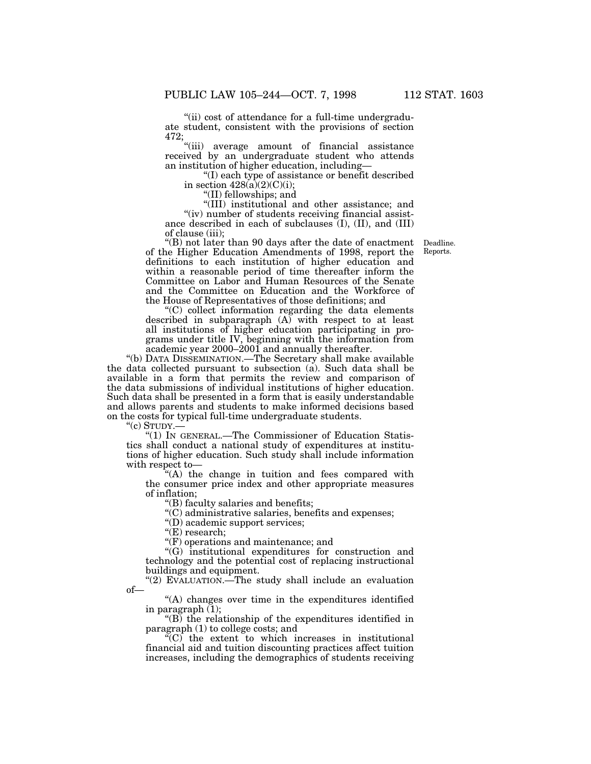"(ii) cost of attendance for a full-time undergraduate student, consistent with the provisions of section 472;

"(iii) average amount of financial assistance received by an undergraduate student who attends an institution of higher education, including—

"(I) each type of assistance or benefit described in section 428(a)(2)(C)(i);

"(II) fellowships; and

"(III) institutional and other assistance; and

"(iv) number of students receiving financial assistance described in each of subclauses (I), (II), and (III) of clause (iii);

"(B) not later than 90 days after the date of enactment of the Higher Education Amendments of 1998, report the definitions to each institution of higher education and within a reasonable period of time thereafter inform the Committee on Labor and Human Resources of the Senate and the Committee on Education and the Workforce of the House of Representatives of those definitions; and

Deadline.
Reports.

"(C) collect information regarding the data elements described in subparagraph (A) with respect to at least all institutions of higher education participating in programs under title IV, beginning with the information from academic year 2000–2001 and annually thereafter.

"(b) DATA DISSEMINATION.—The Secretary shall make available the data collected pursuant to subsection (a). Such data shall be available in a form that permits the review and comparison of the data submissions of individual institutions of higher education. Such data shall be presented in a form that is easily understandable and allows parents and students to make informed decisions based on the costs for typical full-time undergraduate students.

"(c) STUDY.—

"(1) IN GENERAL.—The Commissioner of Education Statistics shall conduct a national study of expenditures at institutions of higher education. Such study shall include information with respect to—

"(A) the change in tuition and fees compared with the consumer price index and other appropriate measures of inflation;

"(B) faculty salaries and benefits;

"(C) administrative salaries, benefits and expenses;

"(D) academic support services;

"(E) research;

"(F) operations and maintenance; and

"(G) institutional expenditures for construction and technology and the potential cost of replacing instructional buildings and equipment.

"(2) EVALUATION.—The study shall include an evaluation of—

"(A) changes over time in the expenditures identified in paragraph (1);

"(B) the relationship of the expenditures identified in paragraph (1) to college costs; and

"(C) the extent to which increases in institutional financial aid and tuition discounting practices affect tuition increases, including the demographics of students receiving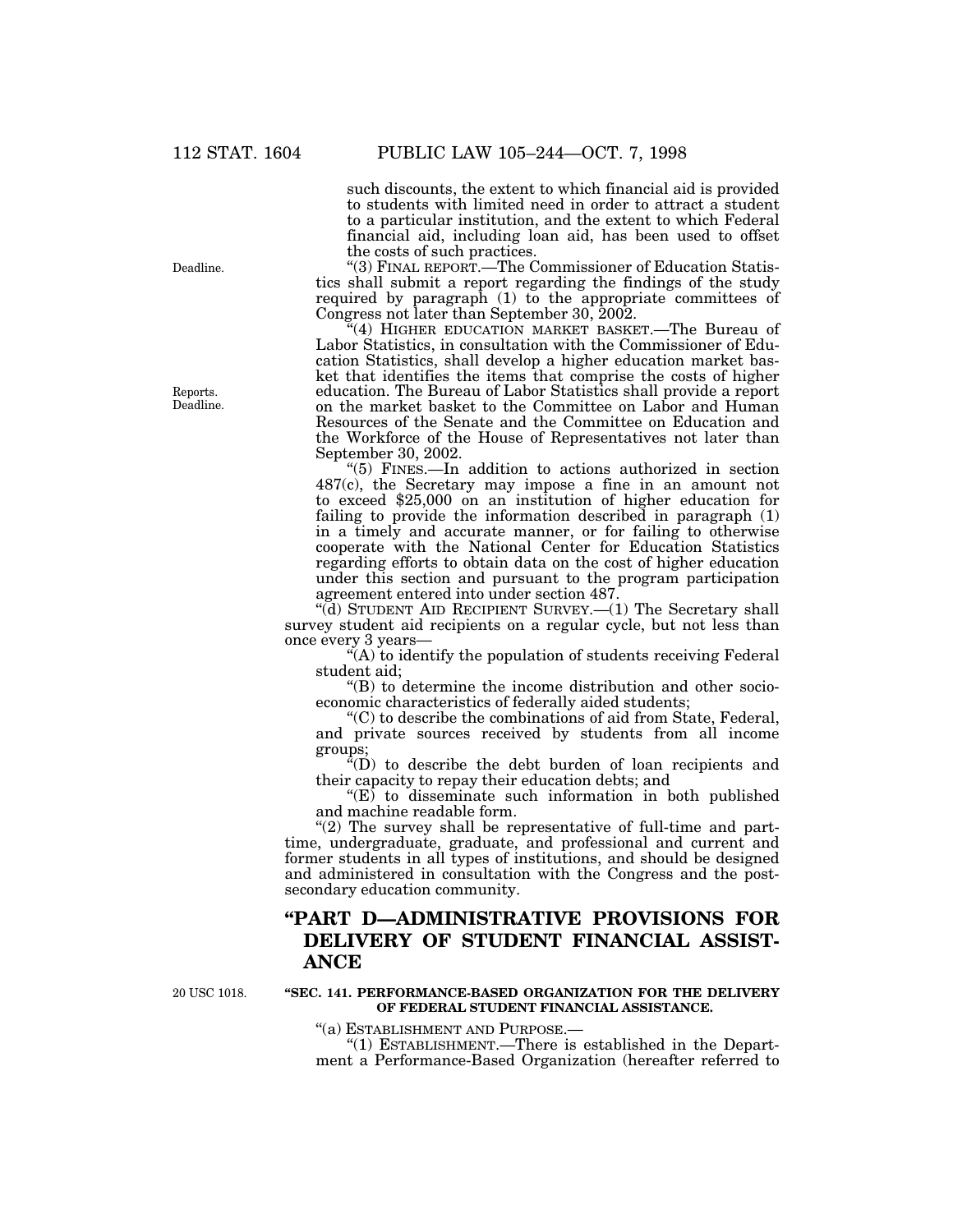such discounts, the extent to which financial aid is provided to students with limited need in order to attract a student to a particular institution, and the extent to which Federal financial aid, including loan aid, has been used to offset the costs of such practices.

Deadline.

"(3) FINAL REPORT.—The Commissioner of Education Statistics shall submit a report regarding the findings of the study required by paragraph (1) to the appropriate committees of Congress not later than September 30, 2002.

"(4) HIGHER EDUCATION MARKET BASKET.—The Bureau of Labor Statistics, in consultation with the Commissioner of Education Statistics, shall develop a higher education market basket that identifies the items that comprise the costs of higher education. The Bureau of Labor Statistics shall provide a report on the market basket to the Committee on Labor and Human Resources of the Senate and the Committee on Education and the Workforce of the House of Representatives not later than September 30, 2002.

Reports. Deadline.

"(5) FINES.—In addition to actions authorized in section 487(c), the Secretary may impose a fine in an amount not to exceed $25,000 on an institution of higher education for failing to provide the information described in paragraph (1) in a timely and accurate manner, or for failing to otherwise cooperate with the National Center for Education Statistics regarding efforts to obtain data on the cost of higher education under this section and pursuant to the program participation agreement entered into under section 487.

"(d) STUDENT AID RECIPIENT SURVEY.—(1) The Secretary shall survey student aid recipients on a regular cycle, but not less than once every 3 years—

"(A) to identify the population of students receiving Federal student aid;

"(B) to determine the income distribution and other socioeconomic characteristics of federally aided students;

"(C) to describe the combinations of aid from State, Federal, and private sources received by students from all income groups;

"(D) to describe the debt burden of loan recipients and their capacity to repay their education debts; and

"(E) to disseminate such information in both published and machine readable form.

"(2) The survey shall be representative of full-time and part-time, undergraduate, graduate, and professional and current and former students in all types of institutions, and should be designed and administered in consultation with the Congress and the postsecondary education community.

## "PART D—ADMINISTRATIVE PROVISIONS FOR DELIVERY OF STUDENT FINANCIAL ASSISTANCE

20 USC 1018.

### "SEC. 141. PERFORMANCE-BASED ORGANIZATION FOR THE DELIVERY OF FEDERAL STUDENT FINANCIAL ASSISTANCE.

"(a) ESTABLISHMENT AND PURPOSE.—

"(1) ESTABLISHMENT.—There is established in the Department a Performance-Based Organization (hereafter referred to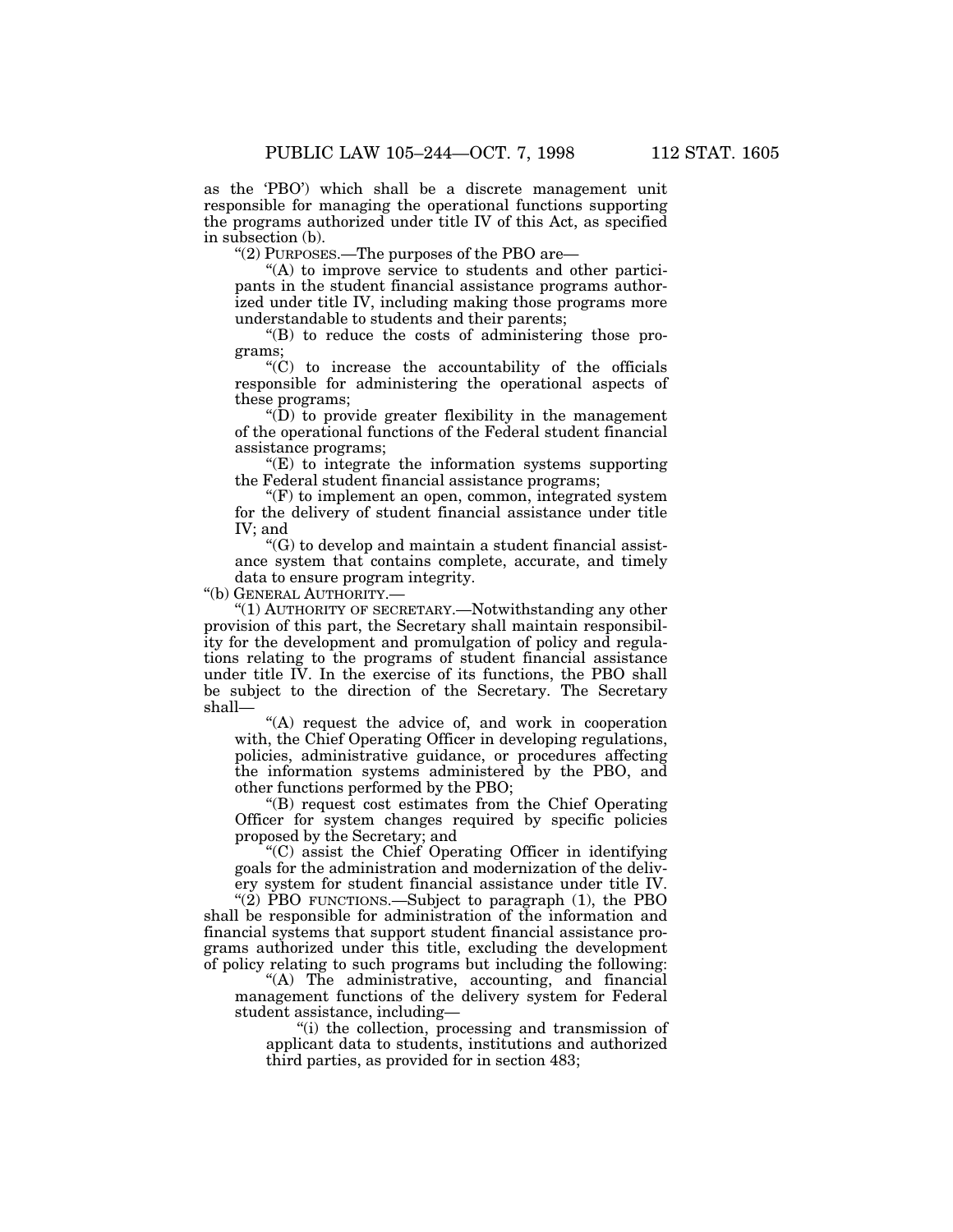as the 'PBO') which shall be a discrete management unit responsible for managing the operational functions supporting the programs authorized under title IV of this Act, as specified in subsection (b).

"(2) PURPOSES.—The purposes of the PBO are—

"(A) to improve service to students and other participants in the student financial assistance programs authorized under title IV, including making those programs more understandable to students and their parents;

"(B) to reduce the costs of administering those programs;

"(C) to increase the accountability of the officials responsible for administering the operational aspects of these programs;

"(D) to provide greater flexibility in the management of the operational functions of the Federal student financial assistance programs;

"(E) to integrate the information systems supporting the Federal student financial assistance programs;

"(F) to implement an open, common, integrated system for the delivery of student financial assistance under title IV; and

"(G) to develop and maintain a student financial assistance system that contains complete, accurate, and timely data to ensure program integrity.

"(b) GENERAL AUTHORITY.—

"(1) AUTHORITY OF SECRETARY.—Notwithstanding any other provision of this part, the Secretary shall maintain responsibility for the development and promulgation of policy and regulations relating to the programs of student financial assistance under title IV. In the exercise of its functions, the PBO shall be subject to the direction of the Secretary. The Secretary shall—

"(A) request the advice of, and work in cooperation with, the Chief Operating Officer in developing regulations, policies, administrative guidance, or procedures affecting the information systems administered by the PBO, and other functions performed by the PBO;

"(B) request cost estimates from the Chief Operating Officer for system changes required by specific policies proposed by the Secretary; and

"(C) assist the Chief Operating Officer in identifying goals for the administration and modernization of the delivery system for student financial assistance under title IV.

"(2) PBO FUNCTIONS.—Subject to paragraph (1), the PBO shall be responsible for administration of the information and financial systems that support student financial assistance programs authorized under this title, excluding the development of policy relating to such programs but including the following:

"(A) The administrative, accounting, and financial management functions of the delivery system for Federal student assistance, including—

"(i) the collection, processing and transmission of applicant data to students, institutions and authorized third parties, as provided for in section 483;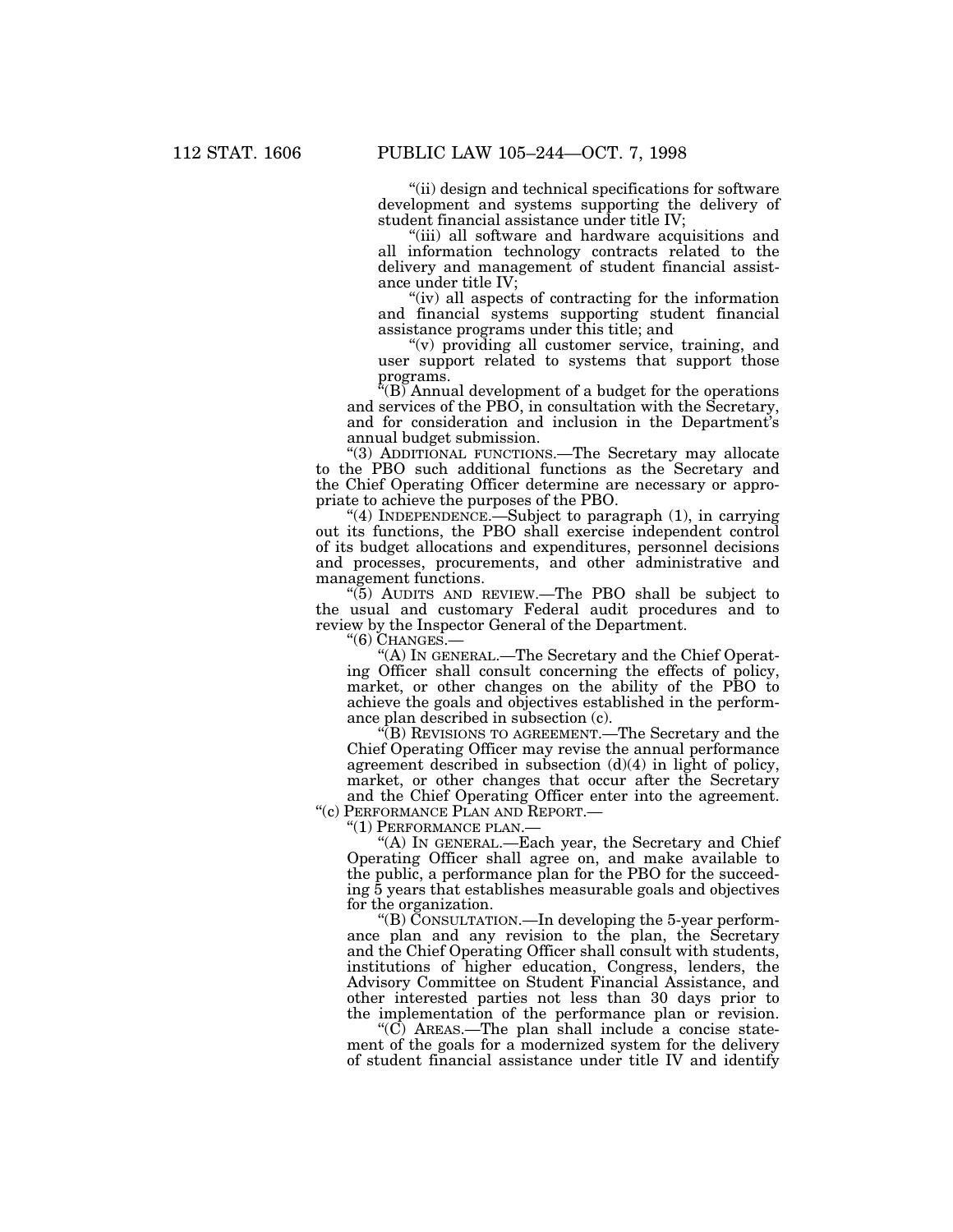"(ii) design and technical specifications for software development and systems supporting the delivery of student financial assistance under title IV;

"(iii) all software and hardware acquisitions and all information technology contracts related to the delivery and management of student financial assistance under title IV;

"(iv) all aspects of contracting for the information and financial systems supporting student financial assistance programs under this title; and

"(v) providing all customer service, training, and user support related to systems that support those programs.

"(B) Annual development of a budget for the operations and services of the PBO, in consultation with the Secretary, and for consideration and inclusion in the Department's annual budget submission.

"(3) ADDITIONAL FUNCTIONS.—The Secretary may allocate to the PBO such additional functions as the Secretary and the Chief Operating Officer determine are necessary or appropriate to achieve the purposes of the PBO.

"(4) INDEPENDENCE.—Subject to paragraph (1), in carrying out its functions, the PBO shall exercise independent control of its budget allocations and expenditures, personnel decisions and processes, procurements, and other administrative and management functions.

"(5) AUDITS AND REVIEW.—The PBO shall be subject to the usual and customary Federal audit procedures and to review by the Inspector General of the Department.

"(6) CHANGES.—

"(A) IN GENERAL.—The Secretary and the Chief Operating Officer shall consult concerning the effects of policy, market, or other changes on the ability of the PBO to achieve the goals and objectives established in the performance plan described in subsection (c).

"(B) REVISIONS TO AGREEMENT.—The Secretary and the Chief Operating Officer may revise the annual performance agreement described in subsection (d)(4) in light of policy, market, or other changes that occur after the Secretary and the Chief Operating Officer enter into the agreement.

"(c) PERFORMANCE PLAN AND REPORT.—

"(1) PERFORMANCE PLAN.—

"(A) IN GENERAL.—Each year, the Secretary and Chief Operating Officer shall agree on, and make available to the public, a performance plan for the PBO for the succeeding 5 years that establishes measurable goals and objectives for the organization.

"(B) CONSULTATION.—In developing the 5-year performance plan and any revision to the plan, the Secretary and the Chief Operating Officer shall consult with students, institutions of higher education, Congress, lenders, the Advisory Committee on Student Financial Assistance, and other interested parties not less than 30 days prior to the implementation of the performance plan or revision.

"(C) AREAS.—The plan shall include a concise statement of the goals for a modernized system for the delivery of student financial assistance under title IV and identify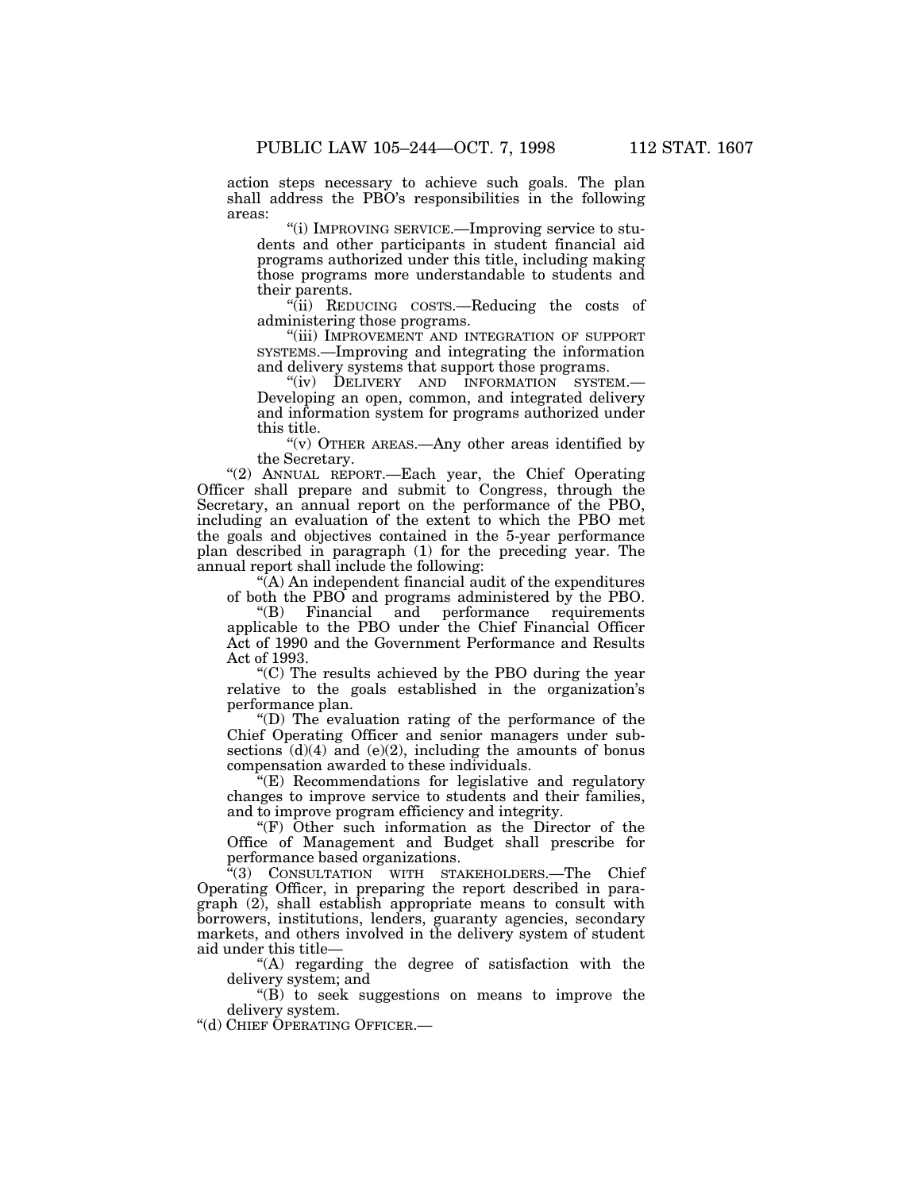action steps necessary to achieve such goals. The plan shall address the PBO's responsibilities in the following areas:

"(i) IMPROVING SERVICE.—Improving service to students and other participants in student financial aid programs authorized under this title, including making those programs more understandable to students and their parents.

"(ii) REDUCING COSTS.—Reducing the costs of administering those programs.

"(iii) IMPROVEMENT AND INTEGRATION OF SUPPORT SYSTEMS.—Improving and integrating the information and delivery systems that support those programs.

"(iv) DELIVERY AND INFORMATION SYSTEM.—Developing an open, common, and integrated delivery and information system for programs authorized under this title.

"(v) OTHER AREAS.—Any other areas identified by the Secretary.

"(2) ANNUAL REPORT.—Each year, the Chief Operating Officer shall prepare and submit to Congress, through the Secretary, an annual report on the performance of the PBO, including an evaluation of the extent to which the PBO met the goals and objectives contained in the 5-year performance plan described in paragraph (1) for the preceding year. The annual report shall include the following:

"(A) An independent financial audit of the expenditures of both the PBO and programs administered by the PBO.

"(B) Financial and performance requirements applicable to the PBO under the Chief Financial Officer Act of 1990 and the Government Performance and Results Act of 1993.

"(C) The results achieved by the PBO during the year relative to the goals established in the organization's performance plan.

"(D) The evaluation rating of the performance of the Chief Operating Officer and senior managers under subsections (d)(4) and (e)(2), including the amounts of bonus compensation awarded to these individuals.

"(E) Recommendations for legislative and regulatory changes to improve service to students and their families, and to improve program efficiency and integrity.

"(F) Other such information as the Director of the Office of Management and Budget shall prescribe for performance based organizations.

"(3) CONSULTATION WITH STAKEHOLDERS.—The Chief Operating Officer, in preparing the report described in paragraph (2), shall establish appropriate means to consult with borrowers, institutions, lenders, guaranty agencies, secondary markets, and others involved in the delivery system of student aid under this title—

"(A) regarding the degree of satisfaction with the delivery system; and

"(B) to seek suggestions on means to improve the delivery system.

"(d) CHIEF OPERATING OFFICER.—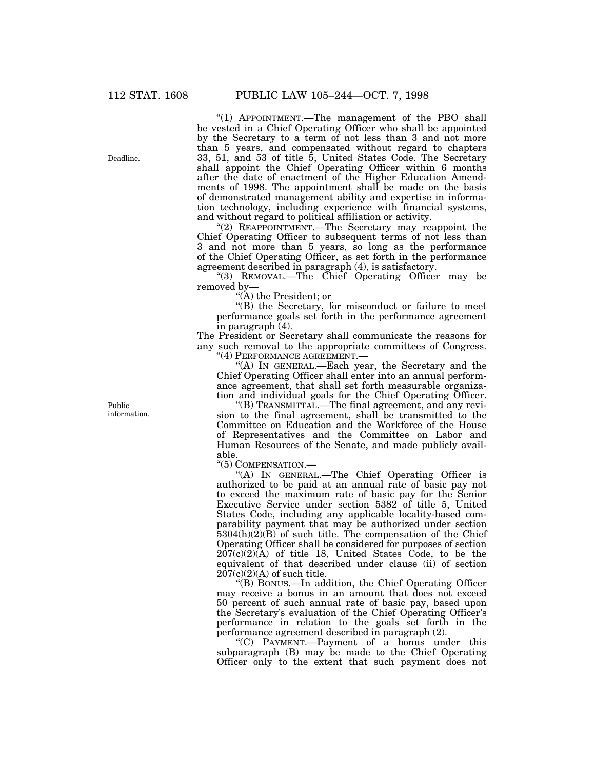"(1) APPOINTMENT.—The management of the PBO shall be vested in a Chief Operating Officer who shall be appointed by the Secretary to a term of not less than 3 and not more than 5 years, and compensated without regard to chapters 33, 51, and 53 of title 5, United States Code. The Secretary shall appoint the Chief Operating Officer within 6 months after the date of enactment of the Higher Education Amendments of 1998. The appointment shall be made on the basis of demonstrated management ability and expertise in information technology, including experience with financial systems, and without regard to political affiliation or activity.

Deadline.

"(2) REAPPOINTMENT.—The Secretary may reappoint the Chief Operating Officer to subsequent terms of not less than 3 and not more than 5 years, so long as the performance of the Chief Operating Officer, as set forth in the performance agreement described in paragraph (4), is satisfactory.

"(3) REMOVAL.—The Chief Operating Officer may be removed by—

"(A) the President; or

"(B) the Secretary, for misconduct or failure to meet performance goals set forth in the performance agreement in paragraph (4).

The President or Secretary shall communicate the reasons for any such removal to the appropriate committees of Congress.

"(4) PERFORMANCE AGREEMENT.—

"(A) IN GENERAL.—Each year, the Secretary and the Chief Operating Officer shall enter into an annual performance agreement, that shall set forth measurable organization and individual goals for the Chief Operating Officer.

Public information.

"(B) TRANSMITTAL.—The final agreement, and any revision to the final agreement, shall be transmitted to the Committee on Education and the Workforce of the House of Representatives and the Committee on Labor and Human Resources of the Senate, and made publicly available.

"(5) COMPENSATION.—

"(A) IN GENERAL.—The Chief Operating Officer is authorized to be paid at an annual rate of basic pay not to exceed the maximum rate of basic pay for the Senior Executive Service under section 5382 of title 5, United States Code, including any applicable locality-based comparability payment that may be authorized under section 5304(h)(2)(B) of such title. The compensation of the Chief Operating Officer shall be considered for purposes of section 207(c)(2)(A) of title 18, United States Code, to be the equivalent of that described under clause (ii) of section 207(c)(2)(A) of such title.

"(B) BONUS.—In addition, the Chief Operating Officer may receive a bonus in an amount that does not exceed 50 percent of such annual rate of basic pay, based upon the Secretary's evaluation of the Chief Operating Officer's performance in relation to the goals set forth in the performance agreement described in paragraph (2).

"(C) PAYMENT.—Payment of a bonus under this subparagraph (B) may be made to the Chief Operating Officer only to the extent that such payment does not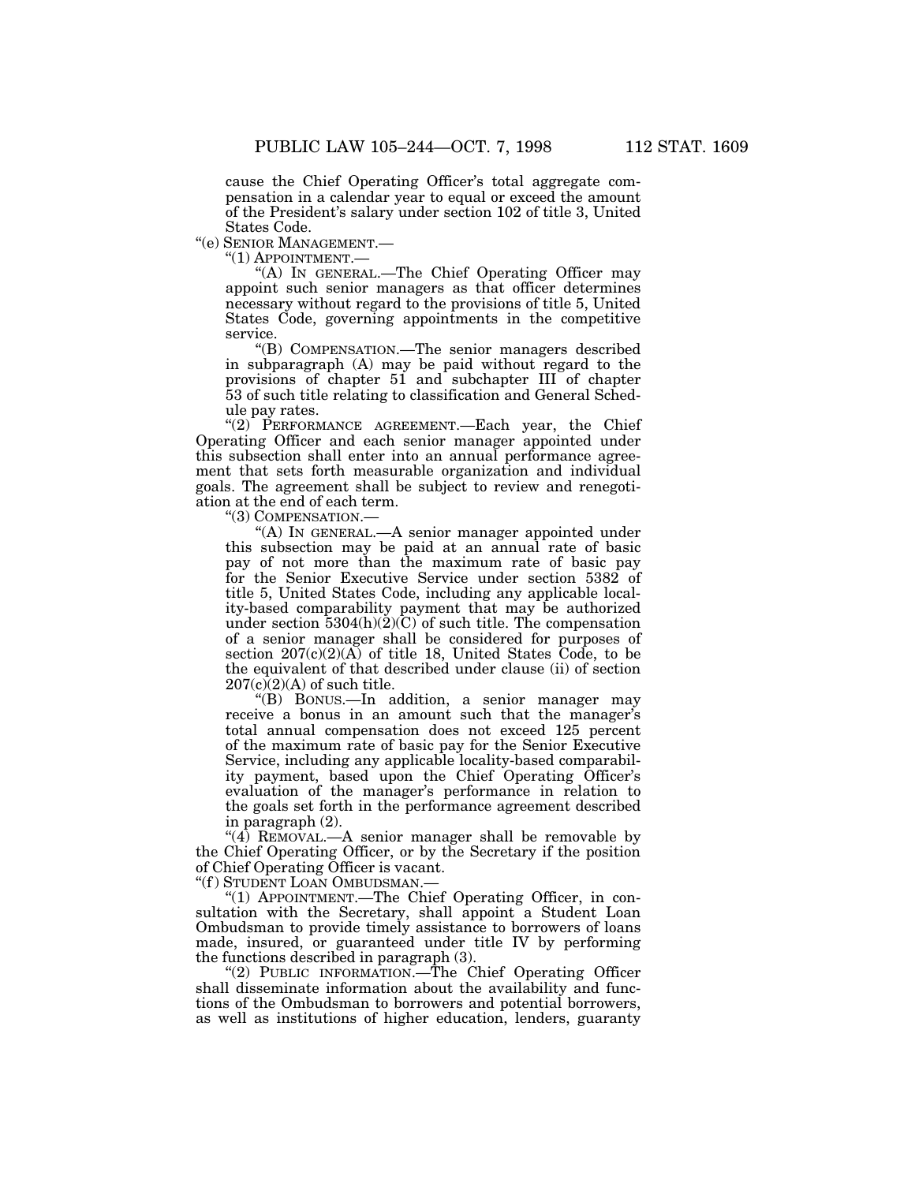cause the Chief Operating Officer's total aggregate compensation in a calendar year to equal or exceed the amount of the President's salary under section 102 of title 3, United States Code.

"(e) SENIOR MANAGEMENT.—

"(1) APPOINTMENT.—

"(A) IN GENERAL.—The Chief Operating Officer may appoint such senior managers as that officer determines necessary without regard to the provisions of title 5, United States Code, governing appointments in the competitive service.

"(B) COMPENSATION.—The senior managers described in subparagraph (A) may be paid without regard to the provisions of chapter 51 and subchapter III of chapter 53 of such title relating to classification and General Schedule pay rates.

"(2) PERFORMANCE AGREEMENT.—Each year, the Chief Operating Officer and each senior manager appointed under this subsection shall enter into an annual performance agreement that sets forth measurable organization and individual goals. The agreement shall be subject to review and renegotiation at the end of each term.

"(3) COMPENSATION.—

"(A) IN GENERAL.—A senior manager appointed under this subsection may be paid at an annual rate of basic pay of not more than the maximum rate of basic pay for the Senior Executive Service under section 5382 of title 5, United States Code, including any applicable locality-based comparability payment that may be authorized under section 5304(h)(2)(C) of such title. The compensation of a senior manager shall be considered for purposes of section 207(c)(2)(A) of title 18, United States Code, to be the equivalent of that described under clause (ii) of section 207(c)(2)(A) of such title.

"(B) BONUS.—In addition, a senior manager may receive a bonus in an amount such that the manager's total annual compensation does not exceed 125 percent of the maximum rate of basic pay for the Senior Executive Service, including any applicable locality-based comparability payment, based upon the Chief Operating Officer's evaluation of the manager's performance in relation to the goals set forth in the performance agreement described in paragraph (2).

"(4) REMOVAL.—A senior manager shall be removable by the Chief Operating Officer, or by the Secretary if the position of Chief Operating Officer is vacant.

"(f) STUDENT LOAN OMBUDSMAN.—

"(1) APPOINTMENT.—The Chief Operating Officer, in consultation with the Secretary, shall appoint a Student Loan Ombudsman to provide timely assistance to borrowers of loans made, insured, or guaranteed under title IV by performing the functions described in paragraph (3).

"(2) PUBLIC INFORMATION.—The Chief Operating Officer shall disseminate information about the availability and functions of the Ombudsman to borrowers and potential borrowers, as well as institutions of higher education, lenders, guaranty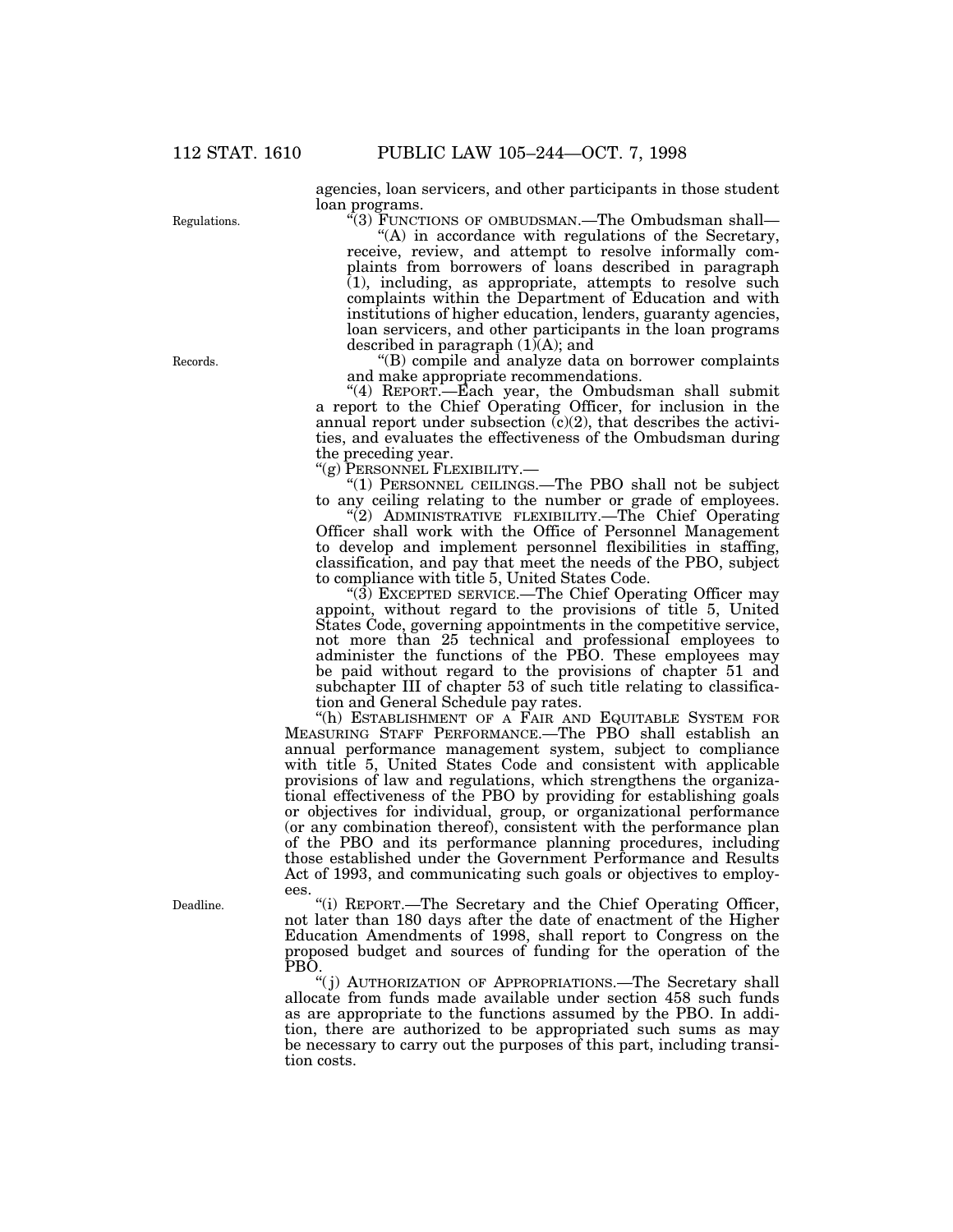agencies, loan servicers, and other participants in those student loan programs.

Regulations.

"(3) FUNCTIONS OF OMBUDSMAN.—The Ombudsman shall—

"(A) in accordance with regulations of the Secretary, receive, review, and attempt to resolve informally complaints from borrowers of loans described in paragraph (1), including, as appropriate, attempts to resolve such complaints within the Department of Education and with institutions of higher education, lenders, guaranty agencies, loan servicers, and other participants in the loan programs described in paragraph (1)(A); and

Records.

"(B) compile and analyze data on borrower complaints and make appropriate recommendations.

"(4) REPORT.—Each year, the Ombudsman shall submit a report to the Chief Operating Officer, for inclusion in the annual report under subsection (c)(2), that describes the activities, and evaluates the effectiveness of the Ombudsman during the preceding year.

"(g) PERSONNEL FLEXIBILITY.—

"(1) PERSONNEL CEILINGS.—The PBO shall not be subject to any ceiling relating to the number or grade of employees.

"(2) ADMINISTRATIVE FLEXIBILITY.—The Chief Operating Officer shall work with the Office of Personnel Management to develop and implement personnel flexibilities in staffing, classification, and pay that meet the needs of the PBO, subject to compliance with title 5, United States Code.

"(3) EXCEPTED SERVICE.—The Chief Operating Officer may appoint, without regard to the provisions of title 5, United States Code, governing appointments in the competitive service, not more than 25 technical and professional employees to administer the functions of the PBO. These employees may be paid without regard to the provisions of chapter 51 and subchapter III of chapter 53 of such title relating to classification and General Schedule pay rates.

"(h) ESTABLISHMENT OF A FAIR AND EQUITABLE SYSTEM FOR MEASURING STAFF PERFORMANCE.—The PBO shall establish an annual performance management system, subject to compliance with title 5, United States Code and consistent with applicable provisions of law and regulations, which strengthens the organizational effectiveness of the PBO by providing for establishing goals or objectives for individual, group, or organizational performance (or any combination thereof), consistent with the performance plan of the PBO and its performance planning procedures, including those established under the Government Performance and Results Act of 1993, and communicating such goals or objectives to employees.

Deadline.

"(i) REPORT.—The Secretary and the Chief Operating Officer, not later than 180 days after the date of enactment of the Higher Education Amendments of 1998, shall report to Congress on the proposed budget and sources of funding for the operation of the PBO.

"(j) AUTHORIZATION OF APPROPRIATIONS.—The Secretary shall allocate from funds made available under section 458 such funds as are appropriate to the functions assumed by the PBO. In addition, there are authorized to be appropriated such sums as may be necessary to carry out the purposes of this part, including transition costs.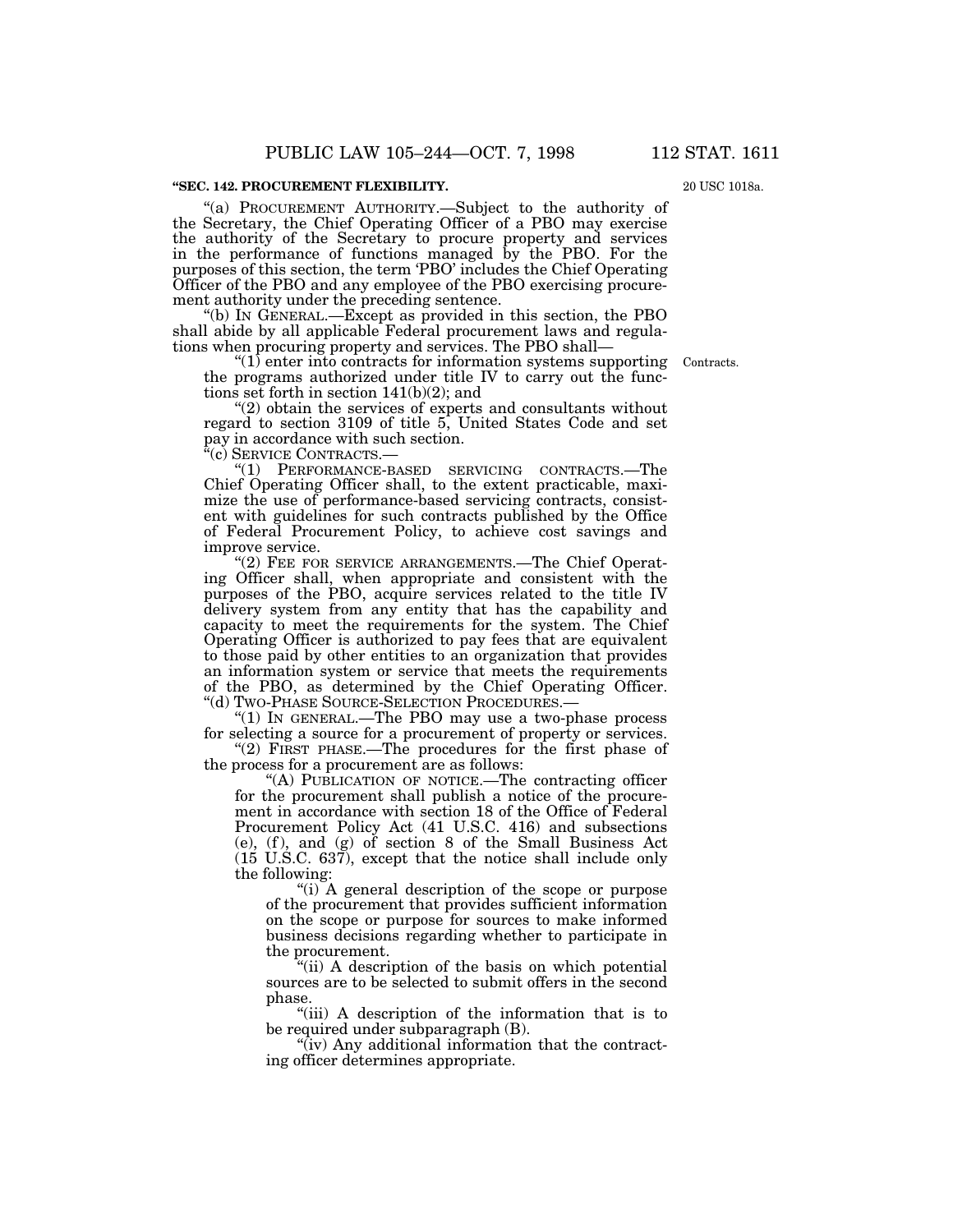**"SEC. 142. PROCUREMENT FLEXIBILITY.**

20 USC 1018a.

"(a) PROCUREMENT AUTHORITY.—Subject to the authority of the Secretary, the Chief Operating Officer of a PBO may exercise the authority of the Secretary to procure property and services in the performance of functions managed by the PBO. For the purposes of this section, the term 'PBO' includes the Chief Operating Officer of the PBO and any employee of the PBO exercising procurement authority under the preceding sentence.

"(b) IN GENERAL.—Except as provided in this section, the PBO shall abide by all applicable Federal procurement laws and regulations when procuring property and services. The PBO shall—

"(1) enter into contracts for information systems supporting the programs authorized under title IV to carry out the functions set forth in section 141(b)(2); and

Contracts.

"(2) obtain the services of experts and consultants without regard to section 3109 of title 5, United States Code and set pay in accordance with such section.

"(c) SERVICE CONTRACTS.—

"(1) PERFORMANCE-BASED SERVICING CONTRACTS.—The Chief Operating Officer shall, to the extent practicable, maximize the use of performance-based servicing contracts, consistent with guidelines for such contracts published by the Office of Federal Procurement Policy, to achieve cost savings and improve service.

"(2) FEE FOR SERVICE ARRANGEMENTS.—The Chief Operating Officer shall, when appropriate and consistent with the purposes of the PBO, acquire services related to the title IV delivery system from any entity that has the capability and capacity to meet the requirements for the system. The Chief Operating Officer is authorized to pay fees that are equivalent to those paid by other entities to an organization that provides an information system or service that meets the requirements of the PBO, as determined by the Chief Operating Officer.

"(d) TWO-PHASE SOURCE-SELECTION PROCEDURES.—

"(1) IN GENERAL.—The PBO may use a two-phase process for selecting a source for a procurement of property or services.

"(2) FIRST PHASE.—The procedures for the first phase of the process for a procurement are as follows:

"(A) PUBLICATION OF NOTICE.—The contracting officer for the procurement shall publish a notice of the procurement in accordance with section 18 of the Office of Federal Procurement Policy Act (41 U.S.C. 416) and subsections (e), (f), and (g) of section 8 of the Small Business Act (15 U.S.C. 637), except that the notice shall include only the following:

"(i) A general description of the scope or purpose of the procurement that provides sufficient information on the scope or purpose for sources to make informed business decisions regarding whether to participate in the procurement.

"(ii) A description of the basis on which potential sources are to be selected to submit offers in the second phase.

"(iii) A description of the information that is to be required under subparagraph (B).

"(iv) Any additional information that the contracting officer determines appropriate.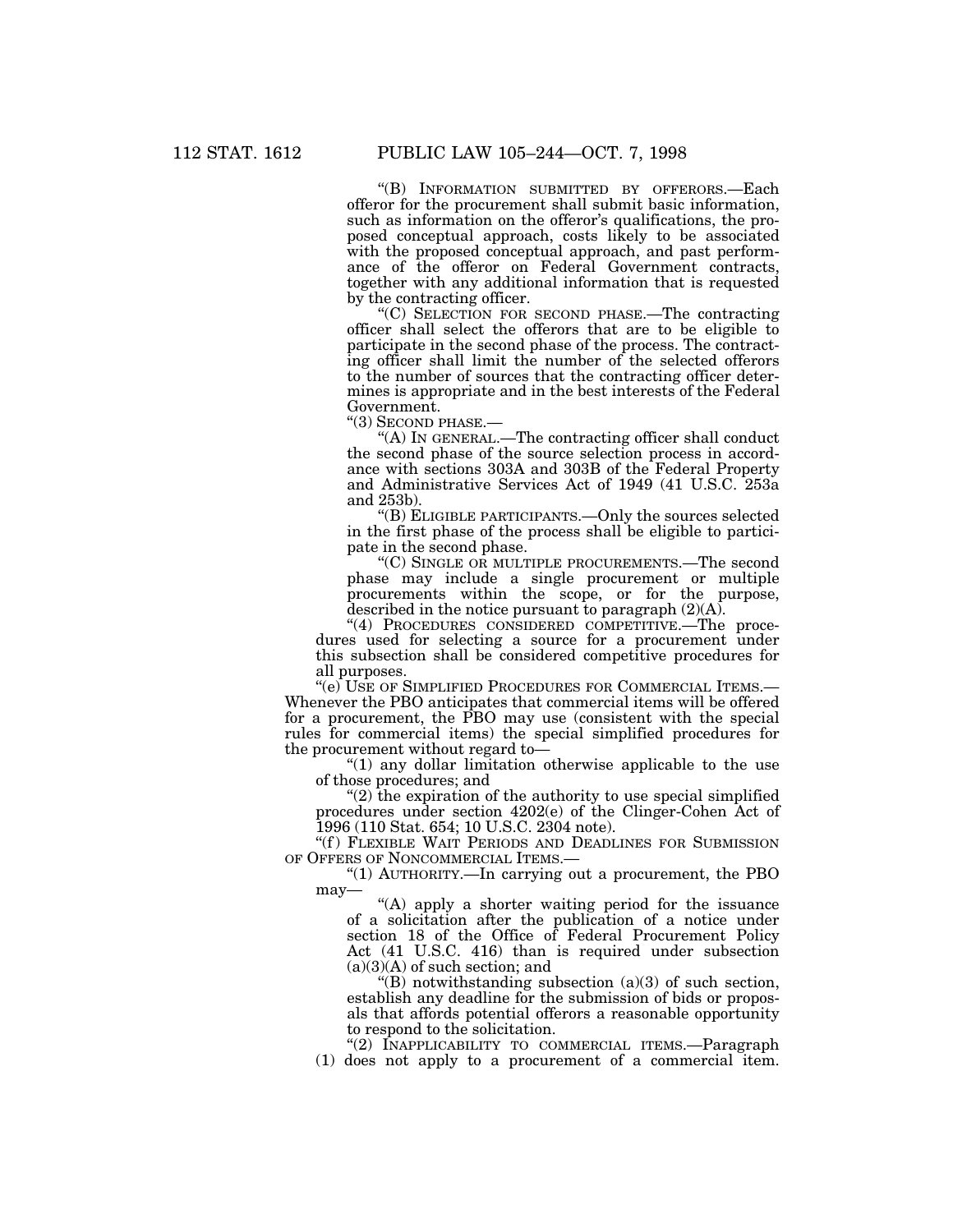"(B) INFORMATION SUBMITTED BY OFFERORS.—Each offeror for the procurement shall submit basic information, such as information on the offeror's qualifications, the proposed conceptual approach, costs likely to be associated with the proposed conceptual approach, and past performance of the offeror on Federal Government contracts, together with any additional information that is requested by the contracting officer.

"(C) SELECTION FOR SECOND PHASE.—The contracting officer shall select the offerors that are to be eligible to participate in the second phase of the process. The contracting officer shall limit the number of the selected offerors to the number of sources that the contracting officer determines is appropriate and in the best interests of the Federal Government.

"(3) SECOND PHASE.—

"(A) IN GENERAL.—The contracting officer shall conduct the second phase of the source selection process in accordance with sections 303A and 303B of the Federal Property and Administrative Services Act of 1949 (41 U.S.C. 253a and 253b).

"(B) ELIGIBLE PARTICIPANTS.—Only the sources selected in the first phase of the process shall be eligible to participate in the second phase.

"(C) SINGLE OR MULTIPLE PROCUREMENTS.—The second phase may include a single procurement or multiple procurements within the scope, or for the purpose, described in the notice pursuant to paragraph (2)(A).

"(4) PROCEDURES CONSIDERED COMPETITIVE.—The procedures used for selecting a source for a procurement under this subsection shall be considered competitive procedures for all purposes.

"(e) USE OF SIMPLIFIED PROCEDURES FOR COMMERCIAL ITEMS.—Whenever the PBO anticipates that commercial items will be offered for a procurement, the PBO may use (consistent with the special rules for commercial items) the special simplified procedures for the procurement without regard to—

"(1) any dollar limitation otherwise applicable to the use of those procedures; and

"(2) the expiration of the authority to use special simplified procedures under section 4202(e) of the Clinger-Cohen Act of 1996 (110 Stat. 654; 10 U.S.C. 2304 note).

"(f) FLEXIBLE WAIT PERIODS AND DEADLINES FOR SUBMISSION OF OFFERS OF NONCOMMERCIAL ITEMS.—

"(1) AUTHORITY.—In carrying out a procurement, the PBO may—

"(A) apply a shorter waiting period for the issuance of a solicitation after the publication of a notice under section 18 of the Office of Federal Procurement Policy Act (41 U.S.C. 416) than is required under subsection (a)(3)(A) of such section; and

"(B) notwithstanding subsection (a)(3) of such section, establish any deadline for the submission of bids or proposals that affords potential offerors a reasonable opportunity to respond to the solicitation.

"(2) INAPPLICABILITY TO COMMERCIAL ITEMS.—Paragraph (1) does not apply to a procurement of a commercial item.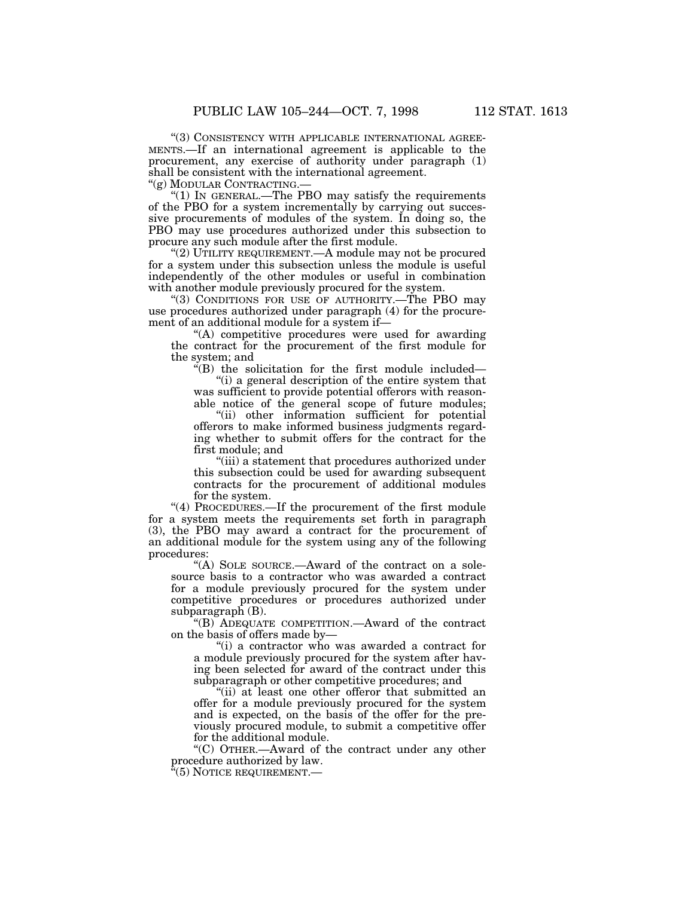"(3) CONSISTENCY WITH APPLICABLE INTERNATIONAL AGREEMENTS.—If an international agreement is applicable to the procurement, any exercise of authority under paragraph (1) shall be consistent with the international agreement.

"(g) MODULAR CONTRACTING.—

"(1) IN GENERAL.—The PBO may satisfy the requirements of the PBO for a system incrementally by carrying out successive procurements of modules of the system. In doing so, the PBO may use procedures authorized under this subsection to procure any such module after the first module.

"(2) UTILITY REQUIREMENT.—A module may not be procured for a system under this subsection unless the module is useful independently of the other modules or useful in combination with another module previously procured for the system.

"(3) CONDITIONS FOR USE OF AUTHORITY.—The PBO may use procedures authorized under paragraph (4) for the procurement of an additional module for a system if—

"(A) competitive procedures were used for awarding the contract for the procurement of the first module for the system; and

"(B) the solicitation for the first module included—

"(i) a general description of the entire system that was sufficient to provide potential offerors with reasonable notice of the general scope of future modules;

"(ii) other information sufficient for potential offerors to make informed business judgments regarding whether to submit offers for the contract for the first module; and

"(iii) a statement that procedures authorized under this subsection could be used for awarding subsequent contracts for the procurement of additional modules for the system.

"(4) PROCEDURES.—If the procurement of the first module for a system meets the requirements set forth in paragraph (3), the PBO may award a contract for the procurement of an additional module for the system using any of the following procedures:

"(A) SOLE SOURCE.—Award of the contract on a sole-source basis to a contractor who was awarded a contract for a module previously procured for the system under competitive procedures or procedures authorized under subparagraph (B).

"(B) ADEQUATE COMPETITION.—Award of the contract on the basis of offers made by—

"(i) a contractor who was awarded a contract for a module previously procured for the system after having been selected for award of the contract under this subparagraph or other competitive procedures; and

"(ii) at least one other offeror that submitted an offer for a module previously procured for the system and is expected, on the basis of the offer for the previously procured module, to submit a competitive offer for the additional module.

"(C) OTHER.—Award of the contract under any other procedure authorized by law.

"(5) NOTICE REQUIREMENT.—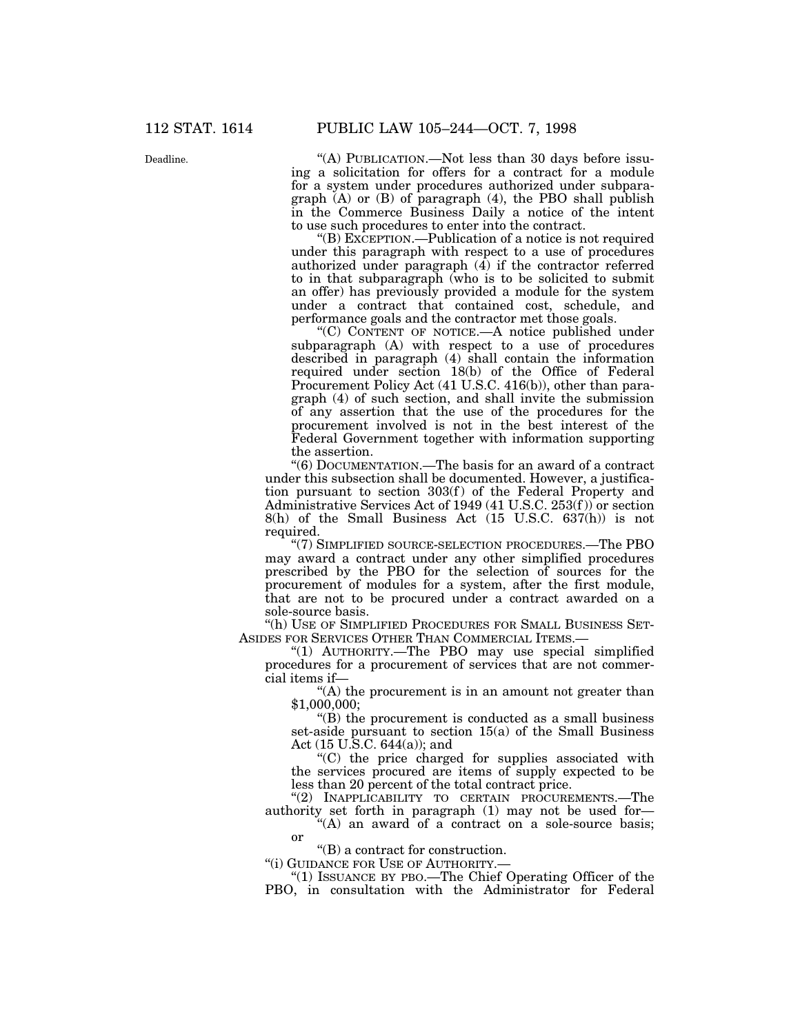Deadline.

"(A) PUBLICATION.—Not less than 30 days before issuing a solicitation for offers for a contract for a module for a system under procedures authorized under subparagraph (A) or (B) of paragraph (4), the PBO shall publish in the Commerce Business Daily a notice of the intent to use such procedures to enter into the contract.

"(B) EXCEPTION.—Publication of a notice is not required under this paragraph with respect to a use of procedures authorized under paragraph (4) if the contractor referred to in that subparagraph (who is to be solicited to submit an offer) has previously provided a module for the system under a contract that contained cost, schedule, and performance goals and the contractor met those goals.

"(C) CONTENT OF NOTICE.—A notice published under subparagraph (A) with respect to a use of procedures described in paragraph (4) shall contain the information required under section 18(b) of the Office of Federal Procurement Policy Act (41 U.S.C. 416(b)), other than paragraph (4) of such section, and shall invite the submission of any assertion that the use of the procedures for the procurement involved is not in the best interest of the Federal Government together with information supporting the assertion.

"(6) DOCUMENTATION.—The basis for an award of a contract under this subsection shall be documented. However, a justification pursuant to section 303(f) of the Federal Property and Administrative Services Act of 1949 (41 U.S.C. 253(f)) or section 8(h) of the Small Business Act (15 U.S.C. 637(h)) is not required.

"(7) SIMPLIFIED SOURCE-SELECTION PROCEDURES.—The PBO may award a contract under any other simplified procedures prescribed by the PBO for the selection of sources for the procurement of modules for a system, after the first module, that are not to be procured under a contract awarded on a sole-source basis.

"(h) USE OF SIMPLIFIED PROCEDURES FOR SMALL BUSINESS SET-ASIDES FOR SERVICES OTHER THAN COMMERCIAL ITEMS.—

"(1) AUTHORITY.—The PBO may use special simplified procedures for a procurement of services that are not commercial items if—

"(A) the procurement is in an amount not greater than $1,000,000;

"(B) the procurement is conducted as a small business set-aside pursuant to section 15(a) of the Small Business Act (15 U.S.C. 644(a)); and

"(C) the price charged for supplies associated with the services procured are items of supply expected to be less than 20 percent of the total contract price.

"(2) INAPPLICABILITY TO CERTAIN PROCUREMENTS.—The authority set forth in paragraph (1) may not be used for—

"(A) an award of a contract on a sole-source basis; or

"(B) a contract for construction.

"(i) GUIDANCE FOR USE OF AUTHORITY.—

"(1) ISSUANCE BY PBO.—The Chief Operating Officer of the PBO, in consultation with the Administrator for Federal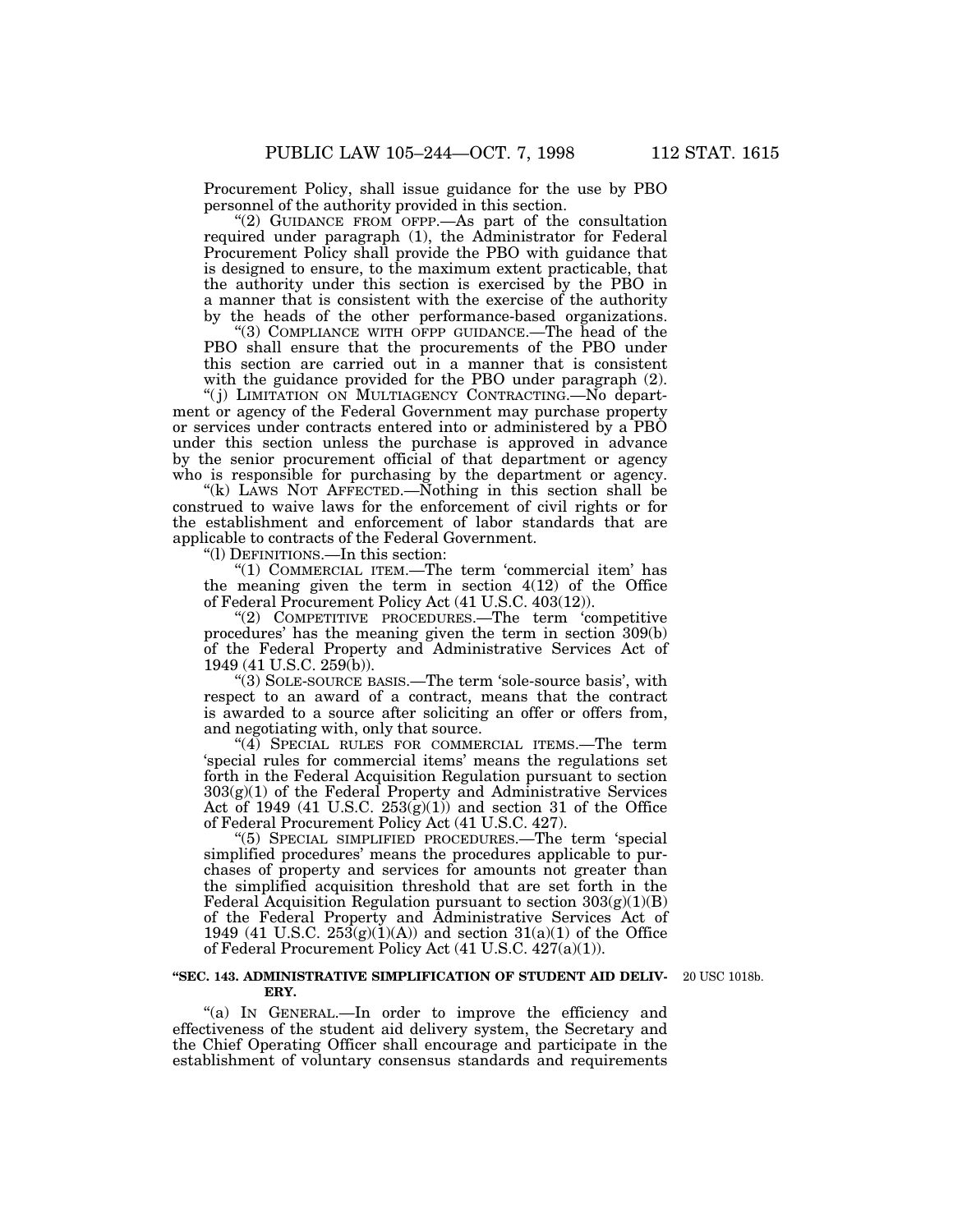Procurement Policy, shall issue guidance for the use by PBO personnel of the authority provided in this section.

"(2) GUIDANCE FROM OFPP.—As part of the consultation required under paragraph (1), the Administrator for Federal Procurement Policy shall provide the PBO with guidance that is designed to ensure, to the maximum extent practicable, that the authority under this section is exercised by the PBO in a manner that is consistent with the exercise of the authority by the heads of the other performance-based organizations.

"(3) COMPLIANCE WITH OFPP GUIDANCE.—The head of the PBO shall ensure that the procurements of the PBO under this section are carried out in a manner that is consistent with the guidance provided for the PBO under paragraph (2).

"(j) LIMITATION ON MULTIAGENCY CONTRACTING.—No department or agency of the Federal Government may purchase property or services under contracts entered into or administered by a PBO under this section unless the purchase is approved in advance by the senior procurement official of that department or agency who is responsible for purchasing by the department or agency.

"(k) LAWS NOT AFFECTED.—Nothing in this section shall be construed to waive laws for the enforcement of civil rights or for the establishment and enforcement of labor standards that are applicable to contracts of the Federal Government.

"(l) DEFINITIONS.—In this section:

"(1) COMMERCIAL ITEM.—The term 'commercial item' has the meaning given the term in section 4(12) of the Office of Federal Procurement Policy Act (41 U.S.C. 403(12)).

"(2) COMPETITIVE PROCEDURES.—The term 'competitive procedures' has the meaning given the term in section 309(b) of the Federal Property and Administrative Services Act of 1949 (41 U.S.C. 259(b)).

"(3) SOLE-SOURCE BASIS.—The term 'sole-source basis', with respect to an award of a contract, means that the contract is awarded to a source after soliciting an offer or offers from, and negotiating with, only that source.

"(4) SPECIAL RULES FOR COMMERCIAL ITEMS.—The term 'special rules for commercial items' means the regulations set forth in the Federal Acquisition Regulation pursuant to section 303(g)(1) of the Federal Property and Administrative Services Act of 1949 (41 U.S.C. 253(g)(1)) and section 31 of the Office of Federal Procurement Policy Act (41 U.S.C. 427).

"(5) SPECIAL SIMPLIFIED PROCEDURES.—The term 'special simplified procedures' means the procedures applicable to purchases of property and services for amounts not greater than the simplified acquisition threshold that are set forth in the Federal Acquisition Regulation pursuant to section 303(g)(1)(B) of the Federal Property and Administrative Services Act of 1949 (41 U.S.C. 253(g)(1)(A)) and section 31(a)(1) of the Office of Federal Procurement Policy Act (41 U.S.C. 427(a)(1)).

**"SEC. 143. ADMINISTRATIVE SIMPLIFICATION OF STUDENT AID DELIVERY.**

20 USC 1018b.

"(a) IN GENERAL.—In order to improve the efficiency and effectiveness of the student aid delivery system, the Secretary and the Chief Operating Officer shall encourage and participate in the establishment of voluntary consensus standards and requirements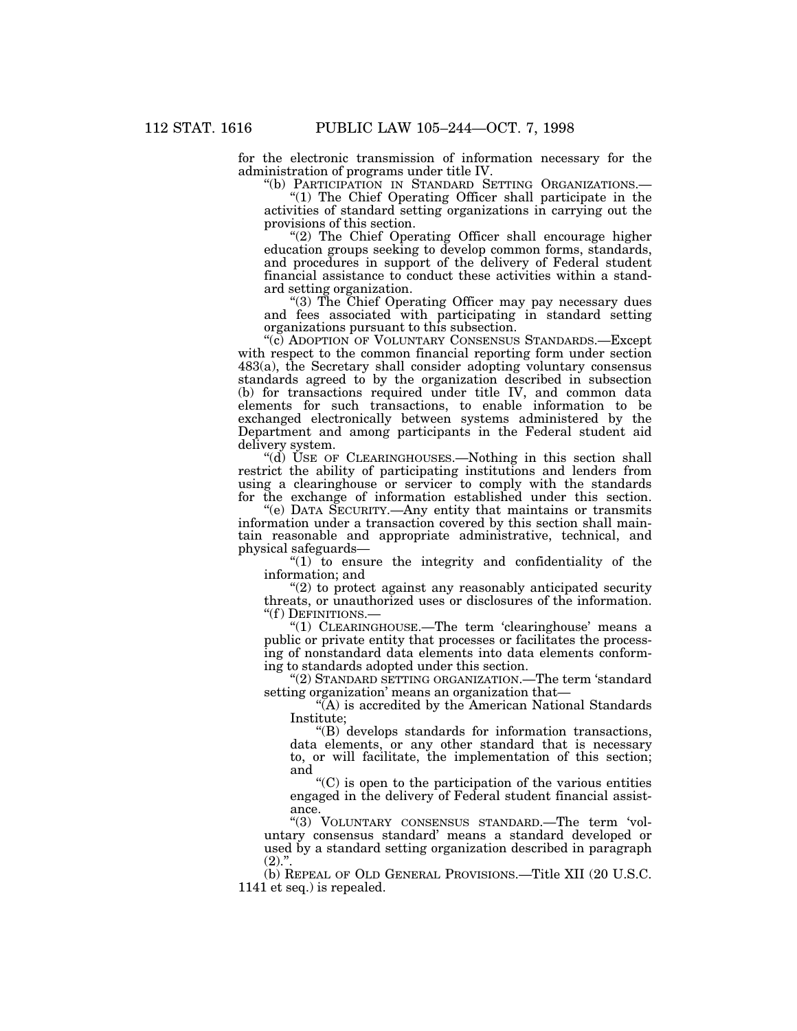for the electronic transmission of information necessary for the administration of programs under title IV.

"(b) PARTICIPATION IN STANDARD SETTING ORGANIZATIONS.—

"(1) The Chief Operating Officer shall participate in the activities of standard setting organizations in carrying out the provisions of this section.

"(2) The Chief Operating Officer shall encourage higher education groups seeking to develop common forms, standards, and procedures in support of the delivery of Federal student financial assistance to conduct these activities within a standard setting organization.

"(3) The Chief Operating Officer may pay necessary dues and fees associated with participating in standard setting organizations pursuant to this subsection.

"(c) ADOPTION OF VOLUNTARY CONSENSUS STANDARDS.—Except with respect to the common financial reporting form under section 483(a), the Secretary shall consider adopting voluntary consensus standards agreed to by the organization described in subsection (b) for transactions required under title IV, and common data elements for such transactions, to enable information to be exchanged electronically between systems administered by the Department and among participants in the Federal student aid delivery system.

"(d) USE OF CLEARINGHOUSES.—Nothing in this section shall restrict the ability of participating institutions and lenders from using a clearinghouse or servicer to comply with the standards for the exchange of information established under this section.

"(e) DATA SECURITY.—Any entity that maintains or transmits information under a transaction covered by this section shall maintain reasonable and appropriate administrative, technical, and physical safeguards—

"(1) to ensure the integrity and confidentiality of the information; and

"(2) to protect against any reasonably anticipated security threats, or unauthorized uses or disclosures of the information.

"(f) DEFINITIONS.—

"(1) CLEARINGHOUSE.—The term 'clearinghouse' means a public or private entity that processes or facilitates the processing of nonstandard data elements into data elements conforming to standards adopted under this section.

"(2) STANDARD SETTING ORGANIZATION.—The term 'standard setting organization' means an organization that—

"(A) is accredited by the American National Standards Institute;

"(B) develops standards for information transactions, data elements, or any other standard that is necessary to, or will facilitate, the implementation of this section; and

"(C) is open to the participation of the various entities engaged in the delivery of Federal student financial assistance.

"(3) VOLUNTARY CONSENSUS STANDARD.—The term 'voluntary consensus standard' means a standard developed or used by a standard setting organization described in paragraph (2).".

(b) REPEAL OF OLD GENERAL PROVISIONS.—Title XII (20 U.S.C. 1141 et seq.) is repealed.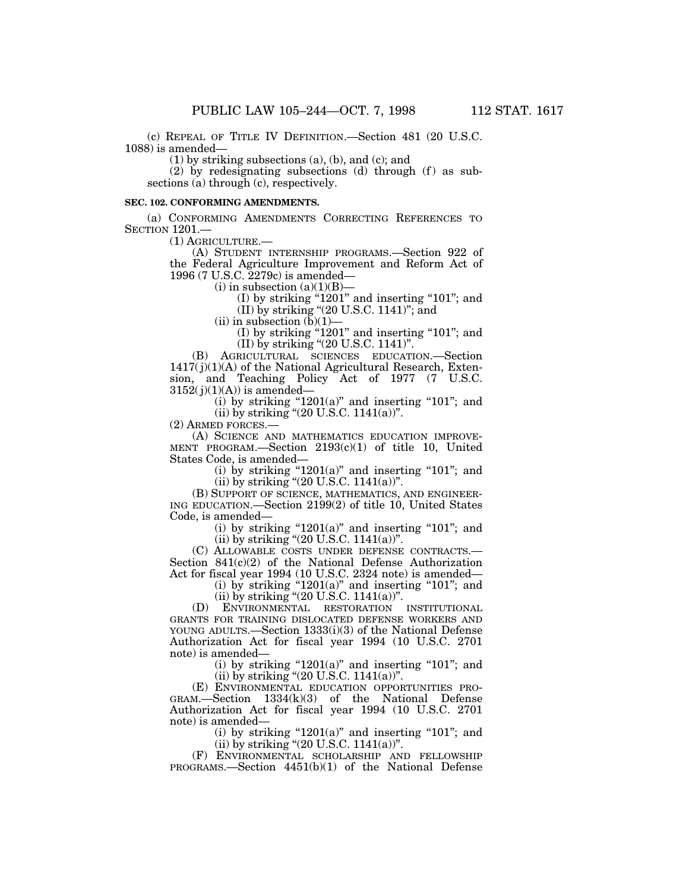(c) REPEAL OF TITLE IV DEFINITION.—Section 481 (20 U.S.C. 1088) is amended—

(1) by striking subsections (a), (b), and (c); and

(2) by redesignating subsections (d) through (f) as subsections (a) through (c), respectively.

**SEC. 102. CONFORMING AMENDMENTS.**

(a) CONFORMING AMENDMENTS CORRECTING REFERENCES TO SECTION 1201.—

(1) AGRICULTURE.—

(A) STUDENT INTERNSHIP PROGRAMS.—Section 922 of the Federal Agriculture Improvement and Reform Act of 1996 (7 U.S.C. 2279c) is amended—

(i) in subsection (a)(1)(B)—

(I) by striking "1201" and inserting "101"; and

(II) by striking "(20 U.S.C. 1141)"; and

(ii) in subsection (b)(1)—

(I) by striking "1201" and inserting "101"; and

(II) by striking "(20 U.S.C. 1141)".

(B) AGRICULTURAL SCIENCES EDUCATION.—Section 1417(j)(1)(A) of the National Agricultural Research, Extension, and Teaching Policy Act of 1977 (7 U.S.C. 3152(j)(1)(A)) is amended—

(i) by striking "1201(a)" and inserting "101"; and

(ii) by striking "(20 U.S.C. 1141(a))".

(2) ARMED FORCES.—

(A) SCIENCE AND MATHEMATICS EDUCATION IMPROVEMENT PROGRAM.—Section 2193(c)(1) of title 10, United States Code, is amended—

(i) by striking "1201(a)" and inserting "101"; and

(ii) by striking "(20 U.S.C. 1141(a))".

(B) SUPPORT OF SCIENCE, MATHEMATICS, AND ENGINEERING EDUCATION.—Section 2199(2) of title 10, United States Code, is amended—

(i) by striking "1201(a)" and inserting "101"; and

(ii) by striking "(20 U.S.C. 1141(a))".

(C) ALLOWABLE COSTS UNDER DEFENSE CONTRACTS.—Section 841(c)(2) of the National Defense Authorization Act for fiscal year 1994 (10 U.S.C. 2324 note) is amended—

(i) by striking "1201(a)" and inserting "101"; and

(ii) by striking "(20 U.S.C. 1141(a))".

(D) ENVIRONMENTAL RESTORATION INSTITUTIONAL GRANTS FOR TRAINING DISLOCATED DEFENSE WORKERS AND YOUNG ADULTS.—Section 1333(i)(3) of the National Defense Authorization Act for fiscal year 1994 (10 U.S.C. 2701 note) is amended—

(i) by striking "1201(a)" and inserting "101"; and

(ii) by striking "(20 U.S.C. 1141(a))".

(E) ENVIRONMENTAL EDUCATION OPPORTUNITIES PROGRAM.—Section 1334(k)(3) of the National Defense Authorization Act for fiscal year 1994 (10 U.S.C. 2701 note) is amended—

(i) by striking "1201(a)" and inserting "101"; and

(ii) by striking "(20 U.S.C. 1141(a))".

(F) ENVIRONMENTAL SCHOLARSHIP AND FELLOWSHIP PROGRAMS.—Section 4451(b)(1) of the National Defense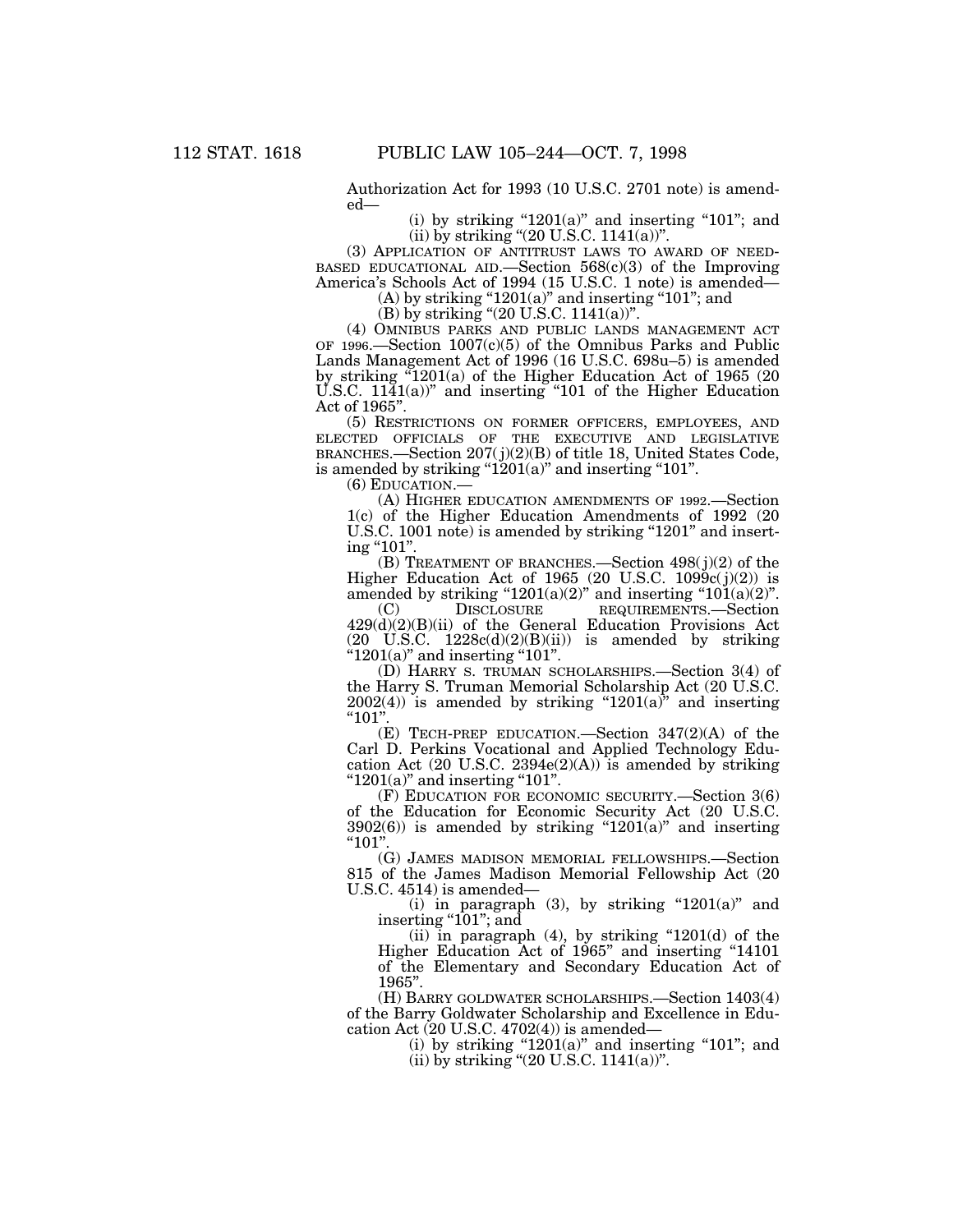Authorization Act for 1993 (10 U.S.C. 2701 note) is amended—

(i) by striking "1201(a)" and inserting "101"; and

(ii) by striking "(20 U.S.C. 1141(a))".

(3) APPLICATION OF ANTITRUST LAWS TO AWARD OF NEED-BASED EDUCATIONAL AID.—Section 568(c)(3) of the Improving America's Schools Act of 1994 (15 U.S.C. 1 note) is amended—

(A) by striking "1201(a)" and inserting "101"; and

(B) by striking "(20 U.S.C. 1141(a))".

(4) OMNIBUS PARKS AND PUBLIC LANDS MANAGEMENT ACT OF 1996.—Section 1007(c)(5) of the Omnibus Parks and Public Lands Management Act of 1996 (16 U.S.C. 698u–5) is amended by striking "1201(a) of the Higher Education Act of 1965 (20 U.S.C. 1141(a))" and inserting "101 of the Higher Education Act of 1965".

(5) RESTRICTIONS ON FORMER OFFICERS, EMPLOYEES, AND ELECTED OFFICIALS OF THE EXECUTIVE AND LEGISLATIVE BRANCHES.—Section 207(j)(2)(B) of title 18, United States Code, is amended by striking "1201(a)" and inserting "101".

(6) EDUCATION.—

(A) HIGHER EDUCATION AMENDMENTS OF 1992.—Section 1(c) of the Higher Education Amendments of 1992 (20 U.S.C. 1001 note) is amended by striking "1201" and inserting "101".

(B) TREATMENT OF BRANCHES.—Section 498(j)(2) of the Higher Education Act of 1965 (20 U.S.C. 1099c(j)(2)) is amended by striking "1201(a)(2)" and inserting "101(a)(2)".

(C) DISCLOSURE REQUIREMENTS.—Section 429(d)(2)(B)(ii) of the General Education Provisions Act (20 U.S.C. 1228c(d)(2)(B)(ii)) is amended by striking "1201(a)" and inserting "101".

(D) HARRY S. TRUMAN SCHOLARSHIPS.—Section 3(4) of the Harry S. Truman Memorial Scholarship Act (20 U.S.C. 2002(4)) is amended by striking "1201(a)" and inserting "101".

(E) TECH-PREP EDUCATION.—Section 347(2)(A) of the Carl D. Perkins Vocational and Applied Technology Education Act (20 U.S.C. 2394e(2)(A)) is amended by striking "1201(a)" and inserting "101".

(F) EDUCATION FOR ECONOMIC SECURITY.—Section 3(6) of the Education for Economic Security Act (20 U.S.C. 3902(6)) is amended by striking "1201(a)" and inserting "101".

(G) JAMES MADISON MEMORIAL FELLOWSHIPS.—Section 815 of the James Madison Memorial Fellowship Act (20 U.S.C. 4514) is amended—

(i) in paragraph (3), by striking "1201(a)" and inserting "101"; and

(ii) in paragraph (4), by striking "1201(d) of the Higher Education Act of 1965" and inserting "14101 of the Elementary and Secondary Education Act of 1965".

(H) BARRY GOLDWATER SCHOLARSHIPS.—Section 1403(4) of the Barry Goldwater Scholarship and Excellence in Education Act (20 U.S.C. 4702(4)) is amended—

(i) by striking "1201(a)" and inserting "101"; and

(ii) by striking "(20 U.S.C. 1141(a))".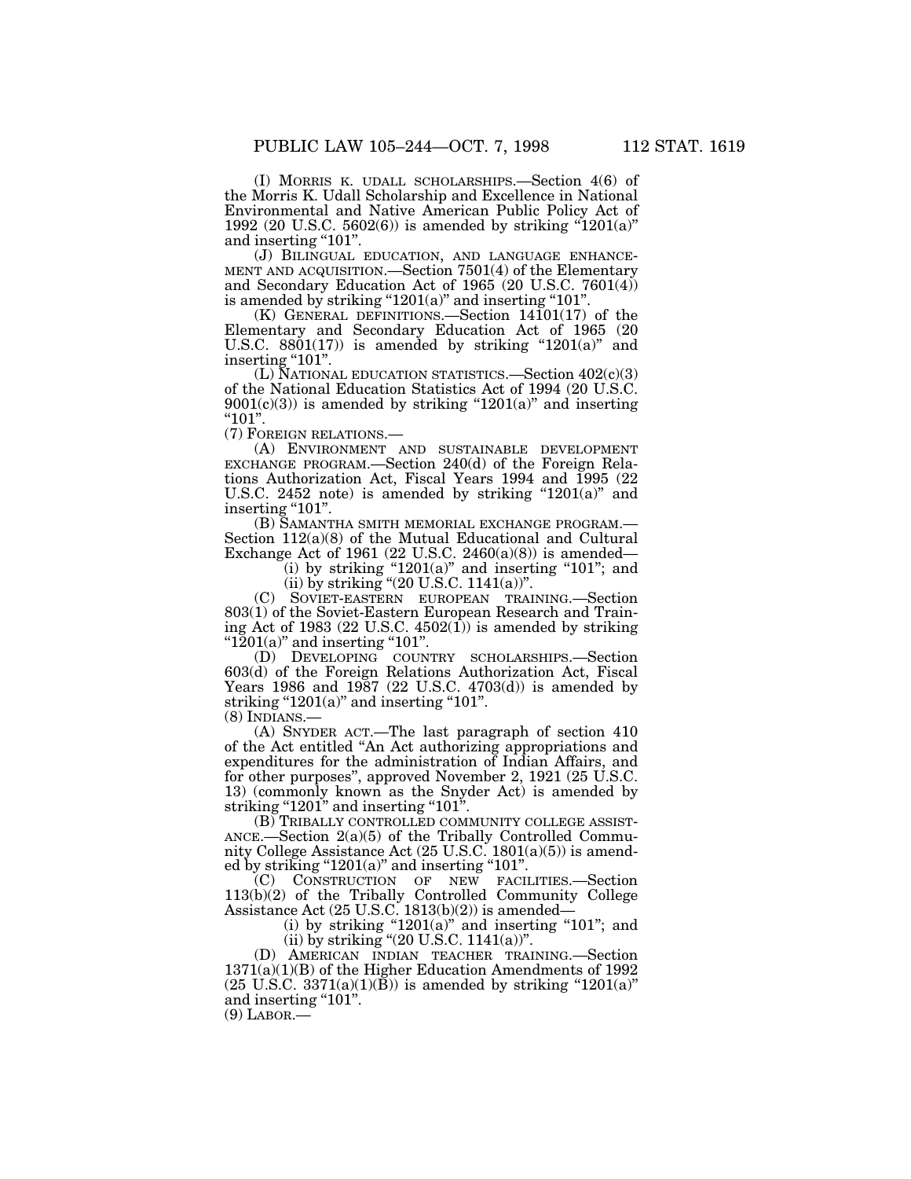(I) MORRIS K. UDALL SCHOLARSHIPS.—Section 4(6) of the Morris K. Udall Scholarship and Excellence in National Environmental and Native American Public Policy Act of 1992 (20 U.S.C. 5602(6)) is amended by striking "1201(a)" and inserting "101".

(J) BILINGUAL EDUCATION, AND LANGUAGE ENHANCEMENT AND ACQUISITION.—Section 7501(4) of the Elementary and Secondary Education Act of 1965 (20 U.S.C. 7601(4)) is amended by striking "1201(a)" and inserting "101".

(K) GENERAL DEFINITIONS.—Section 14101(17) of the Elementary and Secondary Education Act of 1965 (20 U.S.C. 8801(17)) is amended by striking "1201(a)" and inserting "101".

(L) NATIONAL EDUCATION STATISTICS.—Section 402(c)(3) of the National Education Statistics Act of 1994 (20 U.S.C. 9001(c)(3)) is amended by striking "1201(a)" and inserting "101".

(7) FOREIGN RELATIONS.—

(A) ENVIRONMENT AND SUSTAINABLE DEVELOPMENT EXCHANGE PROGRAM.—Section 240(d) of the Foreign Relations Authorization Act, Fiscal Years 1994 and 1995 (22 U.S.C. 2452 note) is amended by striking "1201(a)" and inserting "101".

(B) SAMANTHA SMITH MEMORIAL EXCHANGE PROGRAM.—Section 112(a)(8) of the Mutual Educational and Cultural Exchange Act of 1961 (22 U.S.C. 2460(a)(8)) is amended—

(i) by striking "1201(a)" and inserting "101"; and

(ii) by striking "(20 U.S.C. 1141(a))".

(C) SOVIET-EASTERN EUROPEAN TRAINING.—Section 803(1) of the Soviet-Eastern European Research and Training Act of 1983 (22 U.S.C. 4502(1)) is amended by striking "1201(a)" and inserting "101".

(D) DEVELOPING COUNTRY SCHOLARSHIPS.—Section 603(d) of the Foreign Relations Authorization Act, Fiscal Years 1986 and 1987 (22 U.S.C. 4703(d)) is amended by striking "1201(a)" and inserting "101".

(8) INDIANS.—

(A) SNYDER ACT.—The last paragraph of section 410 of the Act entitled "An Act authorizing appropriations and expenditures for the administration of Indian Affairs, and for other purposes", approved November 2, 1921 (25 U.S.C. 13) (commonly known as the Snyder Act) is amended by striking "1201" and inserting "101".

(B) TRIBALLY CONTROLLED COMMUNITY COLLEGE ASSISTANCE.—Section 2(a)(5) of the Tribally Controlled Community College Assistance Act (25 U.S.C. 1801(a)(5)) is amended by striking "1201(a)" and inserting "101".

(C) CONSTRUCTION OF NEW FACILITIES.—Section 113(b)(2) of the Tribally Controlled Community College Assistance Act (25 U.S.C. 1813(b)(2)) is amended—

(i) by striking "1201(a)" and inserting "101"; and

(ii) by striking "(20 U.S.C. 1141(a))".

(D) AMERICAN INDIAN TEACHER TRAINING.—Section 1371(a)(1)(B) of the Higher Education Amendments of 1992 (25 U.S.C. 3371(a)(1)(B)) is amended by striking "1201(a)" and inserting "101".

(9) LABOR.—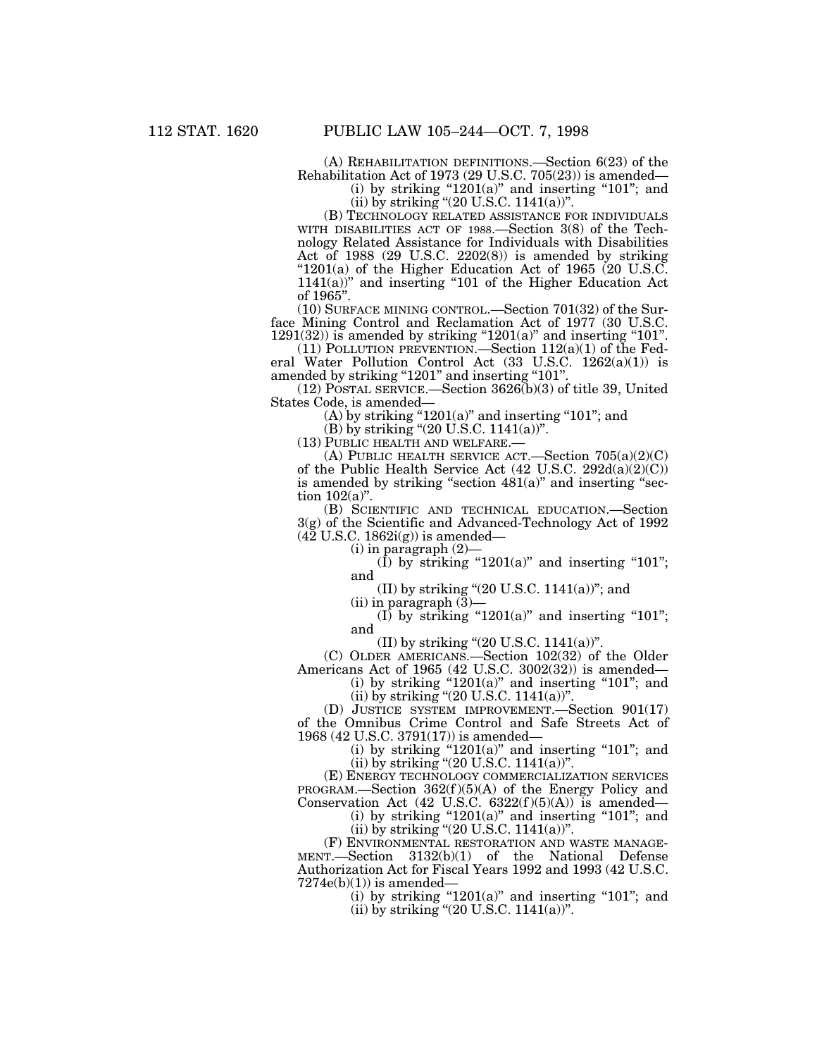(A) REHABILITATION DEFINITIONS.—Section 6(23) of the Rehabilitation Act of 1973 (29 U.S.C. 705(23)) is amended—

(i) by striking "1201(a)" and inserting "101"; and

(ii) by striking "(20 U.S.C. 1141(a))".

(B) TECHNOLOGY RELATED ASSISTANCE FOR INDIVIDUALS WITH DISABILITIES ACT OF 1988.—Section 3(8) of the Technology Related Assistance for Individuals with Disabilities Act of 1988 (29 U.S.C. 2202(8)) is amended by striking "1201(a) of the Higher Education Act of 1965 (20 U.S.C. 1141(a))" and inserting "101 of the Higher Education Act of 1965".

(10) SURFACE MINING CONTROL.—Section 701(32) of the Surface Mining Control and Reclamation Act of 1977 (30 U.S.C. 1291(32)) is amended by striking "1201(a)" and inserting "101".

(11) POLLUTION PREVENTION.—Section 112(a)(1) of the Federal Water Pollution Control Act (33 U.S.C. 1262(a)(1)) is amended by striking "1201" and inserting "101".

(12) POSTAL SERVICE.—Section 3626(b)(3) of title 39, United States Code, is amended—

(A) by striking "1201(a)" and inserting "101"; and

(B) by striking "(20 U.S.C. 1141(a))".

(13) PUBLIC HEALTH AND WELFARE.—

(A) PUBLIC HEALTH SERVICE ACT.—Section 705(a)(2)(C) of the Public Health Service Act (42 U.S.C. 292d(a)(2)(C)) is amended by striking "section 481(a)" and inserting "section 102(a)".

(B) SCIENTIFIC AND TECHNICAL EDUCATION.—Section 3(g) of the Scientific and Advanced-Technology Act of 1992 (42 U.S.C. 1862i(g)) is amended—

(i) in paragraph (2)—

(I) by striking "1201(a)" and inserting "101"; and

(II) by striking "(20 U.S.C. 1141(a))"; and

(ii) in paragraph (3)—

(I) by striking "1201(a)" and inserting "101"; and

(II) by striking "(20 U.S.C. 1141(a))".

(C) OLDER AMERICANS.—Section 102(32) of the Older Americans Act of 1965 (42 U.S.C. 3002(32)) is amended—

(i) by striking "1201(a)" and inserting "101"; and

(ii) by striking "(20 U.S.C. 1141(a))".

(D) JUSTICE SYSTEM IMPROVEMENT.—Section 901(17) of the Omnibus Crime Control and Safe Streets Act of 1968 (42 U.S.C. 3791(17)) is amended—

(i) by striking "1201(a)" and inserting "101"; and

(ii) by striking "(20 U.S.C. 1141(a))".

(E) ENERGY TECHNOLOGY COMMERCIALIZATION SERVICES PROGRAM.—Section 362(f)(5)(A) of the Energy Policy and Conservation Act (42 U.S.C. 6322(f)(5)(A)) is amended—

(i) by striking "1201(a)" and inserting "101"; and

(ii) by striking "(20 U.S.C. 1141(a))".

(F) ENVIRONMENTAL RESTORATION AND WASTE MANAGEMENT.—Section 3132(b)(1) of the National Defense Authorization Act for Fiscal Years 1992 and 1993 (42 U.S.C. 7274e(b)(1)) is amended—

(i) by striking "1201(a)" and inserting "101"; and

(ii) by striking "(20 U.S.C. 1141(a))".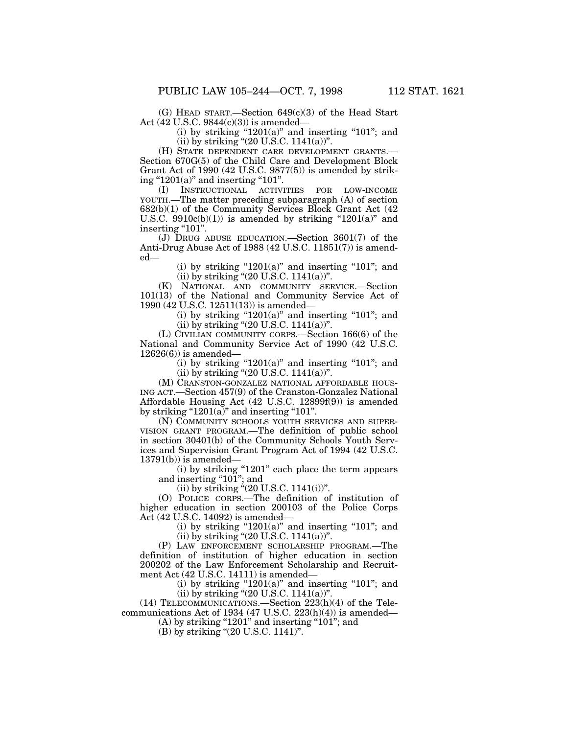(G) HEAD START.—Section 649(c)(3) of the Head Start Act (42 U.S.C. 9844(c)(3)) is amended—

(i) by striking "1201(a)" and inserting "101"; and

(ii) by striking "(20 U.S.C. 1141(a))".

(H) STATE DEPENDENT CARE DEVELOPMENT GRANTS.—Section 670G(5) of the Child Care and Development Block Grant Act of 1990 (42 U.S.C. 9877(5)) is amended by striking "1201(a)" and inserting "101".

(I) INSTRUCTIONAL ACTIVITIES FOR LOW-INCOME YOUTH.—The matter preceding subparagraph (A) of section 682(b)(1) of the Community Services Block Grant Act (42 U.S.C. 9910c(b)(1)) is amended by striking "1201(a)" and inserting "101".

(J) DRUG ABUSE EDUCATION.—Section 3601(7) of the Anti-Drug Abuse Act of 1988 (42 U.S.C. 11851(7)) is amended—

(i) by striking "1201(a)" and inserting "101"; and

(ii) by striking "(20 U.S.C. 1141(a))".

(K) NATIONAL AND COMMUNITY SERVICE.—Section 101(13) of the National and Community Service Act of 1990 (42 U.S.C. 12511(13)) is amended—

(i) by striking "1201(a)" and inserting "101"; and

(ii) by striking "(20 U.S.C. 1141(a))".

(L) CIVILIAN COMMUNITY CORPS.—Section 166(6) of the National and Community Service Act of 1990 (42 U.S.C. 12626(6)) is amended—

(i) by striking "1201(a)" and inserting "101"; and

(ii) by striking "(20 U.S.C. 1141(a))".

(M) CRANSTON-GONZALEZ NATIONAL AFFORDABLE HOUSING ACT.—Section 457(9) of the Cranston-Gonzalez National Affordable Housing Act (42 U.S.C. 12899f(9)) is amended by striking "1201(a)" and inserting "101".

(N) COMMUNITY SCHOOLS YOUTH SERVICES AND SUPERVISION GRANT PROGRAM.—The definition of public school in section 30401(b) of the Community Schools Youth Services and Supervision Grant Program Act of 1994 (42 U.S.C. 13791(b)) is amended—

(i) by striking "1201" each place the term appears and inserting "101"; and

(ii) by striking "(20 U.S.C. 1141(i))".

(O) POLICE CORPS.—The definition of institution of higher education in section 200103 of the Police Corps Act (42 U.S.C. 14092) is amended—

(i) by striking "1201(a)" and inserting "101"; and

(ii) by striking "(20 U.S.C. 1141(a))".

(P) LAW ENFORCEMENT SCHOLARSHIP PROGRAM.—The definition of institution of higher education in section 200202 of the Law Enforcement Scholarship and Recruitment Act (42 U.S.C. 14111) is amended—

(i) by striking "1201(a)" and inserting "101"; and

(ii) by striking "(20 U.S.C. 1141(a))".

(14) TELECOMMUNICATIONS.—Section 223(h)(4) of the Telecommunications Act of 1934 (47 U.S.C. 223(h)(4)) is amended—

(A) by striking "1201" and inserting "101"; and

(B) by striking "(20 U.S.C. 1141)".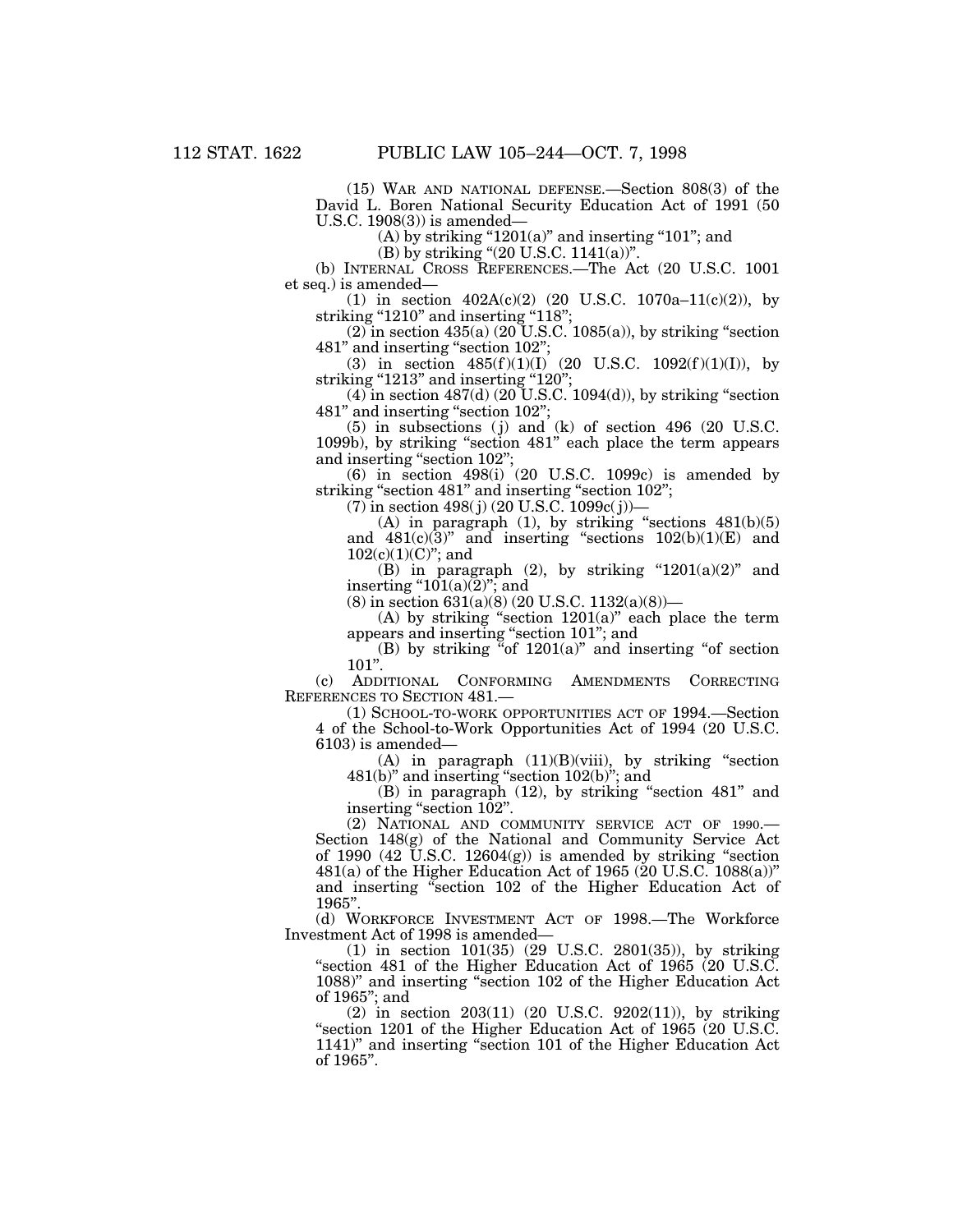(15) WAR AND NATIONAL DEFENSE.—Section 808(3) of the David L. Boren National Security Education Act of 1991 (50 U.S.C. 1908(3)) is amended—

(A) by striking "1201(a)" and inserting "101"; and

(B) by striking "(20 U.S.C. 1141(a))".

(b) INTERNAL CROSS REFERENCES.—The Act (20 U.S.C. 1001 et seq.) is amended—

(1) in section 402A(c)(2) (20 U.S.C. 1070a–11(c)(2)), by striking "1210" and inserting "118";

(2) in section 435(a) (20 U.S.C. 1085(a)), by striking "section 481" and inserting "section 102";

(3) in section 485(f)(1)(I) (20 U.S.C. 1092(f)(1)(I)), by striking "1213" and inserting "120";

(4) in section 487(d) (20 U.S.C. 1094(d)), by striking "section 481" and inserting "section 102";

(5) in subsections (j) and (k) of section 496 (20 U.S.C. 1099b), by striking "section 481" each place the term appears and inserting "section 102";

(6) in section 498(i) (20 U.S.C. 1099c) is amended by striking "section 481" and inserting "section 102";

(7) in section 498(j) (20 U.S.C. 1099c(j))—

(A) in paragraph (1), by striking "sections 481(b)(5) and 481(c)(3)" and inserting "sections 102(b)(1)(E) and 102(c)(1)(C)"; and

(B) in paragraph (2), by striking "1201(a)(2)" and inserting "101(a)(2)"; and

(8) in section 631(a)(8) (20 U.S.C. 1132(a)(8))—

(A) by striking "section 1201(a)" each place the term appears and inserting "section 101"; and

(B) by striking "of 1201(a)" and inserting "of section 101".

(c) ADDITIONAL CONFORMING AMENDMENTS CORRECTING REFERENCES TO SECTION 481.—

(1) SCHOOL-TO-WORK OPPORTUNITIES ACT OF 1994.—Section 4 of the School-to-Work Opportunities Act of 1994 (20 U.S.C. 6103) is amended—

(A) in paragraph (11)(B)(viii), by striking "section 481(b)" and inserting "section 102(b)"; and

(B) in paragraph (12), by striking "section 481" and inserting "section 102".

(2) NATIONAL AND COMMUNITY SERVICE ACT OF 1990.—Section 148(g) of the National and Community Service Act of 1990 (42 U.S.C. 12604(g)) is amended by striking "section 481(a) of the Higher Education Act of 1965 (20 U.S.C. 1088(a))" and inserting "section 102 of the Higher Education Act of 1965".

(d) WORKFORCE INVESTMENT ACT OF 1998.—The Workforce Investment Act of 1998 is amended—

(1) in section 101(35) (29 U.S.C. 2801(35)), by striking "section 481 of the Higher Education Act of 1965 (20 U.S.C. 1088)" and inserting "section 102 of the Higher Education Act of 1965"; and

(2) in section 203(11) (20 U.S.C. 9202(11)), by striking "section 1201 of the Higher Education Act of 1965 (20 U.S.C. 1141)" and inserting "section 101 of the Higher Education Act of 1965".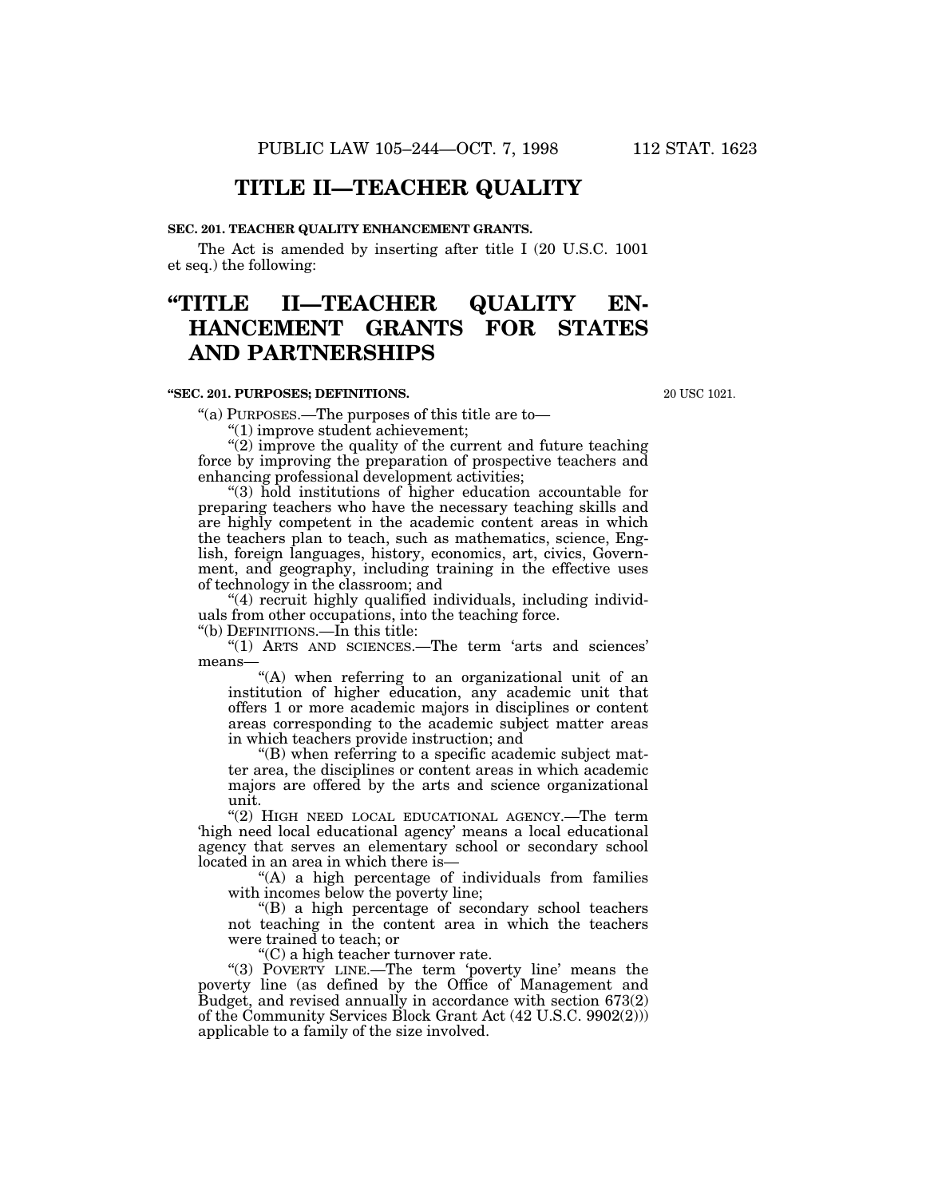# TITLE II—TEACHER QUALITY

**SEC. 201. TEACHER QUALITY ENHANCEMENT GRANTS.**

The Act is amended by inserting after title I (20 U.S.C. 1001 et seq.) the following:

# "TITLE II—TEACHER QUALITY ENHANCEMENT GRANTS FOR STATES AND PARTNERSHIPS

**"SEC. 201. PURPOSES; DEFINITIONS.**

20 USC 1021.

"(a) PURPOSES.—The purposes of this title are to—

"(1) improve student achievement;

"(2) improve the quality of the current and future teaching force by improving the preparation of prospective teachers and enhancing professional development activities;

"(3) hold institutions of higher education accountable for preparing teachers who have the necessary teaching skills and are highly competent in the academic content areas in which the teachers plan to teach, such as mathematics, science, English, foreign languages, history, economics, art, civics, Government, and geography, including training in the effective uses of technology in the classroom; and

"(4) recruit highly qualified individuals, including individuals from other occupations, into the teaching force.

"(b) DEFINITIONS.—In this title:

"(1) ARTS AND SCIENCES.—The term 'arts and sciences' means—

"(A) when referring to an organizational unit of an institution of higher education, any academic unit that offers 1 or more academic majors in disciplines or content areas corresponding to the academic subject matter areas in which teachers provide instruction; and

"(B) when referring to a specific academic subject matter area, the disciplines or content areas in which academic majors are offered by the arts and science organizational unit.

"(2) HIGH NEED LOCAL EDUCATIONAL AGENCY.—The term 'high need local educational agency' means a local educational agency that serves an elementary school or secondary school located in an area in which there is—

"(A) a high percentage of individuals from families with incomes below the poverty line;

"(B) a high percentage of secondary school teachers not teaching in the content area in which the teachers were trained to teach; or

"(C) a high teacher turnover rate.

"(3) POVERTY LINE.—The term 'poverty line' means the poverty line (as defined by the Office of Management and Budget, and revised annually in accordance with section 673(2) of the Community Services Block Grant Act (42 U.S.C. 9902(2))) applicable to a family of the size involved.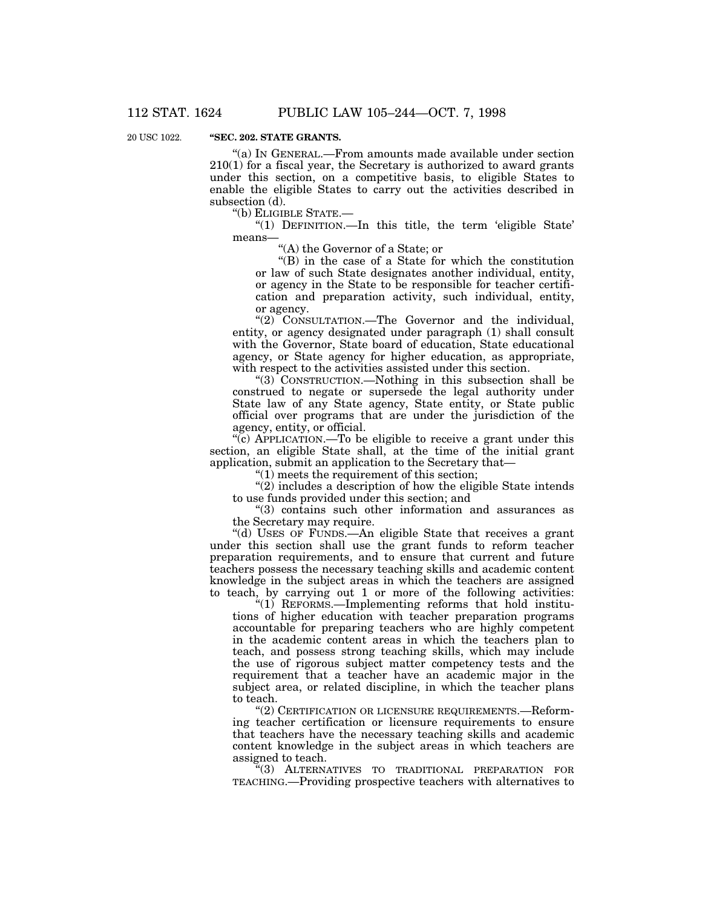**"SEC. 202. STATE GRANTS.**

"(a) IN GENERAL.—From amounts made available under section 210(1) for a fiscal year, the Secretary is authorized to award grants under this section, on a competitive basis, to eligible States to enable the eligible States to carry out the activities described in subsection (d).

"(b) ELIGIBLE STATE.—

"(1) DEFINITION.—In this title, the term 'eligible State' means—

"(A) the Governor of a State; or

"(B) in the case of a State for which the constitution or law of such State designates another individual, entity, or agency in the State to be responsible for teacher certification and preparation activity, such individual, entity, or agency.

"(2) CONSULTATION.—The Governor and the individual, entity, or agency designated under paragraph (1) shall consult with the Governor, State board of education, State educational agency, or State agency for higher education, as appropriate, with respect to the activities assisted under this section.

"(3) CONSTRUCTION.—Nothing in this subsection shall be construed to negate or supersede the legal authority under State law of any State agency, State entity, or State public official over programs that are under the jurisdiction of the agency, entity, or official.

"(c) APPLICATION.—To be eligible to receive a grant under this section, an eligible State shall, at the time of the initial grant application, submit an application to the Secretary that—

"(1) meets the requirement of this section;

"(2) includes a description of how the eligible State intends to use funds provided under this section; and

"(3) contains such other information and assurances as the Secretary may require.

"(d) USES OF FUNDS.—An eligible State that receives a grant under this section shall use the grant funds to reform teacher preparation requirements, and to ensure that current and future teachers possess the necessary teaching skills and academic content knowledge in the subject areas in which the teachers are assigned to teach, by carrying out 1 or more of the following activities:

"(1) REFORMS.—Implementing reforms that hold institutions of higher education with teacher preparation programs accountable for preparing teachers who are highly competent in the academic content areas in which the teachers plan to teach, and possess strong teaching skills, which may include the use of rigorous subject matter competency tests and the requirement that a teacher have an academic major in the subject area, or related discipline, in which the teacher plans to teach.

"(2) CERTIFICATION OR LICENSURE REQUIREMENTS.—Reforming teacher certification or licensure requirements to ensure that teachers have the necessary teaching skills and academic content knowledge in the subject areas in which teachers are assigned to teach.

"(3) ALTERNATIVES TO TRADITIONAL PREPARATION FOR TEACHING.—Providing prospective teachers with alternatives to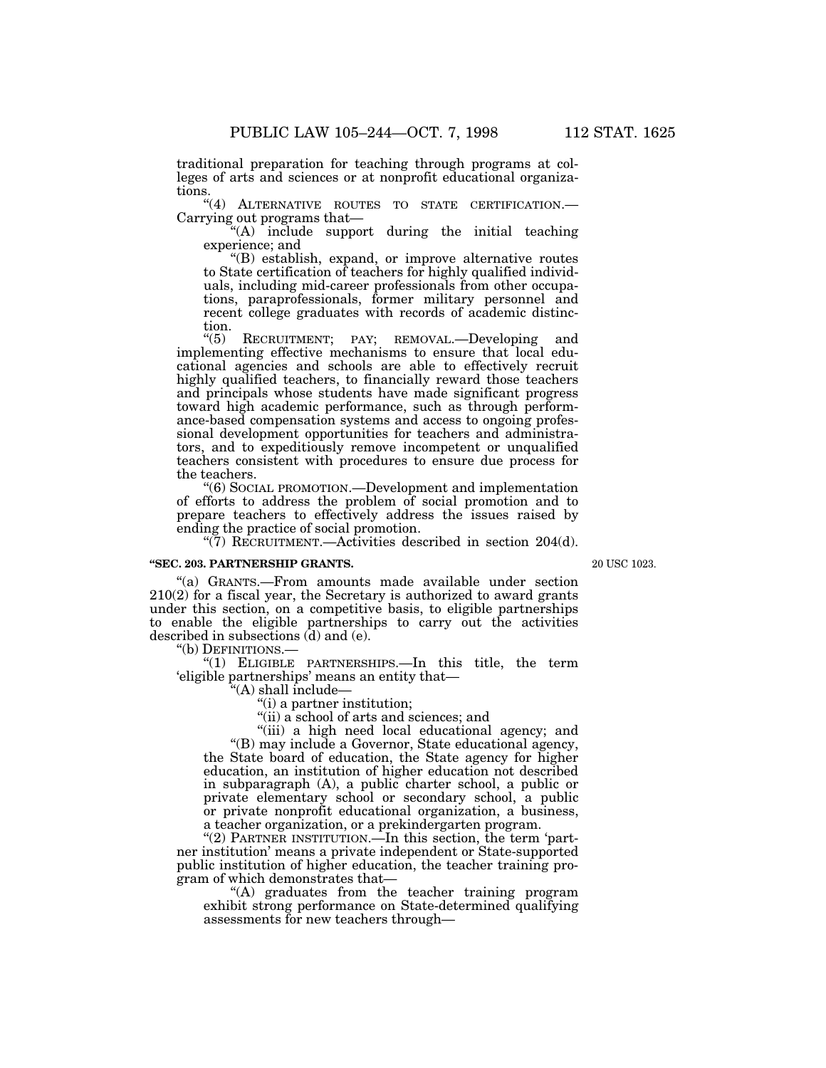traditional preparation for teaching through programs at colleges of arts and sciences or at nonprofit educational organizations.

"(4) ALTERNATIVE ROUTES TO STATE CERTIFICATION.—Carrying out programs that—

"(A) include support during the initial teaching experience; and

"(B) establish, expand, or improve alternative routes to State certification of teachers for highly qualified individuals, including mid-career professionals from other occupations, paraprofessionals, former military personnel and recent college graduates with records of academic distinction.

"(5) RECRUITMENT; PAY; REMOVAL.—Developing and implementing effective mechanisms to ensure that local educational agencies and schools are able to effectively recruit highly qualified teachers, to financially reward those teachers and principals whose students have made significant progress toward high academic performance, such as through performance-based compensation systems and access to ongoing professional development opportunities for teachers and administrators, and to expeditiously remove incompetent or unqualified teachers consistent with procedures to ensure due process for the teachers.

"(6) SOCIAL PROMOTION.—Development and implementation of efforts to address the problem of social promotion and to prepare teachers to effectively address the issues raised by ending the practice of social promotion.

"(7) RECRUITMENT.—Activities described in section 204(d).

**"SEC. 203. PARTNERSHIP GRANTS.**

20 USC 1023.

"(a) GRANTS.—From amounts made available under section 210(2) for a fiscal year, the Secretary is authorized to award grants under this section, on a competitive basis, to eligible partnerships to enable the eligible partnerships to carry out the activities described in subsections (d) and (e).

"(b) DEFINITIONS.—

"(1) ELIGIBLE PARTNERSHIPS.—In this title, the term 'eligible partnerships' means an entity that—

"(A) shall include—

"(i) a partner institution;

"(ii) a school of arts and sciences; and

"(iii) a high need local educational agency; and

"(B) may include a Governor, State educational agency, the State board of education, the State agency for higher education, an institution of higher education not described in subparagraph (A), a public charter school, a public or private elementary school or secondary school, a public or private nonprofit educational organization, a business, a teacher organization, or a prekindergarten program.

"(2) PARTNER INSTITUTION.—In this section, the term 'partner institution' means a private independent or State-supported public institution of higher education, the teacher training program of which demonstrates that—

"(A) graduates from the teacher training program exhibit strong performance on State-determined qualifying assessments for new teachers through—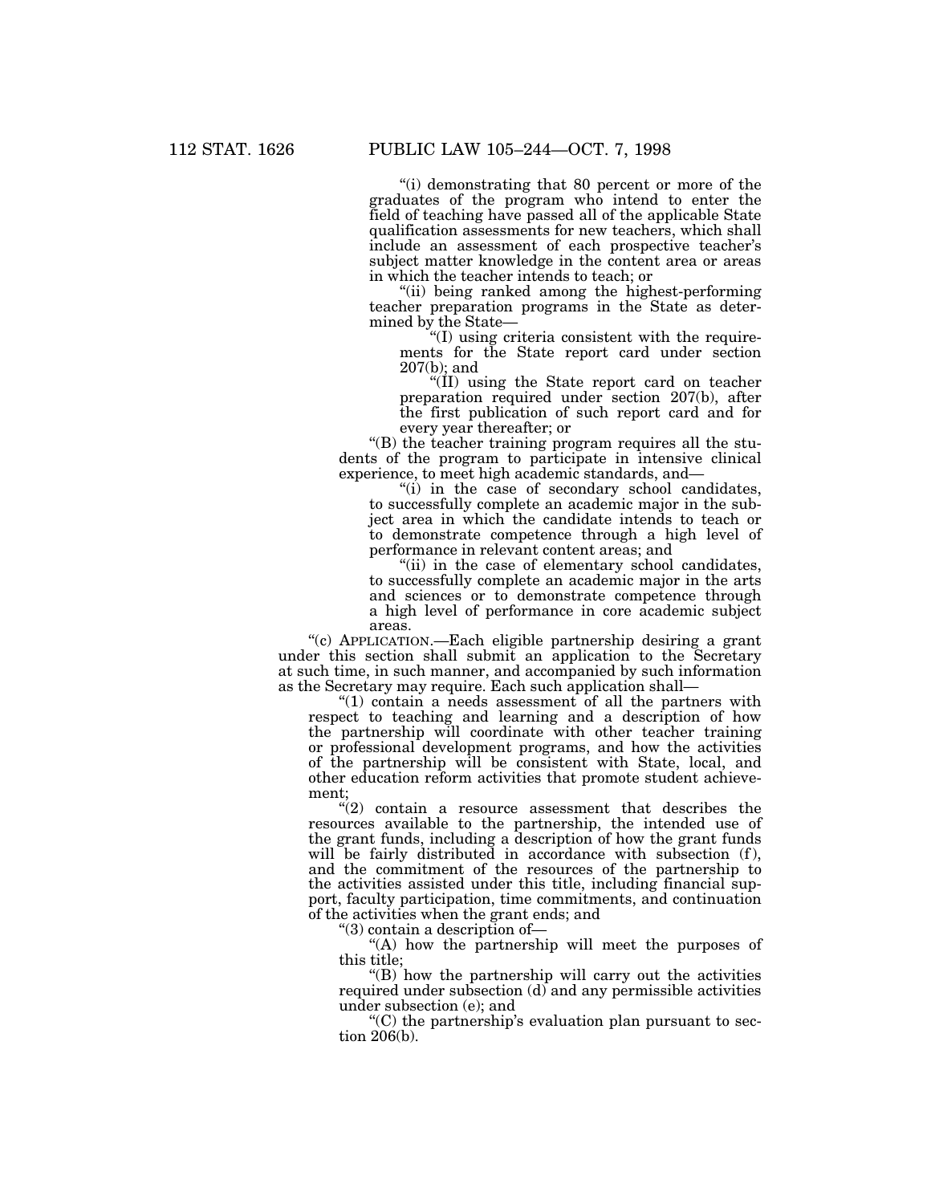"(i) demonstrating that 80 percent or more of the graduates of the program who intend to enter the field of teaching have passed all of the applicable State qualification assessments for new teachers, which shall include an assessment of each prospective teacher's subject matter knowledge in the content area or areas in which the teacher intends to teach; or

"(ii) being ranked among the highest-performing teacher preparation programs in the State as determined by the State—

"(I) using criteria consistent with the requirements for the State report card under section 207(b); and

"(II) using the State report card on teacher preparation required under section 207(b), after the first publication of such report card and for every year thereafter; or

"(B) the teacher training program requires all the students of the program to participate in intensive clinical experience, to meet high academic standards, and—

"(i) in the case of secondary school candidates, to successfully complete an academic major in the subject area in which the candidate intends to teach or to demonstrate competence through a high level of performance in relevant content areas; and

"(ii) in the case of elementary school candidates, to successfully complete an academic major in the arts and sciences or to demonstrate competence through a high level of performance in core academic subject areas.

"(c) APPLICATION.—Each eligible partnership desiring a grant under this section shall submit an application to the Secretary at such time, in such manner, and accompanied by such information as the Secretary may require. Each such application shall—

"(1) contain a needs assessment of all the partners with respect to teaching and learning and a description of how the partnership will coordinate with other teacher training or professional development programs, and how the activities of the partnership will be consistent with State, local, and other education reform activities that promote student achievement;

"(2) contain a resource assessment that describes the resources available to the partnership, the intended use of the grant funds, including a description of how the grant funds will be fairly distributed in accordance with subsection (f), and the commitment of the resources of the partnership to the activities assisted under this title, including financial support, faculty participation, time commitments, and continuation of the activities when the grant ends; and

"(3) contain a description of—

"(A) how the partnership will meet the purposes of this title;

"(B) how the partnership will carry out the activities required under subsection (d) and any permissible activities under subsection (e); and

"(C) the partnership's evaluation plan pursuant to section 206(b).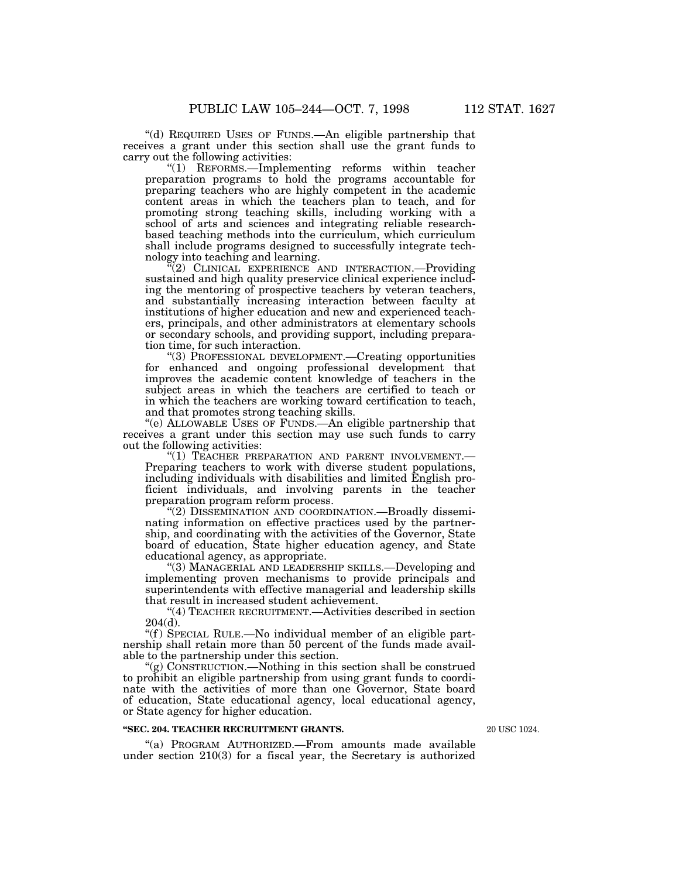"(d) REQUIRED USES OF FUNDS.—An eligible partnership that receives a grant under this section shall use the grant funds to carry out the following activities:

"(1) REFORMS.—Implementing reforms within teacher preparation programs to hold the programs accountable for preparing teachers who are highly competent in the academic content areas in which the teachers plan to teach, and for promoting strong teaching skills, including working with a school of arts and sciences and integrating reliable research-based teaching methods into the curriculum, which curriculum shall include programs designed to successfully integrate technology into teaching and learning.

"(2) CLINICAL EXPERIENCE AND INTERACTION.—Providing sustained and high quality preservice clinical experience including the mentoring of prospective teachers by veteran teachers, and substantially increasing interaction between faculty at institutions of higher education and new and experienced teachers, principals, and other administrators at elementary schools or secondary schools, and providing support, including preparation time, for such interaction.

"(3) PROFESSIONAL DEVELOPMENT.—Creating opportunities for enhanced and ongoing professional development that improves the academic content knowledge of teachers in the subject areas in which the teachers are certified to teach or in which the teachers are working toward certification to teach, and that promotes strong teaching skills.

"(e) ALLOWABLE USES OF FUNDS.—An eligible partnership that receives a grant under this section may use such funds to carry out the following activities:

"(1) TEACHER PREPARATION AND PARENT INVOLVEMENT.—Preparing teachers to work with diverse student populations, including individuals with disabilities and limited English proficient individuals, and involving parents in the teacher preparation program reform process.

"(2) DISSEMINATION AND COORDINATION.—Broadly disseminating information on effective practices used by the partnership, and coordinating with the activities of the Governor, State board of education, State higher education agency, and State educational agency, as appropriate.

"(3) MANAGERIAL AND LEADERSHIP SKILLS.—Developing and implementing proven mechanisms to provide principals and superintendents with effective managerial and leadership skills that result in increased student achievement.

"(4) TEACHER RECRUITMENT.—Activities described in section 204(d).

"(f) SPECIAL RULE.—No individual member of an eligible partnership shall retain more than 50 percent of the funds made available to the partnership under this section.

"(g) CONSTRUCTION.—Nothing in this section shall be construed to prohibit an eligible partnership from using grant funds to coordinate with the activities of more than one Governor, State board of education, State educational agency, local educational agency, or State agency for higher education.

**"SEC. 204. TEACHER RECRUITMENT GRANTS.**

20 USC 1024.

"(a) PROGRAM AUTHORIZED.—From amounts made available under section 210(3) for a fiscal year, the Secretary is authorized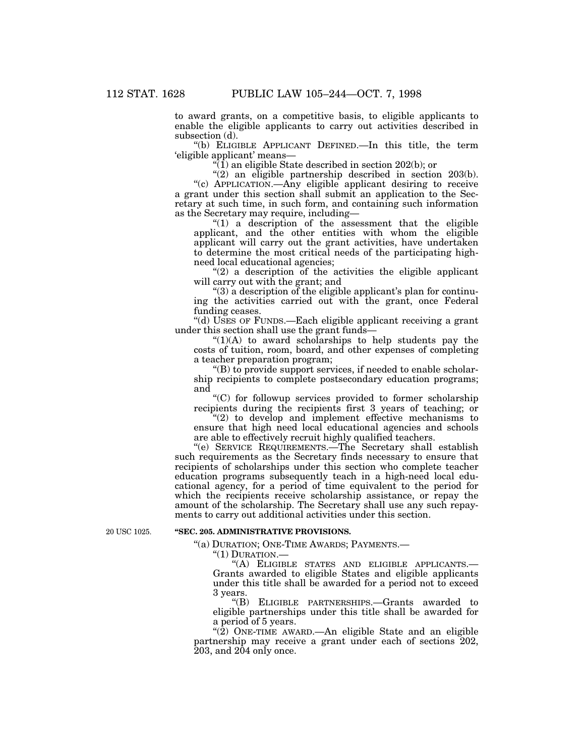to award grants, on a competitive basis, to eligible applicants to enable the eligible applicants to carry out activities described in subsection (d).

"(b) ELIGIBLE APPLICANT DEFINED.—In this title, the term 'eligible applicant' means—

"(1) an eligible State described in section 202(b); or

"(2) an eligible partnership described in section 203(b).

"(c) APPLICATION.—Any eligible applicant desiring to receive a grant under this section shall submit an application to the Secretary at such time, in such form, and containing such information as the Secretary may require, including—

"(1) a description of the assessment that the eligible applicant, and the other entities with whom the eligible applicant will carry out the grant activities, have undertaken to determine the most critical needs of the participating high-need local educational agencies;

"(2) a description of the activities the eligible applicant will carry out with the grant; and

"(3) a description of the eligible applicant's plan for continuing the activities carried out with the grant, once Federal funding ceases.

"(d) USES OF FUNDS.—Each eligible applicant receiving a grant under this section shall use the grant funds—

"(1)(A) to award scholarships to help students pay the costs of tuition, room, board, and other expenses of completing a teacher preparation program;

"(B) to provide support services, if needed to enable scholarship recipients to complete postsecondary education programs; and

"(C) for followup services provided to former scholarship recipients during the recipients first 3 years of teaching; or

"(2) to develop and implement effective mechanisms to ensure that high need local educational agencies and schools are able to effectively recruit highly qualified teachers.

"(e) SERVICE REQUIREMENTS.—The Secretary shall establish such requirements as the Secretary finds necessary to ensure that recipients of scholarships under this section who complete teacher education programs subsequently teach in a high-need local educational agency, for a period of time equivalent to the period for which the recipients receive scholarship assistance, or repay the amount of the scholarship. The Secretary shall use any such repayments to carry out additional activities under this section.

20 USC 1025.

**"SEC. 205. ADMINISTRATIVE PROVISIONS.**

"(a) DURATION; ONE-TIME AWARDS; PAYMENTS.—

"(1) DURATION.—

"(A) ELIGIBLE STATES AND ELIGIBLE APPLICANTS.—Grants awarded to eligible States and eligible applicants under this title shall be awarded for a period not to exceed 3 years.

"(B) ELIGIBLE PARTNERSHIPS.—Grants awarded to eligible partnerships under this title shall be awarded for a period of 5 years.

"(2) ONE-TIME AWARD.—An eligible State and an eligible partnership may receive a grant under each of sections 202, 203, and 204 only once.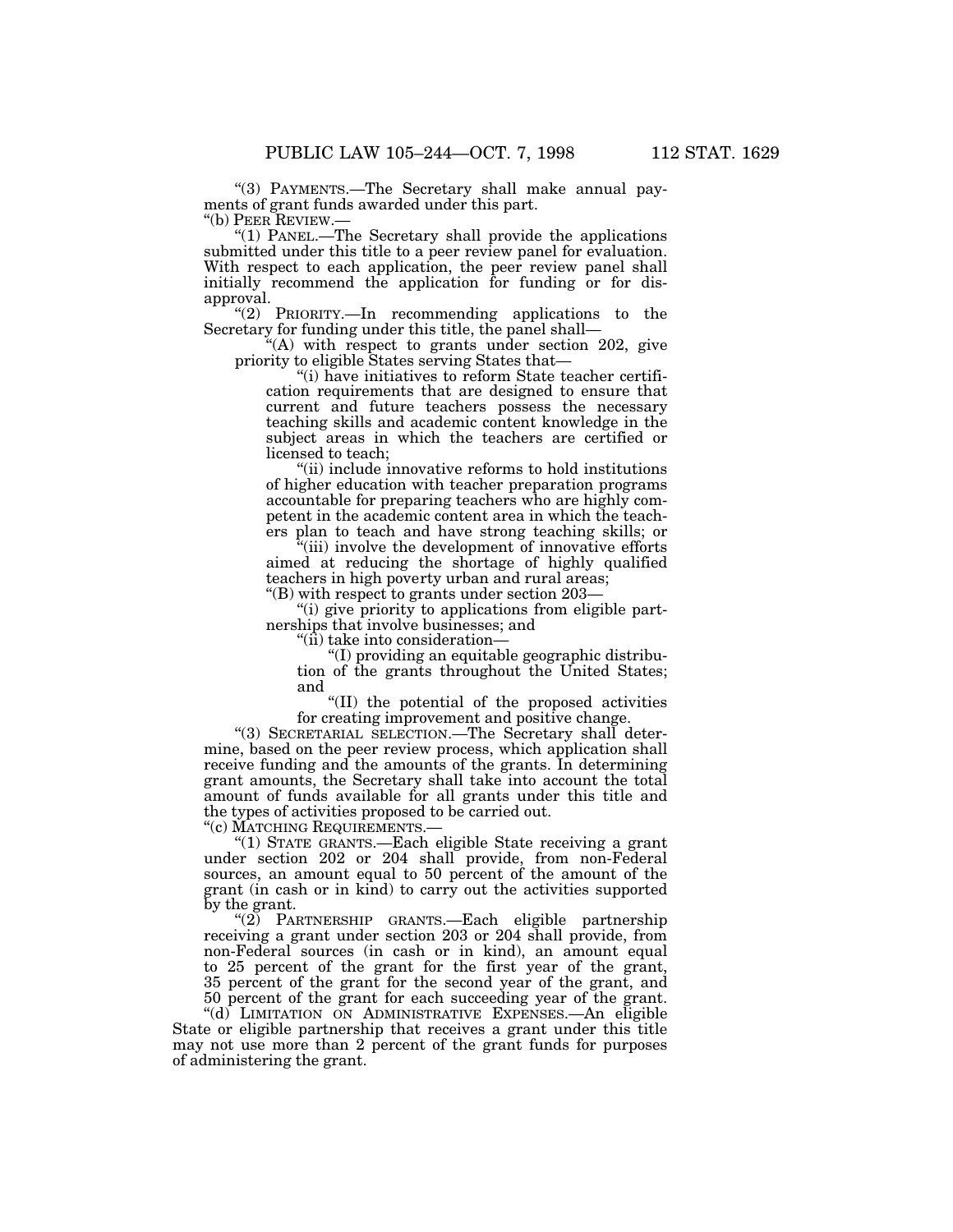"(3) PAYMENTS.—The Secretary shall make annual payments of grant funds awarded under this part.

"(b) PEER REVIEW.—

"(1) PANEL.—The Secretary shall provide the applications submitted under this title to a peer review panel for evaluation. With respect to each application, the peer review panel shall initially recommend the application for funding or for disapproval.

"(2) PRIORITY.—In recommending applications to the Secretary for funding under this title, the panel shall—

"(A) with respect to grants under section 202, give priority to eligible States serving States that—

"(i) have initiatives to reform State teacher certification requirements that are designed to ensure that current and future teachers possess the necessary teaching skills and academic content knowledge in the subject areas in which the teachers are certified or licensed to teach;

"(ii) include innovative reforms to hold institutions of higher education with teacher preparation programs accountable for preparing teachers who are highly competent in the academic content area in which the teachers plan to teach and have strong teaching skills; or

"(iii) involve the development of innovative efforts aimed at reducing the shortage of highly qualified teachers in high poverty urban and rural areas;

"(B) with respect to grants under section 203—

"(i) give priority to applications from eligible partnerships that involve businesses; and

"(ii) take into consideration—

"(I) providing an equitable geographic distribution of the grants throughout the United States; and

"(II) the potential of the proposed activities for creating improvement and positive change.

"(3) SECRETARIAL SELECTION.—The Secretary shall determine, based on the peer review process, which application shall receive funding and the amounts of the grants. In determining grant amounts, the Secretary shall take into account the total amount of funds available for all grants under this title and the types of activities proposed to be carried out.

"(c) MATCHING REQUIREMENTS.—

"(1) STATE GRANTS.—Each eligible State receiving a grant under section 202 or 204 shall provide, from non-Federal sources, an amount equal to 50 percent of the amount of the grant (in cash or in kind) to carry out the activities supported by the grant.

"(2) PARTNERSHIP GRANTS.—Each eligible partnership receiving a grant under section 203 or 204 shall provide, from non-Federal sources (in cash or in kind), an amount equal to 25 percent of the grant for the first year of the grant, 35 percent of the grant for the second year of the grant, and 50 percent of the grant for each succeeding year of the grant.

"(d) LIMITATION ON ADMINISTRATIVE EXPENSES.—An eligible State or eligible partnership that receives a grant under this title may not use more than 2 percent of the grant funds for purposes of administering the grant.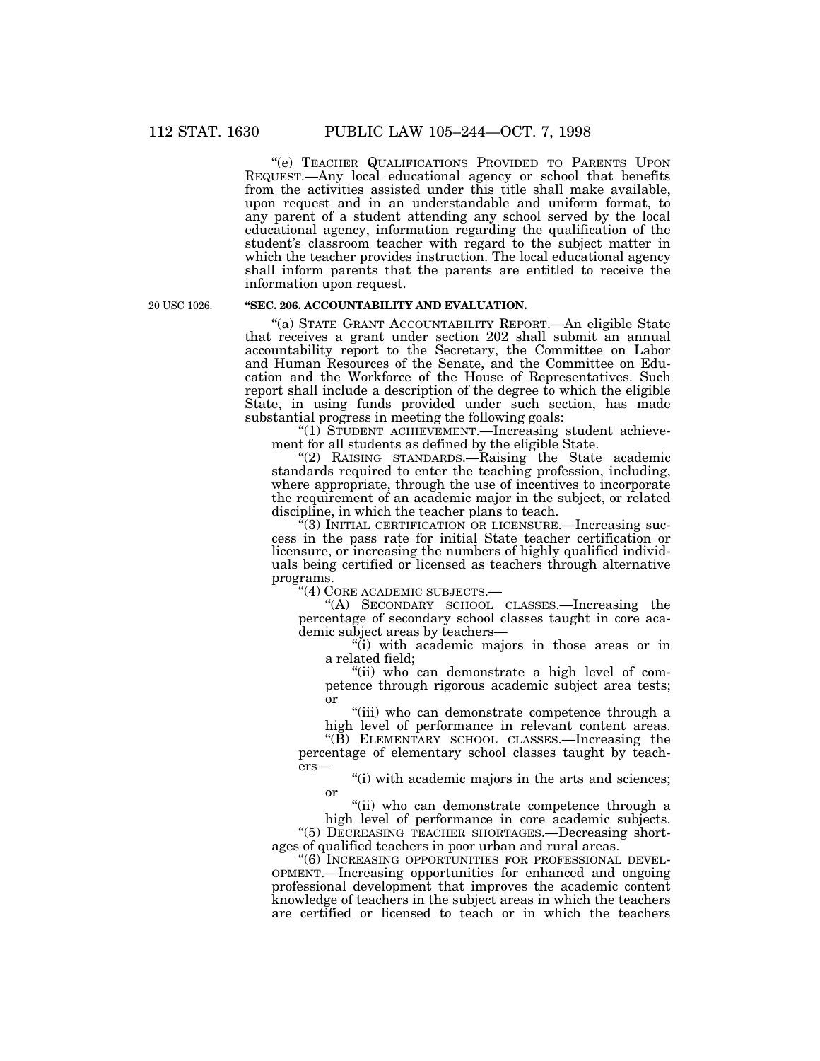"(e) TEACHER QUALIFICATIONS PROVIDED TO PARENTS UPON REQUEST.—Any local educational agency or school that benefits from the activities assisted under this title shall make available, upon request and in an understandable and uniform format, to any parent of a student attending any school served by the local educational agency, information regarding the qualification of the student's classroom teacher with regard to the subject matter in which the teacher provides instruction. The local educational agency shall inform parents that the parents are entitled to receive the information upon request.

20 USC 1026.

**"SEC. 206. ACCOUNTABILITY AND EVALUATION.**

"(a) STATE GRANT ACCOUNTABILITY REPORT.—An eligible State that receives a grant under section 202 shall submit an annual accountability report to the Secretary, the Committee on Labor and Human Resources of the Senate, and the Committee on Education and the Workforce of the House of Representatives. Such report shall include a description of the degree to which the eligible State, in using funds provided under such section, has made substantial progress in meeting the following goals:

"(1) STUDENT ACHIEVEMENT.—Increasing student achievement for all students as defined by the eligible State.

"(2) RAISING STANDARDS.—Raising the State academic standards required to enter the teaching profession, including, where appropriate, through the use of incentives to incorporate the requirement of an academic major in the subject, or related discipline, in which the teacher plans to teach.

"(3) INITIAL CERTIFICATION OR LICENSURE.—Increasing success in the pass rate for initial State teacher certification or licensure, or increasing the numbers of highly qualified individuals being certified or licensed as teachers through alternative programs.

"(4) CORE ACADEMIC SUBJECTS.—

"(A) SECONDARY SCHOOL CLASSES.—Increasing the percentage of secondary school classes taught in core academic subject areas by teachers—

"(i) with academic majors in those areas or in a related field;

"(ii) who can demonstrate a high level of competence through rigorous academic subject area tests; or

"(iii) who can demonstrate competence through a high level of performance in relevant content areas.

"(B) ELEMENTARY SCHOOL CLASSES.—Increasing the percentage of elementary school classes taught by teachers—

"(i) with academic majors in the arts and sciences; or

"(ii) who can demonstrate competence through a high level of performance in core academic subjects.

"(5) DECREASING TEACHER SHORTAGES.—Decreasing shortages of qualified teachers in poor urban and rural areas.

"(6) INCREASING OPPORTUNITIES FOR PROFESSIONAL DEVELOPMENT.—Increasing opportunities for enhanced and ongoing professional development that improves the academic content knowledge of teachers in the subject areas in which the teachers are certified or licensed to teach or in which the teachers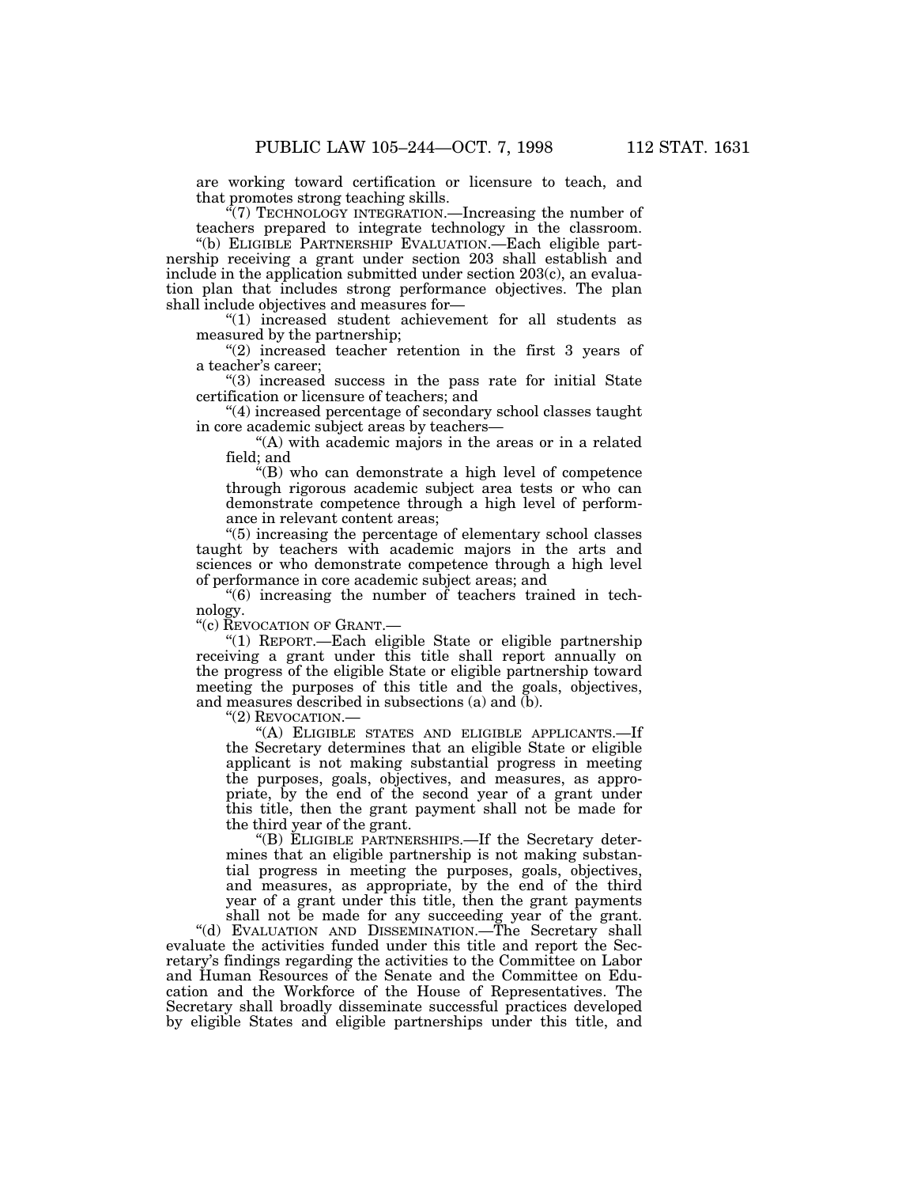are working toward certification or licensure to teach, and that promotes strong teaching skills.

"(7) TECHNOLOGY INTEGRATION.—Increasing the number of teachers prepared to integrate technology in the classroom.

"(b) ELIGIBLE PARTNERSHIP EVALUATION.—Each eligible partnership receiving a grant under section 203 shall establish and include in the application submitted under section 203(c), an evaluation plan that includes strong performance objectives. The plan shall include objectives and measures for—

"(1) increased student achievement for all students as measured by the partnership;

"(2) increased teacher retention in the first 3 years of a teacher's career;

"(3) increased success in the pass rate for initial State certification or licensure of teachers; and

"(4) increased percentage of secondary school classes taught in core academic subject areas by teachers—

"(A) with academic majors in the areas or in a related field; and

"(B) who can demonstrate a high level of competence through rigorous academic subject area tests or who can demonstrate competence through a high level of performance in relevant content areas;

"(5) increasing the percentage of elementary school classes taught by teachers with academic majors in the arts and sciences or who demonstrate competence through a high level of performance in core academic subject areas; and

"(6) increasing the number of teachers trained in technology.

"(c) REVOCATION OF GRANT.—

"(1) REPORT.—Each eligible State or eligible partnership receiving a grant under this title shall report annually on the progress of the eligible State or eligible partnership toward meeting the purposes of this title and the goals, objectives, and measures described in subsections (a) and (b).

"(2) REVOCATION.—

"(A) ELIGIBLE STATES AND ELIGIBLE APPLICANTS.—If the Secretary determines that an eligible State or eligible applicant is not making substantial progress in meeting the purposes, goals, objectives, and measures, as appropriate, by the end of the second year of a grant under this title, then the grant payment shall not be made for the third year of the grant.

"(B) ELIGIBLE PARTNERSHIPS.—If the Secretary determines that an eligible partnership is not making substantial progress in meeting the purposes, goals, objectives, and measures, as appropriate, by the end of the third year of a grant under this title, then the grant payments shall not be made for any succeeding year of the grant.

"(d) EVALUATION AND DISSEMINATION.—The Secretary shall evaluate the activities funded under this title and report the Secretary's findings regarding the activities to the Committee on Labor and Human Resources of the Senate and the Committee on Education and the Workforce of the House of Representatives. The Secretary shall broadly disseminate successful practices developed by eligible States and eligible partnerships under this title, and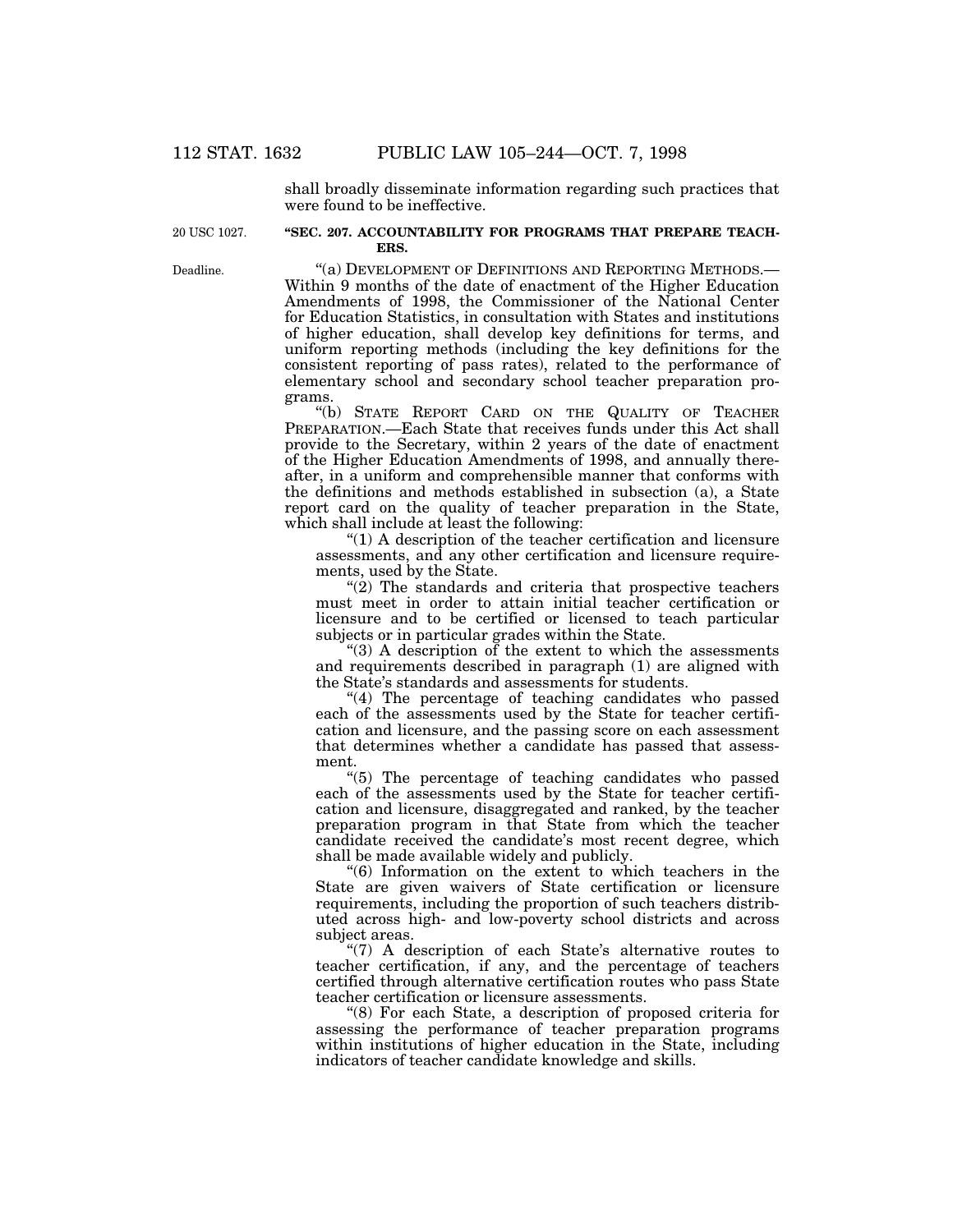shall broadly disseminate information regarding such practices that were found to be ineffective.

20 USC 1027.

**"SEC. 207. ACCOUNTABILITY FOR PROGRAMS THAT PREPARE TEACHERS.**

Deadline.

"(a) DEVELOPMENT OF DEFINITIONS AND REPORTING METHODS.— Within 9 months of the date of enactment of the Higher Education Amendments of 1998, the Commissioner of the National Center for Education Statistics, in consultation with States and institutions of higher education, shall develop key definitions for terms, and uniform reporting methods (including the key definitions for the consistent reporting of pass rates), related to the performance of elementary school and secondary school teacher preparation programs.

"(b) STATE REPORT CARD ON THE QUALITY OF TEACHER PREPARATION.—Each State that receives funds under this Act shall provide to the Secretary, within 2 years of the date of enactment of the Higher Education Amendments of 1998, and annually thereafter, in a uniform and comprehensible manner that conforms with the definitions and methods established in subsection (a), a State report card on the quality of teacher preparation in the State, which shall include at least the following:

"(1) A description of the teacher certification and licensure assessments, and any other certification and licensure requirements, used by the State.

"(2) The standards and criteria that prospective teachers must meet in order to attain initial teacher certification or licensure and to be certified or licensed to teach particular subjects or in particular grades within the State.

"(3) A description of the extent to which the assessments and requirements described in paragraph (1) are aligned with the State's standards and assessments for students.

"(4) The percentage of teaching candidates who passed each of the assessments used by the State for teacher certification and licensure, and the passing score on each assessment that determines whether a candidate has passed that assessment.

"(5) The percentage of teaching candidates who passed each of the assessments used by the State for teacher certification and licensure, disaggregated and ranked, by the teacher preparation program in that State from which the teacher candidate received the candidate's most recent degree, which shall be made available widely and publicly.

"(6) Information on the extent to which teachers in the State are given waivers of State certification or licensure requirements, including the proportion of such teachers distributed across high- and low-poverty school districts and across subject areas.

"(7) A description of each State's alternative routes to teacher certification, if any, and the percentage of teachers certified through alternative certification routes who pass State teacher certification or licensure assessments.

"(8) For each State, a description of proposed criteria for assessing the performance of teacher preparation programs within institutions of higher education in the State, including indicators of teacher candidate knowledge and skills.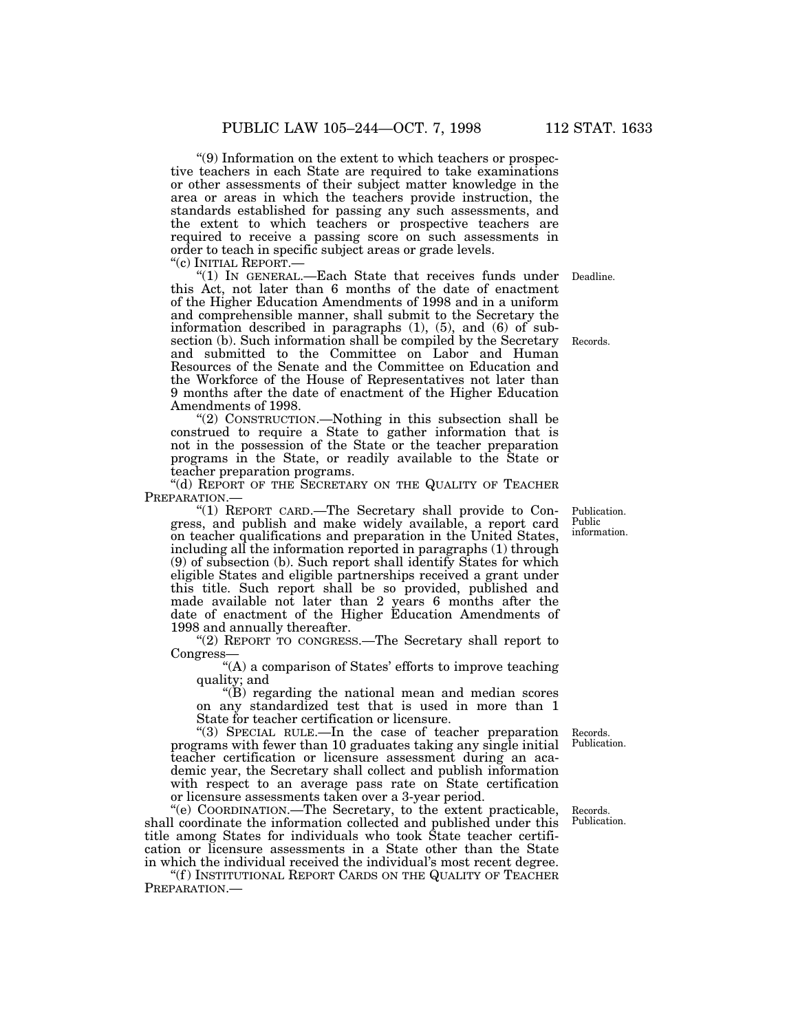"(9) Information on the extent to which teachers or prospective teachers in each State are required to take examinations or other assessments of their subject matter knowledge in the area or areas in which the teachers provide instruction, the standards established for passing any such assessments, and the extent to which teachers or prospective teachers are required to receive a passing score on such assessments in order to teach in specific subject areas or grade levels.

"(c) INITIAL REPORT.—

"(1) IN GENERAL.—Each State that receives funds under this Act, not later than 6 months of the date of enactment of the Higher Education Amendments of 1998 and in a uniform and comprehensible manner, shall submit to the Secretary the information described in paragraphs (1), (5), and (6) of subsection (b). Such information shall be compiled by the Secretary and submitted to the Committee on Labor and Human Resources of the Senate and the Committee on Education and the Workforce of the House of Representatives not later than 9 months after the date of enactment of the Higher Education Amendments of 1998.

Deadline.

Records.

"(2) CONSTRUCTION.—Nothing in this subsection shall be construed to require a State to gather information that is not in the possession of the State or the teacher preparation programs in the State, or readily available to the State or teacher preparation programs.

"(d) REPORT OF THE SECRETARY ON THE QUALITY OF TEACHER PREPARATION.—

"(1) REPORT CARD.—The Secretary shall provide to Congress, and publish and make widely available, a report card on teacher qualifications and preparation in the United States, including all the information reported in paragraphs (1) through (9) of subsection (b). Such report shall identify States for which eligible States and eligible partnerships received a grant under this title. Such report shall be so provided, published and made available not later than 2 years 6 months after the date of enactment of the Higher Education Amendments of 1998 and annually thereafter.

Publication.
Public information.

"(2) REPORT TO CONGRESS.—The Secretary shall report to Congress—

"(A) a comparison of States' efforts to improve teaching quality; and

"(B) regarding the national mean and median scores on any standardized test that is used in more than 1 State for teacher certification or licensure.

"(3) SPECIAL RULE.—In the case of teacher preparation programs with fewer than 10 graduates taking any single initial teacher certification or licensure assessment during an academic year, the Secretary shall collect and publish information with respect to an average pass rate on State certification or licensure assessments taken over a 3-year period.

Records.
Publication.

"(e) COORDINATION.—The Secretary, to the extent practicable, shall coordinate the information collected and published under this title among States for individuals who took State teacher certification or licensure assessments in a State other than the State in which the individual received the individual's most recent degree.

Records.
Publication.

"(f) INSTITUTIONAL REPORT CARDS ON THE QUALITY OF TEACHER PREPARATION.—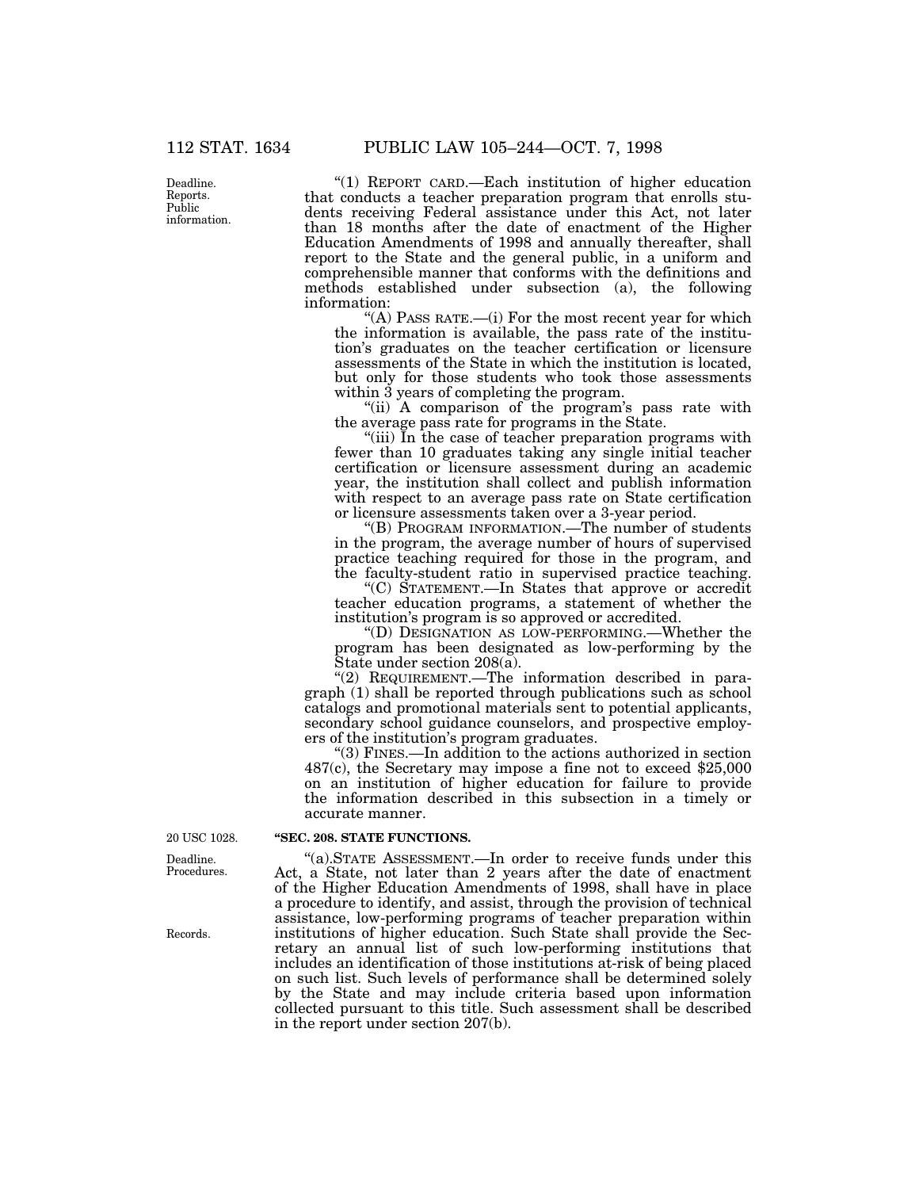Deadline. Reports. Public information.

"(1) REPORT CARD.—Each institution of higher education that conducts a teacher preparation program that enrolls students receiving Federal assistance under this Act, not later than 18 months after the date of enactment of the Higher Education Amendments of 1998 and annually thereafter, shall report to the State and the general public, in a uniform and comprehensible manner that conforms with the definitions and methods established under subsection (a), the following information:

"(A) PASS RATE.—(i) For the most recent year for which the information is available, the pass rate of the institution's graduates on the teacher certification or licensure assessments of the State in which the institution is located, but only for those students who took those assessments within 3 years of completing the program.

"(ii) A comparison of the program's pass rate with the average pass rate for programs in the State.

"(iii) In the case of teacher preparation programs with fewer than 10 graduates taking any single initial teacher certification or licensure assessment during an academic year, the institution shall collect and publish information with respect to an average pass rate on State certification or licensure assessments taken over a 3-year period.

"(B) PROGRAM INFORMATION.—The number of students in the program, the average number of hours of supervised practice teaching required for those in the program, and the faculty-student ratio in supervised practice teaching.

"(C) STATEMENT.—In States that approve or accredit teacher education programs, a statement of whether the institution's program is so approved or accredited.

"(D) DESIGNATION AS LOW-PERFORMING.—Whether the program has been designated as low-performing by the State under section 208(a).

"(2) REQUIREMENT.—The information described in paragraph (1) shall be reported through publications such as school catalogs and promotional materials sent to potential applicants, secondary school guidance counselors, and prospective employers of the institution's program graduates.

"(3) FINES.—In addition to the actions authorized in section 487(c), the Secretary may impose a fine not to exceed $25,000 on an institution of higher education for failure to provide the information described in this subsection in a timely or accurate manner.

20 USC 1028.

**"SEC. 208. STATE FUNCTIONS.**

Deadline. Procedures.

"(a).STATE ASSESSMENT.—In order to receive funds under this Act, a State, not later than 2 years after the date of enactment of the Higher Education Amendments of 1998, shall have in place a procedure to identify, and assist, through the provision of technical assistance, low-performing programs of teacher preparation within institutions of higher education. Such State shall provide the Secretary an annual list of such low-performing institutions that includes an identification of those institutions at-risk of being placed on such list. Such levels of performance shall be determined solely by the State and may include criteria based upon information collected pursuant to this title. Such assessment shall be described in the report under section 207(b).

Records.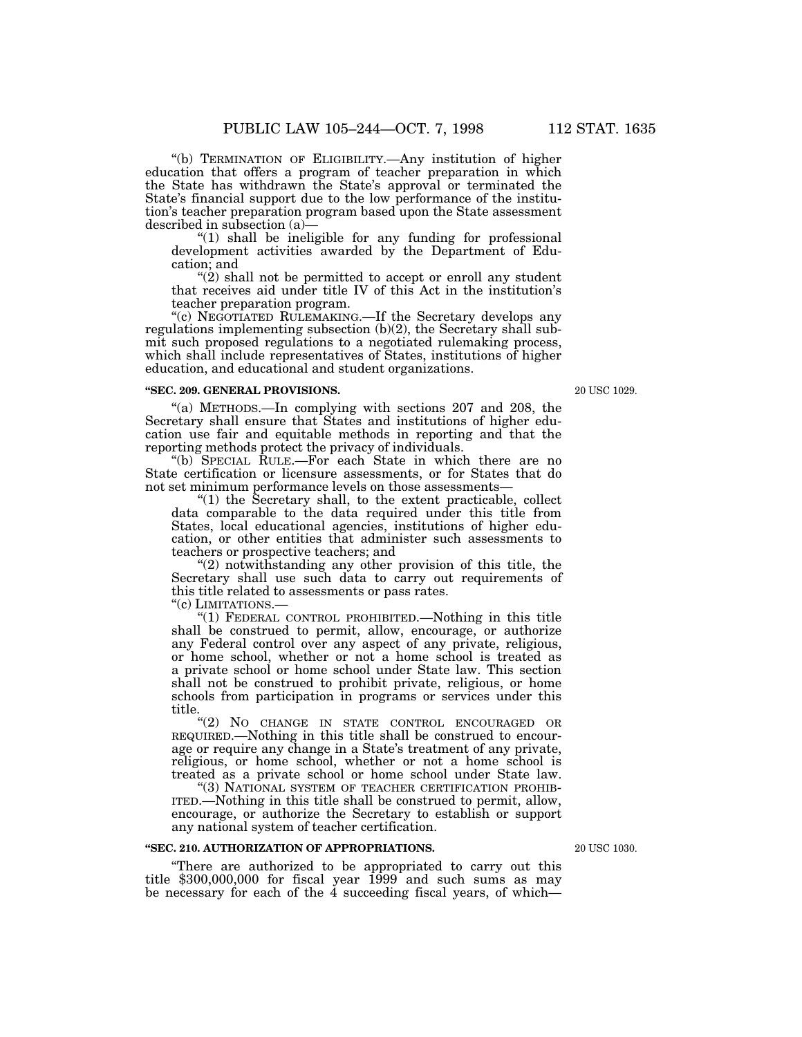"(b) TERMINATION OF ELIGIBILITY.—Any institution of higher education that offers a program of teacher preparation in which the State has withdrawn the State's approval or terminated the State's financial support due to the low performance of the institution's teacher preparation program based upon the State assessment described in subsection (a)—

"(1) shall be ineligible for any funding for professional development activities awarded by the Department of Education; and

"(2) shall not be permitted to accept or enroll any student that receives aid under title IV of this Act in the institution's teacher preparation program.

"(c) NEGOTIATED RULEMAKING.—If the Secretary develops any regulations implementing subsection (b)(2), the Secretary shall submit such proposed regulations to a negotiated rulemaking process, which shall include representatives of States, institutions of higher education, and educational and student organizations.

**"SEC. 209. GENERAL PROVISIONS.**

20 USC 1029.

"(a) METHODS.—In complying with sections 207 and 208, the Secretary shall ensure that States and institutions of higher education use fair and equitable methods in reporting and that the reporting methods protect the privacy of individuals.

"(b) SPECIAL RULE.—For each State in which there are no State certification or licensure assessments, or for States that do not set minimum performance levels on those assessments—

"(1) the Secretary shall, to the extent practicable, collect data comparable to the data required under this title from States, local educational agencies, institutions of higher education, or other entities that administer such assessments to teachers or prospective teachers; and

"(2) notwithstanding any other provision of this title, the Secretary shall use such data to carry out requirements of this title related to assessments or pass rates.

"(c) LIMITATIONS.—

"(1) FEDERAL CONTROL PROHIBITED.—Nothing in this title shall be construed to permit, allow, encourage, or authorize any Federal control over any aspect of any private, religious, or home school, whether or not a home school is treated as a private school or home school under State law. This section shall not be construed to prohibit private, religious, or home schools from participation in programs or services under this title.

"(2) NO CHANGE IN STATE CONTROL ENCOURAGED OR REQUIRED.—Nothing in this title shall be construed to encourage or require any change in a State's treatment of any private, religious, or home school, whether or not a home school is treated as a private school or home school under State law.

"(3) NATIONAL SYSTEM OF TEACHER CERTIFICATION PROHIBITED.—Nothing in this title shall be construed to permit, allow, encourage, or authorize the Secretary to establish or support any national system of teacher certification.

**"SEC. 210. AUTHORIZATION OF APPROPRIATIONS.**

20 USC 1030.

"There are authorized to be appropriated to carry out this title $300,000,000 for fiscal year 1999 and such sums as may be necessary for each of the 4 succeeding fiscal years, of which—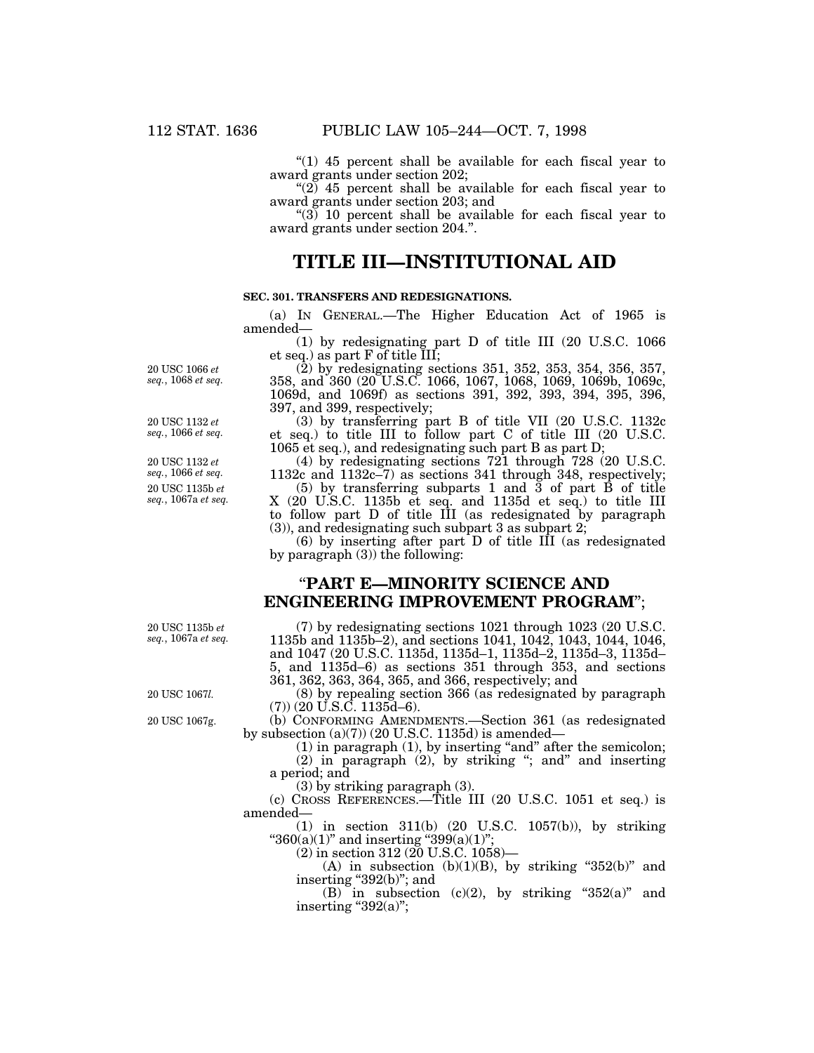"(1) 45 percent shall be available for each fiscal year to award grants under section 202;

"(2) 45 percent shall be available for each fiscal year to award grants under section 203; and

"(3) 10 percent shall be available for each fiscal year to award grants under section 204.".

# TITLE III—INSTITUTIONAL AID

### SEC. 301. TRANSFERS AND REDESIGNATIONS.

(a) IN GENERAL.—The Higher Education Act of 1965 is amended—

(1) by redesignating part D of title III (20 U.S.C. 1066 et seq.) as part F of title III;

20 USC 1066 *et seq.*, 1068 *et seq.*

(2) by redesignating sections 351, 352, 353, 354, 356, 357, 358, and 360 (20 U.S.C. 1066, 1067, 1068, 1069, 1069b, 1069c, 1069d, and 1069f) as sections 391, 392, 393, 394, 395, 396, 397, and 399, respectively;

20 USC 1132 *et seq.*, 1066 *et seq.*

(3) by transferring part B of title VII (20 U.S.C. 1132c et seq.) to title III to follow part C of title III (20 U.S.C. 1065 et seq.), and redesignating such part B as part D;

20 USC 1132 *et seq.*, 1066 *et seq.*

(4) by redesignating sections 721 through 728 (20 U.S.C. 1132c and 1132c–7) as sections 341 through 348, respectively;

20 USC 1135b *et seq.*, 1067a *et seq.*

(5) by transferring subparts 1 and 3 of part B of title X (20 U.S.C. 1135b et seq. and 1135d et seq.) to title III to follow part D of title III (as redesignated by paragraph (3)), and redesignating such subpart 3 as subpart 2;

(6) by inserting after part D of title III (as redesignated by paragraph (3)) the following:

## "PART E—MINORITY SCIENCE AND ENGINEERING IMPROVEMENT PROGRAM";

20 USC 1135b *et seq.*, 1067a *et seq.*

(7) by redesignating sections 1021 through 1023 (20 U.S.C. 1135b and 1135b–2), and sections 1041, 1042, 1043, 1044, 1046, and 1047 (20 U.S.C. 1135d, 1135d–1, 1135d–2, 1135d–3, 1135d–5, and 1135d–6) as sections 351 through 353, and sections 361, 362, 363, 364, 365, and 366, respectively; and

20 USC 1067*l*.

(8) by repealing section 366 (as redesignated by paragraph (7)) (20 U.S.C. 1135d–6).

20 USC 1067g.

(b) CONFORMING AMENDMENTS.—Section 361 (as redesignated by subsection (a)(7)) (20 U.S.C. 1135d) is amended—

(1) in paragraph (1), by inserting "and" after the semicolon;

(2) in paragraph (2), by striking "; and" and inserting a period; and

(3) by striking paragraph (3).

(c) CROSS REFERENCES.—Title III (20 U.S.C. 1051 et seq.) is amended—

(1) in section 311(b) (20 U.S.C. 1057(b)), by striking "360(a)(1)" and inserting "399(a)(1)";

(2) in section 312 (20 U.S.C. 1058)—

(A) in subsection (b)(1)(B), by striking "352(b)" and inserting "392(b)"; and

(B) in subsection (c)(2), by striking "352(a)" and inserting "392(a)";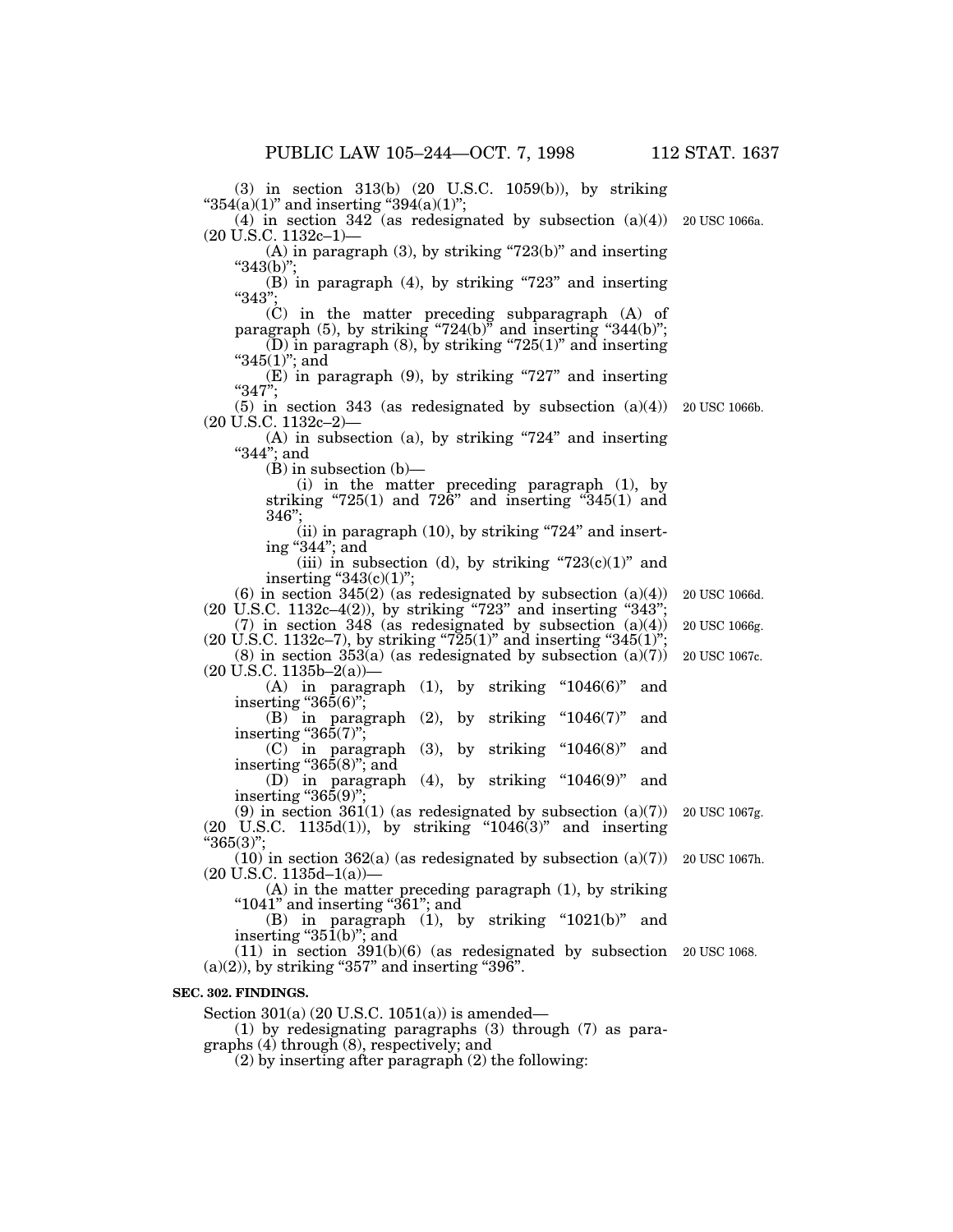(3) in section 313(b) (20 U.S.C. 1059(b)), by striking "354(a)(1)" and inserting "394(a)(1)";

(4) in section 342 (as redesignated by subsection (a)(4)) (20 U.S.C. 1132c–1)— 20 USC 1066a.

(A) in paragraph (3), by striking "723(b)" and inserting "343(b)";

(B) in paragraph (4), by striking "723" and inserting "343";

(C) in the matter preceding subparagraph (A) of paragraph (5), by striking "724(b)" and inserting "344(b)";

(D) in paragraph (8), by striking "725(1)" and inserting "345(1)"; and

(E) in paragraph (9), by striking "727" and inserting "347";

(5) in section 343 (as redesignated by subsection (a)(4)) (20 U.S.C. 1132c–2)— 20 USC 1066b.

(A) in subsection (a), by striking "724" and inserting "344"; and

(B) in subsection (b)—

(i) in the matter preceding paragraph (1), by striking "725(1) and 726" and inserting "345(1) and 346";

(ii) in paragraph (10), by striking "724" and inserting "344"; and

(iii) in subsection (d), by striking "723(c)(1)" and inserting "343(c)(1)";

(6) in section 345(2) (as redesignated by subsection (a)(4)) (20 U.S.C. 1132c–4(2)), by striking "723" and inserting "343"; 20 USC 1066d.

(7) in section 348 (as redesignated by subsection (a)(4)) (20 U.S.C. 1132c–7), by striking "725(1)" and inserting "345(1)"; 20 USC 1066g.

(8) in section 353(a) (as redesignated by subsection (a)(7)) (20 U.S.C. 1135b–2(a))— 20 USC 1067c.

(A) in paragraph (1), by striking "1046(6)" and inserting "365(6)";

(B) in paragraph (2), by striking "1046(7)" and inserting "365(7)";

(C) in paragraph (3), by striking "1046(8)" and inserting "365(8)"; and

(D) in paragraph (4), by striking "1046(9)" and inserting "365(9)";

(9) in section 361(1) (as redesignated by subsection (a)(7)) (20 U.S.C. 1135d(1)), by striking "1046(3)" and inserting "365(3)"; 20 USC 1067g.

(10) in section 362(a) (as redesignated by subsection (a)(7)) (20 U.S.C. 1135d–1(a))— 20 USC 1067h.

(A) in the matter preceding paragraph (1), by striking "1041" and inserting "361"; and

(B) in paragraph (1), by striking "1021(b)" and inserting "351(b)"; and

(11) in section 391(b)(6) (as redesignated by subsection (a)(2)), by striking "357" and inserting "396". 20 USC 1068.

**SEC. 302. FINDINGS.**

Section 301(a) (20 U.S.C. 1051(a)) is amended—

(1) by redesignating paragraphs (3) through (7) as paragraphs (4) through (8), respectively; and

(2) by inserting after paragraph (2) the following: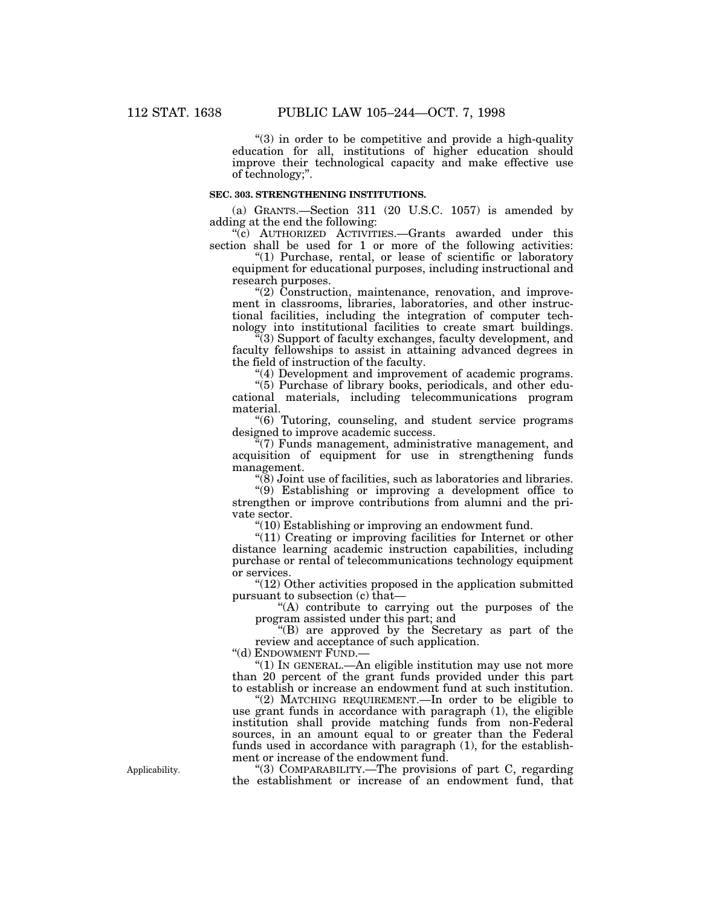"(3) in order to be competitive and provide a high-quality education for all, institutions of higher education should improve their technological capacity and make effective use of technology;".

**SEC. 303. STRENGTHENING INSTITUTIONS.**

(a) GRANTS.—Section 311 (20 U.S.C. 1057) is amended by adding at the end the following:

"(c) AUTHORIZED ACTIVITIES.—Grants awarded under this section shall be used for 1 or more of the following activities:

"(1) Purchase, rental, or lease of scientific or laboratory equipment for educational purposes, including instructional and research purposes.

"(2) Construction, maintenance, renovation, and improvement in classrooms, libraries, laboratories, and other instructional facilities, including the integration of computer technology into institutional facilities to create smart buildings.

"(3) Support of faculty exchanges, faculty development, and faculty fellowships to assist in attaining advanced degrees in the field of instruction of the faculty.

"(4) Development and improvement of academic programs.

"(5) Purchase of library books, periodicals, and other educational materials, including telecommunications program material.

"(6) Tutoring, counseling, and student service programs designed to improve academic success.

"(7) Funds management, administrative management, and acquisition of equipment for use in strengthening funds management.

"(8) Joint use of facilities, such as laboratories and libraries.

"(9) Establishing or improving a development office to strengthen or improve contributions from alumni and the private sector.

"(10) Establishing or improving an endowment fund.

"(11) Creating or improving facilities for Internet or other distance learning academic instruction capabilities, including purchase or rental of telecommunications technology equipment or services.

"(12) Other activities proposed in the application submitted pursuant to subsection (c) that—

"(A) contribute to carrying out the purposes of the program assisted under this part; and

"(B) are approved by the Secretary as part of the review and acceptance of such application.

"(d) ENDOWMENT FUND.—

"(1) IN GENERAL.—An eligible institution may use not more than 20 percent of the grant funds provided under this part to establish or increase an endowment fund at such institution.

"(2) MATCHING REQUIREMENT.—In order to be eligible to use grant funds in accordance with paragraph (1), the eligible institution shall provide matching funds from non-Federal sources, in an amount equal to or greater than the Federal funds used in accordance with paragraph (1), for the establishment or increase of the endowment fund.

Applicability.

"(3) COMPARABILITY.—The provisions of part C, regarding the establishment or increase of an endowment fund, that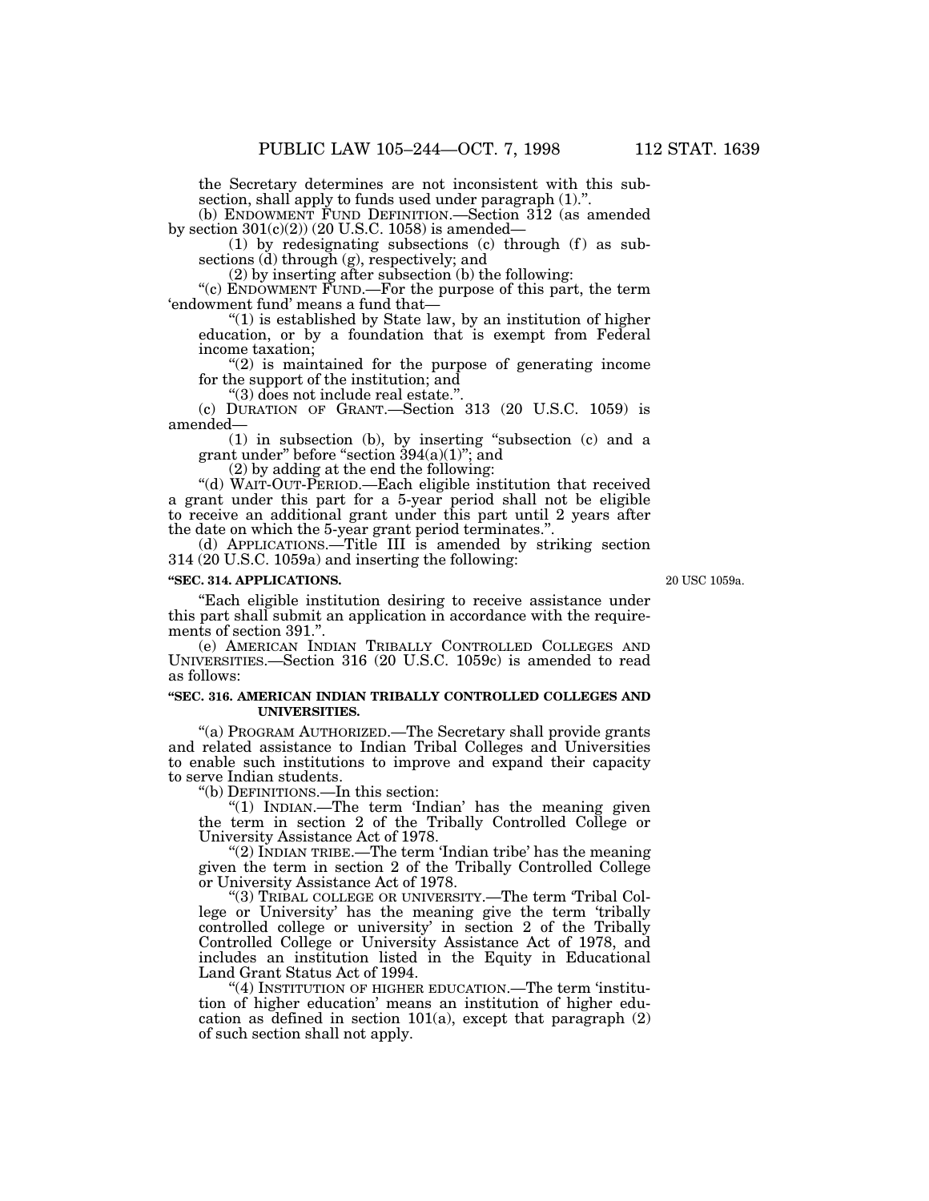the Secretary determines are not inconsistent with this subsection, shall apply to funds used under paragraph (1).".

(b) ENDOWMENT FUND DEFINITION.—Section 312 (as amended by section 301(c)(2)) (20 U.S.C. 1058) is amended—

(1) by redesignating subsections (c) through (f) as subsections (d) through (g), respectively; and

(2) by inserting after subsection (b) the following:

"(c) ENDOWMENT FUND.—For the purpose of this part, the term 'endowment fund' means a fund that—

"(1) is established by State law, by an institution of higher education, or by a foundation that is exempt from Federal income taxation;

"(2) is maintained for the purpose of generating income for the support of the institution; and

"(3) does not include real estate.".

(c) DURATION OF GRANT.—Section 313 (20 U.S.C. 1059) is amended—

(1) in subsection (b), by inserting "subsection (c) and a grant under" before "section 394(a)(1)"; and

(2) by adding at the end the following:

"(d) WAIT-OUT-PERIOD.—Each eligible institution that received a grant under this part for a 5-year period shall not be eligible to receive an additional grant under this part until 2 years after the date on which the 5-year grant period terminates.".

(d) APPLICATIONS.—Title III is amended by striking section 314 (20 U.S.C. 1059a) and inserting the following:

**"SEC. 314. APPLICATIONS.**

20 USC 1059a.

"Each eligible institution desiring to receive assistance under this part shall submit an application in accordance with the requirements of section 391.".

(e) AMERICAN INDIAN TRIBALLY CONTROLLED COLLEGES AND UNIVERSITIES.—Section 316 (20 U.S.C. 1059c) is amended to read as follows:

**"SEC. 316. AMERICAN INDIAN TRIBALLY CONTROLLED COLLEGES AND UNIVERSITIES.**

"(a) PROGRAM AUTHORIZED.—The Secretary shall provide grants and related assistance to Indian Tribal Colleges and Universities to enable such institutions to improve and expand their capacity to serve Indian students.

"(b) DEFINITIONS.—In this section:

"(1) INDIAN.—The term 'Indian' has the meaning given the term in section 2 of the Tribally Controlled College or University Assistance Act of 1978.

"(2) INDIAN TRIBE.—The term 'Indian tribe' has the meaning given the term in section 2 of the Tribally Controlled College or University Assistance Act of 1978.

"(3) TRIBAL COLLEGE OR UNIVERSITY.—The term 'Tribal College or University' has the meaning give the term 'tribally controlled college or university' in section 2 of the Tribally Controlled College or University Assistance Act of 1978, and includes an institution listed in the Equity in Educational Land Grant Status Act of 1994.

"(4) INSTITUTION OF HIGHER EDUCATION.—The term 'institution of higher education' means an institution of higher education as defined in section 101(a), except that paragraph (2) of such section shall not apply.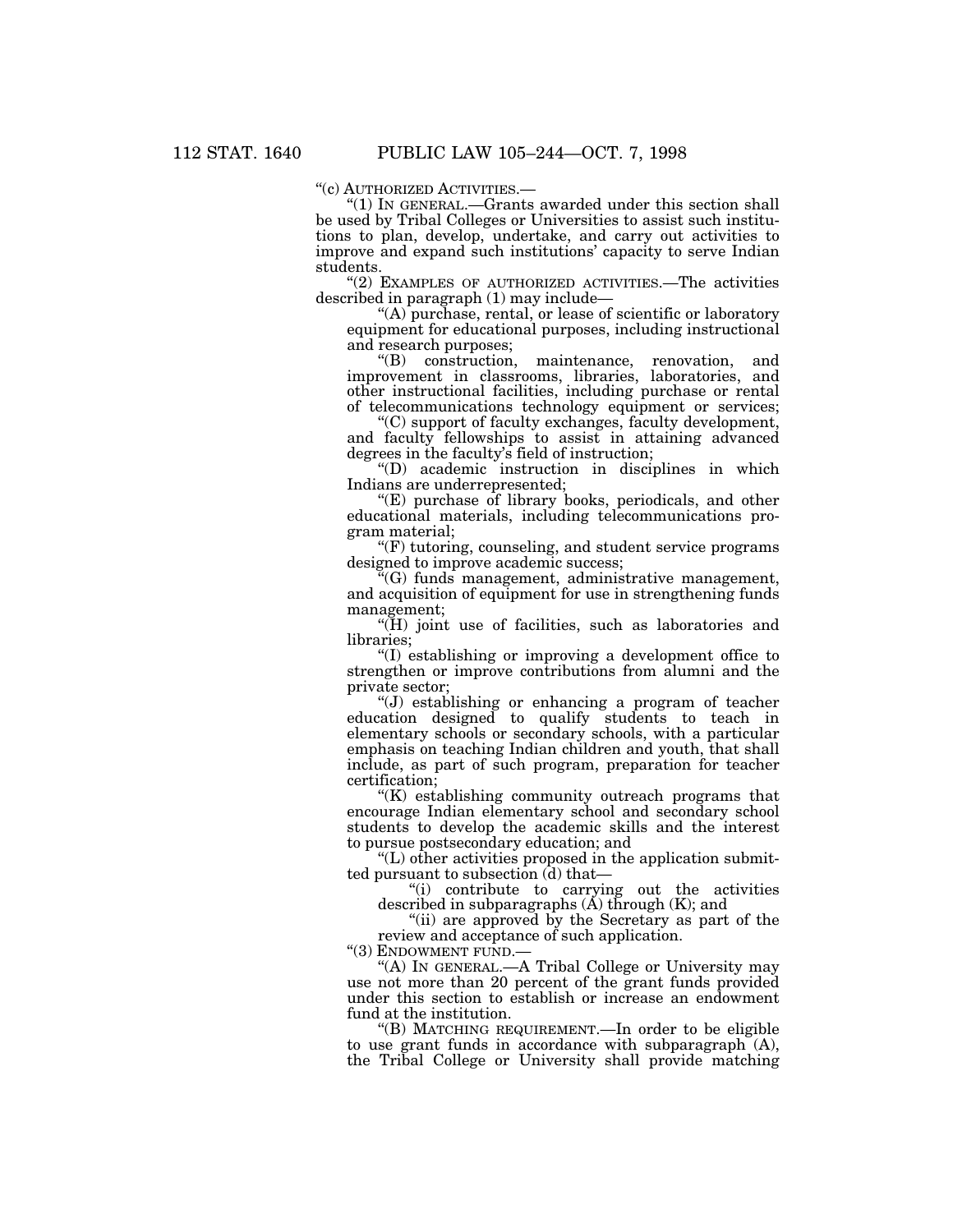"(c) AUTHORIZED ACTIVITIES.—

"(1) IN GENERAL.—Grants awarded under this section shall be used by Tribal Colleges or Universities to assist such institutions to plan, develop, undertake, and carry out activities to improve and expand such institutions' capacity to serve Indian students.

"(2) EXAMPLES OF AUTHORIZED ACTIVITIES.—The activities described in paragraph (1) may include—

"(A) purchase, rental, or lease of scientific or laboratory equipment for educational purposes, including instructional and research purposes;

"(B) construction, maintenance, renovation, and improvement in classrooms, libraries, laboratories, and other instructional facilities, including purchase or rental of telecommunications technology equipment or services;

"(C) support of faculty exchanges, faculty development, and faculty fellowships to assist in attaining advanced degrees in the faculty's field of instruction;

"(D) academic instruction in disciplines in which Indians are underrepresented;

"(E) purchase of library books, periodicals, and other educational materials, including telecommunications program material;

"(F) tutoring, counseling, and student service programs designed to improve academic success;

"(G) funds management, administrative management, and acquisition of equipment for use in strengthening funds management;

"(H) joint use of facilities, such as laboratories and libraries;

"(I) establishing or improving a development office to strengthen or improve contributions from alumni and the private sector;

"(J) establishing or enhancing a program of teacher education designed to qualify students to teach in elementary schools or secondary schools, with a particular emphasis on teaching Indian children and youth, that shall include, as part of such program, preparation for teacher certification;

"(K) establishing community outreach programs that encourage Indian elementary school and secondary school students to develop the academic skills and the interest to pursue postsecondary education; and

"(L) other activities proposed in the application submitted pursuant to subsection (d) that—

"(i) contribute to carrying out the activities described in subparagraphs (A) through (K); and

"(ii) are approved by the Secretary as part of the review and acceptance of such application.

"(3) ENDOWMENT FUND.—

"(A) IN GENERAL.—A Tribal College or University may use not more than 20 percent of the grant funds provided under this section to establish or increase an endowment fund at the institution.

"(B) MATCHING REQUIREMENT.—In order to be eligible to use grant funds in accordance with subparagraph (A), the Tribal College or University shall provide matching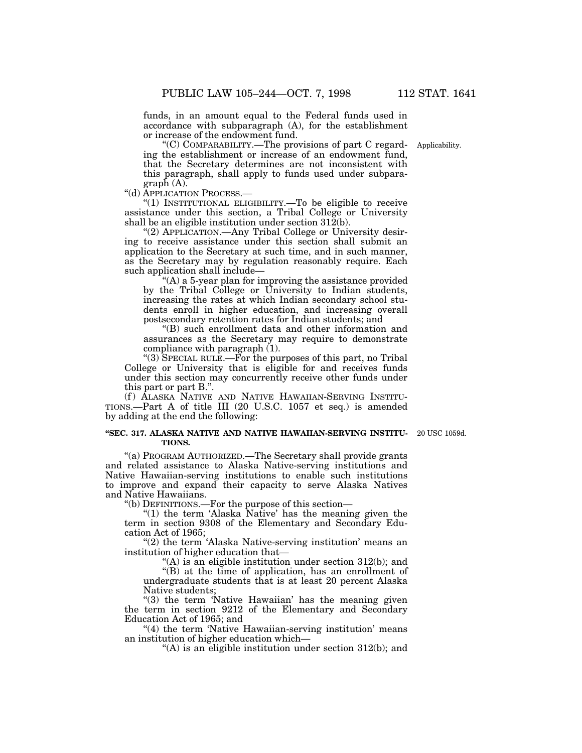funds, in an amount equal to the Federal funds used in accordance with subparagraph (A), for the establishment or increase of the endowment fund.

"(C) COMPARABILITY.—The provisions of part C regarding the establishment or increase of an endowment fund, that the Secretary determines are not inconsistent with this paragraph, shall apply to funds used under subparagraph (A).

Applicability.

"(d) APPLICATION PROCESS.—

"(1) INSTITUTIONAL ELIGIBILITY.—To be eligible to receive assistance under this section, a Tribal College or University shall be an eligible institution under section 312(b).

"(2) APPLICATION.—Any Tribal College or University desiring to receive assistance under this section shall submit an application to the Secretary at such time, and in such manner, as the Secretary may by regulation reasonably require. Each such application shall include—

"(A) a 5-year plan for improving the assistance provided by the Tribal College or University to Indian students, increasing the rates at which Indian secondary school students enroll in higher education, and increasing overall postsecondary retention rates for Indian students; and

"(B) such enrollment data and other information and assurances as the Secretary may require to demonstrate compliance with paragraph (1).

"(3) SPECIAL RULE.—For the purposes of this part, no Tribal College or University that is eligible for and receives funds under this section may concurrently receive other funds under this part or part B.".

(f) ALASKA NATIVE AND NATIVE HAWAIIAN-SERVING INSTITUTIONS.—Part A of title III (20 U.S.C. 1057 et seq.) is amended by adding at the end the following:

**"SEC. 317. ALASKA NATIVE AND NATIVE HAWAIIAN-SERVING INSTITUTIONS.**

20 USC 1059d.

"(a) PROGRAM AUTHORIZED.—The Secretary shall provide grants and related assistance to Alaska Native-serving institutions and Native Hawaiian-serving institutions to enable such institutions to improve and expand their capacity to serve Alaska Natives and Native Hawaiians.

"(b) DEFINITIONS.—For the purpose of this section—

"(1) the term 'Alaska Native' has the meaning given the term in section 9308 of the Elementary and Secondary Education Act of 1965;

"(2) the term 'Alaska Native-serving institution' means an institution of higher education that—

"(A) is an eligible institution under section 312(b); and

"(B) at the time of application, has an enrollment of undergraduate students that is at least 20 percent Alaska Native students;

"(3) the term 'Native Hawaiian' has the meaning given the term in section 9212 of the Elementary and Secondary Education Act of 1965; and

"(4) the term 'Native Hawaiian-serving institution' means an institution of higher education which—

"(A) is an eligible institution under section 312(b); and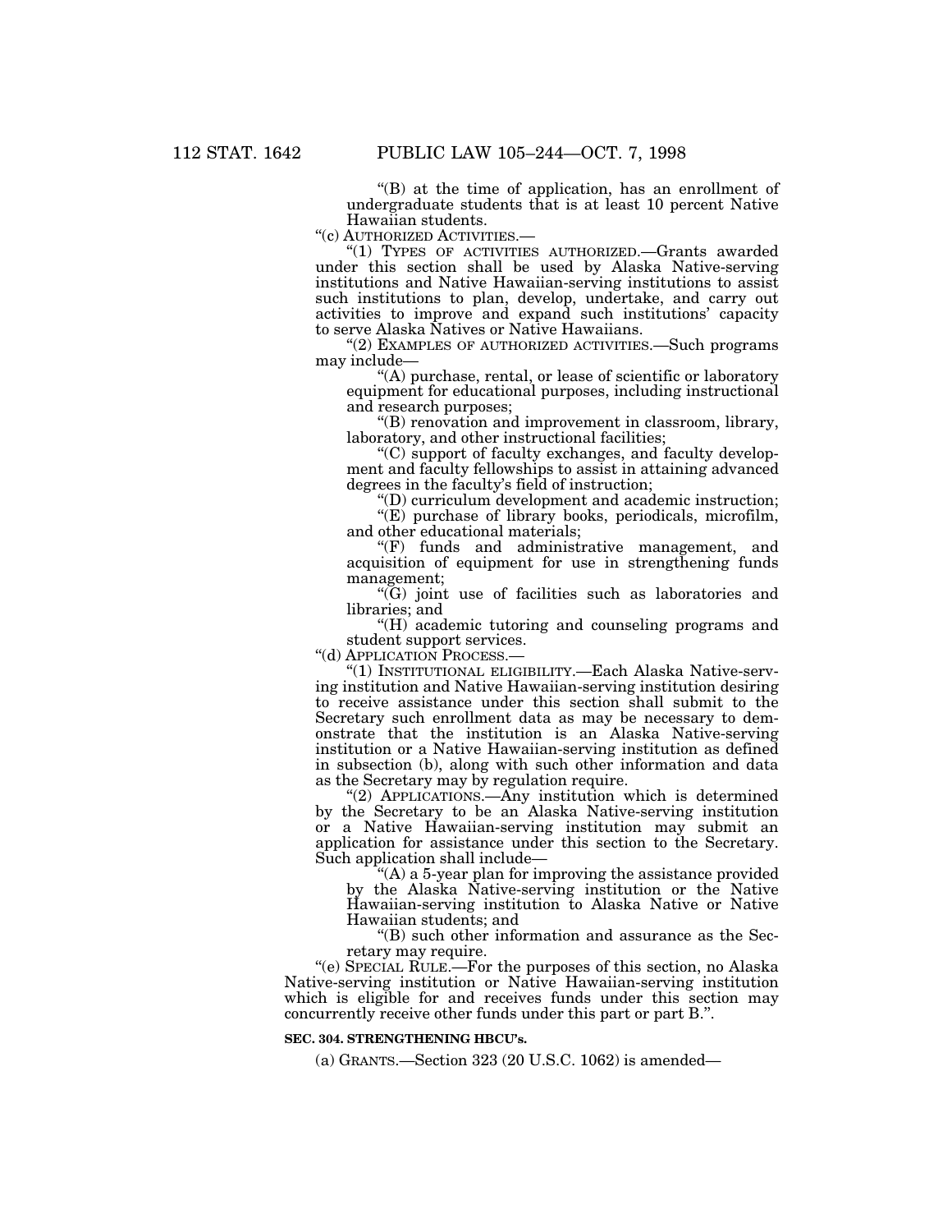"(B) at the time of application, has an enrollment of undergraduate students that is at least 10 percent Native Hawaiian students.

"(c) AUTHORIZED ACTIVITIES.—

"(1) TYPES OF ACTIVITIES AUTHORIZED.—Grants awarded under this section shall be used by Alaska Native-serving institutions and Native Hawaiian-serving institutions to assist such institutions to plan, develop, undertake, and carry out activities to improve and expand such institutions' capacity to serve Alaska Natives or Native Hawaiians.

"(2) EXAMPLES OF AUTHORIZED ACTIVITIES.—Such programs may include—

"(A) purchase, rental, or lease of scientific or laboratory equipment for educational purposes, including instructional and research purposes;

"(B) renovation and improvement in classroom, library, laboratory, and other instructional facilities;

"(C) support of faculty exchanges, and faculty development and faculty fellowships to assist in attaining advanced degrees in the faculty's field of instruction;

"(D) curriculum development and academic instruction;

"(E) purchase of library books, periodicals, microfilm, and other educational materials;

"(F) funds and administrative management, and acquisition of equipment for use in strengthening funds management;

"(G) joint use of facilities such as laboratories and libraries; and

"(H) academic tutoring and counseling programs and student support services.

"(d) APPLICATION PROCESS.—

"(1) INSTITUTIONAL ELIGIBILITY.—Each Alaska Native-serving institution and Native Hawaiian-serving institution desiring to receive assistance under this section shall submit to the Secretary such enrollment data as may be necessary to demonstrate that the institution is an Alaska Native-serving institution or a Native Hawaiian-serving institution as defined in subsection (b), along with such other information and data as the Secretary may by regulation require.

"(2) APPLICATIONS.—Any institution which is determined by the Secretary to be an Alaska Native-serving institution or a Native Hawaiian-serving institution may submit an application for assistance under this section to the Secretary. Such application shall include—

"(A) a 5-year plan for improving the assistance provided by the Alaska Native-serving institution or the Native Hawaiian-serving institution to Alaska Native or Native Hawaiian students; and

"(B) such other information and assurance as the Secretary may require.

"(e) SPECIAL RULE.—For the purposes of this section, no Alaska Native-serving institution or Native Hawaiian-serving institution which is eligible for and receives funds under this section may concurrently receive other funds under this part or part B.".

**SEC. 304. STRENGTHENING HBCU's.**

(a) GRANTS.—Section 323 (20 U.S.C. 1062) is amended—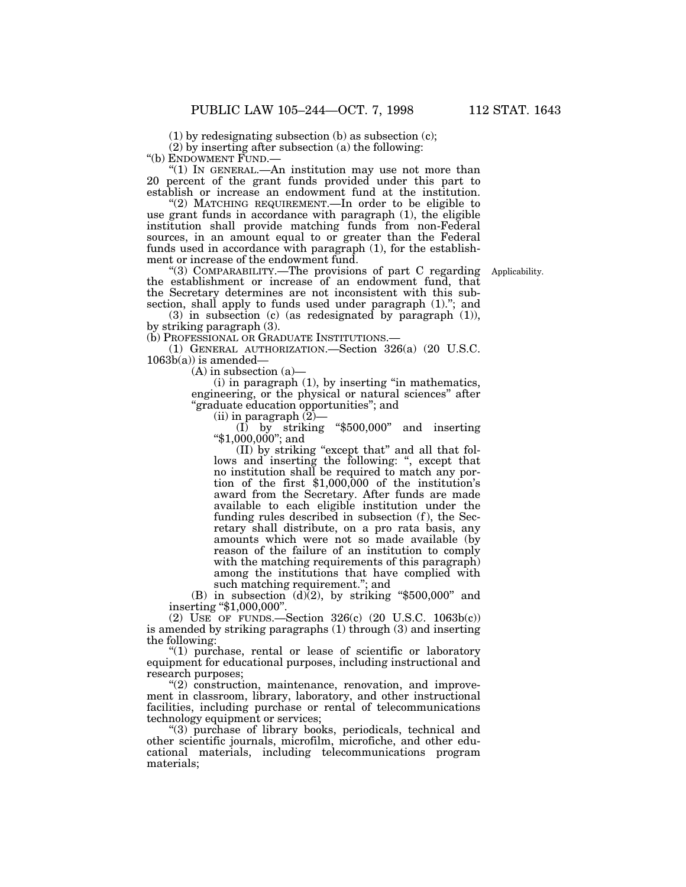(1) by redesignating subsection (b) as subsection (c);

(2) by inserting after subsection (a) the following:

"(b) ENDOWMENT FUND.—

"(1) IN GENERAL.—An institution may use not more than 20 percent of the grant funds provided under this part to establish or increase an endowment fund at the institution.

"(2) MATCHING REQUIREMENT.—In order to be eligible to use grant funds in accordance with paragraph (1), the eligible institution shall provide matching funds from non-Federal sources, in an amount equal to or greater than the Federal funds used in accordance with paragraph (1), for the establishment or increase of the endowment fund.

"(3) COMPARABILITY.—The provisions of part C regarding the establishment or increase of an endowment fund, that the Secretary determines are not inconsistent with this subsection, shall apply to funds used under paragraph (1)."; and

Applicability.

(3) in subsection (c) (as redesignated by paragraph (1)), by striking paragraph (3).

(b) PROFESSIONAL OR GRADUATE INSTITUTIONS.—

(1) GENERAL AUTHORIZATION.—Section 326(a) (20 U.S.C. 1063b(a)) is amended—

(A) in subsection (a)—

(i) in paragraph (1), by inserting "in mathematics, engineering, or the physical or natural sciences" after "graduate education opportunities"; and

(ii) in paragraph (2)—

(I) by striking "$500,000" and inserting "$1,000,000"; and

(II) by striking "except that" and all that follows and inserting the following: ", except that no institution shall be required to match any portion of the first $1,000,000 of the institution's award from the Secretary. After funds are made available to each eligible institution under the funding rules described in subsection (f), the Secretary shall distribute, on a pro rata basis, any amounts which were not so made available (by reason of the failure of an institution to comply with the matching requirements of this paragraph) among the institutions that have complied with such matching requirement."; and

(B) in subsection (d)(2), by striking "$500,000" and inserting "$1,000,000".

(2) USE OF FUNDS.—Section 326(c) (20 U.S.C. 1063b(c)) is amended by striking paragraphs (1) through (3) and inserting the following:

"(1) purchase, rental or lease of scientific or laboratory equipment for educational purposes, including instructional and research purposes;

"(2) construction, maintenance, renovation, and improvement in classroom, library, laboratory, and other instructional facilities, including purchase or rental of telecommunications technology equipment or services;

"(3) purchase of library books, periodicals, technical and other scientific journals, microfilm, microfiche, and other educational materials, including telecommunications program materials;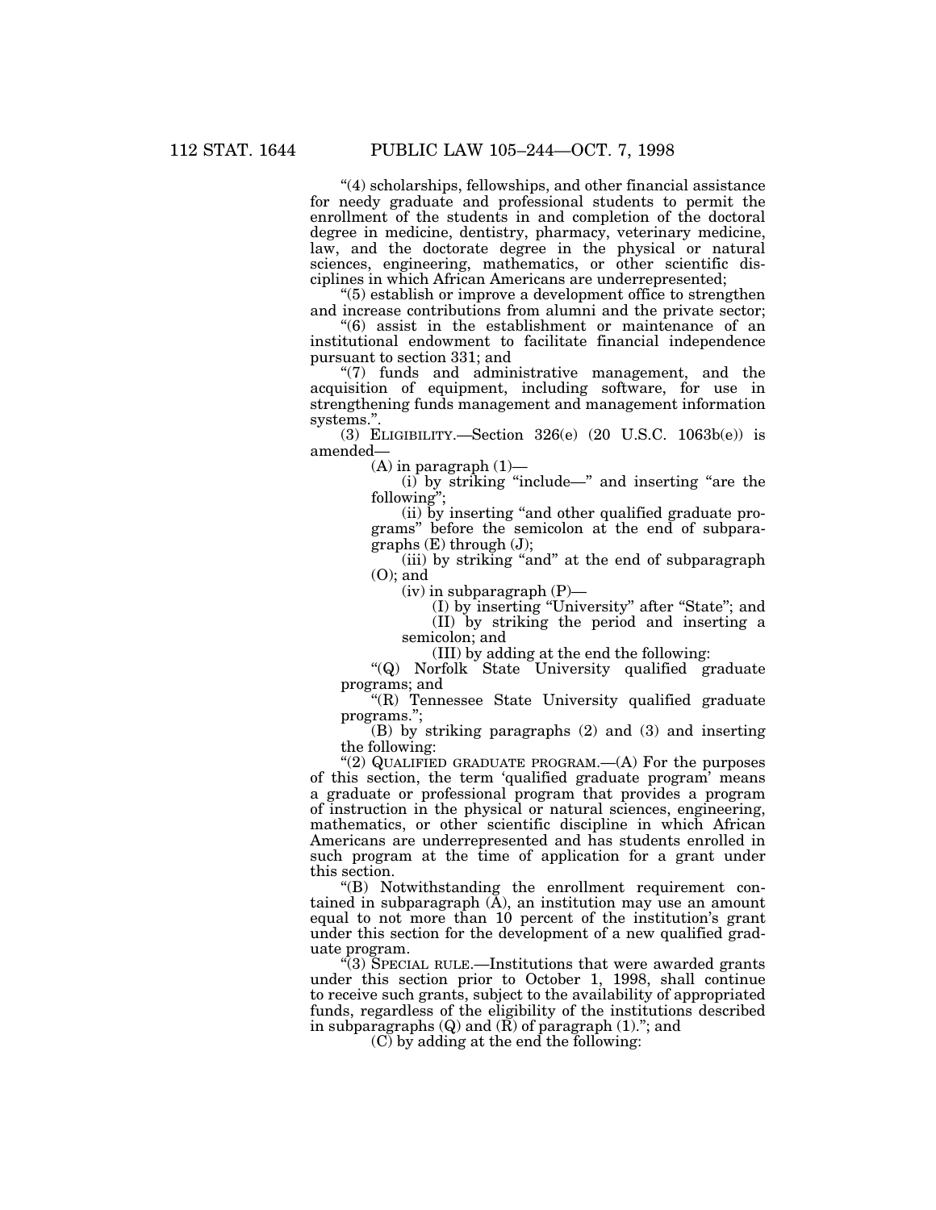"(4) scholarships, fellowships, and other financial assistance for needy graduate and professional students to permit the enrollment of the students in and completion of the doctoral degree in medicine, dentistry, pharmacy, veterinary medicine, law, and the doctorate degree in the physical or natural sciences, engineering, mathematics, or other scientific disciplines in which African Americans are underrepresented;

"(5) establish or improve a development office to strengthen and increase contributions from alumni and the private sector;

"(6) assist in the establishment or maintenance of an institutional endowment to facilitate financial independence pursuant to section 331; and

"(7) funds and administrative management, and the acquisition of equipment, including software, for use in strengthening funds management and management information systems.".

(3) ELIGIBILITY.—Section 326(e) (20 U.S.C. 1063b(e)) is amended—

(A) in paragraph (1)—

(i) by striking "include—" and inserting "are the following";

(ii) by inserting "and other qualified graduate programs" before the semicolon at the end of subparagraphs (E) through (J);

(iii) by striking "and" at the end of subparagraph (O); and

(iv) in subparagraph (P)—

(I) by inserting "University" after "State"; and

(II) by striking the period and inserting a semicolon; and

(III) by adding at the end the following:

"(Q) Norfolk State University qualified graduate programs; and

"(R) Tennessee State University qualified graduate programs.";

(B) by striking paragraphs (2) and (3) and inserting the following:

"(2) QUALIFIED GRADUATE PROGRAM.—(A) For the purposes of this section, the term 'qualified graduate program' means a graduate or professional program that provides a program of instruction in the physical or natural sciences, engineering, mathematics, or other scientific discipline in which African Americans are underrepresented and has students enrolled in such program at the time of application for a grant under this section.

"(B) Notwithstanding the enrollment requirement contained in subparagraph (A), an institution may use an amount equal to not more than 10 percent of the institution's grant under this section for the development of a new qualified graduate program.

"(3) SPECIAL RULE.—Institutions that were awarded grants under this section prior to October 1, 1998, shall continue to receive such grants, subject to the availability of appropriated funds, regardless of the eligibility of the institutions described in subparagraphs (Q) and (R) of paragraph (1)."; and

(C) by adding at the end the following: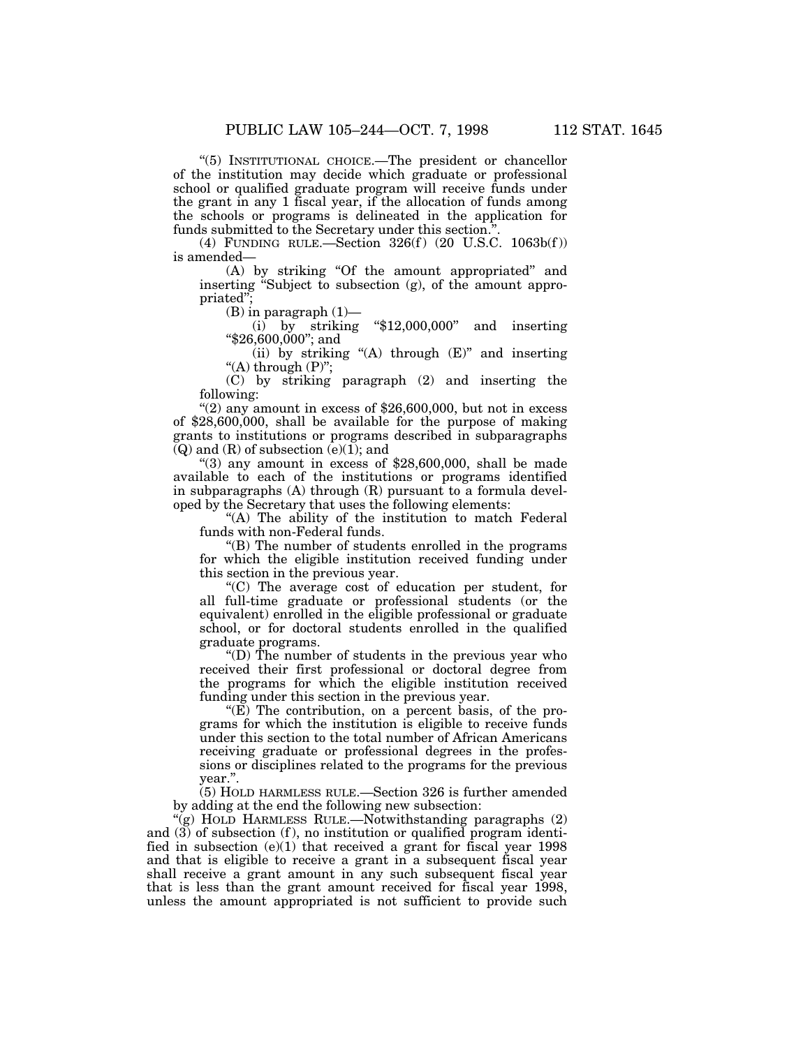"(5) INSTITUTIONAL CHOICE.—The president or chancellor of the institution may decide which graduate or professional school or qualified graduate program will receive funds under the grant in any 1 fiscal year, if the allocation of funds among the schools or programs is delineated in the application for funds submitted to the Secretary under this section.".

(4) FUNDING RULE.—Section 326(f) (20 U.S.C. 1063b(f)) is amended—

(A) by striking "Of the amount appropriated" and inserting "Subject to subsection (g), of the amount appropriated";

(B) in paragraph (1)—

(i) by striking "$12,000,000" and inserting "$26,600,000"; and

(ii) by striking "(A) through (E)" and inserting "(A) through (P)";

(C) by striking paragraph (2) and inserting the following:

"(2) any amount in excess of $26,600,000, but not in excess of $28,600,000, shall be available for the purpose of making grants to institutions or programs described in subparagraphs (Q) and (R) of subsection (e)(1); and

"(3) any amount in excess of $28,600,000, shall be made available to each of the institutions or programs identified in subparagraphs (A) through (R) pursuant to a formula developed by the Secretary that uses the following elements:

"(A) The ability of the institution to match Federal funds with non-Federal funds.

"(B) The number of students enrolled in the programs for which the eligible institution received funding under this section in the previous year.

"(C) The average cost of education per student, for all full-time graduate or professional students (or the equivalent) enrolled in the eligible professional or graduate school, or for doctoral students enrolled in the qualified graduate programs.

"(D) The number of students in the previous year who received their first professional or doctoral degree from the programs for which the eligible institution received funding under this section in the previous year.

"(E) The contribution, on a percent basis, of the programs for which the institution is eligible to receive funds under this section to the total number of African Americans receiving graduate or professional degrees in the professions or disciplines related to the programs for the previous year.".

(5) HOLD HARMLESS RULE.—Section 326 is further amended by adding at the end the following new subsection:

"(g) HOLD HARMLESS RULE.—Notwithstanding paragraphs (2) and (3) of subsection (f), no institution or qualified program identified in subsection (e)(1) that received a grant for fiscal year 1998 and that is eligible to receive a grant in a subsequent fiscal year shall receive a grant amount in any such subsequent fiscal year that is less than the grant amount received for fiscal year 1998, unless the amount appropriated is not sufficient to provide such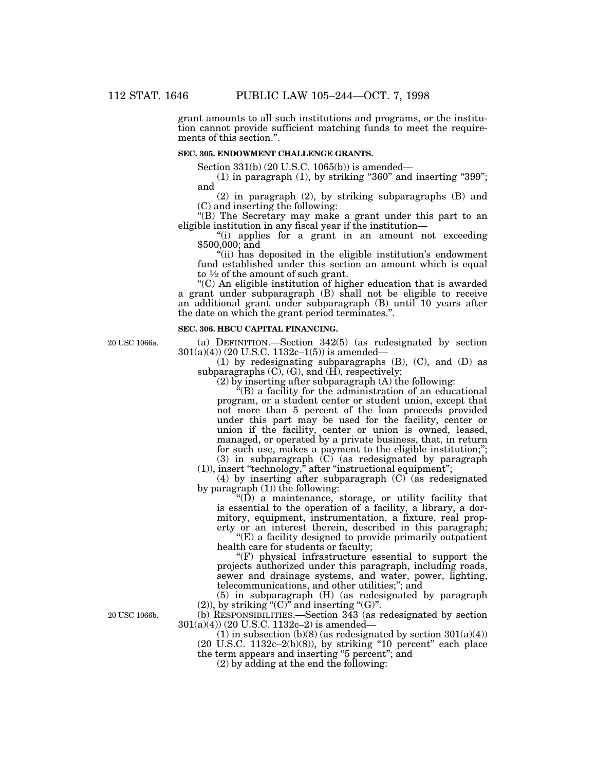grant amounts to all such institutions and programs, or the institution cannot provide sufficient matching funds to meet the requirements of this section.".

**SEC. 305. ENDOWMENT CHALLENGE GRANTS.**

Section 331(b) (20 U.S.C. 1065(b)) is amended—

(1) in paragraph (1), by striking "360" and inserting "399"; and

(2) in paragraph (2), by striking subparagraphs (B) and (C) and inserting the following:

"(B) The Secretary may make a grant under this part to an eligible institution in any fiscal year if the institution—

"(i) applies for a grant in an amount not exceeding $500,000; and

"(ii) has deposited in the eligible institution's endowment fund established under this section an amount which is equal to ½ of the amount of such grant.

"(C) An eligible institution of higher education that is awarded a grant under subparagraph (B) shall not be eligible to receive an additional grant under subparagraph (B) until 10 years after the date on which the grant period terminates.".

**SEC. 306. HBCU CAPITAL FINANCING.**

20 USC 1066a.

(a) DEFINITION.—Section 342(5) (as redesignated by section 301(a)(4)) (20 U.S.C. 1132c–1(5)) is amended—

(1) by redesignating subparagraphs (B), (C), and (D) as subparagraphs (C), (G), and (H), respectively;

(2) by inserting after subparagraph (A) the following:

"(B) a facility for the administration of an educational program, or a student center or student union, except that not more than 5 percent of the loan proceeds provided under this part may be used for the facility, center or union if the facility, center or union is owned, leased, managed, or operated by a private business, that, in return for such use, makes a payment to the eligible institution;";

(3) in subparagraph (C) (as redesignated by paragraph (1)), insert "technology," after "instructional equipment";

(4) by inserting after subparagraph (C) (as redesignated by paragraph (1)) the following:

"(D) a maintenance, storage, or utility facility that is essential to the operation of a facility, a library, a dormitory, equipment, instrumentation, a fixture, real property or an interest therein, described in this paragraph;

"(E) a facility designed to provide primarily outpatient health care for students or faculty;

"(F) physical infrastructure essential to support the projects authorized under this paragraph, including roads, sewer and drainage systems, and water, power, lighting, telecommunications, and other utilities;"; and

(5) in subparagraph (H) (as redesignated by paragraph (2)), by striking "(C)" and inserting "(G)".

20 USC 1066b.

(b) RESPONSIBILITIES.—Section 343 (as redesignated by section 301(a)(4)) (20 U.S.C. 1132c–2) is amended—

(1) in subsection (b)(8) (as redesignated by section 301(a)(4)) (20 U.S.C. 1132c–2(b)(8)), by striking "10 percent" each place the term appears and inserting "5 percent"; and

(2) by adding at the end the following: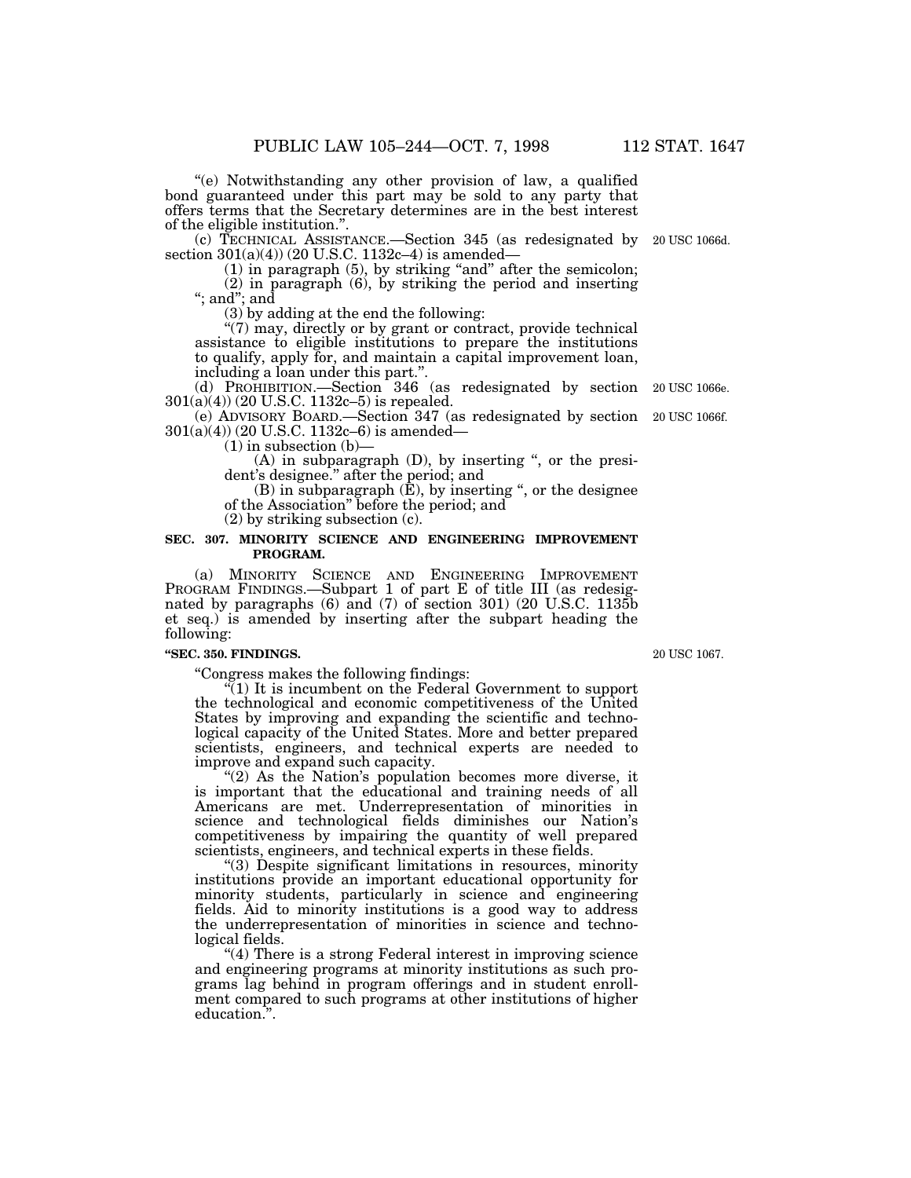"(e) Notwithstanding any other provision of law, a qualified bond guaranteed under this part may be sold to any party that offers terms that the Secretary determines are in the best interest of the eligible institution.".

(c) TECHNICAL ASSISTANCE.—Section 345 (as redesignated by section 301(a)(4)) (20 U.S.C. 1132c–4) is amended—

20 USC 1066d.

(1) in paragraph (5), by striking "and" after the semicolon;

(2) in paragraph (6), by striking the period and inserting "; and"; and

(3) by adding at the end the following:

"(7) may, directly or by grant or contract, provide technical assistance to eligible institutions to prepare the institutions to qualify, apply for, and maintain a capital improvement loan, including a loan under this part.".

(d) PROHIBITION.—Section 346 (as redesignated by section 301(a)(4)) (20 U.S.C. 1132c–5) is repealed.

20 USC 1066e.

(e) ADVISORY BOARD.—Section 347 (as redesignated by section 301(a)(4)) (20 U.S.C. 1132c–6) is amended—

20 USC 1066f.

(1) in subsection (b)—

(A) in subparagraph (D), by inserting ", or the president's designee." after the period; and

(B) in subparagraph (E), by inserting ", or the designee of the Association" before the period; and

(2) by striking subsection (c).

**SEC. 307. MINORITY SCIENCE AND ENGINEERING IMPROVEMENT PROGRAM.**

(a) MINORITY SCIENCE AND ENGINEERING IMPROVEMENT PROGRAM FINDINGS.—Subpart 1 of part E of title III (as redesignated by paragraphs (6) and (7) of section 301) (20 U.S.C. 1135b et seq.) is amended by inserting after the subpart heading the following:

**"SEC. 350. FINDINGS.**

20 USC 1067.

"Congress makes the following findings:

"(1) It is incumbent on the Federal Government to support the technological and economic competitiveness of the United States by improving and expanding the scientific and technological capacity of the United States. More and better prepared scientists, engineers, and technical experts are needed to improve and expand such capacity.

"(2) As the Nation's population becomes more diverse, it is important that the educational and training needs of all Americans are met. Underrepresentation of minorities in science and technological fields diminishes our Nation's competitiveness by impairing the quantity of well prepared scientists, engineers, and technical experts in these fields.

"(3) Despite significant limitations in resources, minority institutions provide an important educational opportunity for minority students, particularly in science and engineering fields. Aid to minority institutions is a good way to address the underrepresentation of minorities in science and technological fields.

"(4) There is a strong Federal interest in improving science and engineering programs at minority institutions as such programs lag behind in program offerings and in student enrollment compared to such programs at other institutions of higher education.".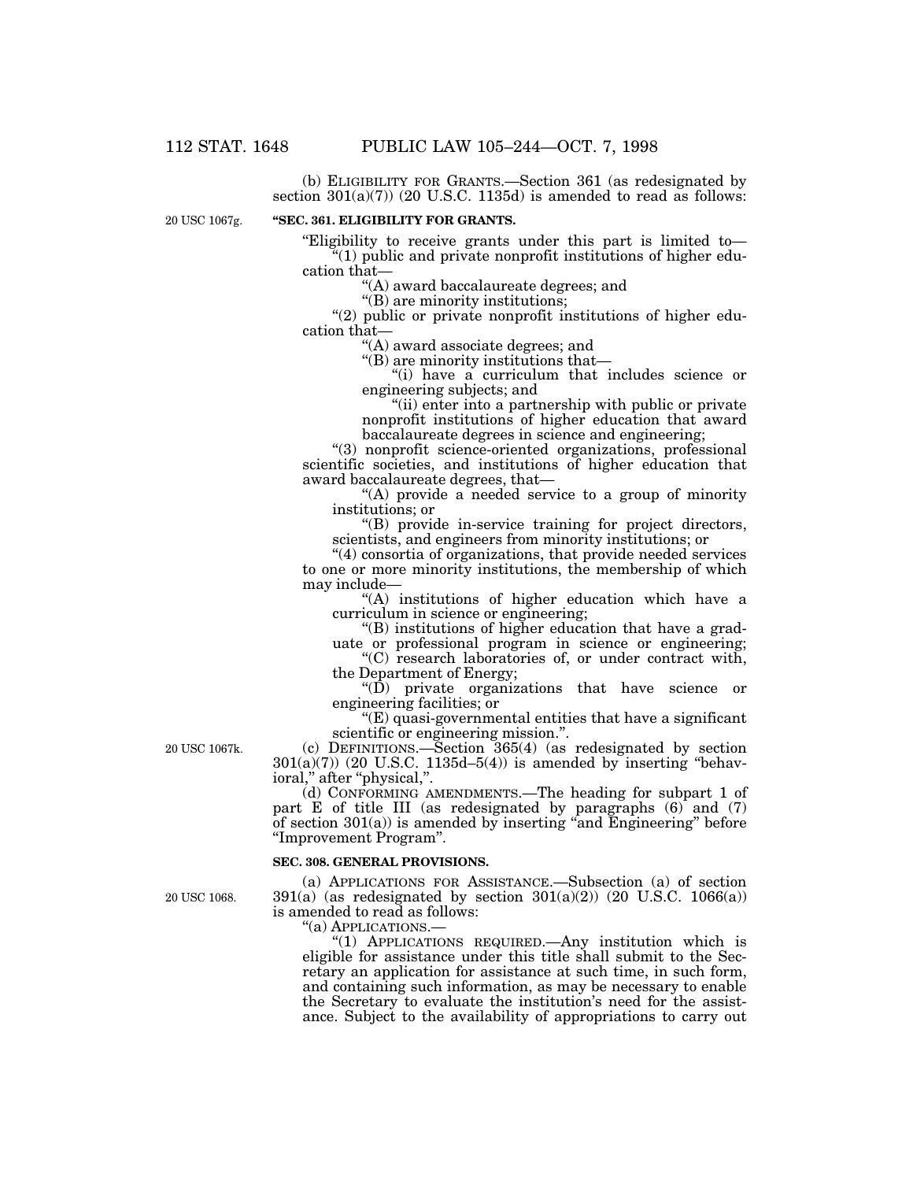(b) ELIGIBILITY FOR GRANTS.—Section 361 (as redesignated by section 301(a)(7)) (20 U.S.C. 1135d) is amended to read as follows:

20 USC 1067g.

**"SEC. 361. ELIGIBILITY FOR GRANTS.**

"Eligibility to receive grants under this part is limited to—

"(1) public and private nonprofit institutions of higher education that—

"(A) award baccalaureate degrees; and

"(B) are minority institutions;

"(2) public or private nonprofit institutions of higher education that—

"(A) award associate degrees; and

"(B) are minority institutions that—

"(i) have a curriculum that includes science or engineering subjects; and

"(ii) enter into a partnership with public or private nonprofit institutions of higher education that award baccalaureate degrees in science and engineering;

"(3) nonprofit science-oriented organizations, professional scientific societies, and institutions of higher education that award baccalaureate degrees, that—

"(A) provide a needed service to a group of minority institutions; or

"(B) provide in-service training for project directors, scientists, and engineers from minority institutions; or

"(4) consortia of organizations, that provide needed services to one or more minority institutions, the membership of which may include—

"(A) institutions of higher education which have a curriculum in science or engineering;

"(B) institutions of higher education that have a graduate or professional program in science or engineering;

"(C) research laboratories of, or under contract with, the Department of Energy;

"(D) private organizations that have science or engineering facilities; or

"(E) quasi-governmental entities that have a significant scientific or engineering mission.".

20 USC 1067k.

(c) DEFINITIONS.—Section 365(4) (as redesignated by section 301(a)(7)) (20 U.S.C. 1135d–5(4)) is amended by inserting "behavioral," after "physical,".

(d) CONFORMING AMENDMENTS.—The heading for subpart 1 of part E of title III (as redesignated by paragraphs (6) and (7) of section 301(a)) is amended by inserting "and Engineering" before "Improvement Program".

**SEC. 308. GENERAL PROVISIONS.**

20 USC 1068.

(a) APPLICATIONS FOR ASSISTANCE.—Subsection (a) of section 391(a) (as redesignated by section 301(a)(2)) (20 U.S.C. 1066(a)) is amended to read as follows:

"(a) APPLICATIONS.—

"(1) APPLICATIONS REQUIRED.—Any institution which is eligible for assistance under this title shall submit to the Secretary an application for assistance at such time, in such form, and containing such information, as may be necessary to enable the Secretary to evaluate the institution's need for the assistance. Subject to the availability of appropriations to carry out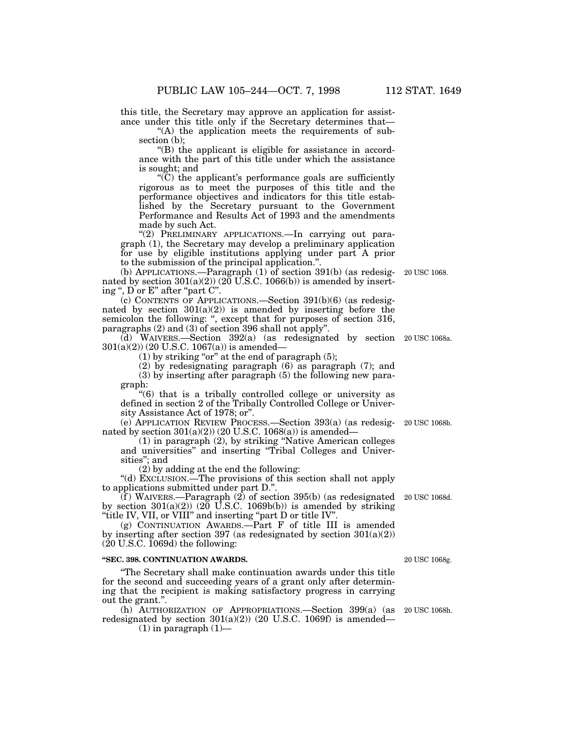this title, the Secretary may approve an application for assistance under this title only if the Secretary determines that—

"(A) the application meets the requirements of subsection (b);

"(B) the applicant is eligible for assistance in accordance with the part of this title under which the assistance is sought; and

"(C) the applicant's performance goals are sufficiently rigorous as to meet the purposes of this title and the performance objectives and indicators for this title established by the Secretary pursuant to the Government Performance and Results Act of 1993 and the amendments made by such Act.

"(2) PRELIMINARY APPLICATIONS.—In carrying out paragraph (1), the Secretary may develop a preliminary application for use by eligible institutions applying under part A prior to the submission of the principal application.".

(b) APPLICATIONS.—Paragraph (1) of section 391(b) (as redesignated by section 301(a)(2)) (20 U.S.C. 1066(b)) is amended by inserting ", D or E" after "part C".

20 USC 1068.

(c) CONTENTS OF APPLICATIONS.—Section 391(b)(6) (as redesignated by section 301(a)(2)) is amended by inserting before the semicolon the following: ", except that for purposes of section 316, paragraphs (2) and (3) of section 396 shall not apply".

(d) WAIVERS.—Section 392(a) (as redesignated by section 301(a)(2)) (20 U.S.C. 1067(a)) is amended—

20 USC 1068a.

(1) by striking "or" at the end of paragraph (5);

(2) by redesignating paragraph (6) as paragraph (7); and

(3) by inserting after paragraph (5) the following new paragraph:

"(6) that is a tribally controlled college or university as defined in section 2 of the Tribally Controlled College or University Assistance Act of 1978; or".

(e) APPLICATION REVIEW PROCESS.—Section 393(a) (as redesignated by section 301(a)(2)) (20 U.S.C. 1068(a)) is amended—

20 USC 1068b.

(1) in paragraph (2), by striking "Native American colleges and universities" and inserting "Tribal Colleges and Universities"; and

(2) by adding at the end the following:

"(d) EXCLUSION.—The provisions of this section shall not apply to applications submitted under part D.".

(f) WAIVERS.—Paragraph (2) of section 395(b) (as redesignated by section 301(a)(2)) (20 U.S.C. 1069b(b)) is amended by striking "title IV, VII, or VIII" and inserting "part D or title IV".

20 USC 1068d.

(g) CONTINUATION AWARDS.—Part F of title III is amended by inserting after section 397 (as redesignated by section 301(a)(2)) (20 U.S.C. 1069d) the following:

**"SEC. 398. CONTINUATION AWARDS.**

20 USC 1068g.

"The Secretary shall make continuation awards under this title for the second and succeeding years of a grant only after determining that the recipient is making satisfactory progress in carrying out the grant.".

(h) AUTHORIZATION OF APPROPRIATIONS.—Section 399(a) (as redesignated by section 301(a)(2)) (20 U.S.C. 1069f) is amended—

20 USC 1068h.

(1) in paragraph (1)—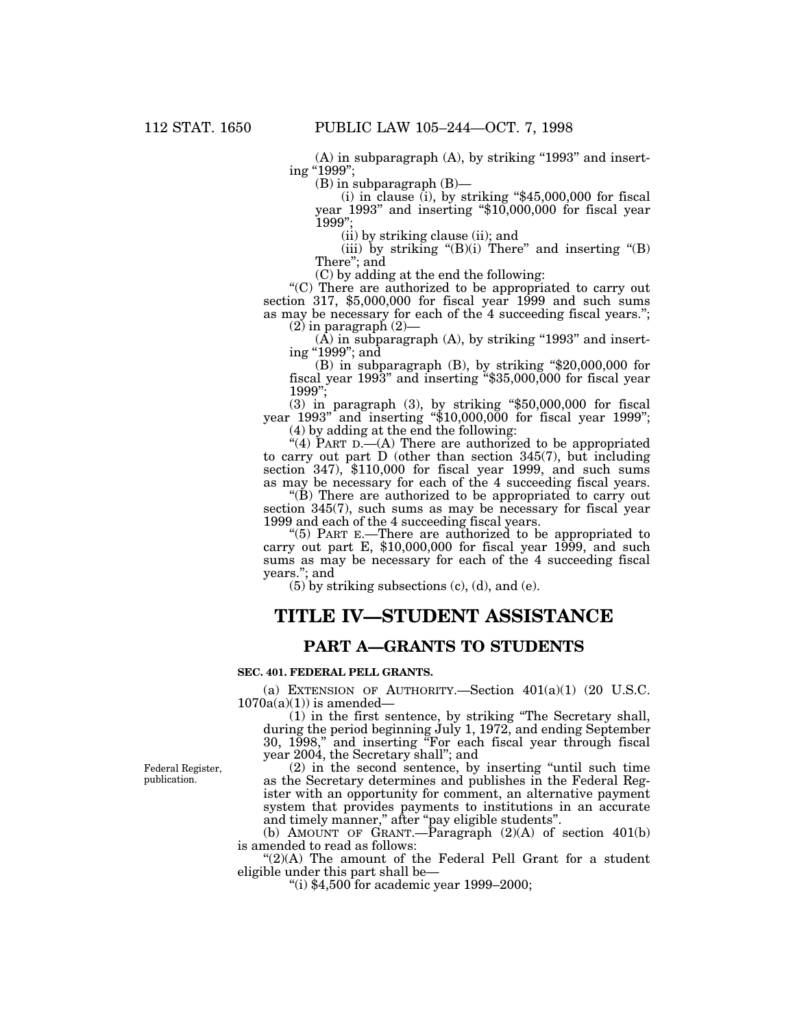(A) in subparagraph (A), by striking "1993" and inserting "1999";

(B) in subparagraph (B)—

(i) in clause (i), by striking "$45,000,000 for fiscal year 1993" and inserting "$10,000,000 for fiscal year 1999";

(ii) by striking clause (ii); and

(iii) by striking "(B)(i) There" and inserting "(B) There"; and

(C) by adding at the end the following:

"(C) There are authorized to be appropriated to carry out section 317, $5,000,000 for fiscal year 1999 and such sums as may be necessary for each of the 4 succeeding fiscal years.";

(2) in paragraph (2)—

(A) in subparagraph (A), by striking "1993" and inserting "1999"; and

(B) in subparagraph (B), by striking "$20,000,000 for fiscal year 1993" and inserting "$35,000,000 for fiscal year 1999";

(3) in paragraph (3), by striking "$50,000,000 for fiscal year 1993" and inserting "$10,000,000 for fiscal year 1999";

(4) by adding at the end the following:

"(4) PART D.—(A) There are authorized to be appropriated to carry out part D (other than section 345(7), but including section 347), $110,000 for fiscal year 1999, and such sums as may be necessary for each of the 4 succeeding fiscal years.

"(B) There are authorized to be appropriated to carry out section 345(7), such sums as may be necessary for fiscal year 1999 and each of the 4 succeeding fiscal years.

"(5) PART E.—There are authorized to be appropriated to carry out part E, $10,000,000 for fiscal year 1999, and such sums as may be necessary for each of the 4 succeeding fiscal years."; and

(5) by striking subsections (c), (d), and (e).

# TITLE IV—STUDENT ASSISTANCE

## PART A—GRANTS TO STUDENTS

### SEC. 401. FEDERAL PELL GRANTS.

(a) EXTENSION OF AUTHORITY.—Section 401(a)(1) (20 U.S.C. 1070a(a)(1)) is amended—

(1) in the first sentence, by striking "The Secretary shall, during the period beginning July 1, 1972, and ending September 30, 1998," and inserting "For each fiscal year through fiscal year 2004, the Secretary shall"; and

Federal Register, publication.

(2) in the second sentence, by inserting "until such time as the Secretary determines and publishes in the Federal Register with an opportunity for comment, an alternative payment system that provides payments to institutions in an accurate and timely manner," after "pay eligible students".

(b) AMOUNT OF GRANT.—Paragraph (2)(A) of section 401(b) is amended to read as follows:

"(2)(A) The amount of the Federal Pell Grant for a student eligible under this part shall be—

"(i) $4,500 for academic year 1999–2000;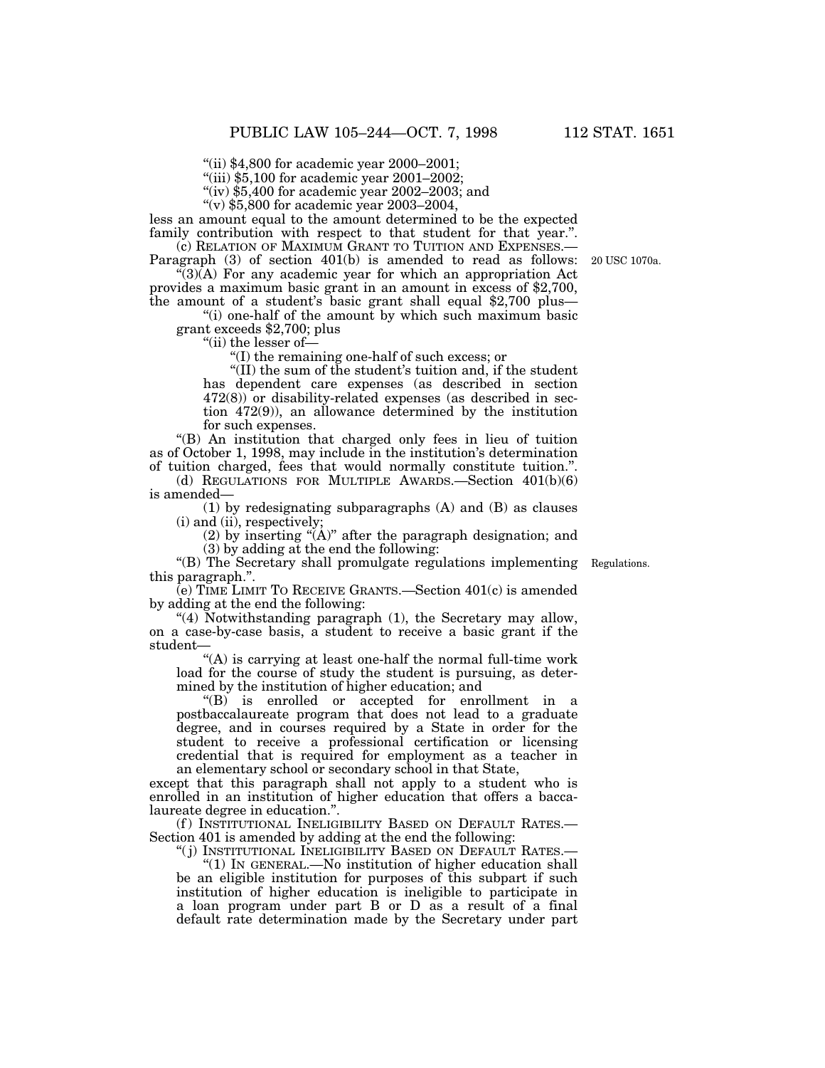"(ii) $4,800 for academic year 2000–2001;

"(iii) $5,100 for academic year 2001–2002;

"(iv) $5,400 for academic year 2002–2003; and

"(v) $5,800 for academic year 2003–2004,

less an amount equal to the amount determined to be the expected family contribution with respect to that student for that year.".

(c) RELATION OF MAXIMUM GRANT TO TUITION AND EXPENSES.—Paragraph (3) of section 401(b) is amended to read as follows:

20 USC 1070a.

"(3)(A) For any academic year for which an appropriation Act provides a maximum basic grant in an amount in excess of $2,700, the amount of a student's basic grant shall equal $2,700 plus—

"(i) one-half of the amount by which such maximum basic grant exceeds $2,700; plus

"(ii) the lesser of—

"(I) the remaining one-half of such excess; or

"(II) the sum of the student's tuition and, if the student has dependent care expenses (as described in section 472(8)) or disability-related expenses (as described in section 472(9)), an allowance determined by the institution for such expenses.

"(B) An institution that charged only fees in lieu of tuition as of October 1, 1998, may include in the institution's determination of tuition charged, fees that would normally constitute tuition.".

(d) REGULATIONS FOR MULTIPLE AWARDS.—Section 401(b)(6) is amended—

(1) by redesignating subparagraphs (A) and (B) as clauses (i) and (ii), respectively;

(2) by inserting "(A)" after the paragraph designation; and

(3) by adding at the end the following:

Regulations.

"(B) The Secretary shall promulgate regulations implementing this paragraph.".

(e) TIME LIMIT TO RECEIVE GRANTS.—Section 401(c) is amended by adding at the end the following:

"(4) Notwithstanding paragraph (1), the Secretary may allow, on a case-by-case basis, a student to receive a basic grant if the student—

"(A) is carrying at least one-half the normal full-time work load for the course of study the student is pursuing, as determined by the institution of higher education; and

"(B) is enrolled or accepted for enrollment in a postbaccalaureate program that does not lead to a graduate degree, and in courses required by a State in order for the student to receive a professional certification or licensing credential that is required for employment as a teacher in an elementary school or secondary school in that State,

except that this paragraph shall not apply to a student who is enrolled in an institution of higher education that offers a baccalaureate degree in education.".

(f) INSTITUTIONAL INELIGIBILITY BASED ON DEFAULT RATES.—Section 401 is amended by adding at the end the following:

"(j) INSTITUTIONAL INELIGIBILITY BASED ON DEFAULT RATES.—

"(1) IN GENERAL.—No institution of higher education shall be an eligible institution for purposes of this subpart if such institution of higher education is ineligible to participate in a loan program under part B or D as a result of a final default rate determination made by the Secretary under part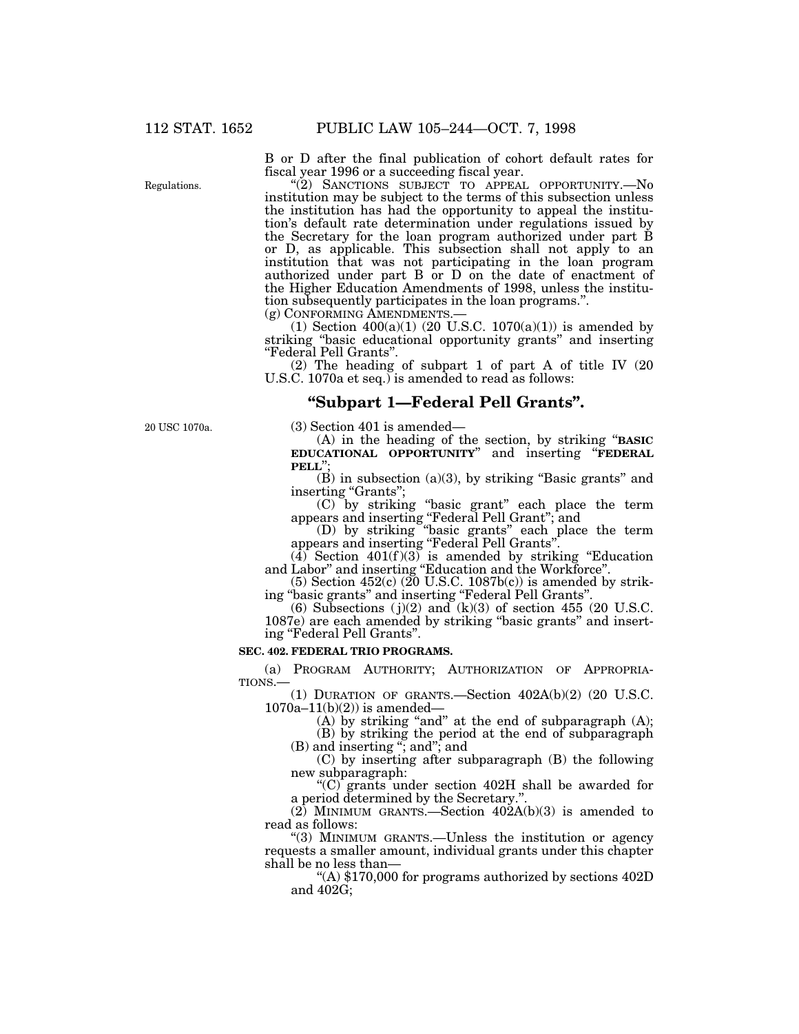B or D after the final publication of cohort default rates for fiscal year 1996 or a succeeding fiscal year.

Regulations.

"(2) SANCTIONS SUBJECT TO APPEAL OPPORTUNITY.—No institution may be subject to the terms of this subsection unless the institution has had the opportunity to appeal the institution's default rate determination under regulations issued by the Secretary for the loan program authorized under part B or D, as applicable. This subsection shall not apply to an institution that was not participating in the loan program authorized under part B or D on the date of enactment of the Higher Education Amendments of 1998, unless the institution subsequently participates in the loan programs.".

(g) CONFORMING AMENDMENTS.—

(1) Section 400(a)(1) (20 U.S.C. 1070(a)(1)) is amended by striking "basic educational opportunity grants" and inserting "Federal Pell Grants".

(2) The heading of subpart 1 of part A of title IV (20 U.S.C. 1070a et seq.) is amended to read as follows:

## "Subpart 1—Federal Pell Grants".

20 USC 1070a.

(3) Section 401 is amended—

(A) in the heading of the section, by striking "**BASIC EDUCATIONAL OPPORTUNITY**" and inserting "**FEDERAL PELL**";

(B) in subsection (a)(3), by striking "Basic grants" and inserting "Grants";

(C) by striking "basic grant" each place the term appears and inserting "Federal Pell Grant"; and

(D) by striking "basic grants" each place the term appears and inserting "Federal Pell Grants".

(4) Section 401(f)(3) is amended by striking "Education and Labor" and inserting "Education and the Workforce".

(5) Section 452(c) (20 U.S.C. 1087b(c)) is amended by striking "basic grants" and inserting "Federal Pell Grants".

(6) Subsections (j)(2) and (k)(3) of section 455 (20 U.S.C. 1087e) are each amended by striking "basic grants" and inserting "Federal Pell Grants".

**SEC. 402. FEDERAL TRIO PROGRAMS.**

(a) PROGRAM AUTHORITY; AUTHORIZATION OF APPROPRIATIONS.—

(1) DURATION OF GRANTS.—Section 402A(b)(2) (20 U.S.C. 1070a–11(b)(2)) is amended—

(A) by striking "and" at the end of subparagraph (A);

(B) by striking the period at the end of subparagraph (B) and inserting "; and"; and

(C) by inserting after subparagraph (B) the following new subparagraph:

"(C) grants under section 402H shall be awarded for a period determined by the Secretary.".

(2) MINIMUM GRANTS.—Section 402A(b)(3) is amended to read as follows:

"(3) MINIMUM GRANTS.—Unless the institution or agency requests a smaller amount, individual grants under this chapter shall be no less than—

"(A) $170,000 for programs authorized by sections 402D and 402G;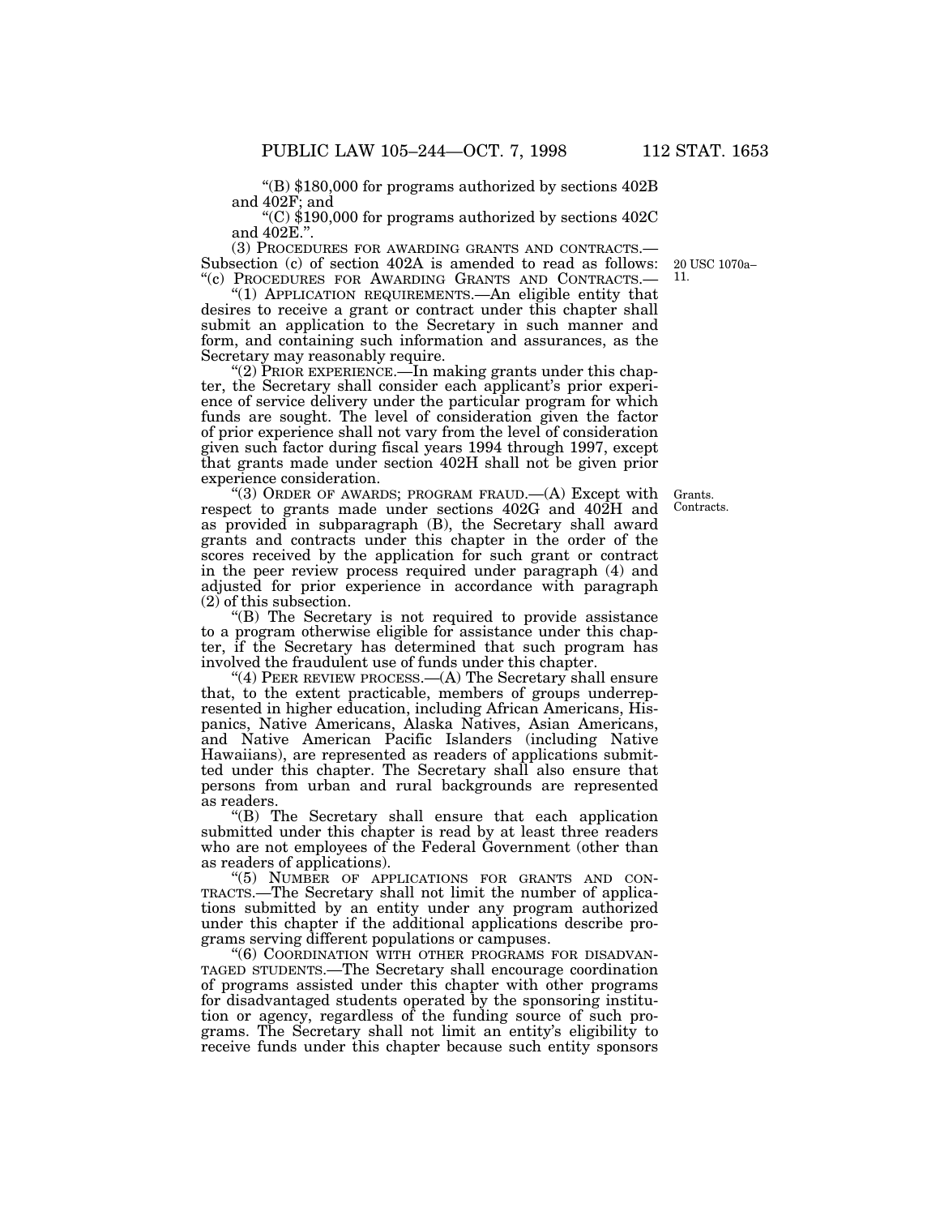"(B) $180,000 for programs authorized by sections 402B and 402F; and

"(C) $190,000 for programs authorized by sections 402C and 402E.".

(3) PROCEDURES FOR AWARDING GRANTS AND CONTRACTS.—Subsection (c) of section 402A is amended to read as follows:

20 USC 1070a–11.

"(c) PROCEDURES FOR AWARDING GRANTS AND CONTRACTS.—

"(1) APPLICATION REQUIREMENTS.—An eligible entity that desires to receive a grant or contract under this chapter shall submit an application to the Secretary in such manner and form, and containing such information and assurances, as the Secretary may reasonably require.

"(2) PRIOR EXPERIENCE.—In making grants under this chapter, the Secretary shall consider each applicant's prior experience of service delivery under the particular program for which funds are sought. The level of consideration given the factor of prior experience shall not vary from the level of consideration given such factor during fiscal years 1994 through 1997, except that grants made under section 402H shall not be given prior experience consideration.

Grants. Contracts.

"(3) ORDER OF AWARDS; PROGRAM FRAUD.—(A) Except with respect to grants made under sections 402G and 402H and as provided in subparagraph (B), the Secretary shall award grants and contracts under this chapter in the order of the scores received by the application for such grant or contract in the peer review process required under paragraph (4) and adjusted for prior experience in accordance with paragraph (2) of this subsection.

"(B) The Secretary is not required to provide assistance to a program otherwise eligible for assistance under this chapter, if the Secretary has determined that such program has involved the fraudulent use of funds under this chapter.

"(4) PEER REVIEW PROCESS.—(A) The Secretary shall ensure that, to the extent practicable, members of groups underrepresented in higher education, including African Americans, Hispanics, Native Americans, Alaska Natives, Asian Americans, and Native American Pacific Islanders (including Native Hawaiians), are represented as readers of applications submitted under this chapter. The Secretary shall also ensure that persons from urban and rural backgrounds are represented as readers.

"(B) The Secretary shall ensure that each application submitted under this chapter is read by at least three readers who are not employees of the Federal Government (other than as readers of applications).

"(5) NUMBER OF APPLICATIONS FOR GRANTS AND CONTRACTS.—The Secretary shall not limit the number of applications submitted by an entity under any program authorized under this chapter if the additional applications describe programs serving different populations or campuses.

"(6) COORDINATION WITH OTHER PROGRAMS FOR DISADVANTAGED STUDENTS.—The Secretary shall encourage coordination of programs assisted under this chapter with other programs for disadvantaged students operated by the sponsoring institution or agency, regardless of the funding source of such programs. The Secretary shall not limit an entity's eligibility to receive funds under this chapter because such entity sponsors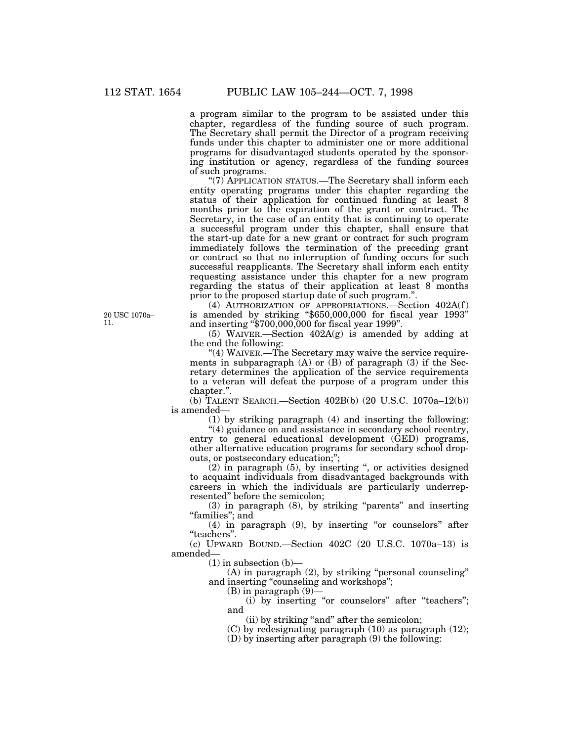a program similar to the program to be assisted under this chapter, regardless of the funding source of such program. The Secretary shall permit the Director of a program receiving funds under this chapter to administer one or more additional programs for disadvantaged students operated by the sponsoring institution or agency, regardless of the funding sources of such programs.

"(7) APPLICATION STATUS.—The Secretary shall inform each entity operating programs under this chapter regarding the status of their application for continued funding at least 8 months prior to the expiration of the grant or contract. The Secretary, in the case of an entity that is continuing to operate a successful program under this chapter, shall ensure that the start-up date for a new grant or contract for such program immediately follows the termination of the preceding grant or contract so that no interruption of funding occurs for such successful reapplicants. The Secretary shall inform each entity requesting assistance under this chapter for a new program regarding the status of their application at least 8 months prior to the proposed startup date of such program.".

20 USC 1070a–11.

(4) AUTHORIZATION OF APPROPRIATIONS.—Section 402A(f) is amended by striking "$650,000,000 for fiscal year 1993" and inserting "$700,000,000 for fiscal year 1999".

(5) WAIVER.—Section 402A(g) is amended by adding at the end the following:

"(4) WAIVER.—The Secretary may waive the service requirements in subparagraph (A) or (B) of paragraph (3) if the Secretary determines the application of the service requirements to a veteran will defeat the purpose of a program under this chapter.".

(b) TALENT SEARCH.—Section 402B(b) (20 U.S.C. 1070a–12(b)) is amended—

(1) by striking paragraph (4) and inserting the following:

"(4) guidance on and assistance in secondary school reentry, entry to general educational development (GED) programs, other alternative education programs for secondary school dropouts, or postsecondary education;";

(2) in paragraph (5), by inserting ", or activities designed to acquaint individuals from disadvantaged backgrounds with careers in which the individuals are particularly underrepresented" before the semicolon;

(3) in paragraph (8), by striking "parents" and inserting "families"; and

(4) in paragraph (9), by inserting "or counselors" after "teachers".

(c) UPWARD BOUND.—Section 402C (20 U.S.C. 1070a–13) is amended—

(1) in subsection (b)—

(A) in paragraph (2), by striking "personal counseling" and inserting "counseling and workshops";

(B) in paragraph (9)—

(i) by inserting "or counselors" after "teachers"; and

(ii) by striking "and" after the semicolon;

(C) by redesignating paragraph (10) as paragraph (12);

(D) by inserting after paragraph (9) the following: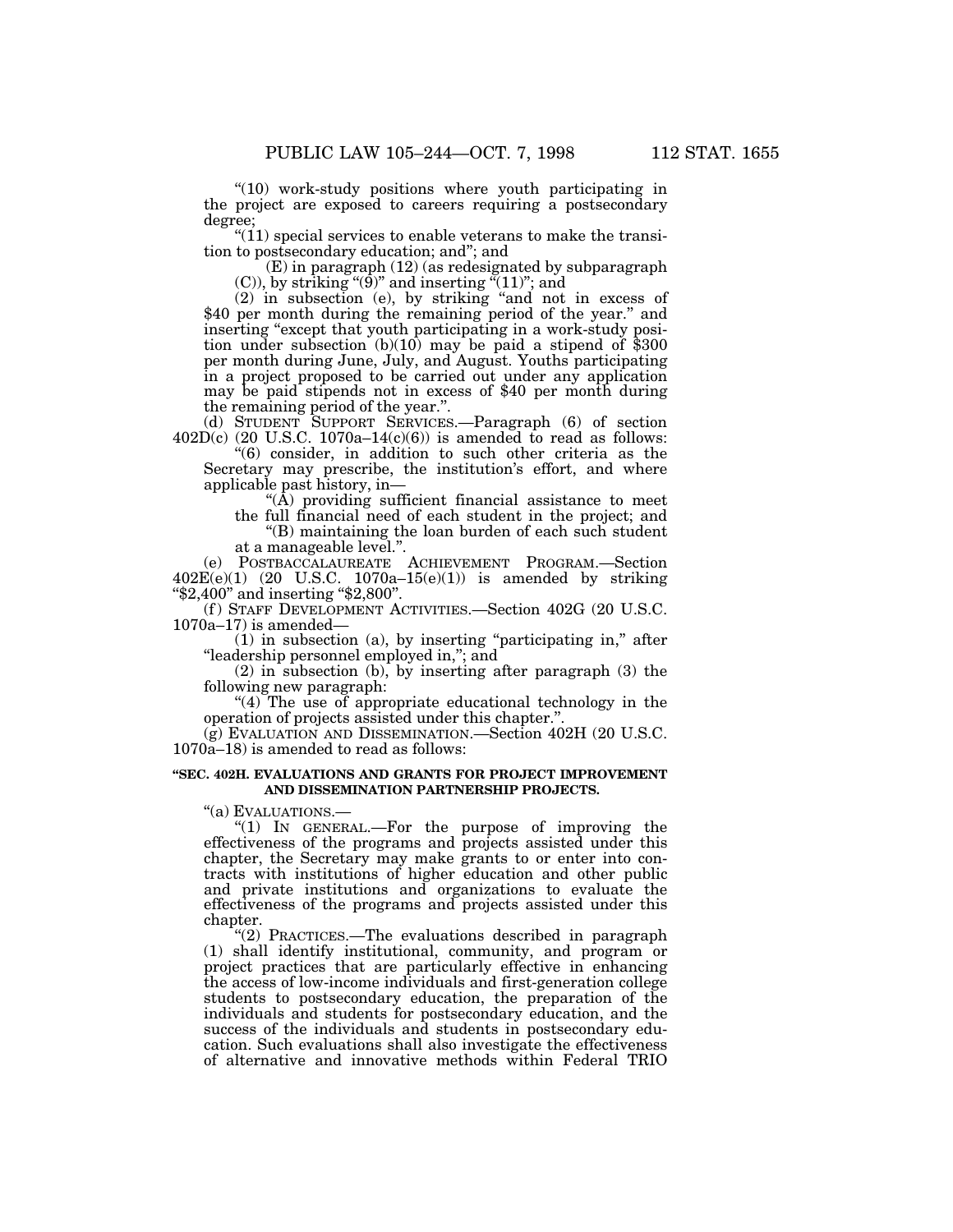"(10) work-study positions where youth participating in the project are exposed to careers requiring a postsecondary degree;

"(11) special services to enable veterans to make the transition to postsecondary education; and"; and

(E) in paragraph (12) (as redesignated by subparagraph (C)), by striking "(9)" and inserting "(11)"; and

(2) in subsection (e), by striking "and not in excess of $40 per month during the remaining period of the year." and inserting "except that youth participating in a work-study position under subsection (b)(10) may be paid a stipend of $300 per month during June, July, and August. Youths participating in a project proposed to be carried out under any application may be paid stipends not in excess of $40 per month during the remaining period of the year.".

(d) STUDENT SUPPORT SERVICES.—Paragraph (6) of section 402D(c) (20 U.S.C. 1070a–14(c)(6)) is amended to read as follows:

"(6) consider, in addition to such other criteria as the Secretary may prescribe, the institution's effort, and where applicable past history, in—

"(A) providing sufficient financial assistance to meet the full financial need of each student in the project; and

"(B) maintaining the loan burden of each such student at a manageable level.".

(e) POSTBACCALAUREATE ACHIEVEMENT PROGRAM.—Section 402E(e)(1) (20 U.S.C. 1070a–15(e)(1)) is amended by striking "$2,400" and inserting "$2,800".

(f) STAFF DEVELOPMENT ACTIVITIES.—Section 402G (20 U.S.C. 1070a–17) is amended—

(1) in subsection (a), by inserting "participating in," after "leadership personnel employed in,"; and

(2) in subsection (b), by inserting after paragraph (3) the following new paragraph:

"(4) The use of appropriate educational technology in the operation of projects assisted under this chapter.".

(g) EVALUATION AND DISSEMINATION.—Section 402H (20 U.S.C. 1070a–18) is amended to read as follows:

**"SEC. 402H. EVALUATIONS AND GRANTS FOR PROJECT IMPROVEMENT AND DISSEMINATION PARTNERSHIP PROJECTS.**

"(a) EVALUATIONS.—

"(1) IN GENERAL.—For the purpose of improving the effectiveness of the programs and projects assisted under this chapter, the Secretary may make grants to or enter into contracts with institutions of higher education and other public and private institutions and organizations to evaluate the effectiveness of the programs and projects assisted under this chapter.

"(2) PRACTICES.—The evaluations described in paragraph (1) shall identify institutional, community, and program or project practices that are particularly effective in enhancing the access of low-income individuals and first-generation college students to postsecondary education, the preparation of the individuals and students for postsecondary education, and the success of the individuals and students in postsecondary education. Such evaluations shall also investigate the effectiveness of alternative and innovative methods within Federal TRIO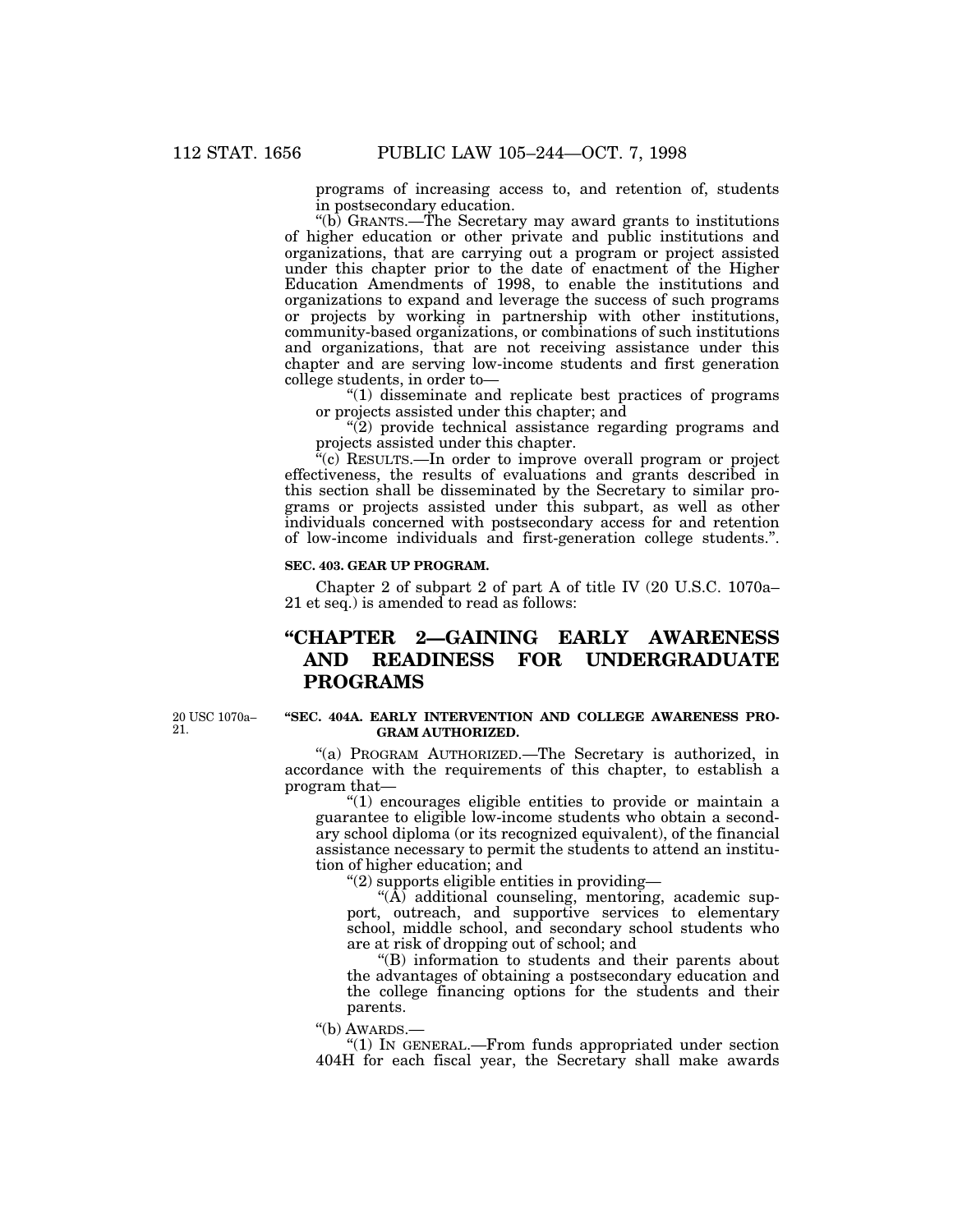programs of increasing access to, and retention of, students in postsecondary education.

"(b) GRANTS.—The Secretary may award grants to institutions of higher education or other private and public institutions and organizations, that are carrying out a program or project assisted under this chapter prior to the date of enactment of the Higher Education Amendments of 1998, to enable the institutions and organizations to expand and leverage the success of such programs or projects by working in partnership with other institutions, community-based organizations, or combinations of such institutions and organizations, that are not receiving assistance under this chapter and are serving low-income students and first generation college students, in order to—

"(1) disseminate and replicate best practices of programs or projects assisted under this chapter; and

"(2) provide technical assistance regarding programs and projects assisted under this chapter.

"(c) RESULTS.—In order to improve overall program or project effectiveness, the results of evaluations and grants described in this section shall be disseminated by the Secretary to similar programs or projects assisted under this subpart, as well as other individuals concerned with postsecondary access for and retention of low-income individuals and first-generation college students.".

**SEC. 403. GEAR UP PROGRAM.**

Chapter 2 of subpart 2 of part A of title IV (20 U.S.C. 1070a–21 et seq.) is amended to read as follows:

# "CHAPTER 2—GAINING EARLY AWARENESS AND READINESS FOR UNDERGRADUATE PROGRAMS

20 USC 1070a–21.

**"SEC. 404A. EARLY INTERVENTION AND COLLEGE AWARENESS PROGRAM AUTHORIZED.**

"(a) PROGRAM AUTHORIZED.—The Secretary is authorized, in accordance with the requirements of this chapter, to establish a program that—

"(1) encourages eligible entities to provide or maintain a guarantee to eligible low-income students who obtain a secondary school diploma (or its recognized equivalent), of the financial assistance necessary to permit the students to attend an institution of higher education; and

"(2) supports eligible entities in providing—

"(A) additional counseling, mentoring, academic support, outreach, and supportive services to elementary school, middle school, and secondary school students who are at risk of dropping out of school; and

"(B) information to students and their parents about the advantages of obtaining a postsecondary education and the college financing options for the students and their parents.

"(b) AWARDS.—

"(1) IN GENERAL.—From funds appropriated under section 404H for each fiscal year, the Secretary shall make awards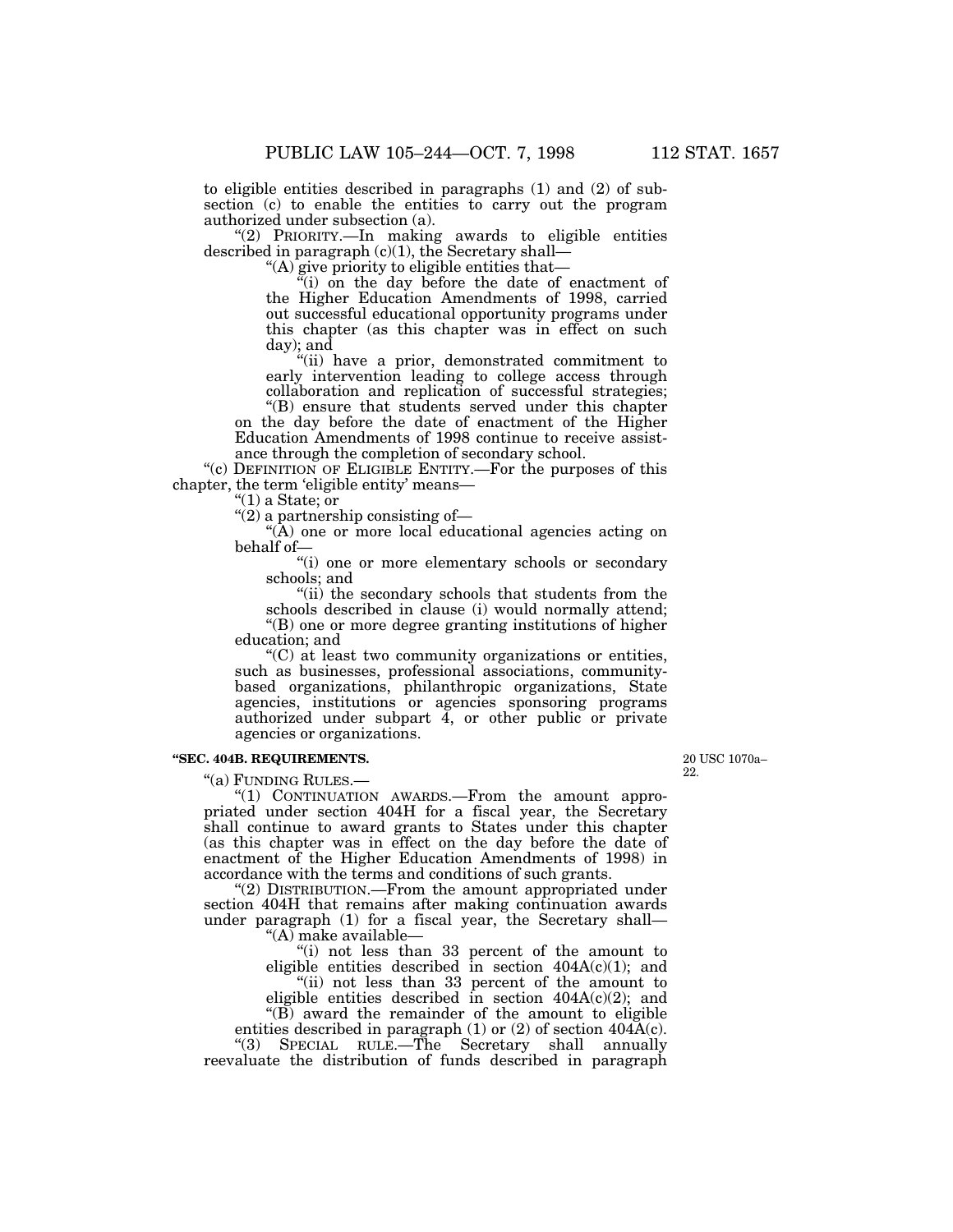to eligible entities described in paragraphs (1) and (2) of subsection (c) to enable the entities to carry out the program authorized under subsection (a).

"(2) PRIORITY.—In making awards to eligible entities described in paragraph (c)(1), the Secretary shall—

"(A) give priority to eligible entities that—

"(i) on the day before the date of enactment of the Higher Education Amendments of 1998, carried out successful educational opportunity programs under this chapter (as this chapter was in effect on such day); and

"(ii) have a prior, demonstrated commitment to early intervention leading to college access through collaboration and replication of successful strategies;

"(B) ensure that students served under this chapter on the day before the date of enactment of the Higher Education Amendments of 1998 continue to receive assistance through the completion of secondary school.

"(c) DEFINITION OF ELIGIBLE ENTITY.—For the purposes of this chapter, the term 'eligible entity' means—

"(1) a State; or

"(2) a partnership consisting of—

"(A) one or more local educational agencies acting on behalf of—

"(i) one or more elementary schools or secondary schools; and

"(ii) the secondary schools that students from the schools described in clause (i) would normally attend;

"(B) one or more degree granting institutions of higher education; and

"(C) at least two community organizations or entities, such as businesses, professional associations, community-based organizations, philanthropic organizations, State agencies, institutions or agencies sponsoring programs authorized under subpart 4, or other public or private agencies or organizations.

**"SEC. 404B. REQUIREMENTS.**

20 USC 1070a–22.

"(a) FUNDING RULES.—

"(1) CONTINUATION AWARDS.—From the amount appropriated under section 404H for a fiscal year, the Secretary shall continue to award grants to States under this chapter (as this chapter was in effect on the day before the date of enactment of the Higher Education Amendments of 1998) in accordance with the terms and conditions of such grants.

"(2) DISTRIBUTION.—From the amount appropriated under section 404H that remains after making continuation awards under paragraph (1) for a fiscal year, the Secretary shall—

"(A) make available—

"(i) not less than 33 percent of the amount to eligible entities described in section 404A(c)(1); and

"(ii) not less than 33 percent of the amount to eligible entities described in section 404A(c)(2); and

"(B) award the remainder of the amount to eligible entities described in paragraph (1) or (2) of section 404A(c).

"(3) SPECIAL RULE.—The Secretary shall annually reevaluate the distribution of funds described in paragraph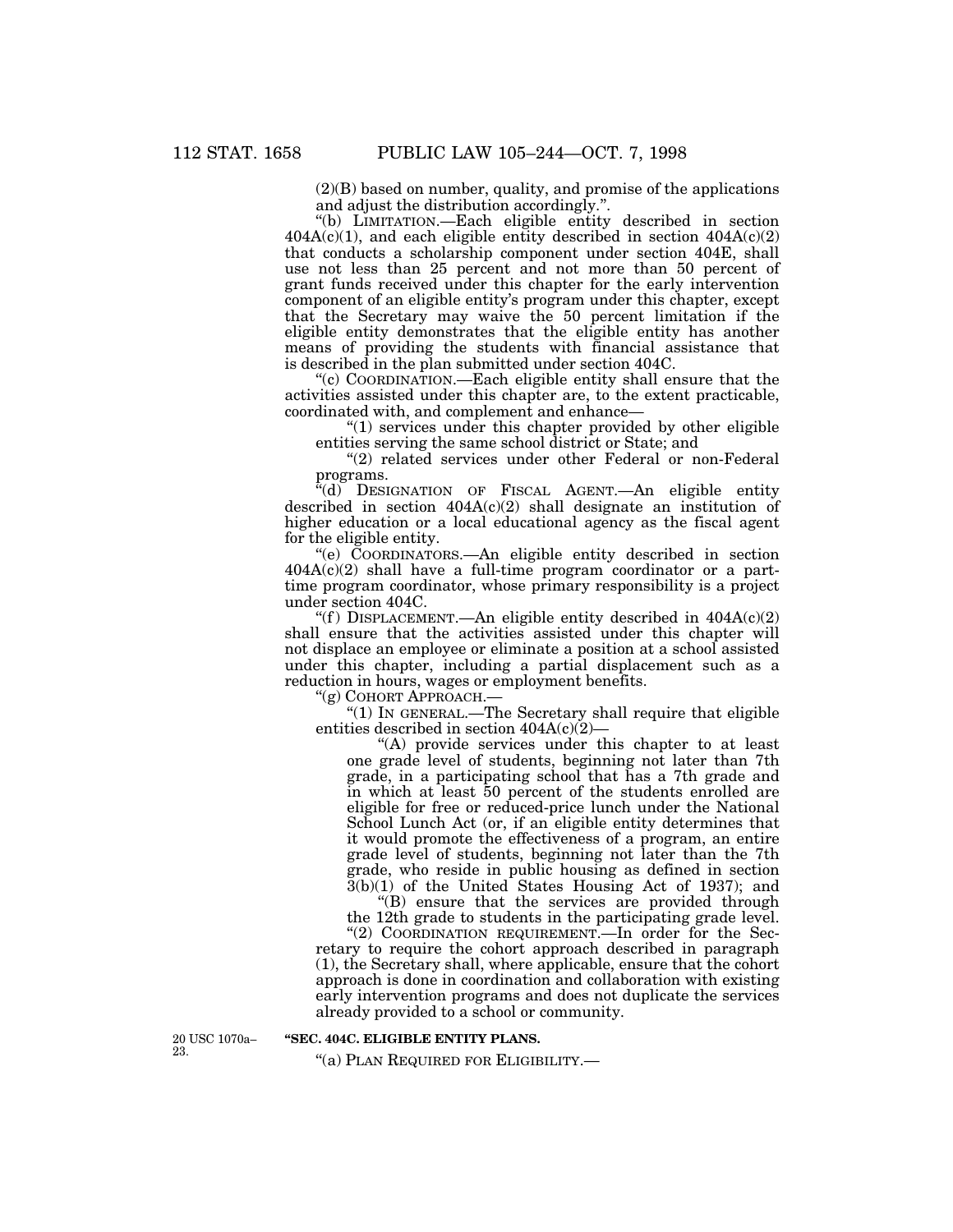(2)(B) based on number, quality, and promise of the applications and adjust the distribution accordingly.".

"(b) LIMITATION.—Each eligible entity described in section 404A(c)(1), and each eligible entity described in section 404A(c)(2) that conducts a scholarship component under section 404E, shall use not less than 25 percent and not more than 50 percent of grant funds received under this chapter for the early intervention component of an eligible entity's program under this chapter, except that the Secretary may waive the 50 percent limitation if the eligible entity demonstrates that the eligible entity has another means of providing the students with financial assistance that is described in the plan submitted under section 404C.

"(c) COORDINATION.—Each eligible entity shall ensure that the activities assisted under this chapter are, to the extent practicable, coordinated with, and complement and enhance—

"(1) services under this chapter provided by other eligible entities serving the same school district or State; and

"(2) related services under other Federal or non-Federal programs.

"(d) DESIGNATION OF FISCAL AGENT.—An eligible entity described in section 404A(c)(2) shall designate an institution of higher education or a local educational agency as the fiscal agent for the eligible entity.

"(e) COORDINATORS.—An eligible entity described in section 404A(c)(2) shall have a full-time program coordinator or a part-time program coordinator, whose primary responsibility is a project under section 404C.

"(f) DISPLACEMENT.—An eligible entity described in 404A(c)(2) shall ensure that the activities assisted under this chapter will not displace an employee or eliminate a position at a school assisted under this chapter, including a partial displacement such as a reduction in hours, wages or employment benefits.

"(g) COHORT APPROACH.—

"(1) IN GENERAL.—The Secretary shall require that eligible entities described in section 404A(c)(2)—

"(A) provide services under this chapter to at least one grade level of students, beginning not later than 7th grade, in a participating school that has a 7th grade and in which at least 50 percent of the students enrolled are eligible for free or reduced-price lunch under the National School Lunch Act (or, if an eligible entity determines that it would promote the effectiveness of a program, an entire grade level of students, beginning not later than the 7th grade, who reside in public housing as defined in section 3(b)(1) of the United States Housing Act of 1937); and

"(B) ensure that the services are provided through the 12th grade to students in the participating grade level.

"(2) COORDINATION REQUIREMENT.—In order for the Secretary to require the cohort approach described in paragraph (1), the Secretary shall, where applicable, ensure that the cohort approach is done in coordination and collaboration with existing early intervention programs and does not duplicate the services already provided to a school or community.

20 USC 1070a–23.

**"SEC. 404C. ELIGIBLE ENTITY PLANS.**

"(a) PLAN REQUIRED FOR ELIGIBILITY.—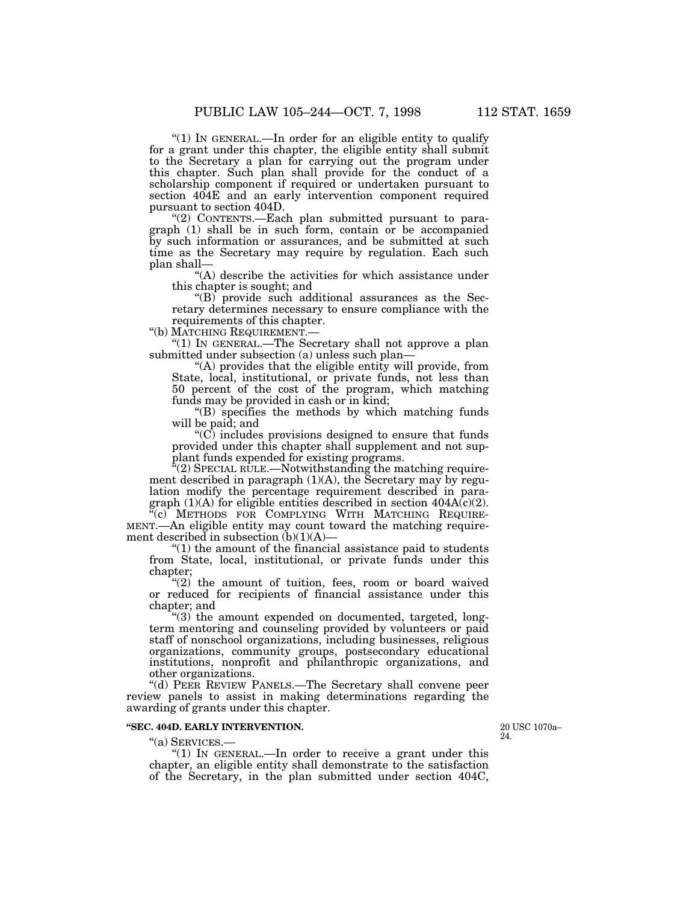"(1) IN GENERAL.—In order for an eligible entity to qualify for a grant under this chapter, the eligible entity shall submit to the Secretary a plan for carrying out the program under this chapter. Such plan shall provide for the conduct of a scholarship component if required or undertaken pursuant to section 404E and an early intervention component required pursuant to section 404D.

"(2) CONTENTS.—Each plan submitted pursuant to paragraph (1) shall be in such form, contain or be accompanied by such information or assurances, and be submitted at such time as the Secretary may require by regulation. Each such plan shall—

"(A) describe the activities for which assistance under this chapter is sought; and

"(B) provide such additional assurances as the Secretary determines necessary to ensure compliance with the requirements of this chapter.

"(b) MATCHING REQUIREMENT.—

"(1) IN GENERAL.—The Secretary shall not approve a plan submitted under subsection (a) unless such plan—

"(A) provides that the eligible entity will provide, from State, local, institutional, or private funds, not less than 50 percent of the cost of the program, which matching funds may be provided in cash or in kind;

"(B) specifies the methods by which matching funds will be paid; and

"(C) includes provisions designed to ensure that funds provided under this chapter shall supplement and not supplant funds expended for existing programs.

"(2) SPECIAL RULE.—Notwithstanding the matching requirement described in paragraph (1)(A), the Secretary may by regulation modify the percentage requirement described in paragraph (1)(A) for eligible entities described in section 404A(c)(2).

"(c) METHODS FOR COMPLYING WITH MATCHING REQUIREMENT.—An eligible entity may count toward the matching requirement described in subsection (b)(1)(A)—

"(1) the amount of the financial assistance paid to students from State, local, institutional, or private funds under this chapter;

"(2) the amount of tuition, fees, room or board waived or reduced for recipients of financial assistance under this chapter; and

"(3) the amount expended on documented, targeted, long-term mentoring and counseling provided by volunteers or paid staff of nonschool organizations, including businesses, religious organizations, community groups, postsecondary educational institutions, nonprofit and philanthropic organizations, and other organizations.

"(d) PEER REVIEW PANELS.—The Secretary shall convene peer review panels to assist in making determinations regarding the awarding of grants under this chapter.

**"SEC. 404D. EARLY INTERVENTION.**

20 USC 1070a–24.

"(a) SERVICES.—

"(1) IN GENERAL.—In order to receive a grant under this chapter, an eligible entity shall demonstrate to the satisfaction of the Secretary, in the plan submitted under section 404C,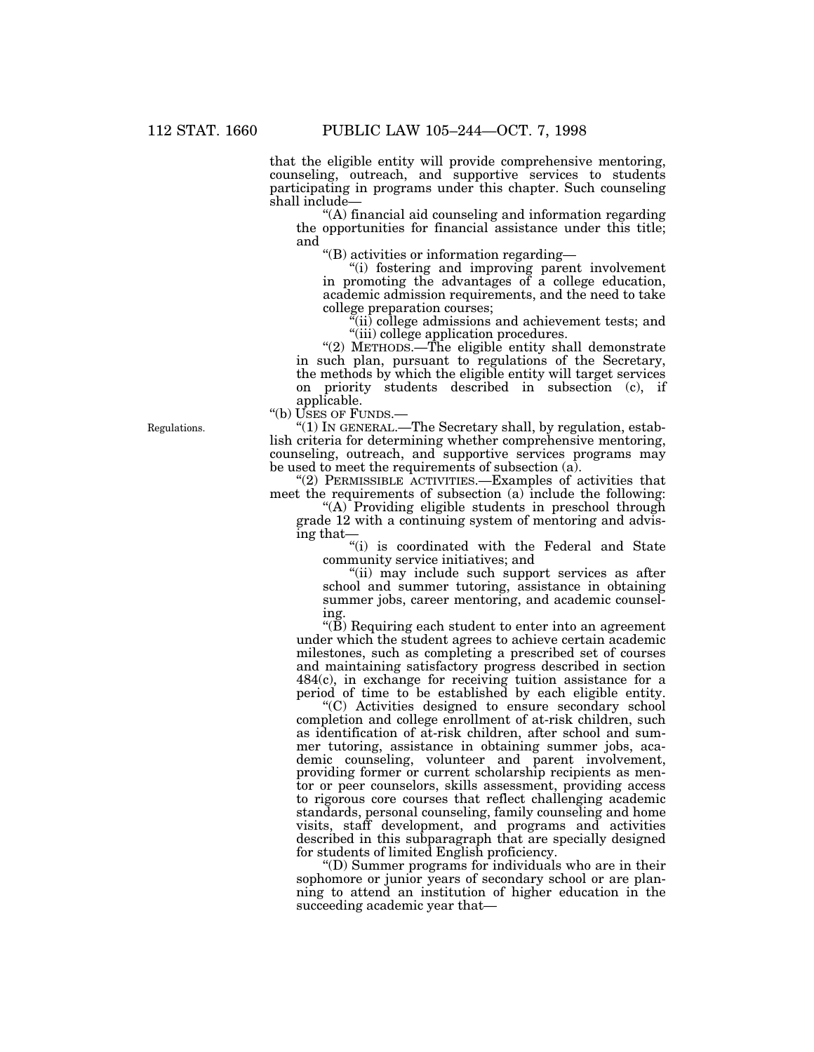that the eligible entity will provide comprehensive mentoring, counseling, outreach, and supportive services to students participating in programs under this chapter. Such counseling shall include—

"(A) financial aid counseling and information regarding the opportunities for financial assistance under this title; and

"(B) activities or information regarding—

"(i) fostering and improving parent involvement in promoting the advantages of a college education, academic admission requirements, and the need to take college preparation courses;

"(ii) college admissions and achievement tests; and

"(iii) college application procedures.

"(2) METHODS.—The eligible entity shall demonstrate in such plan, pursuant to regulations of the Secretary, the methods by which the eligible entity will target services on priority students described in subsection (c), if applicable.

"(b) USES OF FUNDS.—

Regulations.

"(1) IN GENERAL.—The Secretary shall, by regulation, establish criteria for determining whether comprehensive mentoring, counseling, outreach, and supportive services programs may be used to meet the requirements of subsection (a).

"(2) PERMISSIBLE ACTIVITIES.—Examples of activities that meet the requirements of subsection (a) include the following:

"(A) Providing eligible students in preschool through grade 12 with a continuing system of mentoring and advising that—

"(i) is coordinated with the Federal and State community service initiatives; and

"(ii) may include such support services as after school and summer tutoring, assistance in obtaining summer jobs, career mentoring, and academic counseling.

"(B) Requiring each student to enter into an agreement under which the student agrees to achieve certain academic milestones, such as completing a prescribed set of courses and maintaining satisfactory progress described in section 484(c), in exchange for receiving tuition assistance for a period of time to be established by each eligible entity.

"(C) Activities designed to ensure secondary school completion and college enrollment of at-risk children, such as identification of at-risk children, after school and summer tutoring, assistance in obtaining summer jobs, academic counseling, volunteer and parent involvement, providing former or current scholarship recipients as mentor or peer counselors, skills assessment, providing access to rigorous core courses that reflect challenging academic standards, personal counseling, family counseling and home visits, staff development, and programs and activities described in this subparagraph that are specially designed for students of limited English proficiency.

"(D) Summer programs for individuals who are in their sophomore or junior years of secondary school or are planning to attend an institution of higher education in the succeeding academic year that—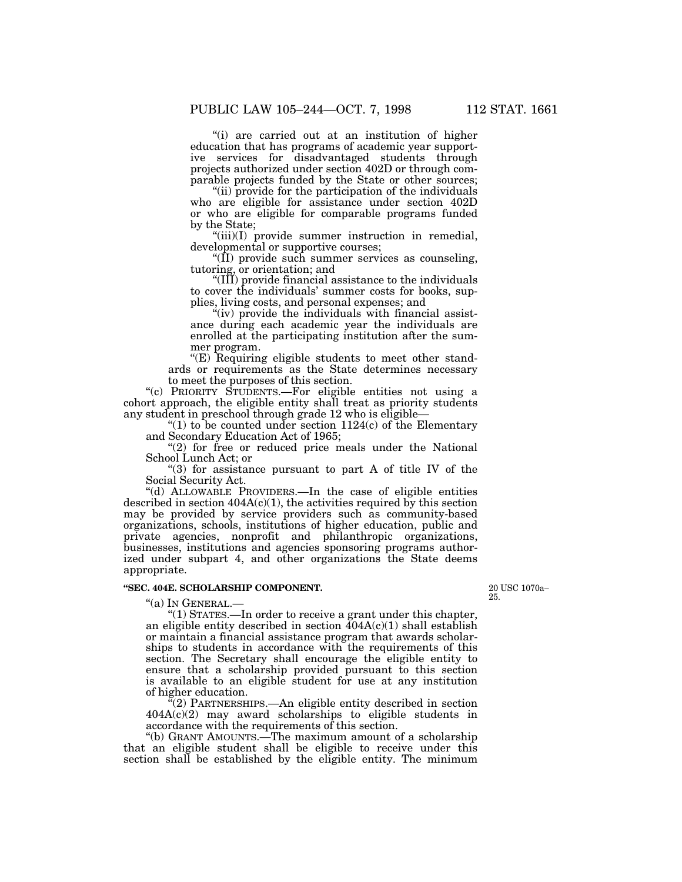"(i) are carried out at an institution of higher education that has programs of academic year supportive services for disadvantaged students through projects authorized under section 402D or through comparable projects funded by the State or other sources;

"(ii) provide for the participation of the individuals who are eligible for assistance under section 402D or who are eligible for comparable programs funded by the State;

"(iii)(I) provide summer instruction in remedial, developmental or supportive courses;

"(II) provide such summer services as counseling, tutoring, or orientation; and

"(III) provide financial assistance to the individuals to cover the individuals' summer costs for books, supplies, living costs, and personal expenses; and

"(iv) provide the individuals with financial assistance during each academic year the individuals are enrolled at the participating institution after the summer program.

"(E) Requiring eligible students to meet other standards or requirements as the State determines necessary to meet the purposes of this section.

"(c) PRIORITY STUDENTS.—For eligible entities not using a cohort approach, the eligible entity shall treat as priority students any student in preschool through grade 12 who is eligible—

"(1) to be counted under section 1124(c) of the Elementary and Secondary Education Act of 1965;

"(2) for free or reduced price meals under the National School Lunch Act; or

"(3) for assistance pursuant to part A of title IV of the Social Security Act.

"(d) ALLOWABLE PROVIDERS.—In the case of eligible entities described in section 404A(c)(1), the activities required by this section may be provided by service providers such as community-based organizations, schools, institutions of higher education, public and private agencies, nonprofit and philanthropic organizations, businesses, institutions and agencies sponsoring programs authorized under subpart 4, and other organizations the State deems appropriate.

**"SEC. 404E. SCHOLARSHIP COMPONENT.**

20 USC 1070a–25.

"(a) IN GENERAL.—

"(1) STATES.—In order to receive a grant under this chapter, an eligible entity described in section 404A(c)(1) shall establish or maintain a financial assistance program that awards scholarships to students in accordance with the requirements of this section. The Secretary shall encourage the eligible entity to ensure that a scholarship provided pursuant to this section is available to an eligible student for use at any institution of higher education.

"(2) PARTNERSHIPS.—An eligible entity described in section 404A(c)(2) may award scholarships to eligible students in accordance with the requirements of this section.

"(b) GRANT AMOUNTS.—The maximum amount of a scholarship that an eligible student shall be eligible to receive under this section shall be established by the eligible entity. The minimum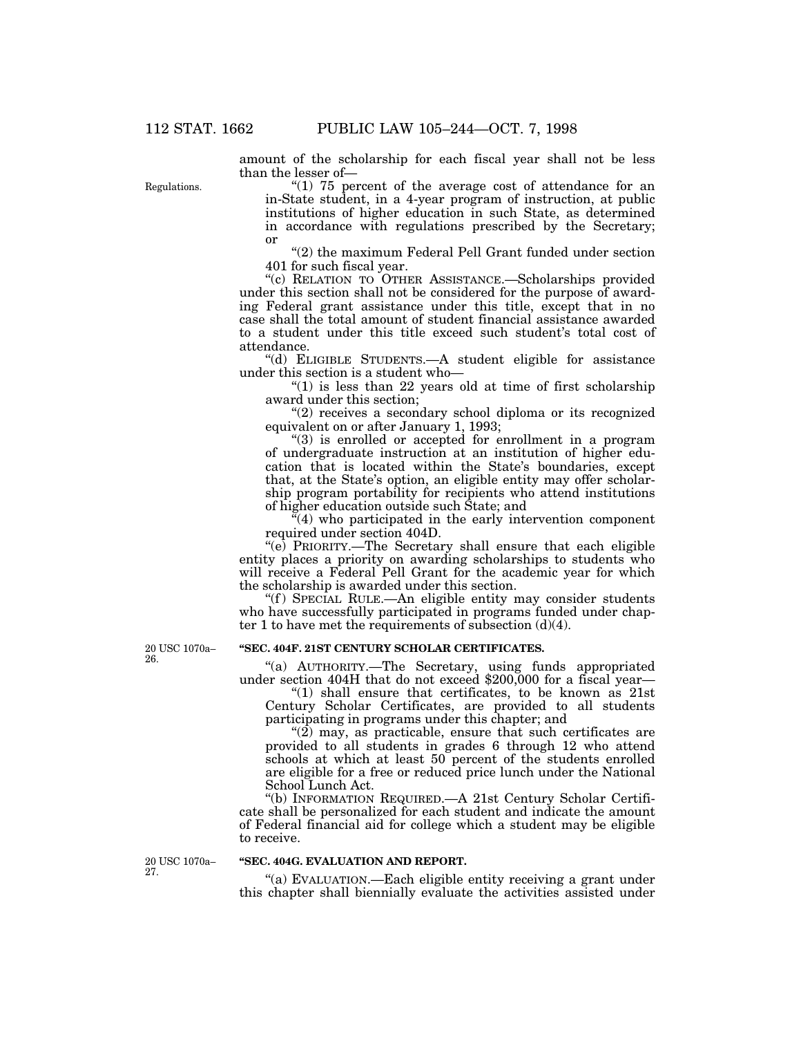amount of the scholarship for each fiscal year shall not be less than the lesser of—

Regulations.

"(1) 75 percent of the average cost of attendance for an in-State student, in a 4-year program of instruction, at public institutions of higher education in such State, as determined in accordance with regulations prescribed by the Secretary; or

"(2) the maximum Federal Pell Grant funded under section 401 for such fiscal year.

"(c) RELATION TO OTHER ASSISTANCE.—Scholarships provided under this section shall not be considered for the purpose of awarding Federal grant assistance under this title, except that in no case shall the total amount of student financial assistance awarded to a student under this title exceed such student's total cost of attendance.

"(d) ELIGIBLE STUDENTS.—A student eligible for assistance under this section is a student who—

"(1) is less than 22 years old at time of first scholarship award under this section;

"(2) receives a secondary school diploma or its recognized equivalent on or after January 1, 1993;

"(3) is enrolled or accepted for enrollment in a program of undergraduate instruction at an institution of higher education that is located within the State's boundaries, except that, at the State's option, an eligible entity may offer scholarship program portability for recipients who attend institutions of higher education outside such State; and

"(4) who participated in the early intervention component required under section 404D.

"(e) PRIORITY.—The Secretary shall ensure that each eligible entity places a priority on awarding scholarships to students who will receive a Federal Pell Grant for the academic year for which the scholarship is awarded under this section.

"(f) SPECIAL RULE.—An eligible entity may consider students who have successfully participated in programs funded under chapter 1 to have met the requirements of subsection (d)(4).

20 USC 1070a–26.

**"SEC. 404F. 21ST CENTURY SCHOLAR CERTIFICATES.**

"(a) AUTHORITY.—The Secretary, using funds appropriated under section 404H that do not exceed $200,000 for a fiscal year—

"(1) shall ensure that certificates, to be known as 21st Century Scholar Certificates, are provided to all students participating in programs under this chapter; and

"(2) may, as practicable, ensure that such certificates are provided to all students in grades 6 through 12 who attend schools at which at least 50 percent of the students enrolled are eligible for a free or reduced price lunch under the National School Lunch Act.

"(b) INFORMATION REQUIRED.—A 21st Century Scholar Certificate shall be personalized for each student and indicate the amount of Federal financial aid for college which a student may be eligible to receive.

20 USC 1070a–27.

**"SEC. 404G. EVALUATION AND REPORT.**

"(a) EVALUATION.—Each eligible entity receiving a grant under this chapter shall biennially evaluate the activities assisted under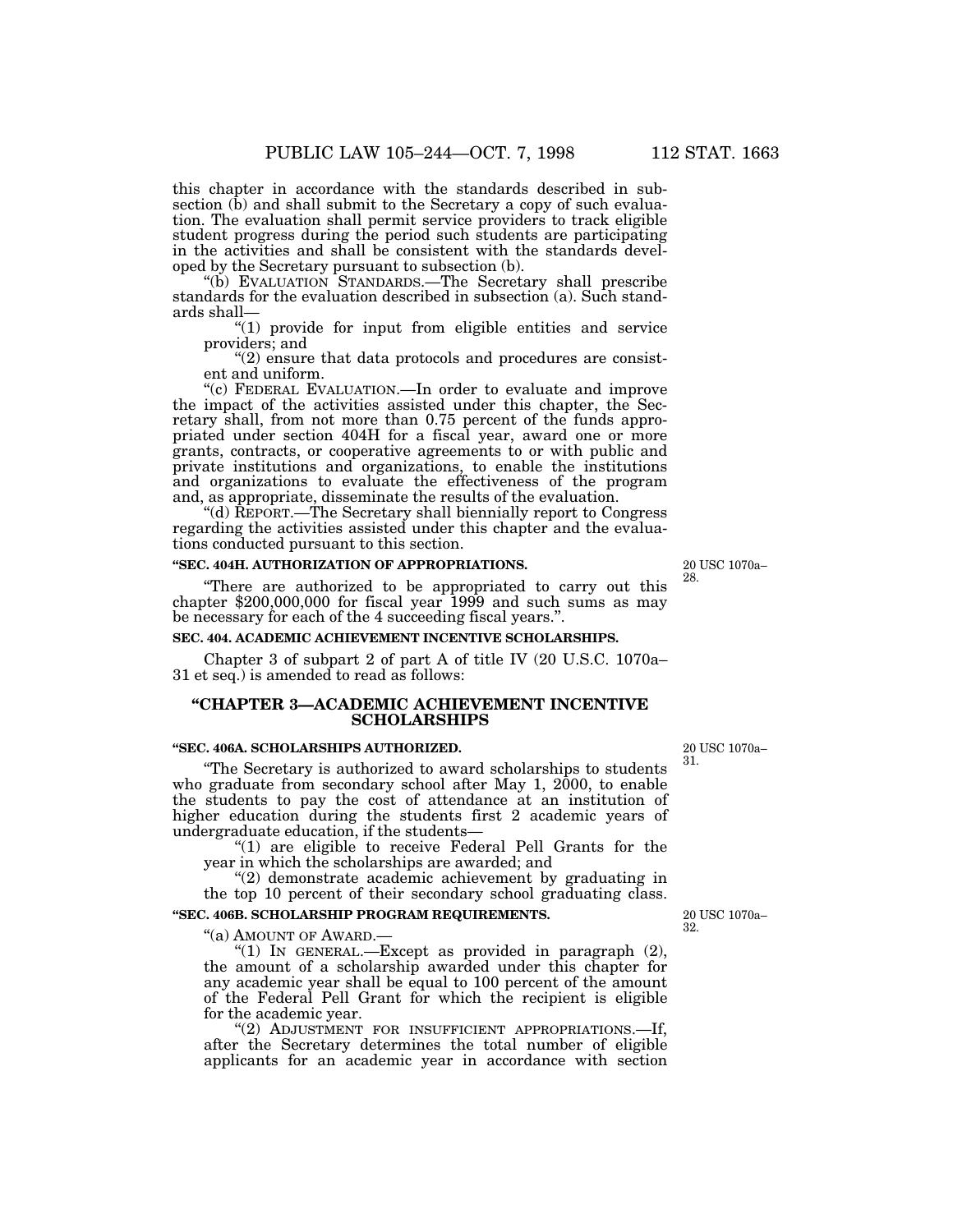this chapter in accordance with the standards described in subsection (b) and shall submit to the Secretary a copy of such evaluation. The evaluation shall permit service providers to track eligible student progress during the period such students are participating in the activities and shall be consistent with the standards developed by the Secretary pursuant to subsection (b).

"(b) EVALUATION STANDARDS.—The Secretary shall prescribe standards for the evaluation described in subsection (a). Such standards shall—

"(1) provide for input from eligible entities and service providers; and

"(2) ensure that data protocols and procedures are consistent and uniform.

"(c) FEDERAL EVALUATION.—In order to evaluate and improve the impact of the activities assisted under this chapter, the Secretary shall, from not more than 0.75 percent of the funds appropriated under section 404H for a fiscal year, award one or more grants, contracts, or cooperative agreements to or with public and private institutions and organizations, to enable the institutions and organizations to evaluate the effectiveness of the program and, as appropriate, disseminate the results of the evaluation.

"(d) REPORT.—The Secretary shall biennially report to Congress regarding the activities assisted under this chapter and the evaluations conducted pursuant to this section.

**"SEC. 404H. AUTHORIZATION OF APPROPRIATIONS.**

20 USC 1070a–28.

"There are authorized to be appropriated to carry out this chapter $200,000,000 for fiscal year 1999 and such sums as may be necessary for each of the 4 succeeding fiscal years.".

**SEC. 404. ACADEMIC ACHIEVEMENT INCENTIVE SCHOLARSHIPS.**

Chapter 3 of subpart 2 of part A of title IV (20 U.S.C. 1070a–31 et seq.) is amended to read as follows:

## "CHAPTER 3—ACADEMIC ACHIEVEMENT INCENTIVE SCHOLARSHIPS

**"SEC. 406A. SCHOLARSHIPS AUTHORIZED.**

20 USC 1070a–31.

"The Secretary is authorized to award scholarships to students who graduate from secondary school after May 1, 2000, to enable the students to pay the cost of attendance at an institution of higher education during the students first 2 academic years of undergraduate education, if the students—

"(1) are eligible to receive Federal Pell Grants for the year in which the scholarships are awarded; and

"(2) demonstrate academic achievement by graduating in the top 10 percent of their secondary school graduating class.

**"SEC. 406B. SCHOLARSHIP PROGRAM REQUIREMENTS.**

20 USC 1070a–32.

"(a) AMOUNT OF AWARD.—

"(1) IN GENERAL.—Except as provided in paragraph (2), the amount of a scholarship awarded under this chapter for any academic year shall be equal to 100 percent of the amount of the Federal Pell Grant for which the recipient is eligible for the academic year.

"(2) ADJUSTMENT FOR INSUFFICIENT APPROPRIATIONS.—If, after the Secretary determines the total number of eligible applicants for an academic year in accordance with section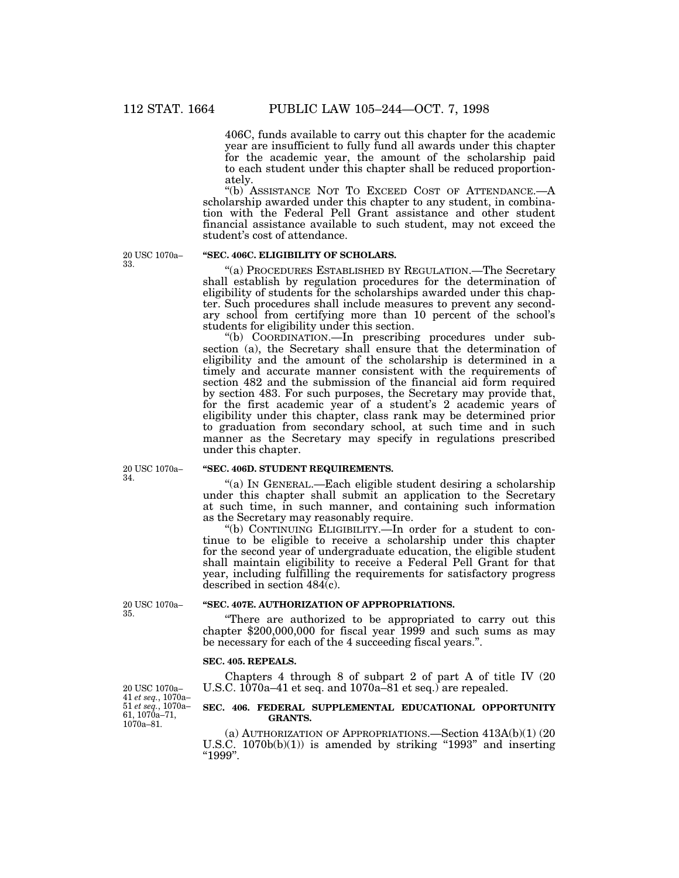406C, funds available to carry out this chapter for the academic year are insufficient to fully fund all awards under this chapter for the academic year, the amount of the scholarship paid to each student under this chapter shall be reduced proportionately.

"(b) ASSISTANCE NOT TO EXCEED COST OF ATTENDANCE.—A scholarship awarded under this chapter to any student, in combination with the Federal Pell Grant assistance and other student financial assistance available to such student, may not exceed the student's cost of attendance.

20 USC 1070a–33.

**"SEC. 406C. ELIGIBILITY OF SCHOLARS.**

"(a) PROCEDURES ESTABLISHED BY REGULATION.—The Secretary shall establish by regulation procedures for the determination of eligibility of students for the scholarships awarded under this chapter. Such procedures shall include measures to prevent any secondary school from certifying more than 10 percent of the school's students for eligibility under this section.

"(b) COORDINATION.—In prescribing procedures under subsection (a), the Secretary shall ensure that the determination of eligibility and the amount of the scholarship is determined in a timely and accurate manner consistent with the requirements of section 482 and the submission of the financial aid form required by section 483. For such purposes, the Secretary may provide that, for the first academic year of a student's 2 academic years of eligibility under this chapter, class rank may be determined prior to graduation from secondary school, at such time and in such manner as the Secretary may specify in regulations prescribed under this chapter.

20 USC 1070a–34.

**"SEC. 406D. STUDENT REQUIREMENTS.**

"(a) IN GENERAL.—Each eligible student desiring a scholarship under this chapter shall submit an application to the Secretary at such time, in such manner, and containing such information as the Secretary may reasonably require.

"(b) CONTINUING ELIGIBILITY.—In order for a student to continue to be eligible to receive a scholarship under this chapter for the second year of undergraduate education, the eligible student shall maintain eligibility to receive a Federal Pell Grant for that year, including fulfilling the requirements for satisfactory progress described in section 484(c).

20 USC 1070a–35.

**"SEC. 407E. AUTHORIZATION OF APPROPRIATIONS.**

"There are authorized to be appropriated to carry out this chapter $200,000,000 for fiscal year 1999 and such sums as may be necessary for each of the 4 succeeding fiscal years.".

**SEC. 405. REPEALS.**

20 USC 1070a–41 *et seq.*, 1070a–51 *et seq.*, 1070a–61, 1070a–71, 1070a–81.

Chapters 4 through 8 of subpart 2 of part A of title IV (20 U.S.C. 1070a–41 et seq. and 1070a–81 et seq.) are repealed.

**SEC. 406. FEDERAL SUPPLEMENTAL EDUCATIONAL OPPORTUNITY GRANTS.**

(a) AUTHORIZATION OF APPROPRIATIONS.—Section 413A(b)(1) (20 U.S.C. 1070b(b)(1)) is amended by striking "1993" and inserting "1999".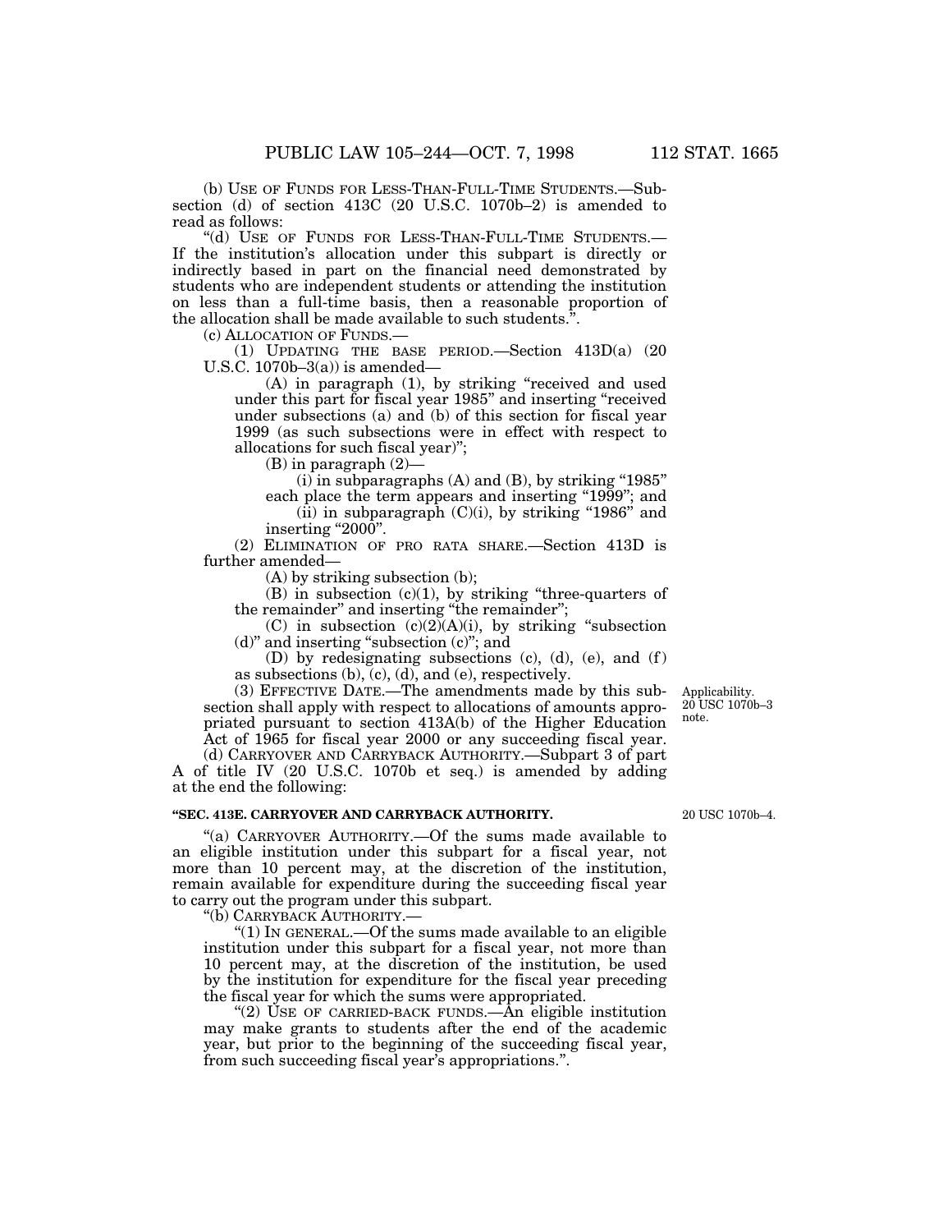(b) USE OF FUNDS FOR LESS-THAN-FULL-TIME STUDENTS.—Subsection (d) of section 413C (20 U.S.C. 1070b–2) is amended to read as follows:

"(d) USE OF FUNDS FOR LESS-THAN-FULL-TIME STUDENTS.—If the institution's allocation under this subpart is directly or indirectly based in part on the financial need demonstrated by students who are independent students or attending the institution on less than a full-time basis, then a reasonable proportion of the allocation shall be made available to such students.".

(c) ALLOCATION OF FUNDS.—

(1) UPDATING THE BASE PERIOD.—Section 413D(a) (20 U.S.C. 1070b–3(a)) is amended—

(A) in paragraph (1), by striking "received and used under this part for fiscal year 1985" and inserting "received under subsections (a) and (b) of this section for fiscal year 1999 (as such subsections were in effect with respect to allocations for such fiscal year)";

(B) in paragraph (2)—

(i) in subparagraphs (A) and (B), by striking "1985" each place the term appears and inserting "1999"; and

(ii) in subparagraph (C)(i), by striking "1986" and inserting "2000".

(2) ELIMINATION OF PRO RATA SHARE.—Section 413D is further amended—

(A) by striking subsection (b);

(B) in subsection (c)(1), by striking "three-quarters of the remainder" and inserting "the remainder";

(C) in subsection (c)(2)(A)(i), by striking "subsection (d)" and inserting "subsection (c)"; and

(D) by redesignating subsections (c), (d), (e), and (f) as subsections (b), (c), (d), and (e), respectively.

(3) EFFECTIVE DATE.—The amendments made by this subsection shall apply with respect to allocations of amounts appropriated pursuant to section 413A(b) of the Higher Education Act of 1965 for fiscal year 2000 or any succeeding fiscal year.

Applicability. 20 USC 1070b–3 note.

(d) CARRYOVER AND CARRYBACK AUTHORITY.—Subpart 3 of part A of title IV (20 U.S.C. 1070b et seq.) is amended by adding at the end the following:

20 USC 1070b–4.

**"SEC. 413E. CARRYOVER AND CARRYBACK AUTHORITY.**

"(a) CARRYOVER AUTHORITY.—Of the sums made available to an eligible institution under this subpart for a fiscal year, not more than 10 percent may, at the discretion of the institution, remain available for expenditure during the succeeding fiscal year to carry out the program under this subpart.

"(b) CARRYBACK AUTHORITY.—

"(1) IN GENERAL.—Of the sums made available to an eligible institution under this subpart for a fiscal year, not more than 10 percent may, at the discretion of the institution, be used by the institution for expenditure for the fiscal year preceding the fiscal year for which the sums were appropriated.

"(2) USE OF CARRIED-BACK FUNDS.—An eligible institution may make grants to students after the end of the academic year, but prior to the beginning of the succeeding fiscal year, from such succeeding fiscal year's appropriations.".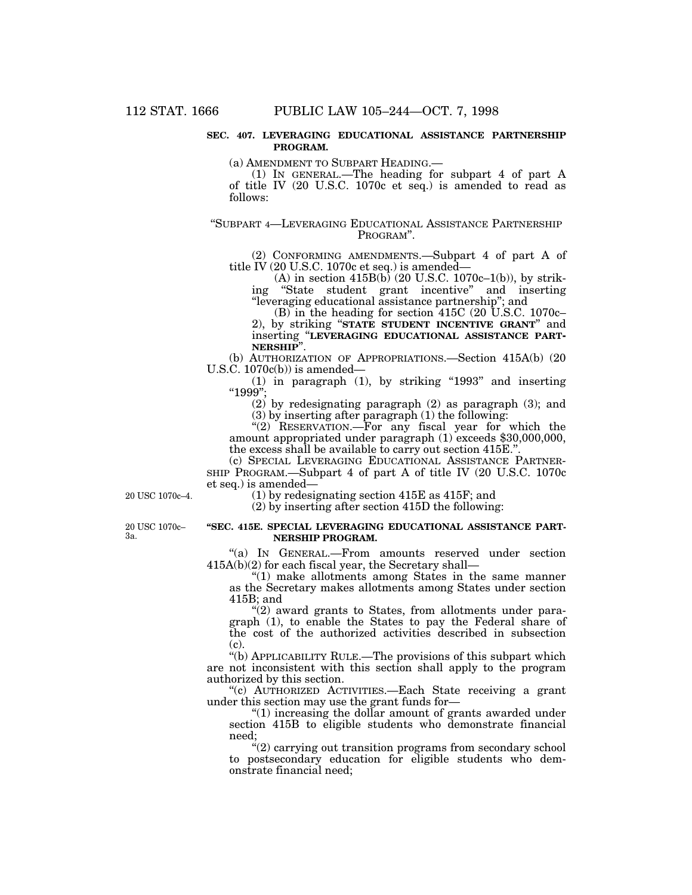**SEC. 407. LEVERAGING EDUCATIONAL ASSISTANCE PARTNERSHIP PROGRAM.**

(a) AMENDMENT TO SUBPART HEADING.—

(1) IN GENERAL.—The heading for subpart 4 of part A of title IV (20 U.S.C. 1070c et seq.) is amended to read as follows:

"SUBPART 4—LEVERAGING EDUCATIONAL ASSISTANCE PARTNERSHIP PROGRAM".

(2) CONFORMING AMENDMENTS.—Subpart 4 of part A of title IV (20 U.S.C. 1070c et seq.) is amended—

(A) in section 415B(b) (20 U.S.C. 1070c–1(b)), by striking "State student grant incentive" and inserting "leveraging educational assistance partnership"; and

(B) in the heading for section 415C (20 U.S.C. 1070c–2), by striking "**STATE STUDENT INCENTIVE GRANT**" and inserting "**LEVERAGING EDUCATIONAL ASSISTANCE PARTNERSHIP**".

(b) AUTHORIZATION OF APPROPRIATIONS.—Section 415A(b) (20 U.S.C. 1070c(b)) is amended—

(1) in paragraph (1), by striking "1993" and inserting "1999";

(2) by redesignating paragraph (2) as paragraph (3); and

(3) by inserting after paragraph (1) the following:

"(2) RESERVATION.—For any fiscal year for which the amount appropriated under paragraph (1) exceeds $30,000,000, the excess shall be available to carry out section 415E.".

(c) SPECIAL LEVERAGING EDUCATIONAL ASSISTANCE PARTNERSHIP PROGRAM.—Subpart 4 of part A of title IV (20 U.S.C. 1070c et seq.) is amended—

20 USC 1070c–4.

(1) by redesignating section 415E as 415F; and

(2) by inserting after section 415D the following:

20 USC 1070c–3a.

**"SEC. 415E. SPECIAL LEVERAGING EDUCATIONAL ASSISTANCE PARTNERSHIP PROGRAM.**

"(a) IN GENERAL.—From amounts reserved under section 415A(b)(2) for each fiscal year, the Secretary shall—

"(1) make allotments among States in the same manner as the Secretary makes allotments among States under section 415B; and

"(2) award grants to States, from allotments under paragraph (1), to enable the States to pay the Federal share of the cost of the authorized activities described in subsection (c).

"(b) APPLICABILITY RULE.—The provisions of this subpart which are not inconsistent with this section shall apply to the program authorized by this section.

"(c) AUTHORIZED ACTIVITIES.—Each State receiving a grant under this section may use the grant funds for—

"(1) increasing the dollar amount of grants awarded under section 415B to eligible students who demonstrate financial need;

"(2) carrying out transition programs from secondary school to postsecondary education for eligible students who demonstrate financial need;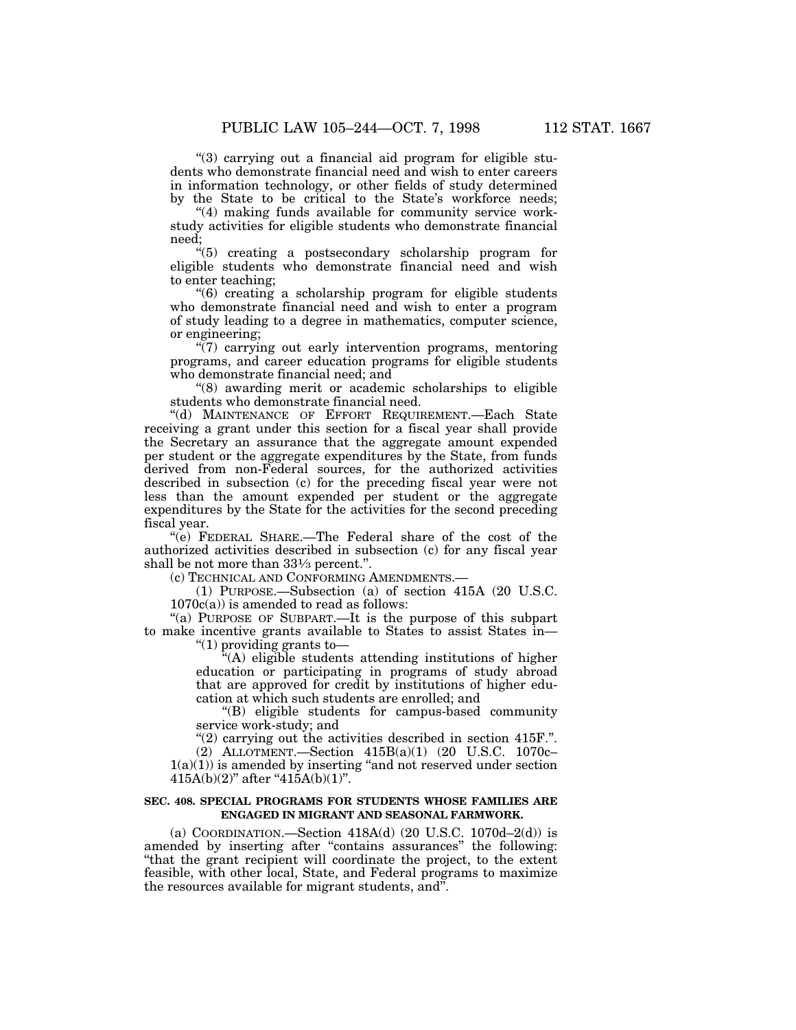"(3) carrying out a financial aid program for eligible students who demonstrate financial need and wish to enter careers in information technology, or other fields of study determined by the State to be critical to the State's workforce needs;

"(4) making funds available for community service work-study activities for eligible students who demonstrate financial need;

"(5) creating a postsecondary scholarship program for eligible students who demonstrate financial need and wish to enter teaching;

"(6) creating a scholarship program for eligible students who demonstrate financial need and wish to enter a program of study leading to a degree in mathematics, computer science, or engineering;

"(7) carrying out early intervention programs, mentoring programs, and career education programs for eligible students who demonstrate financial need; and

"(8) awarding merit or academic scholarships to eligible students who demonstrate financial need.

"(d) MAINTENANCE OF EFFORT REQUIREMENT.—Each State receiving a grant under this section for a fiscal year shall provide the Secretary an assurance that the aggregate amount expended per student or the aggregate expenditures by the State, from funds derived from non-Federal sources, for the authorized activities described in subsection (c) for the preceding fiscal year were not less than the amount expended per student or the aggregate expenditures by the State for the activities for the second preceding fiscal year.

"(e) FEDERAL SHARE.—The Federal share of the cost of the authorized activities described in subsection (c) for any fiscal year shall be not more than 33⅓ percent.".

(c) TECHNICAL AND CONFORMING AMENDMENTS.—

(1) PURPOSE.—Subsection (a) of section 415A (20 U.S.C. 1070c(a)) is amended to read as follows:

"(a) PURPOSE OF SUBPART.—It is the purpose of this subpart to make incentive grants available to States to assist States in—

"(1) providing grants to—

"(A) eligible students attending institutions of higher education or participating in programs of study abroad that are approved for credit by institutions of higher education at which such students are enrolled; and

"(B) eligible students for campus-based community service work-study; and

"(2) carrying out the activities described in section 415F.".

(2) ALLOTMENT.—Section 415B(a)(1) (20 U.S.C. 1070c–1(a)(1)) is amended by inserting "and not reserved under section 415A(b)(2)" after "415A(b)(1)".

**SEC. 408. SPECIAL PROGRAMS FOR STUDENTS WHOSE FAMILIES ARE ENGAGED IN MIGRANT AND SEASONAL FARMWORK.**

(a) COORDINATION.—Section 418A(d) (20 U.S.C. 1070d–2(d)) is amended by inserting after "contains assurances" the following: "that the grant recipient will coordinate the project, to the extent feasible, with other local, State, and Federal programs to maximize the resources available for migrant students, and".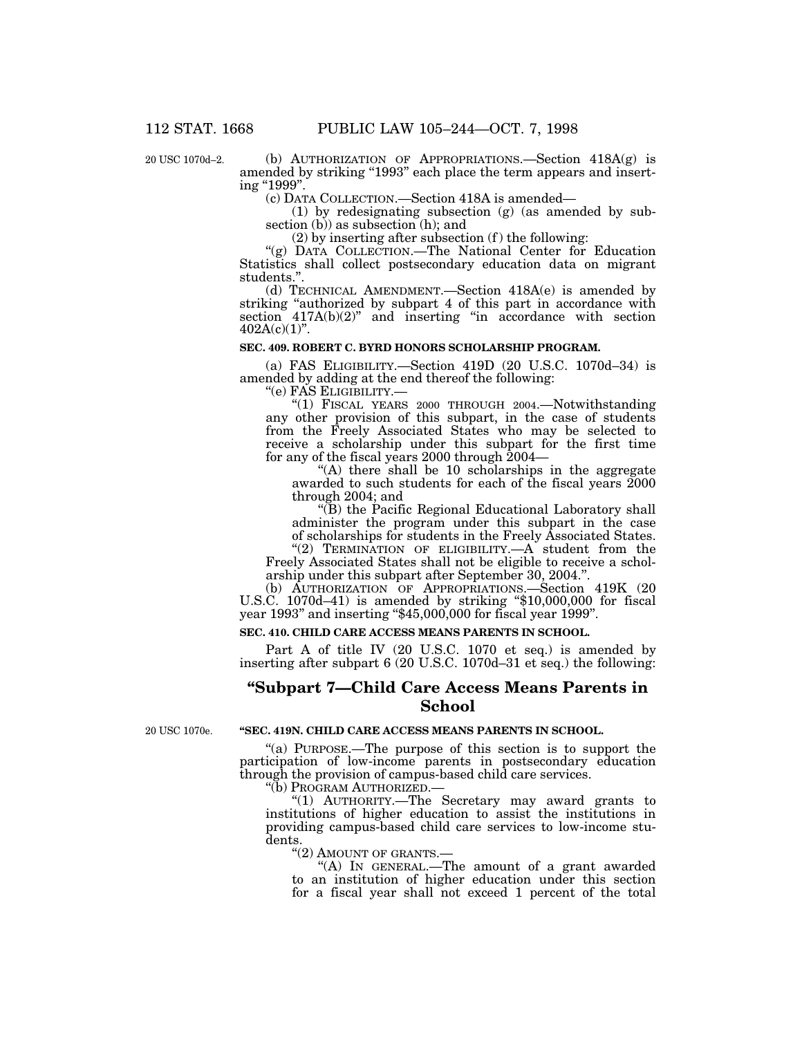20 USC 1070d–2.

(b) AUTHORIZATION OF APPROPRIATIONS.—Section 418A(g) is amended by striking "1993" each place the term appears and inserting "1999".

(c) DATA COLLECTION.—Section 418A is amended—

(1) by redesignating subsection (g) (as amended by subsection (b)) as subsection (h); and

(2) by inserting after subsection (f) the following:

"(g) DATA COLLECTION.—The National Center for Education Statistics shall collect postsecondary education data on migrant students.".

(d) TECHNICAL AMENDMENT.—Section 418A(e) is amended by striking "authorized by subpart 4 of this part in accordance with section 417A(b)(2)" and inserting "in accordance with section 402A(c)(1)".

**SEC. 409. ROBERT C. BYRD HONORS SCHOLARSHIP PROGRAM.**

(a) FAS ELIGIBILITY.—Section 419D (20 U.S.C. 1070d–34) is amended by adding at the end thereof the following:

"(e) FAS ELIGIBILITY.—

"(1) FISCAL YEARS 2000 THROUGH 2004.—Notwithstanding any other provision of this subpart, in the case of students from the Freely Associated States who may be selected to receive a scholarship under this subpart for the first time for any of the fiscal years 2000 through 2004—

"(A) there shall be 10 scholarships in the aggregate awarded to such students for each of the fiscal years 2000 through 2004; and

"(B) the Pacific Regional Educational Laboratory shall administer the program under this subpart in the case of scholarships for students in the Freely Associated States.

"(2) TERMINATION OF ELIGIBILITY.—A student from the Freely Associated States shall not be eligible to receive a scholarship under this subpart after September 30, 2004.".

(b) AUTHORIZATION OF APPROPRIATIONS.—Section 419K (20 U.S.C. 1070d–41) is amended by striking "$10,000,000 for fiscal year 1993" and inserting "$45,000,000 for fiscal year 1999".

**SEC. 410. CHILD CARE ACCESS MEANS PARENTS IN SCHOOL.**

Part A of title IV (20 U.S.C. 1070 et seq.) is amended by inserting after subpart 6 (20 U.S.C. 1070d–31 et seq.) the following:

## "Subpart 7—Child Care Access Means Parents in School

20 USC 1070e.

**"SEC. 419N. CHILD CARE ACCESS MEANS PARENTS IN SCHOOL.**

"(a) PURPOSE.—The purpose of this section is to support the participation of low-income parents in postsecondary education through the provision of campus-based child care services.

"(b) PROGRAM AUTHORIZED.—

"(1) AUTHORITY.—The Secretary may award grants to institutions of higher education to assist the institutions in providing campus-based child care services to low-income students.

"(2) AMOUNT OF GRANTS.—

"(A) IN GENERAL.—The amount of a grant awarded to an institution of higher education under this section for a fiscal year shall not exceed 1 percent of the total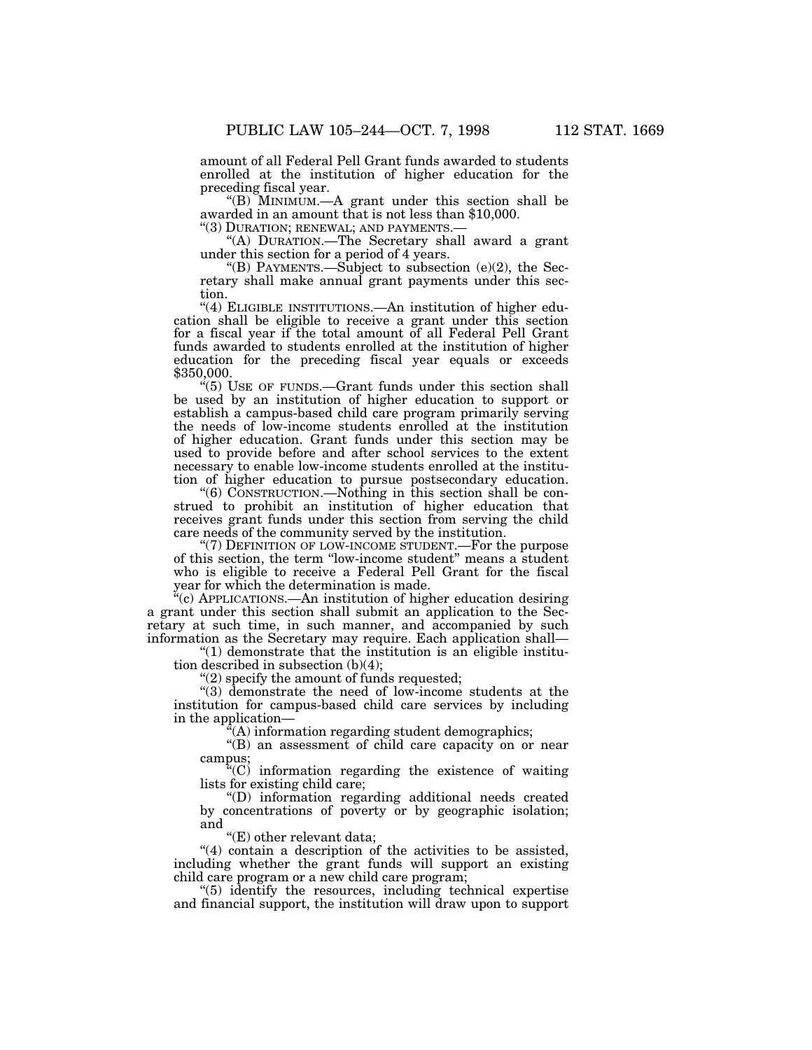amount of all Federal Pell Grant funds awarded to students enrolled at the institution of higher education for the preceding fiscal year.

"(B) MINIMUM.—A grant under this section shall be awarded in an amount that is not less than $10,000.

"(3) DURATION; RENEWAL; AND PAYMENTS.—

"(A) DURATION.—The Secretary shall award a grant under this section for a period of 4 years.

"(B) PAYMENTS.—Subject to subsection (e)(2), the Secretary shall make annual grant payments under this section.

"(4) ELIGIBLE INSTITUTIONS.—An institution of higher education shall be eligible to receive a grant under this section for a fiscal year if the total amount of all Federal Pell Grant funds awarded to students enrolled at the institution of higher education for the preceding fiscal year equals or exceeds $350,000.

"(5) USE OF FUNDS.—Grant funds under this section shall be used by an institution of higher education to support or establish a campus-based child care program primarily serving the needs of low-income students enrolled at the institution of higher education. Grant funds under this section may be used to provide before and after school services to the extent necessary to enable low-income students enrolled at the institution of higher education to pursue postsecondary education.

"(6) CONSTRUCTION.—Nothing in this section shall be construed to prohibit an institution of higher education that receives grant funds under this section from serving the child care needs of the community served by the institution.

"(7) DEFINITION OF LOW-INCOME STUDENT.—For the purpose of this section, the term "low-income student" means a student who is eligible to receive a Federal Pell Grant for the fiscal year for which the determination is made.

"(c) APPLICATIONS.—An institution of higher education desiring a grant under this section shall submit an application to the Secretary at such time, in such manner, and accompanied by such information as the Secretary may require. Each application shall—

"(1) demonstrate that the institution is an eligible institution described in subsection (b)(4);

"(2) specify the amount of funds requested;

"(3) demonstrate the need of low-income students at the institution for campus-based child care services by including in the application—

"(A) information regarding student demographics;

"(B) an assessment of child care capacity on or near campus;

"(C) information regarding the existence of waiting lists for existing child care;

"(D) information regarding additional needs created by concentrations of poverty or by geographic isolation; and

"(E) other relevant data;

"(4) contain a description of the activities to be assisted, including whether the grant funds will support an existing child care program or a new child care program;

"(5) identify the resources, including technical expertise and financial support, the institution will draw upon to support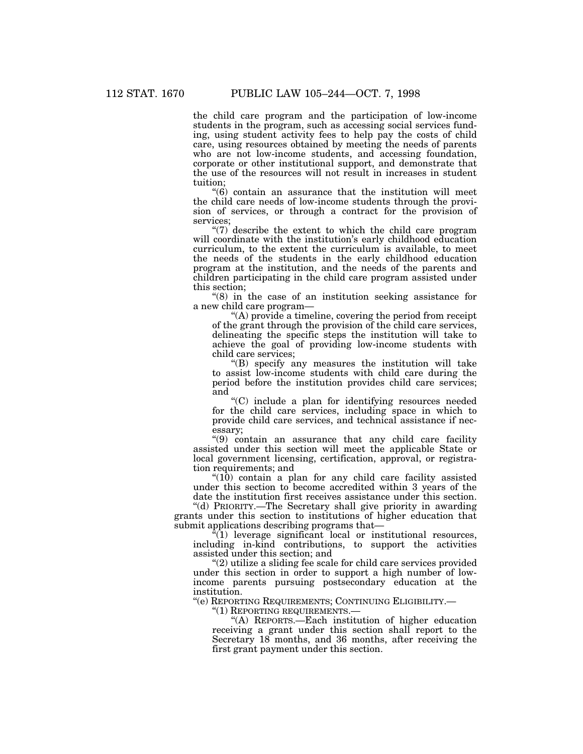the child care program and the participation of low-income students in the program, such as accessing social services funding, using student activity fees to help pay the costs of child care, using resources obtained by meeting the needs of parents who are not low-income students, and accessing foundation, corporate or other institutional support, and demonstrate that the use of the resources will not result in increases in student tuition;

"(6) contain an assurance that the institution will meet the child care needs of low-income students through the provision of services, or through a contract for the provision of services;

"(7) describe the extent to which the child care program will coordinate with the institution's early childhood education curriculum, to the extent the curriculum is available, to meet the needs of the students in the early childhood education program at the institution, and the needs of the parents and children participating in the child care program assisted under this section;

"(8) in the case of an institution seeking assistance for a new child care program—

"(A) provide a timeline, covering the period from receipt of the grant through the provision of the child care services, delineating the specific steps the institution will take to achieve the goal of providing low-income students with child care services;

"(B) specify any measures the institution will take to assist low-income students with child care during the period before the institution provides child care services; and

"(C) include a plan for identifying resources needed for the child care services, including space in which to provide child care services, and technical assistance if necessary;

"(9) contain an assurance that any child care facility assisted under this section will meet the applicable State or local government licensing, certification, approval, or registration requirements; and

"(10) contain a plan for any child care facility assisted under this section to become accredited within 3 years of the date the institution first receives assistance under this section.

"(d) PRIORITY.—The Secretary shall give priority in awarding grants under this section to institutions of higher education that submit applications describing programs that—

"(1) leverage significant local or institutional resources, including in-kind contributions, to support the activities assisted under this section; and

"(2) utilize a sliding fee scale for child care services provided under this section in order to support a high number of low-income parents pursuing postsecondary education at the institution.

"(e) REPORTING REQUIREMENTS; CONTINUING ELIGIBILITY.—

"(1) REPORTING REQUIREMENTS.—

"(A) REPORTS.—Each institution of higher education receiving a grant under this section shall report to the Secretary 18 months, and 36 months, after receiving the first grant payment under this section.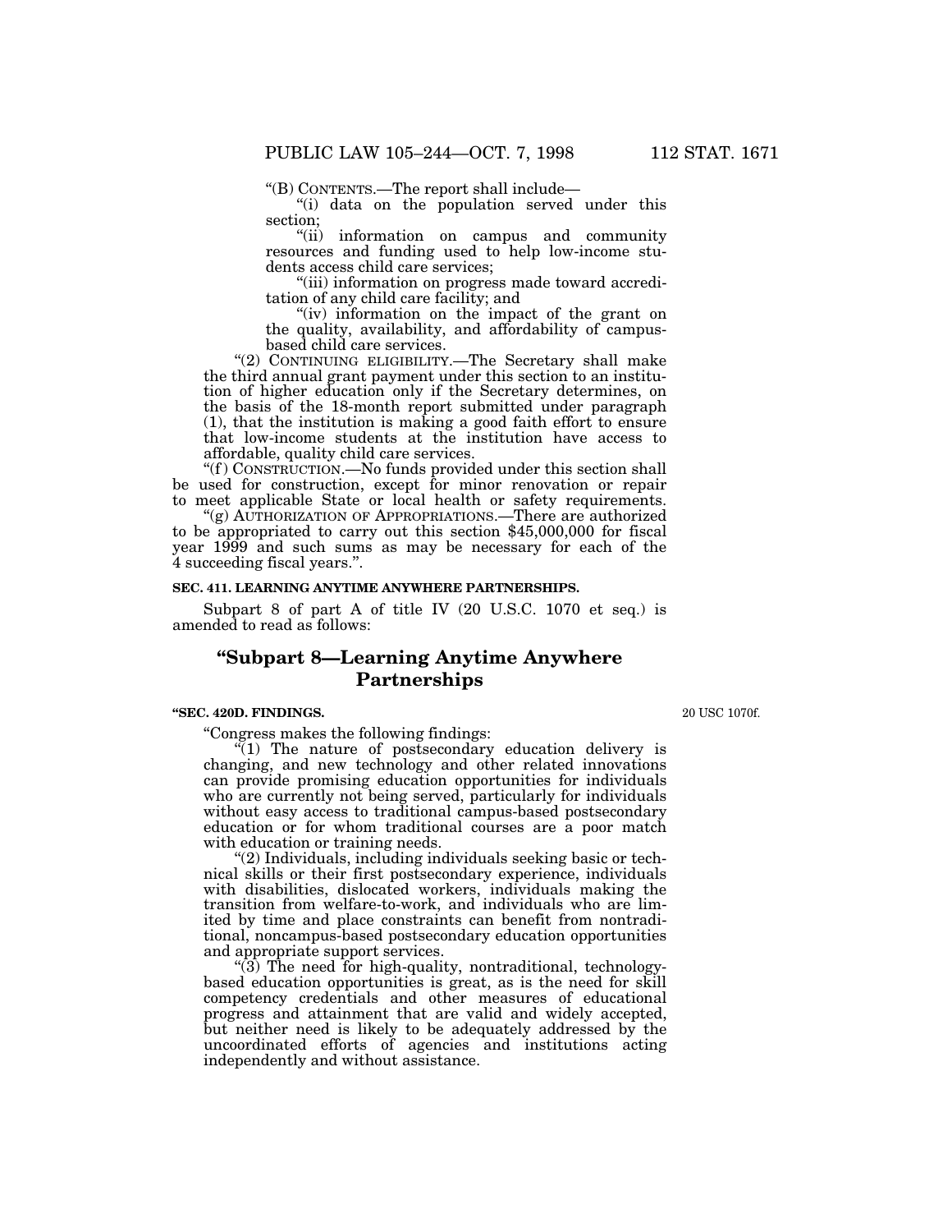"(B) CONTENTS.—The report shall include—

"(i) data on the population served under this section;

"(ii) information on campus and community resources and funding used to help low-income students access child care services;

"(iii) information on progress made toward accreditation of any child care facility; and

"(iv) information on the impact of the grant on the quality, availability, and affordability of campus-based child care services.

"(2) CONTINUING ELIGIBILITY.—The Secretary shall make the third annual grant payment under this section to an institution of higher education only if the Secretary determines, on the basis of the 18-month report submitted under paragraph (1), that the institution is making a good faith effort to ensure that low-income students at the institution have access to affordable, quality child care services.

"(f) CONSTRUCTION.—No funds provided under this section shall be used for construction, except for minor renovation or repair to meet applicable State or local health or safety requirements.

"(g) AUTHORIZATION OF APPROPRIATIONS.—There are authorized to be appropriated to carry out this section $45,000,000 for fiscal year 1999 and such sums as may be necessary for each of the 4 succeeding fiscal years.".

**SEC. 411. LEARNING ANYTIME ANYWHERE PARTNERSHIPS.**

Subpart 8 of part A of title IV (20 U.S.C. 1070 et seq.) is amended to read as follows:

## "Subpart 8—Learning Anytime Anywhere Partnerships

**"SEC. 420D. FINDINGS.**

20 USC 1070f.

"Congress makes the following findings:

"(1) The nature of postsecondary education delivery is changing, and new technology and other related innovations can provide promising education opportunities for individuals who are currently not being served, particularly for individuals without easy access to traditional campus-based postsecondary education or for whom traditional courses are a poor match with education or training needs.

"(2) Individuals, including individuals seeking basic or technical skills or their first postsecondary experience, individuals with disabilities, dislocated workers, individuals making the transition from welfare-to-work, and individuals who are limited by time and place constraints can benefit from nontraditional, noncampus-based postsecondary education opportunities and appropriate support services.

"(3) The need for high-quality, nontraditional, technology-based education opportunities is great, as is the need for skill competency credentials and other measures of educational progress and attainment that are valid and widely accepted, but neither need is likely to be adequately addressed by the uncoordinated efforts of agencies and institutions acting independently and without assistance.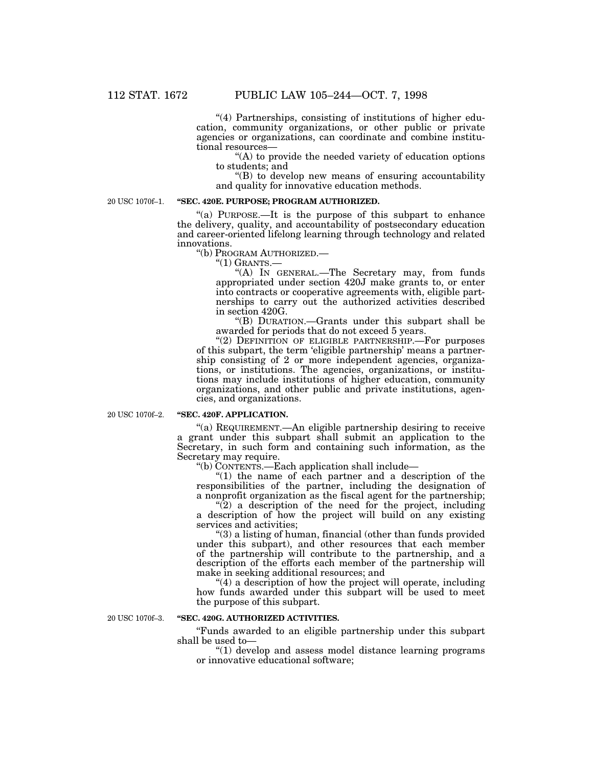"(4) Partnerships, consisting of institutions of higher education, community organizations, or other public or private agencies or organizations, can coordinate and combine institutional resources—

"(A) to provide the needed variety of education options to students; and

"(B) to develop new means of ensuring accountability and quality for innovative education methods.

20 USC 1070f–1.

**"SEC. 420E. PURPOSE; PROGRAM AUTHORIZED.**

"(a) PURPOSE.—It is the purpose of this subpart to enhance the delivery, quality, and accountability of postsecondary education and career-oriented lifelong learning through technology and related innovations.

"(b) PROGRAM AUTHORIZED.—

"(1) GRANTS.—

"(A) IN GENERAL.—The Secretary may, from funds appropriated under section 420J make grants to, or enter into contracts or cooperative agreements with, eligible partnerships to carry out the authorized activities described in section 420G.

"(B) DURATION.—Grants under this subpart shall be awarded for periods that do not exceed 5 years.

"(2) DEFINITION OF ELIGIBLE PARTNERSHIP.—For purposes of this subpart, the term 'eligible partnership' means a partnership consisting of 2 or more independent agencies, organizations, or institutions. The agencies, organizations, or institutions may include institutions of higher education, community organizations, and other public and private institutions, agencies, and organizations.

20 USC 1070f–2.

**"SEC. 420F. APPLICATION.**

"(a) REQUIREMENT.—An eligible partnership desiring to receive a grant under this subpart shall submit an application to the Secretary, in such form and containing such information, as the Secretary may require.

"(b) CONTENTS.—Each application shall include—

"(1) the name of each partner and a description of the responsibilities of the partner, including the designation of a nonprofit organization as the fiscal agent for the partnership;

"(2) a description of the need for the project, including a description of how the project will build on any existing services and activities;

"(3) a listing of human, financial (other than funds provided under this subpart), and other resources that each member of the partnership will contribute to the partnership, and a description of the efforts each member of the partnership will make in seeking additional resources; and

"(4) a description of how the project will operate, including how funds awarded under this subpart will be used to meet the purpose of this subpart.

20 USC 1070f–3.

**"SEC. 420G. AUTHORIZED ACTIVITIES.**

"Funds awarded to an eligible partnership under this subpart shall be used to—

"(1) develop and assess model distance learning programs or innovative educational software;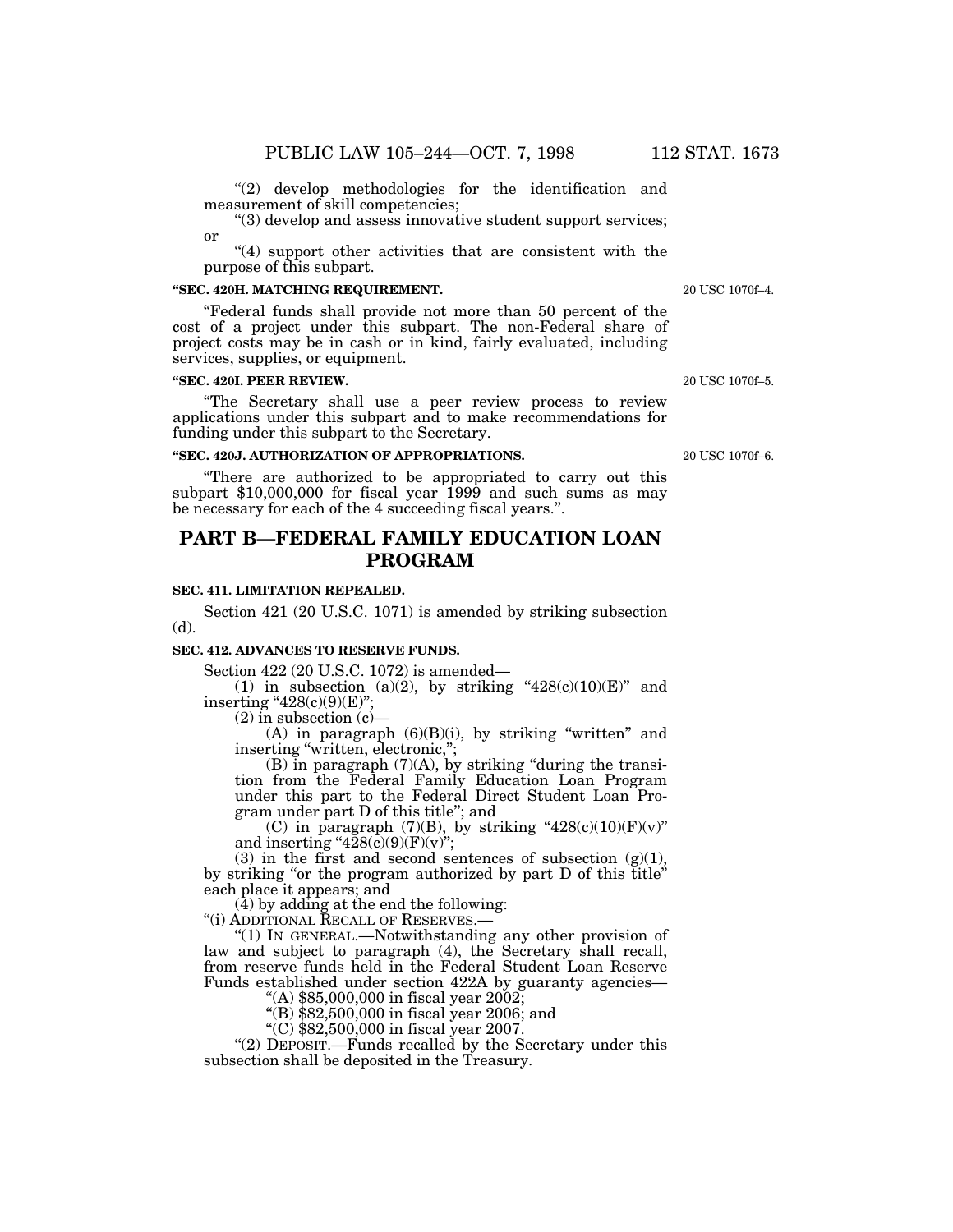"(2) develop methodologies for the identification and measurement of skill competencies;

"(3) develop and assess innovative student support services; or

"(4) support other activities that are consistent with the purpose of this subpart.

**"SEC. 420H. MATCHING REQUIREMENT.**

20 USC 1070f–4.

"Federal funds shall provide not more than 50 percent of the cost of a project under this subpart. The non-Federal share of project costs may be in cash or in kind, fairly evaluated, including services, supplies, or equipment.

**"SEC. 420I. PEER REVIEW.**

20 USC 1070f–5.

"The Secretary shall use a peer review process to review applications under this subpart and to make recommendations for funding under this subpart to the Secretary.

**"SEC. 420J. AUTHORIZATION OF APPROPRIATIONS.**

20 USC 1070f–6.

"There are authorized to be appropriated to carry out this subpart $10,000,000 for fiscal year 1999 and such sums as may be necessary for each of the 4 succeeding fiscal years.".

# PART B—FEDERAL FAMILY EDUCATION LOAN PROGRAM

**SEC. 411. LIMITATION REPEALED.**

Section 421 (20 U.S.C. 1071) is amended by striking subsection (d).

**SEC. 412. ADVANCES TO RESERVE FUNDS.**

Section 422 (20 U.S.C. 1072) is amended—

(1) in subsection (a)(2), by striking "428(c)(10)(E)" and inserting "428(c)(9)(E)";

(2) in subsection (c)—

(A) in paragraph (6)(B)(i), by striking "written" and inserting "written, electronic,";

(B) in paragraph (7)(A), by striking "during the transition from the Federal Family Education Loan Program under this part to the Federal Direct Student Loan Program under part D of this title"; and

(C) in paragraph (7)(B), by striking "428(c)(10)(F)(v)" and inserting "428(c)(9)(F)(v)";

(3) in the first and second sentences of subsection (g)(1), by striking "or the program authorized by part D of this title" each place it appears; and

(4) by adding at the end the following:

"(i) ADDITIONAL RECALL OF RESERVES.—

"(1) IN GENERAL.—Notwithstanding any other provision of law and subject to paragraph (4), the Secretary shall recall, from reserve funds held in the Federal Student Loan Reserve Funds established under section 422A by guaranty agencies—

"(A) $85,000,000 in fiscal year 2002;

"(B) $82,500,000 in fiscal year 2006; and

"(C) $82,500,000 in fiscal year 2007.

"(2) DEPOSIT.—Funds recalled by the Secretary under this subsection shall be deposited in the Treasury.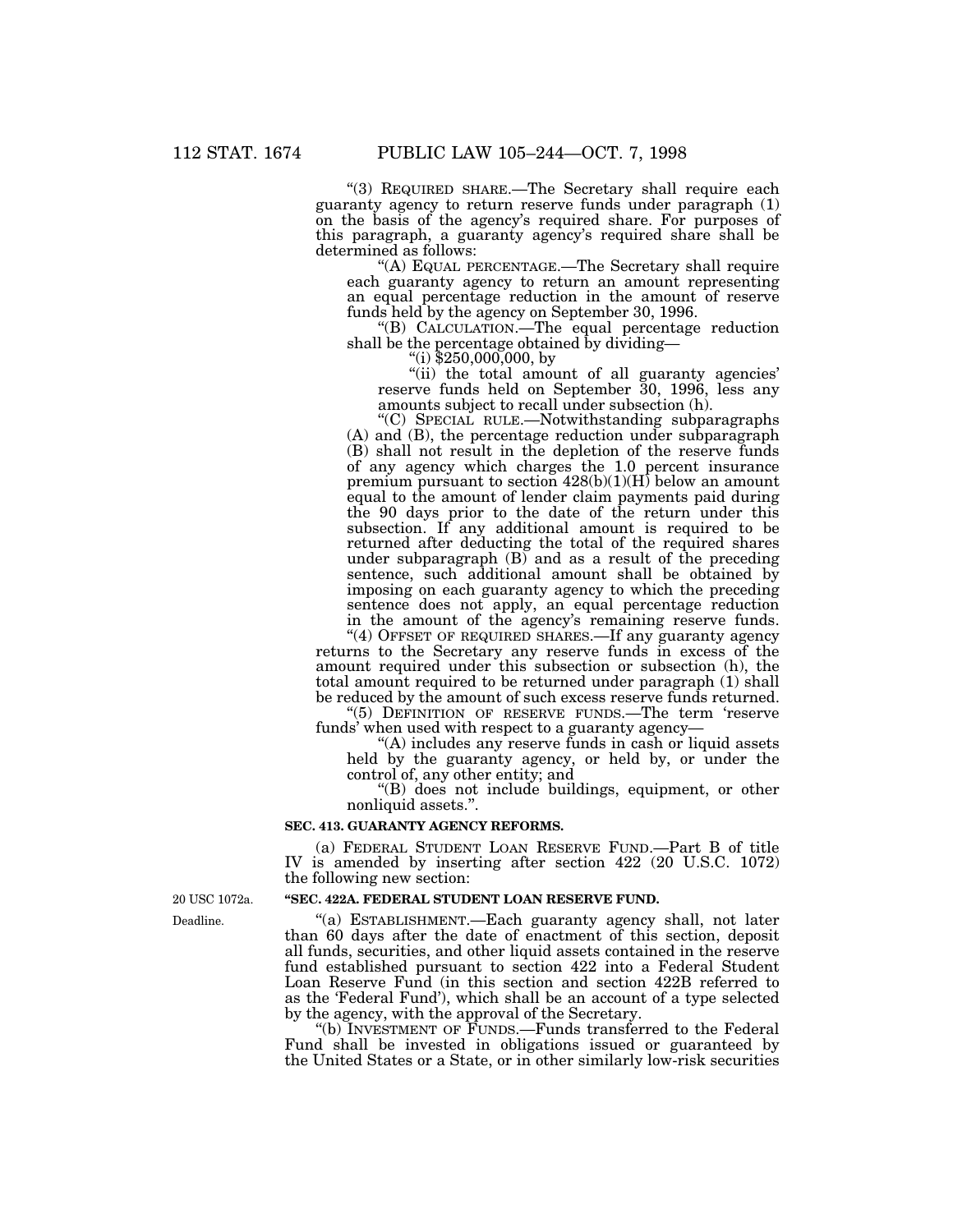"(3) REQUIRED SHARE.—The Secretary shall require each guaranty agency to return reserve funds under paragraph (1) on the basis of the agency's required share. For purposes of this paragraph, a guaranty agency's required share shall be determined as follows:

"(A) EQUAL PERCENTAGE.—The Secretary shall require each guaranty agency to return an amount representing an equal percentage reduction in the amount of reserve funds held by the agency on September 30, 1996.

"(B) CALCULATION.—The equal percentage reduction shall be the percentage obtained by dividing—

"(i) $250,000,000, by

"(ii) the total amount of all guaranty agencies' reserve funds held on September 30, 1996, less any amounts subject to recall under subsection (h).

"(C) SPECIAL RULE.—Notwithstanding subparagraphs (A) and (B), the percentage reduction under subparagraph (B) shall not result in the depletion of the reserve funds of any agency which charges the 1.0 percent insurance premium pursuant to section 428(b)(1)(H) below an amount equal to the amount of lender claim payments paid during the 90 days prior to the date of the return under this subsection. If any additional amount is required to be returned after deducting the total of the required shares under subparagraph (B) and as a result of the preceding sentence, such additional amount shall be obtained by imposing on each guaranty agency to which the preceding sentence does not apply, an equal percentage reduction in the amount of the agency's remaining reserve funds.

"(4) OFFSET OF REQUIRED SHARES.—If any guaranty agency returns to the Secretary any reserve funds in excess of the amount required under this subsection or subsection (h), the total amount required to be returned under paragraph (1) shall be reduced by the amount of such excess reserve funds returned.

"(5) DEFINITION OF RESERVE FUNDS.—The term 'reserve funds' when used with respect to a guaranty agency—

"(A) includes any reserve funds in cash or liquid assets held by the guaranty agency, or held by, or under the control of, any other entity; and

"(B) does not include buildings, equipment, or other nonliquid assets.".

**SEC. 413. GUARANTY AGENCY REFORMS.**

(a) FEDERAL STUDENT LOAN RESERVE FUND.—Part B of title IV is amended by inserting after section 422 (20 U.S.C. 1072) the following new section:

20 USC 1072a.

**"SEC. 422A. FEDERAL STUDENT LOAN RESERVE FUND.**

Deadline.

"(a) ESTABLISHMENT.—Each guaranty agency shall, not later than 60 days after the date of enactment of this section, deposit all funds, securities, and other liquid assets contained in the reserve fund established pursuant to section 422 into a Federal Student Loan Reserve Fund (in this section and section 422B referred to as the 'Federal Fund'), which shall be an account of a type selected by the agency, with the approval of the Secretary.

"(b) INVESTMENT OF FUNDS.—Funds transferred to the Federal Fund shall be invested in obligations issued or guaranteed by the United States or a State, or in other similarly low-risk securities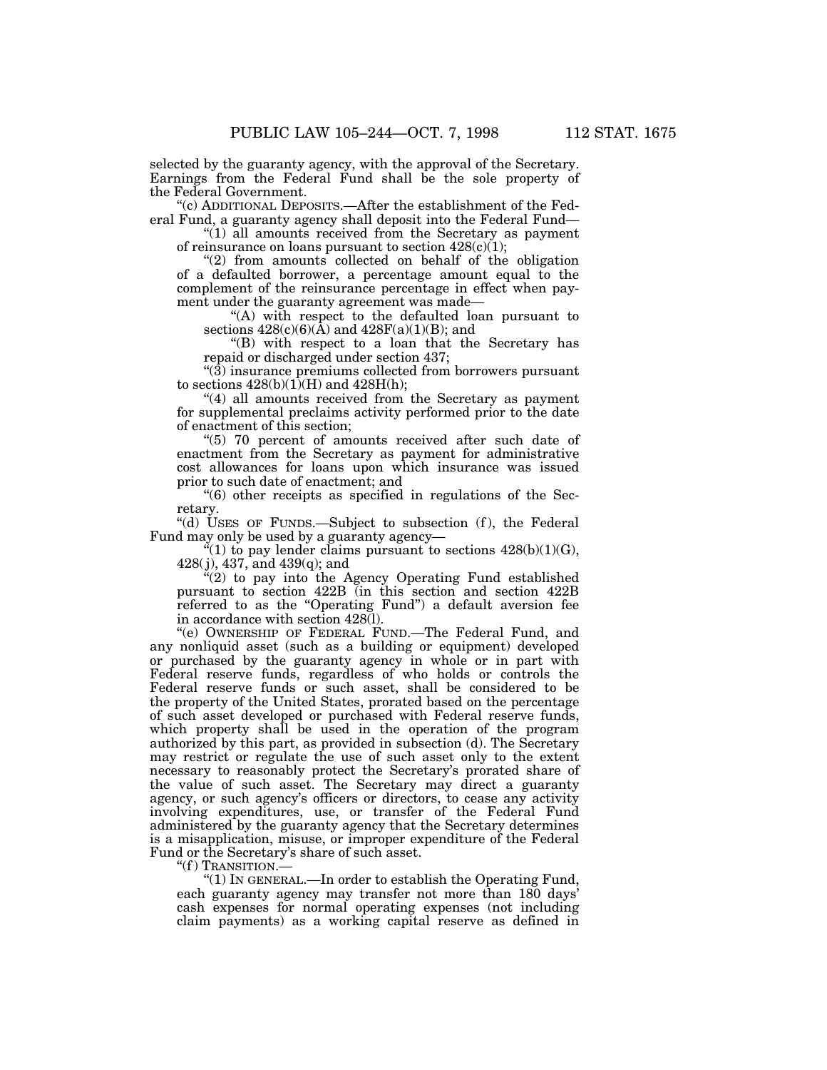selected by the guaranty agency, with the approval of the Secretary. Earnings from the Federal Fund shall be the sole property of the Federal Government.

"(c) ADDITIONAL DEPOSITS.—After the establishment of the Federal Fund, a guaranty agency shall deposit into the Federal Fund—

"(1) all amounts received from the Secretary as payment of reinsurance on loans pursuant to section 428(c)(1);

"(2) from amounts collected on behalf of the obligation of a defaulted borrower, a percentage amount equal to the complement of the reinsurance percentage in effect when payment under the guaranty agreement was made—

"(A) with respect to the defaulted loan pursuant to sections 428(c)(6)(A) and 428F(a)(1)(B); and

"(B) with respect to a loan that the Secretary has repaid or discharged under section 437;

"(3) insurance premiums collected from borrowers pursuant to sections 428(b)(1)(H) and 428H(h);

"(4) all amounts received from the Secretary as payment for supplemental preclaims activity performed prior to the date of enactment of this section;

"(5) 70 percent of amounts received after such date of enactment from the Secretary as payment for administrative cost allowances for loans upon which insurance was issued prior to such date of enactment; and

"(6) other receipts as specified in regulations of the Secretary.

"(d) USES OF FUNDS.—Subject to subsection (f), the Federal Fund may only be used by a guaranty agency—

"(1) to pay lender claims pursuant to sections 428(b)(1)(G), 428(j), 437, and 439(q); and

"(2) to pay into the Agency Operating Fund established pursuant to section 422B (in this section and section 422B referred to as the "Operating Fund") a default aversion fee in accordance with section 428(l).

"(e) OWNERSHIP OF FEDERAL FUND.—The Federal Fund, and any nonliquid asset (such as a building or equipment) developed or purchased by the guaranty agency in whole or in part with Federal reserve funds, regardless of who holds or controls the Federal reserve funds or such asset, shall be considered to be the property of the United States, prorated based on the percentage of such asset developed or purchased with Federal reserve funds, which property shall be used in the operation of the program authorized by this part, as provided in subsection (d). The Secretary may restrict or regulate the use of such asset only to the extent necessary to reasonably protect the Secretary's prorated share of the value of such asset. The Secretary may direct a guaranty agency, or such agency's officers or directors, to cease any activity involving expenditures, use, or transfer of the Federal Fund administered by the guaranty agency that the Secretary determines is a misapplication, misuse, or improper expenditure of the Federal Fund or the Secretary's share of such asset.

"(f) TRANSITION.—

"(1) IN GENERAL.—In order to establish the Operating Fund, each guaranty agency may transfer not more than 180 days' cash expenses for normal operating expenses (not including claim payments) as a working capital reserve as defined in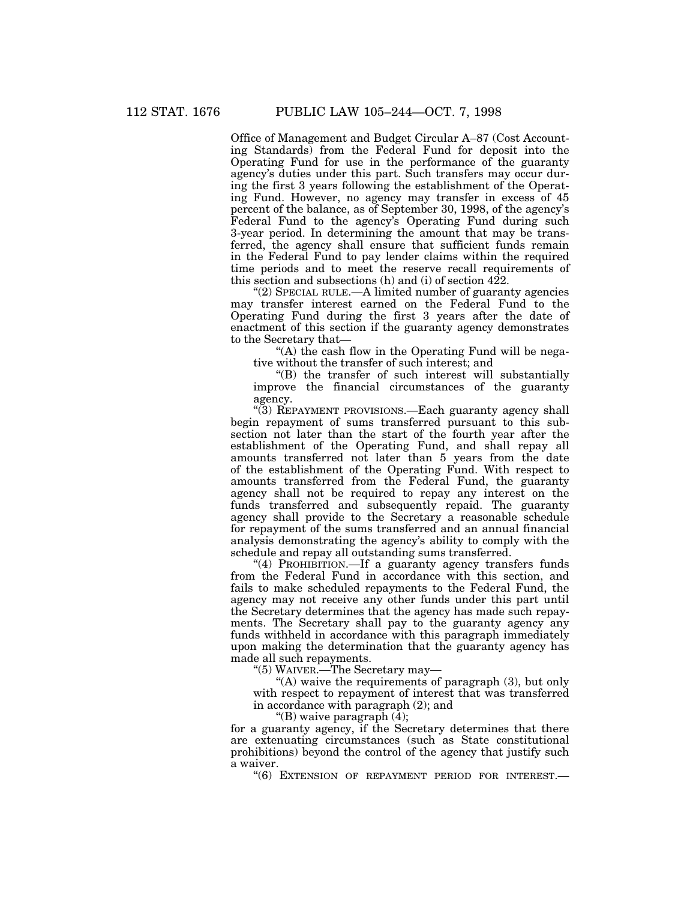Office of Management and Budget Circular A–87 (Cost Accounting Standards) from the Federal Fund for deposit into the Operating Fund for use in the performance of the guaranty agency's duties under this part. Such transfers may occur during the first 3 years following the establishment of the Operating Fund. However, no agency may transfer in excess of 45 percent of the balance, as of September 30, 1998, of the agency's Federal Fund to the agency's Operating Fund during such 3-year period. In determining the amount that may be transferred, the agency shall ensure that sufficient funds remain in the Federal Fund to pay lender claims within the required time periods and to meet the reserve recall requirements of this section and subsections (h) and (i) of section 422.

"(2) SPECIAL RULE.—A limited number of guaranty agencies may transfer interest earned on the Federal Fund to the Operating Fund during the first 3 years after the date of enactment of this section if the guaranty agency demonstrates to the Secretary that—

"(A) the cash flow in the Operating Fund will be negative without the transfer of such interest; and

"(B) the transfer of such interest will substantially improve the financial circumstances of the guaranty agency.

"(3) REPAYMENT PROVISIONS.—Each guaranty agency shall begin repayment of sums transferred pursuant to this subsection not later than the start of the fourth year after the establishment of the Operating Fund, and shall repay all amounts transferred not later than 5 years from the date of the establishment of the Operating Fund. With respect to amounts transferred from the Federal Fund, the guaranty agency shall not be required to repay any interest on the funds transferred and subsequently repaid. The guaranty agency shall provide to the Secretary a reasonable schedule for repayment of the sums transferred and an annual financial analysis demonstrating the agency's ability to comply with the schedule and repay all outstanding sums transferred.

"(4) PROHIBITION.—If a guaranty agency transfers funds from the Federal Fund in accordance with this section, and fails to make scheduled repayments to the Federal Fund, the agency may not receive any other funds under this part until the Secretary determines that the agency has made such repayments. The Secretary shall pay to the guaranty agency any funds withheld in accordance with this paragraph immediately upon making the determination that the guaranty agency has made all such repayments.

"(5) WAIVER.—The Secretary may—

"(A) waive the requirements of paragraph (3), but only with respect to repayment of interest that was transferred in accordance with paragraph (2); and

"(B) waive paragraph (4);

for a guaranty agency, if the Secretary determines that there are extenuating circumstances (such as State constitutional prohibitions) beyond the control of the agency that justify such a waiver.

"(6) EXTENSION OF REPAYMENT PERIOD FOR INTEREST.—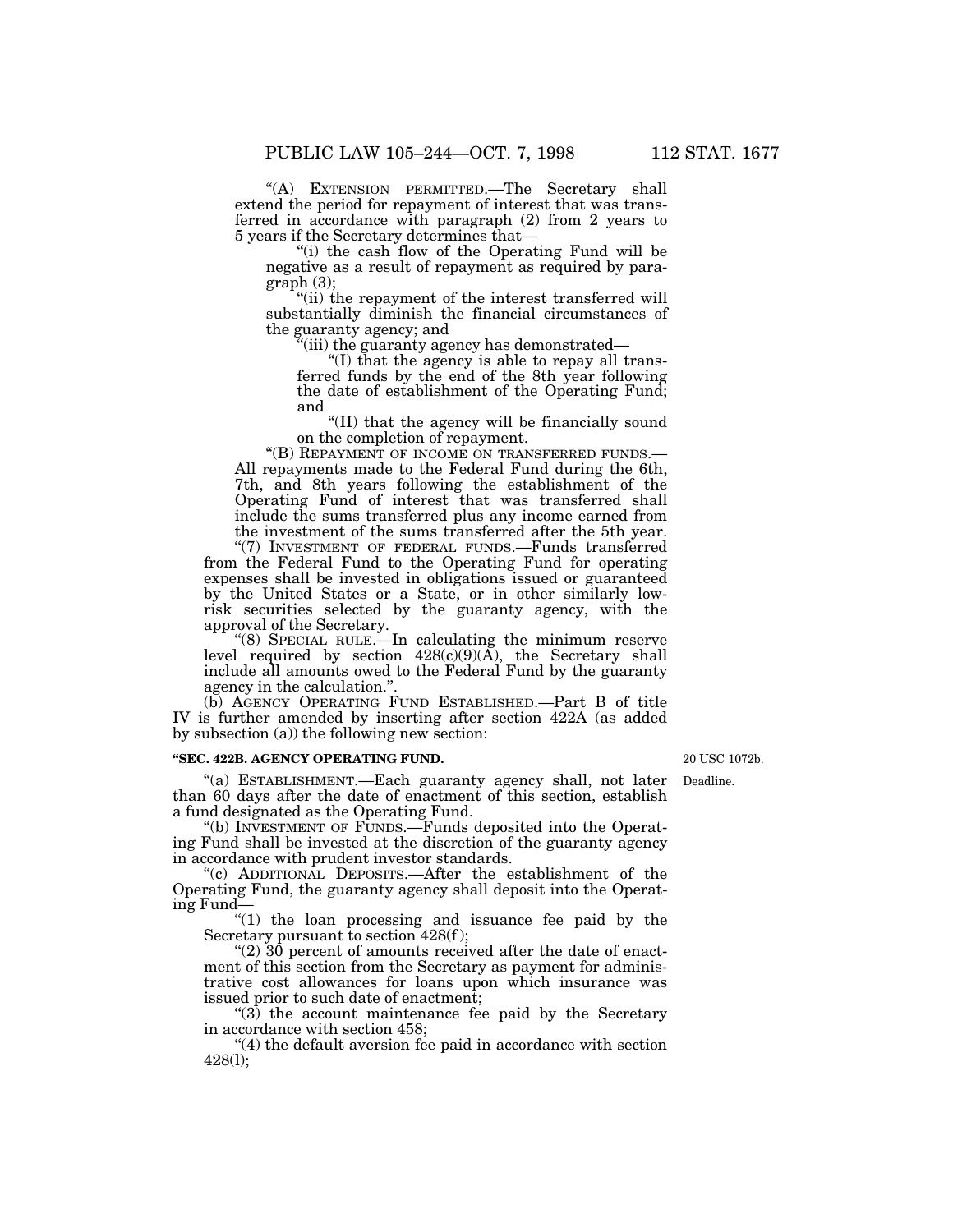"(A) EXTENSION PERMITTED.—The Secretary shall extend the period for repayment of interest that was transferred in accordance with paragraph (2) from 2 years to 5 years if the Secretary determines that—

"(i) the cash flow of the Operating Fund will be negative as a result of repayment as required by paragraph (3);

"(ii) the repayment of the interest transferred will substantially diminish the financial circumstances of the guaranty agency; and

"(iii) the guaranty agency has demonstrated—

"(I) that the agency is able to repay all transferred funds by the end of the 8th year following the date of establishment of the Operating Fund; and

"(II) that the agency will be financially sound on the completion of repayment.

"(B) REPAYMENT OF INCOME ON TRANSFERRED FUNDS.—All repayments made to the Federal Fund during the 6th, 7th, and 8th years following the establishment of the Operating Fund of interest that was transferred shall include the sums transferred plus any income earned from the investment of the sums transferred after the 5th year.

"(7) INVESTMENT OF FEDERAL FUNDS.—Funds transferred from the Federal Fund to the Operating Fund for operating expenses shall be invested in obligations issued or guaranteed by the United States or a State, or in other similarly low-risk securities selected by the guaranty agency, with the approval of the Secretary.

"(8) SPECIAL RULE.—In calculating the minimum reserve level required by section 428(c)(9)(A), the Secretary shall include all amounts owed to the Federal Fund by the guaranty agency in the calculation.".

(b) AGENCY OPERATING FUND ESTABLISHED.—Part B of title IV is further amended by inserting after section 422A (as added by subsection (a)) the following new section:

**"SEC. 422B. AGENCY OPERATING FUND.**

20 USC 1072b.

Deadline.

"(a) ESTABLISHMENT.—Each guaranty agency shall, not later than 60 days after the date of enactment of this section, establish a fund designated as the Operating Fund.

"(b) INVESTMENT OF FUNDS.—Funds deposited into the Operating Fund shall be invested at the discretion of the guaranty agency in accordance with prudent investor standards.

"(c) ADDITIONAL DEPOSITS.—After the establishment of the Operating Fund, the guaranty agency shall deposit into the Operating Fund—

"(1) the loan processing and issuance fee paid by the Secretary pursuant to section 428(f);

"(2) 30 percent of amounts received after the date of enactment of this section from the Secretary as payment for administrative cost allowances for loans upon which insurance was issued prior to such date of enactment;

"(3) the account maintenance fee paid by the Secretary in accordance with section 458;

"(4) the default aversion fee paid in accordance with section 428(l);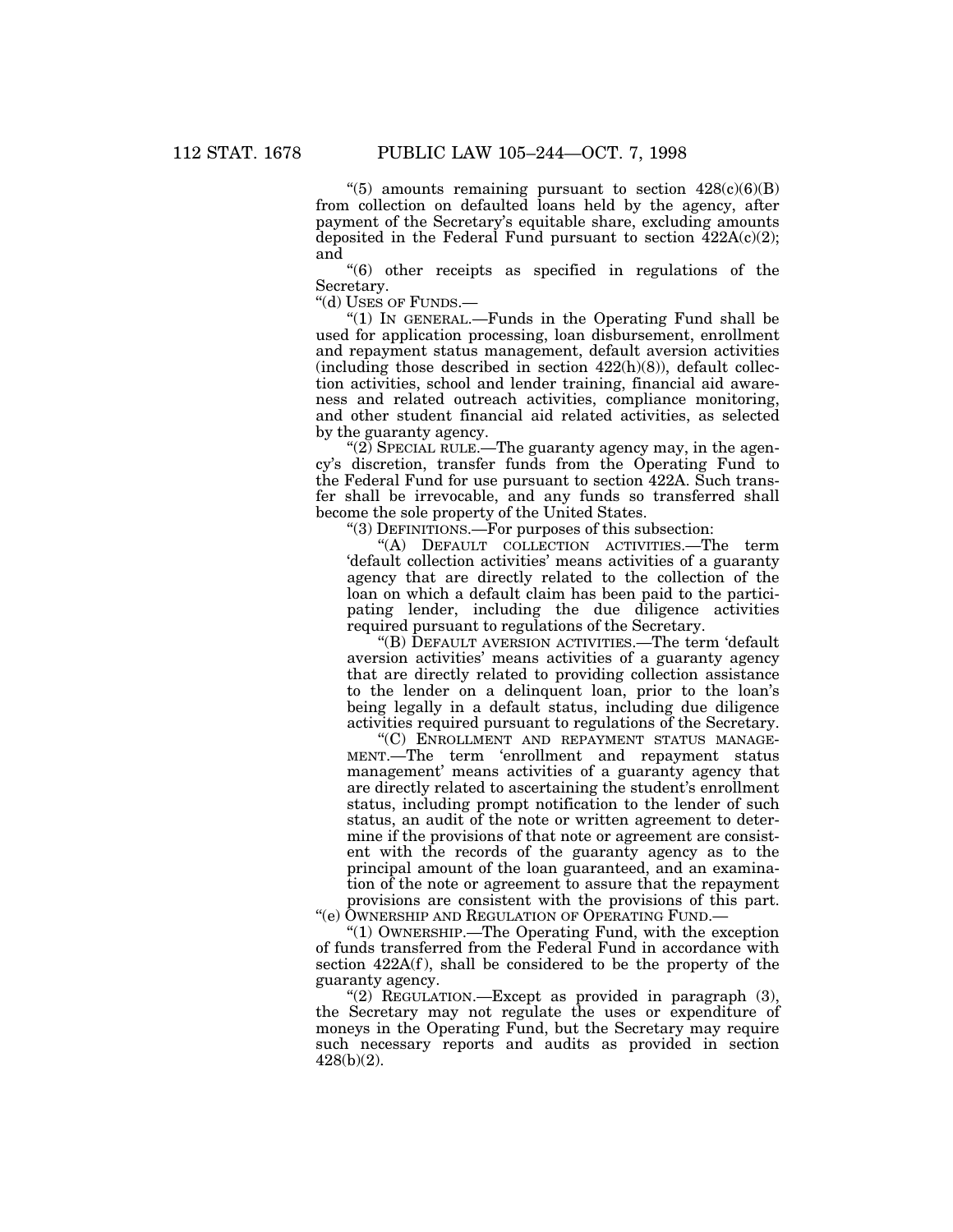"(5) amounts remaining pursuant to section 428(c)(6)(B) from collection on defaulted loans held by the agency, after payment of the Secretary's equitable share, excluding amounts deposited in the Federal Fund pursuant to section 422A(c)(2); and

"(6) other receipts as specified in regulations of the Secretary.

"(d) USES OF FUNDS.—

"(1) IN GENERAL.—Funds in the Operating Fund shall be used for application processing, loan disbursement, enrollment and repayment status management, default aversion activities (including those described in section 422(h)(8)), default collection activities, school and lender training, financial aid awareness and related outreach activities, compliance monitoring, and other student financial aid related activities, as selected by the guaranty agency.

"(2) SPECIAL RULE.—The guaranty agency may, in the agency's discretion, transfer funds from the Operating Fund to the Federal Fund for use pursuant to section 422A. Such transfer shall be irrevocable, and any funds so transferred shall become the sole property of the United States.

"(3) DEFINITIONS.—For purposes of this subsection:

"(A) DEFAULT COLLECTION ACTIVITIES.—The term 'default collection activities' means activities of a guaranty agency that are directly related to the collection of the loan on which a default claim has been paid to the participating lender, including the due diligence activities required pursuant to regulations of the Secretary.

"(B) DEFAULT AVERSION ACTIVITIES.—The term 'default aversion activities' means activities of a guaranty agency that are directly related to providing collection assistance to the lender on a delinquent loan, prior to the loan's being legally in a default status, including due diligence activities required pursuant to regulations of the Secretary.

"(C) ENROLLMENT AND REPAYMENT STATUS MANAGEMENT.—The term 'enrollment and repayment status management' means activities of a guaranty agency that are directly related to ascertaining the student's enrollment status, including prompt notification to the lender of such status, an audit of the note or written agreement to determine if the provisions of that note or agreement are consistent with the records of the guaranty agency as to the principal amount of the loan guaranteed, and an examination of the note or agreement to assure that the repayment provisions are consistent with the provisions of this part.

"(e) OWNERSHIP AND REGULATION OF OPERATING FUND.—

"(1) OWNERSHIP.—The Operating Fund, with the exception of funds transferred from the Federal Fund in accordance with section 422A(f), shall be considered to be the property of the guaranty agency.

"(2) REGULATION.—Except as provided in paragraph (3), the Secretary may not regulate the uses or expenditure of moneys in the Operating Fund, but the Secretary may require such necessary reports and audits as provided in section 428(b)(2).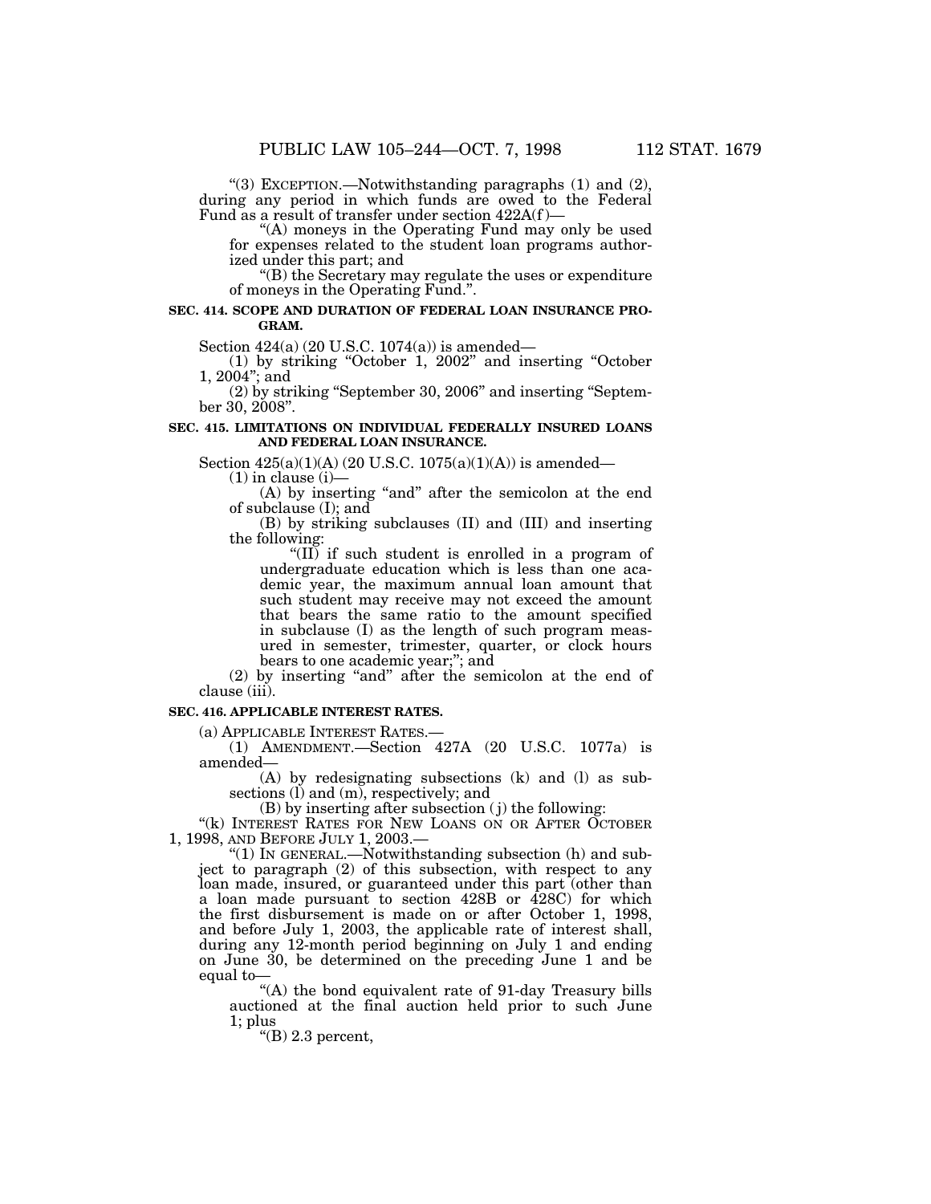"(3) EXCEPTION.—Notwithstanding paragraphs (1) and (2), during any period in which funds are owed to the Federal Fund as a result of transfer under section 422A(f)—

"(A) moneys in the Operating Fund may only be used for expenses related to the student loan programs authorized under this part; and

"(B) the Secretary may regulate the uses or expenditure of moneys in the Operating Fund.".

**SEC. 414. SCOPE AND DURATION OF FEDERAL LOAN INSURANCE PROGRAM.**

Section 424(a) (20 U.S.C. 1074(a)) is amended—

(1) by striking "October 1, 2002" and inserting "October 1, 2004"; and

(2) by striking "September 30, 2006" and inserting "September 30, 2008".

**SEC. 415. LIMITATIONS ON INDIVIDUAL FEDERALLY INSURED LOANS AND FEDERAL LOAN INSURANCE.**

Section 425(a)(1)(A) (20 U.S.C. 1075(a)(1)(A)) is amended—

(1) in clause (i)—

(A) by inserting "and" after the semicolon at the end of subclause (I); and

(B) by striking subclauses (II) and (III) and inserting the following:

"(II) if such student is enrolled in a program of undergraduate education which is less than one academic year, the maximum annual loan amount that such student may receive may not exceed the amount that bears the same ratio to the amount specified in subclause (I) as the length of such program measured in semester, trimester, quarter, or clock hours bears to one academic year;"; and

(2) by inserting "and" after the semicolon at the end of clause (iii).

**SEC. 416. APPLICABLE INTEREST RATES.**

(a) APPLICABLE INTEREST RATES.—

(1) AMENDMENT.—Section 427A (20 U.S.C. 1077a) is amended—

(A) by redesignating subsections (k) and (l) as subsections (l) and (m), respectively; and

(B) by inserting after subsection (j) the following:

"(k) INTEREST RATES FOR NEW LOANS ON OR AFTER OCTOBER 1, 1998, AND BEFORE JULY 1, 2003.—

"(1) IN GENERAL.—Notwithstanding subsection (h) and subject to paragraph (2) of this subsection, with respect to any loan made, insured, or guaranteed under this part (other than a loan made pursuant to section 428B or 428C) for which the first disbursement is made on or after October 1, 1998, and before July 1, 2003, the applicable rate of interest shall, during any 12-month period beginning on July 1 and ending on June 30, be determined on the preceding June 1 and be equal to—

"(A) the bond equivalent rate of 91-day Treasury bills auctioned at the final auction held prior to such June 1; plus

"(B) 2.3 percent,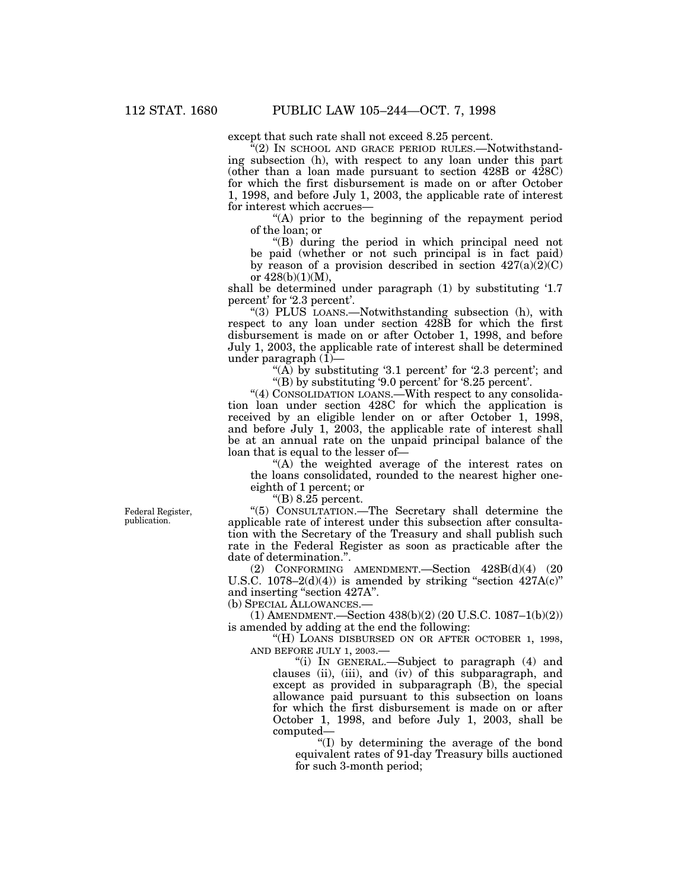except that such rate shall not exceed 8.25 percent.

"(2) IN SCHOOL AND GRACE PERIOD RULES.—Notwithstanding subsection (h), with respect to any loan under this part (other than a loan made pursuant to section 428B or 428C) for which the first disbursement is made on or after October 1, 1998, and before July 1, 2003, the applicable rate of interest for interest which accrues—

"(A) prior to the beginning of the repayment period of the loan; or

"(B) during the period in which principal need not be paid (whether or not such principal is in fact paid) by reason of a provision described in section 427(a)(2)(C) or 428(b)(1)(M),

shall be determined under paragraph (1) by substituting '1.7 percent' for '2.3 percent'.

"(3) PLUS LOANS.—Notwithstanding subsection (h), with respect to any loan under section 428B for which the first disbursement is made on or after October 1, 1998, and before July 1, 2003, the applicable rate of interest shall be determined under paragraph (1)—

"(A) by substituting '3.1 percent' for '2.3 percent'; and

"(B) by substituting '9.0 percent' for '8.25 percent'.

"(4) CONSOLIDATION LOANS.—With respect to any consolidation loan under section 428C for which the application is received by an eligible lender on or after October 1, 1998, and before July 1, 2003, the applicable rate of interest shall be at an annual rate on the unpaid principal balance of the loan that is equal to the lesser of—

"(A) the weighted average of the interest rates on the loans consolidated, rounded to the nearest higher one-eighth of 1 percent; or

"(B) 8.25 percent.

Federal Register, publication.

"(5) CONSULTATION.—The Secretary shall determine the applicable rate of interest under this subsection after consultation with the Secretary of the Treasury and shall publish such rate in the Federal Register as soon as practicable after the date of determination.".

(2) CONFORMING AMENDMENT.—Section 428B(d)(4) (20 U.S.C. 1078–2(d)(4)) is amended by striking "section 427A(c)" and inserting "section 427A".

(b) SPECIAL ALLOWANCES.—

(1) AMENDMENT.—Section 438(b)(2) (20 U.S.C. 1087–1(b)(2)) is amended by adding at the end the following:

"(H) LOANS DISBURSED ON OR AFTER OCTOBER 1, 1998, AND BEFORE JULY 1, 2003.—

"(i) IN GENERAL.—Subject to paragraph (4) and clauses (ii), (iii), and (iv) of this subparagraph, and except as provided in subparagraph (B), the special allowance paid pursuant to this subsection on loans for which the first disbursement is made on or after October 1, 1998, and before July 1, 2003, shall be computed—

"(I) by determining the average of the bond equivalent rates of 91-day Treasury bills auctioned for such 3-month period;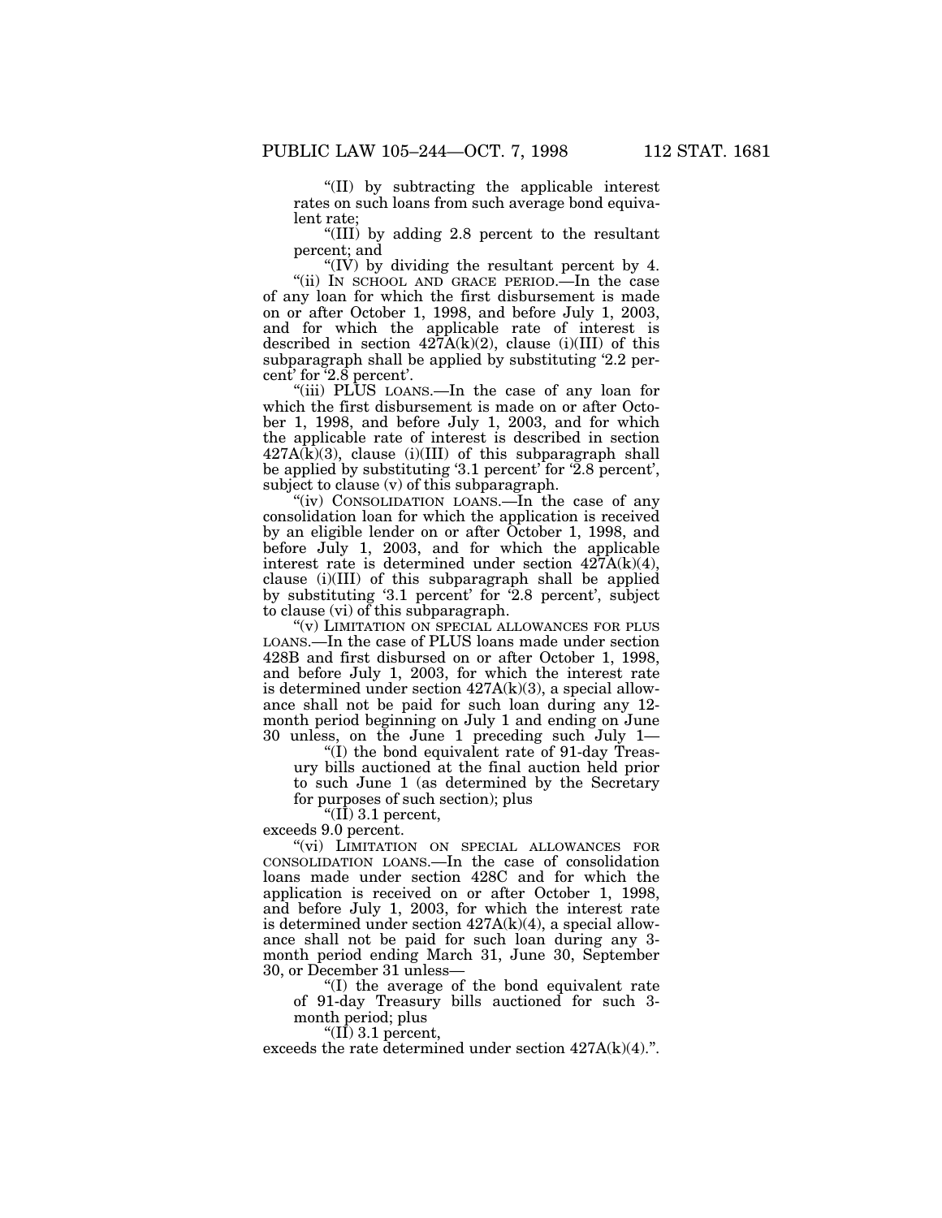"(II) by subtracting the applicable interest rates on such loans from such average bond equivalent rate;

"(III) by adding 2.8 percent to the resultant percent; and

"(IV) by dividing the resultant percent by 4.

"(ii) IN SCHOOL AND GRACE PERIOD.—In the case of any loan for which the first disbursement is made on or after October 1, 1998, and before July 1, 2003, and for which the applicable rate of interest is described in section 427A(k)(2), clause (i)(III) of this subparagraph shall be applied by substituting '2.2 percent' for '2.8 percent'.

"(iii) PLUS LOANS.—In the case of any loan for which the first disbursement is made on or after October 1, 1998, and before July 1, 2003, and for which the applicable rate of interest is described in section 427A(k)(3), clause (i)(III) of this subparagraph shall be applied by substituting '3.1 percent' for '2.8 percent', subject to clause (v) of this subparagraph.

"(iv) CONSOLIDATION LOANS.—In the case of any consolidation loan for which the application is received by an eligible lender on or after October 1, 1998, and before July 1, 2003, and for which the applicable interest rate is determined under section 427A(k)(4), clause (i)(III) of this subparagraph shall be applied by substituting '3.1 percent' for '2.8 percent', subject to clause (vi) of this subparagraph.

"(v) LIMITATION ON SPECIAL ALLOWANCES FOR PLUS LOANS.—In the case of PLUS loans made under section 428B and first disbursed on or after October 1, 1998, and before July 1, 2003, for which the interest rate is determined under section 427A(k)(3), a special allowance shall not be paid for such loan during any 12-month period beginning on July 1 and ending on June 30 unless, on the June 1 preceding such July 1—

"(I) the bond equivalent rate of 91-day Treasury bills auctioned at the final auction held prior to such June 1 (as determined by the Secretary for purposes of such section); plus

"(II) 3.1 percent,

exceeds 9.0 percent.

"(vi) LIMITATION ON SPECIAL ALLOWANCES FOR CONSOLIDATION LOANS.—In the case of consolidation loans made under section 428C and for which the application is received on or after October 1, 1998, and before July 1, 2003, for which the interest rate is determined under section 427A(k)(4), a special allowance shall not be paid for such loan during any 3-month period ending March 31, June 30, September 30, or December 31 unless—

"(I) the average of the bond equivalent rate of 91-day Treasury bills auctioned for such 3-month period; plus

"(II) 3.1 percent,

exceeds the rate determined under section 427A(k)(4).".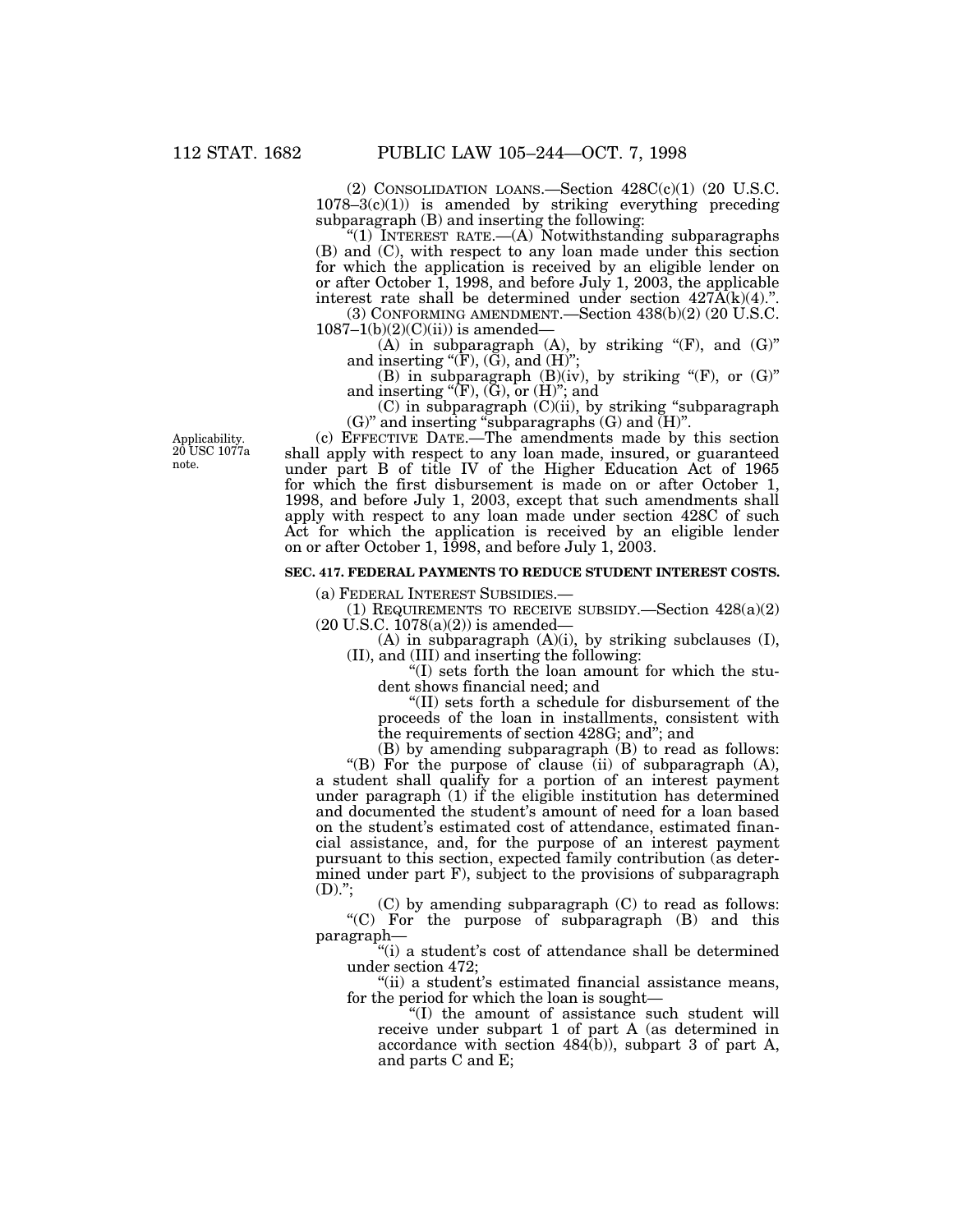(2) CONSOLIDATION LOANS.—Section 428C(c)(1) (20 U.S.C. 1078–3(c)(1)) is amended by striking everything preceding subparagraph (B) and inserting the following:

"(1) INTEREST RATE.—(A) Notwithstanding subparagraphs (B) and (C), with respect to any loan made under this section for which the application is received by an eligible lender on or after October 1, 1998, and before July 1, 2003, the applicable interest rate shall be determined under section 427A(k)(4).".

(3) CONFORMING AMENDMENT.—Section 438(b)(2) (20 U.S.C. 1087–1(b)(2)(C)(ii)) is amended—

(A) in subparagraph (A), by striking "(F), and (G)" and inserting "(F), (G), and (H)";

(B) in subparagraph (B)(iv), by striking "(F), or (G)" and inserting "(F), (G), or (H)"; and

(C) in subparagraph (C)(ii), by striking "subparagraph (G)" and inserting "subparagraphs (G) and (H)".

Applicability. 20 USC 1077a note.

(c) EFFECTIVE DATE.—The amendments made by this section shall apply with respect to any loan made, insured, or guaranteed under part B of title IV of the Higher Education Act of 1965 for which the first disbursement is made on or after October 1, 1998, and before July 1, 2003, except that such amendments shall apply with respect to any loan made under section 428C of such Act for which the application is received by an eligible lender on or after October 1, 1998, and before July 1, 2003.

**SEC. 417. FEDERAL PAYMENTS TO REDUCE STUDENT INTEREST COSTS.**

(a) FEDERAL INTEREST SUBSIDIES.—

(1) REQUIREMENTS TO RECEIVE SUBSIDY.—Section 428(a)(2) (20 U.S.C. 1078(a)(2)) is amended—

(A) in subparagraph (A)(i), by striking subclauses (I), (II), and (III) and inserting the following:

"(I) sets forth the loan amount for which the student shows financial need; and

"(II) sets forth a schedule for disbursement of the proceeds of the loan in installments, consistent with the requirements of section 428G; and"; and

(B) by amending subparagraph (B) to read as follows:

"(B) For the purpose of clause (ii) of subparagraph (A), a student shall qualify for a portion of an interest payment under paragraph (1) if the eligible institution has determined and documented the student's amount of need for a loan based on the student's estimated cost of attendance, estimated financial assistance, and, for the purpose of an interest payment pursuant to this section, expected family contribution (as determined under part F), subject to the provisions of subparagraph (D).";

(C) by amending subparagraph (C) to read as follows:

"(C) For the purpose of subparagraph (B) and this paragraph—

"(i) a student's cost of attendance shall be determined under section 472;

"(ii) a student's estimated financial assistance means, for the period for which the loan is sought—

"(I) the amount of assistance such student will receive under subpart 1 of part A (as determined in accordance with section 484(b)), subpart 3 of part A, and parts C and E;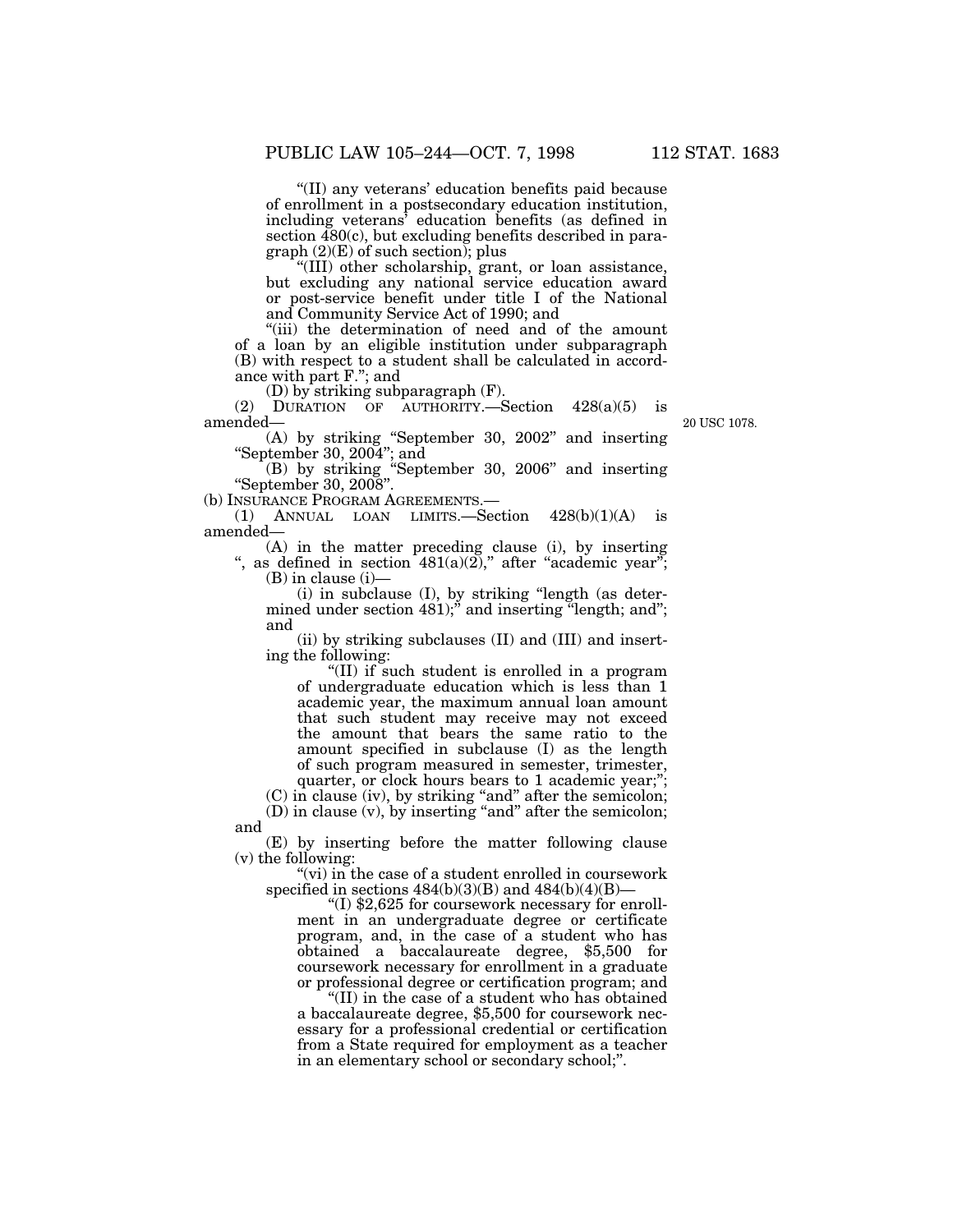"(II) any veterans' education benefits paid because of enrollment in a postsecondary education institution, including veterans' education benefits (as defined in section 480(c), but excluding benefits described in paragraph (2)(E) of such section); plus

"(III) other scholarship, grant, or loan assistance, but excluding any national service education award or post-service benefit under title I of the National and Community Service Act of 1990; and

"(iii) the determination of need and of the amount of a loan by an eligible institution under subparagraph (B) with respect to a student shall be calculated in accordance with part F."; and

(D) by striking subparagraph (F).

(2) DURATION OF AUTHORITY.—Section 428(a)(5) is amended—

20 USC 1078.

(A) by striking "September 30, 2002" and inserting "September 30, 2004"; and

(B) by striking "September 30, 2006" and inserting "September 30, 2008".

(b) INSURANCE PROGRAM AGREEMENTS.—

(1) ANNUAL LOAN LIMITS.—Section 428(b)(1)(A) is amended—

(A) in the matter preceding clause (i), by inserting ", as defined in section 481(a)(2)," after "academic year";

(B) in clause (i)—

(i) in subclause (I), by striking "length (as determined under section 481);" and inserting "length; and"; and

(ii) by striking subclauses (II) and (III) and inserting the following:

"(II) if such student is enrolled in a program of undergraduate education which is less than 1 academic year, the maximum annual loan amount that such student may receive may not exceed the amount that bears the same ratio to the amount specified in subclause (I) as the length of such program measured in semester, trimester, quarter, or clock hours bears to 1 academic year;";

(C) in clause (iv), by striking "and" after the semicolon;

(D) in clause (v), by inserting "and" after the semicolon; and

(E) by inserting before the matter following clause (v) the following:

"(vi) in the case of a student enrolled in coursework specified in sections 484(b)(3)(B) and 484(b)(4)(B)—

"(I) $2,625 for coursework necessary for enrollment in an undergraduate degree or certificate program, and, in the case of a student who has obtained a baccalaureate degree, $5,500 for coursework necessary for enrollment in a graduate or professional degree or certification program; and

"(II) in the case of a student who has obtained a baccalaureate degree, $5,500 for coursework necessary for a professional credential or certification from a State required for employment as a teacher in an elementary school or secondary school;".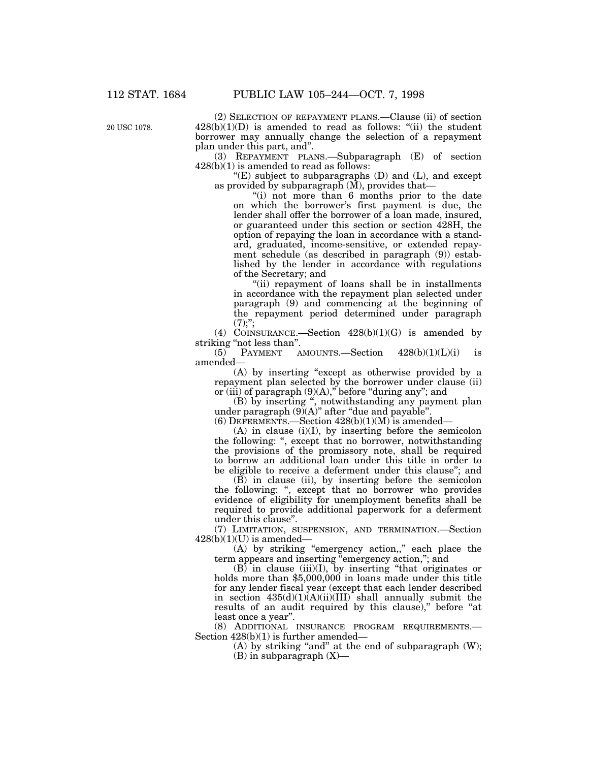20 USC 1078.

(2) SELECTION OF REPAYMENT PLANS.—Clause (ii) of section 428(b)(1)(D) is amended to read as follows: "(ii) the student borrower may annually change the selection of a repayment plan under this part, and".

(3) REPAYMENT PLANS.—Subparagraph (E) of section 428(b)(1) is amended to read as follows:

"(E) subject to subparagraphs (D) and (L), and except as provided by subparagraph (M), provides that—

"(i) not more than 6 months prior to the date on which the borrower's first payment is due, the lender shall offer the borrower of a loan made, insured, or guaranteed under this section or section 428H, the option of repaying the loan in accordance with a standard, graduated, income-sensitive, or extended repayment schedule (as described in paragraph (9)) established by the lender in accordance with regulations of the Secretary; and

"(ii) repayment of loans shall be in installments in accordance with the repayment plan selected under paragraph (9) and commencing at the beginning of the repayment period determined under paragraph (7);";

(4) COINSURANCE.—Section 428(b)(1)(G) is amended by striking "not less than".

(5) PAYMENT AMOUNTS.—Section 428(b)(1)(L)(i) is amended—

(A) by inserting "except as otherwise provided by a repayment plan selected by the borrower under clause (ii) or (iii) of paragraph (9)(A)," before "during any"; and

(B) by inserting ", notwithstanding any payment plan under paragraph (9)(A)" after "due and payable".

(6) DEFERMENTS.—Section 428(b)(1)(M) is amended—

(A) in clause (i)(I), by inserting before the semicolon the following: ", except that no borrower, notwithstanding the provisions of the promissory note, shall be required to borrow an additional loan under this title in order to be eligible to receive a deferment under this clause"; and

(B) in clause (ii), by inserting before the semicolon the following: ", except that no borrower who provides evidence of eligibility for unemployment benefits shall be required to provide additional paperwork for a deferment under this clause".

(7) LIMITATION, SUSPENSION, AND TERMINATION.—Section 428(b)(1)(U) is amended—

(A) by striking "emergency action,," each place the term appears and inserting "emergency action,"; and

(B) in clause (iii)(I), by inserting "that originates or holds more than $5,000,000 in loans made under this title for any lender fiscal year (except that each lender described in section 435(d)(1)(A)(ii)(III) shall annually submit the results of an audit required by this clause)," before "at least once a year".

(8) ADDITIONAL INSURANCE PROGRAM REQUIREMENTS.—Section 428(b)(1) is further amended—

(A) by striking "and" at the end of subparagraph (W);

(B) in subparagraph (X)—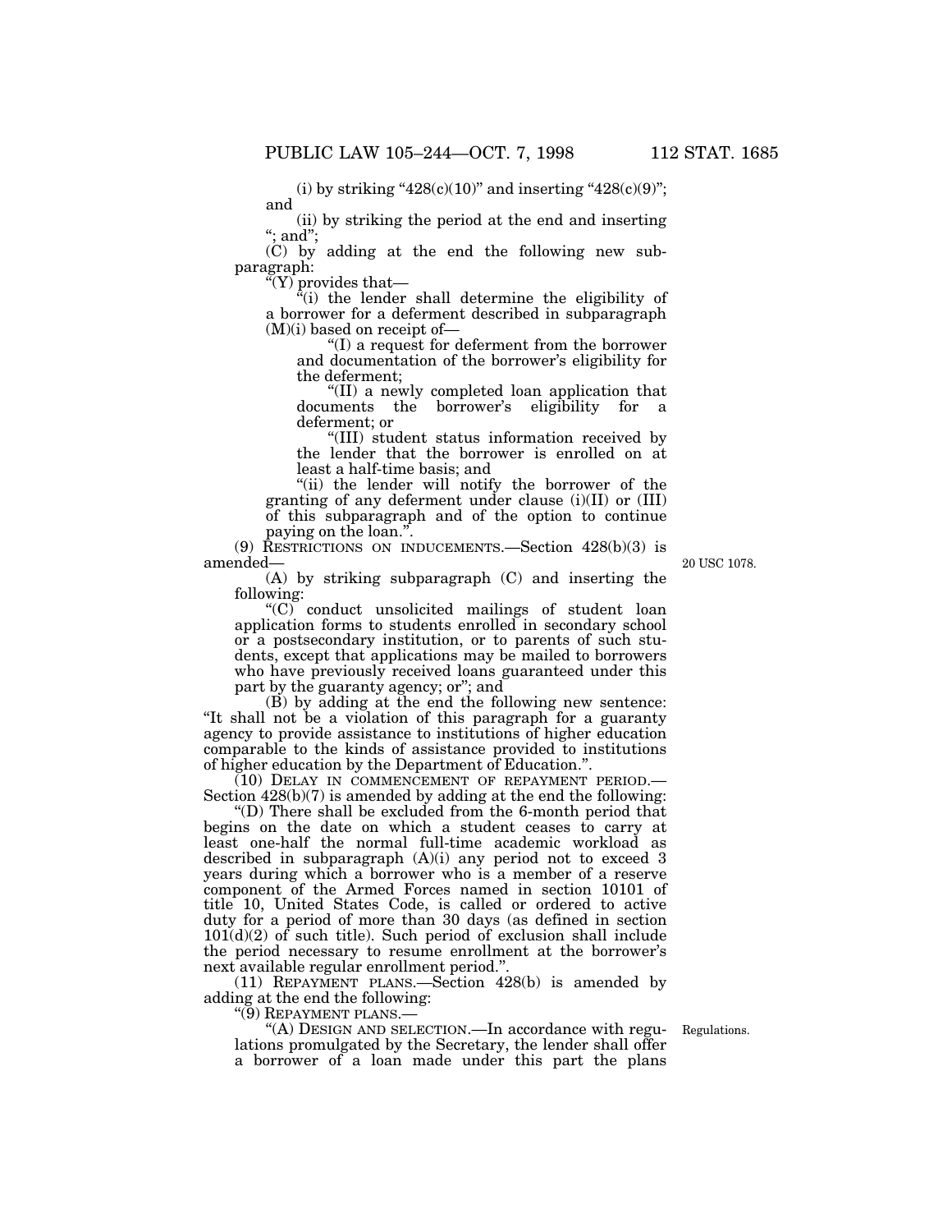(i) by striking "428(c)(10)" and inserting "428(c)(9)"; and

(ii) by striking the period at the end and inserting "; and";

(C) by adding at the end the following new subparagraph:

"(Y) provides that—

"(i) the lender shall determine the eligibility of a borrower for a deferment described in subparagraph (M)(i) based on receipt of—

"(I) a request for deferment from the borrower and documentation of the borrower's eligibility for the deferment;

"(II) a newly completed loan application that documents the borrower's eligibility for a deferment; or

"(III) student status information received by the lender that the borrower is enrolled on at least a half-time basis; and

"(ii) the lender will notify the borrower of the granting of any deferment under clause (i)(II) or (III) of this subparagraph and of the option to continue paying on the loan.".

(9) RESTRICTIONS ON INDUCEMENTS.—Section 428(b)(3) is amended—

20 USC 1078.

(A) by striking subparagraph (C) and inserting the following:

"(C) conduct unsolicited mailings of student loan application forms to students enrolled in secondary school or a postsecondary institution, or to parents of such students, except that applications may be mailed to borrowers who have previously received loans guaranteed under this part by the guaranty agency; or"; and

(B) by adding at the end the following new sentence: "It shall not be a violation of this paragraph for a guaranty agency to provide assistance to institutions of higher education comparable to the kinds of assistance provided to institutions of higher education by the Department of Education.".

(10) DELAY IN COMMENCEMENT OF REPAYMENT PERIOD.—Section 428(b)(7) is amended by adding at the end the following:

"(D) There shall be excluded from the 6-month period that begins on the date on which a student ceases to carry at least one-half the normal full-time academic workload as described in subparagraph (A)(i) any period not to exceed 3 years during which a borrower who is a member of a reserve component of the Armed Forces named in section 10101 of title 10, United States Code, is called or ordered to active duty for a period of more than 30 days (as defined in section 101(d)(2) of such title). Such period of exclusion shall include the period necessary to resume enrollment at the borrower's next available regular enrollment period.".

(11) REPAYMENT PLANS.—Section 428(b) is amended by adding at the end the following:

"(9) REPAYMENT PLANS.—

Regulations.

"(A) DESIGN AND SELECTION.—In accordance with regulations promulgated by the Secretary, the lender shall offer a borrower of a loan made under this part the plans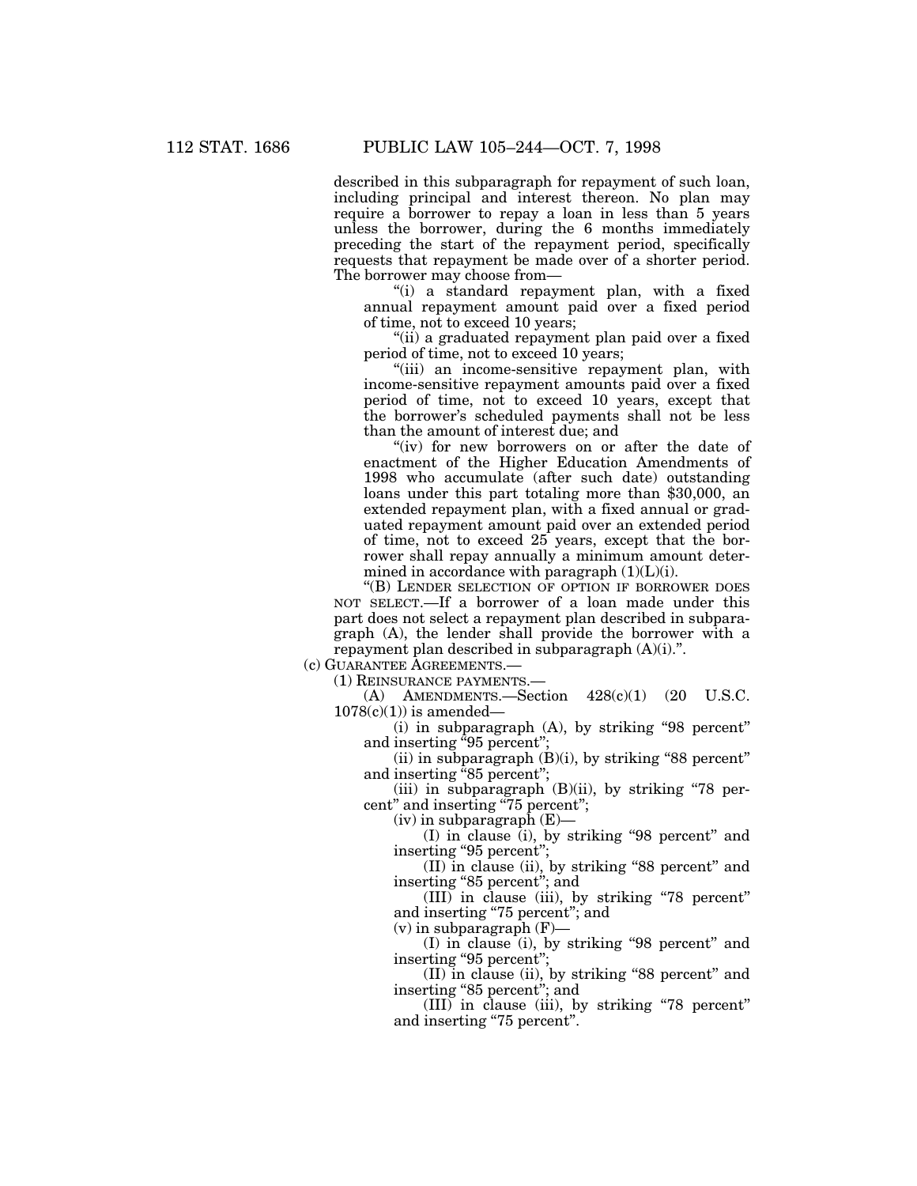described in this subparagraph for repayment of such loan, including principal and interest thereon. No plan may require a borrower to repay a loan in less than 5 years unless the borrower, during the 6 months immediately preceding the start of the repayment period, specifically requests that repayment be made over of a shorter period. The borrower may choose from—

"(i) a standard repayment plan, with a fixed annual repayment amount paid over a fixed period of time, not to exceed 10 years;

"(ii) a graduated repayment plan paid over a fixed period of time, not to exceed 10 years;

"(iii) an income-sensitive repayment plan, with income-sensitive repayment amounts paid over a fixed period of time, not to exceed 10 years, except that the borrower's scheduled payments shall not be less than the amount of interest due; and

"(iv) for new borrowers on or after the date of enactment of the Higher Education Amendments of 1998 who accumulate (after such date) outstanding loans under this part totaling more than $30,000, an extended repayment plan, with a fixed annual or graduated repayment amount paid over an extended period of time, not to exceed 25 years, except that the borrower shall repay annually a minimum amount determined in accordance with paragraph (1)(L)(i).

"(B) LENDER SELECTION OF OPTION IF BORROWER DOES NOT SELECT.—If a borrower of a loan made under this part does not select a repayment plan described in subparagraph (A), the lender shall provide the borrower with a repayment plan described in subparagraph (A)(i).".

(c) GUARANTEE AGREEMENTS.—

(1) REINSURANCE PAYMENTS.—

(A) AMENDMENTS.—Section 428(c)(1) (20 U.S.C. 1078(c)(1)) is amended—

(i) in subparagraph (A), by striking "98 percent" and inserting "95 percent";

(ii) in subparagraph (B)(i), by striking "88 percent" and inserting "85 percent";

(iii) in subparagraph (B)(ii), by striking "78 percent" and inserting "75 percent";

(iv) in subparagraph (E)—

(I) in clause (i), by striking "98 percent" and inserting "95 percent";

(II) in clause (ii), by striking "88 percent" and inserting "85 percent"; and

(III) in clause (iii), by striking "78 percent" and inserting "75 percent"; and

(v) in subparagraph (F)—

(I) in clause (i), by striking "98 percent" and inserting "95 percent";

(II) in clause (ii), by striking "88 percent" and inserting "85 percent"; and

(III) in clause (iii), by striking "78 percent" and inserting "75 percent".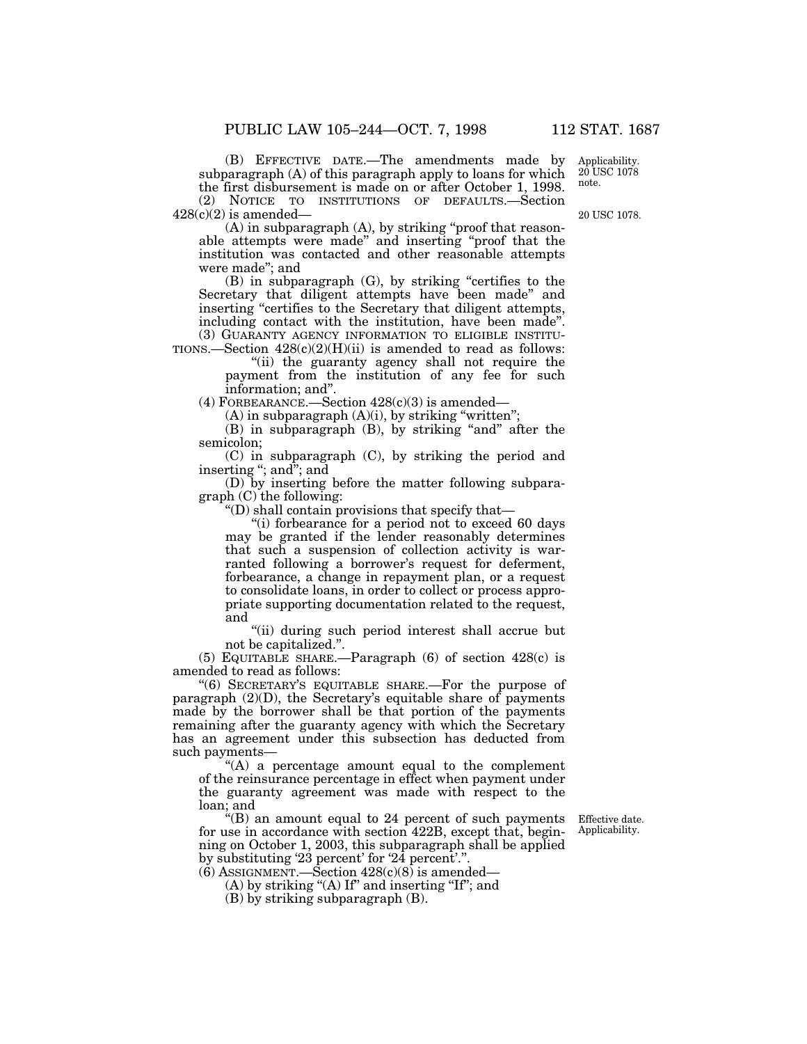(B) EFFECTIVE DATE.—The amendments made by subparagraph (A) of this paragraph apply to loans for which the first disbursement is made on or after October 1, 1998.

Applicability. 20 USC 1078 note.

(2) NOTICE TO INSTITUTIONS OF DEFAULTS.—Section 428(c)(2) is amended—

20 USC 1078.

(A) in subparagraph (A), by striking "proof that reasonable attempts were made" and inserting "proof that the institution was contacted and other reasonable attempts were made"; and

(B) in subparagraph (G), by striking "certifies to the Secretary that diligent attempts have been made" and inserting "certifies to the Secretary that diligent attempts, including contact with the institution, have been made".

(3) GUARANTY AGENCY INFORMATION TO ELIGIBLE INSTITUTIONS.—Section 428(c)(2)(H)(ii) is amended to read as follows:

"(ii) the guaranty agency shall not require the payment from the institution of any fee for such information; and".

(4) FORBEARANCE.—Section 428(c)(3) is amended—

(A) in subparagraph (A)(i), by striking "written";

(B) in subparagraph (B), by striking "and" after the semicolon;

(C) in subparagraph (C), by striking the period and inserting "; and"; and

(D) by inserting before the matter following subparagraph (C) the following:

"(D) shall contain provisions that specify that—

"(i) forbearance for a period not to exceed 60 days may be granted if the lender reasonably determines that such a suspension of collection activity is warranted following a borrower's request for deferment, forbearance, a change in repayment plan, or a request to consolidate loans, in order to collect or process appropriate supporting documentation related to the request, and

"(ii) during such period interest shall accrue but not be capitalized.".

(5) EQUITABLE SHARE.—Paragraph (6) of section 428(c) is amended to read as follows:

"(6) SECRETARY'S EQUITABLE SHARE.—For the purpose of paragraph (2)(D), the Secretary's equitable share of payments made by the borrower shall be that portion of the payments remaining after the guaranty agency with which the Secretary has an agreement under this subsection has deducted from such payments—

"(A) a percentage amount equal to the complement of the reinsurance percentage in effect when payment under the guaranty agreement was made with respect to the loan; and

"(B) an amount equal to 24 percent of such payments for use in accordance with section 422B, except that, beginning on October 1, 2003, this subparagraph shall be applied by substituting '23 percent' for '24 percent'.".

Effective date. Applicability.

(6) ASSIGNMENT.—Section 428(c)(8) is amended—

(A) by striking "(A) If" and inserting "If"; and

(B) by striking subparagraph (B).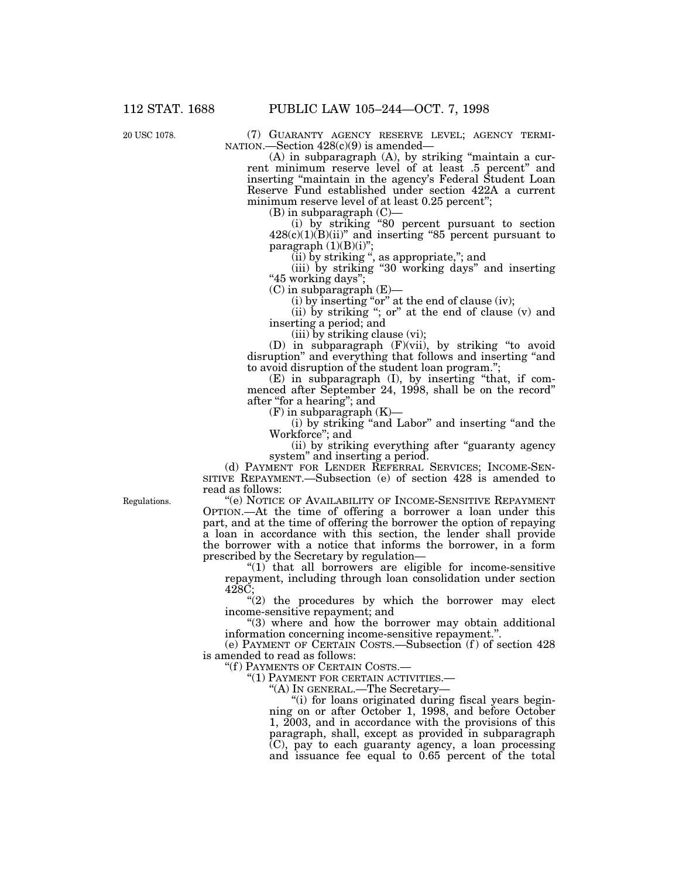20 USC 1078.

(7) GUARANTY AGENCY RESERVE LEVEL; AGENCY TERMINATION.—Section 428(c)(9) is amended—

(A) in subparagraph (A), by striking "maintain a current minimum reserve level of at least .5 percent" and inserting "maintain in the agency's Federal Student Loan Reserve Fund established under section 422A a current minimum reserve level of at least 0.25 percent";

(B) in subparagraph (C)—

(i) by striking "80 percent pursuant to section 428(c)(1)(B)(ii)" and inserting "85 percent pursuant to paragraph (1)(B)(i)";

(ii) by striking ", as appropriate,"; and

(iii) by striking "30 working days" and inserting "45 working days";

(C) in subparagraph (E)—

(i) by inserting "or" at the end of clause (iv);

(ii) by striking "; or" at the end of clause (v) and inserting a period; and

(iii) by striking clause (vi);

(D) in subparagraph (F)(vii), by striking "to avoid disruption" and everything that follows and inserting "and to avoid disruption of the student loan program.";

(E) in subparagraph (I), by inserting "that, if commenced after September 24, 1998, shall be on the record" after "for a hearing"; and

(F) in subparagraph (K)—

(i) by striking "and Labor" and inserting "and the Workforce"; and

(ii) by striking everything after "guaranty agency system" and inserting a period.

(d) PAYMENT FOR LENDER REFERRAL SERVICES; INCOME-SENSITIVE REPAYMENT.—Subsection (e) of section 428 is amended to read as follows:

Regulations.

"(e) NOTICE OF AVAILABILITY OF INCOME-SENSITIVE REPAYMENT OPTION.—At the time of offering a borrower a loan under this part, and at the time of offering the borrower the option of repaying a loan in accordance with this section, the lender shall provide the borrower with a notice that informs the borrower, in a form prescribed by the Secretary by regulation—

"(1) that all borrowers are eligible for income-sensitive repayment, including through loan consolidation under section 428C;

"(2) the procedures by which the borrower may elect income-sensitive repayment; and

"(3) where and how the borrower may obtain additional information concerning income-sensitive repayment.".

(e) PAYMENT OF CERTAIN COSTS.—Subsection (f) of section 428 is amended to read as follows:

"(f) PAYMENTS OF CERTAIN COSTS.—

"(1) PAYMENT FOR CERTAIN ACTIVITIES.—

"(A) IN GENERAL.—The Secretary—

"(i) for loans originated during fiscal years beginning on or after October 1, 1998, and before October 1, 2003, and in accordance with the provisions of this paragraph, shall, except as provided in subparagraph (C), pay to each guaranty agency, a loan processing and issuance fee equal to 0.65 percent of the total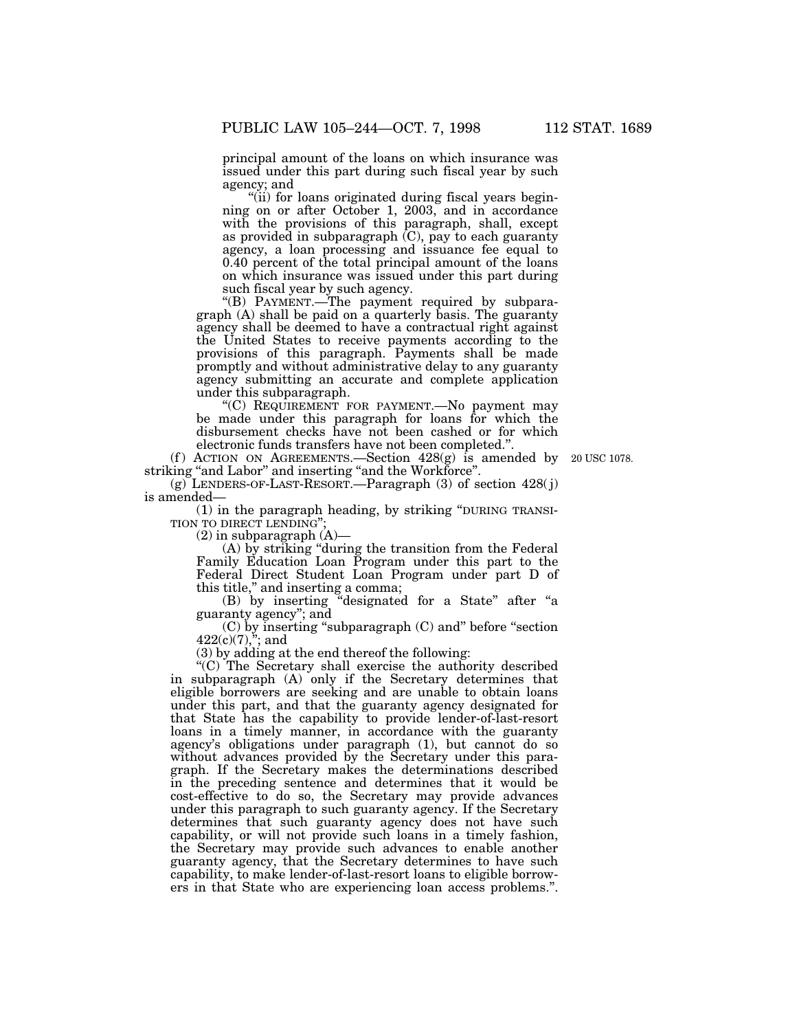principal amount of the loans on which insurance was issued under this part during such fiscal year by such agency; and

"(ii) for loans originated during fiscal years beginning on or after October 1, 2003, and in accordance with the provisions of this paragraph, shall, except as provided in subparagraph (C), pay to each guaranty agency, a loan processing and issuance fee equal to 0.40 percent of the total principal amount of the loans on which insurance was issued under this part during such fiscal year by such agency.

"(B) PAYMENT.—The payment required by subparagraph (A) shall be paid on a quarterly basis. The guaranty agency shall be deemed to have a contractual right against the United States to receive payments according to the provisions of this paragraph. Payments shall be made promptly and without administrative delay to any guaranty agency submitting an accurate and complete application under this subparagraph.

"(C) REQUIREMENT FOR PAYMENT.—No payment may be made under this paragraph for loans for which the disbursement checks have not been cashed or for which electronic funds transfers have not been completed.".

(f) ACTION ON AGREEMENTS.—Section 428(g) is amended by striking "and Labor" and inserting "and the Workforce".

20 USC 1078.

(g) LENDERS-OF-LAST-RESORT.—Paragraph (3) of section 428(j) is amended—

(1) in the paragraph heading, by striking "DURING TRANSITION TO DIRECT LENDING";

(2) in subparagraph (A)—

(A) by striking "during the transition from the Federal Family Education Loan Program under this part to the Federal Direct Student Loan Program under part D of this title," and inserting a comma;

(B) by inserting "designated for a State" after "a guaranty agency"; and

(C) by inserting "subparagraph (C) and" before "section 422(c)(7),"; and

(3) by adding at the end thereof the following:

"(C) The Secretary shall exercise the authority described in subparagraph (A) only if the Secretary determines that eligible borrowers are seeking and are unable to obtain loans under this part, and that the guaranty agency designated for that State has the capability to provide lender-of-last-resort loans in a timely manner, in accordance with the guaranty agency's obligations under paragraph (1), but cannot do so without advances provided by the Secretary under this paragraph. If the Secretary makes the determinations described in the preceding sentence and determines that it would be cost-effective to do so, the Secretary may provide advances under this paragraph to such guaranty agency. If the Secretary determines that such guaranty agency does not have such capability, or will not provide such loans in a timely fashion, the Secretary may provide such advances to enable another guaranty agency, that the Secretary determines to have such capability, to make lender-of-last-resort loans to eligible borrowers in that State who are experiencing loan access problems.".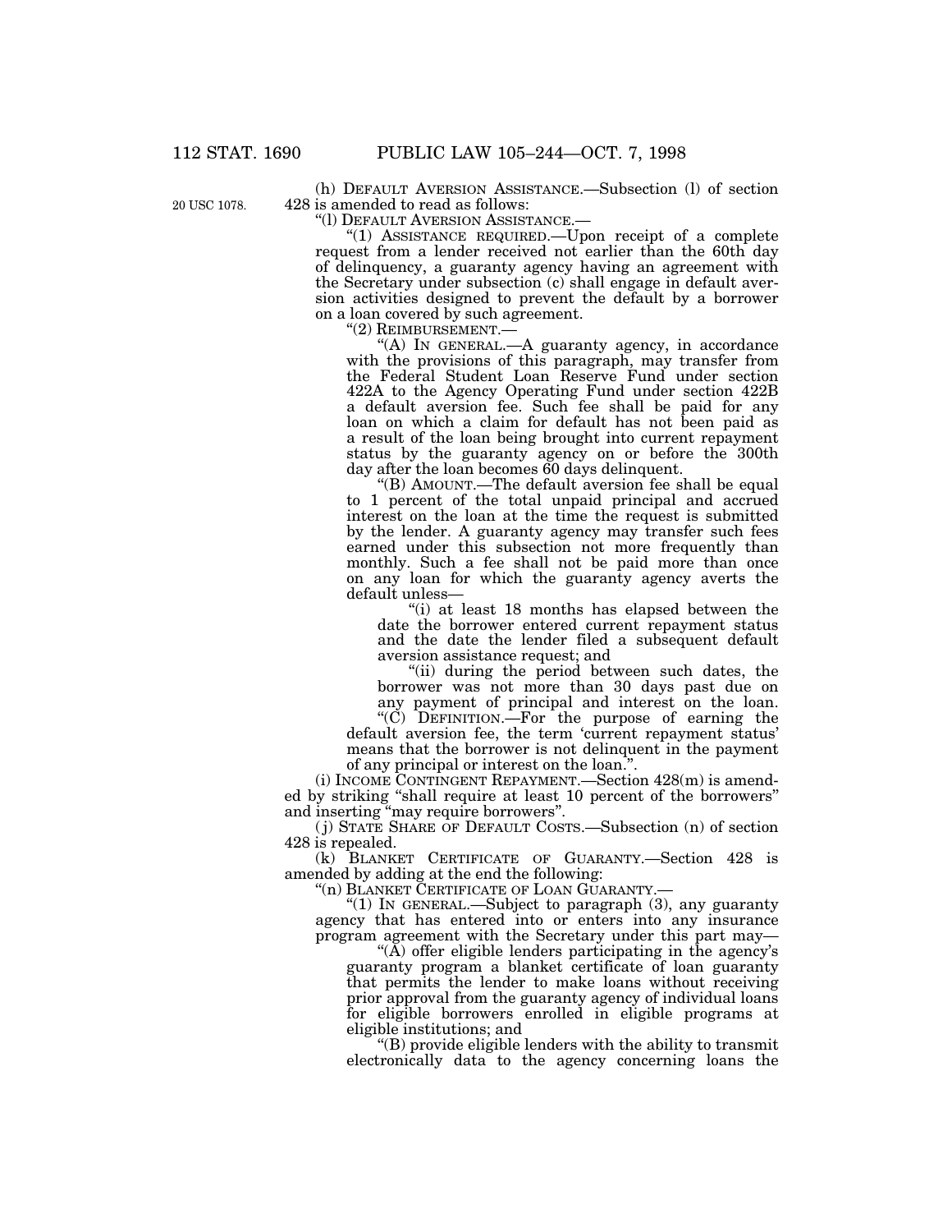(h) DEFAULT AVERSION ASSISTANCE.—Subsection (l) of section 428 is amended to read as follows:

20 USC 1078.

"(l) DEFAULT AVERSION ASSISTANCE.—

"(1) ASSISTANCE REQUIRED.—Upon receipt of a complete request from a lender received not earlier than the 60th day of delinquency, a guaranty agency having an agreement with the Secretary under subsection (c) shall engage in default aversion activities designed to prevent the default by a borrower on a loan covered by such agreement.

"(2) REIMBURSEMENT.—

"(A) IN GENERAL.—A guaranty agency, in accordance with the provisions of this paragraph, may transfer from the Federal Student Loan Reserve Fund under section 422A to the Agency Operating Fund under section 422B a default aversion fee. Such fee shall be paid for any loan on which a claim for default has not been paid as a result of the loan being brought into current repayment status by the guaranty agency on or before the 300th day after the loan becomes 60 days delinquent.

"(B) AMOUNT.—The default aversion fee shall be equal to 1 percent of the total unpaid principal and accrued interest on the loan at the time the request is submitted by the lender. A guaranty agency may transfer such fees earned under this subsection not more frequently than monthly. Such a fee shall not be paid more than once on any loan for which the guaranty agency averts the default unless—

"(i) at least 18 months has elapsed between the date the borrower entered current repayment status and the date the lender filed a subsequent default aversion assistance request; and

"(ii) during the period between such dates, the borrower was not more than 30 days past due on any payment of principal and interest on the loan.

"(C) DEFINITION.—For the purpose of earning the default aversion fee, the term 'current repayment status' means that the borrower is not delinquent in the payment of any principal or interest on the loan.".

(i) INCOME CONTINGENT REPAYMENT.—Section 428(m) is amended by striking "shall require at least 10 percent of the borrowers" and inserting "may require borrowers".

(j) STATE SHARE OF DEFAULT COSTS.—Subsection (n) of section 428 is repealed.

(k) BLANKET CERTIFICATE OF GUARANTY.—Section 428 is amended by adding at the end the following:

"(n) BLANKET CERTIFICATE OF LOAN GUARANTY.—

"(1) IN GENERAL.—Subject to paragraph (3), any guaranty agency that has entered into or enters into any insurance program agreement with the Secretary under this part may—

"(A) offer eligible lenders participating in the agency's guaranty program a blanket certificate of loan guaranty that permits the lender to make loans without receiving prior approval from the guaranty agency of individual loans for eligible borrowers enrolled in eligible programs at eligible institutions; and

"(B) provide eligible lenders with the ability to transmit electronically data to the agency concerning loans the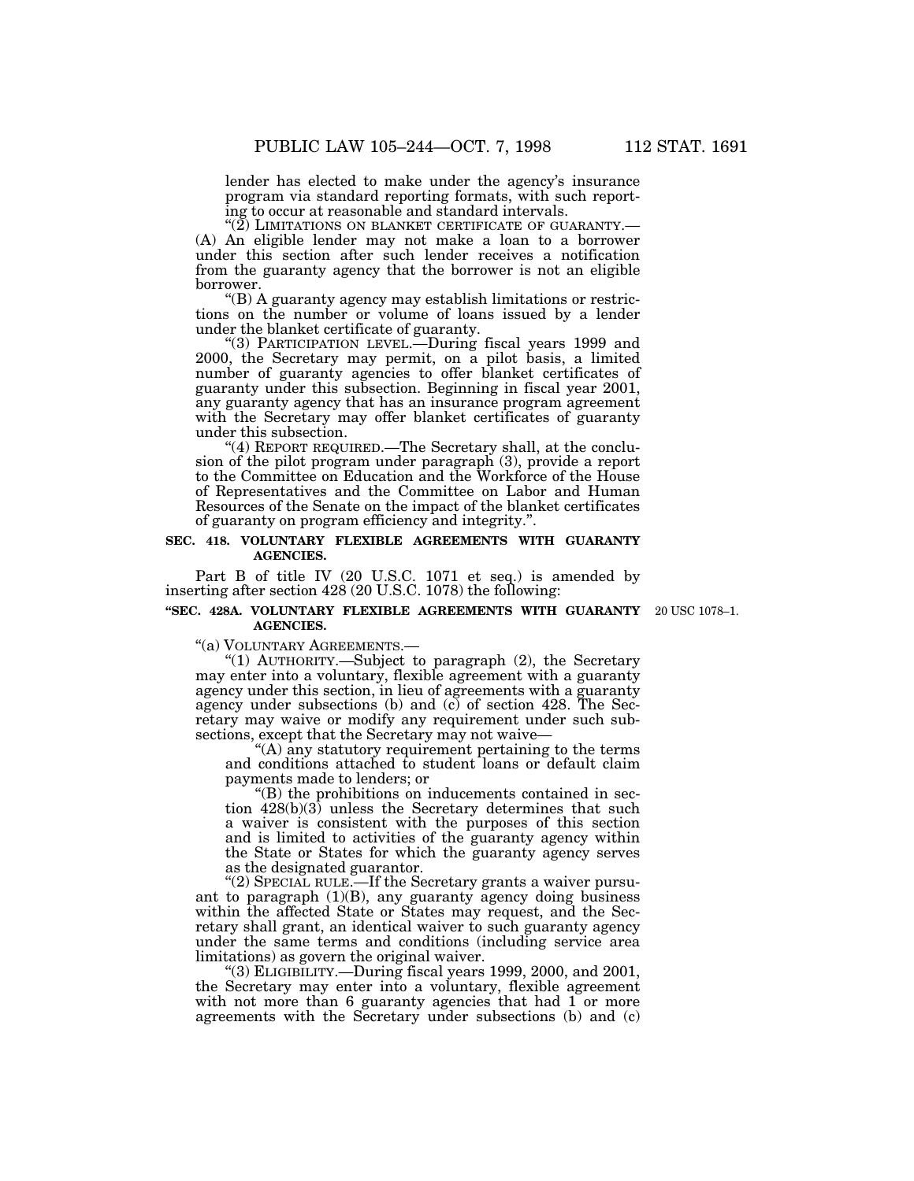lender has elected to make under the agency's insurance program via standard reporting formats, with such reporting to occur at reasonable and standard intervals.

"(2) LIMITATIONS ON BLANKET CERTIFICATE OF GUARANTY.—(A) An eligible lender may not make a loan to a borrower under this section after such lender receives a notification from the guaranty agency that the borrower is not an eligible borrower.

"(B) A guaranty agency may establish limitations or restrictions on the number or volume of loans issued by a lender under the blanket certificate of guaranty.

"(3) PARTICIPATION LEVEL.—During fiscal years 1999 and 2000, the Secretary may permit, on a pilot basis, a limited number of guaranty agencies to offer blanket certificates of guaranty under this subsection. Beginning in fiscal year 2001, any guaranty agency that has an insurance program agreement with the Secretary may offer blanket certificates of guaranty under this subsection.

"(4) REPORT REQUIRED.—The Secretary shall, at the conclusion of the pilot program under paragraph (3), provide a report to the Committee on Education and the Workforce of the House of Representatives and the Committee on Labor and Human Resources of the Senate on the impact of the blanket certificates of guaranty on program efficiency and integrity.".

**SEC. 418. VOLUNTARY FLEXIBLE AGREEMENTS WITH GUARANTY AGENCIES.**

Part B of title IV (20 U.S.C. 1071 et seq.) is amended by inserting after section 428 (20 U.S.C. 1078) the following:

**"SEC. 428A. VOLUNTARY FLEXIBLE AGREEMENTS WITH GUARANTY AGENCIES.**

20 USC 1078–1.

"(a) VOLUNTARY AGREEMENTS.—

"(1) AUTHORITY.—Subject to paragraph (2), the Secretary may enter into a voluntary, flexible agreement with a guaranty agency under this section, in lieu of agreements with a guaranty agency under subsections (b) and (c) of section 428. The Secretary may waive or modify any requirement under such subsections, except that the Secretary may not waive—

"(A) any statutory requirement pertaining to the terms and conditions attached to student loans or default claim payments made to lenders; or

"(B) the prohibitions on inducements contained in section 428(b)(3) unless the Secretary determines that such a waiver is consistent with the purposes of this section and is limited to activities of the guaranty agency within the State or States for which the guaranty agency serves as the designated guarantor.

"(2) SPECIAL RULE.—If the Secretary grants a waiver pursuant to paragraph (1)(B), any guaranty agency doing business within the affected State or States may request, and the Secretary shall grant, an identical waiver to such guaranty agency under the same terms and conditions (including service area limitations) as govern the original waiver.

"(3) ELIGIBILITY.—During fiscal years 1999, 2000, and 2001, the Secretary may enter into a voluntary, flexible agreement with not more than 6 guaranty agencies that had 1 or more agreements with the Secretary under subsections (b) and (c)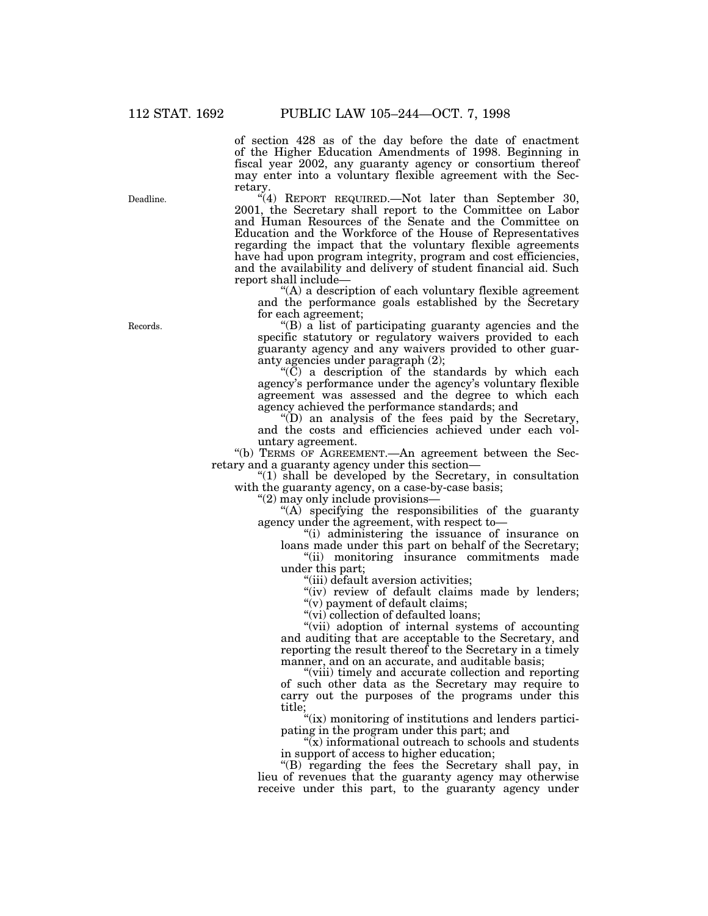of section 428 as of the day before the date of enactment of the Higher Education Amendments of 1998. Beginning in fiscal year 2002, any guaranty agency or consortium thereof may enter into a voluntary flexible agreement with the Secretary.

Deadline.

"(4) REPORT REQUIRED.—Not later than September 30, 2001, the Secretary shall report to the Committee on Labor and Human Resources of the Senate and the Committee on Education and the Workforce of the House of Representatives regarding the impact that the voluntary flexible agreements have had upon program integrity, program and cost efficiencies, and the availability and delivery of student financial aid. Such report shall include—

"(A) a description of each voluntary flexible agreement and the performance goals established by the Secretary for each agreement;

Records.

"(B) a list of participating guaranty agencies and the specific statutory or regulatory waivers provided to each guaranty agency and any waivers provided to other guaranty agencies under paragraph (2);

"(C) a description of the standards by which each agency's performance under the agency's voluntary flexible agreement was assessed and the degree to which each agency achieved the performance standards; and

"(D) an analysis of the fees paid by the Secretary, and the costs and efficiencies achieved under each voluntary agreement.

"(b) TERMS OF AGREEMENT.—An agreement between the Secretary and a guaranty agency under this section—

"(1) shall be developed by the Secretary, in consultation with the guaranty agency, on a case-by-case basis;

"(2) may only include provisions—

"(A) specifying the responsibilities of the guaranty agency under the agreement, with respect to—

"(i) administering the issuance of insurance on loans made under this part on behalf of the Secretary;

"(ii) monitoring insurance commitments made under this part;

"(iii) default aversion activities;

"(iv) review of default claims made by lenders;

"(v) payment of default claims;

"(vi) collection of defaulted loans;

"(vii) adoption of internal systems of accounting and auditing that are acceptable to the Secretary, and reporting the result thereof to the Secretary in a timely manner, and on an accurate, and auditable basis;

"(viii) timely and accurate collection and reporting of such other data as the Secretary may require to carry out the purposes of the programs under this title;

"(ix) monitoring of institutions and lenders participating in the program under this part; and

"(x) informational outreach to schools and students in support of access to higher education;

"(B) regarding the fees the Secretary shall pay, in lieu of revenues that the guaranty agency may otherwise receive under this part, to the guaranty agency under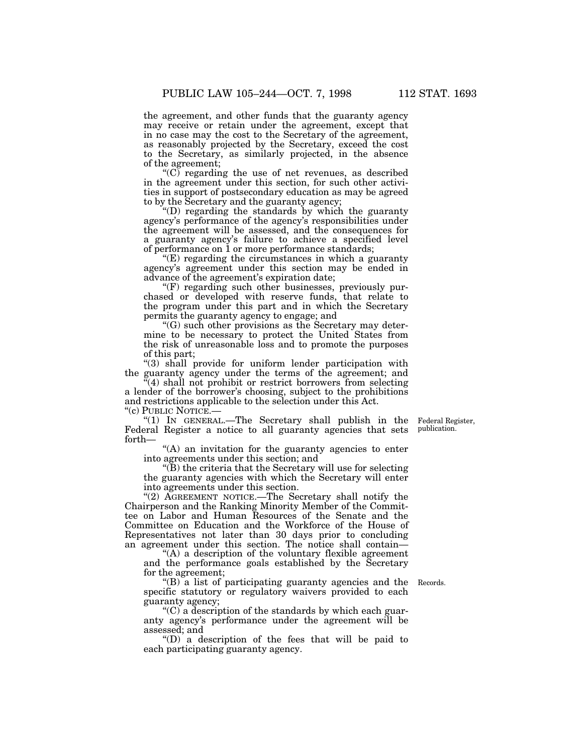the agreement, and other funds that the guaranty agency may receive or retain under the agreement, except that in no case may the cost to the Secretary of the agreement, as reasonably projected by the Secretary, exceed the cost to the Secretary, as similarly projected, in the absence of the agreement;

"(C) regarding the use of net revenues, as described in the agreement under this section, for such other activities in support of postsecondary education as may be agreed to by the Secretary and the guaranty agency;

"(D) regarding the standards by which the guaranty agency's performance of the agency's responsibilities under the agreement will be assessed, and the consequences for a guaranty agency's failure to achieve a specified level of performance on 1 or more performance standards;

"(E) regarding the circumstances in which a guaranty agency's agreement under this section may be ended in advance of the agreement's expiration date;

"(F) regarding such other businesses, previously purchased or developed with reserve funds, that relate to the program under this part and in which the Secretary permits the guaranty agency to engage; and

"(G) such other provisions as the Secretary may determine to be necessary to protect the United States from the risk of unreasonable loss and to promote the purposes of this part;

"(3) shall provide for uniform lender participation with the guaranty agency under the terms of the agreement; and

"(4) shall not prohibit or restrict borrowers from selecting a lender of the borrower's choosing, subject to the prohibitions and restrictions applicable to the selection under this Act.

"(c) PUBLIC NOTICE.—

"(1) IN GENERAL.—The Secretary shall publish in the Federal Register a notice to all guaranty agencies that sets forth—

Federal Register, publication.

"(A) an invitation for the guaranty agencies to enter into agreements under this section; and

"(B) the criteria that the Secretary will use for selecting the guaranty agencies with which the Secretary will enter into agreements under this section.

"(2) AGREEMENT NOTICE.—The Secretary shall notify the Chairperson and the Ranking Minority Member of the Committee on Labor and Human Resources of the Senate and the Committee on Education and the Workforce of the House of Representatives not later than 30 days prior to concluding an agreement under this section. The notice shall contain—

"(A) a description of the voluntary flexible agreement and the performance goals established by the Secretary for the agreement;

"(B) a list of participating guaranty agencies and the specific statutory or regulatory waivers provided to each guaranty agency;

Records.

"(C) a description of the standards by which each guaranty agency's performance under the agreement will be assessed; and

"(D) a description of the fees that will be paid to each participating guaranty agency.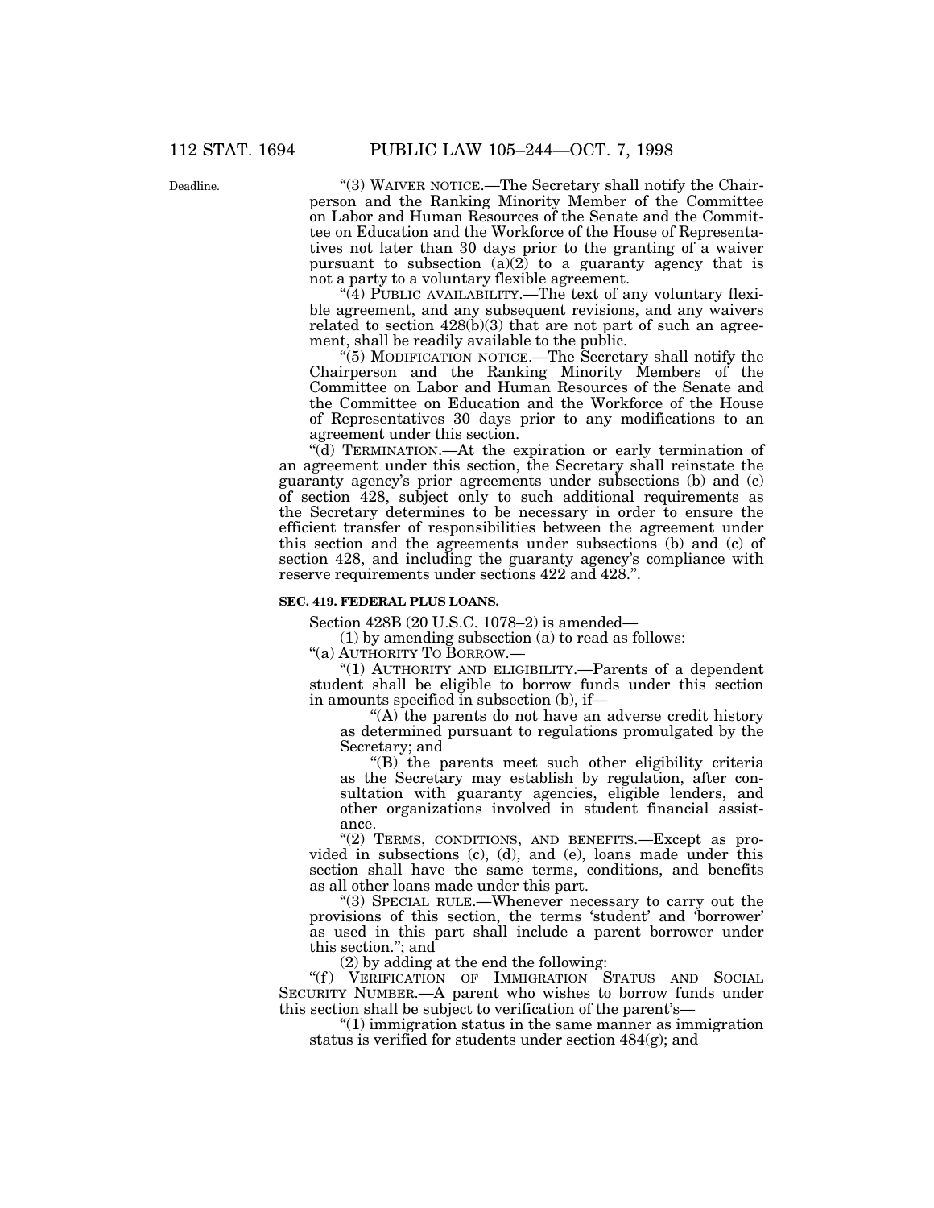Deadline.

"(3) WAIVER NOTICE.—The Secretary shall notify the Chairperson and the Ranking Minority Member of the Committee on Labor and Human Resources of the Senate and the Committee on Education and the Workforce of the House of Representatives not later than 30 days prior to the granting of a waiver pursuant to subsection (a)(2) to a guaranty agency that is not a party to a voluntary flexible agreement.

"(4) PUBLIC AVAILABILITY.—The text of any voluntary flexible agreement, and any subsequent revisions, and any waivers related to section 428(b)(3) that are not part of such an agreement, shall be readily available to the public.

"(5) MODIFICATION NOTICE.—The Secretary shall notify the Chairperson and the Ranking Minority Members of the Committee on Labor and Human Resources of the Senate and the Committee on Education and the Workforce of the House of Representatives 30 days prior to any modifications to an agreement under this section.

"(d) TERMINATION.—At the expiration or early termination of an agreement under this section, the Secretary shall reinstate the guaranty agency's prior agreements under subsections (b) and (c) of section 428, subject only to such additional requirements as the Secretary determines to be necessary in order to ensure the efficient transfer of responsibilities between the agreement under this section and the agreements under subsections (b) and (c) of section 428, and including the guaranty agency's compliance with reserve requirements under sections 422 and 428.".

**SEC. 419. FEDERAL PLUS LOANS.**

Section 428B (20 U.S.C. 1078–2) is amended—

(1) by amending subsection (a) to read as follows:

"(a) AUTHORITY TO BORROW.—

"(1) AUTHORITY AND ELIGIBILITY.—Parents of a dependent student shall be eligible to borrow funds under this section in amounts specified in subsection (b), if—

"(A) the parents do not have an adverse credit history as determined pursuant to regulations promulgated by the Secretary; and

"(B) the parents meet such other eligibility criteria as the Secretary may establish by regulation, after consultation with guaranty agencies, eligible lenders, and other organizations involved in student financial assistance.

"(2) TERMS, CONDITIONS, AND BENEFITS.—Except as provided in subsections (c), (d), and (e), loans made under this section shall have the same terms, conditions, and benefits as all other loans made under this part.

"(3) SPECIAL RULE.—Whenever necessary to carry out the provisions of this section, the terms 'student' and 'borrower' as used in this part shall include a parent borrower under this section."; and

(2) by adding at the end the following:

"(f) VERIFICATION OF IMMIGRATION STATUS AND SOCIAL SECURITY NUMBER.—A parent who wishes to borrow funds under this section shall be subject to verification of the parent's—

"(1) immigration status in the same manner as immigration status is verified for students under section 484(g); and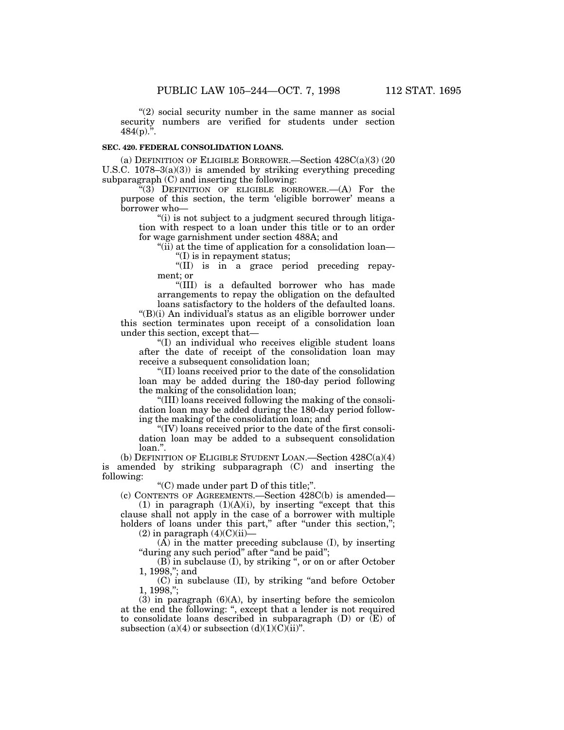"(2) social security number in the same manner as social security numbers are verified for students under section 484(p).".

**SEC. 420. FEDERAL CONSOLIDATION LOANS.**

(a) DEFINITION OF ELIGIBLE BORROWER.—Section 428C(a)(3) (20 U.S.C. 1078–3(a)(3)) is amended by striking everything preceding subparagraph (C) and inserting the following:

"(3) DEFINITION OF ELIGIBLE BORROWER.—(A) For the purpose of this section, the term 'eligible borrower' means a borrower who—

"(i) is not subject to a judgment secured through litigation with respect to a loan under this title or to an order for wage garnishment under section 488A; and

"(ii) at the time of application for a consolidation loan—

"(I) is in repayment status;

"(II) is in a grace period preceding repayment; or

"(III) is a defaulted borrower who has made arrangements to repay the obligation on the defaulted loans satisfactory to the holders of the defaulted loans.

"(B)(i) An individual's status as an eligible borrower under this section terminates upon receipt of a consolidation loan under this section, except that—

"(I) an individual who receives eligible student loans after the date of receipt of the consolidation loan may receive a subsequent consolidation loan;

"(II) loans received prior to the date of the consolidation loan may be added during the 180-day period following the making of the consolidation loan;

"(III) loans received following the making of the consolidation loan may be added during the 180-day period following the making of the consolidation loan; and

"(IV) loans received prior to the date of the first consolidation loan may be added to a subsequent consolidation loan.".

(b) DEFINITION OF ELIGIBLE STUDENT LOAN.—Section 428C(a)(4) is amended by striking subparagraph (C) and inserting the following:

"(C) made under part D of this title;".

(c) CONTENTS OF AGREEMENTS.—Section 428C(b) is amended—

(1) in paragraph (1)(A)(i), by inserting "except that this clause shall not apply in the case of a borrower with multiple holders of loans under this part," after "under this section,";

(2) in paragraph (4)(C)(ii)—

(A) in the matter preceding subclause (I), by inserting "during any such period" after "and be paid";

(B) in subclause (I), by striking ", or on or after October 1, 1998,"; and

(C) in subclause (II), by striking "and before October 1, 1998,";

(3) in paragraph (6)(A), by inserting before the semicolon at the end the following: ", except that a lender is not required to consolidate loans described in subparagraph (D) or (E) of subsection (a)(4) or subsection (d)(1)(C)(ii)".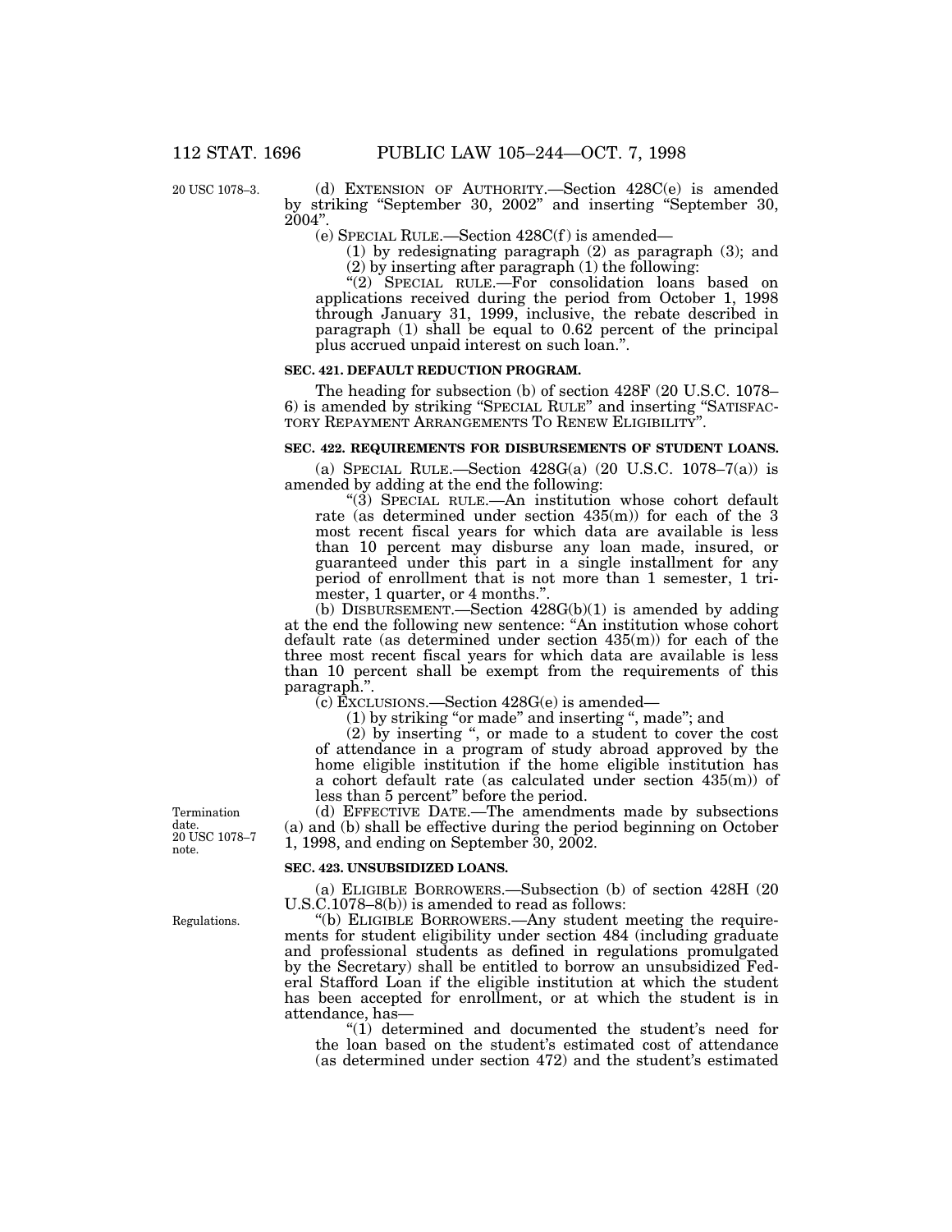(d) EXTENSION OF AUTHORITY.—Section 428C(e) is amended by striking "September 30, 2002" and inserting "September 30, 2004".

(e) SPECIAL RULE.—Section 428C(f) is amended—

(1) by redesignating paragraph (2) as paragraph (3); and

(2) by inserting after paragraph (1) the following:

"(2) SPECIAL RULE.—For consolidation loans based on applications received during the period from October 1, 1998 through January 31, 1999, inclusive, the rebate described in paragraph (1) shall be equal to 0.62 percent of the principal plus accrued unpaid interest on such loan.".

**SEC. 421. DEFAULT REDUCTION PROGRAM.**

The heading for subsection (b) of section 428F (20 U.S.C. 1078–6) is amended by striking "SPECIAL RULE" and inserting "SATISFACTORY REPAYMENT ARRANGEMENTS TO RENEW ELIGIBILITY".

**SEC. 422. REQUIREMENTS FOR DISBURSEMENTS OF STUDENT LOANS.**

(a) SPECIAL RULE.—Section 428G(a) (20 U.S.C. 1078–7(a)) is amended by adding at the end the following:

"(3) SPECIAL RULE.—An institution whose cohort default rate (as determined under section 435(m)) for each of the 3 most recent fiscal years for which data are available is less than 10 percent may disburse any loan made, insured, or guaranteed under this part in a single installment for any period of enrollment that is not more than 1 semester, 1 trimester, 1 quarter, or 4 months.".

(b) DISBURSEMENT.—Section 428G(b)(1) is amended by adding at the end the following new sentence: "An institution whose cohort default rate (as determined under section 435(m)) for each of the three most recent fiscal years for which data are available is less than 10 percent shall be exempt from the requirements of this paragraph.".

(c) EXCLUSIONS.—Section 428G(e) is amended—

(1) by striking "or made" and inserting ", made"; and

(2) by inserting ", or made to a student to cover the cost of attendance in a program of study abroad approved by the home eligible institution if the home eligible institution has a cohort default rate (as calculated under section 435(m)) of less than 5 percent" before the period.

(d) EFFECTIVE DATE.—The amendments made by subsections (a) and (b) shall be effective during the period beginning on October 1, 1998, and ending on September 30, 2002.

**SEC. 423. UNSUBSIDIZED LOANS.**

(a) ELIGIBLE BORROWERS.—Subsection (b) of section 428H (20 U.S.C.1078–8(b)) is amended to read as follows:

"(b) ELIGIBLE BORROWERS.—Any student meeting the requirements for student eligibility under section 484 (including graduate and professional students as defined in regulations promulgated by the Secretary) shall be entitled to borrow an unsubsidized Federal Stafford Loan if the eligible institution at which the student has been accepted for enrollment, or at which the student is in attendance, has—

"(1) determined and documented the student's need for the loan based on the student's estimated cost of attendance (as determined under section 472) and the student's estimated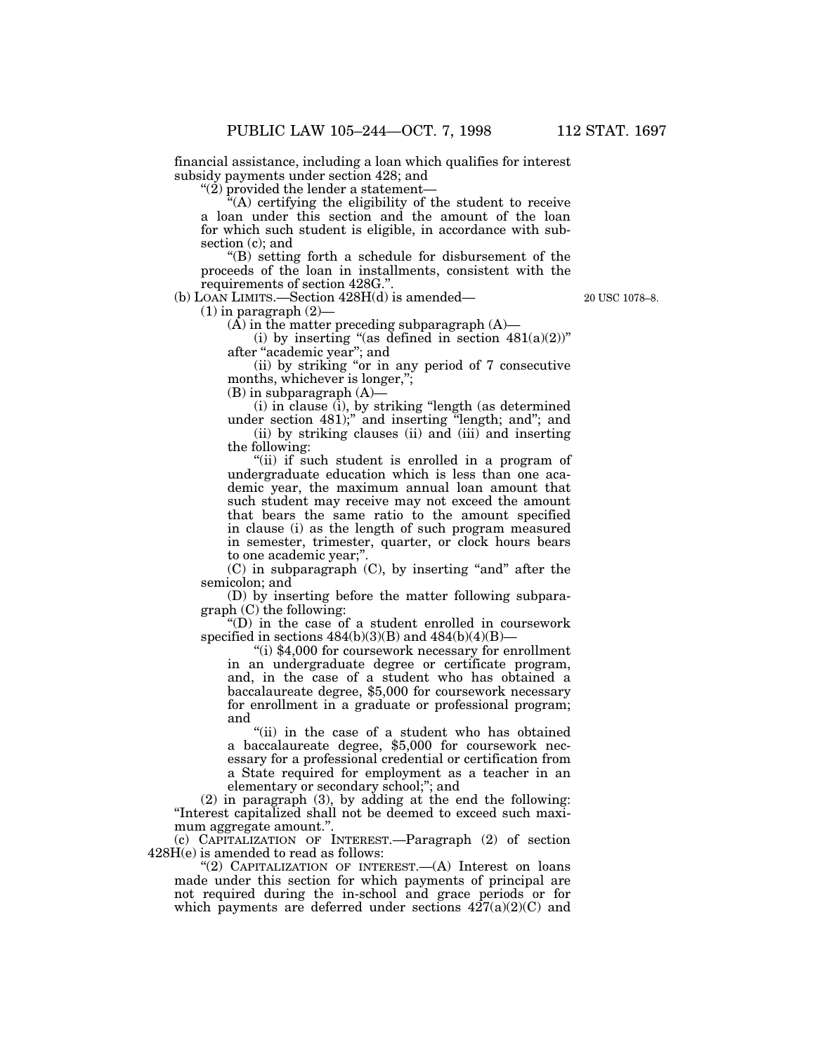financial assistance, including a loan which qualifies for interest subsidy payments under section 428; and

"(2) provided the lender a statement—

"(A) certifying the eligibility of the student to receive a loan under this section and the amount of the loan for which such student is eligible, in accordance with subsection (c); and

"(B) setting forth a schedule for disbursement of the proceeds of the loan in installments, consistent with the requirements of section 428G.".

(b) LOAN LIMITS.—Section 428H(d) is amended—

20 USC 1078–8.

(1) in paragraph (2)—

(A) in the matter preceding subparagraph (A)—

(i) by inserting "(as defined in section 481(a)(2))" after "academic year"; and

(ii) by striking "or in any period of 7 consecutive months, whichever is longer,";

(B) in subparagraph (A)—

(i) in clause (i), by striking "length (as determined under section 481);" and inserting "length; and"; and

(ii) by striking clauses (ii) and (iii) and inserting the following:

"(ii) if such student is enrolled in a program of undergraduate education which is less than one academic year, the maximum annual loan amount that such student may receive may not exceed the amount that bears the same ratio to the amount specified in clause (i) as the length of such program measured in semester, trimester, quarter, or clock hours bears to one academic year;".

(C) in subparagraph (C), by inserting "and" after the semicolon; and

(D) by inserting before the matter following subparagraph (C) the following:

"(D) in the case of a student enrolled in coursework specified in sections 484(b)(3)(B) and 484(b)(4)(B)—

"(i) $4,000 for coursework necessary for enrollment in an undergraduate degree or certificate program, and, in the case of a student who has obtained a baccalaureate degree, $5,000 for coursework necessary for enrollment in a graduate or professional program; and

"(ii) in the case of a student who has obtained a baccalaureate degree, $5,000 for coursework necessary for a professional credential or certification from a State required for employment as a teacher in an elementary or secondary school;"; and

(2) in paragraph (3), by adding at the end the following: "Interest capitalized shall not be deemed to exceed such maximum aggregate amount.".

(c) CAPITALIZATION OF INTEREST.—Paragraph (2) of section 428H(e) is amended to read as follows:

"(2) CAPITALIZATION OF INTEREST.—(A) Interest on loans made under this section for which payments of principal are not required during the in-school and grace periods or for which payments are deferred under sections 427(a)(2)(C) and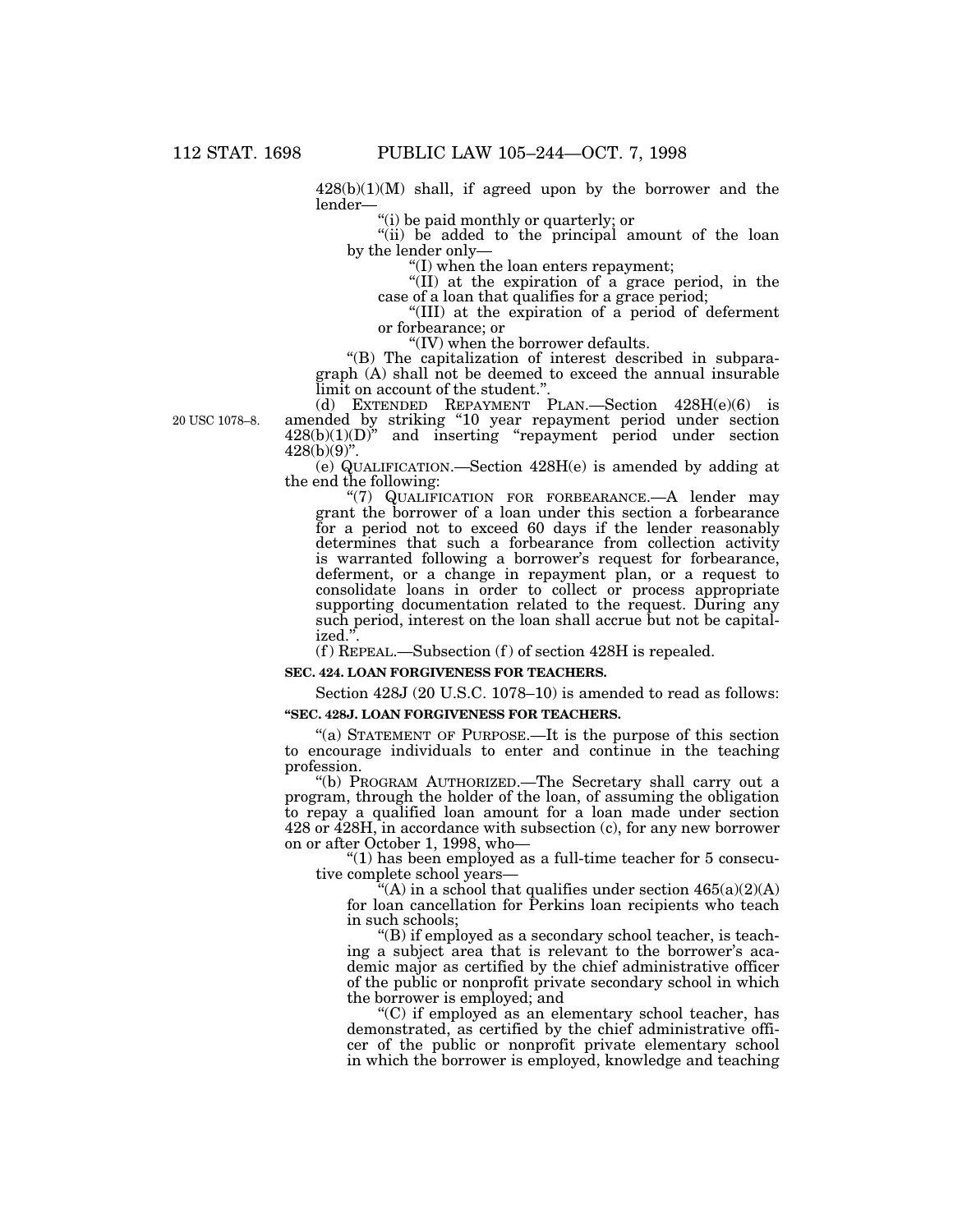428(b)(1)(M) shall, if agreed upon by the borrower and the lender—

"(i) be paid monthly or quarterly; or

"(ii) be added to the principal amount of the loan by the lender only—

"(I) when the loan enters repayment;

"(II) at the expiration of a grace period, in the case of a loan that qualifies for a grace period;

"(III) at the expiration of a period of deferment or forbearance; or

"(IV) when the borrower defaults.

"(B) The capitalization of interest described in subparagraph (A) shall not be deemed to exceed the annual insurable limit on account of the student.".

20 USC 1078–8.

(d) EXTENDED REPAYMENT PLAN.—Section 428H(e)(6) is amended by striking "10 year repayment period under section 428(b)(1)(D)" and inserting "repayment period under section 428(b)(9)".

(e) QUALIFICATION.—Section 428H(e) is amended by adding at the end the following:

"(7) QUALIFICATION FOR FORBEARANCE.—A lender may grant the borrower of a loan under this section a forbearance for a period not to exceed 60 days if the lender reasonably determines that such a forbearance from collection activity is warranted following a borrower's request for forbearance, deferment, or a change in repayment plan, or a request to consolidate loans in order to collect or process appropriate supporting documentation related to the request. During any such period, interest on the loan shall accrue but not be capitalized.".

(f) REPEAL.—Subsection (f) of section 428H is repealed.

**SEC. 424. LOAN FORGIVENESS FOR TEACHERS.**

Section 428J (20 U.S.C. 1078–10) is amended to read as follows:

**"SEC. 428J. LOAN FORGIVENESS FOR TEACHERS.**

"(a) STATEMENT OF PURPOSE.—It is the purpose of this section to encourage individuals to enter and continue in the teaching profession.

"(b) PROGRAM AUTHORIZED.—The Secretary shall carry out a program, through the holder of the loan, of assuming the obligation to repay a qualified loan amount for a loan made under section 428 or 428H, in accordance with subsection (c), for any new borrower on or after October 1, 1998, who—

"(1) has been employed as a full-time teacher for 5 consecutive complete school years—

"(A) in a school that qualifies under section 465(a)(2)(A) for loan cancellation for Perkins loan recipients who teach in such schools;

"(B) if employed as a secondary school teacher, is teaching a subject area that is relevant to the borrower's academic major as certified by the chief administrative officer of the public or nonprofit private secondary school in which the borrower is employed; and

"(C) if employed as an elementary school teacher, has demonstrated, as certified by the chief administrative officer of the public or nonprofit private elementary school in which the borrower is employed, knowledge and teaching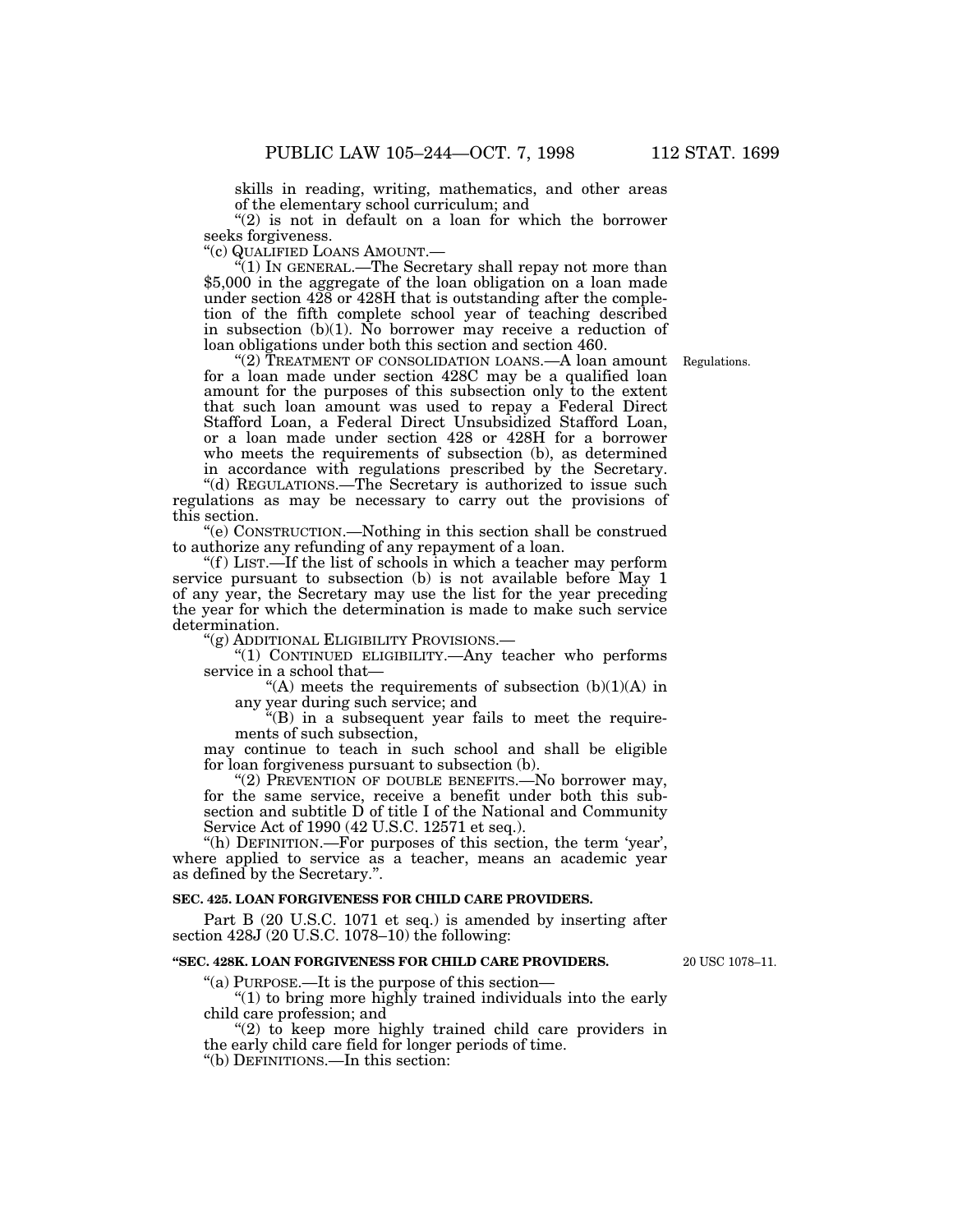skills in reading, writing, mathematics, and other areas of the elementary school curriculum; and

"(2) is not in default on a loan for which the borrower seeks forgiveness.

"(c) QUALIFIED LOANS AMOUNT.—

"(1) IN GENERAL.—The Secretary shall repay not more than $5,000 in the aggregate of the loan obligation on a loan made under section 428 or 428H that is outstanding after the completion of the fifth complete school year of teaching described in subsection (b)(1). No borrower may receive a reduction of loan obligations under both this section and section 460.

"(2) TREATMENT OF CONSOLIDATION LOANS.—A loan amount for a loan made under section 428C may be a qualified loan amount for the purposes of this subsection only to the extent that such loan amount was used to repay a Federal Direct Stafford Loan, a Federal Direct Unsubsidized Stafford Loan, or a loan made under section 428 or 428H for a borrower who meets the requirements of subsection (b), as determined in accordance with regulations prescribed by the Secretary.

Regulations.

"(d) REGULATIONS.—The Secretary is authorized to issue such regulations as may be necessary to carry out the provisions of this section.

"(e) CONSTRUCTION.—Nothing in this section shall be construed to authorize any refunding of any repayment of a loan.

"(f) LIST.—If the list of schools in which a teacher may perform service pursuant to subsection (b) is not available before May 1 of any year, the Secretary may use the list for the year preceding the year for which the determination is made to make such service determination.

"(g) ADDITIONAL ELIGIBILITY PROVISIONS.—

"(1) CONTINUED ELIGIBILITY.—Any teacher who performs service in a school that—

"(A) meets the requirements of subsection (b)(1)(A) in any year during such service; and

"(B) in a subsequent year fails to meet the requirements of such subsection,

may continue to teach in such school and shall be eligible for loan forgiveness pursuant to subsection (b).

"(2) PREVENTION OF DOUBLE BENEFITS.—No borrower may, for the same service, receive a benefit under both this subsection and subtitle D of title I of the National and Community Service Act of 1990 (42 U.S.C. 12571 et seq.).

"(h) DEFINITION.—For purposes of this section, the term 'year', where applied to service as a teacher, means an academic year as defined by the Secretary.".

**SEC. 425. LOAN FORGIVENESS FOR CHILD CARE PROVIDERS.**

Part B (20 U.S.C. 1071 et seq.) is amended by inserting after section 428J (20 U.S.C. 1078–10) the following:

**"SEC. 428K. LOAN FORGIVENESS FOR CHILD CARE PROVIDERS.**

20 USC 1078–11.

"(a) PURPOSE.—It is the purpose of this section—

"(1) to bring more highly trained individuals into the early child care profession; and

"(2) to keep more highly trained child care providers in the early child care field for longer periods of time.

"(b) DEFINITIONS.—In this section: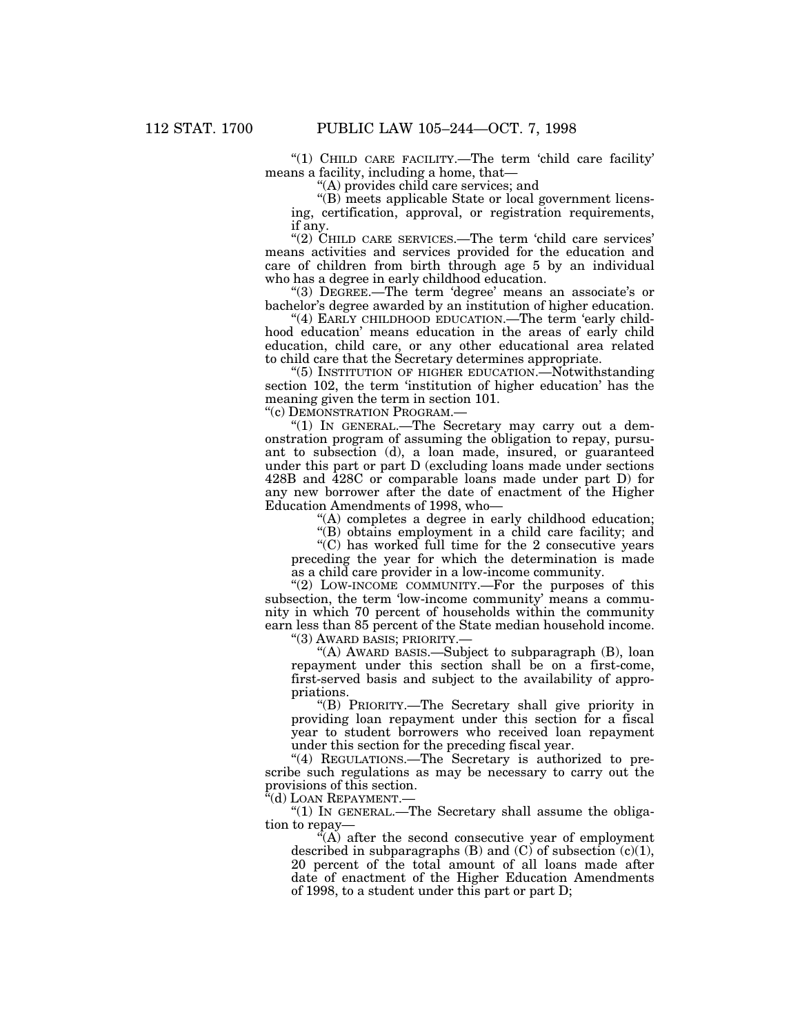"(1) CHILD CARE FACILITY.—The term 'child care facility' means a facility, including a home, that—

"(A) provides child care services; and

"(B) meets applicable State or local government licensing, certification, approval, or registration requirements, if any.

"(2) CHILD CARE SERVICES.—The term 'child care services' means activities and services provided for the education and care of children from birth through age 5 by an individual who has a degree in early childhood education.

"(3) DEGREE.—The term 'degree' means an associate's or bachelor's degree awarded by an institution of higher education.

"(4) EARLY CHILDHOOD EDUCATION.—The term 'early childhood education' means education in the areas of early child education, child care, or any other educational area related to child care that the Secretary determines appropriate.

"(5) INSTITUTION OF HIGHER EDUCATION.—Notwithstanding section 102, the term 'institution of higher education' has the meaning given the term in section 101.

"(c) DEMONSTRATION PROGRAM.—

"(1) IN GENERAL.—The Secretary may carry out a demonstration program of assuming the obligation to repay, pursuant to subsection (d), a loan made, insured, or guaranteed under this part or part D (excluding loans made under sections 428B and 428C or comparable loans made under part D) for any new borrower after the date of enactment of the Higher Education Amendments of 1998, who—

"(A) completes a degree in early childhood education;

"(B) obtains employment in a child care facility; and

"(C) has worked full time for the 2 consecutive years preceding the year for which the determination is made as a child care provider in a low-income community.

"(2) LOW-INCOME COMMUNITY.—For the purposes of this subsection, the term 'low-income community' means a community in which 70 percent of households within the community earn less than 85 percent of the State median household income.

"(3) AWARD BASIS; PRIORITY.—

"(A) AWARD BASIS.—Subject to subparagraph (B), loan repayment under this section shall be on a first-come, first-served basis and subject to the availability of appropriations.

"(B) PRIORITY.—The Secretary shall give priority in providing loan repayment under this section for a fiscal year to student borrowers who received loan repayment under this section for the preceding fiscal year.

"(4) REGULATIONS.—The Secretary is authorized to prescribe such regulations as may be necessary to carry out the provisions of this section.

"(d) LOAN REPAYMENT.—

"(1) IN GENERAL.—The Secretary shall assume the obligation to repay—

"(A) after the second consecutive year of employment described in subparagraphs (B) and (C) of subsection (c)(1), 20 percent of the total amount of all loans made after date of enactment of the Higher Education Amendments of 1998, to a student under this part or part D;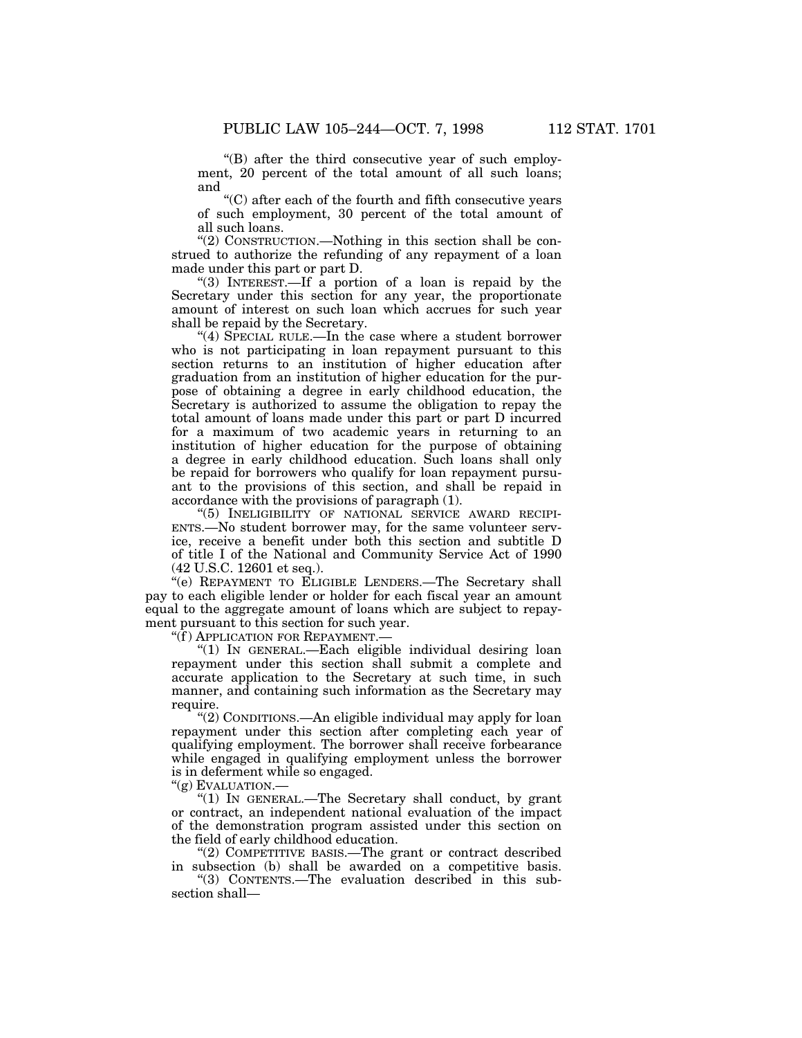"(B) after the third consecutive year of such employment, 20 percent of the total amount of all such loans; and

"(C) after each of the fourth and fifth consecutive years of such employment, 30 percent of the total amount of all such loans.

"(2) CONSTRUCTION.—Nothing in this section shall be construed to authorize the refunding of any repayment of a loan made under this part or part D.

"(3) INTEREST.—If a portion of a loan is repaid by the Secretary under this section for any year, the proportionate amount of interest on such loan which accrues for such year shall be repaid by the Secretary.

"(4) SPECIAL RULE.—In the case where a student borrower who is not participating in loan repayment pursuant to this section returns to an institution of higher education after graduation from an institution of higher education for the purpose of obtaining a degree in early childhood education, the Secretary is authorized to assume the obligation to repay the total amount of loans made under this part or part D incurred for a maximum of two academic years in returning to an institution of higher education for the purpose of obtaining a degree in early childhood education. Such loans shall only be repaid for borrowers who qualify for loan repayment pursuant to the provisions of this section, and shall be repaid in accordance with the provisions of paragraph (1).

"(5) INELIGIBILITY OF NATIONAL SERVICE AWARD RECIPIENTS.—No student borrower may, for the same volunteer service, receive a benefit under both this section and subtitle D of title I of the National and Community Service Act of 1990 (42 U.S.C. 12601 et seq.).

"(e) REPAYMENT TO ELIGIBLE LENDERS.—The Secretary shall pay to each eligible lender or holder for each fiscal year an amount equal to the aggregate amount of loans which are subject to repayment pursuant to this section for such year.

"(f) APPLICATION FOR REPAYMENT.—

"(1) IN GENERAL.—Each eligible individual desiring loan repayment under this section shall submit a complete and accurate application to the Secretary at such time, in such manner, and containing such information as the Secretary may require.

"(2) CONDITIONS.—An eligible individual may apply for loan repayment under this section after completing each year of qualifying employment. The borrower shall receive forbearance while engaged in qualifying employment unless the borrower is in deferment while so engaged.

"(g) EVALUATION.—

"(1) IN GENERAL.—The Secretary shall conduct, by grant or contract, an independent national evaluation of the impact of the demonstration program assisted under this section on the field of early childhood education.

"(2) COMPETITIVE BASIS.—The grant or contract described in subsection (b) shall be awarded on a competitive basis.

"(3) CONTENTS.—The evaluation described in this subsection shall—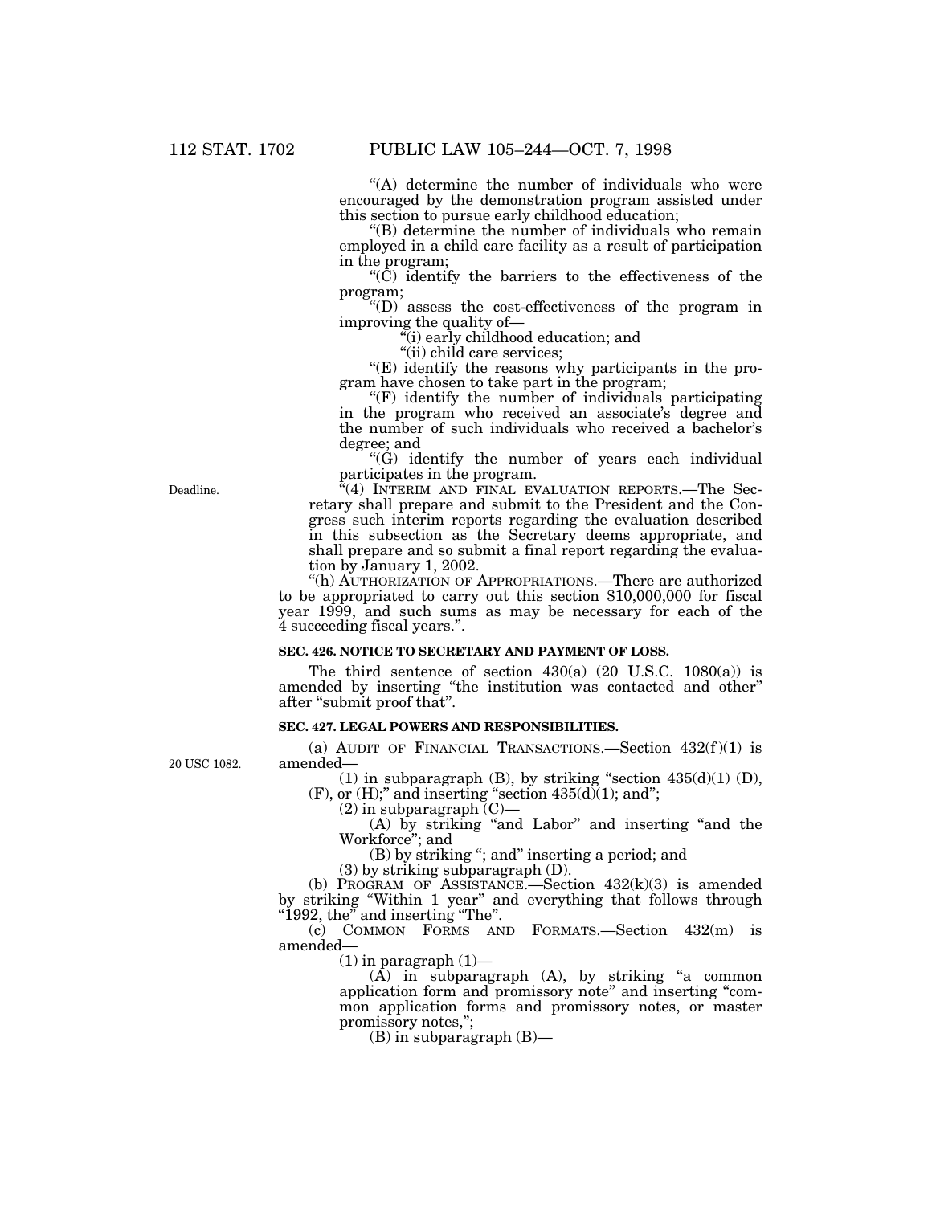"(A) determine the number of individuals who were encouraged by the demonstration program assisted under this section to pursue early childhood education;

"(B) determine the number of individuals who remain employed in a child care facility as a result of participation in the program;

"(C) identify the barriers to the effectiveness of the program;

"(D) assess the cost-effectiveness of the program in improving the quality of—

"(i) early childhood education; and

"(ii) child care services;

"(E) identify the reasons why participants in the program have chosen to take part in the program;

"(F) identify the number of individuals participating in the program who received an associate's degree and the number of such individuals who received a bachelor's degree; and

"(G) identify the number of years each individual participates in the program.

Deadline.

"(4) INTERIM AND FINAL EVALUATION REPORTS.—The Secretary shall prepare and submit to the President and the Congress such interim reports regarding the evaluation described in this subsection as the Secretary deems appropriate, and shall prepare and so submit a final report regarding the evaluation by January 1, 2002.

"(h) AUTHORIZATION OF APPROPRIATIONS.—There are authorized to be appropriated to carry out this section $10,000,000 for fiscal year 1999, and such sums as may be necessary for each of the 4 succeeding fiscal years.".

**SEC. 426. NOTICE TO SECRETARY AND PAYMENT OF LOSS.**

The third sentence of section 430(a) (20 U.S.C. 1080(a)) is amended by inserting "the institution was contacted and other" after "submit proof that".

**SEC. 427. LEGAL POWERS AND RESPONSIBILITIES.**

20 USC 1082.

(a) AUDIT OF FINANCIAL TRANSACTIONS.—Section 432(f)(1) is amended—

(1) in subparagraph (B), by striking "section 435(d)(1) (D), (F), or (H);" and inserting "section 435(d)(1); and";

(2) in subparagraph (C)—

(A) by striking "and Labor" and inserting "and the Workforce"; and

(B) by striking "; and" inserting a period; and

(3) by striking subparagraph (D).

(b) PROGRAM OF ASSISTANCE.—Section 432(k)(3) is amended by striking "Within 1 year" and everything that follows through "1992, the" and inserting "The".

(c) COMMON FORMS AND FORMATS.—Section 432(m) is amended—

(1) in paragraph (1)—

(A) in subparagraph (A), by striking "a common application form and promissory note" and inserting "common application forms and promissory notes, or master promissory notes,";

(B) in subparagraph (B)—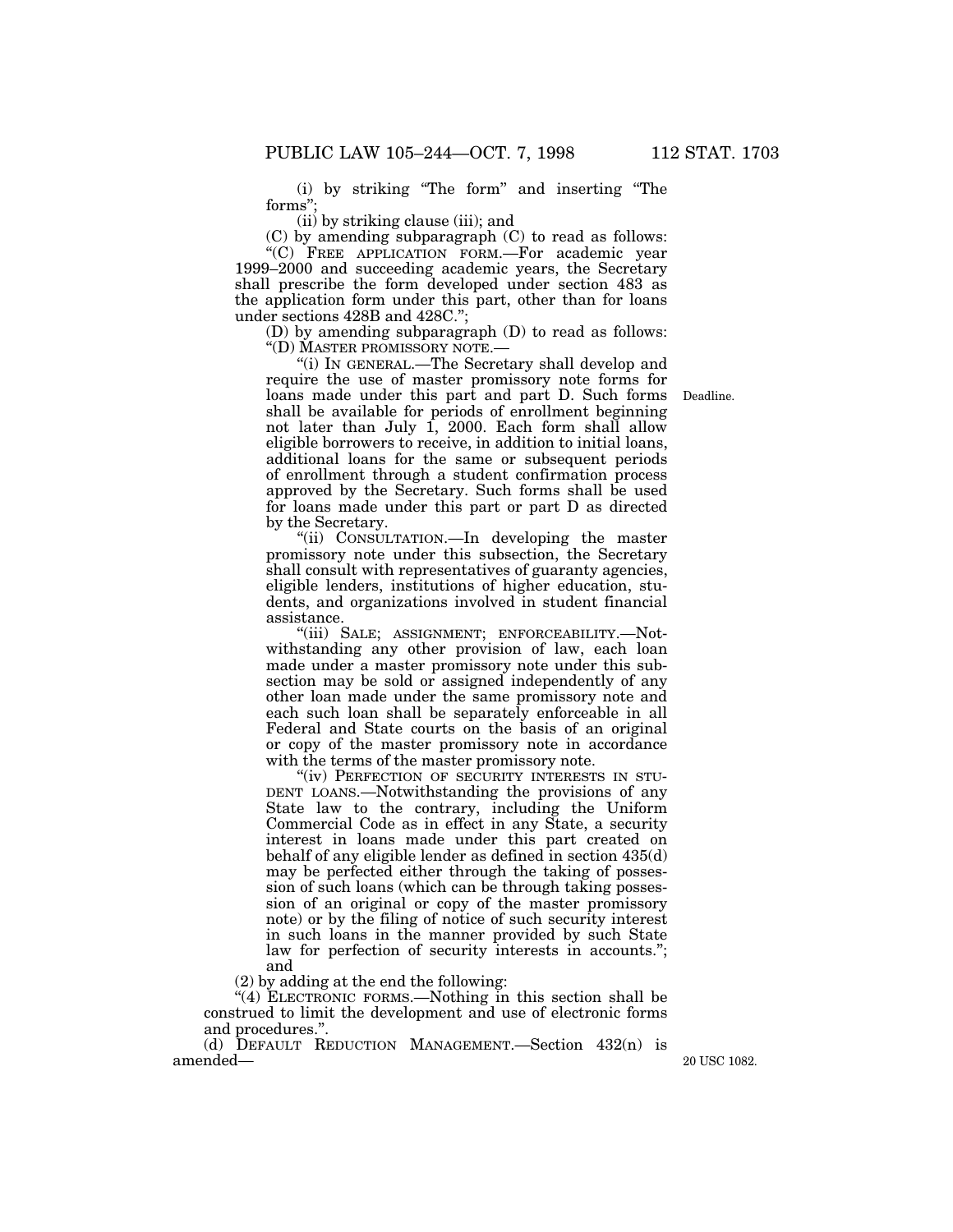(i) by striking "The form" and inserting "The forms";

(ii) by striking clause (iii); and

(C) by amending subparagraph (C) to read as follows:

"(C) FREE APPLICATION FORM.—For academic year 1999–2000 and succeeding academic years, the Secretary shall prescribe the form developed under section 483 as the application form under this part, other than for loans under sections 428B and 428C.";

(D) by amending subparagraph (D) to read as follows:

"(D) MASTER PROMISSORY NOTE.—

"(i) IN GENERAL.—The Secretary shall develop and require the use of master promissory note forms for loans made under this part and part D. Such forms shall be available for periods of enrollment beginning not later than July 1, 2000. Each form shall allow eligible borrowers to receive, in addition to initial loans, additional loans for the same or subsequent periods of enrollment through a student confirmation process approved by the Secretary. Such forms shall be used for loans made under this part or part D as directed by the Secretary.

Deadline.

"(ii) CONSULTATION.—In developing the master promissory note under this subsection, the Secretary shall consult with representatives of guaranty agencies, eligible lenders, institutions of higher education, students, and organizations involved in student financial assistance.

"(iii) SALE; ASSIGNMENT; ENFORCEABILITY.—Notwithstanding any other provision of law, each loan made under a master promissory note under this subsection may be sold or assigned independently of any other loan made under the same promissory note and each such loan shall be separately enforceable in all Federal and State courts on the basis of an original or copy of the master promissory note in accordance with the terms of the master promissory note.

"(iv) PERFECTION OF SECURITY INTERESTS IN STUDENT LOANS.—Notwithstanding the provisions of any State law to the contrary, including the Uniform Commercial Code as in effect in any State, a security interest in loans made under this part created on behalf of any eligible lender as defined in section 435(d) may be perfected either through the taking of possession of such loans (which can be through taking possession of an original or copy of the master promissory note) or by the filing of notice of such security interest in such loans in the manner provided by such State law for perfection of security interests in accounts."; and

(2) by adding at the end the following:

"(4) ELECTRONIC FORMS.—Nothing in this section shall be construed to limit the development and use of electronic forms and procedures.".

(d) DEFAULT REDUCTION MANAGEMENT.—Section 432(n) is amended—

20 USC 1082.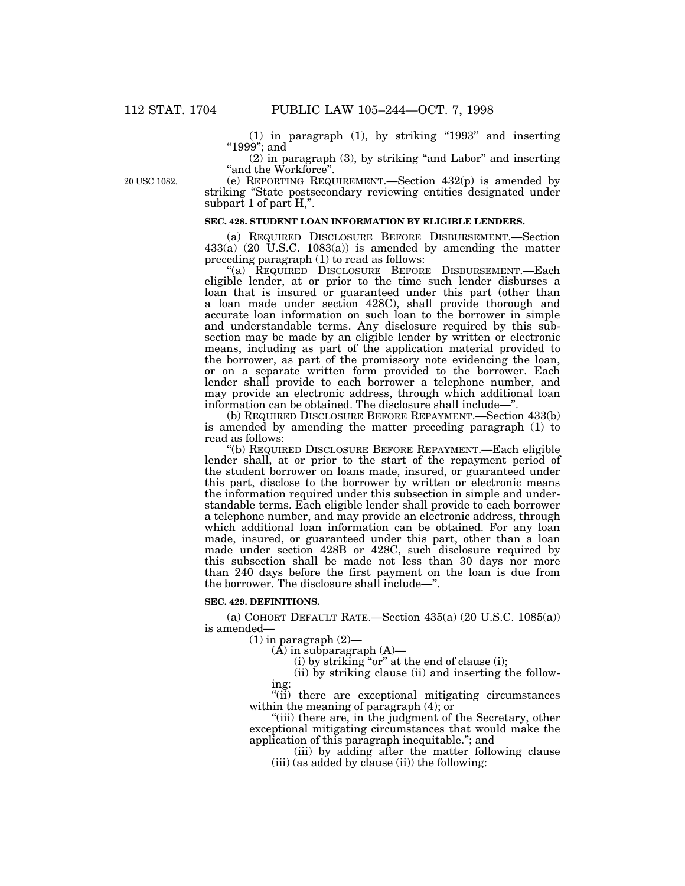(1) in paragraph (1), by striking "1993" and inserting "1999"; and

(2) in paragraph (3), by striking "and Labor" and inserting "and the Workforce".

20 USC 1082.

(e) REPORTING REQUIREMENT.—Section 432(p) is amended by striking "State postsecondary reviewing entities designated under subpart 1 of part H,".

**SEC. 428. STUDENT LOAN INFORMATION BY ELIGIBLE LENDERS.**

(a) REQUIRED DISCLOSURE BEFORE DISBURSEMENT.—Section 433(a) (20 U.S.C. 1083(a)) is amended by amending the matter preceding paragraph (1) to read as follows:

"(a) REQUIRED DISCLOSURE BEFORE DISBURSEMENT.—Each eligible lender, at or prior to the time such lender disburses a loan that is insured or guaranteed under this part (other than a loan made under section 428C), shall provide thorough and accurate loan information on such loan to the borrower in simple and understandable terms. Any disclosure required by this subsection may be made by an eligible lender by written or electronic means, including as part of the application material provided to the borrower, as part of the promissory note evidencing the loan, or on a separate written form provided to the borrower. Each lender shall provide to each borrower a telephone number, and may provide an electronic address, through which additional loan information can be obtained. The disclosure shall include—".

(b) REQUIRED DISCLOSURE BEFORE REPAYMENT.—Section 433(b) is amended by amending the matter preceding paragraph (1) to read as follows:

"(b) REQUIRED DISCLOSURE BEFORE REPAYMENT.—Each eligible lender shall, at or prior to the start of the repayment period of the student borrower on loans made, insured, or guaranteed under this part, disclose to the borrower by written or electronic means the information required under this subsection in simple and understandable terms. Each eligible lender shall provide to each borrower a telephone number, and may provide an electronic address, through which additional loan information can be obtained. For any loan made, insured, or guaranteed under this part, other than a loan made under section 428B or 428C, such disclosure required by this subsection shall be made not less than 30 days nor more than 240 days before the first payment on the loan is due from the borrower. The disclosure shall include—".

**SEC. 429. DEFINITIONS.**

(a) COHORT DEFAULT RATE.—Section 435(a) (20 U.S.C. 1085(a)) is amended—

(1) in paragraph (2)—

(A) in subparagraph (A)—

(i) by striking "or" at the end of clause (i);

(ii) by striking clause (ii) and inserting the following:

"(ii) there are exceptional mitigating circumstances within the meaning of paragraph (4); or

"(iii) there are, in the judgment of the Secretary, other exceptional mitigating circumstances that would make the application of this paragraph inequitable."; and

(iii) by adding after the matter following clause (iii) (as added by clause (ii)) the following: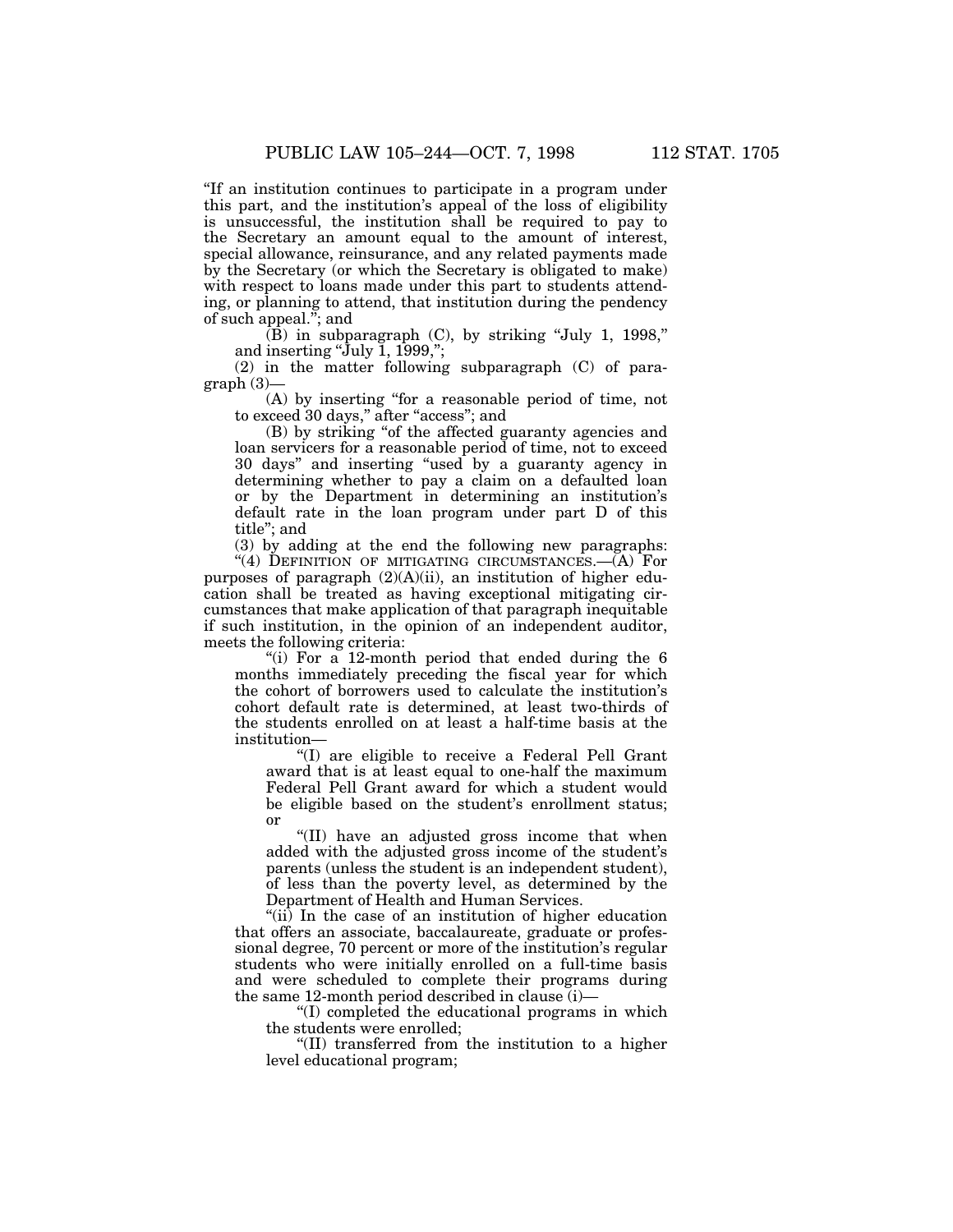"If an institution continues to participate in a program under this part, and the institution's appeal of the loss of eligibility is unsuccessful, the institution shall be required to pay to the Secretary an amount equal to the amount of interest, special allowance, reinsurance, and any related payments made by the Secretary (or which the Secretary is obligated to make) with respect to loans made under this part to students attending, or planning to attend, that institution during the pendency of such appeal."; and

(B) in subparagraph (C), by striking "July 1, 1998," and inserting "July 1, 1999,";

(2) in the matter following subparagraph (C) of paragraph (3)—

(A) by inserting "for a reasonable period of time, not to exceed 30 days," after "access"; and

(B) by striking "of the affected guaranty agencies and loan servicers for a reasonable period of time, not to exceed 30 days" and inserting "used by a guaranty agency in determining whether to pay a claim on a defaulted loan or by the Department in determining an institution's default rate in the loan program under part D of this title"; and

(3) by adding at the end the following new paragraphs:

"(4) DEFINITION OF MITIGATING CIRCUMSTANCES.—(A) For purposes of paragraph (2)(A)(ii), an institution of higher education shall be treated as having exceptional mitigating circumstances that make application of that paragraph inequitable if such institution, in the opinion of an independent auditor, meets the following criteria:

"(i) For a 12-month period that ended during the 6 months immediately preceding the fiscal year for which the cohort of borrowers used to calculate the institution's cohort default rate is determined, at least two-thirds of the students enrolled on at least a half-time basis at the institution—

"(I) are eligible to receive a Federal Pell Grant award that is at least equal to one-half the maximum Federal Pell Grant award for which a student would be eligible based on the student's enrollment status; or

"(II) have an adjusted gross income that when added with the adjusted gross income of the student's parents (unless the student is an independent student), of less than the poverty level, as determined by the Department of Health and Human Services.

"(ii) In the case of an institution of higher education that offers an associate, baccalaureate, graduate or professional degree, 70 percent or more of the institution's regular students who were initially enrolled on a full-time basis and were scheduled to complete their programs during the same 12-month period described in clause (i)—

"(I) completed the educational programs in which the students were enrolled;

"(II) transferred from the institution to a higher level educational program;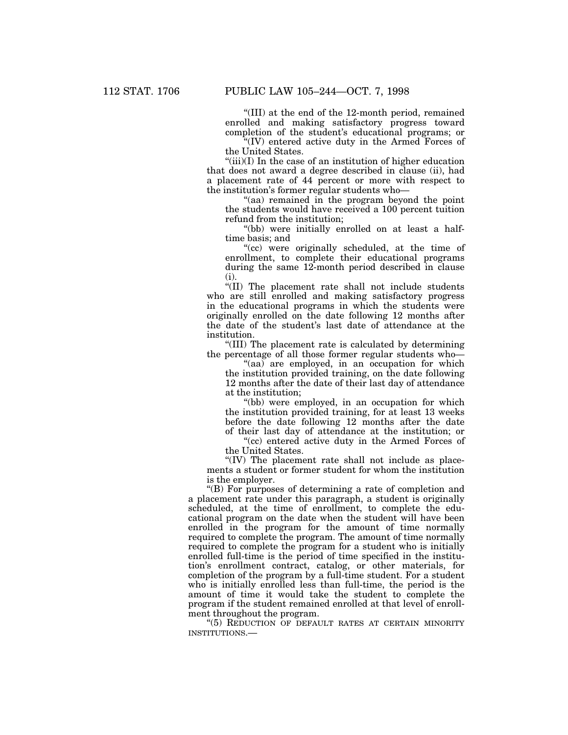"(III) at the end of the 12-month period, remained enrolled and making satisfactory progress toward completion of the student's educational programs; or

"(IV) entered active duty in the Armed Forces of the United States.

"(iii)(I) In the case of an institution of higher education that does not award a degree described in clause (ii), had a placement rate of 44 percent or more with respect to the institution's former regular students who—

"(aa) remained in the program beyond the point the students would have received a 100 percent tuition refund from the institution;

"(bb) were initially enrolled on at least a half-time basis; and

"(cc) were originally scheduled, at the time of enrollment, to complete their educational programs during the same 12-month period described in clause (i).

"(II) The placement rate shall not include students who are still enrolled and making satisfactory progress in the educational programs in which the students were originally enrolled on the date following 12 months after the date of the student's last date of attendance at the institution.

"(III) The placement rate is calculated by determining the percentage of all those former regular students who—

"(aa) are employed, in an occupation for which the institution provided training, on the date following 12 months after the date of their last day of attendance at the institution;

"(bb) were employed, in an occupation for which the institution provided training, for at least 13 weeks before the date following 12 months after the date of their last day of attendance at the institution; or

"(cc) entered active duty in the Armed Forces of the United States.

"(IV) The placement rate shall not include as placements a student or former student for whom the institution is the employer.

"(B) For purposes of determining a rate of completion and a placement rate under this paragraph, a student is originally scheduled, at the time of enrollment, to complete the educational program on the date when the student will have been enrolled in the program for the amount of time normally required to complete the program. The amount of time normally required to complete the program for a student who is initially enrolled full-time is the period of time specified in the institution's enrollment contract, catalog, or other materials, for completion of the program by a full-time student. For a student who is initially enrolled less than full-time, the period is the amount of time it would take the student to complete the program if the student remained enrolled at that level of enrollment throughout the program.

"(5) REDUCTION OF DEFAULT RATES AT CERTAIN MINORITY INSTITUTIONS.—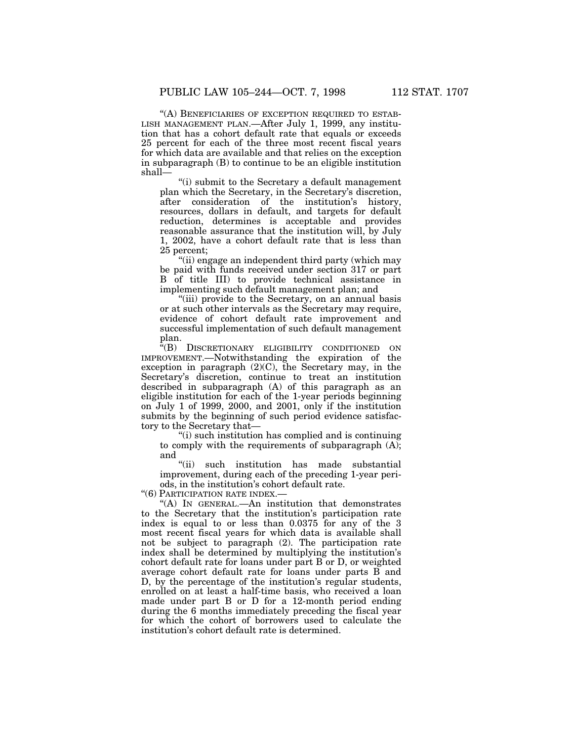"(A) BENEFICIARIES OF EXCEPTION REQUIRED TO ESTABLISH MANAGEMENT PLAN.—After July 1, 1999, any institution that has a cohort default rate that equals or exceeds 25 percent for each of the three most recent fiscal years for which data are available and that relies on the exception in subparagraph (B) to continue to be an eligible institution shall—

"(i) submit to the Secretary a default management plan which the Secretary, in the Secretary's discretion, after consideration of the institution's history, resources, dollars in default, and targets for default reduction, determines is acceptable and provides reasonable assurance that the institution will, by July 1, 2002, have a cohort default rate that is less than 25 percent;

"(ii) engage an independent third party (which may be paid with funds received under section 317 or part B of title III) to provide technical assistance in implementing such default management plan; and

"(iii) provide to the Secretary, on an annual basis or at such other intervals as the Secretary may require, evidence of cohort default rate improvement and successful implementation of such default management plan.

"(B) DISCRETIONARY ELIGIBILITY CONDITIONED ON IMPROVEMENT.—Notwithstanding the expiration of the exception in paragraph (2)(C), the Secretary may, in the Secretary's discretion, continue to treat an institution described in subparagraph (A) of this paragraph as an eligible institution for each of the 1-year periods beginning on July 1 of 1999, 2000, and 2001, only if the institution submits by the beginning of such period evidence satisfactory to the Secretary that—

"(i) such institution has complied and is continuing to comply with the requirements of subparagraph (A); and

"(ii) such institution has made substantial improvement, during each of the preceding 1-year periods, in the institution's cohort default rate.

"(6) PARTICIPATION RATE INDEX.—

"(A) IN GENERAL.—An institution that demonstrates to the Secretary that the institution's participation rate index is equal to or less than 0.0375 for any of the 3 most recent fiscal years for which data is available shall not be subject to paragraph (2). The participation rate index shall be determined by multiplying the institution's cohort default rate for loans under part B or D, or weighted average cohort default rate for loans under parts B and D, by the percentage of the institution's regular students, enrolled on at least a half-time basis, who received a loan made under part B or D for a 12-month period ending during the 6 months immediately preceding the fiscal year for which the cohort of borrowers used to calculate the institution's cohort default rate is determined.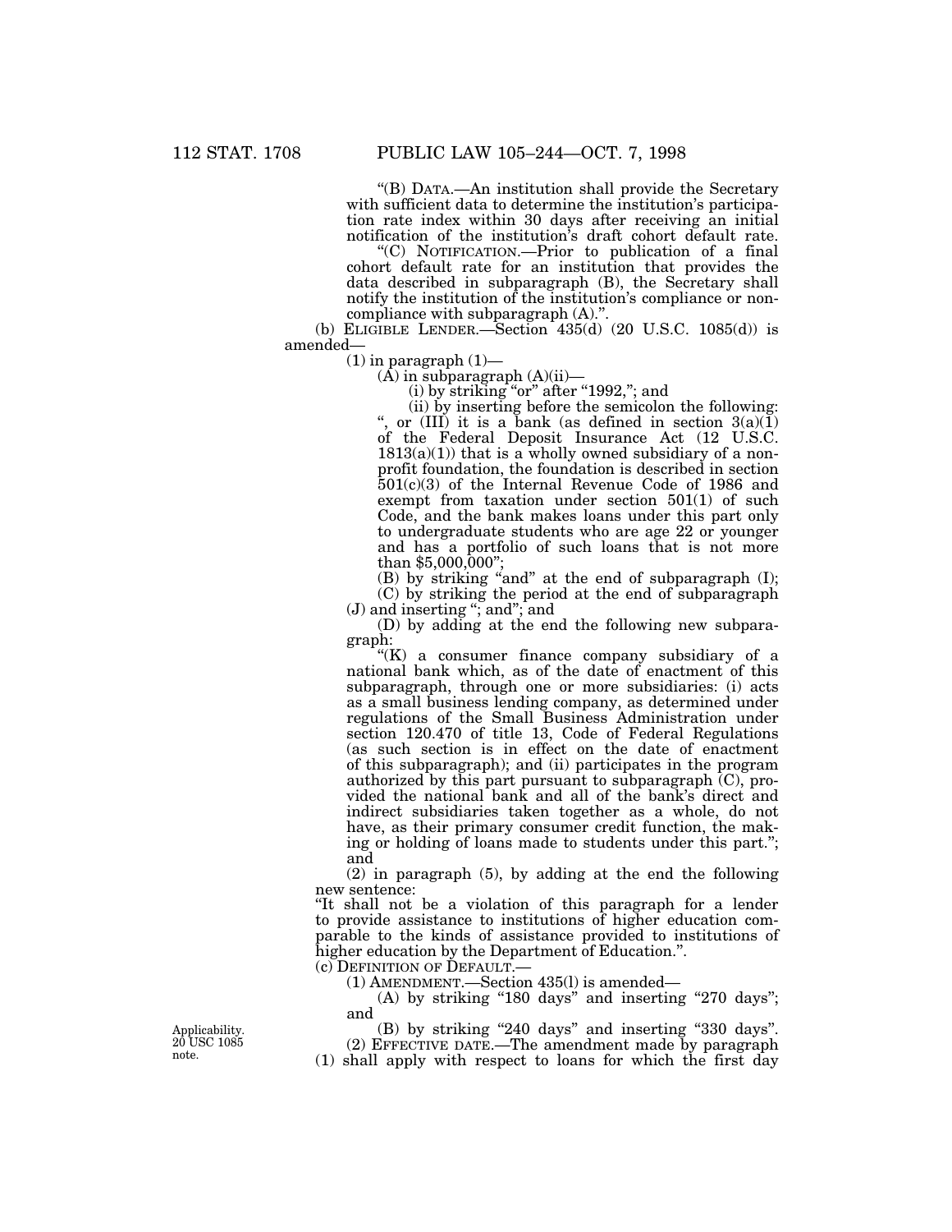"(B) DATA.—An institution shall provide the Secretary with sufficient data to determine the institution's participation rate index within 30 days after receiving an initial notification of the institution's draft cohort default rate.

"(C) NOTIFICATION.—Prior to publication of a final cohort default rate for an institution that provides the data described in subparagraph (B), the Secretary shall notify the institution of the institution's compliance or noncompliance with subparagraph (A).".

(b) ELIGIBLE LENDER.—Section 435(d) (20 U.S.C. 1085(d)) is amended—

(1) in paragraph (1)—

(A) in subparagraph (A)(ii)—

(i) by striking "or" after "1992,"; and

(ii) by inserting before the semicolon the following: ", or (III) it is a bank (as defined in section 3(a)(1) of the Federal Deposit Insurance Act (12 U.S.C. 1813(a)(1)) that is a wholly owned subsidiary of a nonprofit foundation, the foundation is described in section 501(c)(3) of the Internal Revenue Code of 1986 and exempt from taxation under section 501(1) of such Code, and the bank makes loans under this part only to undergraduate students who are age 22 or younger and has a portfolio of such loans that is not more than $5,000,000";

(B) by striking "and" at the end of subparagraph (I);

(C) by striking the period at the end of subparagraph (J) and inserting "; and"; and

(D) by adding at the end the following new subparagraph:

"(K) a consumer finance company subsidiary of a national bank which, as of the date of enactment of this subparagraph, through one or more subsidiaries: (i) acts as a small business lending company, as determined under regulations of the Small Business Administration under section 120.470 of title 13, Code of Federal Regulations (as such section is in effect on the date of enactment of this subparagraph); and (ii) participates in the program authorized by this part pursuant to subparagraph (C), provided the national bank and all of the bank's direct and indirect subsidiaries taken together as a whole, do not have, as their primary consumer credit function, the making or holding of loans made to students under this part."; and

(2) in paragraph (5), by adding at the end the following new sentence:

"It shall not be a violation of this paragraph for a lender to provide assistance to institutions of higher education comparable to the kinds of assistance provided to institutions of higher education by the Department of Education.".

(c) DEFINITION OF DEFAULT.—

(1) AMENDMENT.—Section 435(l) is amended—

(A) by striking "180 days" and inserting "270 days"; and

(B) by striking "240 days" and inserting "330 days".

Applicability. 20 USC 1085 note.

(2) EFFECTIVE DATE.—The amendment made by paragraph (1) shall apply with respect to loans for which the first day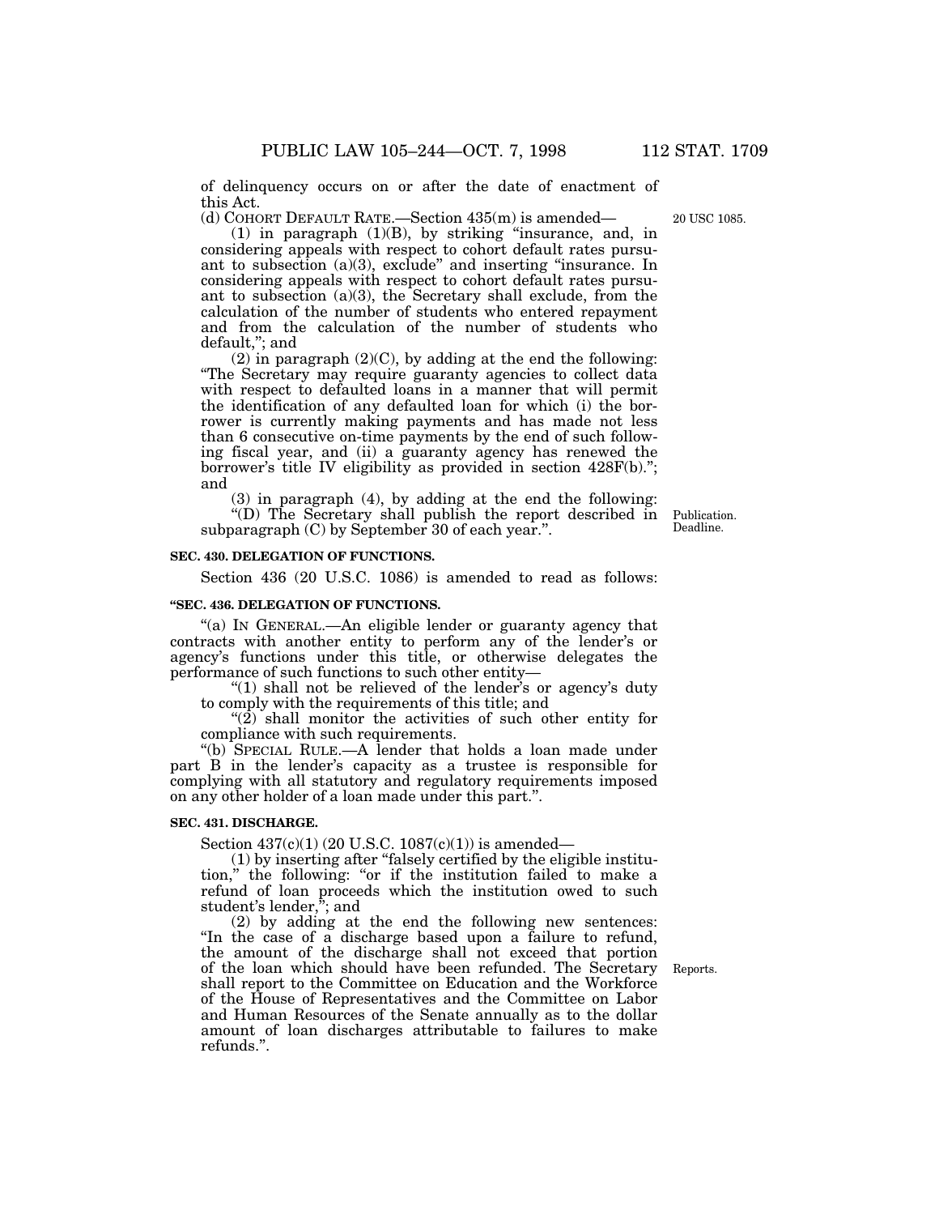of delinquency occurs on or after the date of enactment of this Act.

(d) COHORT DEFAULT RATE.—Section 435(m) is amended—

20 USC 1085.

(1) in paragraph (1)(B), by striking "insurance, and, in considering appeals with respect to cohort default rates pursuant to subsection (a)(3), exclude" and inserting "insurance. In considering appeals with respect to cohort default rates pursuant to subsection (a)(3), the Secretary shall exclude, from the calculation of the number of students who entered repayment and from the calculation of the number of students who default,"; and

(2) in paragraph (2)(C), by adding at the end the following: "The Secretary may require guaranty agencies to collect data with respect to defaulted loans in a manner that will permit the identification of any defaulted loan for which (i) the borrower is currently making payments and has made not less than 6 consecutive on-time payments by the end of such following fiscal year, and (ii) a guaranty agency has renewed the borrower's title IV eligibility as provided in section 428F(b)."; and

(3) in paragraph (4), by adding at the end the following:

"(D) The Secretary shall publish the report described in subparagraph (C) by September 30 of each year.".

Publication. Deadline.

**SEC. 430. DELEGATION OF FUNCTIONS.**

Section 436 (20 U.S.C. 1086) is amended to read as follows:

**"SEC. 436. DELEGATION OF FUNCTIONS.**

"(a) IN GENERAL.—An eligible lender or guaranty agency that contracts with another entity to perform any of the lender's or agency's functions under this title, or otherwise delegates the performance of such functions to such other entity—

"(1) shall not be relieved of the lender's or agency's duty to comply with the requirements of this title; and

"(2) shall monitor the activities of such other entity for compliance with such requirements.

"(b) SPECIAL RULE.—A lender that holds a loan made under part B in the lender's capacity as a trustee is responsible for complying with all statutory and regulatory requirements imposed on any other holder of a loan made under this part.".

**SEC. 431. DISCHARGE.**

Section 437(c)(1) (20 U.S.C. 1087(c)(1)) is amended—

(1) by inserting after "falsely certified by the eligible institution," the following: "or if the institution failed to make a refund of loan proceeds which the institution owed to such student's lender,"; and

(2) by adding at the end the following new sentences: "In the case of a discharge based upon a failure to refund, the amount of the discharge shall not exceed that portion of the loan which should have been refunded. The Secretary shall report to the Committee on Education and the Workforce of the House of Representatives and the Committee on Labor and Human Resources of the Senate annually as to the dollar amount of loan discharges attributable to failures to make refunds.".

Reports.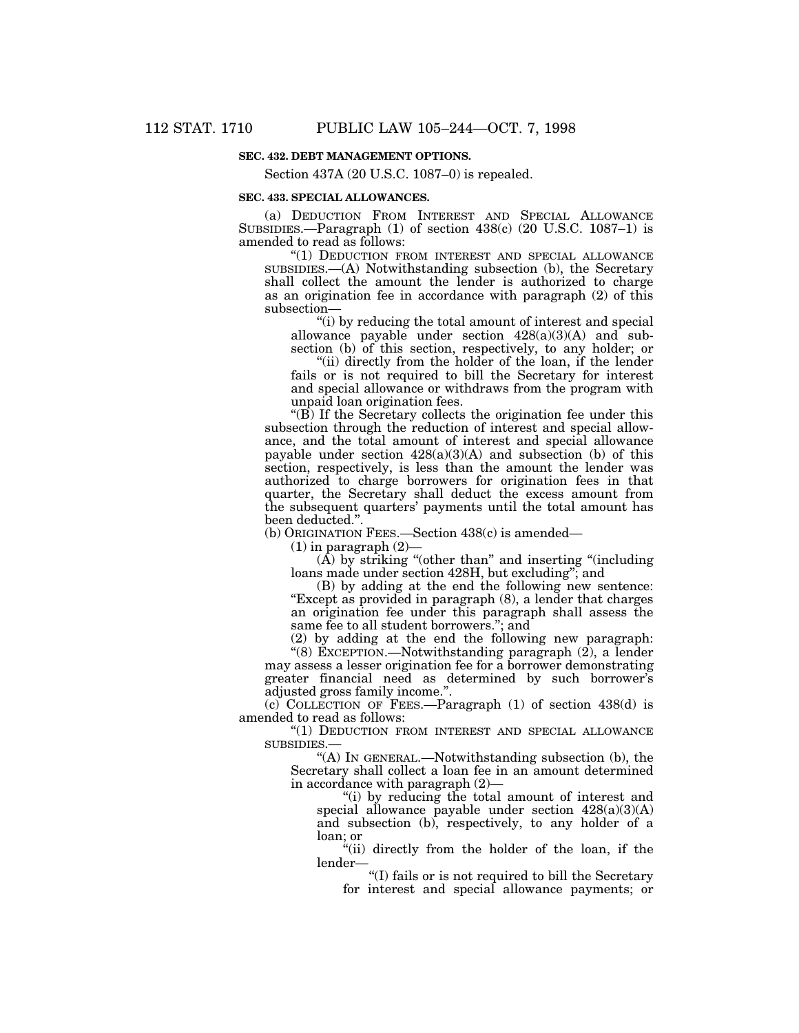**SEC. 432. DEBT MANAGEMENT OPTIONS.**

Section 437A (20 U.S.C. 1087–0) is repealed.

**SEC. 433. SPECIAL ALLOWANCES.**

(a) DEDUCTION FROM INTEREST AND SPECIAL ALLOWANCE SUBSIDIES.—Paragraph (1) of section 438(c) (20 U.S.C. 1087–1) is amended to read as follows:

"(1) DEDUCTION FROM INTEREST AND SPECIAL ALLOWANCE SUBSIDIES.—(A) Notwithstanding subsection (b), the Secretary shall collect the amount the lender is authorized to charge as an origination fee in accordance with paragraph (2) of this subsection—

"(i) by reducing the total amount of interest and special allowance payable under section 428(a)(3)(A) and subsection (b) of this section, respectively, to any holder; or

"(ii) directly from the holder of the loan, if the lender fails or is not required to bill the Secretary for interest and special allowance or withdraws from the program with unpaid loan origination fees.

"(B) If the Secretary collects the origination fee under this subsection through the reduction of interest and special allowance, and the total amount of interest and special allowance payable under section 428(a)(3)(A) and subsection (b) of this section, respectively, is less than the amount the lender was authorized to charge borrowers for origination fees in that quarter, the Secretary shall deduct the excess amount from the subsequent quarters' payments until the total amount has been deducted.".

(b) ORIGINATION FEES.—Section 438(c) is amended—

(1) in paragraph (2)—

(A) by striking "(other than" and inserting "(including loans made under section 428H, but excluding"; and

(B) by adding at the end the following new sentence: "Except as provided in paragraph (8), a lender that charges an origination fee under this paragraph shall assess the same fee to all student borrowers."; and

(2) by adding at the end the following new paragraph:

"(8) EXCEPTION.—Notwithstanding paragraph (2), a lender may assess a lesser origination fee for a borrower demonstrating greater financial need as determined by such borrower's adjusted gross family income.".

(c) COLLECTION OF FEES.—Paragraph (1) of section 438(d) is amended to read as follows:

"(1) DEDUCTION FROM INTEREST AND SPECIAL ALLOWANCE SUBSIDIES.—

"(A) IN GENERAL.—Notwithstanding subsection (b), the Secretary shall collect a loan fee in an amount determined in accordance with paragraph (2)—

"(i) by reducing the total amount of interest and special allowance payable under section 428(a)(3)(A) and subsection (b), respectively, to any holder of a loan; or

"(ii) directly from the holder of the loan, if the lender—

"(I) fails or is not required to bill the Secretary for interest and special allowance payments; or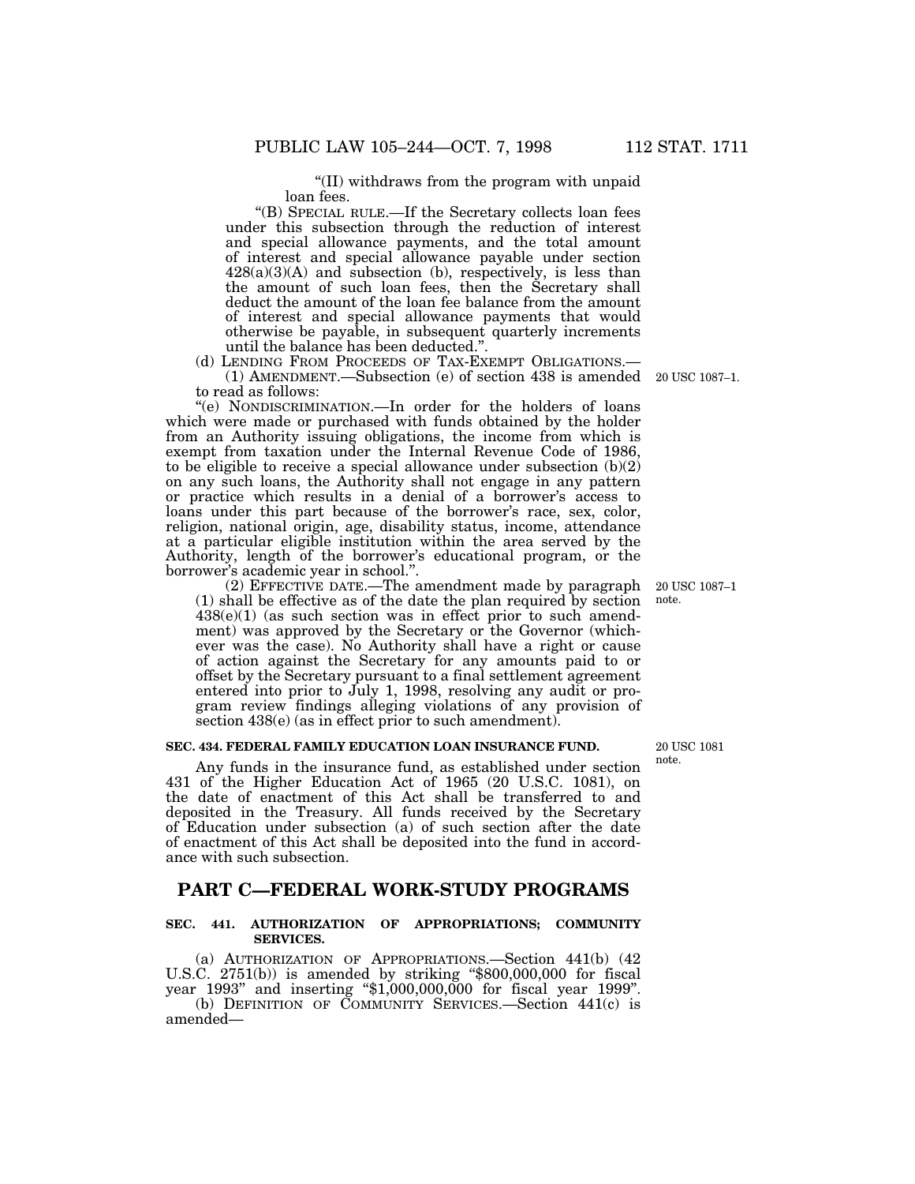"(II) withdraws from the program with unpaid loan fees.

"(B) SPECIAL RULE.—If the Secretary collects loan fees under this subsection through the reduction of interest and special allowance payments, and the total amount of interest and special allowance payable under section 428(a)(3)(A) and subsection (b), respectively, is less than the amount of such loan fees, then the Secretary shall deduct the amount of the loan fee balance from the amount of interest and special allowance payments that would otherwise be payable, in subsequent quarterly increments until the balance has been deducted.".

(d) LENDING FROM PROCEEDS OF TAX-EXEMPT OBLIGATIONS.—

(1) AMENDMENT.—Subsection (e) of section 438 is amended to read as follows: 20 USC 1087–1.

"(e) NONDISCRIMINATION.—In order for the holders of loans which were made or purchased with funds obtained by the holder from an Authority issuing obligations, the income from which is exempt from taxation under the Internal Revenue Code of 1986, to be eligible to receive a special allowance under subsection (b)(2) on any such loans, the Authority shall not engage in any pattern or practice which results in a denial of a borrower's access to loans under this part because of the borrower's race, sex, color, religion, national origin, age, disability status, income, attendance at a particular eligible institution within the area served by the Authority, length of the borrower's educational program, or the borrower's academic year in school.".

(2) EFFECTIVE DATE.—The amendment made by paragraph (1) shall be effective as of the date the plan required by section 438(e)(1) (as such section was in effect prior to such amendment) was approved by the Secretary or the Governor (whichever was the case). No Authority shall have a right or cause of action against the Secretary for any amounts paid to or offset by the Secretary pursuant to a final settlement agreement entered into prior to July 1, 1998, resolving any audit or program review findings alleging violations of any provision of section 438(e) (as in effect prior to such amendment). 20 USC 1087–1 note.

**SEC. 434. FEDERAL FAMILY EDUCATION LOAN INSURANCE FUND.**

20 USC 1081 note.

Any funds in the insurance fund, as established under section 431 of the Higher Education Act of 1965 (20 U.S.C. 1081), on the date of enactment of this Act shall be transferred to and deposited in the Treasury. All funds received by the Secretary of Education under subsection (a) of such section after the date of enactment of this Act shall be deposited into the fund in accordance with such subsection.

## PART C—FEDERAL WORK-STUDY PROGRAMS

**SEC. 441. AUTHORIZATION OF APPROPRIATIONS; COMMUNITY SERVICES.**

(a) AUTHORIZATION OF APPROPRIATIONS.—Section 441(b) (42 U.S.C. 2751(b)) is amended by striking "$800,000,000 for fiscal year 1993" and inserting "$1,000,000,000 for fiscal year 1999".

(b) DEFINITION OF COMMUNITY SERVICES.—Section 441(c) is amended—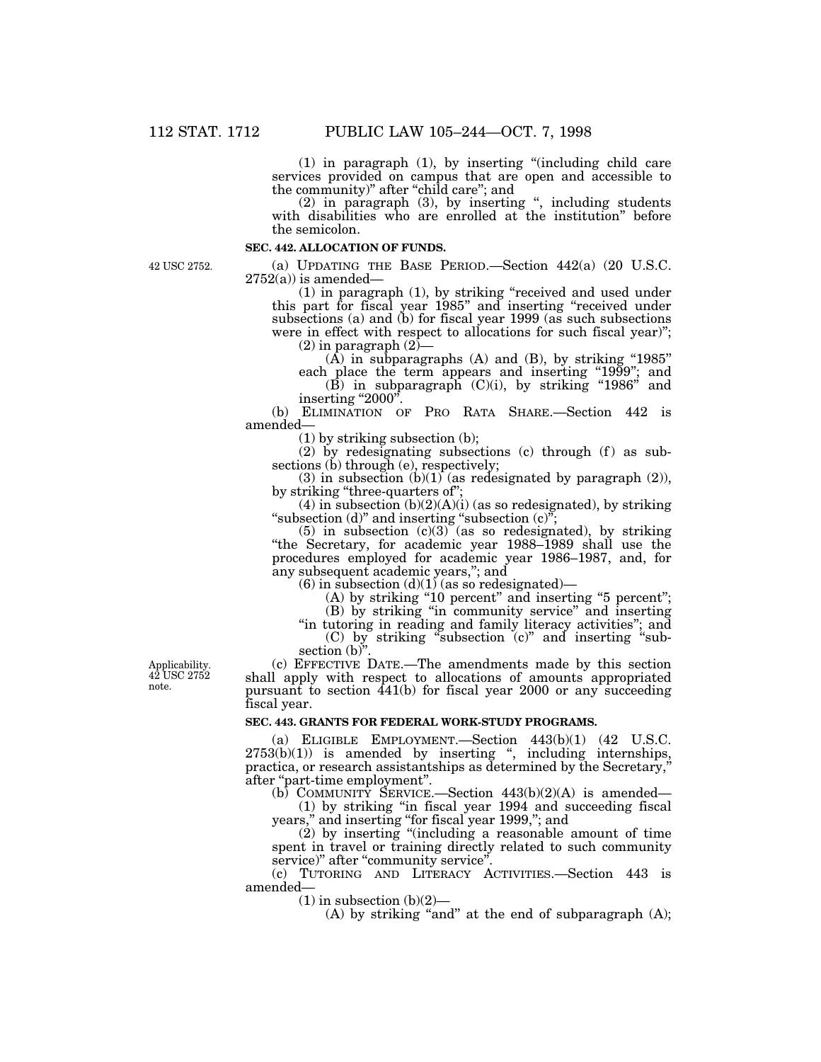(1) in paragraph (1), by inserting "(including child care services provided on campus that are open and accessible to the community)" after "child care"; and

(2) in paragraph (3), by inserting ", including students with disabilities who are enrolled at the institution" before the semicolon.

**SEC. 442. ALLOCATION OF FUNDS.**

42 USC 2752.

(a) UPDATING THE BASE PERIOD.—Section 442(a) (20 U.S.C. 2752(a)) is amended—

(1) in paragraph (1), by striking "received and used under this part for fiscal year 1985" and inserting "received under subsections (a) and (b) for fiscal year 1999 (as such subsections were in effect with respect to allocations for such fiscal year)";

(2) in paragraph (2)—

(A) in subparagraphs (A) and (B), by striking "1985" each place the term appears and inserting "1999"; and

(B) in subparagraph (C)(i), by striking "1986" and inserting "2000".

(b) ELIMINATION OF PRO RATA SHARE.—Section 442 is amended—

(1) by striking subsection (b);

(2) by redesignating subsections (c) through (f) as subsections (b) through (e), respectively;

(3) in subsection (b)(1) (as redesignated by paragraph (2)), by striking "three-quarters of";

(4) in subsection (b)(2)(A)(i) (as so redesignated), by striking "subsection (d)" and inserting "subsection (c)";

(5) in subsection (c)(3) (as so redesignated), by striking "the Secretary, for academic year 1988–1989 shall use the procedures employed for academic year 1986–1987, and, for any subsequent academic years,"; and

(6) in subsection (d)(1) (as so redesignated)—

(A) by striking "10 percent" and inserting "5 percent";

(B) by striking "in community service" and inserting "in tutoring in reading and family literacy activities"; and

(C) by striking "subsection (c)" and inserting "subsection (b)".

Applicability. 42 USC 2752 note.

(c) EFFECTIVE DATE.—The amendments made by this section shall apply with respect to allocations of amounts appropriated pursuant to section 441(b) for fiscal year 2000 or any succeeding fiscal year.

**SEC. 443. GRANTS FOR FEDERAL WORK-STUDY PROGRAMS.**

(a) ELIGIBLE EMPLOYMENT.—Section 443(b)(1) (42 U.S.C. 2753(b)(1)) is amended by inserting ", including internships, practica, or research assistantships as determined by the Secretary," after "part-time employment".

(b) COMMUNITY SERVICE.—Section 443(b)(2)(A) is amended—

(1) by striking "in fiscal year 1994 and succeeding fiscal years," and inserting "for fiscal year 1999,"; and

(2) by inserting "(including a reasonable amount of time spent in travel or training directly related to such community service)" after "community service".

(c) TUTORING AND LITERACY ACTIVITIES.—Section 443 is amended—

(1) in subsection (b)(2)—

(A) by striking "and" at the end of subparagraph (A);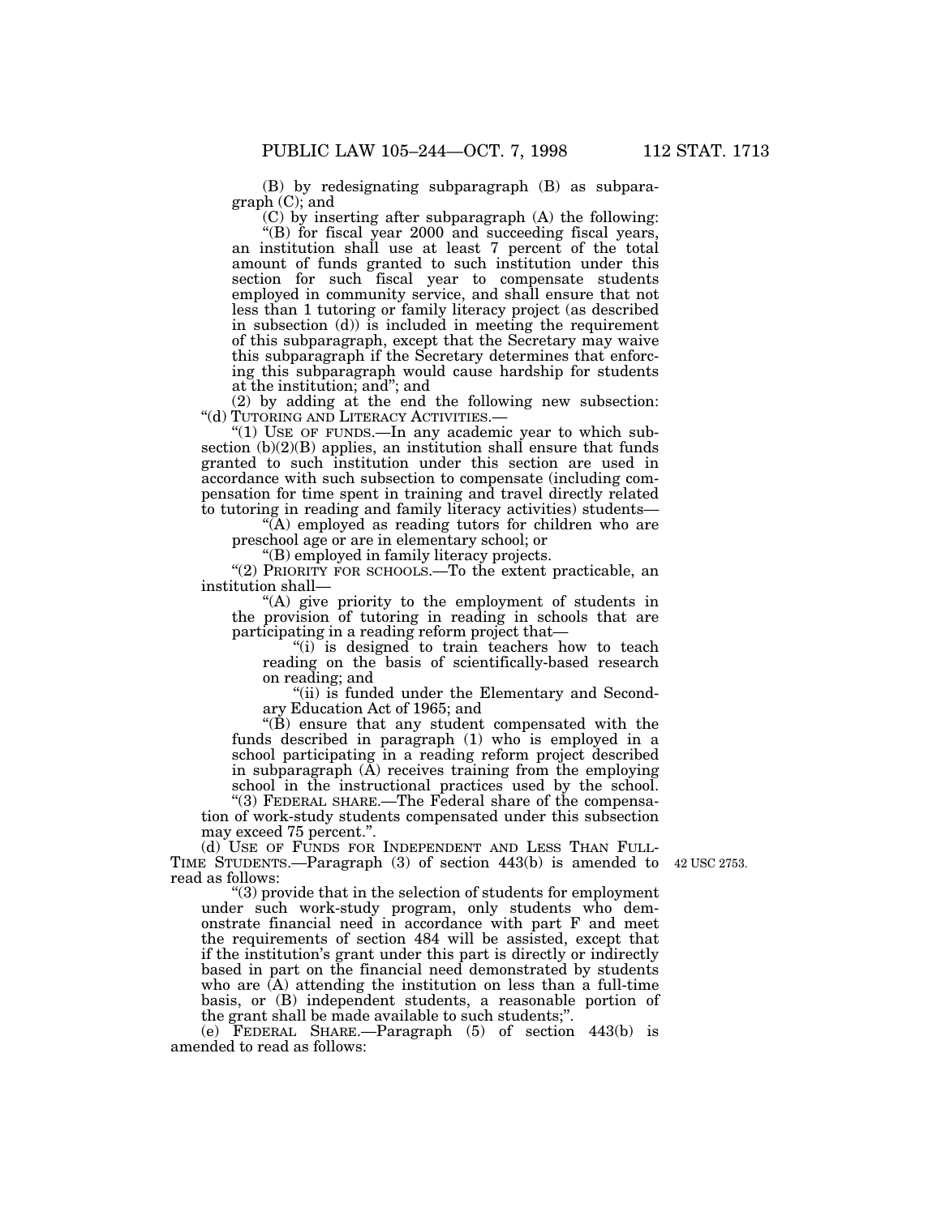(B) by redesignating subparagraph (B) as subparagraph (C); and

(C) by inserting after subparagraph (A) the following:

"(B) for fiscal year 2000 and succeeding fiscal years, an institution shall use at least 7 percent of the total amount of funds granted to such institution under this section for such fiscal year to compensate students employed in community service, and shall ensure that not less than 1 tutoring or family literacy project (as described in subsection (d)) is included in meeting the requirement of this subparagraph, except that the Secretary may waive this subparagraph if the Secretary determines that enforcing this subparagraph would cause hardship for students at the institution; and"; and

(2) by adding at the end the following new subsection:

"(d) TUTORING AND LITERACY ACTIVITIES.—

"(1) USE OF FUNDS.—In any academic year to which subsection (b)(2)(B) applies, an institution shall ensure that funds granted to such institution under this section are used in accordance with such subsection to compensate (including compensation for time spent in training and travel directly related to tutoring in reading and family literacy activities) students—

"(A) employed as reading tutors for children who are preschool age or are in elementary school; or

"(B) employed in family literacy projects.

"(2) PRIORITY FOR SCHOOLS.—To the extent practicable, an institution shall—

"(A) give priority to the employment of students in the provision of tutoring in reading in schools that are participating in a reading reform project that—

"(i) is designed to train teachers how to teach reading on the basis of scientifically-based research on reading; and

"(ii) is funded under the Elementary and Secondary Education Act of 1965; and

"(B) ensure that any student compensated with the funds described in paragraph (1) who is employed in a school participating in a reading reform project described in subparagraph (A) receives training from the employing school in the instructional practices used by the school.

"(3) FEDERAL SHARE.—The Federal share of the compensation of work-study students compensated under this subsection may exceed 75 percent.".

(d) USE OF FUNDS FOR INDEPENDENT AND LESS THAN FULL-TIME STUDENTS.—Paragraph (3) of section 443(b) is amended to read as follows:

42 USC 2753.

"(3) provide that in the selection of students for employment under such work-study program, only students who demonstrate financial need in accordance with part F and meet the requirements of section 484 will be assisted, except that if the institution's grant under this part is directly or indirectly based in part on the financial need demonstrated by students who are (A) attending the institution on less than a full-time basis, or (B) independent students, a reasonable portion of the grant shall be made available to such students;".

(e) FEDERAL SHARE.—Paragraph (5) of section 443(b) is amended to read as follows: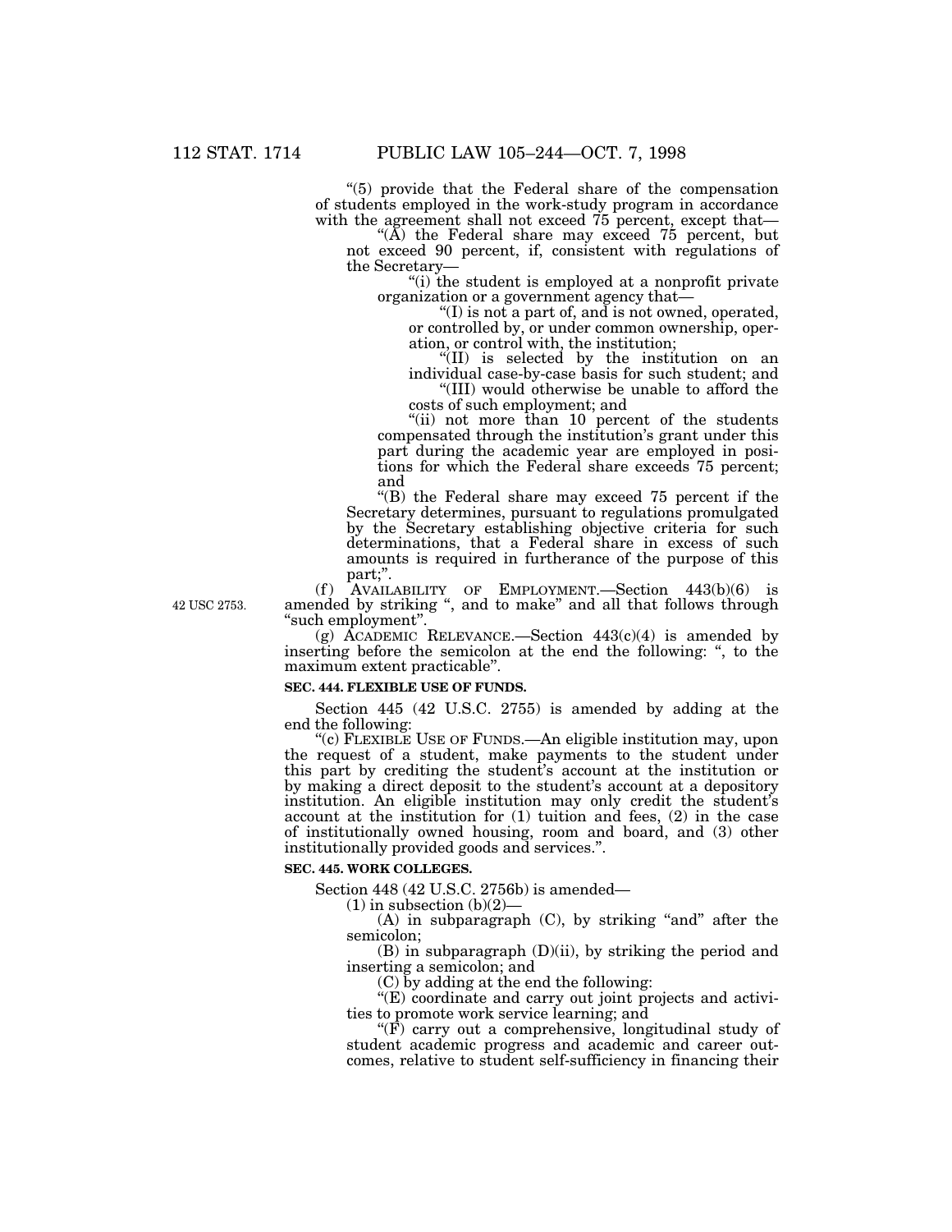"(5) provide that the Federal share of the compensation of students employed in the work-study program in accordance with the agreement shall not exceed 75 percent, except that—

"(A) the Federal share may exceed 75 percent, but not exceed 90 percent, if, consistent with regulations of the Secretary—

"(i) the student is employed at a nonprofit private organization or a government agency that—

"(I) is not a part of, and is not owned, operated, or controlled by, or under common ownership, operation, or control with, the institution;

"(II) is selected by the institution on an individual case-by-case basis for such student; and

"(III) would otherwise be unable to afford the costs of such employment; and

"(ii) not more than 10 percent of the students compensated through the institution's grant under this part during the academic year are employed in positions for which the Federal share exceeds 75 percent; and

"(B) the Federal share may exceed 75 percent if the Secretary determines, pursuant to regulations promulgated by the Secretary establishing objective criteria for such determinations, that a Federal share in excess of such amounts is required in furtherance of the purpose of this part;".

42 USC 2753.

(f) AVAILABILITY OF EMPLOYMENT.—Section 443(b)(6) is amended by striking ", and to make" and all that follows through "such employment".

(g) ACADEMIC RELEVANCE.—Section 443(c)(4) is amended by inserting before the semicolon at the end the following: ", to the maximum extent practicable".

**SEC. 444. FLEXIBLE USE OF FUNDS.**

Section 445 (42 U.S.C. 2755) is amended by adding at the end the following:

"(c) FLEXIBLE USE OF FUNDS.—An eligible institution may, upon the request of a student, make payments to the student under this part by crediting the student's account at the institution or by making a direct deposit to the student's account at a depository institution. An eligible institution may only credit the student's account at the institution for (1) tuition and fees, (2) in the case of institutionally owned housing, room and board, and (3) other institutionally provided goods and services.".

**SEC. 445. WORK COLLEGES.**

Section 448 (42 U.S.C. 2756b) is amended—

(1) in subsection (b)(2)—

(A) in subparagraph (C), by striking "and" after the semicolon;

(B) in subparagraph (D)(ii), by striking the period and inserting a semicolon; and

(C) by adding at the end the following:

"(E) coordinate and carry out joint projects and activities to promote work service learning; and

"(F) carry out a comprehensive, longitudinal study of student academic progress and academic and career outcomes, relative to student self-sufficiency in financing their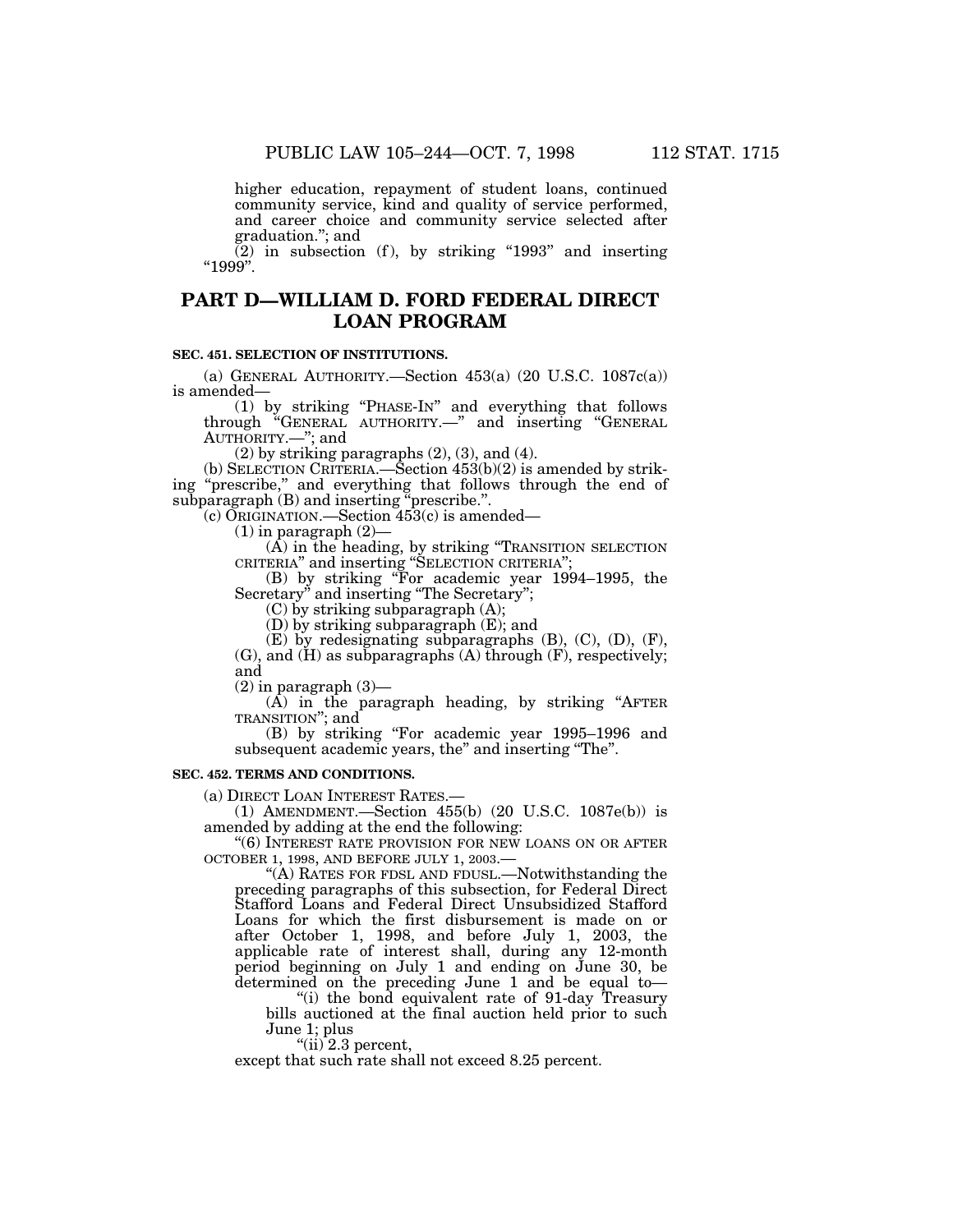higher education, repayment of student loans, continued community service, kind and quality of service performed, and career choice and community service selected after graduation."; and

(2) in subsection (f), by striking "1993" and inserting "1999".

## PART D—WILLIAM D. FORD FEDERAL DIRECT LOAN PROGRAM

**SEC. 451. SELECTION OF INSTITUTIONS.**

(a) GENERAL AUTHORITY.—Section 453(a) (20 U.S.C. 1087c(a)) is amended—

(1) by striking "PHASE-IN" and everything that follows through "GENERAL AUTHORITY.—" and inserting "GENERAL AUTHORITY.—"; and

(2) by striking paragraphs (2), (3), and (4).

(b) SELECTION CRITERIA.—Section 453(b)(2) is amended by striking "prescribe," and everything that follows through the end of subparagraph (B) and inserting "prescribe.".

(c) ORIGINATION.—Section 453(c) is amended—

(1) in paragraph (2)—

(A) in the heading, by striking "TRANSITION SELECTION CRITERIA" and inserting "SELECTION CRITERIA";

(B) by striking "For academic year 1994–1995, the Secretary" and inserting "The Secretary";

(C) by striking subparagraph (A);

(D) by striking subparagraph (E); and

(E) by redesignating subparagraphs (B), (C), (D), (F), (G), and (H) as subparagraphs (A) through (F), respectively; and

(2) in paragraph (3)—

(A) in the paragraph heading, by striking "AFTER TRANSITION"; and

(B) by striking "For academic year 1995–1996 and subsequent academic years, the" and inserting "The".

**SEC. 452. TERMS AND CONDITIONS.**

(a) DIRECT LOAN INTEREST RATES.—

(1) AMENDMENT.—Section 455(b) (20 U.S.C. 1087e(b)) is amended by adding at the end the following:

"(6) INTEREST RATE PROVISION FOR NEW LOANS ON OR AFTER OCTOBER 1, 1998, AND BEFORE JULY 1, 2003.—

"(A) RATES FOR FDSL AND FDUSL.—Notwithstanding the preceding paragraphs of this subsection, for Federal Direct Stafford Loans and Federal Direct Unsubsidized Stafford Loans for which the first disbursement is made on or after October 1, 1998, and before July 1, 2003, the applicable rate of interest shall, during any 12-month period beginning on July 1 and ending on June 30, be determined on the preceding June 1 and be equal to—

"(i) the bond equivalent rate of 91-day Treasury bills auctioned at the final auction held prior to such June 1; plus

"(ii) 2.3 percent,

except that such rate shall not exceed 8.25 percent.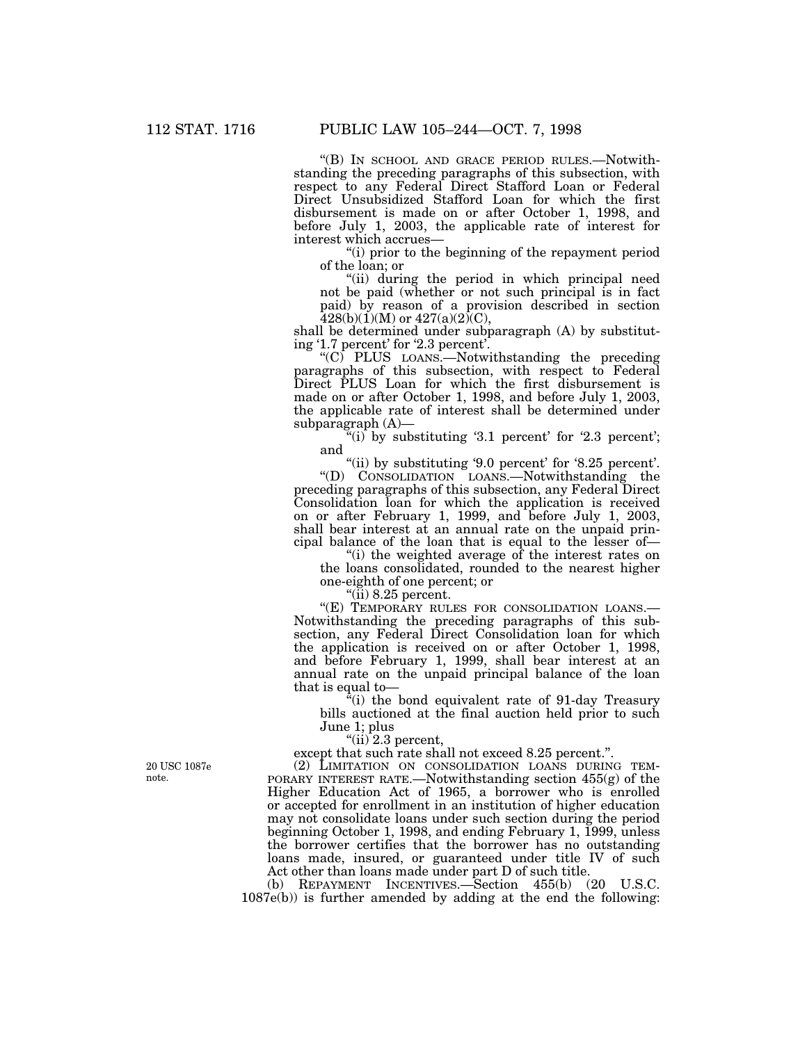"(B) IN SCHOOL AND GRACE PERIOD RULES.—Notwithstanding the preceding paragraphs of this subsection, with respect to any Federal Direct Stafford Loan or Federal Direct Unsubsidized Stafford Loan for which the first disbursement is made on or after October 1, 1998, and before July 1, 2003, the applicable rate of interest for interest which accrues—

"(i) prior to the beginning of the repayment period of the loan; or

"(ii) during the period in which principal need not be paid (whether or not such principal is in fact paid) by reason of a provision described in section 428(b)(1)(M) or 427(a)(2)(C),

shall be determined under subparagraph (A) by substituting '1.7 percent' for '2.3 percent'.

"(C) PLUS LOANS.—Notwithstanding the preceding paragraphs of this subsection, with respect to Federal Direct PLUS Loan for which the first disbursement is made on or after October 1, 1998, and before July 1, 2003, the applicable rate of interest shall be determined under subparagraph (A)—

"(i) by substituting '3.1 percent' for '2.3 percent'; and

"(ii) by substituting '9.0 percent' for '8.25 percent'.

"(D) CONSOLIDATION LOANS.—Notwithstanding the preceding paragraphs of this subsection, any Federal Direct Consolidation loan for which the application is received on or after February 1, 1999, and before July 1, 2003, shall bear interest at an annual rate on the unpaid principal balance of the loan that is equal to the lesser of—

"(i) the weighted average of the interest rates on the loans consolidated, rounded to the nearest higher one-eighth of one percent; or

"(ii) 8.25 percent.

"(E) TEMPORARY RULES FOR CONSOLIDATION LOANS.—Notwithstanding the preceding paragraphs of this subsection, any Federal Direct Consolidation loan for which the application is received on or after October 1, 1998, and before February 1, 1999, shall bear interest at an annual rate on the unpaid principal balance of the loan that is equal to—

"(i) the bond equivalent rate of 91-day Treasury bills auctioned at the final auction held prior to such June 1; plus

"(ii) 2.3 percent,

except that such rate shall not exceed 8.25 percent.".

20 USC 1087e note.

(2) LIMITATION ON CONSOLIDATION LOANS DURING TEMPORARY INTEREST RATE.—Notwithstanding section 455(g) of the Higher Education Act of 1965, a borrower who is enrolled or accepted for enrollment in an institution of higher education may not consolidate loans under such section during the period beginning October 1, 1998, and ending February 1, 1999, unless the borrower certifies that the borrower has no outstanding loans made, insured, or guaranteed under title IV of such Act other than loans made under part D of such title.

(b) REPAYMENT INCENTIVES.—Section 455(b) (20 U.S.C. 1087e(b)) is further amended by adding at the end the following: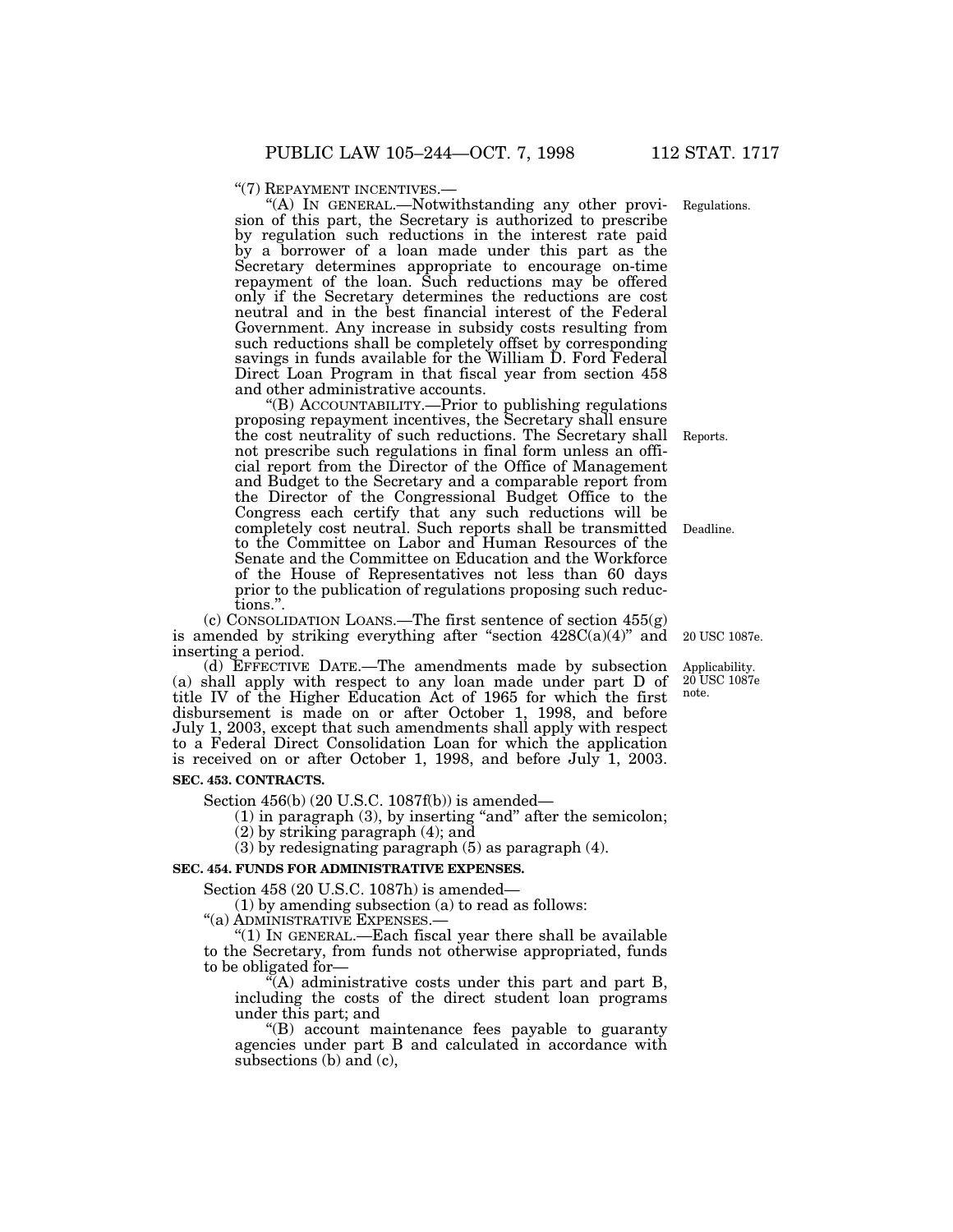"(7) REPAYMENT INCENTIVES.—

"(A) IN GENERAL.—Notwithstanding any other provision of this part, the Secretary is authorized to prescribe by regulation such reductions in the interest rate paid by a borrower of a loan made under this part as the Secretary determines appropriate to encourage on-time repayment of the loan. Such reductions may be offered only if the Secretary determines the reductions are cost neutral and in the best financial interest of the Federal Government. Any increase in subsidy costs resulting from such reductions shall be completely offset by corresponding savings in funds available for the William D. Ford Federal Direct Loan Program in that fiscal year from section 458 and other administrative accounts.

Regulations.

"(B) ACCOUNTABILITY.—Prior to publishing regulations proposing repayment incentives, the Secretary shall ensure the cost neutrality of such reductions. The Secretary shall not prescribe such regulations in final form unless an official report from the Director of the Office of Management and Budget to the Secretary and a comparable report from the Director of the Congressional Budget Office to the Congress each certify that any such reductions will be completely cost neutral. Such reports shall be transmitted to the Committee on Labor and Human Resources of the Senate and the Committee on Education and the Workforce of the House of Representatives not less than 60 days prior to the publication of regulations proposing such reductions.".

Reports.

Deadline.

(c) CONSOLIDATION LOANS.—The first sentence of section 455(g) is amended by striking everything after "section 428C(a)(4)" and inserting a period.

20 USC 1087e.

(d) EFFECTIVE DATE.—The amendments made by subsection (a) shall apply with respect to any loan made under part D of title IV of the Higher Education Act of 1965 for which the first disbursement is made on or after October 1, 1998, and before July 1, 2003, except that such amendments shall apply with respect to a Federal Direct Consolidation Loan for which the application is received on or after October 1, 1998, and before July 1, 2003.

Applicability. 20 USC 1087e note.

**SEC. 453. CONTRACTS.**

Section 456(b) (20 U.S.C. 1087f(b)) is amended—

(1) in paragraph (3), by inserting "and" after the semicolon;

(2) by striking paragraph (4); and

(3) by redesignating paragraph (5) as paragraph (4).

**SEC. 454. FUNDS FOR ADMINISTRATIVE EXPENSES.**

Section 458 (20 U.S.C. 1087h) is amended—

(1) by amending subsection (a) to read as follows:

"(a) ADMINISTRATIVE EXPENSES.—

"(1) IN GENERAL.—Each fiscal year there shall be available to the Secretary, from funds not otherwise appropriated, funds to be obligated for—

"(A) administrative costs under this part and part B, including the costs of the direct student loan programs under this part; and

"(B) account maintenance fees payable to guaranty agencies under part B and calculated in accordance with subsections (b) and (c),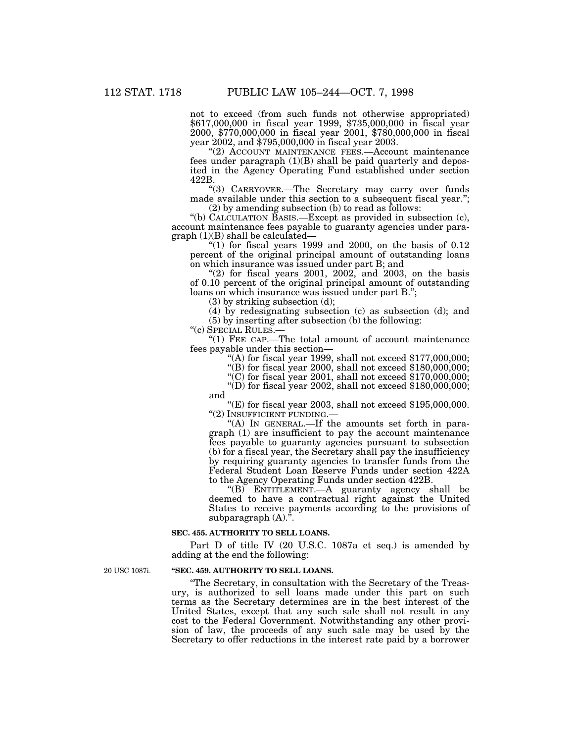not to exceed (from such funds not otherwise appropriated) $617,000,000 in fiscal year 1999, $735,000,000 in fiscal year 2000, $770,000,000 in fiscal year 2001, $780,000,000 in fiscal year 2002, and $795,000,000 in fiscal year 2003.

"(2) ACCOUNT MAINTENANCE FEES.—Account maintenance fees under paragraph (1)(B) shall be paid quarterly and deposited in the Agency Operating Fund established under section 422B.

"(3) CARRYOVER.—The Secretary may carry over funds made available under this section to a subsequent fiscal year.";

(2) by amending subsection (b) to read as follows:

"(b) CALCULATION BASIS.—Except as provided in subsection (c), account maintenance fees payable to guaranty agencies under paragraph (1)(B) shall be calculated—

"(1) for fiscal years 1999 and 2000, on the basis of 0.12 percent of the original principal amount of outstanding loans on which insurance was issued under part B; and

"(2) for fiscal years 2001, 2002, and 2003, on the basis of 0.10 percent of the original principal amount of outstanding loans on which insurance was issued under part B.";

(3) by striking subsection (d);

(4) by redesignating subsection (c) as subsection (d); and

(5) by inserting after subsection (b) the following:

"(c) SPECIAL RULES.—

"(1) FEE CAP.—The total amount of account maintenance fees payable under this section—

"(A) for fiscal year 1999, shall not exceed $177,000,000;

"(B) for fiscal year 2000, shall not exceed $180,000,000;

"(C) for fiscal year 2001, shall not exceed $170,000,000;

"(D) for fiscal year 2002, shall not exceed $180,000,000; and

"(E) for fiscal year 2003, shall not exceed $195,000,000.

"(2) INSUFFICIENT FUNDING.—

"(A) IN GENERAL.—If the amounts set forth in paragraph (1) are insufficient to pay the account maintenance fees payable to guaranty agencies pursuant to subsection (b) for a fiscal year, the Secretary shall pay the insufficiency by requiring guaranty agencies to transfer funds from the Federal Student Loan Reserve Funds under section 422A to the Agency Operating Funds under section 422B.

"(B) ENTITLEMENT.—A guaranty agency shall be deemed to have a contractual right against the United States to receive payments according to the provisions of subparagraph (A).".

**SEC. 455. AUTHORITY TO SELL LOANS.**

Part D of title IV (20 U.S.C. 1087a et seq.) is amended by adding at the end the following:

20 USC 1087i.

**"SEC. 459. AUTHORITY TO SELL LOANS.**

"The Secretary, in consultation with the Secretary of the Treasury, is authorized to sell loans made under this part on such terms as the Secretary determines are in the best interest of the United States, except that any such sale shall not result in any cost to the Federal Government. Notwithstanding any other provision of law, the proceeds of any such sale may be used by the Secretary to offer reductions in the interest rate paid by a borrower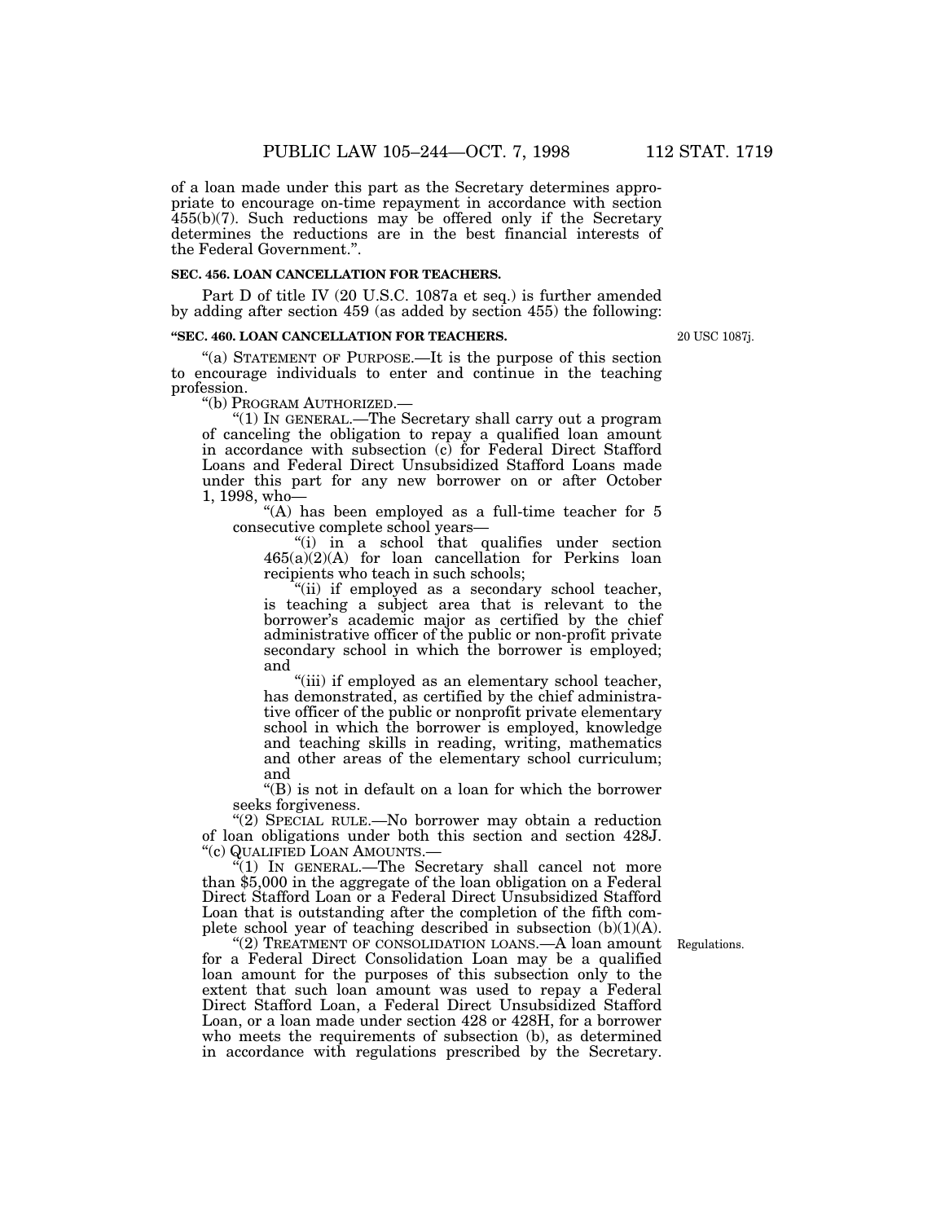of a loan made under this part as the Secretary determines appropriate to encourage on-time repayment in accordance with section 455(b)(7). Such reductions may be offered only if the Secretary determines the reductions are in the best financial interests of the Federal Government.".

**SEC. 456. LOAN CANCELLATION FOR TEACHERS.**

Part D of title IV (20 U.S.C. 1087a et seq.) is further amended by adding after section 459 (as added by section 455) the following:

**"SEC. 460. LOAN CANCELLATION FOR TEACHERS.**

20 USC 1087j.

"(a) STATEMENT OF PURPOSE.—It is the purpose of this section to encourage individuals to enter and continue in the teaching profession.

"(b) PROGRAM AUTHORIZED.—

"(1) IN GENERAL.—The Secretary shall carry out a program of canceling the obligation to repay a qualified loan amount in accordance with subsection (c) for Federal Direct Stafford Loans and Federal Direct Unsubsidized Stafford Loans made under this part for any new borrower on or after October 1, 1998, who—

"(A) has been employed as a full-time teacher for 5 consecutive complete school years—

"(i) in a school that qualifies under section 465(a)(2)(A) for loan cancellation for Perkins loan recipients who teach in such schools;

"(ii) if employed as a secondary school teacher, is teaching a subject area that is relevant to the borrower's academic major as certified by the chief administrative officer of the public or non-profit private secondary school in which the borrower is employed; and

"(iii) if employed as an elementary school teacher, has demonstrated, as certified by the chief administrative officer of the public or nonprofit private elementary school in which the borrower is employed, knowledge and teaching skills in reading, writing, mathematics and other areas of the elementary school curriculum; and

"(B) is not in default on a loan for which the borrower seeks forgiveness.

"(2) SPECIAL RULE.—No borrower may obtain a reduction of loan obligations under both this section and section 428J.

"(c) QUALIFIED LOAN AMOUNTS.—

"(1) IN GENERAL.—The Secretary shall cancel not more than $5,000 in the aggregate of the loan obligation on a Federal Direct Stafford Loan or a Federal Direct Unsubsidized Stafford Loan that is outstanding after the completion of the fifth complete school year of teaching described in subsection (b)(1)(A).

Regulations.

"(2) TREATMENT OF CONSOLIDATION LOANS.—A loan amount for a Federal Direct Consolidation Loan may be a qualified loan amount for the purposes of this subsection only to the extent that such loan amount was used to repay a Federal Direct Stafford Loan, a Federal Direct Unsubsidized Stafford Loan, or a loan made under section 428 or 428H, for a borrower who meets the requirements of subsection (b), as determined in accordance with regulations prescribed by the Secretary.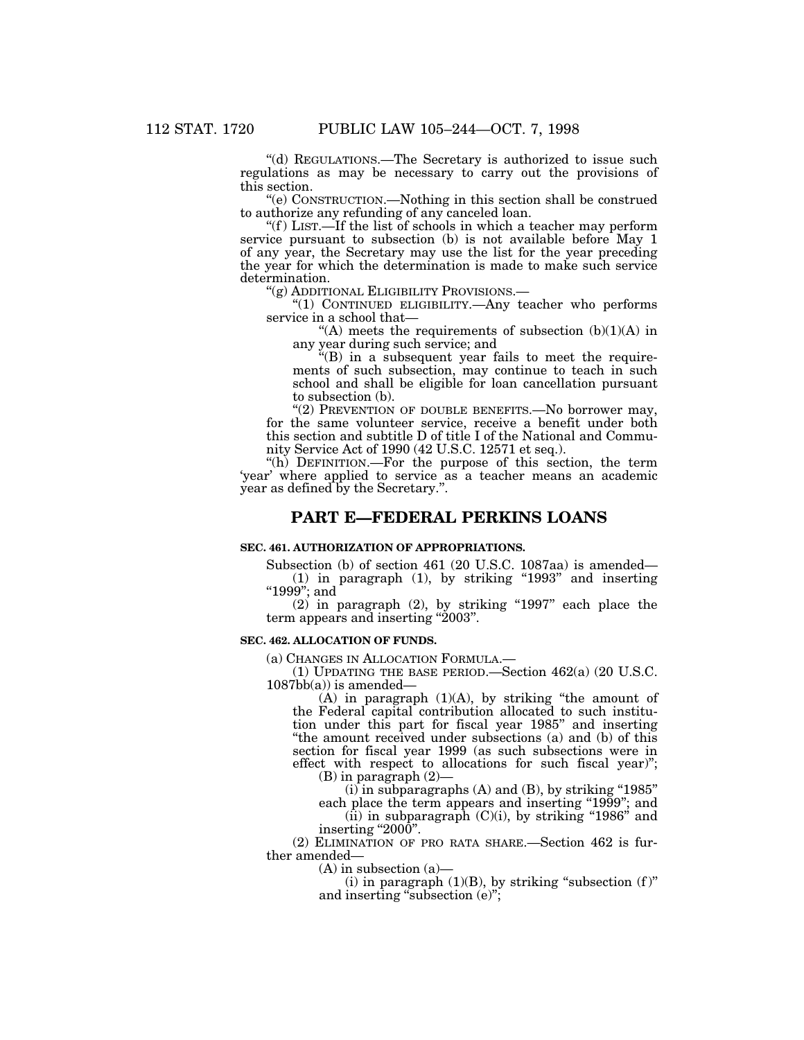"(d) REGULATIONS.—The Secretary is authorized to issue such regulations as may be necessary to carry out the provisions of this section.

"(e) CONSTRUCTION.—Nothing in this section shall be construed to authorize any refunding of any canceled loan.

"(f) LIST.—If the list of schools in which a teacher may perform service pursuant to subsection (b) is not available before May 1 of any year, the Secretary may use the list for the year preceding the year for which the determination is made to make such service determination.

"(g) ADDITIONAL ELIGIBILITY PROVISIONS.—

"(1) CONTINUED ELIGIBILITY.—Any teacher who performs service in a school that—

"(A) meets the requirements of subsection (b)(1)(A) in any year during such service; and

"(B) in a subsequent year fails to meet the requirements of such subsection, may continue to teach in such school and shall be eligible for loan cancellation pursuant to subsection (b).

"(2) PREVENTION OF DOUBLE BENEFITS.—No borrower may, for the same volunteer service, receive a benefit under both this section and subtitle D of title I of the National and Community Service Act of 1990 (42 U.S.C. 12571 et seq.).

"(h) DEFINITION.—For the purpose of this section, the term 'year' where applied to service as a teacher means an academic year as defined by the Secretary.".

## PART E—FEDERAL PERKINS LOANS

### SEC. 461. AUTHORIZATION OF APPROPRIATIONS.

Subsection (b) of section 461 (20 U.S.C. 1087aa) is amended—

(1) in paragraph (1), by striking "1993" and inserting "1999"; and

(2) in paragraph (2), by striking "1997" each place the term appears and inserting "2003".

### SEC. 462. ALLOCATION OF FUNDS.

(a) CHANGES IN ALLOCATION FORMULA.—

(1) UPDATING THE BASE PERIOD.—Section 462(a) (20 U.S.C. 1087bb(a)) is amended—

(A) in paragraph (1)(A), by striking "the amount of the Federal capital contribution allocated to such institution under this part for fiscal year 1985" and inserting "the amount received under subsections (a) and (b) of this section for fiscal year 1999 (as such subsections were in effect with respect to allocations for such fiscal year)";

(B) in paragraph (2)—

(i) in subparagraphs (A) and (B), by striking "1985" each place the term appears and inserting "1999"; and

(ii) in subparagraph (C)(i), by striking "1986" and inserting "2000".

(2) ELIMINATION OF PRO RATA SHARE.—Section 462 is further amended—

(A) in subsection (a)—

(i) in paragraph (1)(B), by striking "subsection (f)" and inserting "subsection (e)";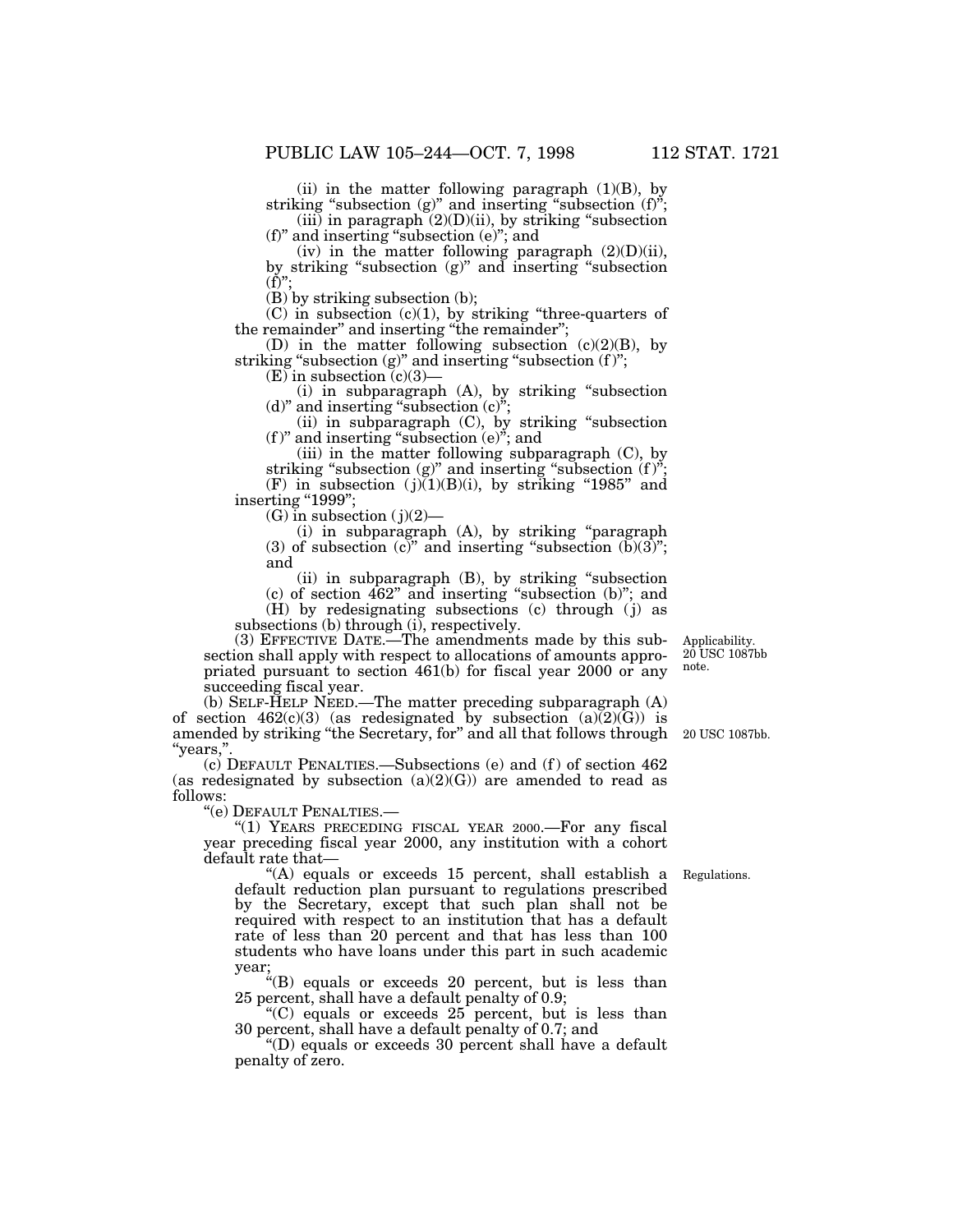(ii) in the matter following paragraph (1)(B), by striking "subsection (g)" and inserting "subsection (f)";

(iii) in paragraph (2)(D)(ii), by striking "subsection (f)" and inserting "subsection (e)"; and

(iv) in the matter following paragraph (2)(D)(ii), by striking "subsection (g)" and inserting "subsection (f)";

(B) by striking subsection (b);

(C) in subsection (c)(1), by striking "three-quarters of the remainder" and inserting "the remainder";

(D) in the matter following subsection (c)(2)(B), by striking "subsection (g)" and inserting "subsection (f)";

(E) in subsection (c)(3)—

(i) in subparagraph (A), by striking "subsection (d)" and inserting "subsection (c)";

(ii) in subparagraph (C), by striking "subsection (f)" and inserting "subsection (e)"; and

(iii) in the matter following subparagraph (C), by striking "subsection (g)" and inserting "subsection (f)";

(F) in subsection (j)(1)(B)(i), by striking "1985" and inserting "1999";

(G) in subsection (j)(2)—

(i) in subparagraph (A), by striking "paragraph (3) of subsection (c)" and inserting "subsection (b)(3)"; and

(ii) in subparagraph (B), by striking "subsection (c) of section 462" and inserting "subsection (b)"; and

(H) by redesignating subsections (c) through (j) as subsections (b) through (i), respectively.

(3) EFFECTIVE DATE.—The amendments made by this subsection shall apply with respect to allocations of amounts appropriated pursuant to section 461(b) for fiscal year 2000 or any succeeding fiscal year.

Applicability. 20 USC 1087bb note.

(b) SELF-HELP NEED.—The matter preceding subparagraph (A) of section 462(c)(3) (as redesignated by subsection (a)(2)(G)) is amended by striking "the Secretary, for" and all that follows through "years,".

20 USC 1087bb.

(c) DEFAULT PENALTIES.—Subsections (e) and (f) of section 462 (as redesignated by subsection (a)(2)(G)) are amended to read as follows:

"(e) DEFAULT PENALTIES.—

"(1) YEARS PRECEDING FISCAL YEAR 2000.—For any fiscal year preceding fiscal year 2000, any institution with a cohort default rate that—

Regulations.

"(A) equals or exceeds 15 percent, shall establish a default reduction plan pursuant to regulations prescribed by the Secretary, except that such plan shall not be required with respect to an institution that has a default rate of less than 20 percent and that has less than 100 students who have loans under this part in such academic year;

"(B) equals or exceeds 20 percent, but is less than 25 percent, shall have a default penalty of 0.9;

"(C) equals or exceeds 25 percent, but is less than 30 percent, shall have a default penalty of 0.7; and

"(D) equals or exceeds 30 percent shall have a default penalty of zero.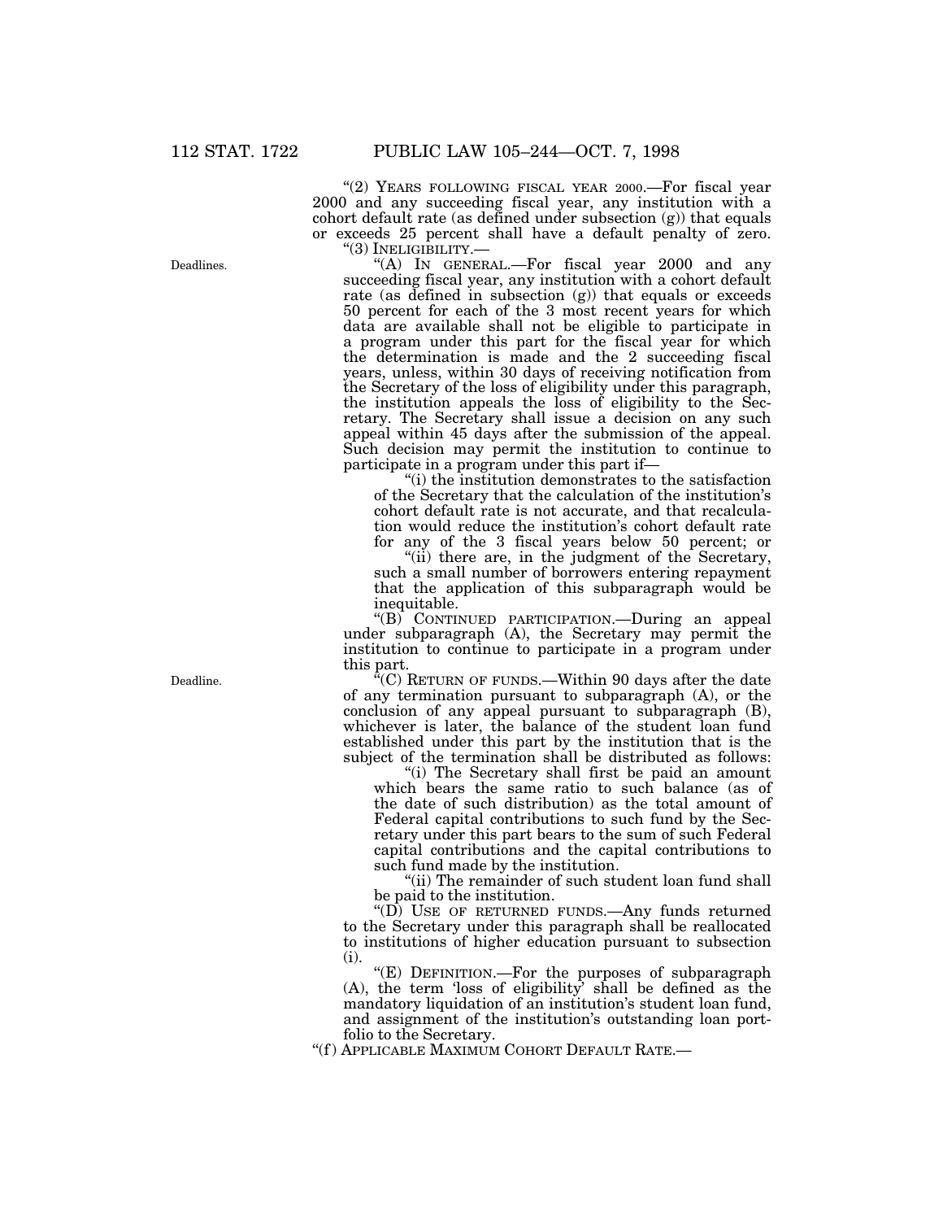"(2) YEARS FOLLOWING FISCAL YEAR 2000.—For fiscal year 2000 and any succeeding fiscal year, any institution with a cohort default rate (as defined under subsection (g)) that equals or exceeds 25 percent shall have a default penalty of zero.

"(3) INELIGIBILITY.—

Deadlines.

"(A) IN GENERAL.—For fiscal year 2000 and any succeeding fiscal year, any institution with a cohort default rate (as defined in subsection (g)) that equals or exceeds 50 percent for each of the 3 most recent years for which data are available shall not be eligible to participate in a program under this part for the fiscal year for which the determination is made and the 2 succeeding fiscal years, unless, within 30 days of receiving notification from the Secretary of the loss of eligibility under this paragraph, the institution appeals the loss of eligibility to the Secretary. The Secretary shall issue a decision on any such appeal within 45 days after the submission of the appeal. Such decision may permit the institution to continue to participate in a program under this part if—

"(i) the institution demonstrates to the satisfaction of the Secretary that the calculation of the institution's cohort default rate is not accurate, and that recalculation would reduce the institution's cohort default rate for any of the 3 fiscal years below 50 percent; or

"(ii) there are, in the judgment of the Secretary, such a small number of borrowers entering repayment that the application of this subparagraph would be inequitable.

"(B) CONTINUED PARTICIPATION.—During an appeal under subparagraph (A), the Secretary may permit the institution to continue to participate in a program under this part.

Deadline.

"(C) RETURN OF FUNDS.—Within 90 days after the date of any termination pursuant to subparagraph (A), or the conclusion of any appeal pursuant to subparagraph (B), whichever is later, the balance of the student loan fund established under this part by the institution that is the subject of the termination shall be distributed as follows:

"(i) The Secretary shall first be paid an amount which bears the same ratio to such balance (as of the date of such distribution) as the total amount of Federal capital contributions to such fund by the Secretary under this part bears to the sum of such Federal capital contributions and the capital contributions to such fund made by the institution.

"(ii) The remainder of such student loan fund shall be paid to the institution.

"(D) USE OF RETURNED FUNDS.—Any funds returned to the Secretary under this paragraph shall be reallocated to institutions of higher education pursuant to subsection (i).

"(E) DEFINITION.—For the purposes of subparagraph (A), the term 'loss of eligibility' shall be defined as the mandatory liquidation of an institution's student loan fund, and assignment of the institution's outstanding loan portfolio to the Secretary.

"(f) APPLICABLE MAXIMUM COHORT DEFAULT RATE.—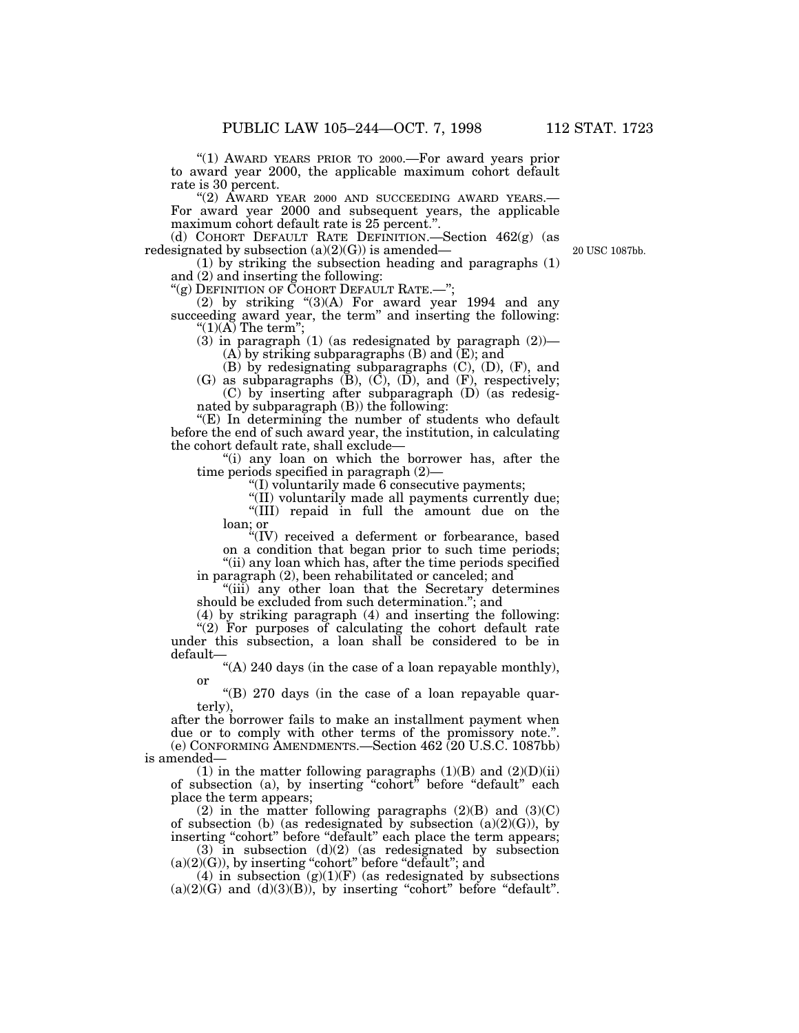"(1) AWARD YEARS PRIOR TO 2000.—For award years prior to award year 2000, the applicable maximum cohort default rate is 30 percent.

"(2) AWARD YEAR 2000 AND SUCCEEDING AWARD YEARS.—For award year 2000 and subsequent years, the applicable maximum cohort default rate is 25 percent.".

(d) COHORT DEFAULT RATE DEFINITION.—Section 462(g) (as redesignated by subsection (a)(2)(G)) is amended—

20 USC 1087bb.

(1) by striking the subsection heading and paragraphs (1) and (2) and inserting the following:

"(g) DEFINITION OF COHORT DEFAULT RATE.—";

(2) by striking "(3)(A) For award year 1994 and any succeeding award year, the term" and inserting the following: "(1)(A) The term";

(3) in paragraph (1) (as redesignated by paragraph (2))—

(A) by striking subparagraphs (B) and (E); and

(B) by redesignating subparagraphs (C), (D), (F), and (G) as subparagraphs (B), (C), (D), and (F), respectively;

(C) by inserting after subparagraph (D) (as redesignated by subparagraph (B)) the following:

"(E) In determining the number of students who default before the end of such award year, the institution, in calculating the cohort default rate, shall exclude—

"(i) any loan on which the borrower has, after the time periods specified in paragraph (2)—

"(I) voluntarily made 6 consecutive payments;

"(II) voluntarily made all payments currently due;

"(III) repaid in full the amount due on the loan; or

"(IV) received a deferment or forbearance, based on a condition that began prior to such time periods;

"(ii) any loan which has, after the time periods specified in paragraph (2), been rehabilitated or canceled; and

"(iii) any other loan that the Secretary determines should be excluded from such determination."; and

(4) by striking paragraph (4) and inserting the following:

"(2) For purposes of calculating the cohort default rate under this subsection, a loan shall be considered to be in default—

"(A) 240 days (in the case of a loan repayable monthly), or

"(B) 270 days (in the case of a loan repayable quarterly),

after the borrower fails to make an installment payment when due or to comply with other terms of the promissory note.".

(e) CONFORMING AMENDMENTS.—Section 462 (20 U.S.C. 1087bb) is amended—

(1) in the matter following paragraphs (1)(B) and (2)(D)(ii) of subsection (a), by inserting "cohort" before "default" each place the term appears;

(2) in the matter following paragraphs (2)(B) and (3)(C) of subsection (b) (as redesignated by subsection (a)(2)(G)), by inserting "cohort" before "default" each place the term appears;

(3) in subsection (d)(2) (as redesignated by subsection (a)(2)(G)), by inserting "cohort" before "default"; and

(4) in subsection (g)(1)(F) (as redesignated by subsections (a)(2)(G) and (d)(3)(B)), by inserting "cohort" before "default".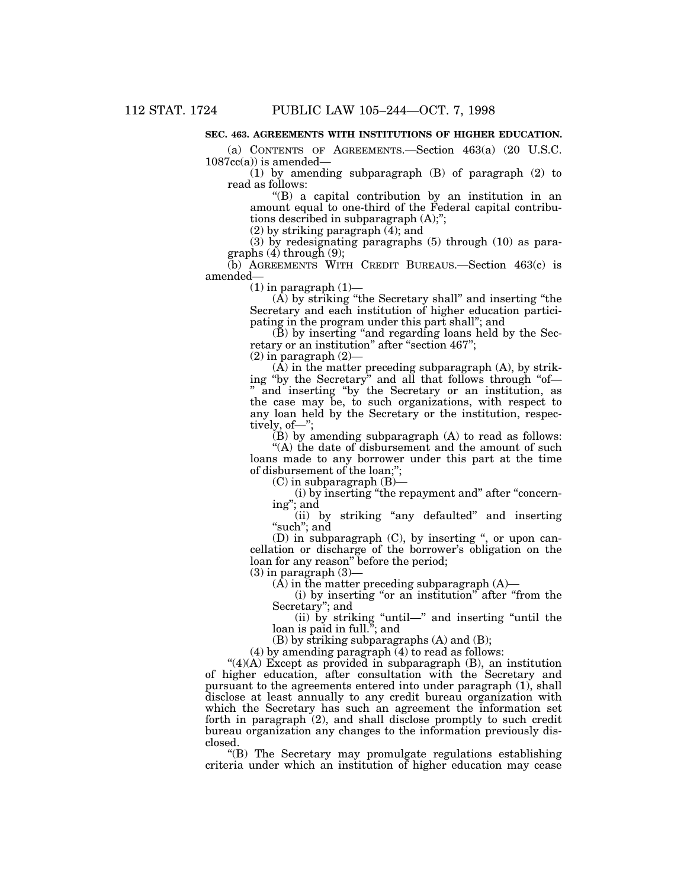**SEC. 463. AGREEMENTS WITH INSTITUTIONS OF HIGHER EDUCATION.**

(a) CONTENTS OF AGREEMENTS.—Section 463(a) (20 U.S.C. 1087cc(a)) is amended—

(1) by amending subparagraph (B) of paragraph (2) to read as follows:

"(B) a capital contribution by an institution in an amount equal to one-third of the Federal capital contributions described in subparagraph (A);";

(2) by striking paragraph (4); and

(3) by redesignating paragraphs (5) through (10) as paragraphs (4) through (9);

(b) AGREEMENTS WITH CREDIT BUREAUS.—Section 463(c) is amended—

(1) in paragraph (1)—

(A) by striking "the Secretary shall" and inserting "the Secretary and each institution of higher education participating in the program under this part shall"; and

(B) by inserting "and regarding loans held by the Secretary or an institution" after "section 467";

(2) in paragraph (2)—

(A) in the matter preceding subparagraph (A), by striking "by the Secretary" and all that follows through "of—" and inserting "by the Secretary or an institution, as the case may be, to such organizations, with respect to any loan held by the Secretary or the institution, respectively, of—";

(B) by amending subparagraph (A) to read as follows:

"(A) the date of disbursement and the amount of such loans made to any borrower under this part at the time of disbursement of the loan;";

(C) in subparagraph (B)—

(i) by inserting "the repayment and" after "concerning"; and

(ii) by striking "any defaulted" and inserting "such"; and

(D) in subparagraph (C), by inserting ", or upon cancellation or discharge of the borrower's obligation on the loan for any reason" before the period;

(3) in paragraph (3)—

(A) in the matter preceding subparagraph (A)—

(i) by inserting "or an institution" after "from the Secretary"; and

(ii) by striking "until—" and inserting "until the loan is paid in full."; and

(B) by striking subparagraphs (A) and (B);

(4) by amending paragraph (4) to read as follows:

"(4)(A) Except as provided in subparagraph (B), an institution of higher education, after consultation with the Secretary and pursuant to the agreements entered into under paragraph (1), shall disclose at least annually to any credit bureau organization with which the Secretary has such an agreement the information set forth in paragraph (2), and shall disclose promptly to such credit bureau organization any changes to the information previously disclosed.

"(B) The Secretary may promulgate regulations establishing criteria under which an institution of higher education may cease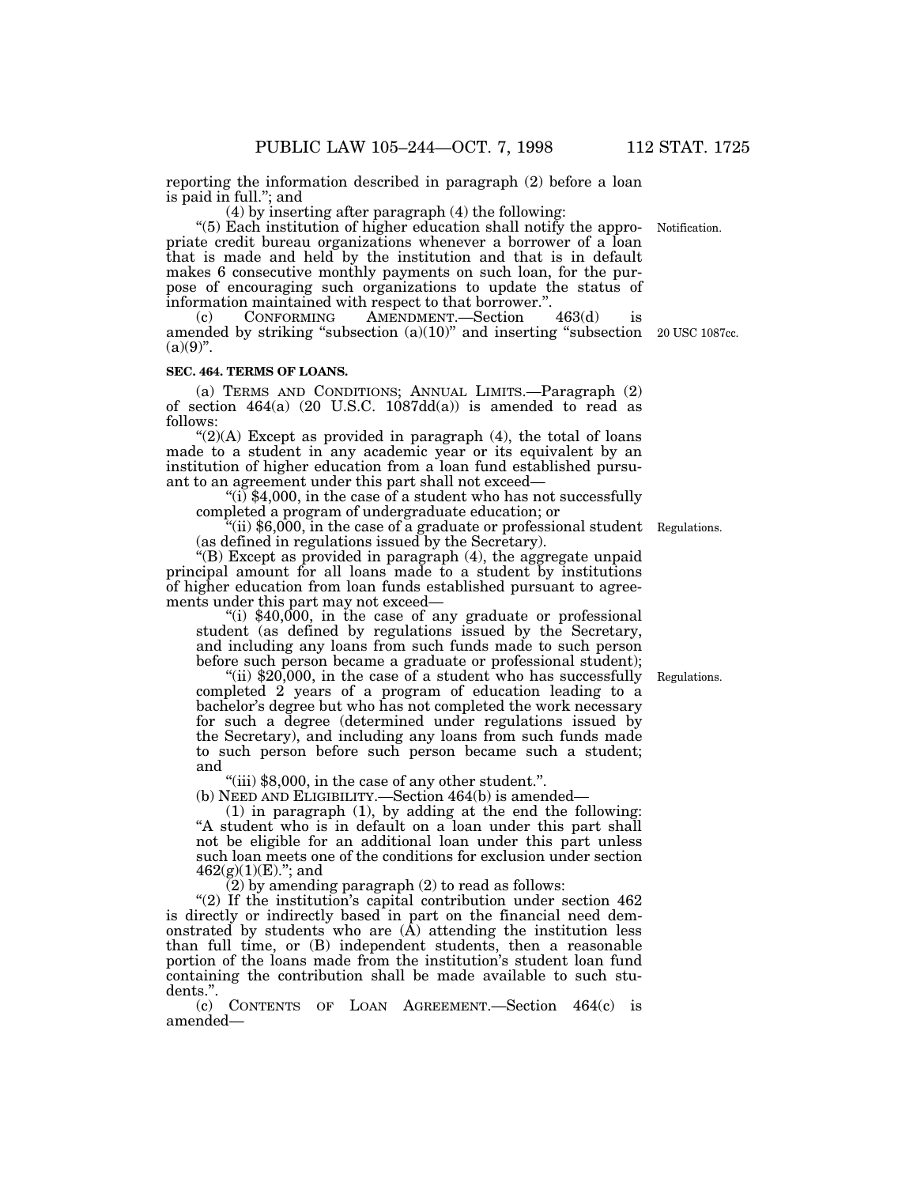reporting the information described in paragraph (2) before a loan is paid in full.''; and

(4) by inserting after paragraph (4) the following:

''(5) Each institution of higher education shall notify the appropriate credit bureau organizations whenever a borrower of a loan that is made and held by the institution and that is in default makes 6 consecutive monthly payments on such loan, for the purpose of encouraging such organizations to update the status of information maintained with respect to that borrower.''.

Notification.

(c) CONFORMING AMENDMENT.—Section 463(d) is amended by striking ''subsection (a)(10)'' and inserting ''subsection (a)(9)''.

20 USC 1087cc.

**SEC. 464. TERMS OF LOANS.**

(a) TERMS AND CONDITIONS; ANNUAL LIMITS.—Paragraph (2) of section 464(a) (20 U.S.C. 1087dd(a)) is amended to read as follows:

''(2)(A) Except as provided in paragraph (4), the total of loans made to a student in any academic year or its equivalent by an institution of higher education from a loan fund established pursuant to an agreement under this part shall not exceed—

''(i) $4,000, in the case of a student who has not successfully completed a program of undergraduate education; or

''(ii) $6,000, in the case of a graduate or professional student (as defined in regulations issued by the Secretary).

Regulations.

''(B) Except as provided in paragraph (4), the aggregate unpaid principal amount for all loans made to a student by institutions of higher education from loan funds established pursuant to agreements under this part may not exceed—

''(i) $40,000, in the case of any graduate or professional student (as defined by regulations issued by the Secretary, and including any loans from such funds made to such person before such person became a graduate or professional student);

''(ii) $20,000, in the case of a student who has successfully completed 2 years of a program of education leading to a bachelor's degree but who has not completed the work necessary for such a degree (determined under regulations issued by the Secretary), and including any loans from such funds made to such person before such person became such a student; and

Regulations.

''(iii) $8,000, in the case of any other student.''.

(b) NEED AND ELIGIBILITY.—Section 464(b) is amended—

(1) in paragraph (1), by adding at the end the following: ''A student who is in default on a loan under this part shall not be eligible for an additional loan under this part unless such loan meets one of the conditions for exclusion under section 462(g)(1)(E).''; and

(2) by amending paragraph (2) to read as follows:

''(2) If the institution's capital contribution under section 462 is directly or indirectly based in part on the financial need demonstrated by students who are (A) attending the institution less than full time, or (B) independent students, then a reasonable portion of the loans made from the institution's student loan fund containing the contribution shall be made available to such students.''.

(c) CONTENTS OF LOAN AGREEMENT.—Section 464(c) is amended—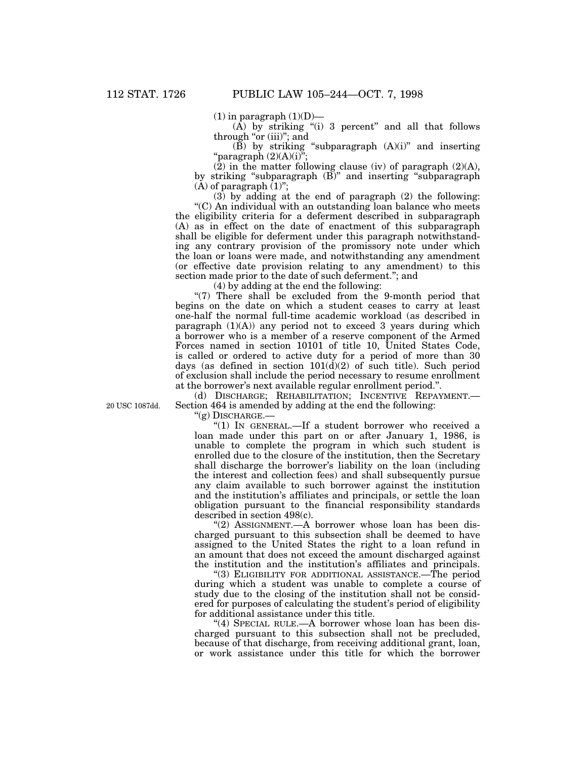(1) in paragraph (1)(D)—

(A) by striking "(i) 3 percent" and all that follows through "or (iii)"; and

(B) by striking "subparagraph (A)(i)" and inserting "paragraph (2)(A)(i)";

(2) in the matter following clause (iv) of paragraph (2)(A), by striking "subparagraph (B)" and inserting "subparagraph (A) of paragraph (1)";

(3) by adding at the end of paragraph (2) the following:

"(C) An individual with an outstanding loan balance who meets the eligibility criteria for a deferment described in subparagraph (A) as in effect on the date of enactment of this subparagraph shall be eligible for deferment under this paragraph notwithstanding any contrary provision of the promissory note under which the loan or loans were made, and notwithstanding any amendment (or effective date provision relating to any amendment) to this section made prior to the date of such deferment."; and

(4) by adding at the end the following:

"(7) There shall be excluded from the 9-month period that begins on the date on which a student ceases to carry at least one-half the normal full-time academic workload (as described in paragraph (1)(A)) any period not to exceed 3 years during which a borrower who is a member of a reserve component of the Armed Forces named in section 10101 of title 10, United States Code, is called or ordered to active duty for a period of more than 30 days (as defined in section 101(d)(2) of such title). Such period of exclusion shall include the period necessary to resume enrollment at the borrower's next available regular enrollment period.".

(d) DISCHARGE; REHABILITATION; INCENTIVE REPAYMENT.—Section 464 is amended by adding at the end the following:

20 USC 1087dd.

"(g) DISCHARGE.—

"(1) IN GENERAL.—If a student borrower who received a loan made under this part on or after January 1, 1986, is unable to complete the program in which such student is enrolled due to the closure of the institution, then the Secretary shall discharge the borrower's liability on the loan (including the interest and collection fees) and shall subsequently pursue any claim available to such borrower against the institution and the institution's affiliates and principals, or settle the loan obligation pursuant to the financial responsibility standards described in section 498(c).

"(2) ASSIGNMENT.—A borrower whose loan has been discharged pursuant to this subsection shall be deemed to have assigned to the United States the right to a loan refund in an amount that does not exceed the amount discharged against the institution and the institution's affiliates and principals.

"(3) ELIGIBILITY FOR ADDITIONAL ASSISTANCE.—The period during which a student was unable to complete a course of study due to the closing of the institution shall not be considered for purposes of calculating the student's period of eligibility for additional assistance under this title.

"(4) SPECIAL RULE.—A borrower whose loan has been discharged pursuant to this subsection shall not be precluded, because of that discharge, from receiving additional grant, loan, or work assistance under this title for which the borrower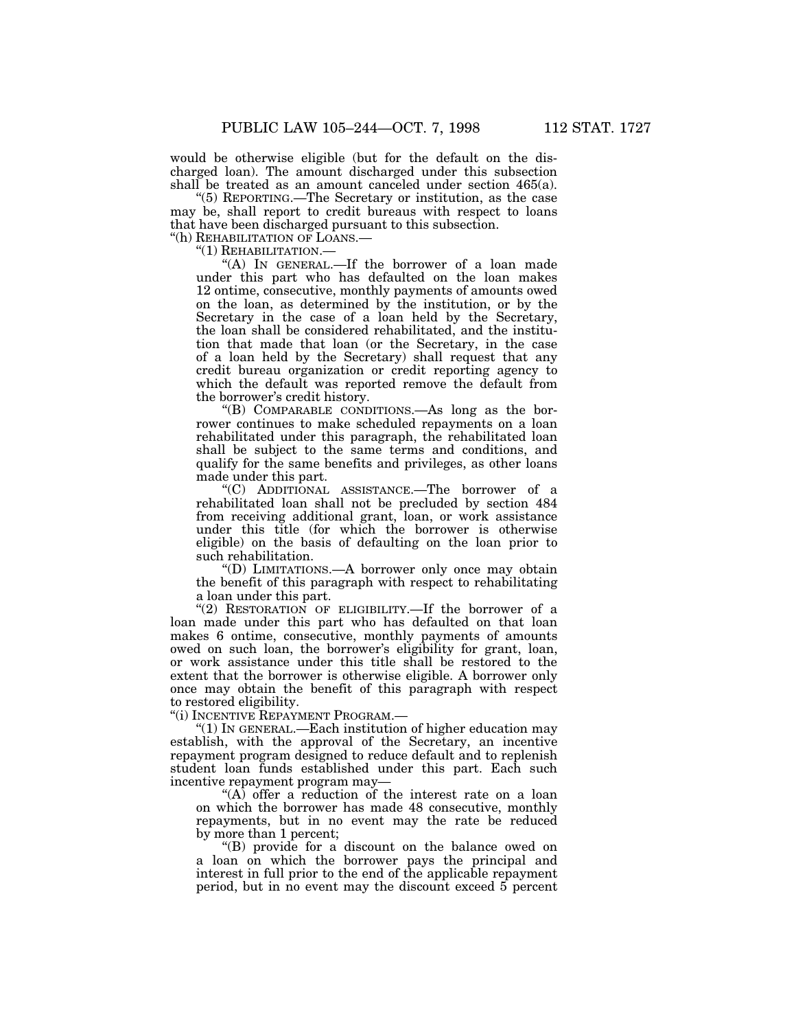would be otherwise eligible (but for the default on the discharged loan). The amount discharged under this subsection shall be treated as an amount canceled under section 465(a).

"(5) REPORTING.—The Secretary or institution, as the case may be, shall report to credit bureaus with respect to loans that have been discharged pursuant to this subsection.

"(h) REHABILITATION OF LOANS.—

"(1) REHABILITATION.—

"(A) IN GENERAL.—If the borrower of a loan made under this part who has defaulted on the loan makes 12 ontime, consecutive, monthly payments of amounts owed on the loan, as determined by the institution, or by the Secretary in the case of a loan held by the Secretary, the loan shall be considered rehabilitated, and the institution that made that loan (or the Secretary, in the case of a loan held by the Secretary) shall request that any credit bureau organization or credit reporting agency to which the default was reported remove the default from the borrower's credit history.

"(B) COMPARABLE CONDITIONS.—As long as the borrower continues to make scheduled repayments on a loan rehabilitated under this paragraph, the rehabilitated loan shall be subject to the same terms and conditions, and qualify for the same benefits and privileges, as other loans made under this part.

"(C) ADDITIONAL ASSISTANCE.—The borrower of a rehabilitated loan shall not be precluded by section 484 from receiving additional grant, loan, or work assistance under this title (for which the borrower is otherwise eligible) on the basis of defaulting on the loan prior to such rehabilitation.

"(D) LIMITATIONS.—A borrower only once may obtain the benefit of this paragraph with respect to rehabilitating a loan under this part.

"(2) RESTORATION OF ELIGIBILITY.—If the borrower of a loan made under this part who has defaulted on that loan makes 6 ontime, consecutive, monthly payments of amounts owed on such loan, the borrower's eligibility for grant, loan, or work assistance under this title shall be restored to the extent that the borrower is otherwise eligible. A borrower only once may obtain the benefit of this paragraph with respect to restored eligibility.

"(i) INCENTIVE REPAYMENT PROGRAM.—

"(1) IN GENERAL.—Each institution of higher education may establish, with the approval of the Secretary, an incentive repayment program designed to reduce default and to replenish student loan funds established under this part. Each such incentive repayment program may—

"(A) offer a reduction of the interest rate on a loan on which the borrower has made 48 consecutive, monthly repayments, but in no event may the rate be reduced by more than 1 percent;

"(B) provide for a discount on the balance owed on a loan on which the borrower pays the principal and interest in full prior to the end of the applicable repayment period, but in no event may the discount exceed 5 percent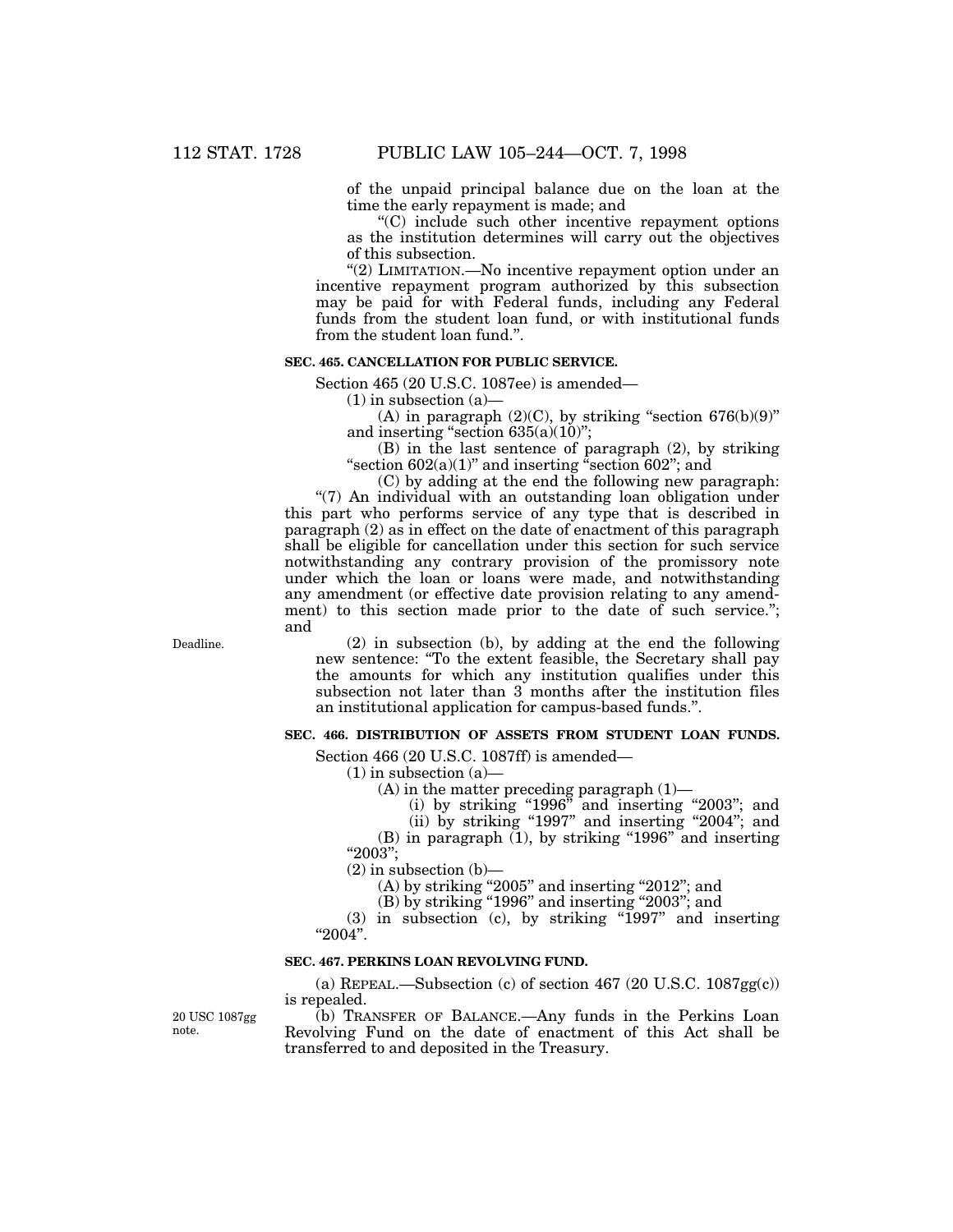of the unpaid principal balance due on the loan at the time the early repayment is made; and

"(C) include such other incentive repayment options as the institution determines will carry out the objectives of this subsection.

"(2) LIMITATION.—No incentive repayment option under an incentive repayment program authorized by this subsection may be paid for with Federal funds, including any Federal funds from the student loan fund, or with institutional funds from the student loan fund.".

**SEC. 465. CANCELLATION FOR PUBLIC SERVICE.**

Section 465 (20 U.S.C. 1087ee) is amended—

(1) in subsection (a)—

(A) in paragraph (2)(C), by striking "section 676(b)(9)" and inserting "section 635(a)(10)";

(B) in the last sentence of paragraph (2), by striking "section 602(a)(1)" and inserting "section 602"; and

(C) by adding at the end the following new paragraph:

"(7) An individual with an outstanding loan obligation under this part who performs service of any type that is described in paragraph (2) as in effect on the date of enactment of this paragraph shall be eligible for cancellation under this section for such service notwithstanding any contrary provision of the promissory note under which the loan or loans were made, and notwithstanding any amendment (or effective date provision relating to any amendment) to this section made prior to the date of such service."; and

Deadline.

(2) in subsection (b), by adding at the end the following new sentence: "To the extent feasible, the Secretary shall pay the amounts for which any institution qualifies under this subsection not later than 3 months after the institution files an institutional application for campus-based funds.".

**SEC. 466. DISTRIBUTION OF ASSETS FROM STUDENT LOAN FUNDS.**

Section 466 (20 U.S.C. 1087ff) is amended—

(1) in subsection (a)—

(A) in the matter preceding paragraph (1)—

(i) by striking "1996" and inserting "2003"; and

(ii) by striking "1997" and inserting "2004"; and

(B) in paragraph (1), by striking "1996" and inserting "2003";

(2) in subsection (b)—

(A) by striking "2005" and inserting "2012"; and

(B) by striking "1996" and inserting "2003"; and

(3) in subsection (c), by striking "1997" and inserting "2004".

**SEC. 467. PERKINS LOAN REVOLVING FUND.**

(a) REPEAL.—Subsection (c) of section 467 (20 U.S.C. 1087gg(c)) is repealed.

20 USC 1087gg note.

(b) TRANSFER OF BALANCE.—Any funds in the Perkins Loan Revolving Fund on the date of enactment of this Act shall be transferred to and deposited in the Treasury.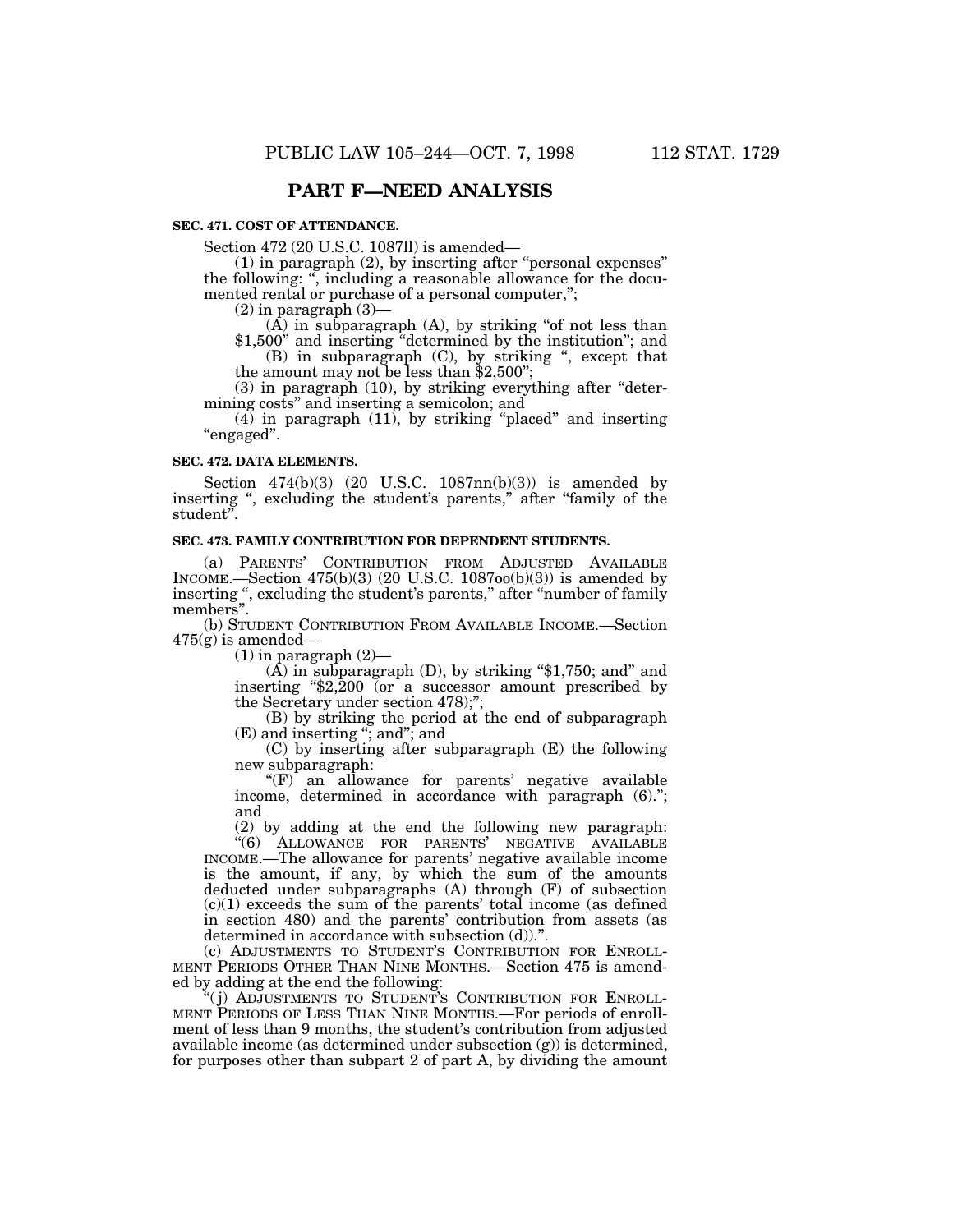## PART F—NEED ANALYSIS

**SEC. 471. COST OF ATTENDANCE.**

Section 472 (20 U.S.C. 1087ll) is amended—

(1) in paragraph (2), by inserting after "personal expenses" the following: ", including a reasonable allowance for the documented rental or purchase of a personal computer,";

(2) in paragraph (3)—

(A) in subparagraph (A), by striking "of not less than $1,500" and inserting "determined by the institution"; and

(B) in subparagraph (C), by striking ", except that the amount may not be less than $2,500";

(3) in paragraph (10), by striking everything after "determining costs" and inserting a semicolon; and

(4) in paragraph (11), by striking "placed" and inserting "engaged".

**SEC. 472. DATA ELEMENTS.**

Section 474(b)(3) (20 U.S.C. 1087nn(b)(3)) is amended by inserting ", excluding the student's parents," after "family of the student".

**SEC. 473. FAMILY CONTRIBUTION FOR DEPENDENT STUDENTS.**

(a) PARENTS' CONTRIBUTION FROM ADJUSTED AVAILABLE INCOME.—Section 475(b)(3) (20 U.S.C. 1087oo(b)(3)) is amended by inserting ", excluding the student's parents," after "number of family members".

(b) STUDENT CONTRIBUTION FROM AVAILABLE INCOME.—Section 475(g) is amended—

(1) in paragraph (2)—

(A) in subparagraph (D), by striking "$1,750; and" and inserting "$2,200 (or a successor amount prescribed by the Secretary under section 478);";

(B) by striking the period at the end of subparagraph (E) and inserting "; and"; and

(C) by inserting after subparagraph (E) the following new subparagraph:

"(F) an allowance for parents' negative available income, determined in accordance with paragraph (6)."; and

(2) by adding at the end the following new paragraph:

"(6) ALLOWANCE FOR PARENTS' NEGATIVE AVAILABLE INCOME.—The allowance for parents' negative available income is the amount, if any, by which the sum of the amounts deducted under subparagraphs (A) through (F) of subsection (c)(1) exceeds the sum of the parents' total income (as defined in section 480) and the parents' contribution from assets (as determined in accordance with subsection (d)).".

(c) ADJUSTMENTS TO STUDENT'S CONTRIBUTION FOR ENROLLMENT PERIODS OTHER THAN NINE MONTHS.—Section 475 is amended by adding at the end the following:

"(j) ADJUSTMENTS TO STUDENT'S CONTRIBUTION FOR ENROLLMENT PERIODS OF LESS THAN NINE MONTHS.—For periods of enrollment of less than 9 months, the student's contribution from adjusted available income (as determined under subsection (g)) is determined, for purposes other than subpart 2 of part A, by dividing the amount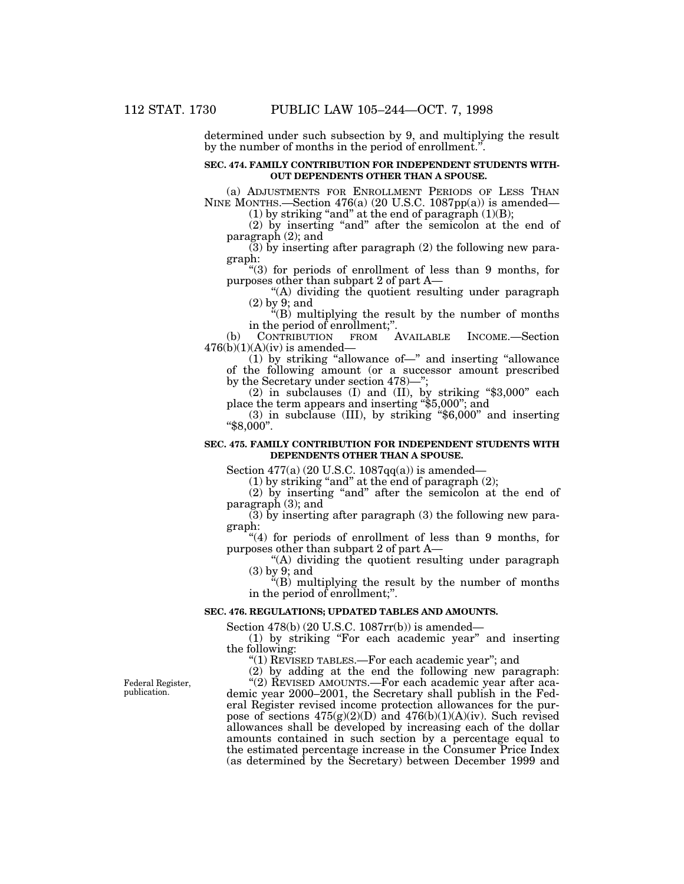determined under such subsection by 9, and multiplying the result by the number of months in the period of enrollment.".

**SEC. 474. FAMILY CONTRIBUTION FOR INDEPENDENT STUDENTS WITHOUT DEPENDENTS OTHER THAN A SPOUSE.**

(a) ADJUSTMENTS FOR ENROLLMENT PERIODS OF LESS THAN NINE MONTHS.—Section 476(a) (20 U.S.C. 1087pp(a)) is amended—

(1) by striking "and" at the end of paragraph (1)(B);

(2) by inserting "and" after the semicolon at the end of paragraph (2); and

(3) by inserting after paragraph (2) the following new paragraph:

"(3) for periods of enrollment of less than 9 months, for purposes other than subpart 2 of part A—

"(A) dividing the quotient resulting under paragraph (2) by 9; and

"(B) multiplying the result by the number of months in the period of enrollment;".

(b) CONTRIBUTION FROM AVAILABLE INCOME.—Section 476(b)(1)(A)(iv) is amended—

(1) by striking "allowance of—" and inserting "allowance of the following amount (or a successor amount prescribed by the Secretary under section 478)—";

(2) in subclauses (I) and (II), by striking "$3,000" each place the term appears and inserting "$5,000"; and

(3) in subclause (III), by striking "$6,000" and inserting "$8,000".

**SEC. 475. FAMILY CONTRIBUTION FOR INDEPENDENT STUDENTS WITH DEPENDENTS OTHER THAN A SPOUSE.**

Section 477(a) (20 U.S.C. 1087qq(a)) is amended—

(1) by striking "and" at the end of paragraph (2);

(2) by inserting "and" after the semicolon at the end of paragraph (3); and

(3) by inserting after paragraph (3) the following new paragraph:

"(4) for periods of enrollment of less than 9 months, for purposes other than subpart 2 of part A—

"(A) dividing the quotient resulting under paragraph (3) by 9; and

"(B) multiplying the result by the number of months in the period of enrollment;".

**SEC. 476. REGULATIONS; UPDATED TABLES AND AMOUNTS.**

Section 478(b) (20 U.S.C. 1087rr(b)) is amended—

(1) by striking "For each academic year" and inserting the following:

"(1) REVISED TABLES.—For each academic year"; and

(2) by adding at the end the following new paragraph:

Federal Register, publication.

"(2) REVISED AMOUNTS.—For each academic year after academic year 2000–2001, the Secretary shall publish in the Federal Register revised income protection allowances for the purpose of sections 475(g)(2)(D) and 476(b)(1)(A)(iv). Such revised allowances shall be developed by increasing each of the dollar amounts contained in such section by a percentage equal to the estimated percentage increase in the Consumer Price Index (as determined by the Secretary) between December 1999 and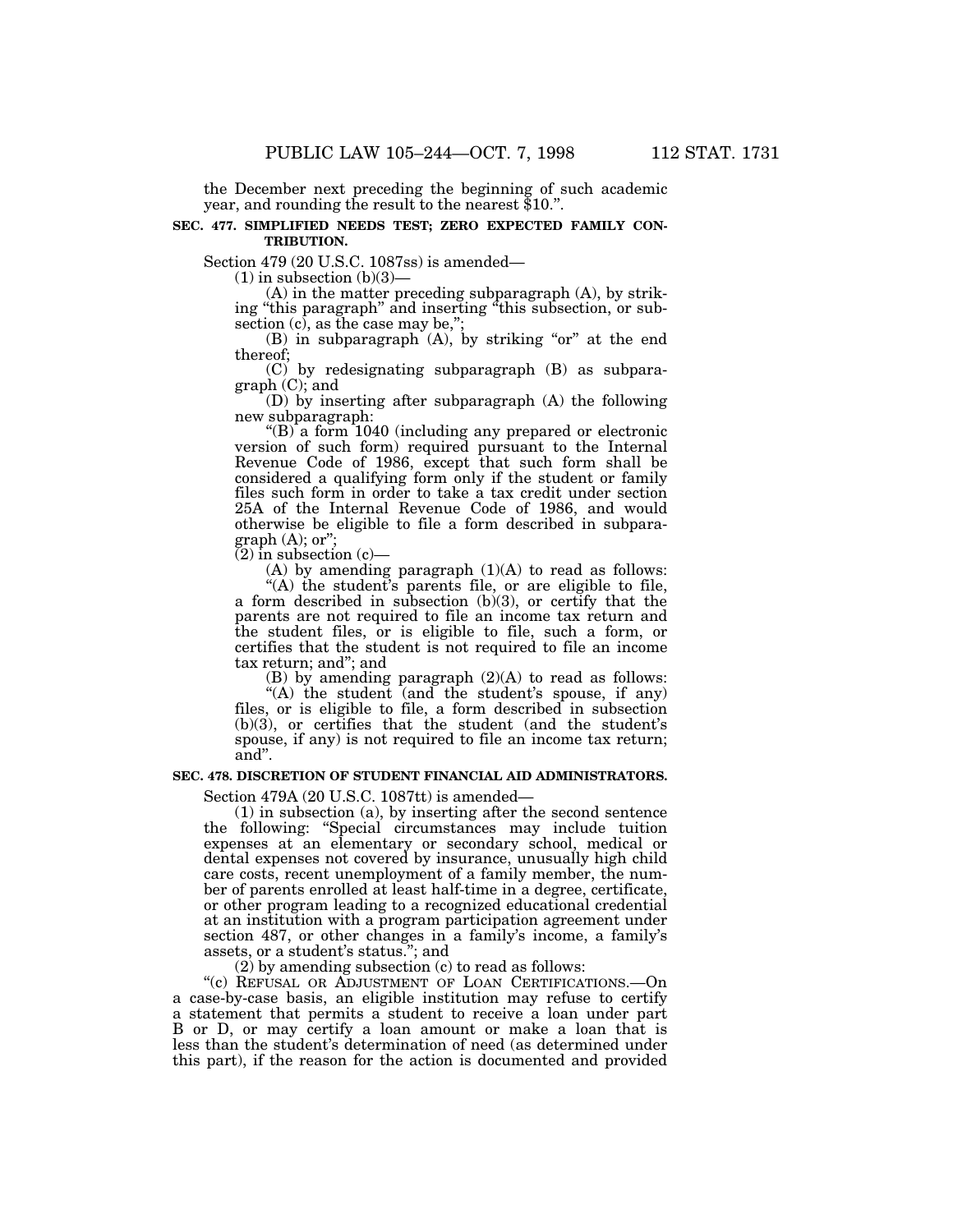the December next preceding the beginning of such academic year, and rounding the result to the nearest $10.".

**SEC. 477. SIMPLIFIED NEEDS TEST; ZERO EXPECTED FAMILY CONTRIBUTION.**

Section 479 (20 U.S.C. 1087ss) is amended—

(1) in subsection (b)(3)—

(A) in the matter preceding subparagraph (A), by striking "this paragraph" and inserting "this subsection, or subsection (c), as the case may be,";

(B) in subparagraph (A), by striking "or" at the end thereof;

(C) by redesignating subparagraph (B) as subparagraph (C); and

(D) by inserting after subparagraph (A) the following new subparagraph:

"(B) a form 1040 (including any prepared or electronic version of such form) required pursuant to the Internal Revenue Code of 1986, except that such form shall be considered a qualifying form only if the student or family files such form in order to take a tax credit under section 25A of the Internal Revenue Code of 1986, and would otherwise be eligible to file a form described in subparagraph (A); or";

(2) in subsection (c)—

(A) by amending paragraph (1)(A) to read as follows:

"(A) the student's parents file, or are eligible to file, a form described in subsection (b)(3), or certify that the parents are not required to file an income tax return and the student files, or is eligible to file, such a form, or certifies that the student is not required to file an income tax return; and"; and

(B) by amending paragraph (2)(A) to read as follows:

"(A) the student (and the student's spouse, if any) files, or is eligible to file, a form described in subsection (b)(3), or certifies that the student (and the student's spouse, if any) is not required to file an income tax return; and".

**SEC. 478. DISCRETION OF STUDENT FINANCIAL AID ADMINISTRATORS.**

Section 479A (20 U.S.C. 1087tt) is amended—

(1) in subsection (a), by inserting after the second sentence the following: "Special circumstances may include tuition expenses at an elementary or secondary school, medical or dental expenses not covered by insurance, unusually high child care costs, recent unemployment of a family member, the number of parents enrolled at least half-time in a degree, certificate, or other program leading to a recognized educational credential at an institution with a program participation agreement under section 487, or other changes in a family's income, a family's assets, or a student's status."; and

(2) by amending subsection (c) to read as follows:

"(c) REFUSAL OR ADJUSTMENT OF LOAN CERTIFICATIONS.—On a case-by-case basis, an eligible institution may refuse to certify a statement that permits a student to receive a loan under part B or D, or may certify a loan amount or make a loan that is less than the student's determination of need (as determined under this part), if the reason for the action is documented and provided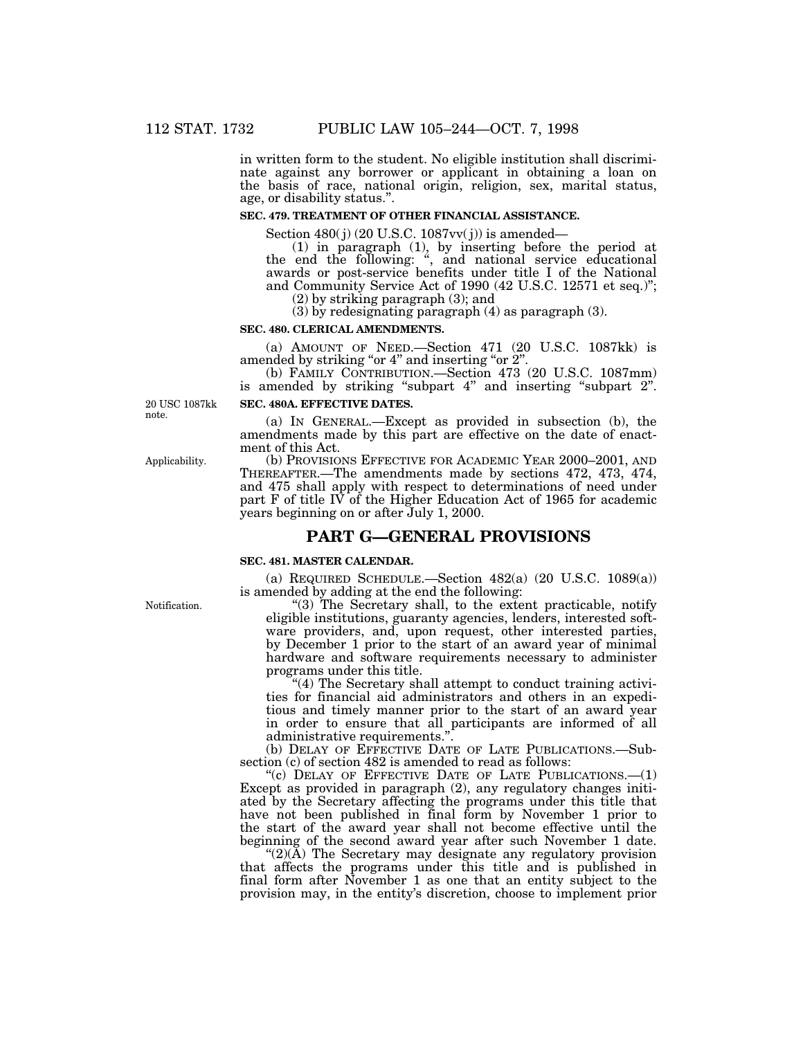in written form to the student. No eligible institution shall discriminate against any borrower or applicant in obtaining a loan on the basis of race, national origin, religion, sex, marital status, age, or disability status.".

**SEC. 479. TREATMENT OF OTHER FINANCIAL ASSISTANCE.**

Section 480(j) (20 U.S.C. 1087vv(j)) is amended—

(1) in paragraph (1), by inserting before the period at the end the following: ", and national service educational awards or post-service benefits under title I of the National and Community Service Act of 1990 (42 U.S.C. 12571 et seq.)";

(2) by striking paragraph (3); and

(3) by redesignating paragraph (4) as paragraph (3).

**SEC. 480. CLERICAL AMENDMENTS.**

(a) AMOUNT OF NEED.—Section 471 (20 U.S.C. 1087kk) is amended by striking "or 4" and inserting "or 2".

(b) FAMILY CONTRIBUTION.—Section 473 (20 U.S.C. 1087mm) is amended by striking "subpart 4" and inserting "subpart 2".

20 USC 1087kk note.

**SEC. 480A. EFFECTIVE DATES.**

(a) IN GENERAL.—Except as provided in subsection (b), the amendments made by this part are effective on the date of enactment of this Act.

Applicability.

(b) PROVISIONS EFFECTIVE FOR ACADEMIC YEAR 2000–2001, AND THEREAFTER.—The amendments made by sections 472, 473, 474, and 475 shall apply with respect to determinations of need under part F of title IV of the Higher Education Act of 1965 for academic years beginning on or after July 1, 2000.

## PART G—GENERAL PROVISIONS

**SEC. 481. MASTER CALENDAR.**

(a) REQUIRED SCHEDULE.—Section 482(a) (20 U.S.C. 1089(a)) is amended by adding at the end the following:

Notification.

"(3) The Secretary shall, to the extent practicable, notify eligible institutions, guaranty agencies, lenders, interested software providers, and, upon request, other interested parties, by December 1 prior to the start of an award year of minimal hardware and software requirements necessary to administer programs under this title.

"(4) The Secretary shall attempt to conduct training activities for financial aid administrators and others in an expeditious and timely manner prior to the start of an award year in order to ensure that all participants are informed of all administrative requirements.".

(b) DELAY OF EFFECTIVE DATE OF LATE PUBLICATIONS.—Subsection (c) of section 482 is amended to read as follows:

"(c) DELAY OF EFFECTIVE DATE OF LATE PUBLICATIONS.—(1) Except as provided in paragraph (2), any regulatory changes initiated by the Secretary affecting the programs under this title that have not been published in final form by November 1 prior to the start of the award year shall not become effective until the beginning of the second award year after such November 1 date.

"(2)(A) The Secretary may designate any regulatory provision that affects the programs under this title and is published in final form after November 1 as one that an entity subject to the provision may, in the entity's discretion, choose to implement prior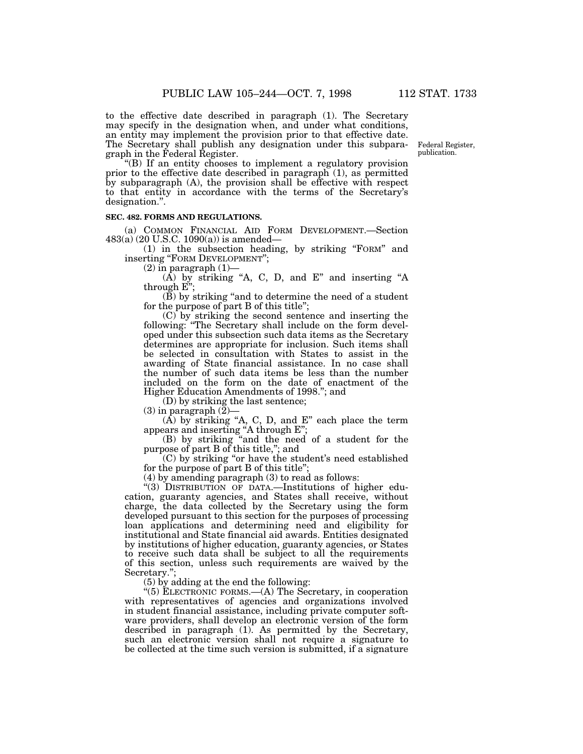to the effective date described in paragraph (1). The Secretary may specify in the designation when, and under what conditions, an entity may implement the provision prior to that effective date. The Secretary shall publish any designation under this subparagraph in the Federal Register.

Federal Register, publication.

"(B) If an entity chooses to implement a regulatory provision prior to the effective date described in paragraph (1), as permitted by subparagraph (A), the provision shall be effective with respect to that entity in accordance with the terms of the Secretary's designation.".

**SEC. 482. FORMS AND REGULATIONS.**

(a) COMMON FINANCIAL AID FORM DEVELOPMENT.—Section 483(a) (20 U.S.C. 1090(a)) is amended—

(1) in the subsection heading, by striking "FORM" and inserting "FORM DEVELOPMENT";

(2) in paragraph (1)—

(A) by striking "A, C, D, and E" and inserting "A through E";

(B) by striking "and to determine the need of a student for the purpose of part B of this title";

(C) by striking the second sentence and inserting the following: "The Secretary shall include on the form developed under this subsection such data items as the Secretary determines are appropriate for inclusion. Such items shall be selected in consultation with States to assist in the awarding of State financial assistance. In no case shall the number of such data items be less than the number included on the form on the date of enactment of the Higher Education Amendments of 1998."; and

(D) by striking the last sentence;

(3) in paragraph (2)—

(A) by striking "A, C, D, and E" each place the term appears and inserting "A through E";

(B) by striking "and the need of a student for the purpose of part B of this title,"; and

(C) by striking "or have the student's need established for the purpose of part B of this title";

(4) by amending paragraph (3) to read as follows:

"(3) DISTRIBUTION OF DATA.—Institutions of higher education, guaranty agencies, and States shall receive, without charge, the data collected by the Secretary using the form developed pursuant to this section for the purposes of processing loan applications and determining need and eligibility for institutional and State financial aid awards. Entities designated by institutions of higher education, guaranty agencies, or States to receive such data shall be subject to all the requirements of this section, unless such requirements are waived by the Secretary.";

(5) by adding at the end the following:

"(5) ELECTRONIC FORMS.—(A) The Secretary, in cooperation with representatives of agencies and organizations involved in student financial assistance, including private computer software providers, shall develop an electronic version of the form described in paragraph (1). As permitted by the Secretary, such an electronic version shall not require a signature to be collected at the time such version is submitted, if a signature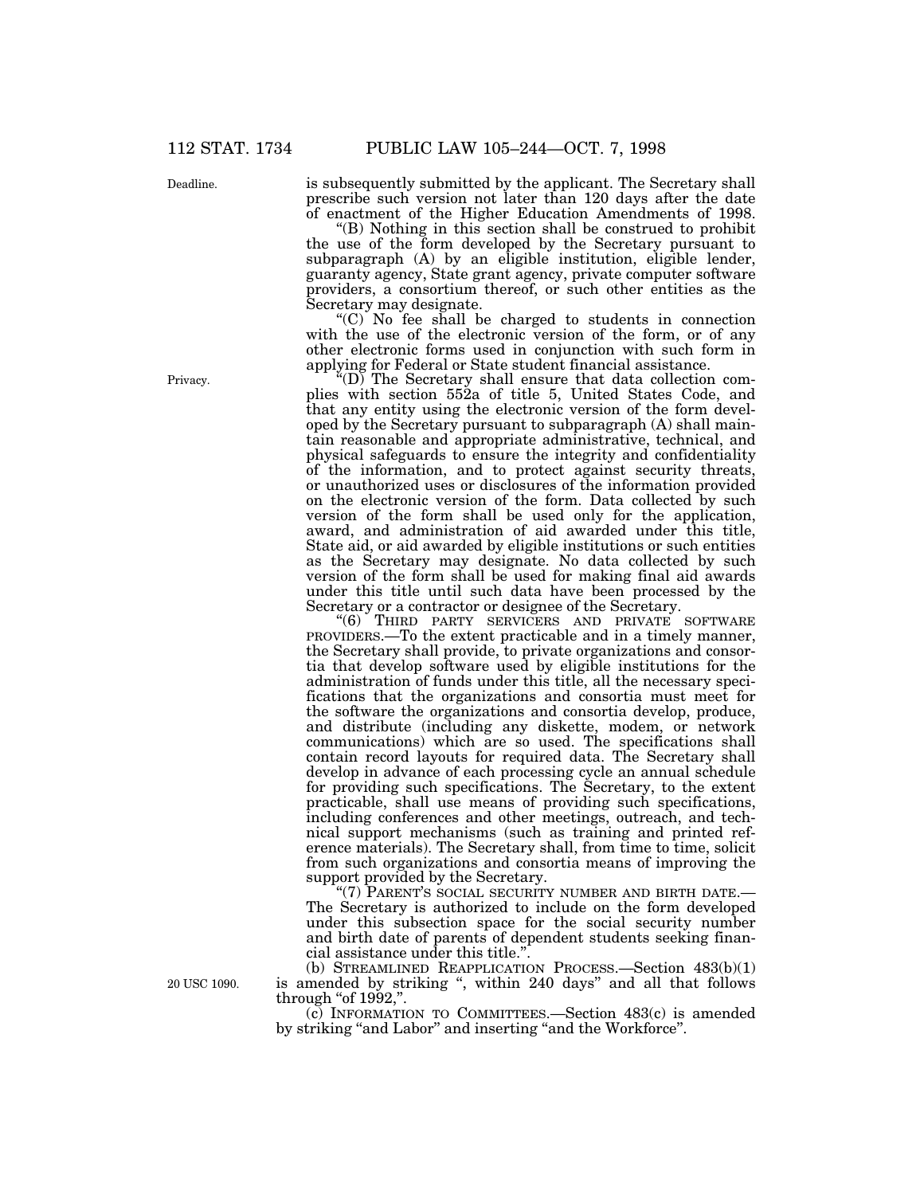Deadline.

is subsequently submitted by the applicant. The Secretary shall prescribe such version not later than 120 days after the date of enactment of the Higher Education Amendments of 1998.

"(B) Nothing in this section shall be construed to prohibit the use of the form developed by the Secretary pursuant to subparagraph (A) by an eligible institution, eligible lender, guaranty agency, State grant agency, private computer software providers, a consortium thereof, or such other entities as the Secretary may designate.

"(C) No fee shall be charged to students in connection with the use of the electronic version of the form, or of any other electronic forms used in conjunction with such form in applying for Federal or State student financial assistance.

Privacy.

"(D) The Secretary shall ensure that data collection complies with section 552a of title 5, United States Code, and that any entity using the electronic version of the form developed by the Secretary pursuant to subparagraph (A) shall maintain reasonable and appropriate administrative, technical, and physical safeguards to ensure the integrity and confidentiality of the information, and to protect against security threats, or unauthorized uses or disclosures of the information provided on the electronic version of the form. Data collected by such version of the form shall be used only for the application, award, and administration of aid awarded under this title, State aid, or aid awarded by eligible institutions or such entities as the Secretary may designate. No data collected by such version of the form shall be used for making final aid awards under this title until such data have been processed by the Secretary or a contractor or designee of the Secretary.

"(6) THIRD PARTY SERVICERS AND PRIVATE SOFTWARE PROVIDERS.—To the extent practicable and in a timely manner, the Secretary shall provide, to private organizations and consortia that develop software used by eligible institutions for the administration of funds under this title, all the necessary specifications that the organizations and consortia must meet for the software the organizations and consortia develop, produce, and distribute (including any diskette, modem, or network communications) which are so used. The specifications shall contain record layouts for required data. The Secretary shall develop in advance of each processing cycle an annual schedule for providing such specifications. The Secretary, to the extent practicable, shall use means of providing such specifications, including conferences and other meetings, outreach, and technical support mechanisms (such as training and printed reference materials). The Secretary shall, from time to time, solicit from such organizations and consortia means of improving the support provided by the Secretary.

"(7) PARENT'S SOCIAL SECURITY NUMBER AND BIRTH DATE.—The Secretary is authorized to include on the form developed under this subsection space for the social security number and birth date of parents of dependent students seeking financial assistance under this title.".

20 USC 1090.

(b) STREAMLINED REAPPLICATION PROCESS.—Section 483(b)(1) is amended by striking ", within 240 days" and all that follows through "of 1992,".

(c) INFORMATION TO COMMITTEES.—Section 483(c) is amended by striking "and Labor" and inserting "and the Workforce".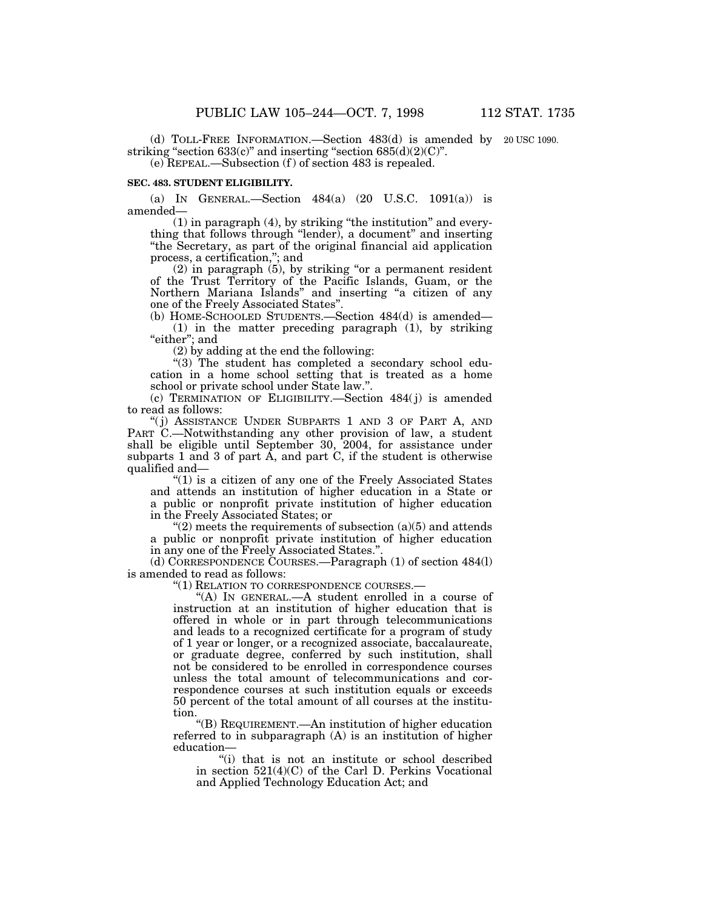(d) TOLL-FREE INFORMATION.—Section 483(d) is amended by striking "section 633(c)" and inserting "section 685(d)(2)(C)".

20 USC 1090.

(e) REPEAL.—Subsection (f) of section 483 is repealed.

**SEC. 483. STUDENT ELIGIBILITY.**

(a) IN GENERAL.—Section 484(a) (20 U.S.C. 1091(a)) is amended—

(1) in paragraph (4), by striking "the institution" and everything that follows through "lender), a document" and inserting "the Secretary, as part of the original financial aid application process, a certification,"; and

(2) in paragraph (5), by striking "or a permanent resident of the Trust Territory of the Pacific Islands, Guam, or the Northern Mariana Islands" and inserting "a citizen of any one of the Freely Associated States".

(b) HOME-SCHOOLED STUDENTS.—Section 484(d) is amended—

(1) in the matter preceding paragraph (1), by striking "either"; and

(2) by adding at the end the following:

"(3) The student has completed a secondary school education in a home school setting that is treated as a home school or private school under State law.".

(c) TERMINATION OF ELIGIBILITY.—Section 484(j) is amended to read as follows:

"(j) ASSISTANCE UNDER SUBPARTS 1 AND 3 OF PART A, AND PART C.—Notwithstanding any other provision of law, a student shall be eligible until September 30, 2004, for assistance under subparts 1 and 3 of part A, and part C, if the student is otherwise qualified and—

"(1) is a citizen of any one of the Freely Associated States and attends an institution of higher education in a State or a public or nonprofit private institution of higher education in the Freely Associated States; or

"(2) meets the requirements of subsection (a)(5) and attends a public or nonprofit private institution of higher education in any one of the Freely Associated States.".

(d) CORRESPONDENCE COURSES.—Paragraph (1) of section 484(l) is amended to read as follows:

"(1) RELATION TO CORRESPONDENCE COURSES.—

"(A) IN GENERAL.—A student enrolled in a course of instruction at an institution of higher education that is offered in whole or in part through telecommunications and leads to a recognized certificate for a program of study of 1 year or longer, or a recognized associate, baccalaureate, or graduate degree, conferred by such institution, shall not be considered to be enrolled in correspondence courses unless the total amount of telecommunications and correspondence courses at such institution equals or exceeds 50 percent of the total amount of all courses at the institution.

"(B) REQUIREMENT.—An institution of higher education referred to in subparagraph (A) is an institution of higher education—

"(i) that is not an institute or school described in section 521(4)(C) of the Carl D. Perkins Vocational and Applied Technology Education Act; and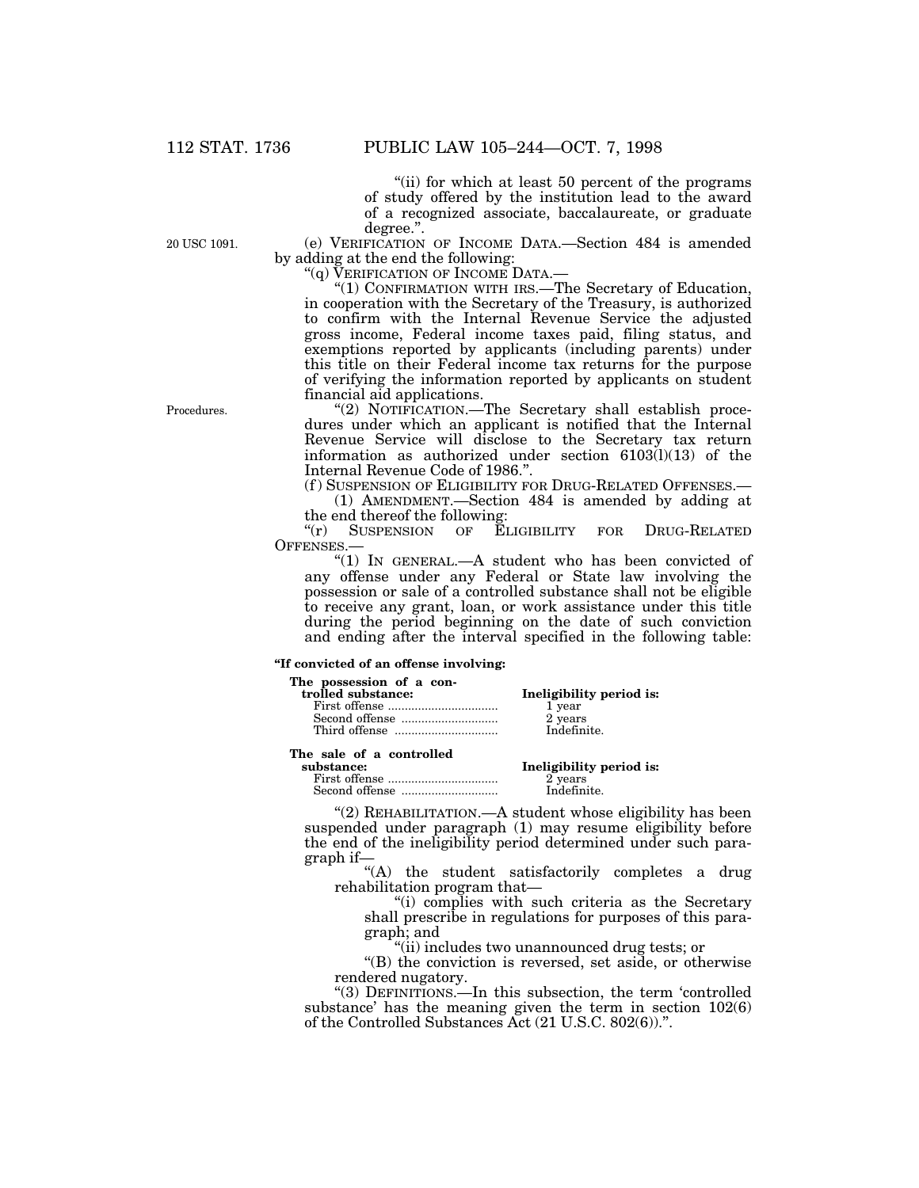"(ii) for which at least 50 percent of the programs of study offered by the institution lead to the award of a recognized associate, baccalaureate, or graduate degree.".

20 USC 1091.

(e) VERIFICATION OF INCOME DATA.—Section 484 is amended by adding at the end the following:

"(q) VERIFICATION OF INCOME DATA.—

"(1) CONFIRMATION WITH IRS.—The Secretary of Education, in cooperation with the Secretary of the Treasury, is authorized to confirm with the Internal Revenue Service the adjusted gross income, Federal income taxes paid, filing status, and exemptions reported by applicants (including parents) under this title on their Federal income tax returns for the purpose of verifying the information reported by applicants on student financial aid applications.

Procedures.

"(2) NOTIFICATION.—The Secretary shall establish procedures under which an applicant is notified that the Internal Revenue Service will disclose to the Secretary tax return information as authorized under section 6103(l)(13) of the Internal Revenue Code of 1986.".

(f) SUSPENSION OF ELIGIBILITY FOR DRUG-RELATED OFFENSES.—

(1) AMENDMENT.—Section 484 is amended by adding at the end thereof the following:

"(r) SUSPENSION OF ELIGIBILITY FOR DRUG-RELATED OFFENSES.—

"(1) IN GENERAL.—A student who has been convicted of any offense under any Federal or State law involving the possession or sale of a controlled substance shall not be eligible to receive any grant, loan, or work assistance under this title during the period beginning on the date of such conviction and ending after the interval specified in the following table:

**"If convicted of an offense involving:**

| **The possession of a controlled substance:** | **Ineligibility period is:** |
| --- | --- |
| First offense | 1 year |
| Second offense | 2 years |
| Third offense | Indefinite. |

| **The sale of a controlled substance:** | **Ineligibility period is:** |
| --- | --- |
| First offense | 2 years |
| Second offense | Indefinite. |

"(2) REHABILITATION.—A student whose eligibility has been suspended under paragraph (1) may resume eligibility before the end of the ineligibility period determined under such paragraph if—

"(A) the student satisfactorily completes a drug rehabilitation program that—

"(i) complies with such criteria as the Secretary shall prescribe in regulations for purposes of this paragraph; and

"(ii) includes two unannounced drug tests; or

"(B) the conviction is reversed, set aside, or otherwise rendered nugatory.

"(3) DEFINITIONS.—In this subsection, the term 'controlled substance' has the meaning given the term in section 102(6) of the Controlled Substances Act (21 U.S.C. 802(6)).".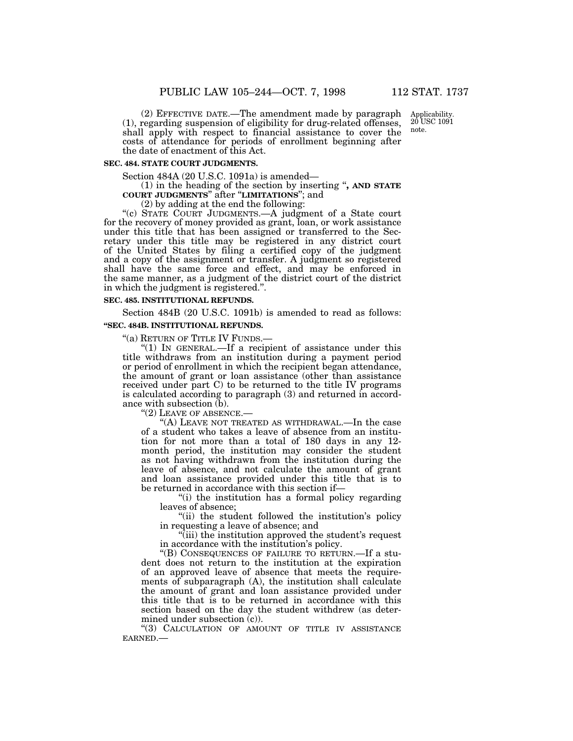(2) EFFECTIVE DATE.—The amendment made by paragraph (1), regarding suspension of eligibility for drug-related offenses, shall apply with respect to financial assistance to cover the costs of attendance for periods of enrollment beginning after the date of enactment of this Act.

Applicability. 20 USC 1091 note.

**SEC. 484. STATE COURT JUDGMENTS.**

Section 484A (20 U.S.C. 1091a) is amended—

(1) in the heading of the section by inserting "**, AND STATE COURT JUDGMENTS**" after "**LIMITATIONS**"; and

(2) by adding at the end the following:

"(c) STATE COURT JUDGMENTS.—A judgment of a State court for the recovery of money provided as grant, loan, or work assistance under this title that has been assigned or transferred to the Secretary under this title may be registered in any district court of the United States by filing a certified copy of the judgment and a copy of the assignment or transfer. A judgment so registered shall have the same force and effect, and may be enforced in the same manner, as a judgment of the district court of the district in which the judgment is registered.".

**SEC. 485. INSTITUTIONAL REFUNDS.**

Section 484B (20 U.S.C. 1091b) is amended to read as follows:

**"SEC. 484B. INSTITUTIONAL REFUNDS.**

"(a) RETURN OF TITLE IV FUNDS.—

"(1) IN GENERAL.—If a recipient of assistance under this title withdraws from an institution during a payment period or period of enrollment in which the recipient began attendance, the amount of grant or loan assistance (other than assistance received under part C) to be returned to the title IV programs is calculated according to paragraph (3) and returned in accordance with subsection (b).

"(2) LEAVE OF ABSENCE.—

"(A) LEAVE NOT TREATED AS WITHDRAWAL.—In the case of a student who takes a leave of absence from an institution for not more than a total of 180 days in any 12-month period, the institution may consider the student as not having withdrawn from the institution during the leave of absence, and not calculate the amount of grant and loan assistance provided under this title that is to be returned in accordance with this section if—

"(i) the institution has a formal policy regarding leaves of absence;

"(ii) the student followed the institution's policy in requesting a leave of absence; and

"(iii) the institution approved the student's request in accordance with the institution's policy.

"(B) CONSEQUENCES OF FAILURE TO RETURN.—If a student does not return to the institution at the expiration of an approved leave of absence that meets the requirements of subparagraph (A), the institution shall calculate the amount of grant and loan assistance provided under this title that is to be returned in accordance with this section based on the day the student withdrew (as determined under subsection (c)).

"(3) CALCULATION OF AMOUNT OF TITLE IV ASSISTANCE EARNED.—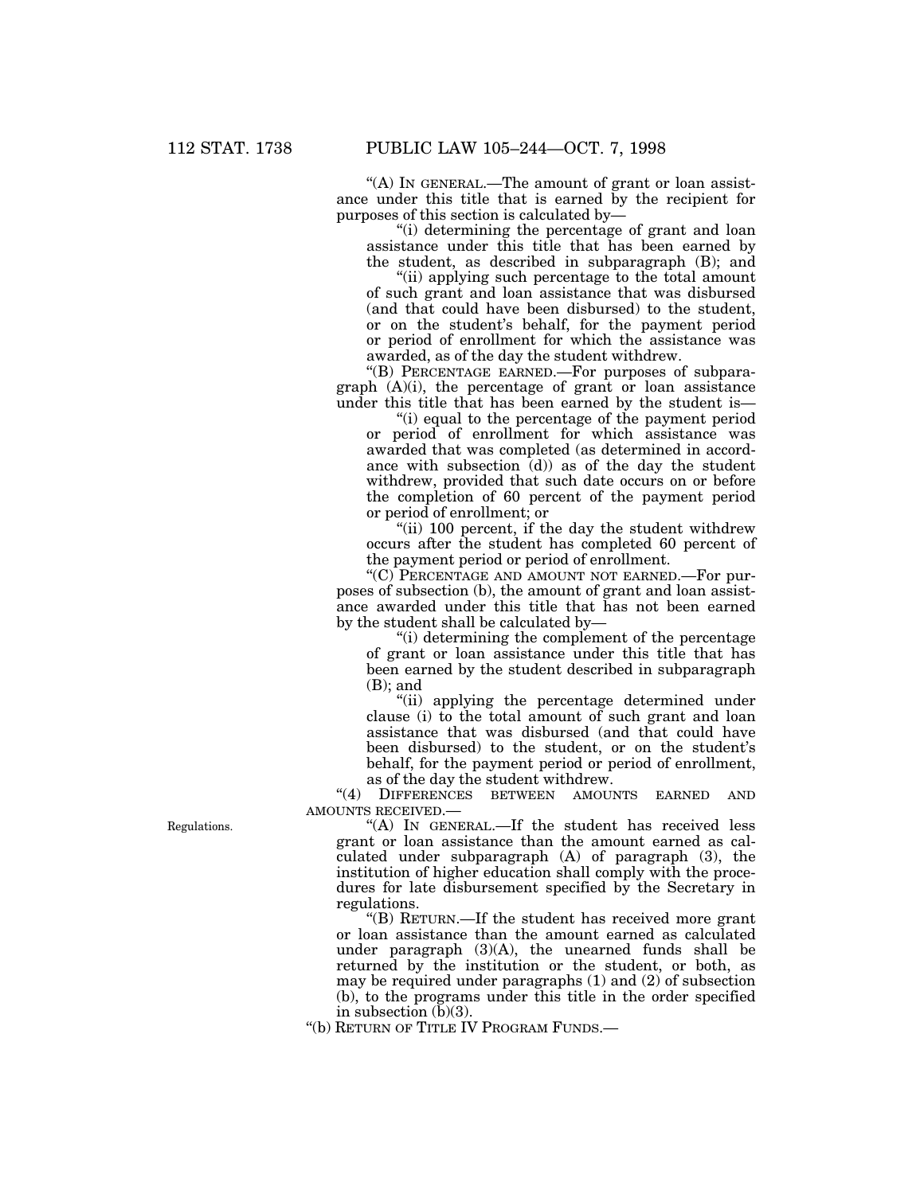"(A) IN GENERAL.—The amount of grant or loan assistance under this title that is earned by the recipient for purposes of this section is calculated by—

"(i) determining the percentage of grant and loan assistance under this title that has been earned by the student, as described in subparagraph (B); and

"(ii) applying such percentage to the total amount of such grant and loan assistance that was disbursed (and that could have been disbursed) to the student, or on the student's behalf, for the payment period or period of enrollment for which the assistance was awarded, as of the day the student withdrew.

"(B) PERCENTAGE EARNED.—For purposes of subparagraph (A)(i), the percentage of grant or loan assistance under this title that has been earned by the student is—

"(i) equal to the percentage of the payment period or period of enrollment for which assistance was awarded that was completed (as determined in accordance with subsection (d)) as of the day the student withdrew, provided that such date occurs on or before the completion of 60 percent of the payment period or period of enrollment; or

"(ii) 100 percent, if the day the student withdrew occurs after the student has completed 60 percent of the payment period or period of enrollment.

"(C) PERCENTAGE AND AMOUNT NOT EARNED.—For purposes of subsection (b), the amount of grant and loan assistance awarded under this title that has not been earned by the student shall be calculated by—

"(i) determining the complement of the percentage of grant or loan assistance under this title that has been earned by the student described in subparagraph (B); and

"(ii) applying the percentage determined under clause (i) to the total amount of such grant and loan assistance that was disbursed (and that could have been disbursed) to the student, or on the student's behalf, for the payment period or period of enrollment, as of the day the student withdrew.

"(4) DIFFERENCES BETWEEN AMOUNTS EARNED AND AMOUNTS RECEIVED.—

Regulations.

"(A) IN GENERAL.—If the student has received less grant or loan assistance than the amount earned as calculated under subparagraph (A) of paragraph (3), the institution of higher education shall comply with the procedures for late disbursement specified by the Secretary in regulations.

"(B) RETURN.—If the student has received more grant or loan assistance than the amount earned as calculated under paragraph (3)(A), the unearned funds shall be returned by the institution or the student, or both, as may be required under paragraphs (1) and (2) of subsection (b), to the programs under this title in the order specified in subsection (b)(3).

"(b) RETURN OF TITLE IV PROGRAM FUNDS.—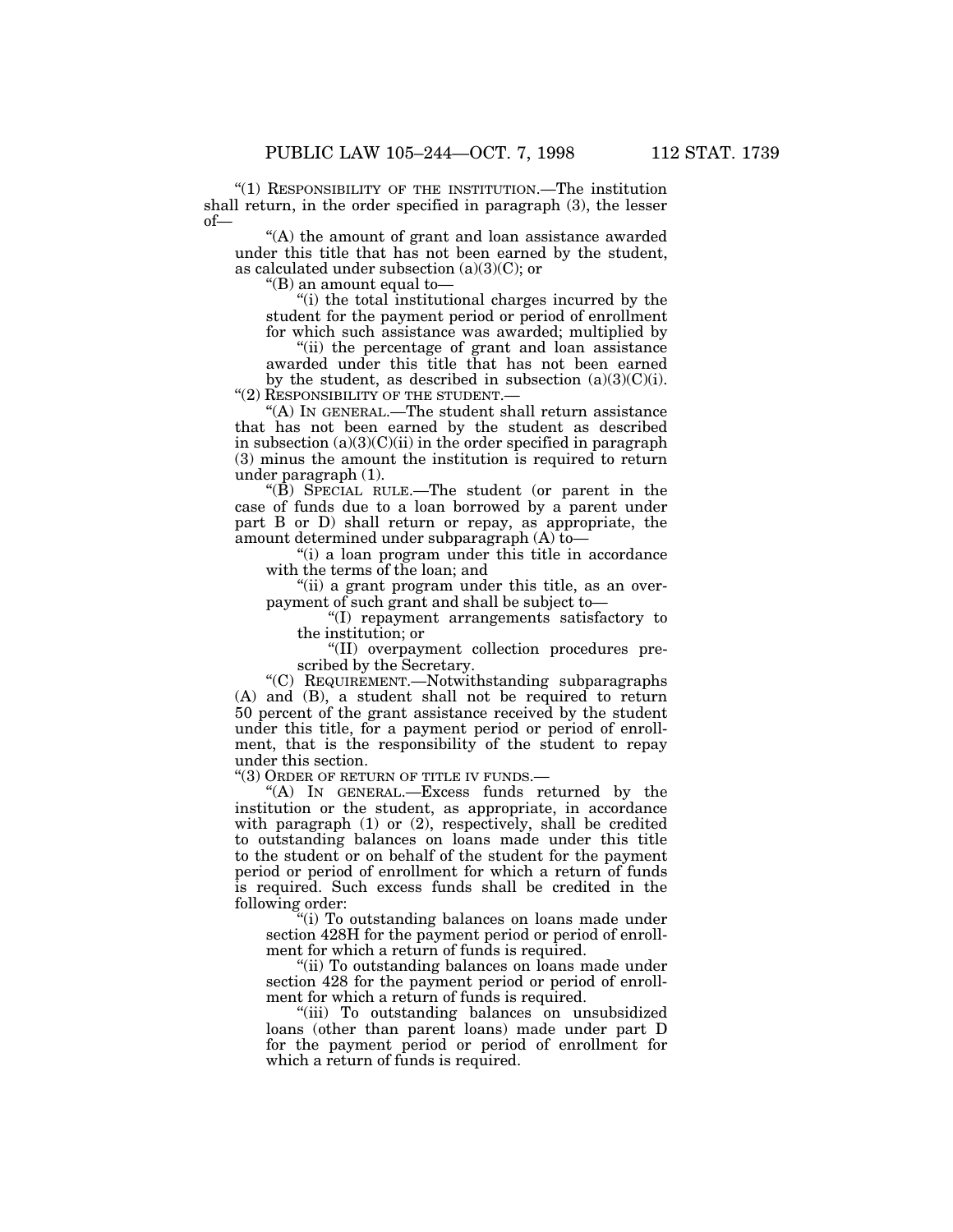"(1) RESPONSIBILITY OF THE INSTITUTION.—The institution shall return, in the order specified in paragraph (3), the lesser of—

"(A) the amount of grant and loan assistance awarded under this title that has not been earned by the student, as calculated under subsection (a)(3)(C); or

"(B) an amount equal to—

"(i) the total institutional charges incurred by the student for the payment period or period of enrollment for which such assistance was awarded; multiplied by

"(ii) the percentage of grant and loan assistance awarded under this title that has not been earned by the student, as described in subsection (a)(3)(C)(i).

"(2) RESPONSIBILITY OF THE STUDENT.—

"(A) IN GENERAL.—The student shall return assistance that has not been earned by the student as described in subsection (a)(3)(C)(ii) in the order specified in paragraph (3) minus the amount the institution is required to return under paragraph (1).

"(B) SPECIAL RULE.—The student (or parent in the case of funds due to a loan borrowed by a parent under part B or D) shall return or repay, as appropriate, the amount determined under subparagraph (A) to—

"(i) a loan program under this title in accordance with the terms of the loan; and

"(ii) a grant program under this title, as an overpayment of such grant and shall be subject to—

"(I) repayment arrangements satisfactory to the institution; or

"(II) overpayment collection procedures prescribed by the Secretary.

"(C) REQUIREMENT.—Notwithstanding subparagraphs (A) and (B), a student shall not be required to return 50 percent of the grant assistance received by the student under this title, for a payment period or period of enrollment, that is the responsibility of the student to repay under this section.

"(3) ORDER OF RETURN OF TITLE IV FUNDS.—

"(A) IN GENERAL.—Excess funds returned by the institution or the student, as appropriate, in accordance with paragraph (1) or (2), respectively, shall be credited to outstanding balances on loans made under this title to the student or on behalf of the student for the payment period or period of enrollment for which a return of funds is required. Such excess funds shall be credited in the following order:

"(i) To outstanding balances on loans made under section 428H for the payment period or period of enrollment for which a return of funds is required.

"(ii) To outstanding balances on loans made under section 428 for the payment period or period of enrollment for which a return of funds is required.

"(iii) To outstanding balances on unsubsidized loans (other than parent loans) made under part D for the payment period or period of enrollment for which a return of funds is required.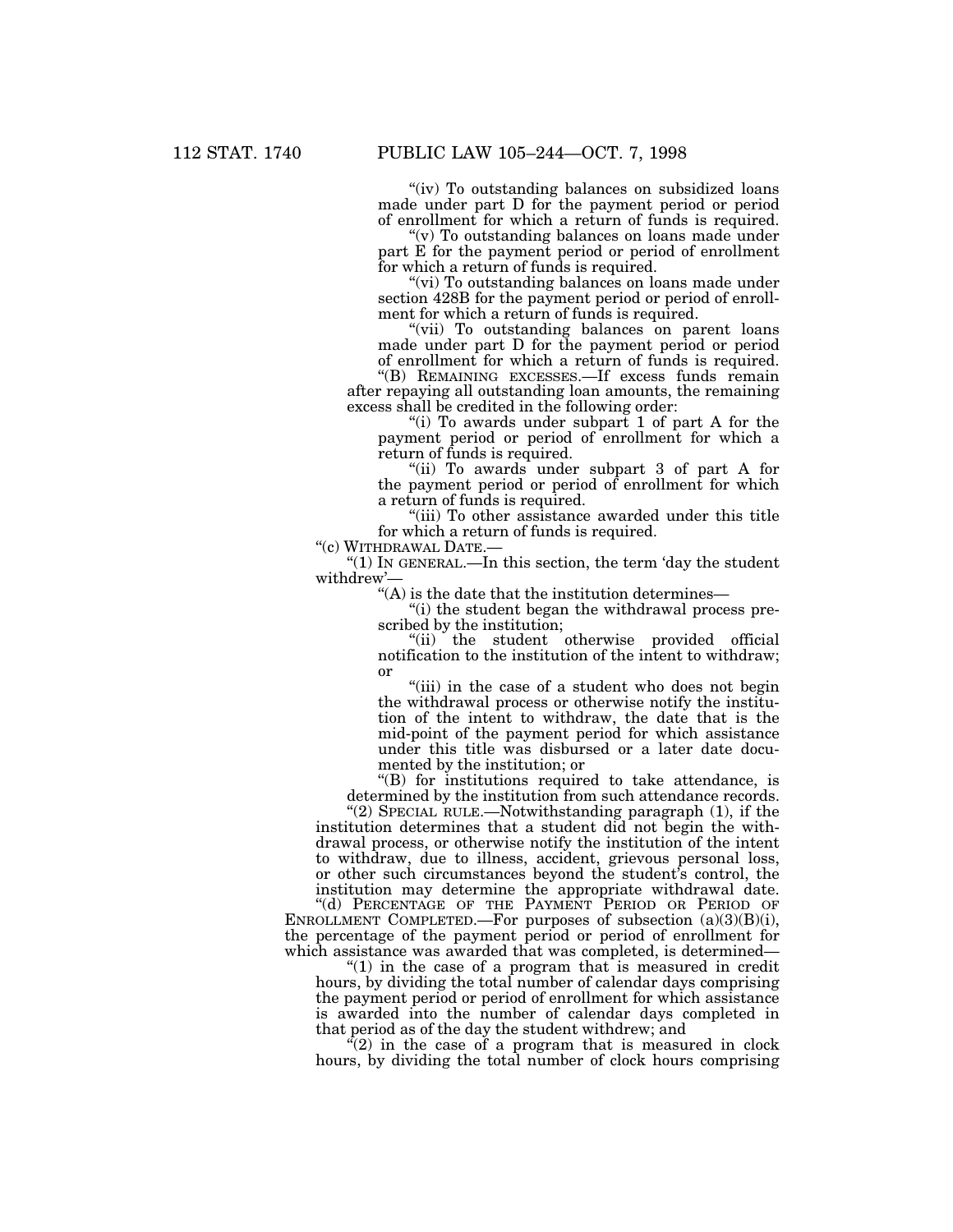"(iv) To outstanding balances on subsidized loans made under part D for the payment period or period of enrollment for which a return of funds is required.

"(v) To outstanding balances on loans made under part E for the payment period or period of enrollment for which a return of funds is required.

"(vi) To outstanding balances on loans made under section 428B for the payment period or period of enrollment for which a return of funds is required.

"(vii) To outstanding balances on parent loans made under part D for the payment period or period of enrollment for which a return of funds is required.

"(B) REMAINING EXCESSES.—If excess funds remain after repaying all outstanding loan amounts, the remaining excess shall be credited in the following order:

"(i) To awards under subpart 1 of part A for the payment period or period of enrollment for which a return of funds is required.

"(ii) To awards under subpart 3 of part A for the payment period or period of enrollment for which a return of funds is required.

"(iii) To other assistance awarded under this title for which a return of funds is required.

"(c) WITHDRAWAL DATE.—

"(1) IN GENERAL.—In this section, the term 'day the student withdrew'—

"(A) is the date that the institution determines—

"(i) the student began the withdrawal process prescribed by the institution;

"(ii) the student otherwise provided official notification to the institution of the intent to withdraw; or

"(iii) in the case of a student who does not begin the withdrawal process or otherwise notify the institution of the intent to withdraw, the date that is the mid-point of the payment period for which assistance under this title was disbursed or a later date documented by the institution; or

"(B) for institutions required to take attendance, is determined by the institution from such attendance records.

"(2) SPECIAL RULE.—Notwithstanding paragraph (1), if the institution determines that a student did not begin the withdrawal process, or otherwise notify the institution of the intent to withdraw, due to illness, accident, grievous personal loss, or other such circumstances beyond the student's control, the institution may determine the appropriate withdrawal date.

"(d) PERCENTAGE OF THE PAYMENT PERIOD OR PERIOD OF ENROLLMENT COMPLETED.—For purposes of subsection (a)(3)(B)(i), the percentage of the payment period or period of enrollment for which assistance was awarded that was completed, is determined—

"(1) in the case of a program that is measured in credit hours, by dividing the total number of calendar days comprising the payment period or period of enrollment for which assistance is awarded into the number of calendar days completed in that period as of the day the student withdrew; and

"(2) in the case of a program that is measured in clock hours, by dividing the total number of clock hours comprising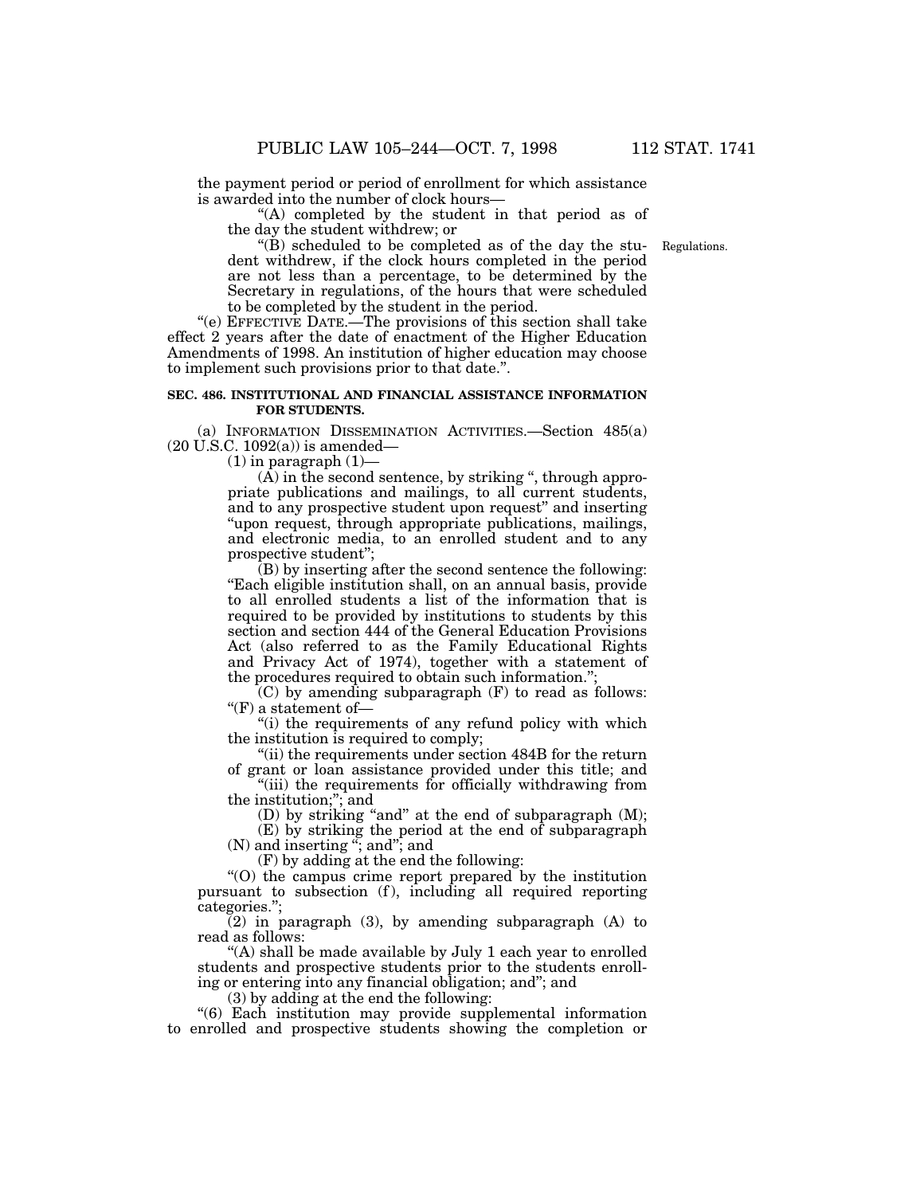the payment period or period of enrollment for which assistance is awarded into the number of clock hours—

"(A) completed by the student in that period as of the day the student withdrew; or

"(B) scheduled to be completed as of the day the student withdrew, if the clock hours completed in the period are not less than a percentage, to be determined by the Secretary in regulations, of the hours that were scheduled to be completed by the student in the period.

Regulations.

"(e) EFFECTIVE DATE.—The provisions of this section shall take effect 2 years after the date of enactment of the Higher Education Amendments of 1998. An institution of higher education may choose to implement such provisions prior to that date.".

**SEC. 486. INSTITUTIONAL AND FINANCIAL ASSISTANCE INFORMATION FOR STUDENTS.**

(a) INFORMATION DISSEMINATION ACTIVITIES.—Section 485(a) (20 U.S.C. 1092(a)) is amended—

(1) in paragraph (1)—

(A) in the second sentence, by striking ", through appropriate publications and mailings, to all current students, and to any prospective student upon request" and inserting "upon request, through appropriate publications, mailings, and electronic media, to an enrolled student and to any prospective student";

(B) by inserting after the second sentence the following: "Each eligible institution shall, on an annual basis, provide to all enrolled students a list of the information that is required to be provided by institutions to students by this section and section 444 of the General Education Provisions Act (also referred to as the Family Educational Rights and Privacy Act of 1974), together with a statement of the procedures required to obtain such information.";

(C) by amending subparagraph (F) to read as follows:

"(F) a statement of—

"(i) the requirements of any refund policy with which the institution is required to comply;

"(ii) the requirements under section 484B for the return of grant or loan assistance provided under this title; and

"(iii) the requirements for officially withdrawing from the institution;"; and

(D) by striking "and" at the end of subparagraph (M);

(E) by striking the period at the end of subparagraph (N) and inserting "; and"; and

(F) by adding at the end the following:

"(O) the campus crime report prepared by the institution pursuant to subsection (f), including all required reporting categories.";

(2) in paragraph (3), by amending subparagraph (A) to read as follows:

"(A) shall be made available by July 1 each year to enrolled students and prospective students prior to the students enrolling or entering into any financial obligation; and"; and

(3) by adding at the end the following:

"(6) Each institution may provide supplemental information to enrolled and prospective students showing the completion or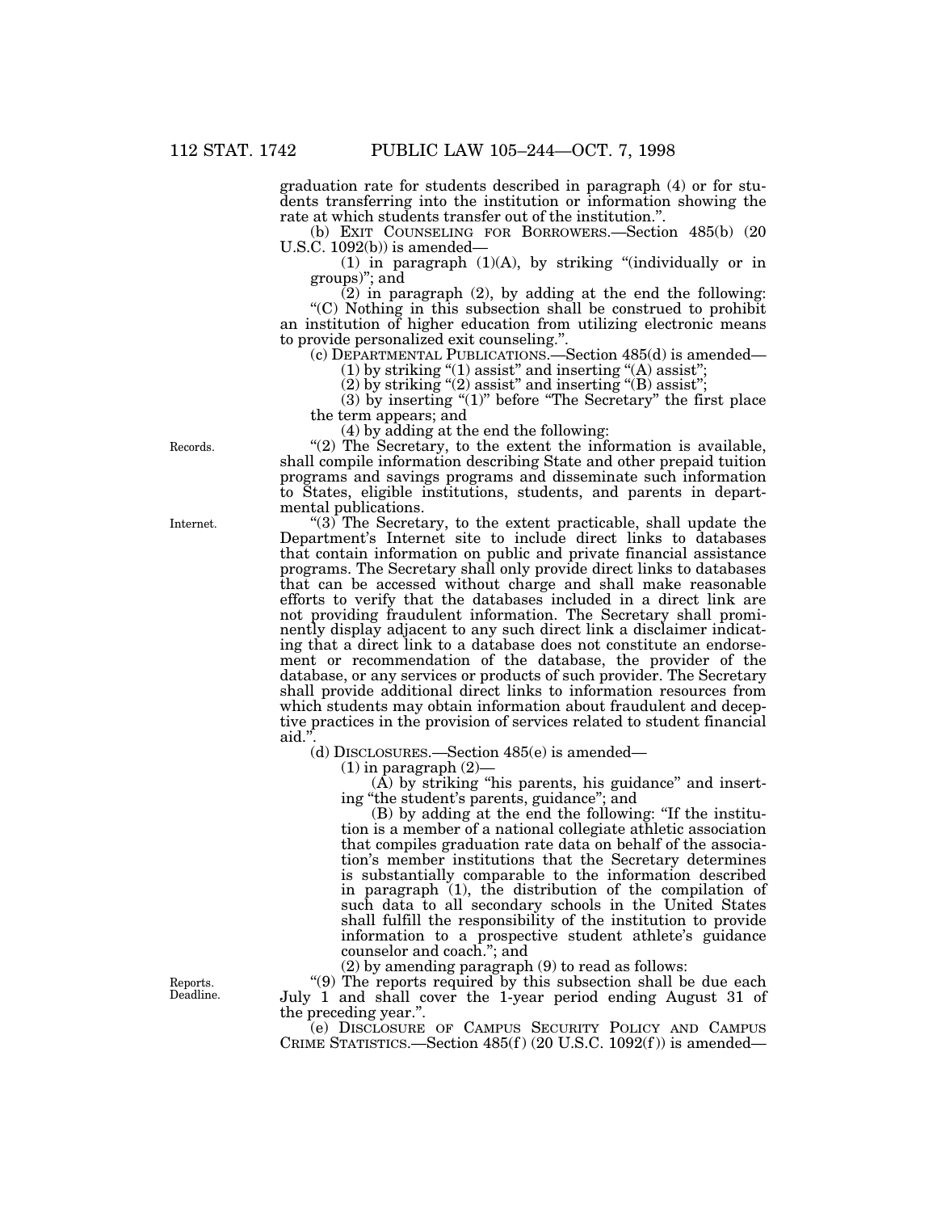graduation rate for students described in paragraph (4) or for students transferring into the institution or information showing the rate at which students transfer out of the institution.".

(b) EXIT COUNSELING FOR BORROWERS.—Section 485(b) (20 U.S.C. 1092(b)) is amended—

(1) in paragraph (1)(A), by striking "(individually or in groups)"; and

(2) in paragraph (2), by adding at the end the following:

"(C) Nothing in this subsection shall be construed to prohibit an institution of higher education from utilizing electronic means to provide personalized exit counseling.".

(c) DEPARTMENTAL PUBLICATIONS.—Section 485(d) is amended—

(1) by striking "(1) assist" and inserting "(A) assist";

(2) by striking "(2) assist" and inserting "(B) assist";

(3) by inserting "(1)" before "The Secretary" the first place the term appears; and

(4) by adding at the end the following:

Records.

"(2) The Secretary, to the extent the information is available, shall compile information describing State and other prepaid tuition programs and savings programs and disseminate such information to States, eligible institutions, students, and parents in departmental publications.

Internet.

"(3) The Secretary, to the extent practicable, shall update the Department's Internet site to include direct links to databases that contain information on public and private financial assistance programs. The Secretary shall only provide direct links to databases that can be accessed without charge and shall make reasonable efforts to verify that the databases included in a direct link are not providing fraudulent information. The Secretary shall prominently display adjacent to any such direct link a disclaimer indicating that a direct link to a database does not constitute an endorsement or recommendation of the database, the provider of the database, or any services or products of such provider. The Secretary shall provide additional direct links to information resources from which students may obtain information about fraudulent and deceptive practices in the provision of services related to student financial aid.".

(d) DISCLOSURES.—Section 485(e) is amended—

(1) in paragraph (2)—

(A) by striking "his parents, his guidance" and inserting "the student's parents, guidance"; and

(B) by adding at the end the following: "If the institution is a member of a national collegiate athletic association that compiles graduation rate data on behalf of the association's member institutions that the Secretary determines is substantially comparable to the information described in paragraph (1), the distribution of the compilation of such data to all secondary schools in the United States shall fulfill the responsibility of the institution to provide information to a prospective student athlete's guidance counselor and coach."; and

(2) by amending paragraph (9) to read as follows:

Reports.
Deadline.

"(9) The reports required by this subsection shall be due each July 1 and shall cover the 1-year period ending August 31 of the preceding year.".

(e) DISCLOSURE OF CAMPUS SECURITY POLICY AND CAMPUS CRIME STATISTICS.—Section 485(f) (20 U.S.C. 1092(f)) is amended—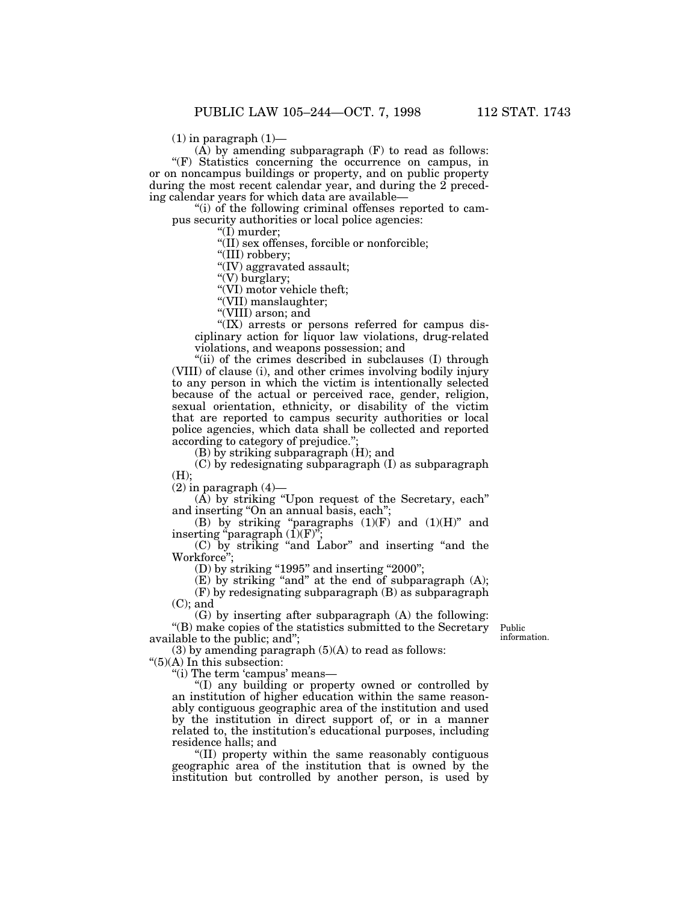(1) in paragraph (1)—

(A) by amending subparagraph (F) to read as follows:

"(F) Statistics concerning the occurrence on campus, in or on noncampus buildings or property, and on public property during the most recent calendar year, and during the 2 preceding calendar years for which data are available—

"(i) of the following criminal offenses reported to campus security authorities or local police agencies:

"(I) murder;

"(II) sex offenses, forcible or nonforcible;

"(III) robbery;

"(IV) aggravated assault;

"(V) burglary;

"(VI) motor vehicle theft;

"(VII) manslaughter;

"(VIII) arson; and

"(IX) arrests or persons referred for campus disciplinary action for liquor law violations, drug-related violations, and weapons possession; and

"(ii) of the crimes described in subclauses (I) through (VIII) of clause (i), and other crimes involving bodily injury to any person in which the victim is intentionally selected because of the actual or perceived race, gender, religion, sexual orientation, ethnicity, or disability of the victim that are reported to campus security authorities or local police agencies, which data shall be collected and reported according to category of prejudice.";

(B) by striking subparagraph (H); and

(C) by redesignating subparagraph (I) as subparagraph (H);

(2) in paragraph (4)—

(A) by striking "Upon request of the Secretary, each" and inserting "On an annual basis, each";

(B) by striking "paragraphs (1)(F) and (1)(H)" and inserting "paragraph (1)(F)";

(C) by striking "and Labor" and inserting "and the Workforce";

(D) by striking "1995" and inserting "2000";

(E) by striking "and" at the end of subparagraph (A);

(F) by redesignating subparagraph (B) as subparagraph (C); and

(G) by inserting after subparagraph (A) the following:

"(B) make copies of the statistics submitted to the Secretary available to the public; and";

Public information.

(3) by amending paragraph (5)(A) to read as follows:

"(5)(A) In this subsection:

"(i) The term 'campus' means—

"(I) any building or property owned or controlled by an institution of higher education within the same reasonably contiguous geographic area of the institution and used by the institution in direct support of, or in a manner related to, the institution's educational purposes, including residence halls; and

"(II) property within the same reasonably contiguous geographic area of the institution that is owned by the institution but controlled by another person, is used by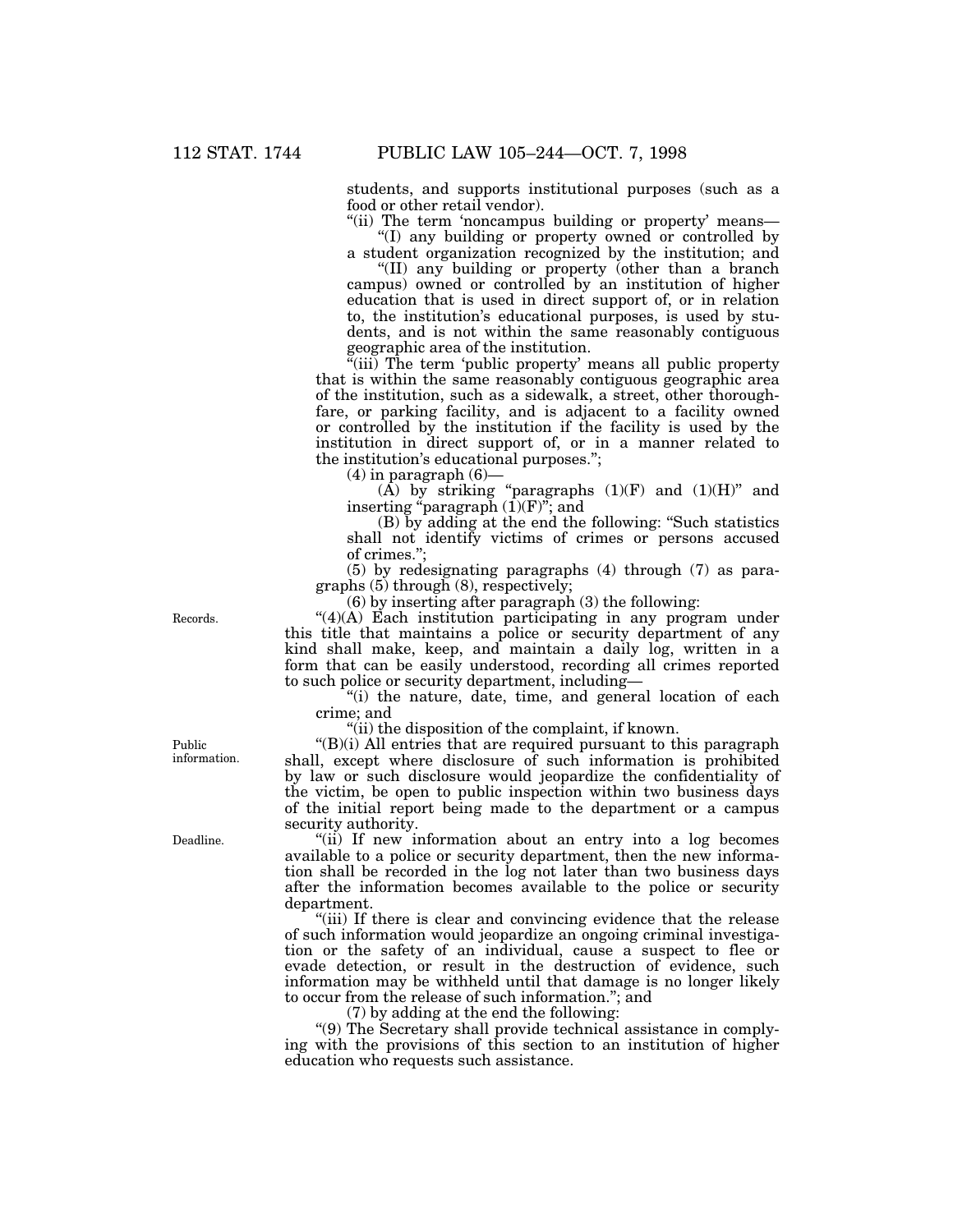students, and supports institutional purposes (such as a food or other retail vendor).

"(ii) The term 'noncampus building or property' means—

"(I) any building or property owned or controlled by a student organization recognized by the institution; and

"(II) any building or property (other than a branch campus) owned or controlled by an institution of higher education that is used in direct support of, or in relation to, the institution's educational purposes, is used by students, and is not within the same reasonably contiguous geographic area of the institution.

"(iii) The term 'public property' means all public property that is within the same reasonably contiguous geographic area of the institution, such as a sidewalk, a street, other thoroughfare, or parking facility, and is adjacent to a facility owned or controlled by the institution if the facility is used by the institution in direct support of, or in a manner related to the institution's educational purposes.";

(4) in paragraph (6)—

(A) by striking "paragraphs (1)(F) and (1)(H)" and inserting "paragraph (1)(F)"; and

(B) by adding at the end the following: "Such statistics shall not identify victims of crimes or persons accused of crimes.";

(5) by redesignating paragraphs (4) through (7) as paragraphs (5) through (8), respectively;

(6) by inserting after paragraph (3) the following:

Records.

"(4)(A) Each institution participating in any program under this title that maintains a police or security department of any kind shall make, keep, and maintain a daily log, written in a form that can be easily understood, recording all crimes reported to such police or security department, including—

"(i) the nature, date, time, and general location of each crime; and

"(ii) the disposition of the complaint, if known.

Public information.

"(B)(i) All entries that are required pursuant to this paragraph shall, except where disclosure of such information is prohibited by law or such disclosure would jeopardize the confidentiality of the victim, be open to public inspection within two business days of the initial report being made to the department or a campus security authority.

Deadline.

"(ii) If new information about an entry into a log becomes available to a police or security department, then the new information shall be recorded in the log not later than two business days after the information becomes available to the police or security department.

"(iii) If there is clear and convincing evidence that the release of such information would jeopardize an ongoing criminal investigation or the safety of an individual, cause a suspect to flee or evade detection, or result in the destruction of evidence, such information may be withheld until that damage is no longer likely to occur from the release of such information."; and

(7) by adding at the end the following:

"(9) The Secretary shall provide technical assistance in complying with the provisions of this section to an institution of higher education who requests such assistance.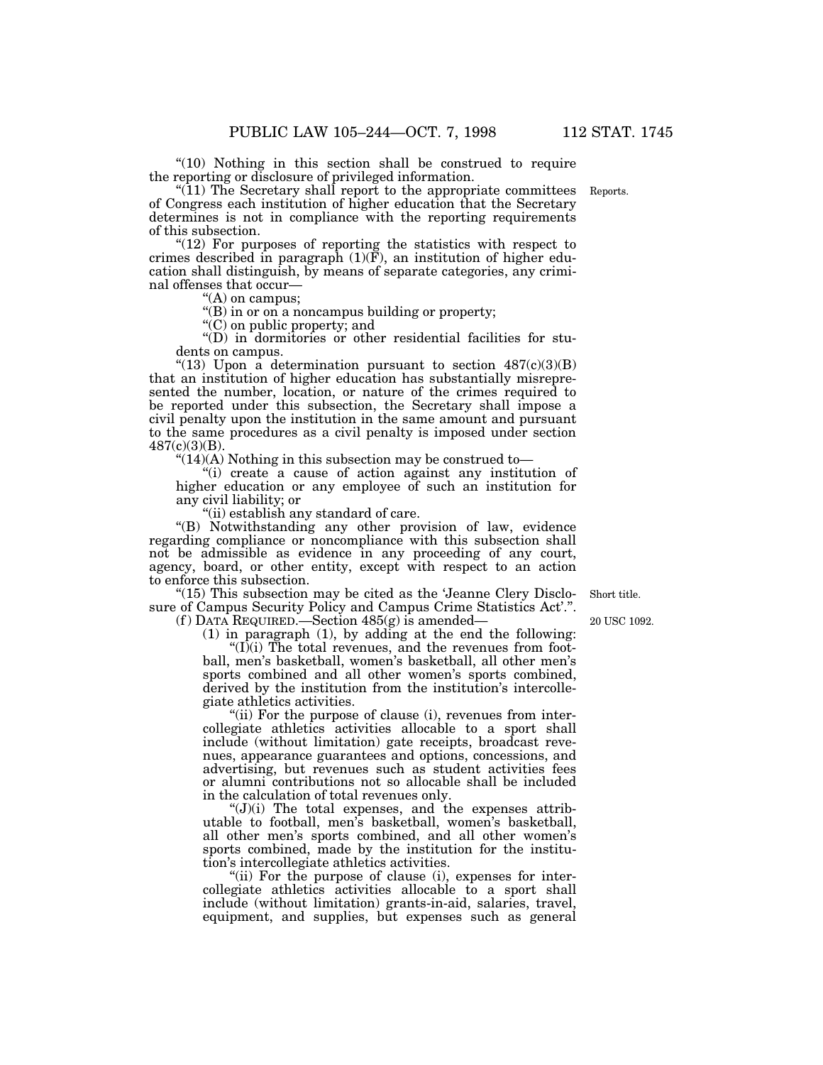"(10) Nothing in this section shall be construed to require the reporting or disclosure of privileged information.

"(11) The Secretary shall report to the appropriate committees of Congress each institution of higher education that the Secretary determines is not in compliance with the reporting requirements of this subsection.

Reports.

"(12) For purposes of reporting the statistics with respect to crimes described in paragraph (1)(F), an institution of higher education shall distinguish, by means of separate categories, any criminal offenses that occur—

"(A) on campus;

"(B) in or on a noncampus building or property;

"(C) on public property; and

"(D) in dormitories or other residential facilities for students on campus.

"(13) Upon a determination pursuant to section 487(c)(3)(B) that an institution of higher education has substantially misrepresented the number, location, or nature of the crimes required to be reported under this subsection, the Secretary shall impose a civil penalty upon the institution in the same amount and pursuant to the same procedures as a civil penalty is imposed under section 487(c)(3)(B).

"(14)(A) Nothing in this subsection may be construed to—

"(i) create a cause of action against any institution of higher education or any employee of such an institution for any civil liability; or

"(ii) establish any standard of care.

"(B) Notwithstanding any other provision of law, evidence regarding compliance or noncompliance with this subsection shall not be admissible as evidence in any proceeding of any court, agency, board, or other entity, except with respect to an action to enforce this subsection.

"(15) This subsection may be cited as the 'Jeanne Clery Disclosure of Campus Security Policy and Campus Crime Statistics Act'.".

Short title.

(f) DATA REQUIRED.—Section 485(g) is amended—

20 USC 1092.

(1) in paragraph (1), by adding at the end the following:

"(I)(i) The total revenues, and the revenues from football, men's basketball, women's basketball, all other men's sports combined and all other women's sports combined, derived by the institution from the institution's intercollegiate athletics activities.

"(ii) For the purpose of clause (i), revenues from intercollegiate athletics activities allocable to a sport shall include (without limitation) gate receipts, broadcast revenues, appearance guarantees and options, concessions, and advertising, but revenues such as student activities fees or alumni contributions not so allocable shall be included in the calculation of total revenues only.

"(J)(i) The total expenses, and the expenses attributable to football, men's basketball, women's basketball, all other men's sports combined, and all other women's sports combined, made by the institution for the institution's intercollegiate athletics activities.

"(ii) For the purpose of clause (i), expenses for intercollegiate athletics activities allocable to a sport shall include (without limitation) grants-in-aid, salaries, travel, equipment, and supplies, but expenses such as general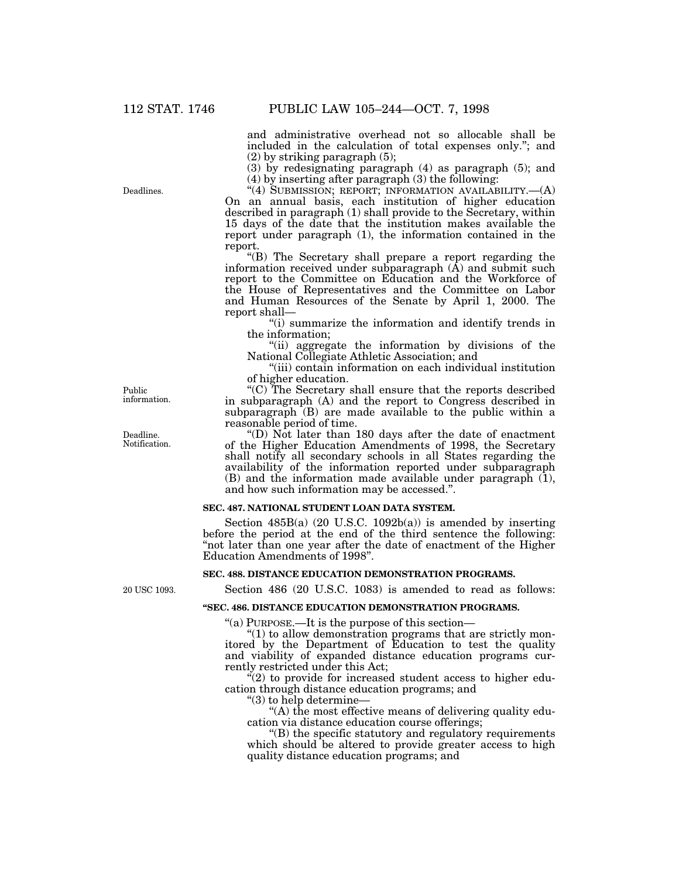and administrative overhead not so allocable shall be included in the calculation of total expenses only."; and

(2) by striking paragraph (5);

(3) by redesignating paragraph (4) as paragraph (5); and

(4) by inserting after paragraph (3) the following:

Deadlines.

"(4) SUBMISSION; REPORT; INFORMATION AVAILABILITY.—(A) On an annual basis, each institution of higher education described in paragraph (1) shall provide to the Secretary, within 15 days of the date that the institution makes available the report under paragraph (1), the information contained in the report.

"(B) The Secretary shall prepare a report regarding the information received under subparagraph (A) and submit such report to the Committee on Education and the Workforce of the House of Representatives and the Committee on Labor and Human Resources of the Senate by April 1, 2000. The report shall—

"(i) summarize the information and identify trends in the information;

"(ii) aggregate the information by divisions of the National Collegiate Athletic Association; and

"(iii) contain information on each individual institution of higher education.

Public information.

"(C) The Secretary shall ensure that the reports described in subparagraph (A) and the report to Congress described in subparagraph (B) are made available to the public within a reasonable period of time.

Deadline. Notification.

"(D) Not later than 180 days after the date of enactment of the Higher Education Amendments of 1998, the Secretary shall notify all secondary schools in all States regarding the availability of the information reported under subparagraph (B) and the information made available under paragraph (1), and how such information may be accessed.".

**SEC. 487. NATIONAL STUDENT LOAN DATA SYSTEM.**

Section 485B(a) (20 U.S.C. 1092b(a)) is amended by inserting before the period at the end of the third sentence the following: "not later than one year after the date of enactment of the Higher Education Amendments of 1998".

**SEC. 488. DISTANCE EDUCATION DEMONSTRATION PROGRAMS.**

20 USC 1093.

Section 486 (20 U.S.C. 1083) is amended to read as follows:

**"SEC. 486. DISTANCE EDUCATION DEMONSTRATION PROGRAMS.**

"(a) PURPOSE.—It is the purpose of this section—

"(1) to allow demonstration programs that are strictly monitored by the Department of Education to test the quality and viability of expanded distance education programs currently restricted under this Act;

"(2) to provide for increased student access to higher education through distance education programs; and

"(3) to help determine—

"(A) the most effective means of delivering quality education via distance education course offerings;

"(B) the specific statutory and regulatory requirements which should be altered to provide greater access to high quality distance education programs; and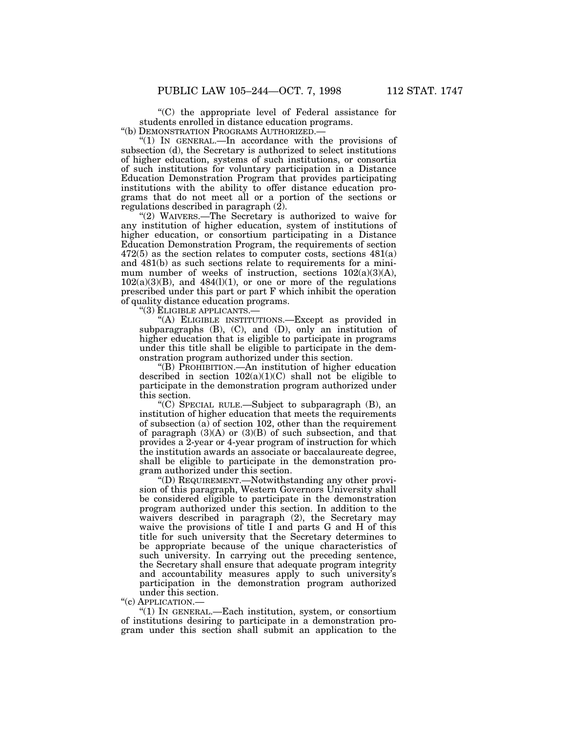"(C) the appropriate level of Federal assistance for students enrolled in distance education programs.

"(b) DEMONSTRATION PROGRAMS AUTHORIZED.—

"(1) IN GENERAL.—In accordance with the provisions of subsection (d), the Secretary is authorized to select institutions of higher education, systems of such institutions, or consortia of such institutions for voluntary participation in a Distance Education Demonstration Program that provides participating institutions with the ability to offer distance education programs that do not meet all or a portion of the sections or regulations described in paragraph (2).

"(2) WAIVERS.—The Secretary is authorized to waive for any institution of higher education, system of institutions of higher education, or consortium participating in a Distance Education Demonstration Program, the requirements of section 472(5) as the section relates to computer costs, sections 481(a) and 481(b) as such sections relate to requirements for a minimum number of weeks of instruction, sections 102(a)(3)(A), 102(a)(3)(B), and 484(l)(1), or one or more of the regulations prescribed under this part or part F which inhibit the operation of quality distance education programs.

"(3) ELIGIBLE APPLICANTS.—

"(A) ELIGIBLE INSTITUTIONS.—Except as provided in subparagraphs (B), (C), and (D), only an institution of higher education that is eligible to participate in programs under this title shall be eligible to participate in the demonstration program authorized under this section.

"(B) PROHIBITION.—An institution of higher education described in section 102(a)(1)(C) shall not be eligible to participate in the demonstration program authorized under this section.

"(C) SPECIAL RULE.—Subject to subparagraph (B), an institution of higher education that meets the requirements of subsection (a) of section 102, other than the requirement of paragraph (3)(A) or (3)(B) of such subsection, and that provides a 2-year or 4-year program of instruction for which the institution awards an associate or baccalaureate degree, shall be eligible to participate in the demonstration program authorized under this section.

"(D) REQUIREMENT.—Notwithstanding any other provision of this paragraph, Western Governors University shall be considered eligible to participate in the demonstration program authorized under this section. In addition to the waivers described in paragraph (2), the Secretary may waive the provisions of title I and parts G and H of this title for such university that the Secretary determines to be appropriate because of the unique characteristics of such university. In carrying out the preceding sentence, the Secretary shall ensure that adequate program integrity and accountability measures apply to such university's participation in the demonstration program authorized under this section.

"(c) APPLICATION.—

"(1) IN GENERAL.—Each institution, system, or consortium of institutions desiring to participate in a demonstration program under this section shall submit an application to the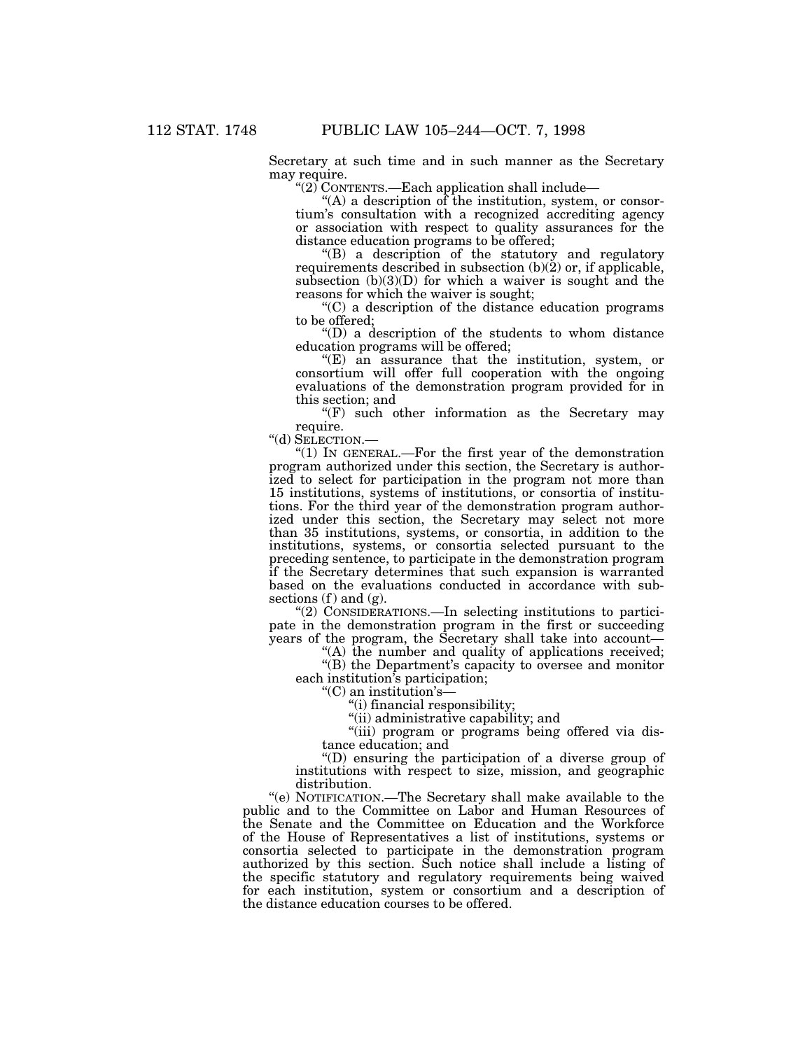Secretary at such time and in such manner as the Secretary may require.

"(2) CONTENTS.—Each application shall include—

"(A) a description of the institution, system, or consortium's consultation with a recognized accrediting agency or association with respect to quality assurances for the distance education programs to be offered;

"(B) a description of the statutory and regulatory requirements described in subsection (b)(2) or, if applicable, subsection (b)(3)(D) for which a waiver is sought and the reasons for which the waiver is sought;

"(C) a description of the distance education programs to be offered;

"(D) a description of the students to whom distance education programs will be offered;

"(E) an assurance that the institution, system, or consortium will offer full cooperation with the ongoing evaluations of the demonstration program provided for in this section; and

"(F) such other information as the Secretary may require.

"(d) SELECTION.—

"(1) IN GENERAL.—For the first year of the demonstration program authorized under this section, the Secretary is authorized to select for participation in the program not more than 15 institutions, systems of institutions, or consortia of institutions. For the third year of the demonstration program authorized under this section, the Secretary may select not more than 35 institutions, systems, or consortia, in addition to the institutions, systems, or consortia selected pursuant to the preceding sentence, to participate in the demonstration program if the Secretary determines that such expansion is warranted based on the evaluations conducted in accordance with subsections (f) and (g).

"(2) CONSIDERATIONS.—In selecting institutions to participate in the demonstration program in the first or succeeding years of the program, the Secretary shall take into account—

"(A) the number and quality of applications received;

"(B) the Department's capacity to oversee and monitor each institution's participation;

"(C) an institution's—

"(i) financial responsibility;

"(ii) administrative capability; and

"(iii) program or programs being offered via distance education; and

"(D) ensuring the participation of a diverse group of institutions with respect to size, mission, and geographic distribution.

"(e) NOTIFICATION.—The Secretary shall make available to the public and to the Committee on Labor and Human Resources of the Senate and the Committee on Education and the Workforce of the House of Representatives a list of institutions, systems or consortia selected to participate in the demonstration program authorized by this section. Such notice shall include a listing of the specific statutory and regulatory requirements being waived for each institution, system or consortium and a description of the distance education courses to be offered.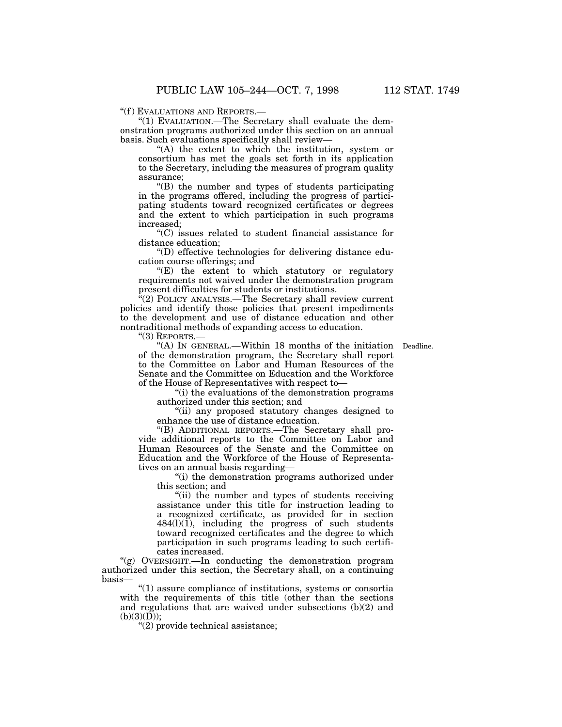"(f) EVALUATIONS AND REPORTS.—

"(1) EVALUATION.—The Secretary shall evaluate the demonstration programs authorized under this section on an annual basis. Such evaluations specifically shall review—

"(A) the extent to which the institution, system or consortium has met the goals set forth in its application to the Secretary, including the measures of program quality assurance;

"(B) the number and types of students participating in the programs offered, including the progress of participating students toward recognized certificates or degrees and the extent to which participation in such programs increased;

"(C) issues related to student financial assistance for distance education;

"(D) effective technologies for delivering distance education course offerings; and

"(E) the extent to which statutory or regulatory requirements not waived under the demonstration program present difficulties for students or institutions.

"(2) POLICY ANALYSIS.—The Secretary shall review current policies and identify those policies that present impediments to the development and use of distance education and other nontraditional methods of expanding access to education.

"(3) REPORTS.—

Deadline.

"(A) IN GENERAL.—Within 18 months of the initiation of the demonstration program, the Secretary shall report to the Committee on Labor and Human Resources of the Senate and the Committee on Education and the Workforce of the House of Representatives with respect to—

"(i) the evaluations of the demonstration programs authorized under this section; and

"(ii) any proposed statutory changes designed to enhance the use of distance education.

"(B) ADDITIONAL REPORTS.—The Secretary shall provide additional reports to the Committee on Labor and Human Resources of the Senate and the Committee on Education and the Workforce of the House of Representatives on an annual basis regarding—

"(i) the demonstration programs authorized under this section; and

"(ii) the number and types of students receiving assistance under this title for instruction leading to a recognized certificate, as provided for in section 484(l)(1), including the progress of such students toward recognized certificates and the degree to which participation in such programs leading to such certificates increased.

"(g) OVERSIGHT.—In conducting the demonstration program authorized under this section, the Secretary shall, on a continuing basis—

"(1) assure compliance of institutions, systems or consortia with the requirements of this title (other than the sections and regulations that are waived under subsections (b)(2) and (b)(3)(D));

"(2) provide technical assistance;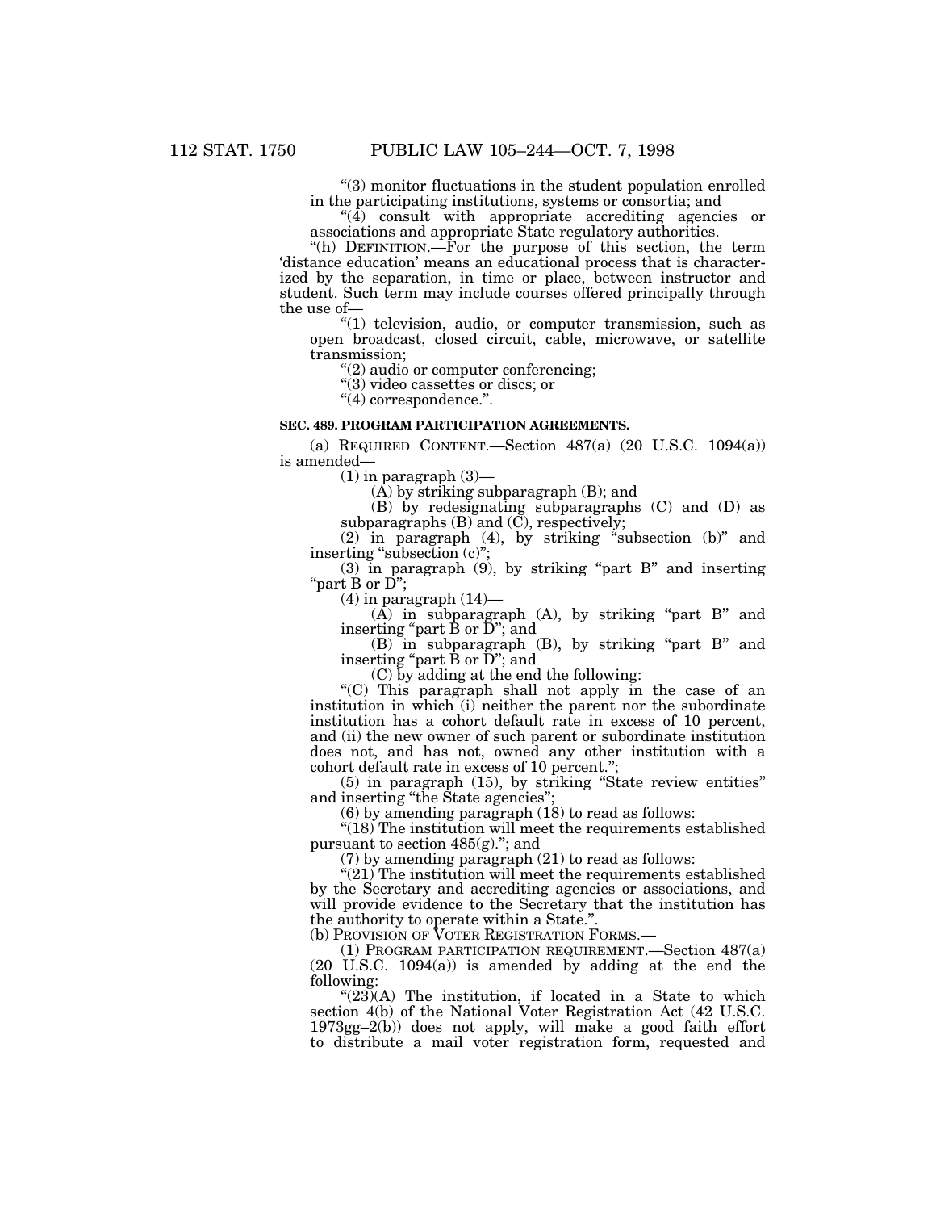"(3) monitor fluctuations in the student population enrolled in the participating institutions, systems or consortia; and

"(4) consult with appropriate accrediting agencies or associations and appropriate State regulatory authorities.

"(h) DEFINITION.—For the purpose of this section, the term 'distance education' means an educational process that is characterized by the separation, in time or place, between instructor and student. Such term may include courses offered principally through the use of—

"(1) television, audio, or computer transmission, such as open broadcast, closed circuit, cable, microwave, or satellite transmission;

"(2) audio or computer conferencing;

"(3) video cassettes or discs; or

"(4) correspondence.".

**SEC. 489. PROGRAM PARTICIPATION AGREEMENTS.**

(a) REQUIRED CONTENT.—Section 487(a) (20 U.S.C. 1094(a)) is amended—

(1) in paragraph (3)—

(A) by striking subparagraph (B); and

(B) by redesignating subparagraphs (C) and (D) as subparagraphs (B) and (C), respectively;

(2) in paragraph (4), by striking "subsection (b)" and inserting "subsection (c)";

(3) in paragraph (9), by striking "part B" and inserting "part B or D";

(4) in paragraph (14)—

(A) in subparagraph (A), by striking "part B" and inserting "part B or D"; and

(B) in subparagraph (B), by striking "part B" and inserting "part B or D"; and

(C) by adding at the end the following:

"(C) This paragraph shall not apply in the case of an institution in which (i) neither the parent nor the subordinate institution has a cohort default rate in excess of 10 percent, and (ii) the new owner of such parent or subordinate institution does not, and has not, owned any other institution with a cohort default rate in excess of 10 percent.";

(5) in paragraph (15), by striking "State review entities" and inserting "the State agencies";

(6) by amending paragraph (18) to read as follows:

"(18) The institution will meet the requirements established pursuant to section 485(g)."; and

(7) by amending paragraph (21) to read as follows:

"(21) The institution will meet the requirements established by the Secretary and accrediting agencies or associations, and will provide evidence to the Secretary that the institution has the authority to operate within a State.".

(b) PROVISION OF VOTER REGISTRATION FORMS.—

(1) PROGRAM PARTICIPATION REQUIREMENT.—Section 487(a) (20 U.S.C. 1094(a)) is amended by adding at the end the following:

"(23)(A) The institution, if located in a State to which section 4(b) of the National Voter Registration Act (42 U.S.C. 1973gg–2(b)) does not apply, will make a good faith effort to distribute a mail voter registration form, requested and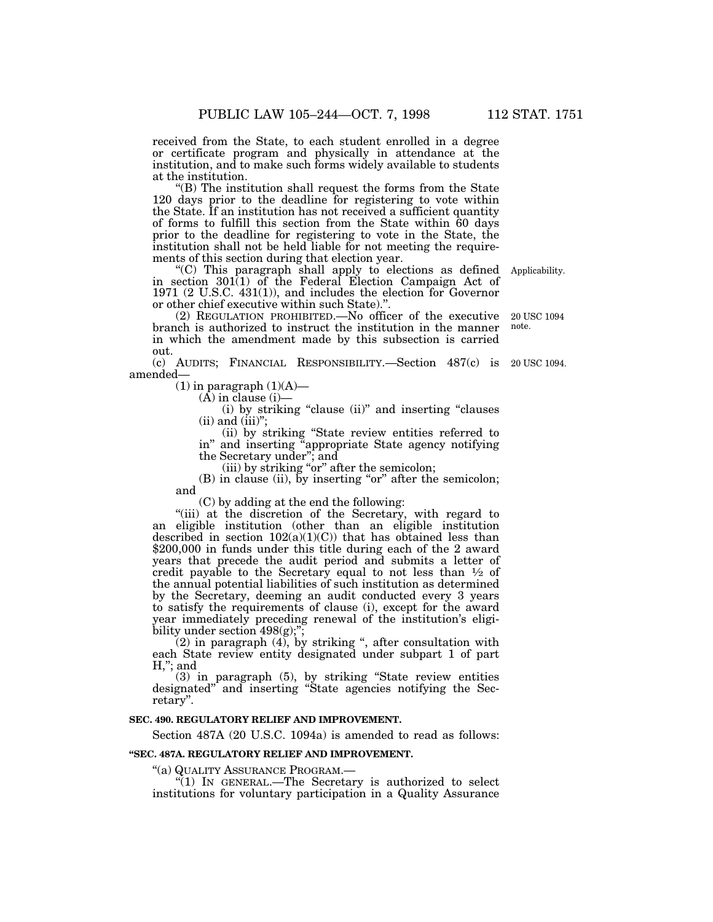received from the State, to each student enrolled in a degree or certificate program and physically in attendance at the institution, and to make such forms widely available to students at the institution.

"(B) The institution shall request the forms from the State 120 days prior to the deadline for registering to vote within the State. If an institution has not received a sufficient quantity of forms to fulfill this section from the State within 60 days prior to the deadline for registering to vote in the State, the institution shall not be held liable for not meeting the requirements of this section during that election year.

"(C) This paragraph shall apply to elections as defined in section 301(1) of the Federal Election Campaign Act of 1971 (2 U.S.C. 431(1)), and includes the election for Governor or other chief executive within such State).".

Applicability.

(2) REGULATION PROHIBITED.—No officer of the executive branch is authorized to instruct the institution in the manner in which the amendment made by this subsection is carried out.

20 USC 1094 note.

(c) AUDITS; FINANCIAL RESPONSIBILITY.—Section 487(c) is amended—

20 USC 1094.

(1) in paragraph (1)(A)—

(A) in clause (i)—

(i) by striking "clause (ii)" and inserting "clauses (ii) and (iii)";

(ii) by striking "State review entities referred to in" and inserting "appropriate State agency notifying the Secretary under"; and

(iii) by striking "or" after the semicolon;

(B) in clause (ii), by inserting "or" after the semicolon; and

(C) by adding at the end the following:

"(iii) at the discretion of the Secretary, with regard to an eligible institution (other than an eligible institution described in section 102(a)(1)(C)) that has obtained less than $200,000 in funds under this title during each of the 2 award years that precede the audit period and submits a letter of credit payable to the Secretary equal to not less than ½ of the annual potential liabilities of such institution as determined by the Secretary, deeming an audit conducted every 3 years to satisfy the requirements of clause (i), except for the award year immediately preceding renewal of the institution's eligibility under section 498(g);";

(2) in paragraph (4), by striking ", after consultation with each State review entity designated under subpart 1 of part H,"; and

(3) in paragraph (5), by striking "State review entities designated" and inserting "State agencies notifying the Secretary".

**SEC. 490. REGULATORY RELIEF AND IMPROVEMENT.**

Section 487A (20 U.S.C. 1094a) is amended to read as follows:

**"SEC. 487A. REGULATORY RELIEF AND IMPROVEMENT.**

"(a) QUALITY ASSURANCE PROGRAM.—

"(1) IN GENERAL.—The Secretary is authorized to select institutions for voluntary participation in a Quality Assurance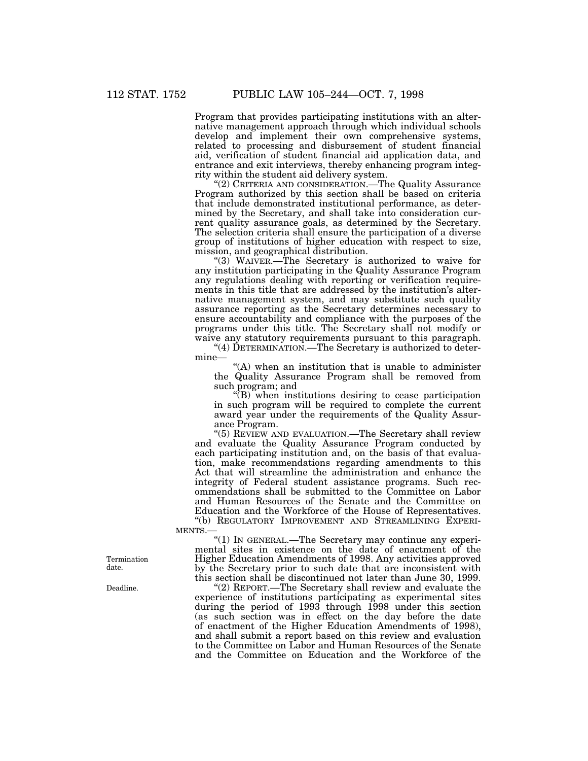Program that provides participating institutions with an alternative management approach through which individual schools develop and implement their own comprehensive systems, related to processing and disbursement of student financial aid, verification of student financial aid application data, and entrance and exit interviews, thereby enhancing program integrity within the student aid delivery system.

"(2) CRITERIA AND CONSIDERATION.—The Quality Assurance Program authorized by this section shall be based on criteria that include demonstrated institutional performance, as determined by the Secretary, and shall take into consideration current quality assurance goals, as determined by the Secretary. The selection criteria shall ensure the participation of a diverse group of institutions of higher education with respect to size, mission, and geographical distribution.

"(3) WAIVER.—The Secretary is authorized to waive for any institution participating in the Quality Assurance Program any regulations dealing with reporting or verification requirements in this title that are addressed by the institution's alternative management system, and may substitute such quality assurance reporting as the Secretary determines necessary to ensure accountability and compliance with the purposes of the programs under this title. The Secretary shall not modify or waive any statutory requirements pursuant to this paragraph.

"(4) DETERMINATION.—The Secretary is authorized to determine—

"(A) when an institution that is unable to administer the Quality Assurance Program shall be removed from such program; and

"(B) when institutions desiring to cease participation in such program will be required to complete the current award year under the requirements of the Quality Assurance Program.

"(5) REVIEW AND EVALUATION.—The Secretary shall review and evaluate the Quality Assurance Program conducted by each participating institution and, on the basis of that evaluation, make recommendations regarding amendments to this Act that will streamline the administration and enhance the integrity of Federal student assistance programs. Such recommendations shall be submitted to the Committee on Labor and Human Resources of the Senate and the Committee on Education and the Workforce of the House of Representatives.

"(b) REGULATORY IMPROVEMENT AND STREAMLINING EXPERIMENTS.—

"(1) IN GENERAL.—The Secretary may continue any experimental sites in existence on the date of enactment of the Higher Education Amendments of 1998. Any activities approved by the Secretary prior to such date that are inconsistent with this section shall be discontinued not later than June 30, 1999.

Termination date.

Deadline.

"(2) REPORT.—The Secretary shall review and evaluate the experience of institutions participating as experimental sites during the period of 1993 through 1998 under this section (as such section was in effect on the day before the date of enactment of the Higher Education Amendments of 1998), and shall submit a report based on this review and evaluation to the Committee on Labor and Human Resources of the Senate and the Committee on Education and the Workforce of the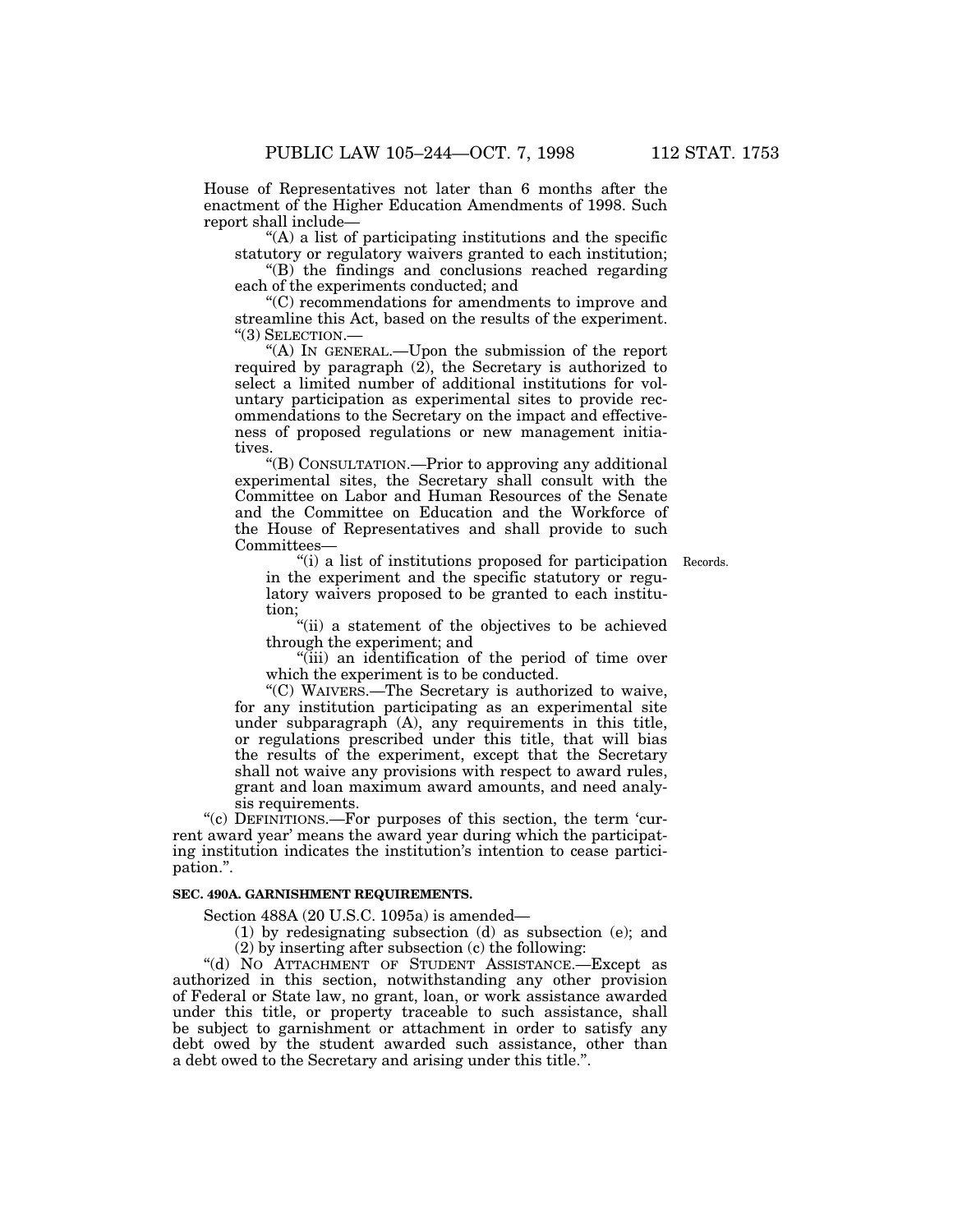House of Representatives not later than 6 months after the enactment of the Higher Education Amendments of 1998. Such report shall include—

"(A) a list of participating institutions and the specific statutory or regulatory waivers granted to each institution;

"(B) the findings and conclusions reached regarding each of the experiments conducted; and

"(C) recommendations for amendments to improve and streamline this Act, based on the results of the experiment.

"(3) SELECTION.—

"(A) IN GENERAL.—Upon the submission of the report required by paragraph (2), the Secretary is authorized to select a limited number of additional institutions for voluntary participation as experimental sites to provide recommendations to the Secretary on the impact and effectiveness of proposed regulations or new management initiatives.

"(B) CONSULTATION.—Prior to approving any additional experimental sites, the Secretary shall consult with the Committee on Labor and Human Resources of the Senate and the Committee on Education and the Workforce of the House of Representatives and shall provide to such Committees—

Records.

"(i) a list of institutions proposed for participation in the experiment and the specific statutory or regulatory waivers proposed to be granted to each institution;

"(ii) a statement of the objectives to be achieved through the experiment; and

"(iii) an identification of the period of time over which the experiment is to be conducted.

"(C) WAIVERS.—The Secretary is authorized to waive, for any institution participating as an experimental site under subparagraph (A), any requirements in this title, or regulations prescribed under this title, that will bias the results of the experiment, except that the Secretary shall not waive any provisions with respect to award rules, grant and loan maximum award amounts, and need analysis requirements.

"(c) DEFINITIONS.—For purposes of this section, the term 'current award year' means the award year during which the participating institution indicates the institution's intention to cease participation.".

**SEC. 490A. GARNISHMENT REQUIREMENTS.**

Section 488A (20 U.S.C. 1095a) is amended—

(1) by redesignating subsection (d) as subsection (e); and

(2) by inserting after subsection (c) the following:

"(d) NO ATTACHMENT OF STUDENT ASSISTANCE.—Except as authorized in this section, notwithstanding any other provision of Federal or State law, no grant, loan, or work assistance awarded under this title, or property traceable to such assistance, shall be subject to garnishment or attachment in order to satisfy any debt owed by the student awarded such assistance, other than a debt owed to the Secretary and arising under this title.".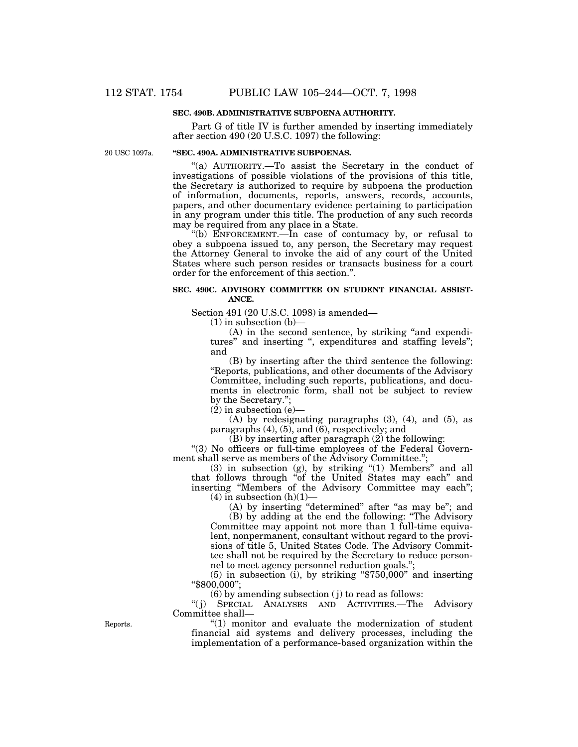**SEC. 490B. ADMINISTRATIVE SUBPOENA AUTHORITY.**

Part G of title IV is further amended by inserting immediately after section 490 (20 U.S.C. 1097) the following:

20 USC 1097a.

**"SEC. 490A. ADMINISTRATIVE SUBPOENAS.**

"(a) AUTHORITY.—To assist the Secretary in the conduct of investigations of possible violations of the provisions of this title, the Secretary is authorized to require by subpoena the production of information, documents, reports, answers, records, accounts, papers, and other documentary evidence pertaining to participation in any program under this title. The production of any such records may be required from any place in a State.

"(b) ENFORCEMENT.—In case of contumacy by, or refusal to obey a subpoena issued to, any person, the Secretary may request the Attorney General to invoke the aid of any court of the United States where such person resides or transacts business for a court order for the enforcement of this section.".

**SEC. 490C. ADVISORY COMMITTEE ON STUDENT FINANCIAL ASSISTANCE.**

Section 491 (20 U.S.C. 1098) is amended—

(1) in subsection (b)—

(A) in the second sentence, by striking "and expenditures" and inserting ", expenditures and staffing levels"; and

(B) by inserting after the third sentence the following: "Reports, publications, and other documents of the Advisory Committee, including such reports, publications, and documents in electronic form, shall not be subject to review by the Secretary.";

(2) in subsection (e)—

(A) by redesignating paragraphs (3), (4), and (5), as paragraphs (4), (5), and (6), respectively; and

(B) by inserting after paragraph (2) the following:

"(3) No officers or full-time employees of the Federal Government shall serve as members of the Advisory Committee.";

(3) in subsection (g), by striking "(1) Members" and all that follows through "of the United States may each" and inserting "Members of the Advisory Committee may each";

(4) in subsection (h)(1)—

(A) by inserting "determined" after "as may be"; and

(B) by adding at the end the following: "The Advisory Committee may appoint not more than 1 full-time equivalent, nonpermanent, consultant without regard to the provisions of title 5, United States Code. The Advisory Committee shall not be required by the Secretary to reduce personnel to meet agency personnel reduction goals.";

(5) in subsection (i), by striking "$750,000" and inserting "$800,000";

(6) by amending subsection (j) to read as follows:

"(j) SPECIAL ANALYSES AND ACTIVITIES.—The Advisory Committee shall—

Reports.

"(1) monitor and evaluate the modernization of student financial aid systems and delivery processes, including the implementation of a performance-based organization within the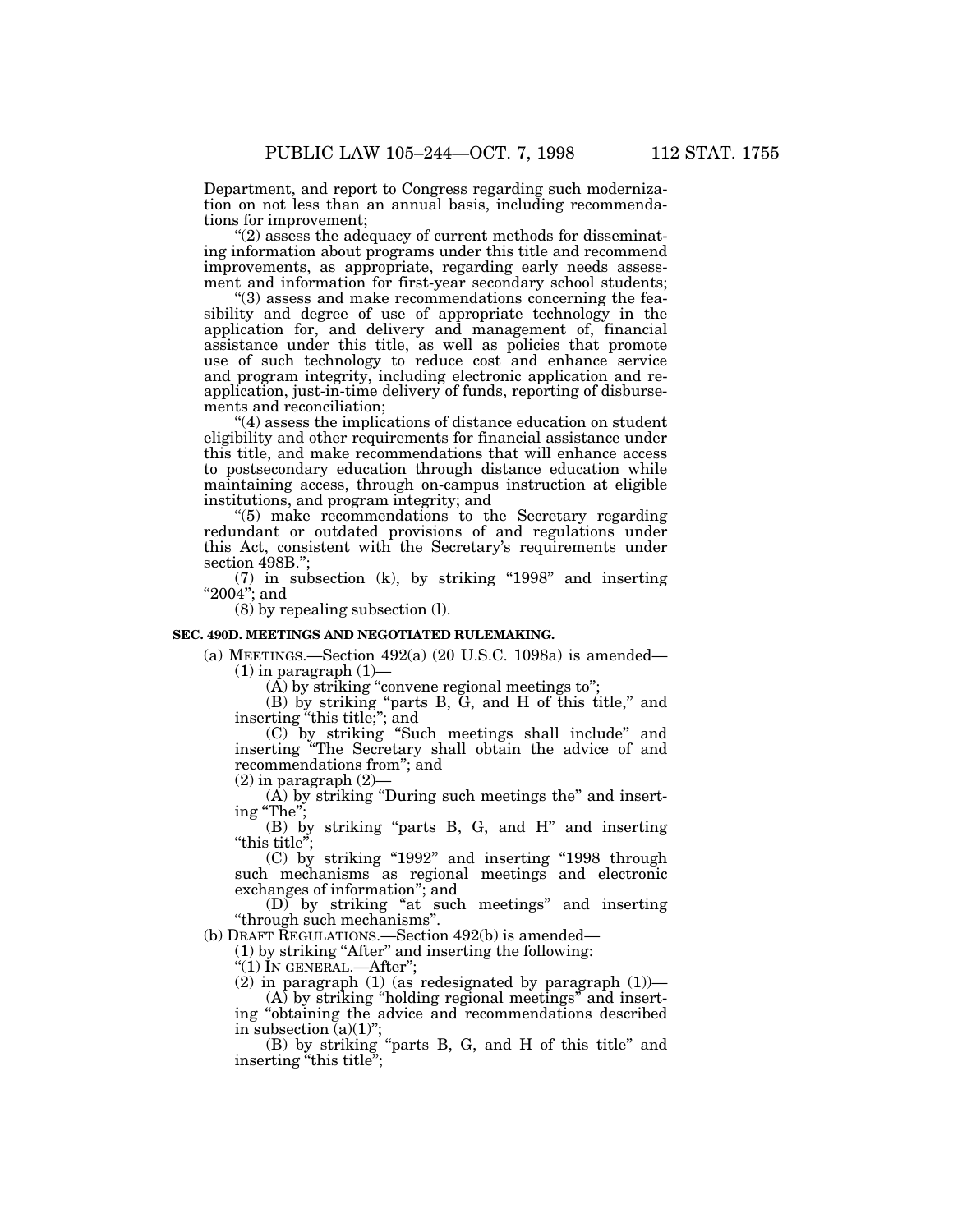Department, and report to Congress regarding such modernization on not less than an annual basis, including recommendations for improvement;

"(2) assess the adequacy of current methods for disseminating information about programs under this title and recommend improvements, as appropriate, regarding early needs assessment and information for first-year secondary school students;

"(3) assess and make recommendations concerning the feasibility and degree of use of appropriate technology in the application for, and delivery and management of, financial assistance under this title, as well as policies that promote use of such technology to reduce cost and enhance service and program integrity, including electronic application and reapplication, just-in-time delivery of funds, reporting of disbursements and reconciliation;

"(4) assess the implications of distance education on student eligibility and other requirements for financial assistance under this title, and make recommendations that will enhance access to postsecondary education through distance education while maintaining access, through on-campus instruction at eligible institutions, and program integrity; and

"(5) make recommendations to the Secretary regarding redundant or outdated provisions of and regulations under this Act, consistent with the Secretary's requirements under section 498B.";

(7) in subsection (k), by striking "1998" and inserting "2004"; and

(8) by repealing subsection (l).

**SEC. 490D. MEETINGS AND NEGOTIATED RULEMAKING.**

(a) MEETINGS.—Section 492(a) (20 U.S.C. 1098a) is amended—

(1) in paragraph (1)—

(A) by striking "convene regional meetings to";

(B) by striking "parts B, G, and H of this title," and inserting "this title;"; and

(C) by striking "Such meetings shall include" and inserting "The Secretary shall obtain the advice of and recommendations from"; and

(2) in paragraph (2)—

(A) by striking "During such meetings the" and inserting "The";

(B) by striking "parts B, G, and H" and inserting "this title";

(C) by striking "1992" and inserting "1998 through such mechanisms as regional meetings and electronic exchanges of information"; and

(D) by striking "at such meetings" and inserting "through such mechanisms".

(b) DRAFT REGULATIONS.—Section 492(b) is amended—

(1) by striking "After" and inserting the following:

"(1) IN GENERAL.—After";

(2) in paragraph (1) (as redesignated by paragraph (1))—

(A) by striking "holding regional meetings" and inserting "obtaining the advice and recommendations described in subsection (a)(1)";

(B) by striking "parts B, G, and H of this title" and inserting "this title";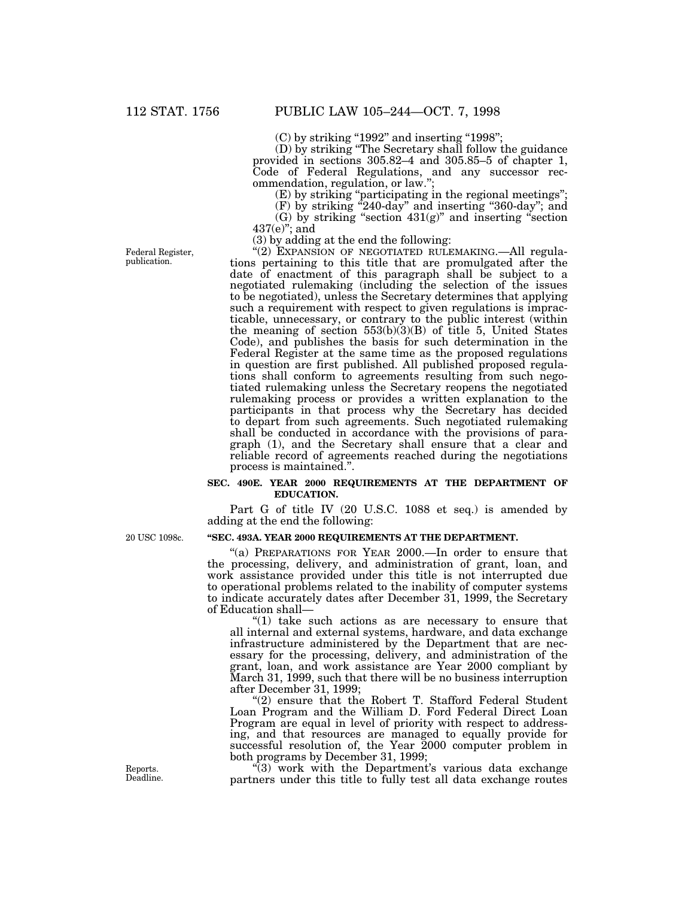(C) by striking "1992" and inserting "1998";

(D) by striking "The Secretary shall follow the guidance provided in sections 305.82–4 and 305.85–5 of chapter 1, Code of Federal Regulations, and any successor recommendation, regulation, or law.";

(E) by striking "participating in the regional meetings";

(F) by striking "240-day" and inserting "360-day"; and

(G) by striking "section 431(g)" and inserting "section 437(e)"; and

(3) by adding at the end the following:

Federal Register, publication.

"(2) EXPANSION OF NEGOTIATED RULEMAKING.—All regulations pertaining to this title that are promulgated after the date of enactment of this paragraph shall be subject to a negotiated rulemaking (including the selection of the issues to be negotiated), unless the Secretary determines that applying such a requirement with respect to given regulations is impracticable, unnecessary, or contrary to the public interest (within the meaning of section 553(b)(3)(B) of title 5, United States Code), and publishes the basis for such determination in the Federal Register at the same time as the proposed regulations in question are first published. All published proposed regulations shall conform to agreements resulting from such negotiated rulemaking unless the Secretary reopens the negotiated rulemaking process or provides a written explanation to the participants in that process why the Secretary has decided to depart from such agreements. Such negotiated rulemaking shall be conducted in accordance with the provisions of paragraph (1), and the Secretary shall ensure that a clear and reliable record of agreements reached during the negotiations process is maintained.".

**SEC. 490E. YEAR 2000 REQUIREMENTS AT THE DEPARTMENT OF EDUCATION.**

Part G of title IV (20 U.S.C. 1088 et seq.) is amended by adding at the end the following:

20 USC 1098c.

**"SEC. 493A. YEAR 2000 REQUIREMENTS AT THE DEPARTMENT.**

"(a) PREPARATIONS FOR YEAR 2000.—In order to ensure that the processing, delivery, and administration of grant, loan, and work assistance provided under this title is not interrupted due to operational problems related to the inability of computer systems to indicate accurately dates after December 31, 1999, the Secretary of Education shall—

"(1) take such actions as are necessary to ensure that all internal and external systems, hardware, and data exchange infrastructure administered by the Department that are necessary for the processing, delivery, and administration of the grant, loan, and work assistance are Year 2000 compliant by March 31, 1999, such that there will be no business interruption after December 31, 1999;

"(2) ensure that the Robert T. Stafford Federal Student Loan Program and the William D. Ford Federal Direct Loan Program are equal in level of priority with respect to addressing, and that resources are managed to equally provide for successful resolution of, the Year 2000 computer problem in both programs by December 31, 1999;

Reports. Deadline.

"(3) work with the Department's various data exchange partners under this title to fully test all data exchange routes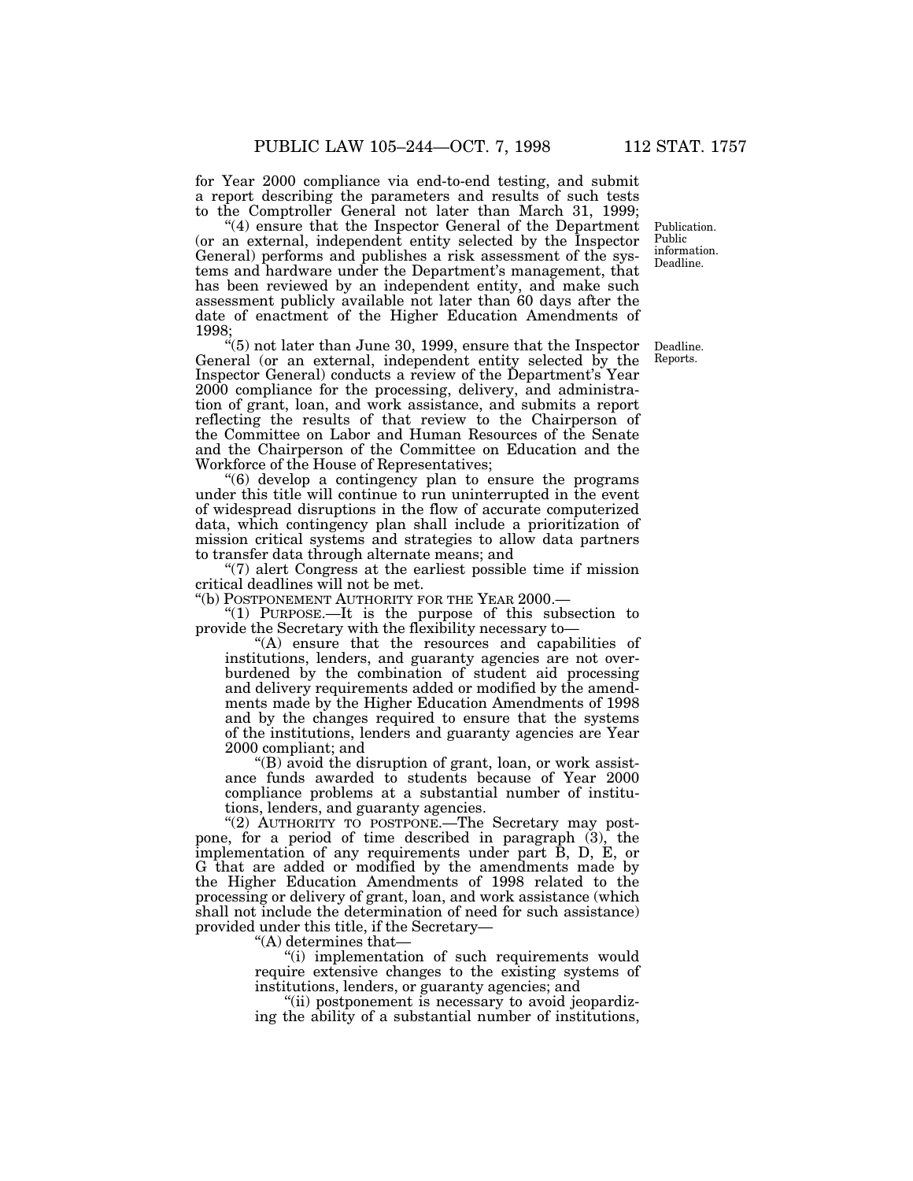for Year 2000 compliance via end-to-end testing, and submit a report describing the parameters and results of such tests to the Comptroller General not later than March 31, 1999;

"(4) ensure that the Inspector General of the Department (or an external, independent entity selected by the Inspector General) performs and publishes a risk assessment of the systems and hardware under the Department's management, that has been reviewed by an independent entity, and make such assessment publicly available not later than 60 days after the date of enactment of the Higher Education Amendments of 1998;

Publication. Public information. Deadline.

"(5) not later than June 30, 1999, ensure that the Inspector General (or an external, independent entity selected by the Inspector General) conducts a review of the Department's Year 2000 compliance for the processing, delivery, and administration of grant, loan, and work assistance, and submits a report reflecting the results of that review to the Chairperson of the Committee on Labor and Human Resources of the Senate and the Chairperson of the Committee on Education and the Workforce of the House of Representatives;

Deadline. Reports.

"(6) develop a contingency plan to ensure the programs under this title will continue to run uninterrupted in the event of widespread disruptions in the flow of accurate computerized data, which contingency plan shall include a prioritization of mission critical systems and strategies to allow data partners to transfer data through alternate means; and

"(7) alert Congress at the earliest possible time if mission critical deadlines will not be met.

"(b) POSTPONEMENT AUTHORITY FOR THE YEAR 2000.—

"(1) PURPOSE.—It is the purpose of this subsection to provide the Secretary with the flexibility necessary to—

"(A) ensure that the resources and capabilities of institutions, lenders, and guaranty agencies are not overburdened by the combination of student aid processing and delivery requirements added or modified by the amendments made by the Higher Education Amendments of 1998 and by the changes required to ensure that the systems of the institutions, lenders and guaranty agencies are Year 2000 compliant; and

"(B) avoid the disruption of grant, loan, or work assistance funds awarded to students because of Year 2000 compliance problems at a substantial number of institutions, lenders, and guaranty agencies.

"(2) AUTHORITY TO POSTPONE.—The Secretary may postpone, for a period of time described in paragraph (3), the implementation of any requirements under part B, D, E, or G that are added or modified by the amendments made by the Higher Education Amendments of 1998 related to the processing or delivery of grant, loan, and work assistance (which shall not include the determination of need for such assistance) provided under this title, if the Secretary—

"(A) determines that—

"(i) implementation of such requirements would require extensive changes to the existing systems of institutions, lenders, or guaranty agencies; and

"(ii) postponement is necessary to avoid jeopardizing the ability of a substantial number of institutions,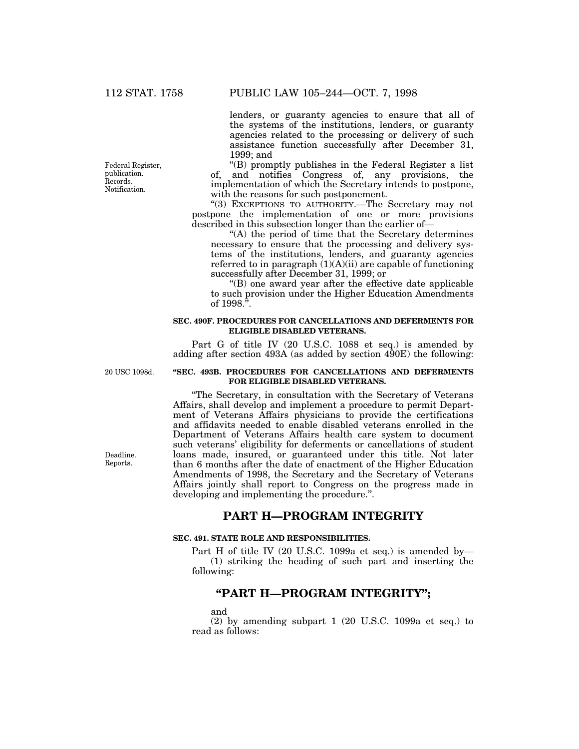lenders, or guaranty agencies to ensure that all of the systems of the institutions, lenders, or guaranty agencies related to the processing or delivery of such assistance function successfully after December 31, 1999; and

Federal Register, publication. Records. Notification.

"(B) promptly publishes in the Federal Register a list of, and notifies Congress of, any provisions, the implementation of which the Secretary intends to postpone, with the reasons for such postponement.

"(3) EXCEPTIONS TO AUTHORITY.—The Secretary may not postpone the implementation of one or more provisions described in this subsection longer than the earlier of—

"(A) the period of time that the Secretary determines necessary to ensure that the processing and delivery systems of the institutions, lenders, and guaranty agencies referred to in paragraph (1)(A)(ii) are capable of functioning successfully after December 31, 1999; or

"(B) one award year after the effective date applicable to such provision under the Higher Education Amendments of 1998.".

**SEC. 490F. PROCEDURES FOR CANCELLATIONS AND DEFERMENTS FOR ELIGIBLE DISABLED VETERANS.**

Part G of title IV (20 U.S.C. 1088 et seq.) is amended by adding after section 493A (as added by section 490E) the following:

20 USC 1098d.

**"SEC. 493B. PROCEDURES FOR CANCELLATIONS AND DEFERMENTS FOR ELIGIBLE DISABLED VETERANS.**

"The Secretary, in consultation with the Secretary of Veterans Affairs, shall develop and implement a procedure to permit Department of Veterans Affairs physicians to provide the certifications and affidavits needed to enable disabled veterans enrolled in the Department of Veterans Affairs health care system to document such veterans' eligibility for deferments or cancellations of student loans made, insured, or guaranteed under this title. Not later than 6 months after the date of enactment of the Higher Education Amendments of 1998, the Secretary and the Secretary of Veterans Affairs jointly shall report to Congress on the progress made in developing and implementing the procedure.".

Deadline. Reports.

## PART H—PROGRAM INTEGRITY

**SEC. 491. STATE ROLE AND RESPONSIBILITIES.**

Part H of title IV (20 U.S.C. 1099a et seq.) is amended by—

(1) striking the heading of such part and inserting the following:

## "PART H—PROGRAM INTEGRITY";

and

(2) by amending subpart 1 (20 U.S.C. 1099a et seq.) to read as follows: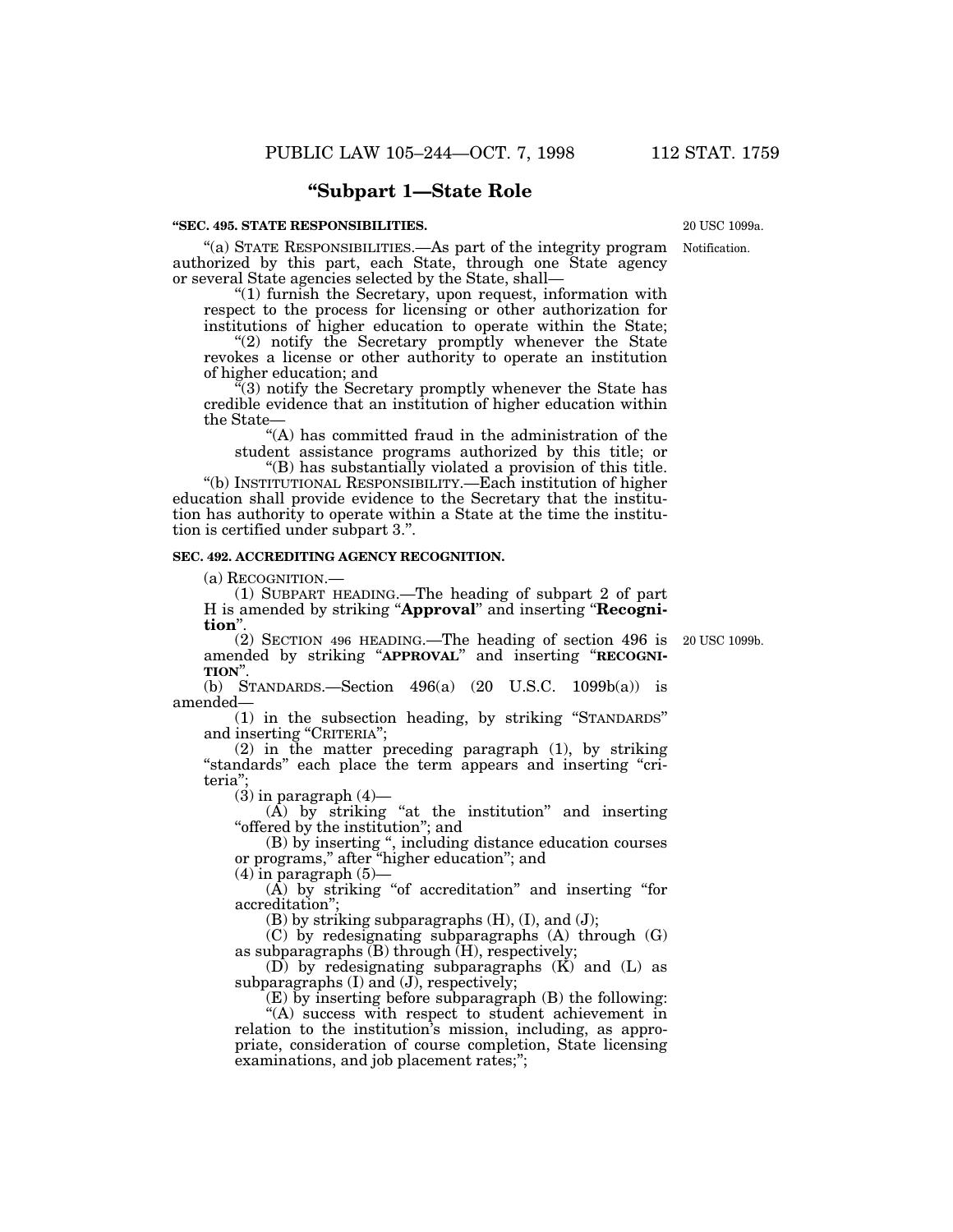## "Subpart 1—State Role

**"SEC. 495. STATE RESPONSIBILITIES.**

20 USC 1099a.

Notification.

"(a) STATE RESPONSIBILITIES.—As part of the integrity program authorized by this part, each State, through one State agency or several State agencies selected by the State, shall—

"(1) furnish the Secretary, upon request, information with respect to the process for licensing or other authorization for institutions of higher education to operate within the State;

"(2) notify the Secretary promptly whenever the State revokes a license or other authority to operate an institution of higher education; and

"(3) notify the Secretary promptly whenever the State has credible evidence that an institution of higher education within the State—

"(A) has committed fraud in the administration of the student assistance programs authorized by this title; or

"(B) has substantially violated a provision of this title.

"(b) INSTITUTIONAL RESPONSIBILITY.—Each institution of higher education shall provide evidence to the Secretary that the institution has authority to operate within a State at the time the institution is certified under subpart 3.".

**SEC. 492. ACCREDITING AGENCY RECOGNITION.**

(a) RECOGNITION.—

(1) SUBPART HEADING.—The heading of subpart 2 of part H is amended by striking "**Approval**" and inserting "**Recognition**".

(2) SECTION 496 HEADING.—The heading of section 496 is amended by striking "**APPROVAL**" and inserting "**RECOGNITION**".

20 USC 1099b.

(b) STANDARDS.—Section 496(a) (20 U.S.C. 1099b(a)) is amended—

(1) in the subsection heading, by striking "STANDARDS" and inserting "CRITERIA";

(2) in the matter preceding paragraph (1), by striking "standards" each place the term appears and inserting "criteria";

(3) in paragraph (4)—

(A) by striking "at the institution" and inserting "offered by the institution"; and

(B) by inserting ", including distance education courses or programs," after "higher education"; and

(4) in paragraph (5)—

(A) by striking "of accreditation" and inserting "for accreditation";

(B) by striking subparagraphs (H), (I), and (J);

(C) by redesignating subparagraphs (A) through (G) as subparagraphs (B) through (H), respectively;

(D) by redesignating subparagraphs (K) and (L) as subparagraphs (I) and (J), respectively;

(E) by inserting before subparagraph (B) the following:

"(A) success with respect to student achievement in relation to the institution's mission, including, as appropriate, consideration of course completion, State licensing examinations, and job placement rates;";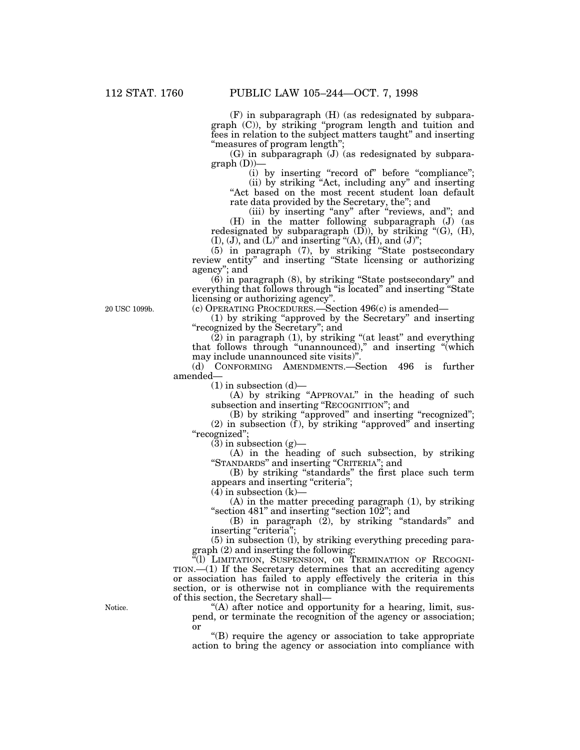(F) in subparagraph (H) (as redesignated by subparagraph (C)), by striking "program length and tuition and fees in relation to the subject matters taught" and inserting "measures of program length";

(G) in subparagraph (J) (as redesignated by subparagraph (D))—

(i) by inserting "record of" before "compliance";

(ii) by striking "Act, including any" and inserting "Act based on the most recent student loan default rate data provided by the Secretary, the"; and

(iii) by inserting "any" after "reviews, and"; and

(H) in the matter following subparagraph (J) (as redesignated by subparagraph (D)), by striking "(G), (H), (I), (J), and (L)" and inserting "(A), (H), and (J)";

(5) in paragraph (7), by striking "State postsecondary review entity" and inserting "State licensing or authorizing agency"; and

(6) in paragraph (8), by striking "State postsecondary" and everything that follows through "is located" and inserting "State licensing or authorizing agency".

20 USC 1099b.

(c) OPERATING PROCEDURES.—Section 496(c) is amended—

(1) by striking "approved by the Secretary" and inserting "recognized by the Secretary"; and

(2) in paragraph (1), by striking "(at least" and everything that follows through "unannounced)," and inserting "(which may include unannounced site visits)".

(d) CONFORMING AMENDMENTS.—Section 496 is further amended—

(1) in subsection (d)—

(A) by striking "APPROVAL" in the heading of such subsection and inserting "RECOGNITION"; and

(B) by striking "approved" and inserting "recognized";

(2) in subsection (f), by striking "approved" and inserting "recognized";

(3) in subsection (g)—

(A) in the heading of such subsection, by striking "STANDARDS" and inserting "CRITERIA"; and

(B) by striking "standards" the first place such term appears and inserting "criteria";

(4) in subsection (k)—

(A) in the matter preceding paragraph (1), by striking "section 481" and inserting "section 102"; and

(B) in paragraph (2), by striking "standards" and inserting "criteria";

(5) in subsection (l), by striking everything preceding paragraph (2) and inserting the following:

"(l) LIMITATION, SUSPENSION, OR TERMINATION OF RECOGNITION.—(1) If the Secretary determines that an accrediting agency or association has failed to apply effectively the criteria in this section, or is otherwise not in compliance with the requirements of this section, the Secretary shall—

Notice.

"(A) after notice and opportunity for a hearing, limit, suspend, or terminate the recognition of the agency or association; or

"(B) require the agency or association to take appropriate action to bring the agency or association into compliance with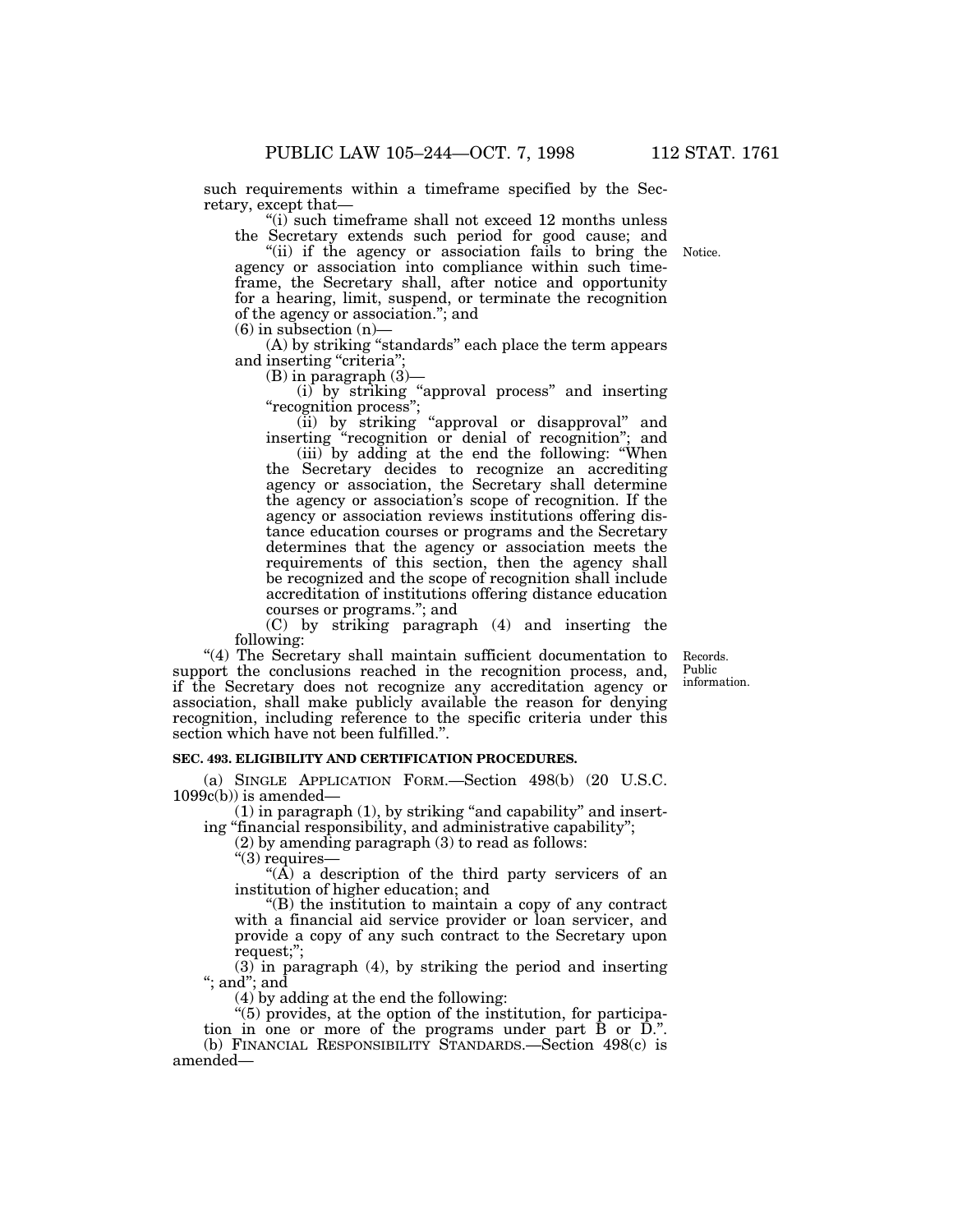such requirements within a timeframe specified by the Secretary, except that—

"(i) such timeframe shall not exceed 12 months unless the Secretary extends such period for good cause; and

"(ii) if the agency or association fails to bring the agency or association into compliance within such timeframe, the Secretary shall, after notice and opportunity for a hearing, limit, suspend, or terminate the recognition of the agency or association."; and

Notice.

(6) in subsection (n)—

(A) by striking "standards" each place the term appears and inserting "criteria";

(B) in paragraph (3)—

(i) by striking "approval process" and inserting "recognition process";

(ii) by striking "approval or disapproval" and inserting "recognition or denial of recognition"; and

(iii) by adding at the end the following: "When the Secretary decides to recognize an accrediting agency or association, the Secretary shall determine the agency or association's scope of recognition. If the agency or association reviews institutions offering distance education courses or programs and the Secretary determines that the agency or association meets the requirements of this section, then the agency shall be recognized and the scope of recognition shall include accreditation of institutions offering distance education courses or programs."; and

(C) by striking paragraph (4) and inserting the following:

"(4) The Secretary shall maintain sufficient documentation to support the conclusions reached in the recognition process, and, if the Secretary does not recognize any accreditation agency or association, shall make publicly available the reason for denying recognition, including reference to the specific criteria under this section which have not been fulfilled.".

Records. Public information.

**SEC. 493. ELIGIBILITY AND CERTIFICATION PROCEDURES.**

(a) SINGLE APPLICATION FORM.—Section 498(b) (20 U.S.C. 1099c(b)) is amended—

(1) in paragraph (1), by striking "and capability" and inserting "financial responsibility, and administrative capability";

(2) by amending paragraph (3) to read as follows:

"(3) requires—

"(A) a description of the third party servicers of an institution of higher education; and

"(B) the institution to maintain a copy of any contract with a financial aid service provider or loan servicer, and provide a copy of any such contract to the Secretary upon request;";

(3) in paragraph (4), by striking the period and inserting "; and"; and

(4) by adding at the end the following:

"(5) provides, at the option of the institution, for participation in one or more of the programs under part B or D.".

(b) FINANCIAL RESPONSIBILITY STANDARDS.—Section 498(c) is amended—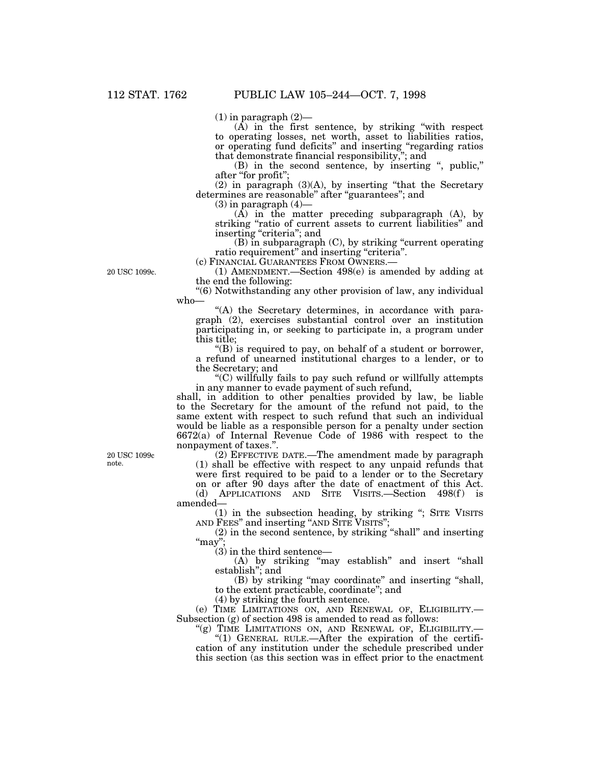(1) in paragraph (2)—

(A) in the first sentence, by striking "with respect to operating losses, net worth, asset to liabilities ratios, or operating fund deficits" and inserting "regarding ratios that demonstrate financial responsibility,"; and

(B) in the second sentence, by inserting ", public," after "for profit";

(2) in paragraph (3)(A), by inserting "that the Secretary determines are reasonable" after "guarantees"; and

(3) in paragraph (4)—

(A) in the matter preceding subparagraph (A), by striking "ratio of current assets to current liabilities" and inserting "criteria"; and

(B) in subparagraph (C), by striking "current operating ratio requirement" and inserting "criteria".

(c) FINANCIAL GUARANTEES FROM OWNERS.—

20 USC 1099c.

(1) AMENDMENT.—Section 498(e) is amended by adding at the end the following:

"(6) Notwithstanding any other provision of law, any individual who—

"(A) the Secretary determines, in accordance with paragraph (2), exercises substantial control over an institution participating in, or seeking to participate in, a program under this title;

"(B) is required to pay, on behalf of a student or borrower, a refund of unearned institutional charges to a lender, or to the Secretary; and

"(C) willfully fails to pay such refund or willfully attempts in any manner to evade payment of such refund,

shall, in addition to other penalties provided by law, be liable to the Secretary for the amount of the refund not paid, to the same extent with respect to such refund that such an individual would be liable as a responsible person for a penalty under section 6672(a) of Internal Revenue Code of 1986 with respect to the nonpayment of taxes.".

20 USC 1099c note.

(2) EFFECTIVE DATE.—The amendment made by paragraph (1) shall be effective with respect to any unpaid refunds that were first required to be paid to a lender or to the Secretary on or after 90 days after the date of enactment of this Act.

(d) APPLICATIONS AND SITE VISITS.—Section 498(f) is amended—

(1) in the subsection heading, by striking "; SITE VISITS AND FEES" and inserting "AND SITE VISITS";

(2) in the second sentence, by striking "shall" and inserting "may";

(3) in the third sentence—

(A) by striking "may establish" and insert "shall establish"; and

(B) by striking "may coordinate" and inserting "shall, to the extent practicable, coordinate"; and

(4) by striking the fourth sentence.

(e) TIME LIMITATIONS ON, AND RENEWAL OF, ELIGIBILITY.—Subsection (g) of section 498 is amended to read as follows:

"(g) TIME LIMITATIONS ON, AND RENEWAL OF, ELIGIBILITY.—

"(1) GENERAL RULE.—After the expiration of the certification of any institution under the schedule prescribed under this section (as this section was in effect prior to the enactment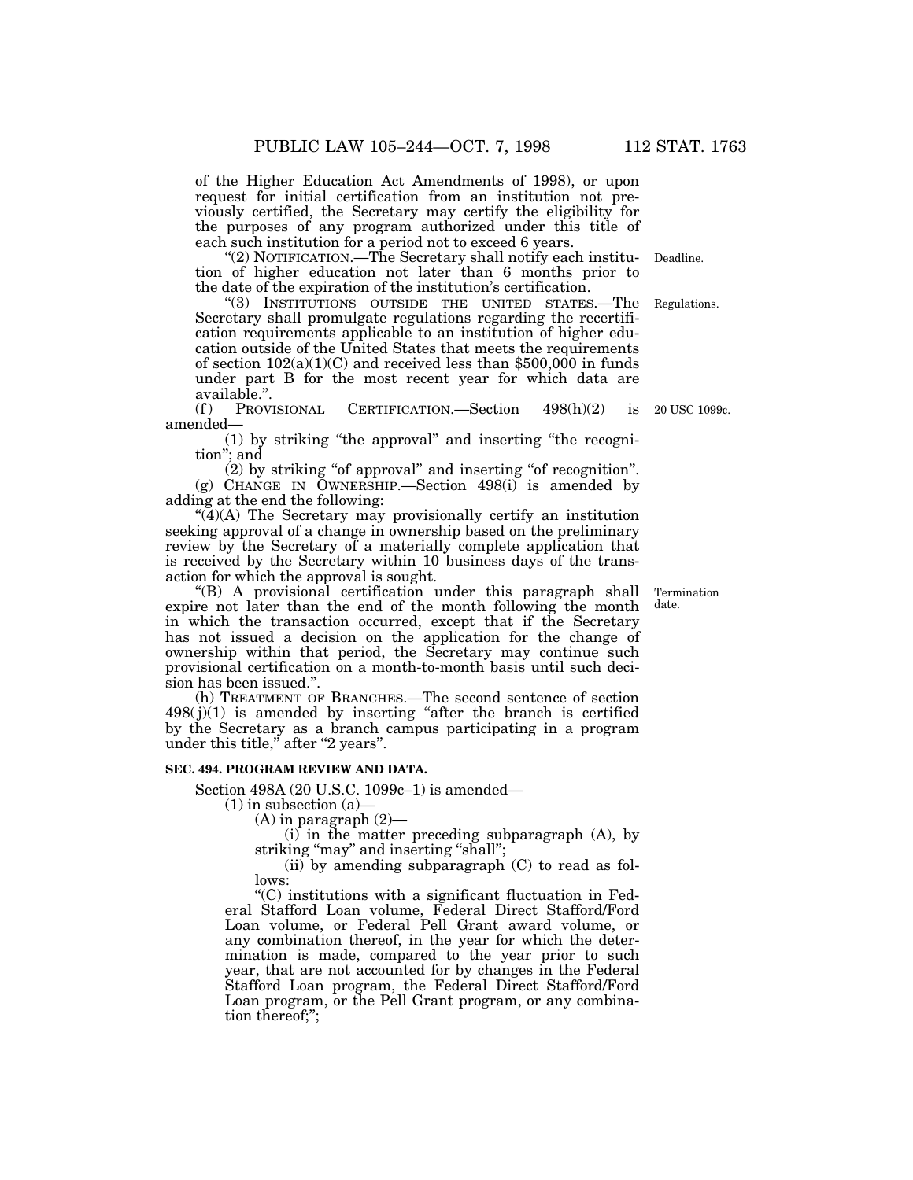of the Higher Education Act Amendments of 1998), or upon request for initial certification from an institution not previously certified, the Secretary may certify the eligibility for the purposes of any program authorized under this title of each such institution for a period not to exceed 6 years.

"(2) NOTIFICATION.—The Secretary shall notify each institution of higher education not later than 6 months prior to the date of the expiration of the institution's certification.

Deadline.

"(3) INSTITUTIONS OUTSIDE THE UNITED STATES.—The Secretary shall promulgate regulations regarding the recertification requirements applicable to an institution of higher education outside of the United States that meets the requirements of section 102(a)(1)(C) and received less than $500,000 in funds under part B for the most recent year for which data are available.".

Regulations.

(f) PROVISIONAL CERTIFICATION.—Section 498(h)(2) is amended—

20 USC 1099c.

(1) by striking "the approval" and inserting "the recognition"; and

(2) by striking "of approval" and inserting "of recognition".

(g) CHANGE IN OWNERSHIP.—Section 498(i) is amended by adding at the end the following:

"(4)(A) The Secretary may provisionally certify an institution seeking approval of a change in ownership based on the preliminary review by the Secretary of a materially complete application that is received by the Secretary within 10 business days of the transaction for which the approval is sought.

"(B) A provisional certification under this paragraph shall expire not later than the end of the month following the month in which the transaction occurred, except that if the Secretary has not issued a decision on the application for the change of ownership within that period, the Secretary may continue such provisional certification on a month-to-month basis until such decision has been issued.".

Termination date.

(h) TREATMENT OF BRANCHES.—The second sentence of section 498(j)(1) is amended by inserting "after the branch is certified by the Secretary as a branch campus participating in a program under this title," after "2 years".

**SEC. 494. PROGRAM REVIEW AND DATA.**

Section 498A (20 U.S.C. 1099c–1) is amended—

(1) in subsection (a)—

(A) in paragraph (2)—

(i) in the matter preceding subparagraph (A), by striking "may" and inserting "shall";

(ii) by amending subparagraph (C) to read as follows:

"(C) institutions with a significant fluctuation in Federal Stafford Loan volume, Federal Direct Stafford/Ford Loan volume, or Federal Pell Grant award volume, or any combination thereof, in the year for which the determination is made, compared to the year prior to such year, that are not accounted for by changes in the Federal Stafford Loan program, the Federal Direct Stafford/Ford Loan program, or the Pell Grant program, or any combination thereof;";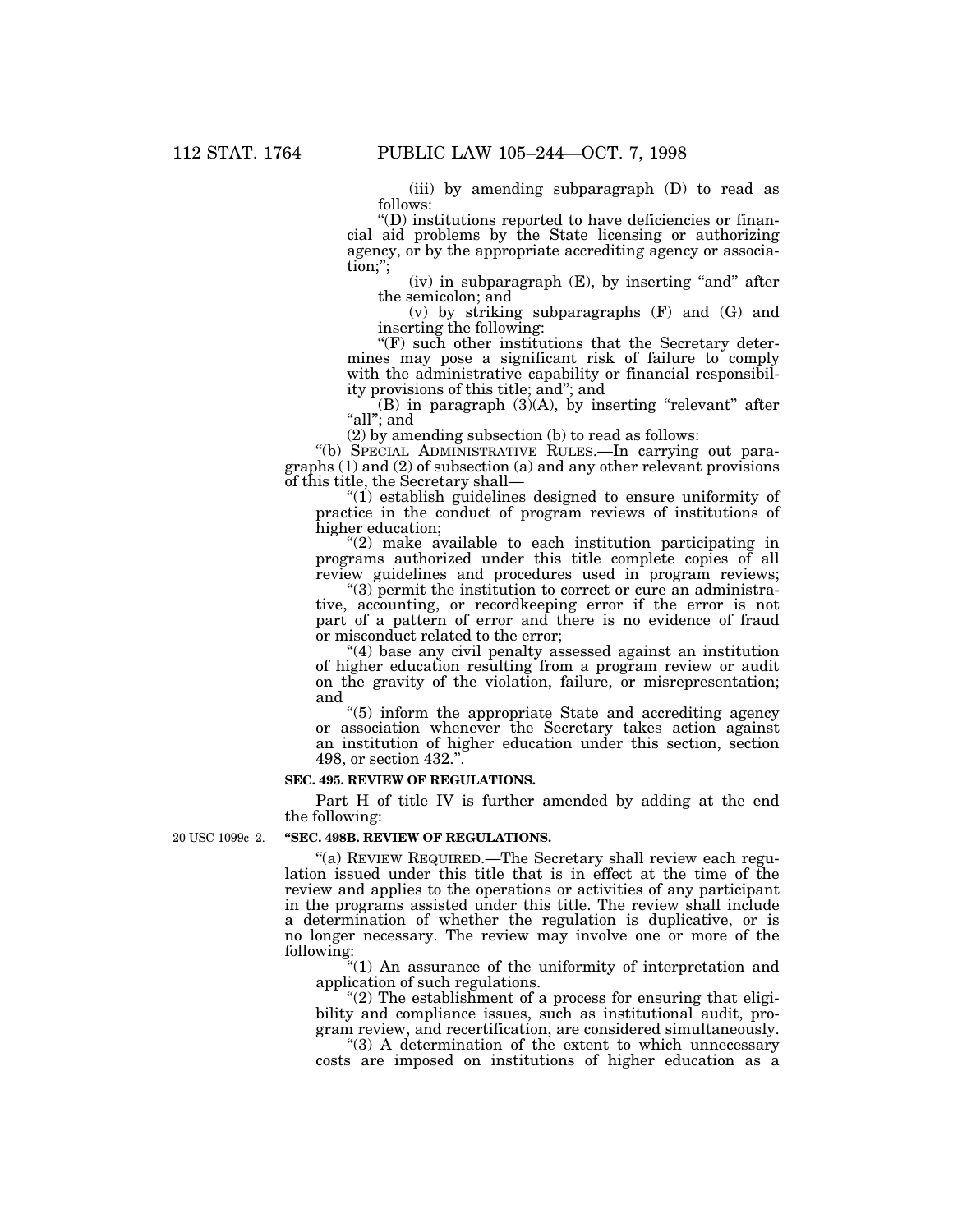(iii) by amending subparagraph (D) to read as follows:

"(D) institutions reported to have deficiencies or financial aid problems by the State licensing or authorizing agency, or by the appropriate accrediting agency or association;";

(iv) in subparagraph (E), by inserting "and" after the semicolon; and

(v) by striking subparagraphs (F) and (G) and inserting the following:

"(F) such other institutions that the Secretary determines may pose a significant risk of failure to comply with the administrative capability or financial responsibility provisions of this title; and"; and

(B) in paragraph (3)(A), by inserting "relevant" after "all"; and

(2) by amending subsection (b) to read as follows:

"(b) SPECIAL ADMINISTRATIVE RULES.—In carrying out paragraphs (1) and (2) of subsection (a) and any other relevant provisions of this title, the Secretary shall—

"(1) establish guidelines designed to ensure uniformity of practice in the conduct of program reviews of institutions of higher education;

"(2) make available to each institution participating in programs authorized under this title complete copies of all review guidelines and procedures used in program reviews;

"(3) permit the institution to correct or cure an administrative, accounting, or recordkeeping error if the error is not part of a pattern of error and there is no evidence of fraud or misconduct related to the error;

"(4) base any civil penalty assessed against an institution of higher education resulting from a program review or audit on the gravity of the violation, failure, or misrepresentation; and

"(5) inform the appropriate State and accrediting agency or association whenever the Secretary takes action against an institution of higher education under this section, section 498, or section 432.".

**SEC. 495. REVIEW OF REGULATIONS.**

Part H of title IV is further amended by adding at the end the following:

20 USC 1099c–2.

**"SEC. 498B. REVIEW OF REGULATIONS.**

"(a) REVIEW REQUIRED.—The Secretary shall review each regulation issued under this title that is in effect at the time of the review and applies to the operations or activities of any participant in the programs assisted under this title. The review shall include a determination of whether the regulation is duplicative, or is no longer necessary. The review may involve one or more of the following:

"(1) An assurance of the uniformity of interpretation and application of such regulations.

"(2) The establishment of a process for ensuring that eligibility and compliance issues, such as institutional audit, program review, and recertification, are considered simultaneously.

"(3) A determination of the extent to which unnecessary costs are imposed on institutions of higher education as a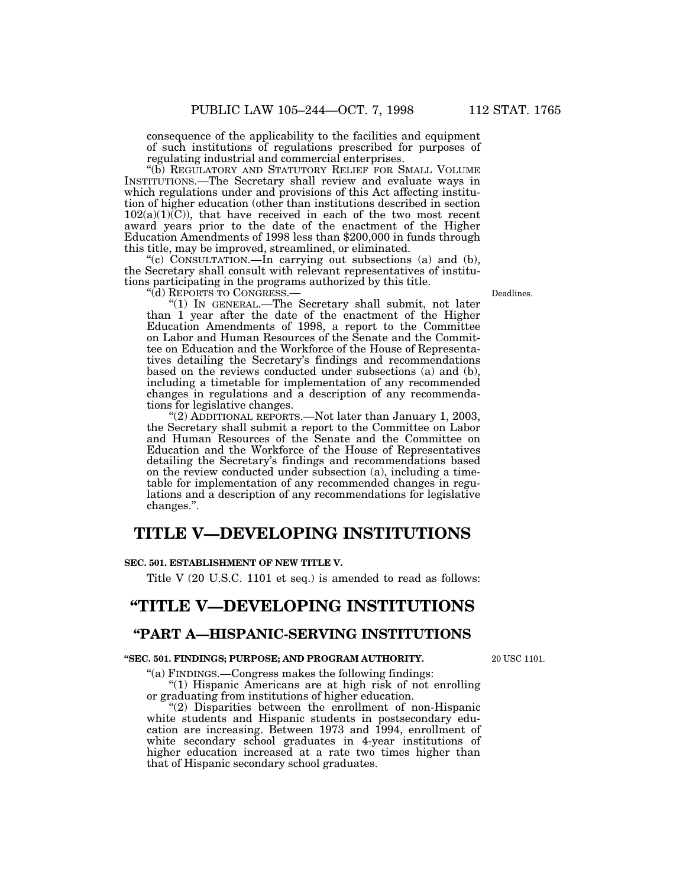consequence of the applicability to the facilities and equipment of such institutions of regulations prescribed for purposes of regulating industrial and commercial enterprises.

"(b) REGULATORY AND STATUTORY RELIEF FOR SMALL VOLUME INSTITUTIONS.—The Secretary shall review and evaluate ways in which regulations under and provisions of this Act affecting institution of higher education (other than institutions described in section 102(a)(1)(C)), that have received in each of the two most recent award years prior to the date of the enactment of the Higher Education Amendments of 1998 less than $200,000 in funds through this title, may be improved, streamlined, or eliminated.

"(c) CONSULTATION.—In carrying out subsections (a) and (b), the Secretary shall consult with relevant representatives of institutions participating in the programs authorized by this title.

"(d) REPORTS TO CONGRESS.—

Deadlines.

"(1) IN GENERAL.—The Secretary shall submit, not later than 1 year after the date of the enactment of the Higher Education Amendments of 1998, a report to the Committee on Labor and Human Resources of the Senate and the Committee on Education and the Workforce of the House of Representatives detailing the Secretary's findings and recommendations based on the reviews conducted under subsections (a) and (b), including a timetable for implementation of any recommended changes in regulations and a description of any recommendations for legislative changes.

"(2) ADDITIONAL REPORTS.—Not later than January 1, 2003, the Secretary shall submit a report to the Committee on Labor and Human Resources of the Senate and the Committee on Education and the Workforce of the House of Representatives detailing the Secretary's findings and recommendations based on the review conducted under subsection (a), including a timetable for implementation of any recommended changes in regulations and a description of any recommendations for legislative changes.".

# TITLE V—DEVELOPING INSTITUTIONS

**SEC. 501. ESTABLISHMENT OF NEW TITLE V.**

Title V (20 U.S.C. 1101 et seq.) is amended to read as follows:

# "TITLE V—DEVELOPING INSTITUTIONS

## "PART A—HISPANIC-SERVING INSTITUTIONS

**"SEC. 501. FINDINGS; PURPOSE; AND PROGRAM AUTHORITY.**

20 USC 1101.

"(a) FINDINGS.—Congress makes the following findings:

"(1) Hispanic Americans are at high risk of not enrolling or graduating from institutions of higher education.

"(2) Disparities between the enrollment of non-Hispanic white students and Hispanic students in postsecondary education are increasing. Between 1973 and 1994, enrollment of white secondary school graduates in 4-year institutions of higher education increased at a rate two times higher than that of Hispanic secondary school graduates.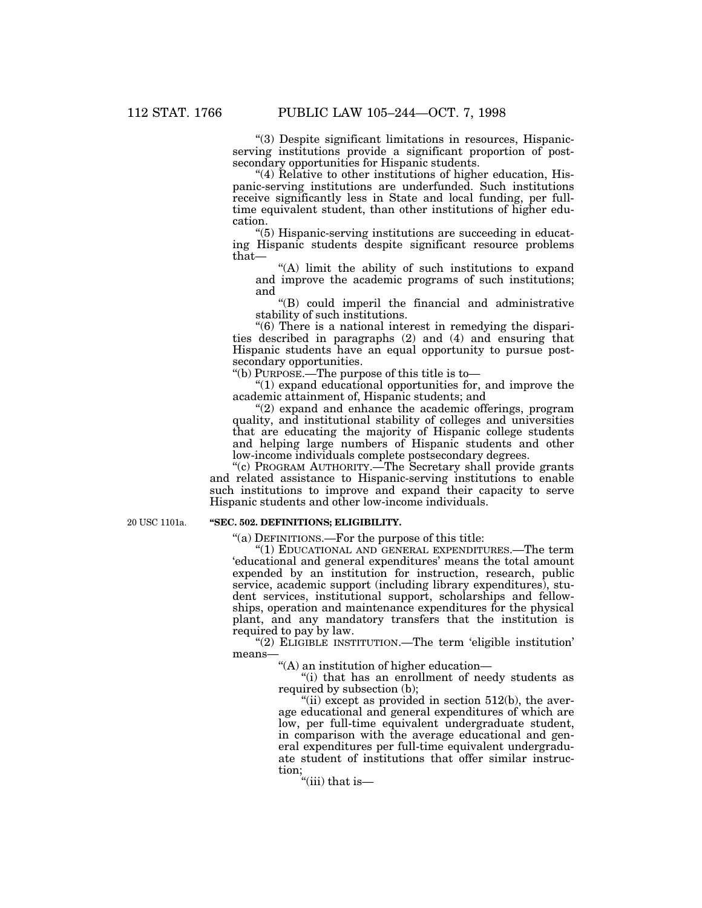"(3) Despite significant limitations in resources, Hispanic-serving institutions provide a significant proportion of post-secondary opportunities for Hispanic students.

"(4) Relative to other institutions of higher education, Hispanic-serving institutions are underfunded. Such institutions receive significantly less in State and local funding, per full-time equivalent student, than other institutions of higher education.

"(5) Hispanic-serving institutions are succeeding in educating Hispanic students despite significant resource problems that—

"(A) limit the ability of such institutions to expand and improve the academic programs of such institutions; and

"(B) could imperil the financial and administrative stability of such institutions.

"(6) There is a national interest in remedying the disparities described in paragraphs (2) and (4) and ensuring that Hispanic students have an equal opportunity to pursue post-secondary opportunities.

"(b) PURPOSE.—The purpose of this title is to—

"(1) expand educational opportunities for, and improve the academic attainment of, Hispanic students; and

"(2) expand and enhance the academic offerings, program quality, and institutional stability of colleges and universities that are educating the majority of Hispanic college students and helping large numbers of Hispanic students and other low-income individuals complete postsecondary degrees.

"(c) PROGRAM AUTHORITY.—The Secretary shall provide grants and related assistance to Hispanic-serving institutions to enable such institutions to improve and expand their capacity to serve Hispanic students and other low-income individuals.

20 USC 1101a.

**"SEC. 502. DEFINITIONS; ELIGIBILITY.**

"(a) DEFINITIONS.—For the purpose of this title:

"(1) EDUCATIONAL AND GENERAL EXPENDITURES.—The term 'educational and general expenditures' means the total amount expended by an institution for instruction, research, public service, academic support (including library expenditures), student services, institutional support, scholarships and fellowships, operation and maintenance expenditures for the physical plant, and any mandatory transfers that the institution is required to pay by law.

"(2) ELIGIBLE INSTITUTION.—The term 'eligible institution' means—

"(A) an institution of higher education—

"(i) that has an enrollment of needy students as required by subsection (b);

"(ii) except as provided in section 512(b), the average educational and general expenditures of which are low, per full-time equivalent undergraduate student, in comparison with the average educational and general expenditures per full-time equivalent undergraduate student of institutions that offer similar instruction;

"(iii) that is—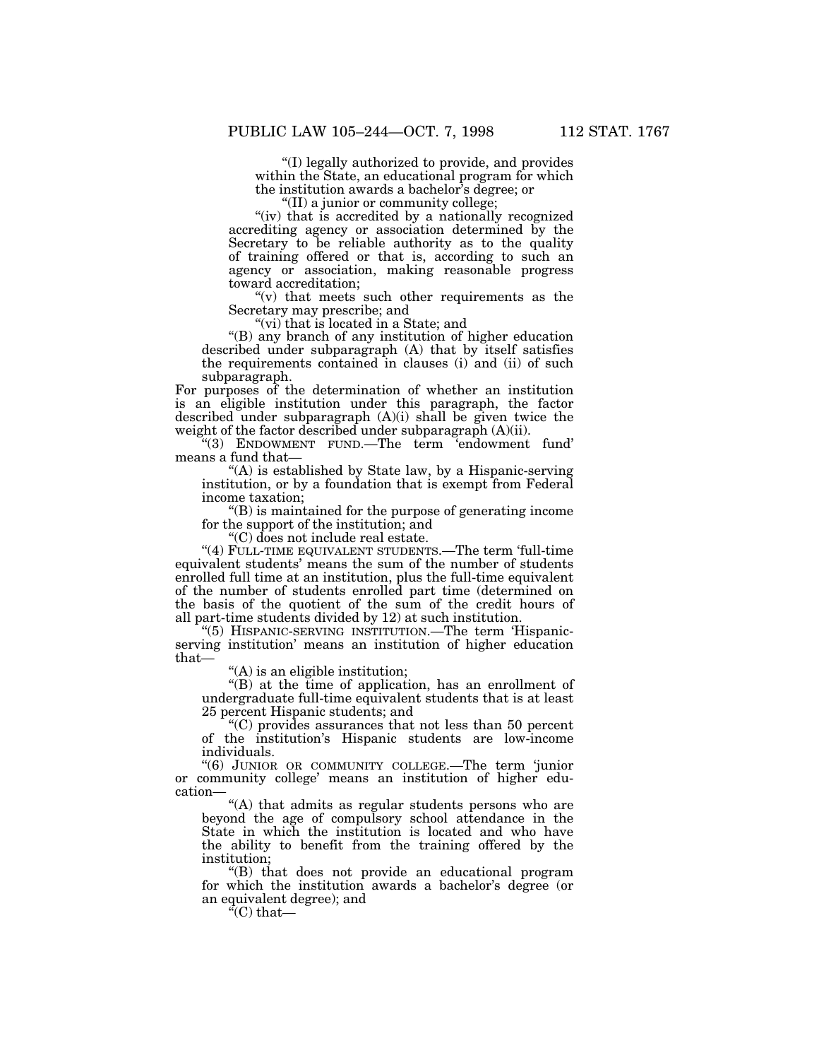"(I) legally authorized to provide, and provides within the State, an educational program for which the institution awards a bachelor's degree; or

"(II) a junior or community college;

"(iv) that is accredited by a nationally recognized accrediting agency or association determined by the Secretary to be reliable authority as to the quality of training offered or that is, according to such an agency or association, making reasonable progress toward accreditation;

"(v) that meets such other requirements as the Secretary may prescribe; and

"(vi) that is located in a State; and

"(B) any branch of any institution of higher education described under subparagraph (A) that by itself satisfies the requirements contained in clauses (i) and (ii) of such subparagraph.

For purposes of the determination of whether an institution is an eligible institution under this paragraph, the factor described under subparagraph (A)(i) shall be given twice the weight of the factor described under subparagraph (A)(ii).

"(3) ENDOWMENT FUND.—The term 'endowment fund' means a fund that—

"(A) is established by State law, by a Hispanic-serving institution, or by a foundation that is exempt from Federal income taxation;

"(B) is maintained for the purpose of generating income for the support of the institution; and

"(C) does not include real estate.

"(4) FULL-TIME EQUIVALENT STUDENTS.—The term 'full-time equivalent students' means the sum of the number of students enrolled full time at an institution, plus the full-time equivalent of the number of students enrolled part time (determined on the basis of the quotient of the sum of the credit hours of all part-time students divided by 12) at such institution.

"(5) HISPANIC-SERVING INSTITUTION.—The term 'Hispanic-serving institution' means an institution of higher education that—

"(A) is an eligible institution;

"(B) at the time of application, has an enrollment of undergraduate full-time equivalent students that is at least 25 percent Hispanic students; and

"(C) provides assurances that not less than 50 percent of the institution's Hispanic students are low-income individuals.

"(6) JUNIOR OR COMMUNITY COLLEGE.—The term 'junior or community college' means an institution of higher education—

"(A) that admits as regular students persons who are beyond the age of compulsory school attendance in the State in which the institution is located and who have the ability to benefit from the training offered by the institution;

"(B) that does not provide an educational program for which the institution awards a bachelor's degree (or an equivalent degree); and

"(C) that—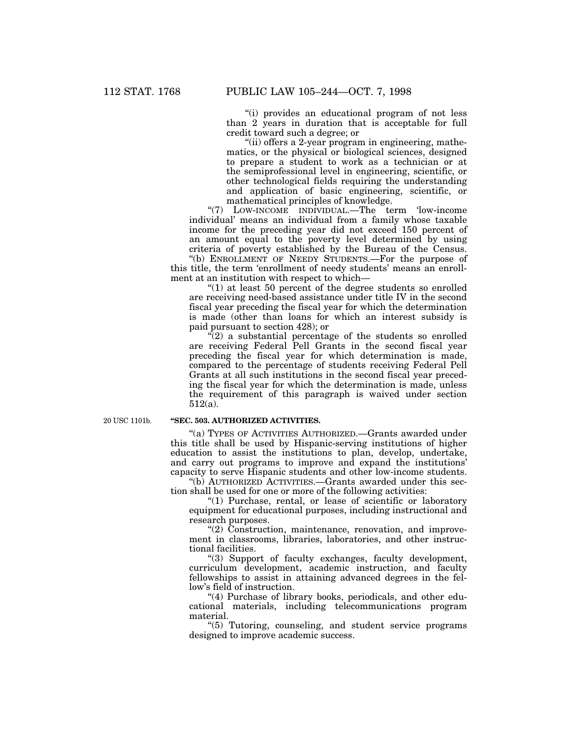"(i) provides an educational program of not less than 2 years in duration that is acceptable for full credit toward such a degree; or

"(ii) offers a 2-year program in engineering, mathematics, or the physical or biological sciences, designed to prepare a student to work as a technician or at the semiprofessional level in engineering, scientific, or other technological fields requiring the understanding and application of basic engineering, scientific, or mathematical principles of knowledge.

"(7) LOW-INCOME INDIVIDUAL.—The term 'low-income individual' means an individual from a family whose taxable income for the preceding year did not exceed 150 percent of an amount equal to the poverty level determined by using criteria of poverty established by the Bureau of the Census.

"(b) ENROLLMENT OF NEEDY STUDENTS.—For the purpose of this title, the term 'enrollment of needy students' means an enrollment at an institution with respect to which—

"(1) at least 50 percent of the degree students so enrolled are receiving need-based assistance under title IV in the second fiscal year preceding the fiscal year for which the determination is made (other than loans for which an interest subsidy is paid pursuant to section 428); or

"(2) a substantial percentage of the students so enrolled are receiving Federal Pell Grants in the second fiscal year preceding the fiscal year for which determination is made, compared to the percentage of students receiving Federal Pell Grants at all such institutions in the second fiscal year preceding the fiscal year for which the determination is made, unless the requirement of this paragraph is waived under section 512(a).

20 USC 1101b.

**"SEC. 503. AUTHORIZED ACTIVITIES.**

"(a) TYPES OF ACTIVITIES AUTHORIZED.—Grants awarded under this title shall be used by Hispanic-serving institutions of higher education to assist the institutions to plan, develop, undertake, and carry out programs to improve and expand the institutions' capacity to serve Hispanic students and other low-income students.

"(b) AUTHORIZED ACTIVITIES.—Grants awarded under this section shall be used for one or more of the following activities:

"(1) Purchase, rental, or lease of scientific or laboratory equipment for educational purposes, including instructional and research purposes.

"(2) Construction, maintenance, renovation, and improvement in classrooms, libraries, laboratories, and other instructional facilities.

"(3) Support of faculty exchanges, faculty development, curriculum development, academic instruction, and faculty fellowships to assist in attaining advanced degrees in the fellow's field of instruction.

"(4) Purchase of library books, periodicals, and other educational materials, including telecommunications program material.

"(5) Tutoring, counseling, and student service programs designed to improve academic success.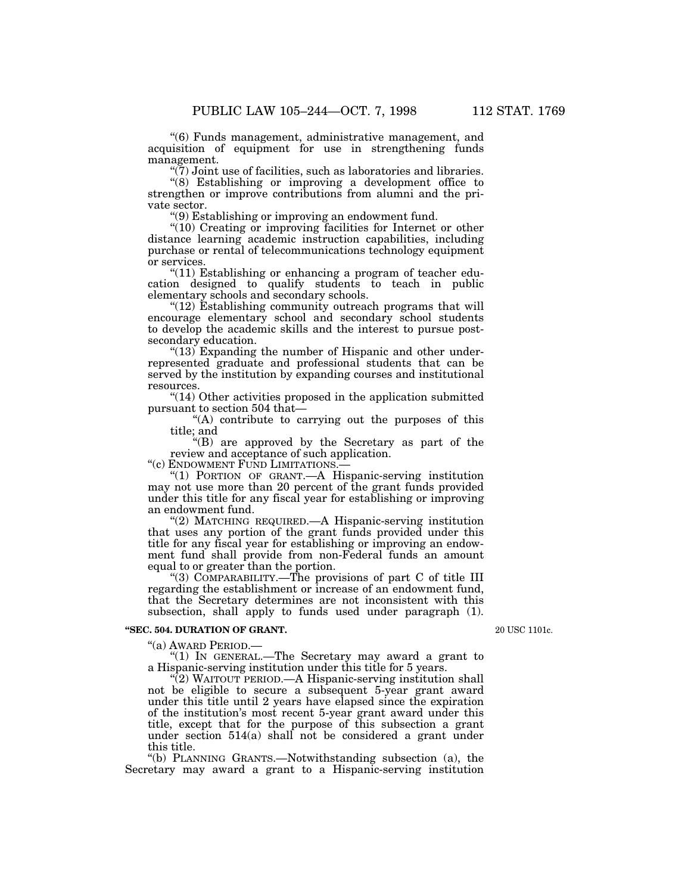"(6) Funds management, administrative management, and acquisition of equipment for use in strengthening funds management.

"(7) Joint use of facilities, such as laboratories and libraries.

"(8) Establishing or improving a development office to strengthen or improve contributions from alumni and the private sector.

"(9) Establishing or improving an endowment fund.

"(10) Creating or improving facilities for Internet or other distance learning academic instruction capabilities, including purchase or rental of telecommunications technology equipment or services.

"(11) Establishing or enhancing a program of teacher education designed to qualify students to teach in public elementary schools and secondary schools.

"(12) Establishing community outreach programs that will encourage elementary school and secondary school students to develop the academic skills and the interest to pursue postsecondary education.

"(13) Expanding the number of Hispanic and other underrepresented graduate and professional students that can be served by the institution by expanding courses and institutional resources.

"(14) Other activities proposed in the application submitted pursuant to section 504 that—

"(A) contribute to carrying out the purposes of this title; and

"(B) are approved by the Secretary as part of the review and acceptance of such application.

"(c) ENDOWMENT FUND LIMITATIONS.—

"(1) PORTION OF GRANT.—A Hispanic-serving institution may not use more than 20 percent of the grant funds provided under this title for any fiscal year for establishing or improving an endowment fund.

"(2) MATCHING REQUIRED.—A Hispanic-serving institution that uses any portion of the grant funds provided under this title for any fiscal year for establishing or improving an endowment fund shall provide from non-Federal funds an amount equal to or greater than the portion.

"(3) COMPARABILITY.—The provisions of part C of title III regarding the establishment or increase of an endowment fund, that the Secretary determines are not inconsistent with this subsection, shall apply to funds used under paragraph (1).

**"SEC. 504. DURATION OF GRANT.**

20 USC 1101c.

"(a) AWARD PERIOD.—

"(1) IN GENERAL.—The Secretary may award a grant to a Hispanic-serving institution under this title for 5 years.

"(2) WAITOUT PERIOD.—A Hispanic-serving institution shall not be eligible to secure a subsequent 5-year grant award under this title until 2 years have elapsed since the expiration of the institution's most recent 5-year grant award under this title, except that for the purpose of this subsection a grant under section 514(a) shall not be considered a grant under this title.

"(b) PLANNING GRANTS.—Notwithstanding subsection (a), the Secretary may award a grant to a Hispanic-serving institution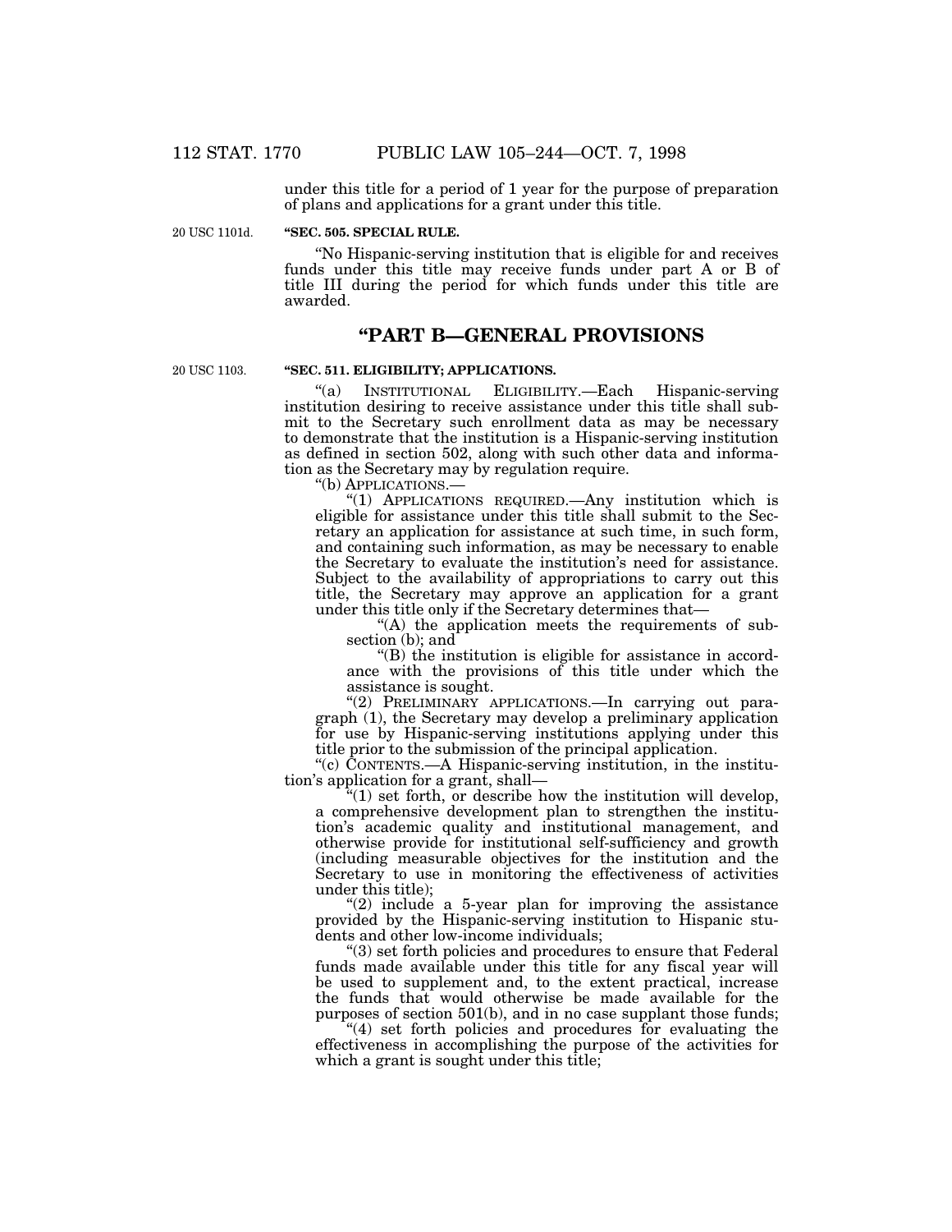under this title for a period of 1 year for the purpose of preparation of plans and applications for a grant under this title.

20 USC 1101d.

**"SEC. 505. SPECIAL RULE.**

"No Hispanic-serving institution that is eligible for and receives funds under this title may receive funds under part A or B of title III during the period for which funds under this title are awarded.

## "PART B—GENERAL PROVISIONS

20 USC 1103.

**"SEC. 511. ELIGIBILITY; APPLICATIONS.**

"(a) INSTITUTIONAL ELIGIBILITY.—Each Hispanic-serving institution desiring to receive assistance under this title shall submit to the Secretary such enrollment data as may be necessary to demonstrate that the institution is a Hispanic-serving institution as defined in section 502, along with such other data and information as the Secretary may by regulation require.

"(b) APPLICATIONS.—

"(1) APPLICATIONS REQUIRED.—Any institution which is eligible for assistance under this title shall submit to the Secretary an application for assistance at such time, in such form, and containing such information, as may be necessary to enable the Secretary to evaluate the institution's need for assistance. Subject to the availability of appropriations to carry out this title, the Secretary may approve an application for a grant under this title only if the Secretary determines that—

"(A) the application meets the requirements of subsection (b); and

"(B) the institution is eligible for assistance in accordance with the provisions of this title under which the assistance is sought.

"(2) PRELIMINARY APPLICATIONS.—In carrying out paragraph (1), the Secretary may develop a preliminary application for use by Hispanic-serving institutions applying under this title prior to the submission of the principal application.

"(c) CONTENTS.—A Hispanic-serving institution, in the institution's application for a grant, shall—

"(1) set forth, or describe how the institution will develop, a comprehensive development plan to strengthen the institution's academic quality and institutional management, and otherwise provide for institutional self-sufficiency and growth (including measurable objectives for the institution and the Secretary to use in monitoring the effectiveness of activities under this title);

"(2) include a 5-year plan for improving the assistance provided by the Hispanic-serving institution to Hispanic students and other low-income individuals;

"(3) set forth policies and procedures to ensure that Federal funds made available under this title for any fiscal year will be used to supplement and, to the extent practical, increase the funds that would otherwise be made available for the purposes of section 501(b), and in no case supplant those funds;

"(4) set forth policies and procedures for evaluating the effectiveness in accomplishing the purpose of the activities for which a grant is sought under this title;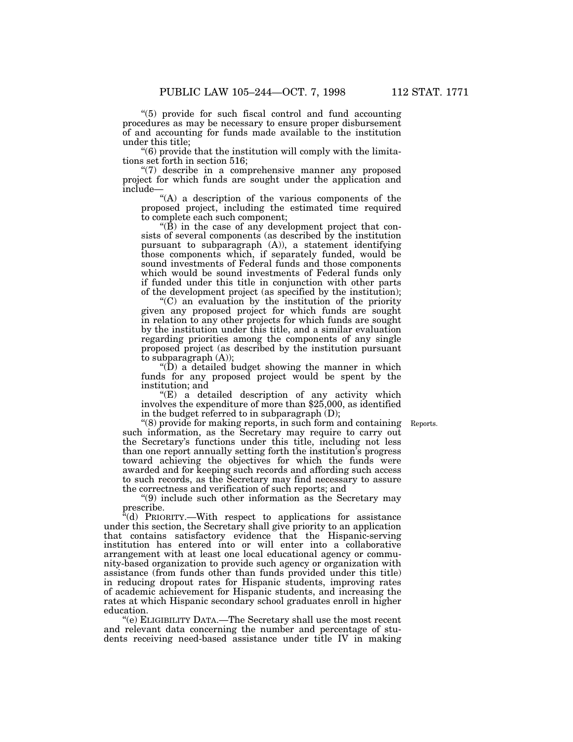"(5) provide for such fiscal control and fund accounting procedures as may be necessary to ensure proper disbursement of and accounting for funds made available to the institution under this title;

"(6) provide that the institution will comply with the limitations set forth in section 516;

"(7) describe in a comprehensive manner any proposed project for which funds are sought under the application and include—

"(A) a description of the various components of the proposed project, including the estimated time required to complete each such component;

"(B) in the case of any development project that consists of several components (as described by the institution pursuant to subparagraph (A)), a statement identifying those components which, if separately funded, would be sound investments of Federal funds and those components which would be sound investments of Federal funds only if funded under this title in conjunction with other parts of the development project (as specified by the institution);

"(C) an evaluation by the institution of the priority given any proposed project for which funds are sought in relation to any other projects for which funds are sought by the institution under this title, and a similar evaluation regarding priorities among the components of any single proposed project (as described by the institution pursuant to subparagraph (A));

"(D) a detailed budget showing the manner in which funds for any proposed project would be spent by the institution; and

"(E) a detailed description of any activity which involves the expenditure of more than $25,000, as identified in the budget referred to in subparagraph (D);

"(8) provide for making reports, in such form and containing such information, as the Secretary may require to carry out the Secretary's functions under this title, including not less than one report annually setting forth the institution's progress toward achieving the objectives for which the funds were awarded and for keeping such records and affording such access to such records, as the Secretary may find necessary to assure the correctness and verification of such reports; and

Reports.

"(9) include such other information as the Secretary may prescribe.

"(d) PRIORITY.—With respect to applications for assistance under this section, the Secretary shall give priority to an application that contains satisfactory evidence that the Hispanic-serving institution has entered into or will enter into a collaborative arrangement with at least one local educational agency or community-based organization to provide such agency or organization with assistance (from funds other than funds provided under this title) in reducing dropout rates for Hispanic students, improving rates of academic achievement for Hispanic students, and increasing the rates at which Hispanic secondary school graduates enroll in higher education.

"(e) ELIGIBILITY DATA.—The Secretary shall use the most recent and relevant data concerning the number and percentage of students receiving need-based assistance under title IV in making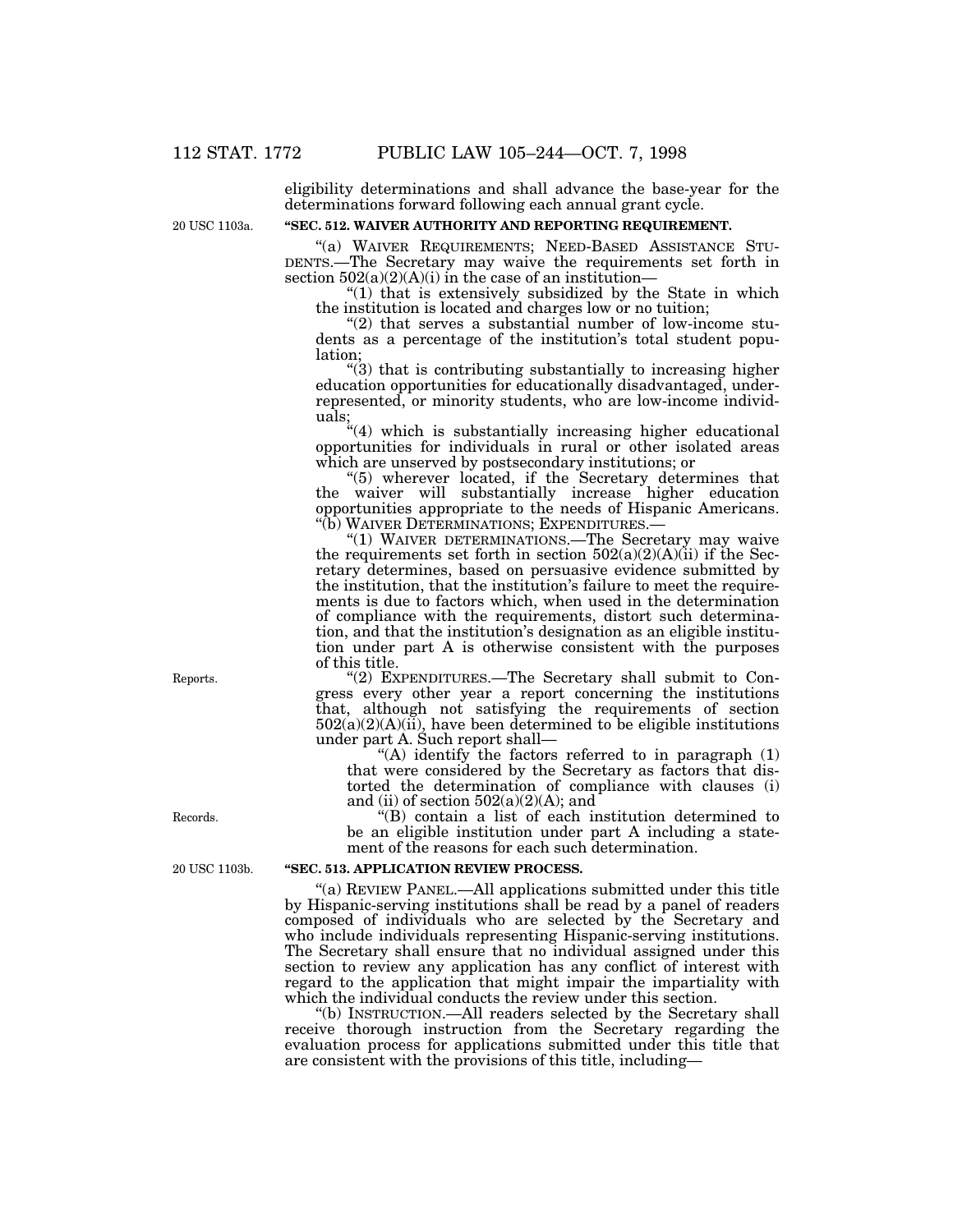eligibility determinations and shall advance the base-year for the determinations forward following each annual grant cycle.

20 USC 1103a.

**"SEC. 512. WAIVER AUTHORITY AND REPORTING REQUIREMENT.**

"(a) WAIVER REQUIREMENTS; NEED-BASED ASSISTANCE STUDENTS.—The Secretary may waive the requirements set forth in section 502(a)(2)(A)(i) in the case of an institution—

"(1) that is extensively subsidized by the State in which the institution is located and charges low or no tuition;

"(2) that serves a substantial number of low-income students as a percentage of the institution's total student population;

"(3) that is contributing substantially to increasing higher education opportunities for educationally disadvantaged, underrepresented, or minority students, who are low-income individuals;

"(4) which is substantially increasing higher educational opportunities for individuals in rural or other isolated areas which are unserved by postsecondary institutions; or

"(5) wherever located, if the Secretary determines that the waiver will substantially increase higher education opportunities appropriate to the needs of Hispanic Americans.

"(b) WAIVER DETERMINATIONS; EXPENDITURES.—

"(1) WAIVER DETERMINATIONS.—The Secretary may waive the requirements set forth in section 502(a)(2)(A)(ii) if the Secretary determines, based on persuasive evidence submitted by the institution, that the institution's failure to meet the requirements is due to factors which, when used in the determination of compliance with the requirements, distort such determination, and that the institution's designation as an eligible institution under part A is otherwise consistent with the purposes of this title.

Reports.

"(2) EXPENDITURES.—The Secretary shall submit to Congress every other year a report concerning the institutions that, although not satisfying the requirements of section 502(a)(2)(A)(ii), have been determined to be eligible institutions under part A. Such report shall—

"(A) identify the factors referred to in paragraph (1) that were considered by the Secretary as factors that distorted the determination of compliance with clauses (i) and (ii) of section 502(a)(2)(A); and

Records.

"(B) contain a list of each institution determined to be an eligible institution under part A including a statement of the reasons for each such determination.

20 USC 1103b.

**"SEC. 513. APPLICATION REVIEW PROCESS.**

"(a) REVIEW PANEL.—All applications submitted under this title by Hispanic-serving institutions shall be read by a panel of readers composed of individuals who are selected by the Secretary and who include individuals representing Hispanic-serving institutions. The Secretary shall ensure that no individual assigned under this section to review any application has any conflict of interest with regard to the application that might impair the impartiality with which the individual conducts the review under this section.

"(b) INSTRUCTION.—All readers selected by the Secretary shall receive thorough instruction from the Secretary regarding the evaluation process for applications submitted under this title that are consistent with the provisions of this title, including—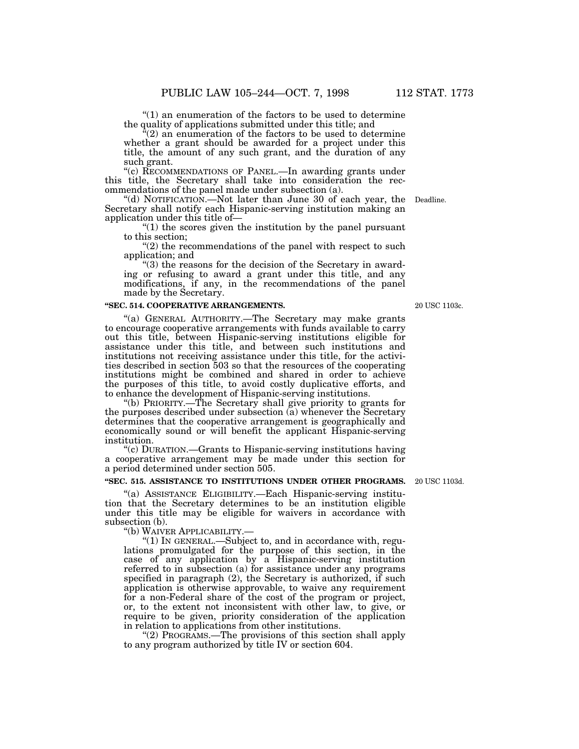"(1) an enumeration of the factors to be used to determine the quality of applications submitted under this title; and

"(2) an enumeration of the factors to be used to determine whether a grant should be awarded for a project under this title, the amount of any such grant, and the duration of any such grant.

"(c) RECOMMENDATIONS OF PANEL.—In awarding grants under this title, the Secretary shall take into consideration the recommendations of the panel made under subsection (a).

"(d) NOTIFICATION.—Not later than June 30 of each year, the Secretary shall notify each Hispanic-serving institution making an application under this title of—

Deadline.

"(1) the scores given the institution by the panel pursuant to this section;

"(2) the recommendations of the panel with respect to such application; and

"(3) the reasons for the decision of the Secretary in awarding or refusing to award a grant under this title, and any modifications, if any, in the recommendations of the panel made by the Secretary.

**"SEC. 514. COOPERATIVE ARRANGEMENTS.**

20 USC 1103c.

"(a) GENERAL AUTHORITY.—The Secretary may make grants to encourage cooperative arrangements with funds available to carry out this title, between Hispanic-serving institutions eligible for assistance under this title, and between such institutions and institutions not receiving assistance under this title, for the activities described in section 503 so that the resources of the cooperating institutions might be combined and shared in order to achieve the purposes of this title, to avoid costly duplicative efforts, and to enhance the development of Hispanic-serving institutions.

"(b) PRIORITY.—The Secretary shall give priority to grants for the purposes described under subsection (a) whenever the Secretary determines that the cooperative arrangement is geographically and economically sound or will benefit the applicant Hispanic-serving institution.

"(c) DURATION.—Grants to Hispanic-serving institutions having a cooperative arrangement may be made under this section for a period determined under section 505.

**"SEC. 515. ASSISTANCE TO INSTITUTIONS UNDER OTHER PROGRAMS.**

20 USC 1103d.

"(a) ASSISTANCE ELIGIBILITY.—Each Hispanic-serving institution that the Secretary determines to be an institution eligible under this title may be eligible for waivers in accordance with subsection (b).

"(b) WAIVER APPLICABILITY.—

"(1) IN GENERAL.—Subject to, and in accordance with, regulations promulgated for the purpose of this section, in the case of any application by a Hispanic-serving institution referred to in subsection (a) for assistance under any programs specified in paragraph (2), the Secretary is authorized, if such application is otherwise approvable, to waive any requirement for a non-Federal share of the cost of the program or project, or, to the extent not inconsistent with other law, to give, or require to be given, priority consideration of the application in relation to applications from other institutions.

"(2) PROGRAMS.—The provisions of this section shall apply to any program authorized by title IV or section 604.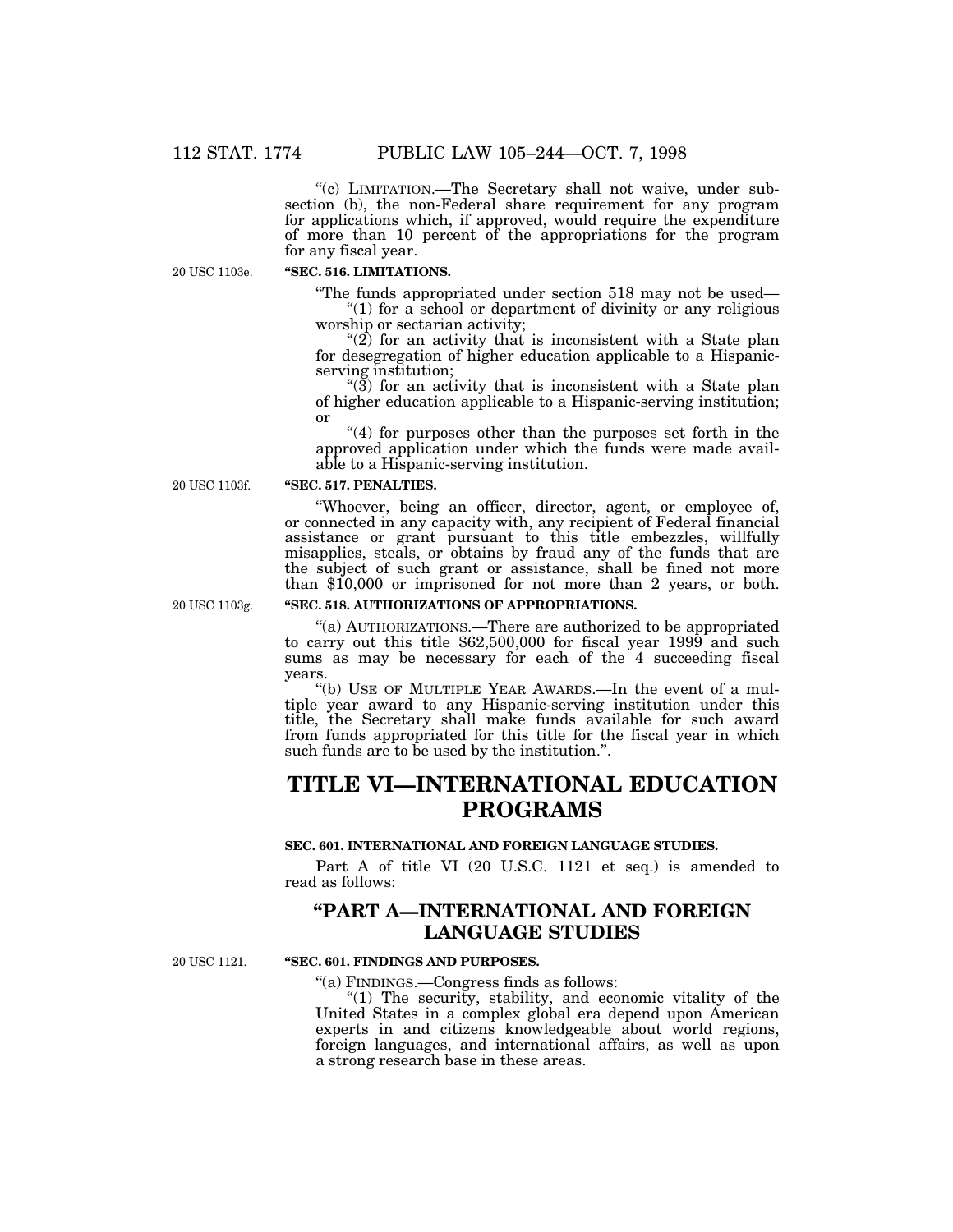"(c) LIMITATION.—The Secretary shall not waive, under subsection (b), the non-Federal share requirement for any program for applications which, if approved, would require the expenditure of more than 10 percent of the appropriations for the program for any fiscal year.

20 USC 1103e.

**"SEC. 516. LIMITATIONS.**

"The funds appropriated under section 518 may not be used—

"(1) for a school or department of divinity or any religious worship or sectarian activity;

"(2) for an activity that is inconsistent with a State plan for desegregation of higher education applicable to a Hispanic-serving institution;

"(3) for an activity that is inconsistent with a State plan of higher education applicable to a Hispanic-serving institution; or

"(4) for purposes other than the purposes set forth in the approved application under which the funds were made available to a Hispanic-serving institution.

20 USC 1103f.

**"SEC. 517. PENALTIES.**

"Whoever, being an officer, director, agent, or employee of, or connected in any capacity with, any recipient of Federal financial assistance or grant pursuant to this title embezzles, willfully misapplies, steals, or obtains by fraud any of the funds that are the subject of such grant or assistance, shall be fined not more than $10,000 or imprisoned for not more than 2 years, or both.

20 USC 1103g.

**"SEC. 518. AUTHORIZATIONS OF APPROPRIATIONS.**

"(a) AUTHORIZATIONS.—There are authorized to be appropriated to carry out this title $62,500,000 for fiscal year 1999 and such sums as may be necessary for each of the 4 succeeding fiscal years.

"(b) USE OF MULTIPLE YEAR AWARDS.—In the event of a multiple year award to any Hispanic-serving institution under this title, the Secretary shall make funds available for such award from funds appropriated for this title for the fiscal year in which such funds are to be used by the institution.".

# TITLE VI—INTERNATIONAL EDUCATION PROGRAMS

**SEC. 601. INTERNATIONAL AND FOREIGN LANGUAGE STUDIES.**

Part A of title VI (20 U.S.C. 1121 et seq.) is amended to read as follows:

## "PART A—INTERNATIONAL AND FOREIGN LANGUAGE STUDIES

20 USC 1121.

**"SEC. 601. FINDINGS AND PURPOSES.**

"(a) FINDINGS.—Congress finds as follows:

"(1) The security, stability, and economic vitality of the United States in a complex global era depend upon American experts in and citizens knowledgeable about world regions, foreign languages, and international affairs, as well as upon a strong research base in these areas.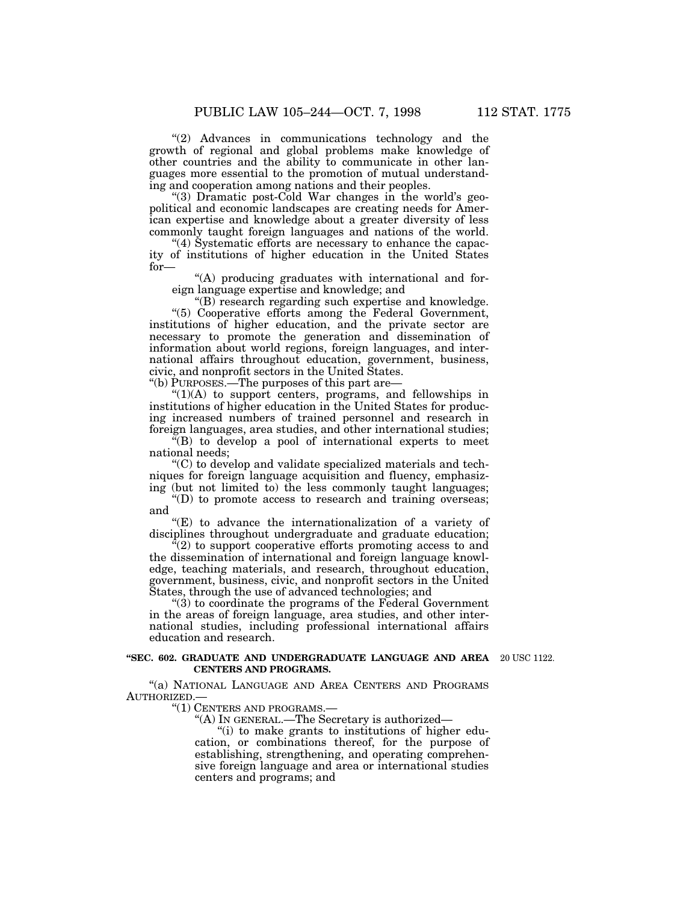"(2) Advances in communications technology and the growth of regional and global problems make knowledge of other countries and the ability to communicate in other languages more essential to the promotion of mutual understanding and cooperation among nations and their peoples.

"(3) Dramatic post-Cold War changes in the world's geopolitical and economic landscapes are creating needs for American expertise and knowledge about a greater diversity of less commonly taught foreign languages and nations of the world.

"(4) Systematic efforts are necessary to enhance the capacity of institutions of higher education in the United States for—

"(A) producing graduates with international and foreign language expertise and knowledge; and

"(B) research regarding such expertise and knowledge.

"(5) Cooperative efforts among the Federal Government, institutions of higher education, and the private sector are necessary to promote the generation and dissemination of information about world regions, foreign languages, and international affairs throughout education, government, business, civic, and nonprofit sectors in the United States.

"(b) PURPOSES.—The purposes of this part are—

"(1)(A) to support centers, programs, and fellowships in institutions of higher education in the United States for producing increased numbers of trained personnel and research in foreign languages, area studies, and other international studies;

"(B) to develop a pool of international experts to meet national needs;

"(C) to develop and validate specialized materials and techniques for foreign language acquisition and fluency, emphasizing (but not limited to) the less commonly taught languages;

"(D) to promote access to research and training overseas; and

"(E) to advance the internationalization of a variety of disciplines throughout undergraduate and graduate education;

"(2) to support cooperative efforts promoting access to and the dissemination of international and foreign language knowledge, teaching materials, and research, throughout education, government, business, civic, and nonprofit sectors in the United States, through the use of advanced technologies; and

"(3) to coordinate the programs of the Federal Government in the areas of foreign language, area studies, and other international studies, including professional international affairs education and research.

**"SEC. 602. GRADUATE AND UNDERGRADUATE LANGUAGE AND AREA CENTERS AND PROGRAMS.**

20 USC 1122.

"(a) NATIONAL LANGUAGE AND AREA CENTERS AND PROGRAMS AUTHORIZED.—

"(1) CENTERS AND PROGRAMS.—

"(A) IN GENERAL.—The Secretary is authorized—

"(i) to make grants to institutions of higher education, or combinations thereof, for the purpose of establishing, strengthening, and operating comprehensive foreign language and area or international studies centers and programs; and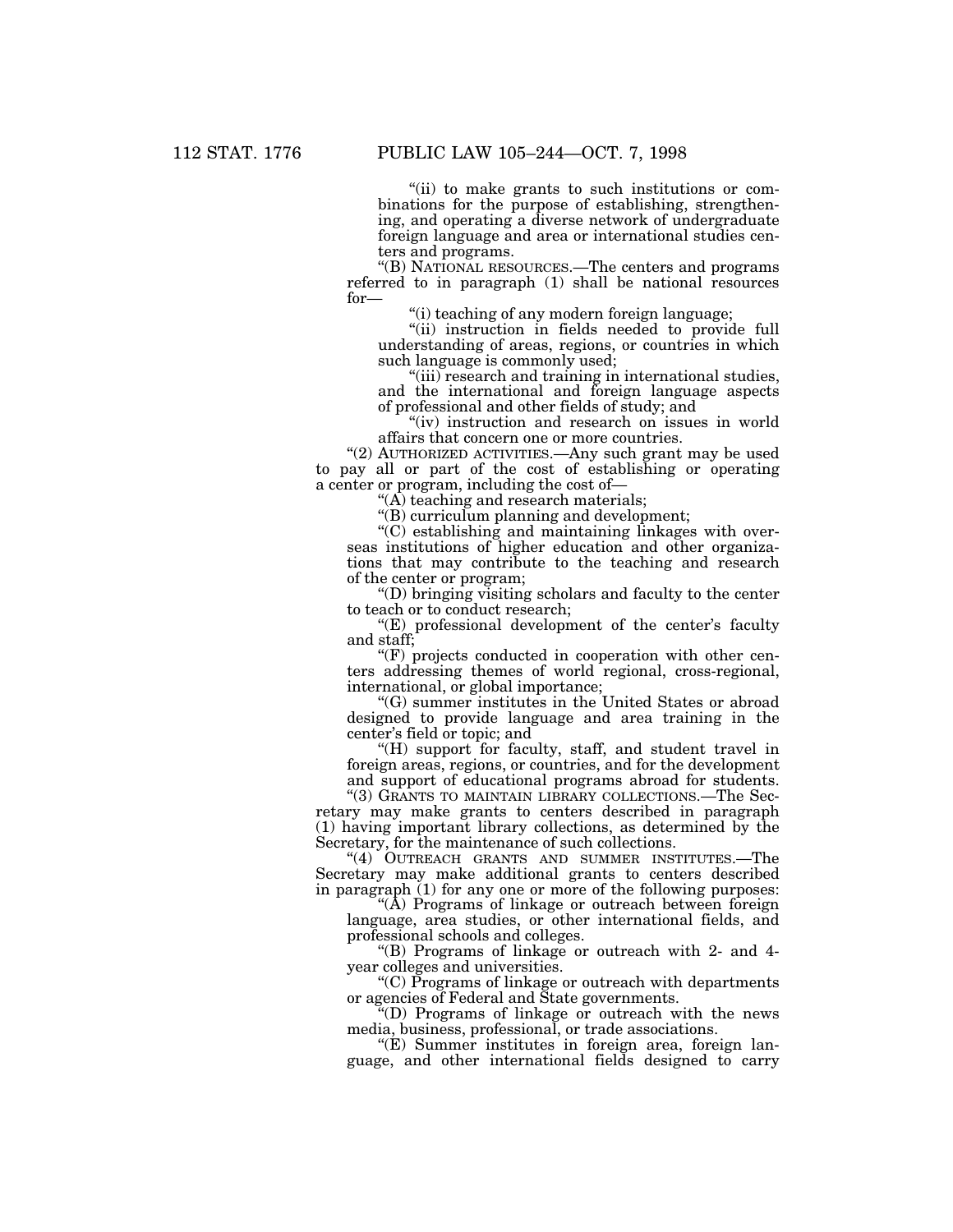"(ii) to make grants to such institutions or combinations for the purpose of establishing, strengthening, and operating a diverse network of undergraduate foreign language and area or international studies centers and programs.

"(B) NATIONAL RESOURCES.—The centers and programs referred to in paragraph (1) shall be national resources for—

"(i) teaching of any modern foreign language;

"(ii) instruction in fields needed to provide full understanding of areas, regions, or countries in which such language is commonly used;

"(iii) research and training in international studies, and the international and foreign language aspects of professional and other fields of study; and

"(iv) instruction and research on issues in world affairs that concern one or more countries.

"(2) AUTHORIZED ACTIVITIES.—Any such grant may be used to pay all or part of the cost of establishing or operating a center or program, including the cost of—

"(A) teaching and research materials;

"(B) curriculum planning and development;

"(C) establishing and maintaining linkages with overseas institutions of higher education and other organizations that may contribute to the teaching and research of the center or program;

"(D) bringing visiting scholars and faculty to the center to teach or to conduct research;

"(E) professional development of the center's faculty and staff;

"(F) projects conducted in cooperation with other centers addressing themes of world regional, cross-regional, international, or global importance;

"(G) summer institutes in the United States or abroad designed to provide language and area training in the center's field or topic; and

"(H) support for faculty, staff, and student travel in foreign areas, regions, or countries, and for the development and support of educational programs abroad for students.

"(3) GRANTS TO MAINTAIN LIBRARY COLLECTIONS.—The Secretary may make grants to centers described in paragraph (1) having important library collections, as determined by the Secretary, for the maintenance of such collections.

"(4) OUTREACH GRANTS AND SUMMER INSTITUTES.—The Secretary may make additional grants to centers described in paragraph (1) for any one or more of the following purposes:

"(A) Programs of linkage or outreach between foreign language, area studies, or other international fields, and professional schools and colleges.

"(B) Programs of linkage or outreach with 2- and 4-year colleges and universities.

"(C) Programs of linkage or outreach with departments or agencies of Federal and State governments.

"(D) Programs of linkage or outreach with the news media, business, professional, or trade associations.

"(E) Summer institutes in foreign area, foreign language, and other international fields designed to carry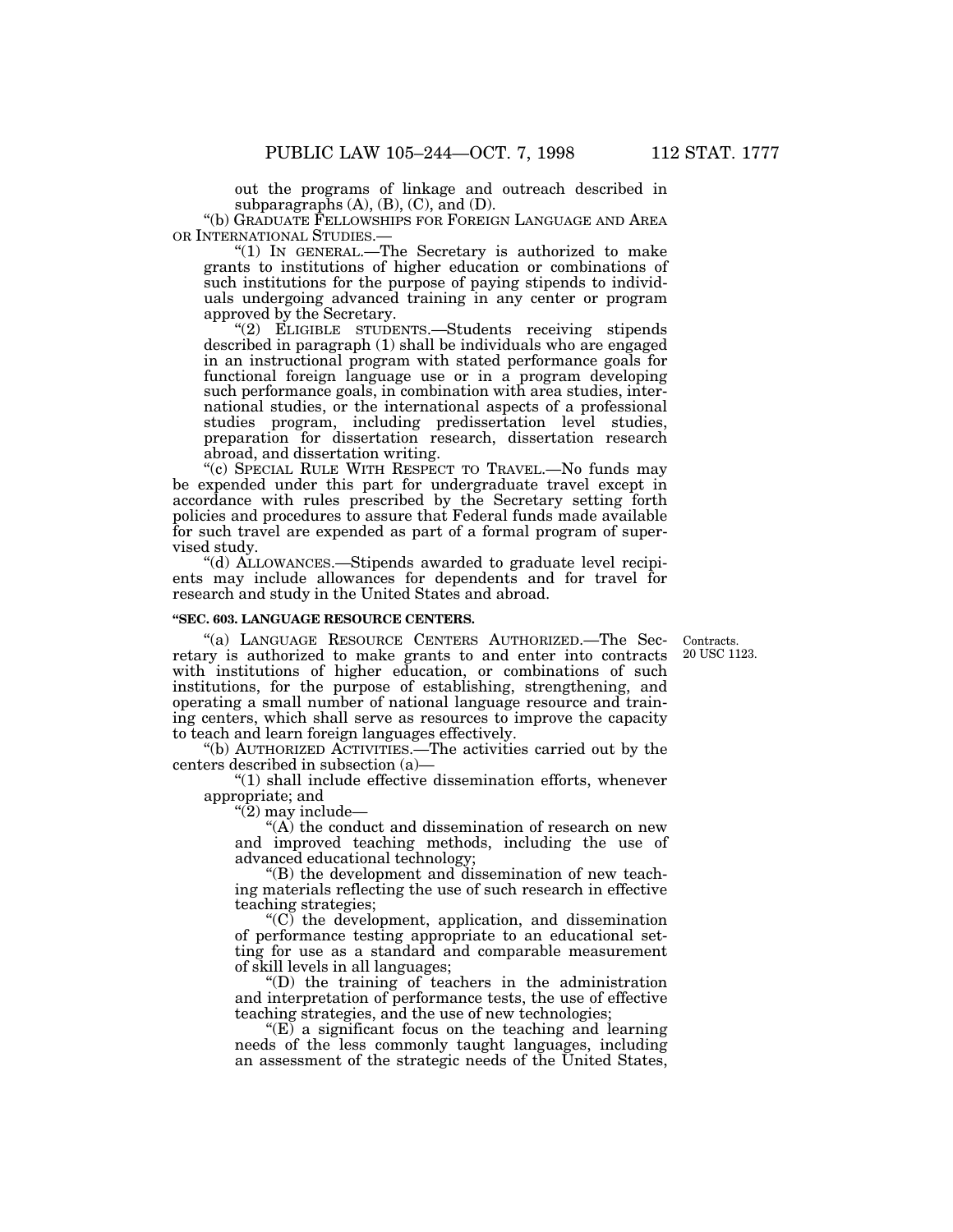out the programs of linkage and outreach described in subparagraphs (A), (B), (C), and (D).

"(b) GRADUATE FELLOWSHIPS FOR FOREIGN LANGUAGE AND AREA OR INTERNATIONAL STUDIES.—

"(1) IN GENERAL.—The Secretary is authorized to make grants to institutions of higher education or combinations of such institutions for the purpose of paying stipends to individuals undergoing advanced training in any center or program approved by the Secretary.

"(2) ELIGIBLE STUDENTS.—Students receiving stipends described in paragraph (1) shall be individuals who are engaged in an instructional program with stated performance goals for functional foreign language use or in a program developing such performance goals, in combination with area studies, international studies, or the international aspects of a professional studies program, including predissertation level studies, preparation for dissertation research, dissertation research abroad, and dissertation writing.

"(c) SPECIAL RULE WITH RESPECT TO TRAVEL.—No funds may be expended under this part for undergraduate travel except in accordance with rules prescribed by the Secretary setting forth policies and procedures to assure that Federal funds made available for such travel are expended as part of a formal program of supervised study.

"(d) ALLOWANCES.—Stipends awarded to graduate level recipients may include allowances for dependents and for travel for research and study in the United States and abroad.

**"SEC. 603. LANGUAGE RESOURCE CENTERS.**

Contracts.
20 USC 1123.

"(a) LANGUAGE RESOURCE CENTERS AUTHORIZED.—The Secretary is authorized to make grants to and enter into contracts with institutions of higher education, or combinations of such institutions, for the purpose of establishing, strengthening, and operating a small number of national language resource and training centers, which shall serve as resources to improve the capacity to teach and learn foreign languages effectively.

"(b) AUTHORIZED ACTIVITIES.—The activities carried out by the centers described in subsection (a)—

"(1) shall include effective dissemination efforts, whenever appropriate; and

"(2) may include—

"(A) the conduct and dissemination of research on new and improved teaching methods, including the use of advanced educational technology;

"(B) the development and dissemination of new teaching materials reflecting the use of such research in effective teaching strategies;

"(C) the development, application, and dissemination of performance testing appropriate to an educational setting for use as a standard and comparable measurement of skill levels in all languages;

"(D) the training of teachers in the administration and interpretation of performance tests, the use of effective teaching strategies, and the use of new technologies;

"(E) a significant focus on the teaching and learning needs of the less commonly taught languages, including an assessment of the strategic needs of the United States,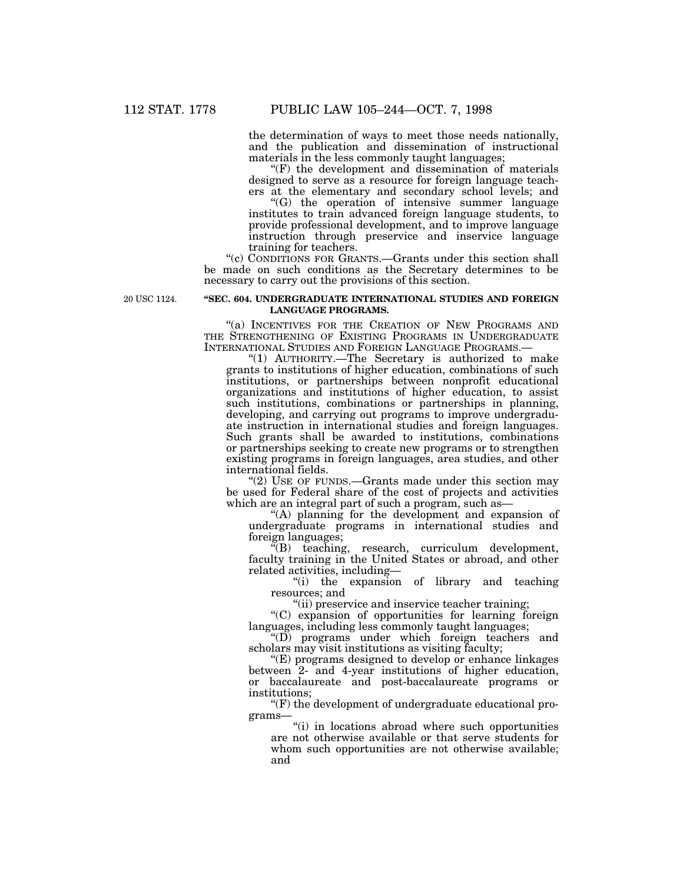the determination of ways to meet those needs nationally, and the publication and dissemination of instructional materials in the less commonly taught languages;

"(F) the development and dissemination of materials designed to serve as a resource for foreign language teachers at the elementary and secondary school levels; and

"(G) the operation of intensive summer language institutes to train advanced foreign language students, to provide professional development, and to improve language instruction through preservice and inservice language training for teachers.

"(c) CONDITIONS FOR GRANTS.—Grants under this section shall be made on such conditions as the Secretary determines to be necessary to carry out the provisions of this section.

20 USC 1124.

**"SEC. 604. UNDERGRADUATE INTERNATIONAL STUDIES AND FOREIGN LANGUAGE PROGRAMS.**

"(a) INCENTIVES FOR THE CREATION OF NEW PROGRAMS AND THE STRENGTHENING OF EXISTING PROGRAMS IN UNDERGRADUATE INTERNATIONAL STUDIES AND FOREIGN LANGUAGE PROGRAMS.—

"(1) AUTHORITY.—The Secretary is authorized to make grants to institutions of higher education, combinations of such institutions, or partnerships between nonprofit educational organizations and institutions of higher education, to assist such institutions, combinations or partnerships in planning, developing, and carrying out programs to improve undergraduate instruction in international studies and foreign languages. Such grants shall be awarded to institutions, combinations or partnerships seeking to create new programs or to strengthen existing programs in foreign languages, area studies, and other international fields.

"(2) USE OF FUNDS.—Grants made under this section may be used for Federal share of the cost of projects and activities which are an integral part of such a program, such as—

"(A) planning for the development and expansion of undergraduate programs in international studies and foreign languages;

"(B) teaching, research, curriculum development, faculty training in the United States or abroad, and other related activities, including—

"(i) the expansion of library and teaching resources; and

"(ii) preservice and inservice teacher training;

"(C) expansion of opportunities for learning foreign languages, including less commonly taught languages;

"(D) programs under which foreign teachers and scholars may visit institutions as visiting faculty;

"(E) programs designed to develop or enhance linkages between 2- and 4-year institutions of higher education, or baccalaureate and post-baccalaureate programs or institutions;

"(F) the development of undergraduate educational programs—

"(i) in locations abroad where such opportunities are not otherwise available or that serve students for whom such opportunities are not otherwise available; and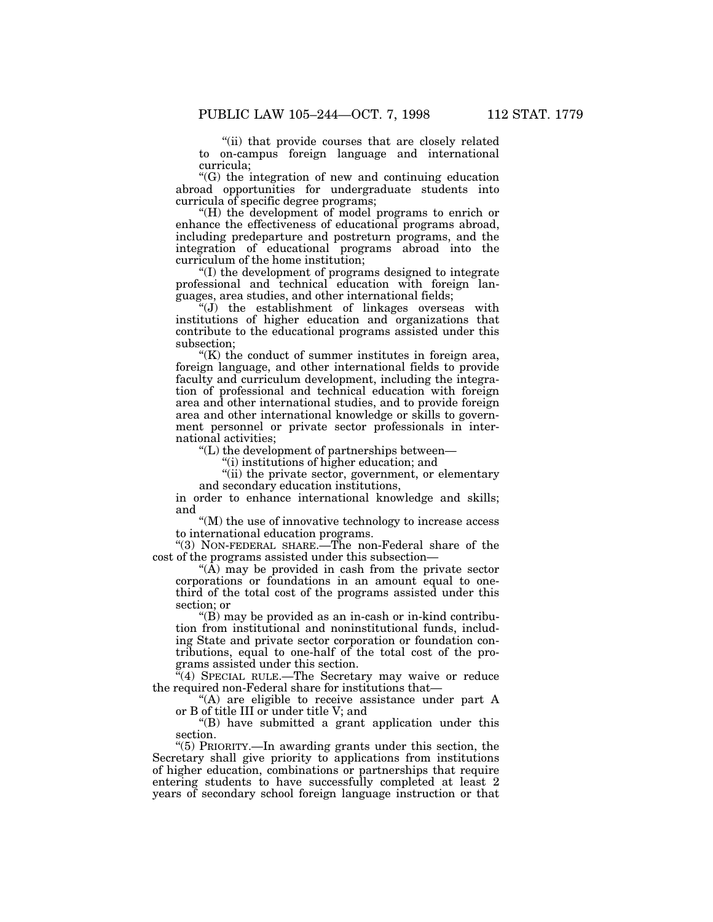"(ii) that provide courses that are closely related to on-campus foreign language and international curricula;

"(G) the integration of new and continuing education abroad opportunities for undergraduate students into curricula of specific degree programs;

"(H) the development of model programs to enrich or enhance the effectiveness of educational programs abroad, including predeparture and postreturn programs, and the integration of educational programs abroad into the curriculum of the home institution;

"(I) the development of programs designed to integrate professional and technical education with foreign languages, area studies, and other international fields;

"(J) the establishment of linkages overseas with institutions of higher education and organizations that contribute to the educational programs assisted under this subsection;

"(K) the conduct of summer institutes in foreign area, foreign language, and other international fields to provide faculty and curriculum development, including the integration of professional and technical education with foreign area and other international studies, and to provide foreign area and other international knowledge or skills to government personnel or private sector professionals in international activities;

"(L) the development of partnerships between—

"(i) institutions of higher education; and

"(ii) the private sector, government, or elementary and secondary education institutions,

in order to enhance international knowledge and skills; and

"(M) the use of innovative technology to increase access to international education programs.

"(3) NON-FEDERAL SHARE.—The non-Federal share of the cost of the programs assisted under this subsection—

"(A) may be provided in cash from the private sector corporations or foundations in an amount equal to one-third of the total cost of the programs assisted under this section; or

"(B) may be provided as an in-cash or in-kind contribution from institutional and noninstitutional funds, including State and private sector corporation or foundation contributions, equal to one-half of the total cost of the programs assisted under this section.

"(4) SPECIAL RULE.—The Secretary may waive or reduce the required non-Federal share for institutions that—

"(A) are eligible to receive assistance under part A or B of title III or under title V; and

"(B) have submitted a grant application under this section.

"(5) PRIORITY.—In awarding grants under this section, the Secretary shall give priority to applications from institutions of higher education, combinations or partnerships that require entering students to have successfully completed at least 2 years of secondary school foreign language instruction or that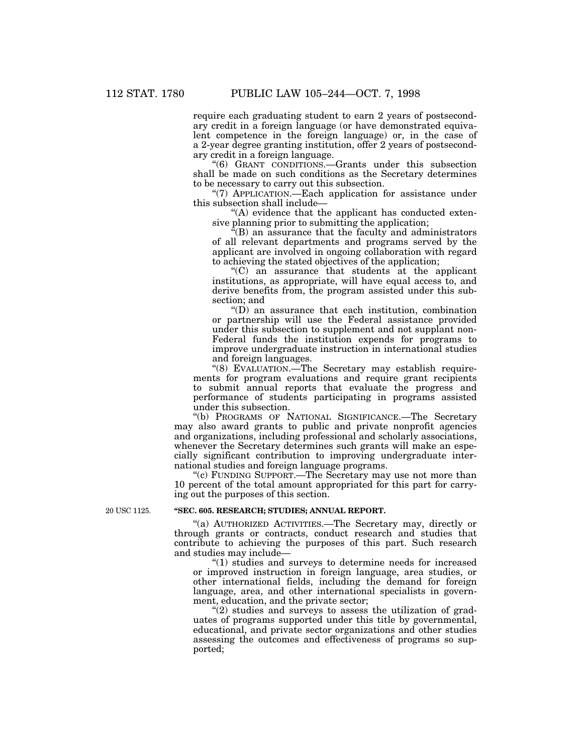require each graduating student to earn 2 years of postsecondary credit in a foreign language (or have demonstrated equivalent competence in the foreign language) or, in the case of a 2-year degree granting institution, offer 2 years of postsecondary credit in a foreign language.

"(6) GRANT CONDITIONS.—Grants under this subsection shall be made on such conditions as the Secretary determines to be necessary to carry out this subsection.

"(7) APPLICATION.—Each application for assistance under this subsection shall include—

"(A) evidence that the applicant has conducted extensive planning prior to submitting the application;

"(B) an assurance that the faculty and administrators of all relevant departments and programs served by the applicant are involved in ongoing collaboration with regard to achieving the stated objectives of the application;

"(C) an assurance that students at the applicant institutions, as appropriate, will have equal access to, and derive benefits from, the program assisted under this subsection; and

"(D) an assurance that each institution, combination or partnership will use the Federal assistance provided under this subsection to supplement and not supplant non-Federal funds the institution expends for programs to improve undergraduate instruction in international studies and foreign languages.

"(8) EVALUATION.—The Secretary may establish requirements for program evaluations and require grant recipients to submit annual reports that evaluate the progress and performance of students participating in programs assisted under this subsection.

"(b) PROGRAMS OF NATIONAL SIGNIFICANCE.—The Secretary may also award grants to public and private nonprofit agencies and organizations, including professional and scholarly associations, whenever the Secretary determines such grants will make an especially significant contribution to improving undergraduate international studies and foreign language programs.

"(c) FUNDING SUPPORT.—The Secretary may use not more than 10 percent of the total amount appropriated for this part for carrying out the purposes of this section.

20 USC 1125.

**"SEC. 605. RESEARCH; STUDIES; ANNUAL REPORT.**

"(a) AUTHORIZED ACTIVITIES.—The Secretary may, directly or through grants or contracts, conduct research and studies that contribute to achieving the purposes of this part. Such research and studies may include—

"(1) studies and surveys to determine needs for increased or improved instruction in foreign language, area studies, or other international fields, including the demand for foreign language, area, and other international specialists in government, education, and the private sector;

"(2) studies and surveys to assess the utilization of graduates of programs supported under this title by governmental, educational, and private sector organizations and other studies assessing the outcomes and effectiveness of programs so supported;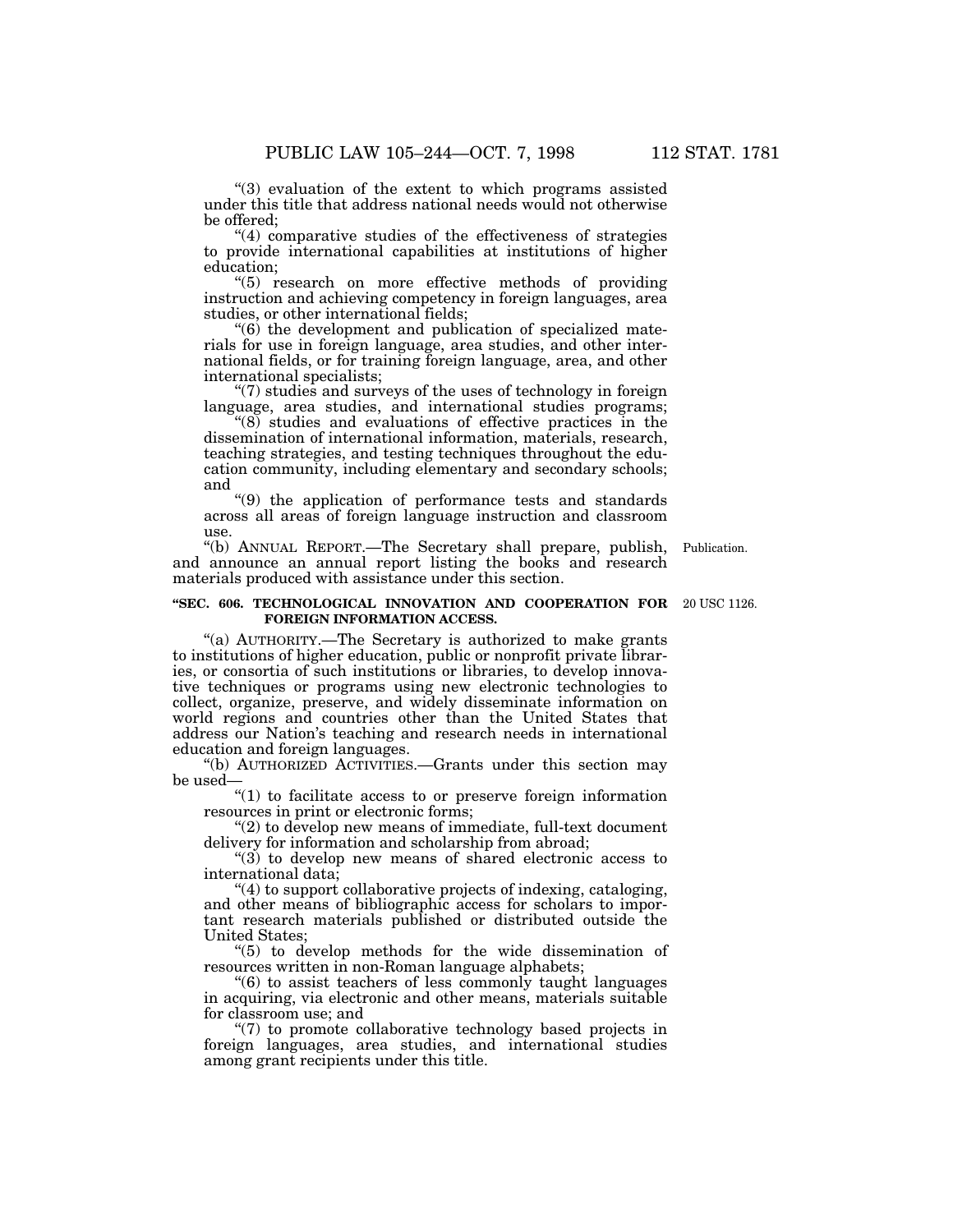"(3) evaluation of the extent to which programs assisted under this title that address national needs would not otherwise be offered;

"(4) comparative studies of the effectiveness of strategies to provide international capabilities at institutions of higher education;

"(5) research on more effective methods of providing instruction and achieving competency in foreign languages, area studies, or other international fields;

"(6) the development and publication of specialized materials for use in foreign language, area studies, and other international fields, or for training foreign language, area, and other international specialists;

"(7) studies and surveys of the uses of technology in foreign language, area studies, and international studies programs;

"(8) studies and evaluations of effective practices in the dissemination of international information, materials, research, teaching strategies, and testing techniques throughout the education community, including elementary and secondary schools; and

"(9) the application of performance tests and standards across all areas of foreign language instruction and classroom use.

"(b) ANNUAL REPORT.—The Secretary shall prepare, publish, and announce an annual report listing the books and research materials produced with assistance under this section.

Publication.

### "SEC. 606. TECHNOLOGICAL INNOVATION AND COOPERATION FOR FOREIGN INFORMATION ACCESS.

20 USC 1126.

"(a) AUTHORITY.—The Secretary is authorized to make grants to institutions of higher education, public or nonprofit private libraries, or consortia of such institutions or libraries, to develop innovative techniques or programs using new electronic technologies to collect, organize, preserve, and widely disseminate information on world regions and countries other than the United States that address our Nation's teaching and research needs in international education and foreign languages.

"(b) AUTHORIZED ACTIVITIES.—Grants under this section may be used—

"(1) to facilitate access to or preserve foreign information resources in print or electronic forms;

"(2) to develop new means of immediate, full-text document delivery for information and scholarship from abroad;

"(3) to develop new means of shared electronic access to international data;

"(4) to support collaborative projects of indexing, cataloging, and other means of bibliographic access for scholars to important research materials published or distributed outside the United States;

"(5) to develop methods for the wide dissemination of resources written in non-Roman language alphabets;

"(6) to assist teachers of less commonly taught languages in acquiring, via electronic and other means, materials suitable for classroom use; and

"(7) to promote collaborative technology based projects in foreign languages, area studies, and international studies among grant recipients under this title.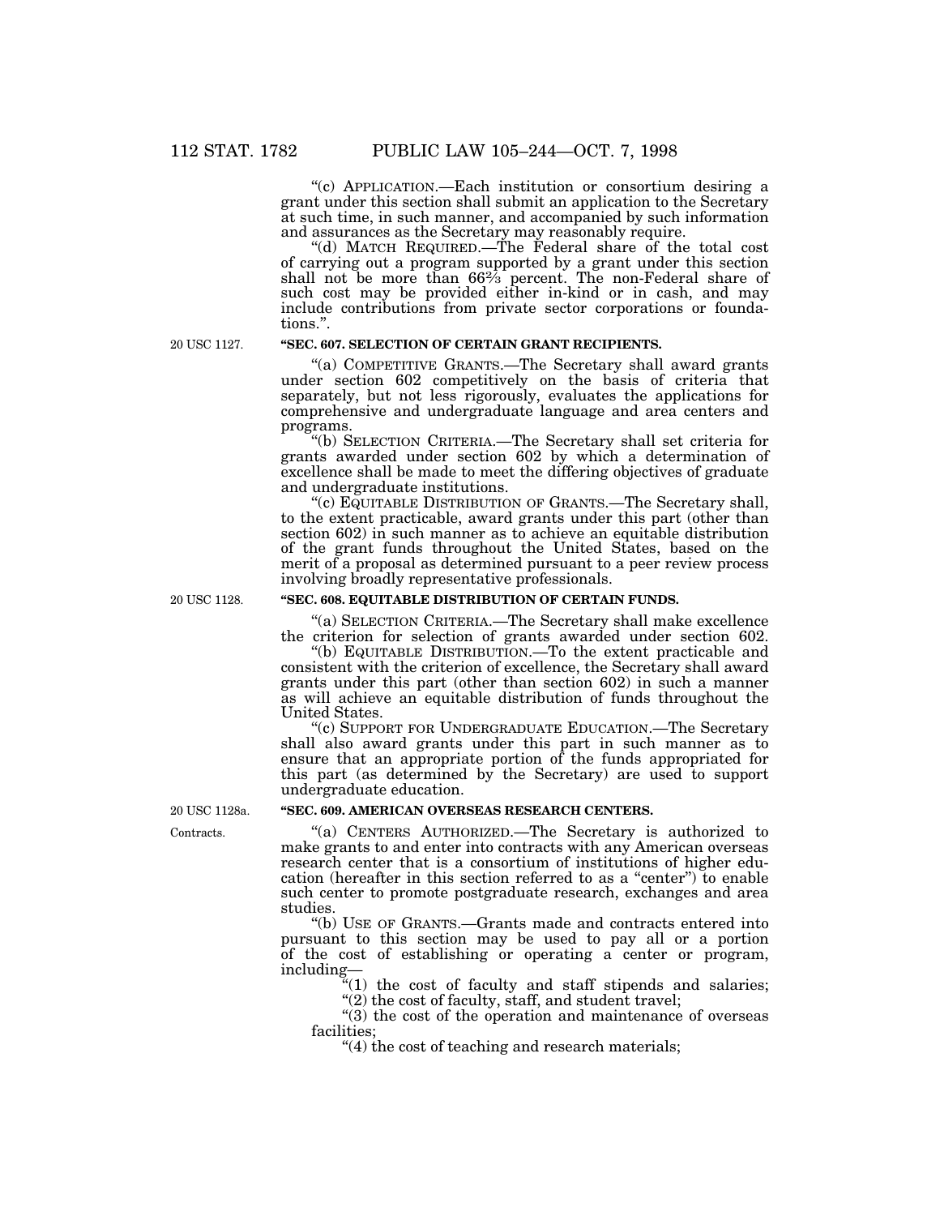"(c) APPLICATION.—Each institution or consortium desiring a grant under this section shall submit an application to the Secretary at such time, in such manner, and accompanied by such information and assurances as the Secretary may reasonably require.

"(d) MATCH REQUIRED.—The Federal share of the total cost of carrying out a program supported by a grant under this section shall not be more than 66⅔ percent. The non-Federal share of such cost may be provided either in-kind or in cash, and may include contributions from private sector corporations or foundations.".

20 USC 1127.

**"SEC. 607. SELECTION OF CERTAIN GRANT RECIPIENTS.**

"(a) COMPETITIVE GRANTS.—The Secretary shall award grants under section 602 competitively on the basis of criteria that separately, but not less rigorously, evaluates the applications for comprehensive and undergraduate language and area centers and programs.

"(b) SELECTION CRITERIA.—The Secretary shall set criteria for grants awarded under section 602 by which a determination of excellence shall be made to meet the differing objectives of graduate and undergraduate institutions.

"(c) EQUITABLE DISTRIBUTION OF GRANTS.—The Secretary shall, to the extent practicable, award grants under this part (other than section 602) in such manner as to achieve an equitable distribution of the grant funds throughout the United States, based on the merit of a proposal as determined pursuant to a peer review process involving broadly representative professionals.

20 USC 1128.

**"SEC. 608. EQUITABLE DISTRIBUTION OF CERTAIN FUNDS.**

"(a) SELECTION CRITERIA.—The Secretary shall make excellence the criterion for selection of grants awarded under section 602.

"(b) EQUITABLE DISTRIBUTION.—To the extent practicable and consistent with the criterion of excellence, the Secretary shall award grants under this part (other than section 602) in such a manner as will achieve an equitable distribution of funds throughout the United States.

"(c) SUPPORT FOR UNDERGRADUATE EDUCATION.—The Secretary shall also award grants under this part in such manner as to ensure that an appropriate portion of the funds appropriated for this part (as determined by the Secretary) are used to support undergraduate education.

20 USC 1128a.

**"SEC. 609. AMERICAN OVERSEAS RESEARCH CENTERS.**

Contracts.

"(a) CENTERS AUTHORIZED.—The Secretary is authorized to make grants to and enter into contracts with any American overseas research center that is a consortium of institutions of higher education (hereafter in this section referred to as a "center") to enable such center to promote postgraduate research, exchanges and area studies.

"(b) USE OF GRANTS.—Grants made and contracts entered into pursuant to this section may be used to pay all or a portion of the cost of establishing or operating a center or program, including—

"(1) the cost of faculty and staff stipends and salaries;

"(2) the cost of faculty, staff, and student travel;

"(3) the cost of the operation and maintenance of overseas facilities;

"(4) the cost of teaching and research materials;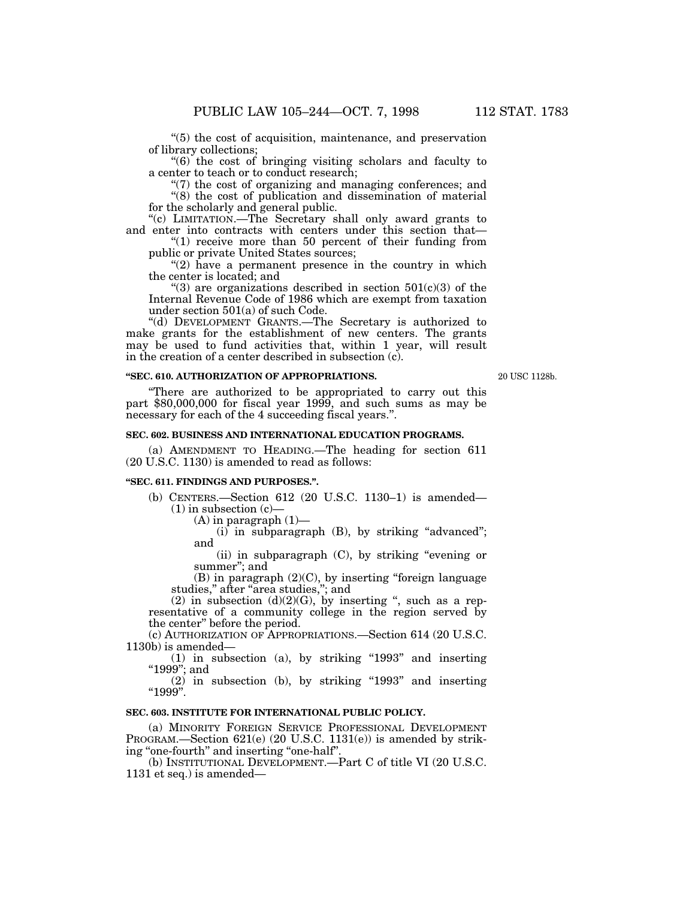"(5) the cost of acquisition, maintenance, and preservation of library collections;

"(6) the cost of bringing visiting scholars and faculty to a center to teach or to conduct research;

"(7) the cost of organizing and managing conferences; and

"(8) the cost of publication and dissemination of material for the scholarly and general public.

"(c) LIMITATION.—The Secretary shall only award grants to and enter into contracts with centers under this section that—

"(1) receive more than 50 percent of their funding from public or private United States sources;

"(2) have a permanent presence in the country in which the center is located; and

"(3) are organizations described in section 501(c)(3) of the Internal Revenue Code of 1986 which are exempt from taxation under section 501(a) of such Code.

"(d) DEVELOPMENT GRANTS.—The Secretary is authorized to make grants for the establishment of new centers. The grants may be used to fund activities that, within 1 year, will result in the creation of a center described in subsection (c).

**"SEC. 610. AUTHORIZATION OF APPROPRIATIONS.**

20 USC 1128b.

"There are authorized to be appropriated to carry out this part $80,000,000 for fiscal year 1999, and such sums as may be necessary for each of the 4 succeeding fiscal years.".

**SEC. 602. BUSINESS AND INTERNATIONAL EDUCATION PROGRAMS.**

(a) AMENDMENT TO HEADING.—The heading for section 611 (20 U.S.C. 1130) is amended to read as follows:

**"SEC. 611. FINDINGS AND PURPOSES.".**

(b) CENTERS.—Section 612 (20 U.S.C. 1130–1) is amended—

(1) in subsection (c)—

(A) in paragraph (1)—

(i) in subparagraph (B), by striking "advanced"; and

(ii) in subparagraph (C), by striking "evening or summer"; and

(B) in paragraph (2)(C), by inserting "foreign language studies," after "area studies,"; and

(2) in subsection (d)(2)(G), by inserting ", such as a representative of a community college in the region served by the center" before the period.

(c) AUTHORIZATION OF APPROPRIATIONS.—Section 614 (20 U.S.C. 1130b) is amended—

(1) in subsection (a), by striking "1993" and inserting "1999"; and

(2) in subsection (b), by striking "1993" and inserting "1999".

**SEC. 603. INSTITUTE FOR INTERNATIONAL PUBLIC POLICY.**

(a) MINORITY FOREIGN SERVICE PROFESSIONAL DEVELOPMENT PROGRAM.—Section 621(e) (20 U.S.C. 1131(e)) is amended by striking "one-fourth" and inserting "one-half".

(b) INSTITUTIONAL DEVELOPMENT.—Part C of title VI (20 U.S.C. 1131 et seq.) is amended—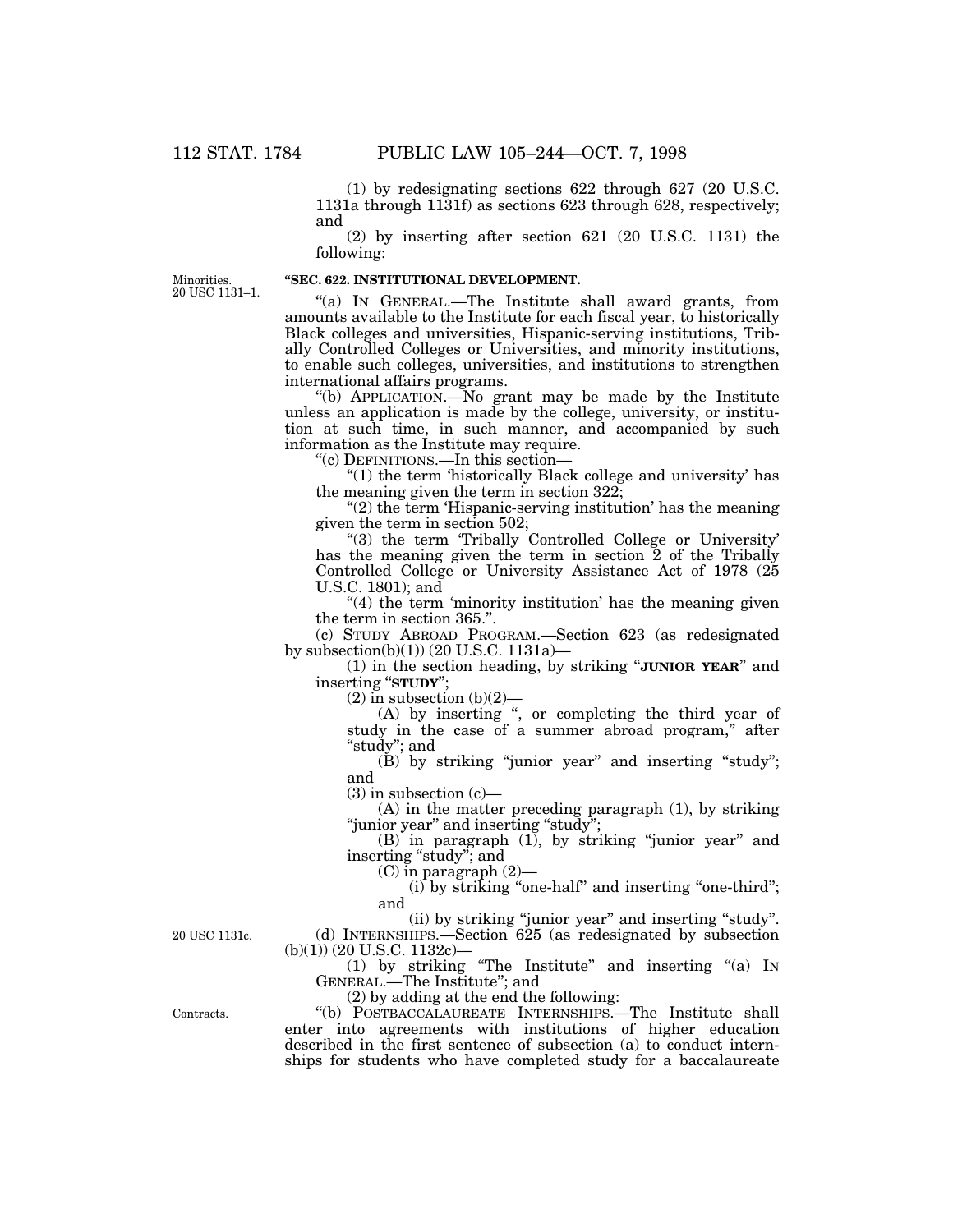(1) by redesignating sections 622 through 627 (20 U.S.C. 1131a through 1131f) as sections 623 through 628, respectively; and

(2) by inserting after section 621 (20 U.S.C. 1131) the following:

Minorities. 20 USC 1131–1.

**"SEC. 622. INSTITUTIONAL DEVELOPMENT.**

"(a) IN GENERAL.—The Institute shall award grants, from amounts available to the Institute for each fiscal year, to historically Black colleges and universities, Hispanic-serving institutions, Tribally Controlled Colleges or Universities, and minority institutions, to enable such colleges, universities, and institutions to strengthen international affairs programs.

"(b) APPLICATION.—No grant may be made by the Institute unless an application is made by the college, university, or institution at such time, in such manner, and accompanied by such information as the Institute may require.

"(c) DEFINITIONS.—In this section—

"(1) the term 'historically Black college and university' has the meaning given the term in section 322;

"(2) the term 'Hispanic-serving institution' has the meaning given the term in section 502;

"(3) the term 'Tribally Controlled College or University' has the meaning given the term in section 2 of the Tribally Controlled College or University Assistance Act of 1978 (25 U.S.C. 1801); and

"(4) the term 'minority institution' has the meaning given the term in section 365.".

(c) STUDY ABROAD PROGRAM.—Section 623 (as redesignated by subsection(b)(1)) (20 U.S.C. 1131a)—

(1) in the section heading, by striking "**JUNIOR YEAR**" and inserting "**STUDY**";

(2) in subsection (b)(2)—

(A) by inserting ", or completing the third year of study in the case of a summer abroad program," after "study"; and

(B) by striking "junior year" and inserting "study"; and

(3) in subsection (c)—

(A) in the matter preceding paragraph (1), by striking "junior year" and inserting "study";

(B) in paragraph (1), by striking "junior year" and inserting "study"; and

(C) in paragraph (2)—

(i) by striking "one-half" and inserting "one-third"; and

(ii) by striking "junior year" and inserting "study".

20 USC 1131c.

(d) INTERNSHIPS.—Section 625 (as redesignated by subsection (b)(1)) (20 U.S.C. 1132c)—

(1) by striking "The Institute" and inserting "(a) IN GENERAL.—The Institute"; and

(2) by adding at the end the following:

Contracts.

"(b) POSTBACCALAUREATE INTERNSHIPS.—The Institute shall enter into agreements with institutions of higher education described in the first sentence of subsection (a) to conduct internships for students who have completed study for a baccalaureate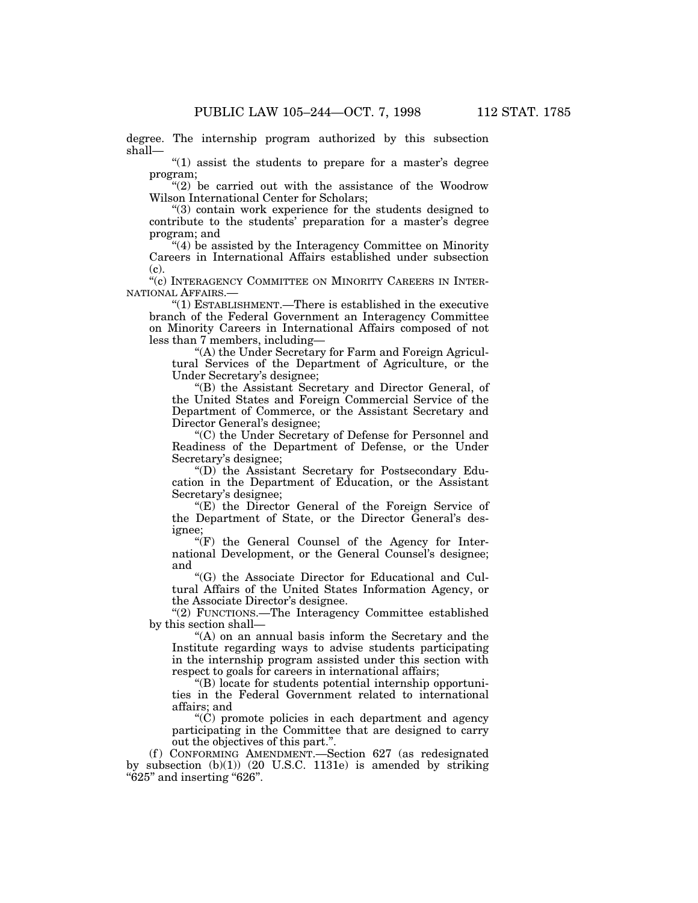degree. The internship program authorized by this subsection shall—

"(1) assist the students to prepare for a master's degree program;

"(2) be carried out with the assistance of the Woodrow Wilson International Center for Scholars;

"(3) contain work experience for the students designed to contribute to the students' preparation for a master's degree program; and

"(4) be assisted by the Interagency Committee on Minority Careers in International Affairs established under subsection (c).

"(c) INTERAGENCY COMMITTEE ON MINORITY CAREERS IN INTERNATIONAL AFFAIRS.—

"(1) ESTABLISHMENT.—There is established in the executive branch of the Federal Government an Interagency Committee on Minority Careers in International Affairs composed of not less than 7 members, including—

"(A) the Under Secretary for Farm and Foreign Agricultural Services of the Department of Agriculture, or the Under Secretary's designee;

"(B) the Assistant Secretary and Director General, of the United States and Foreign Commercial Service of the Department of Commerce, or the Assistant Secretary and Director General's designee;

"(C) the Under Secretary of Defense for Personnel and Readiness of the Department of Defense, or the Under Secretary's designee;

"(D) the Assistant Secretary for Postsecondary Education in the Department of Education, or the Assistant Secretary's designee;

"(E) the Director General of the Foreign Service of the Department of State, or the Director General's designee;

"(F) the General Counsel of the Agency for International Development, or the General Counsel's designee; and

"(G) the Associate Director for Educational and Cultural Affairs of the United States Information Agency, or the Associate Director's designee.

"(2) FUNCTIONS.—The Interagency Committee established by this section shall—

"(A) on an annual basis inform the Secretary and the Institute regarding ways to advise students participating in the internship program assisted under this section with respect to goals for careers in international affairs;

"(B) locate for students potential internship opportunities in the Federal Government related to international affairs; and

"(C) promote policies in each department and agency participating in the Committee that are designed to carry out the objectives of this part.".

(f) CONFORMING AMENDMENT.—Section 627 (as redesignated by subsection (b)(1)) (20 U.S.C. 1131e) is amended by striking "625" and inserting "626".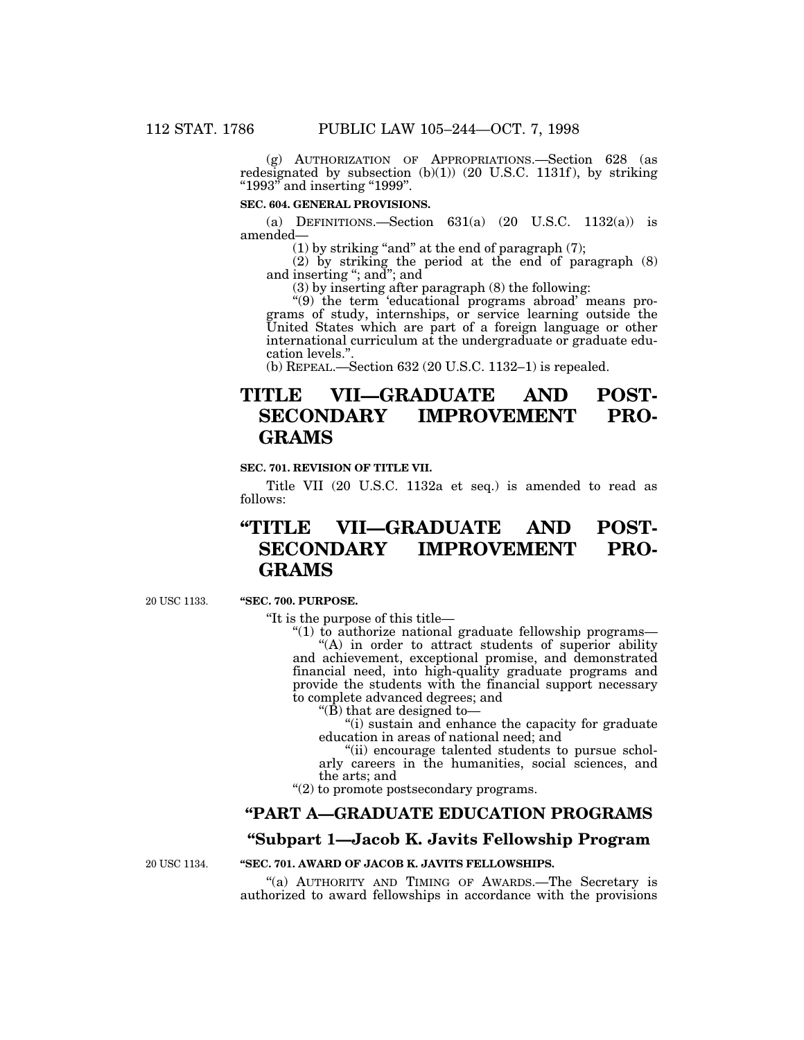(g) AUTHORIZATION OF APPROPRIATIONS.—Section 628 (as redesignated by subsection (b)(1)) (20 U.S.C. 1131f), by striking "1993" and inserting "1999".

**SEC. 604. GENERAL PROVISIONS.**

(a) DEFINITIONS.—Section 631(a) (20 U.S.C. 1132(a)) is amended—

(1) by striking "and" at the end of paragraph (7);

(2) by striking the period at the end of paragraph (8) and inserting "; and"; and

(3) by inserting after paragraph (8) the following:

"(9) the term 'educational programs abroad' means programs of study, internships, or service learning outside the United States which are part of a foreign language or other international curriculum at the undergraduate or graduate education levels.".

(b) REPEAL.—Section 632 (20 U.S.C. 1132–1) is repealed.

# TITLE VII—GRADUATE AND POSTSECONDARY IMPROVEMENT PROGRAMS

**SEC. 701. REVISION OF TITLE VII.**

Title VII (20 U.S.C. 1132a et seq.) is amended to read as follows:

# "TITLE VII—GRADUATE AND POSTSECONDARY IMPROVEMENT PROGRAMS

20 USC 1133.

**"SEC. 700. PURPOSE.**

"It is the purpose of this title—

"(1) to authorize national graduate fellowship programs—

"(A) in order to attract students of superior ability and achievement, exceptional promise, and demonstrated financial need, into high-quality graduate programs and provide the students with the financial support necessary to complete advanced degrees; and

"(B) that are designed to—

"(i) sustain and enhance the capacity for graduate education in areas of national need; and

"(ii) encourage talented students to pursue scholarly careers in the humanities, social sciences, and the arts; and

"(2) to promote postsecondary programs.

## "PART A—GRADUATE EDUCATION PROGRAMS

## "Subpart 1—Jacob K. Javits Fellowship Program

20 USC 1134.

**"SEC. 701. AWARD OF JACOB K. JAVITS FELLOWSHIPS.**

"(a) AUTHORITY AND TIMING OF AWARDS.—The Secretary is authorized to award fellowships in accordance with the provisions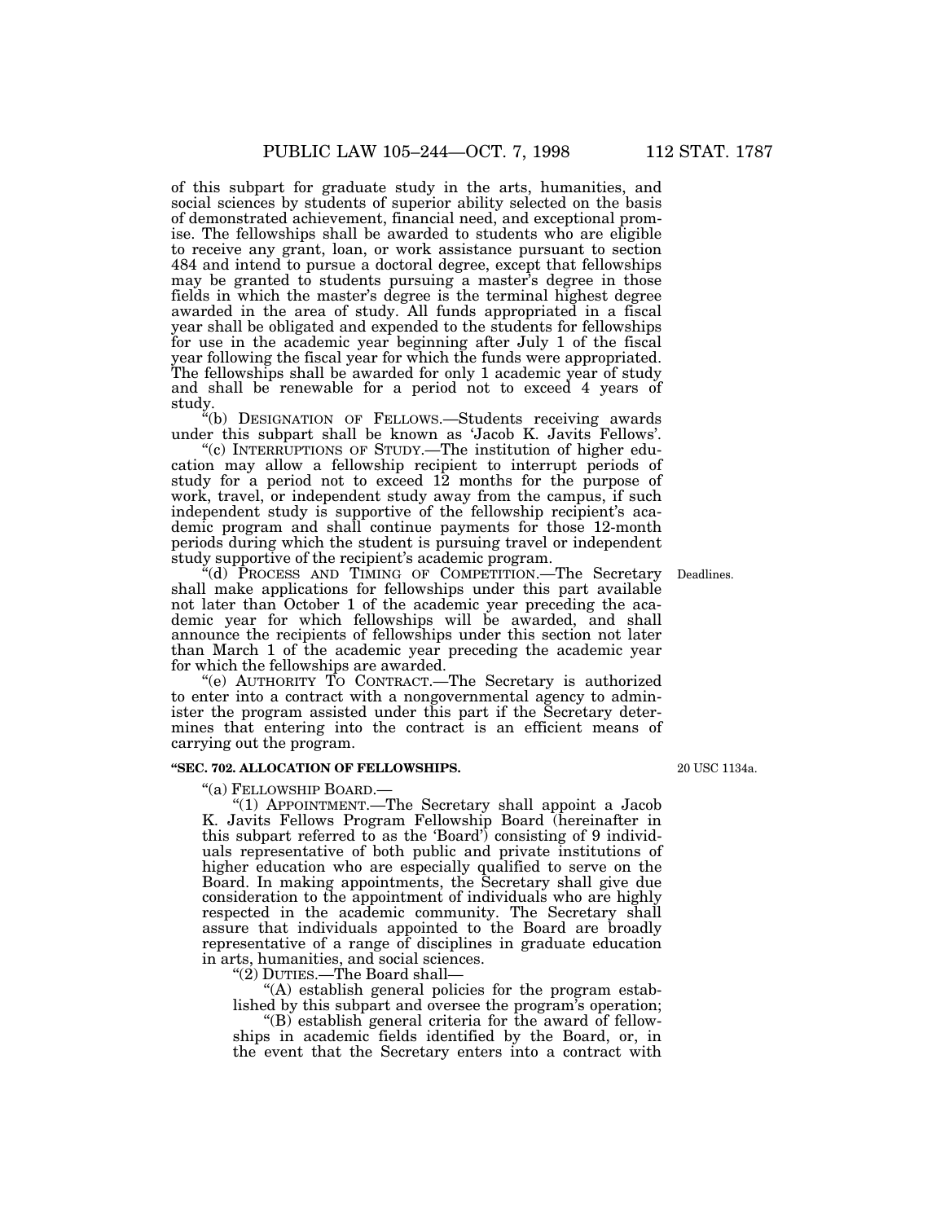of this subpart for graduate study in the arts, humanities, and social sciences by students of superior ability selected on the basis of demonstrated achievement, financial need, and exceptional promise. The fellowships shall be awarded to students who are eligible to receive any grant, loan, or work assistance pursuant to section 484 and intend to pursue a doctoral degree, except that fellowships may be granted to students pursuing a master's degree in those fields in which the master's degree is the terminal highest degree awarded in the area of study. All funds appropriated in a fiscal year shall be obligated and expended to the students for fellowships for use in the academic year beginning after July 1 of the fiscal year following the fiscal year for which the funds were appropriated. The fellowships shall be awarded for only 1 academic year of study and shall be renewable for a period not to exceed 4 years of study.

"(b) DESIGNATION OF FELLOWS.—Students receiving awards under this subpart shall be known as 'Jacob K. Javits Fellows'.

"(c) INTERRUPTIONS OF STUDY.—The institution of higher education may allow a fellowship recipient to interrupt periods of study for a period not to exceed 12 months for the purpose of work, travel, or independent study away from the campus, if such independent study is supportive of the fellowship recipient's academic program and shall continue payments for those 12-month periods during which the student is pursuing travel or independent study supportive of the recipient's academic program.

Deadlines.

"(d) PROCESS AND TIMING OF COMPETITION.—The Secretary shall make applications for fellowships under this part available not later than October 1 of the academic year preceding the academic year for which fellowships will be awarded, and shall announce the recipients of fellowships under this section not later than March 1 of the academic year preceding the academic year for which the fellowships are awarded.

"(e) AUTHORITY TO CONTRACT.—The Secretary is authorized to enter into a contract with a nongovernmental agency to administer the program assisted under this part if the Secretary determines that entering into the contract is an efficient means of carrying out the program.

20 USC 1134a.

**"SEC. 702. ALLOCATION OF FELLOWSHIPS.**

"(a) FELLOWSHIP BOARD.—

"(1) APPOINTMENT.—The Secretary shall appoint a Jacob K. Javits Fellows Program Fellowship Board (hereinafter in this subpart referred to as the 'Board') consisting of 9 individuals representative of both public and private institutions of higher education who are especially qualified to serve on the Board. In making appointments, the Secretary shall give due consideration to the appointment of individuals who are highly respected in the academic community. The Secretary shall assure that individuals appointed to the Board are broadly representative of a range of disciplines in graduate education in arts, humanities, and social sciences.

"(2) DUTIES.—The Board shall—

"(A) establish general policies for the program established by this subpart and oversee the program's operation;

"(B) establish general criteria for the award of fellowships in academic fields identified by the Board, or, in the event that the Secretary enters into a contract with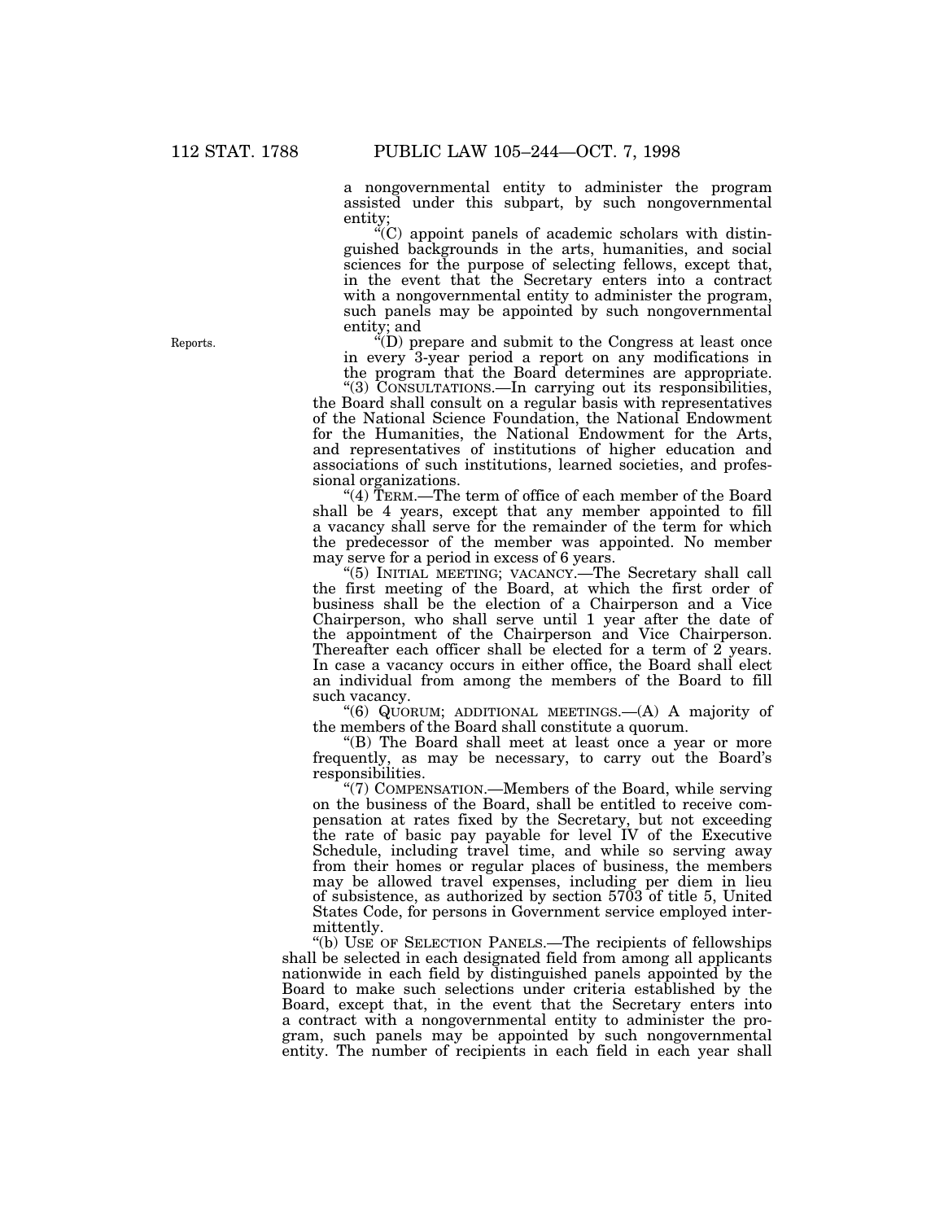a nongovernmental entity to administer the program assisted under this subpart, by such nongovernmental entity;

"(C) appoint panels of academic scholars with distinguished backgrounds in the arts, humanities, and social sciences for the purpose of selecting fellows, except that, in the event that the Secretary enters into a contract with a nongovernmental entity to administer the program, such panels may be appointed by such nongovernmental entity; and

Reports.

"(D) prepare and submit to the Congress at least once in every 3-year period a report on any modifications in the program that the Board determines are appropriate.

"(3) CONSULTATIONS.—In carrying out its responsibilities, the Board shall consult on a regular basis with representatives of the National Science Foundation, the National Endowment for the Humanities, the National Endowment for the Arts, and representatives of institutions of higher education and associations of such institutions, learned societies, and professional organizations.

"(4) TERM.—The term of office of each member of the Board shall be 4 years, except that any member appointed to fill a vacancy shall serve for the remainder of the term for which the predecessor of the member was appointed. No member may serve for a period in excess of 6 years.

"(5) INITIAL MEETING; VACANCY.—The Secretary shall call the first meeting of the Board, at which the first order of business shall be the election of a Chairperson and a Vice Chairperson, who shall serve until 1 year after the date of the appointment of the Chairperson and Vice Chairperson. Thereafter each officer shall be elected for a term of 2 years. In case a vacancy occurs in either office, the Board shall elect an individual from among the members of the Board to fill such vacancy.

"(6) QUORUM; ADDITIONAL MEETINGS.—(A) A majority of the members of the Board shall constitute a quorum.

"(B) The Board shall meet at least once a year or more frequently, as may be necessary, to carry out the Board's responsibilities.

"(7) COMPENSATION.—Members of the Board, while serving on the business of the Board, shall be entitled to receive compensation at rates fixed by the Secretary, but not exceeding the rate of basic pay payable for level IV of the Executive Schedule, including travel time, and while so serving away from their homes or regular places of business, the members may be allowed travel expenses, including per diem in lieu of subsistence, as authorized by section 5703 of title 5, United States Code, for persons in Government service employed intermittently.

"(b) USE OF SELECTION PANELS.—The recipients of fellowships shall be selected in each designated field from among all applicants nationwide in each field by distinguished panels appointed by the Board to make such selections under criteria established by the Board, except that, in the event that the Secretary enters into a contract with a nongovernmental entity to administer the program, such panels may be appointed by such nongovernmental entity. The number of recipients in each field in each year shall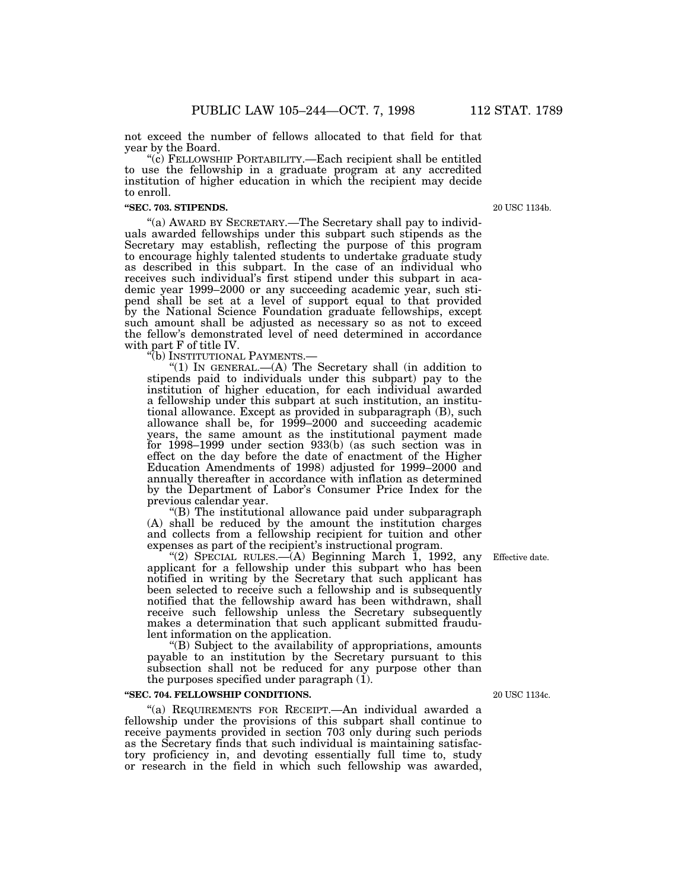not exceed the number of fellows allocated to that field for that year by the Board.

"(c) FELLOWSHIP PORTABILITY.—Each recipient shall be entitled to use the fellowship in a graduate program at any accredited institution of higher education in which the recipient may decide to enroll.

**"SEC. 703. STIPENDS.**

20 USC 1134b.

"(a) AWARD BY SECRETARY.—The Secretary shall pay to individuals awarded fellowships under this subpart such stipends as the Secretary may establish, reflecting the purpose of this program to encourage highly talented students to undertake graduate study as described in this subpart. In the case of an individual who receives such individual's first stipend under this subpart in academic year 1999–2000 or any succeeding academic year, such stipend shall be set at a level of support equal to that provided by the National Science Foundation graduate fellowships, except such amount shall be adjusted as necessary so as not to exceed the fellow's demonstrated level of need determined in accordance with part F of title IV.

"(b) INSTITUTIONAL PAYMENTS.—

"(1) IN GENERAL.—(A) The Secretary shall (in addition to stipends paid to individuals under this subpart) pay to the institution of higher education, for each individual awarded a fellowship under this subpart at such institution, an institutional allowance. Except as provided in subparagraph (B), such allowance shall be, for 1999–2000 and succeeding academic years, the same amount as the institutional payment made for 1998–1999 under section 933(b) (as such section was in effect on the day before the date of enactment of the Higher Education Amendments of 1998) adjusted for 1999–2000 and annually thereafter in accordance with inflation as determined by the Department of Labor's Consumer Price Index for the previous calendar year.

"(B) The institutional allowance paid under subparagraph (A) shall be reduced by the amount the institution charges and collects from a fellowship recipient for tuition and other expenses as part of the recipient's instructional program.

Effective date.

"(2) SPECIAL RULES.—(A) Beginning March 1, 1992, any applicant for a fellowship under this subpart who has been notified in writing by the Secretary that such applicant has been selected to receive such a fellowship and is subsequently notified that the fellowship award has been withdrawn, shall receive such fellowship unless the Secretary subsequently makes a determination that such applicant submitted fraudulent information on the application.

"(B) Subject to the availability of appropriations, amounts payable to an institution by the Secretary pursuant to this subsection shall not be reduced for any purpose other than the purposes specified under paragraph (1).

**"SEC. 704. FELLOWSHIP CONDITIONS.**

20 USC 1134c.

"(a) REQUIREMENTS FOR RECEIPT.—An individual awarded a fellowship under the provisions of this subpart shall continue to receive payments provided in section 703 only during such periods as the Secretary finds that such individual is maintaining satisfactory proficiency in, and devoting essentially full time to, study or research in the field in which such fellowship was awarded,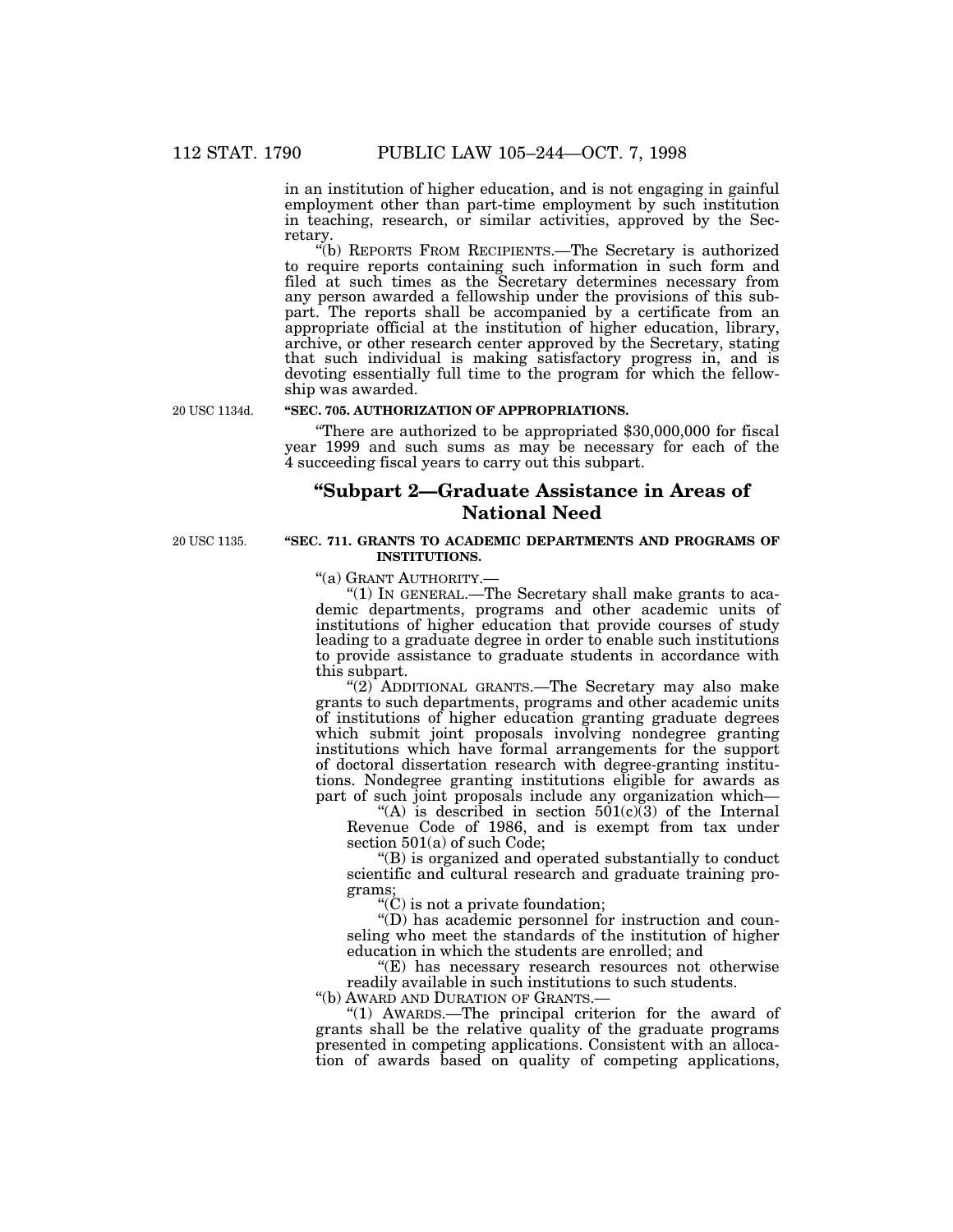in an institution of higher education, and is not engaging in gainful employment other than part-time employment by such institution in teaching, research, or similar activities, approved by the Secretary.

"(b) REPORTS FROM RECIPIENTS.—The Secretary is authorized to require reports containing such information in such form and filed at such times as the Secretary determines necessary from any person awarded a fellowship under the provisions of this subpart. The reports shall be accompanied by a certificate from an appropriate official at the institution of higher education, library, archive, or other research center approved by the Secretary, stating that such individual is making satisfactory progress in, and is devoting essentially full time to the program for which the fellowship was awarded.

20 USC 1134d.

**"SEC. 705. AUTHORIZATION OF APPROPRIATIONS.**

"There are authorized to be appropriated $30,000,000 for fiscal year 1999 and such sums as may be necessary for each of the 4 succeeding fiscal years to carry out this subpart.

## "Subpart 2—Graduate Assistance in Areas of National Need

20 USC 1135.

**"SEC. 711. GRANTS TO ACADEMIC DEPARTMENTS AND PROGRAMS OF INSTITUTIONS.**

"(a) GRANT AUTHORITY.—

"(1) IN GENERAL.—The Secretary shall make grants to academic departments, programs and other academic units of institutions of higher education that provide courses of study leading to a graduate degree in order to enable such institutions to provide assistance to graduate students in accordance with this subpart.

"(2) ADDITIONAL GRANTS.—The Secretary may also make grants to such departments, programs and other academic units of institutions of higher education granting graduate degrees which submit joint proposals involving nondegree granting institutions which have formal arrangements for the support of doctoral dissertation research with degree-granting institutions. Nondegree granting institutions eligible for awards as part of such joint proposals include any organization which—

"(A) is described in section 501(c)(3) of the Internal Revenue Code of 1986, and is exempt from tax under section 501(a) of such Code;

"(B) is organized and operated substantially to conduct scientific and cultural research and graduate training programs;

"(C) is not a private foundation;

"(D) has academic personnel for instruction and counseling who meet the standards of the institution of higher education in which the students are enrolled; and

"(E) has necessary research resources not otherwise readily available in such institutions to such students.

"(b) AWARD AND DURATION OF GRANTS.—

"(1) AWARDS.—The principal criterion for the award of grants shall be the relative quality of the graduate programs presented in competing applications. Consistent with an allocation of awards based on quality of competing applications,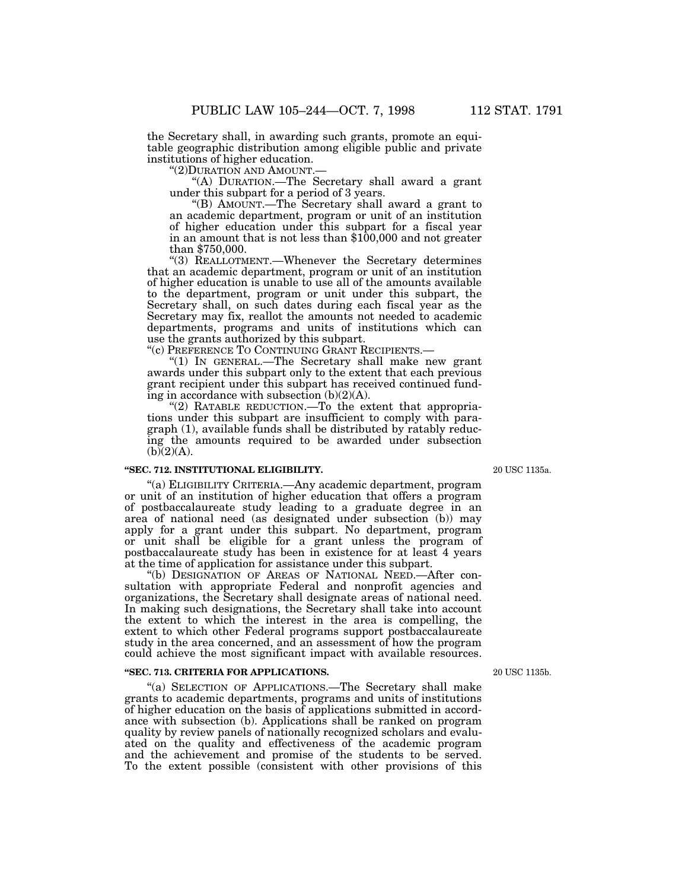the Secretary shall, in awarding such grants, promote an equitable geographic distribution among eligible public and private institutions of higher education.

"(2) DURATION AND AMOUNT.—

"(A) DURATION.—The Secretary shall award a grant under this subpart for a period of 3 years.

"(B) AMOUNT.—The Secretary shall award a grant to an academic department, program or unit of an institution of higher education under this subpart for a fiscal year in an amount that is not less than $100,000 and not greater than $750,000.

"(3) REALLOTMENT.—Whenever the Secretary determines that an academic department, program or unit of an institution of higher education is unable to use all of the amounts available to the department, program or unit under this subpart, the Secretary shall, on such dates during each fiscal year as the Secretary may fix, reallot the amounts not needed to academic departments, programs and units of institutions which can use the grants authorized by this subpart.

"(c) PREFERENCE TO CONTINUING GRANT RECIPIENTS.—

"(1) IN GENERAL.—The Secretary shall make new grant awards under this subpart only to the extent that each previous grant recipient under this subpart has received continued funding in accordance with subsection (b)(2)(A).

"(2) RATABLE REDUCTION.—To the extent that appropriations under this subpart are insufficient to comply with paragraph (1), available funds shall be distributed by ratably reducing the amounts required to be awarded under subsection (b)(2)(A).

**"SEC. 712. INSTITUTIONAL ELIGIBILITY.**

20 USC 1135a.

"(a) ELIGIBILITY CRITERIA.—Any academic department, program or unit of an institution of higher education that offers a program of postbaccalaureate study leading to a graduate degree in an area of national need (as designated under subsection (b)) may apply for a grant under this subpart. No department, program or unit shall be eligible for a grant unless the program of postbaccalaureate study has been in existence for at least 4 years at the time of application for assistance under this subpart.

"(b) DESIGNATION OF AREAS OF NATIONAL NEED.—After consultation with appropriate Federal and nonprofit agencies and organizations, the Secretary shall designate areas of national need. In making such designations, the Secretary shall take into account the extent to which the interest in the area is compelling, the extent to which other Federal programs support postbaccalaureate study in the area concerned, and an assessment of how the program could achieve the most significant impact with available resources.

**"SEC. 713. CRITERIA FOR APPLICATIONS.**

20 USC 1135b.

"(a) SELECTION OF APPLICATIONS.—The Secretary shall make grants to academic departments, programs and units of institutions of higher education on the basis of applications submitted in accordance with subsection (b). Applications shall be ranked on program quality by review panels of nationally recognized scholars and evaluated on the quality and effectiveness of the academic program and the achievement and promise of the students to be served. To the extent possible (consistent with other provisions of this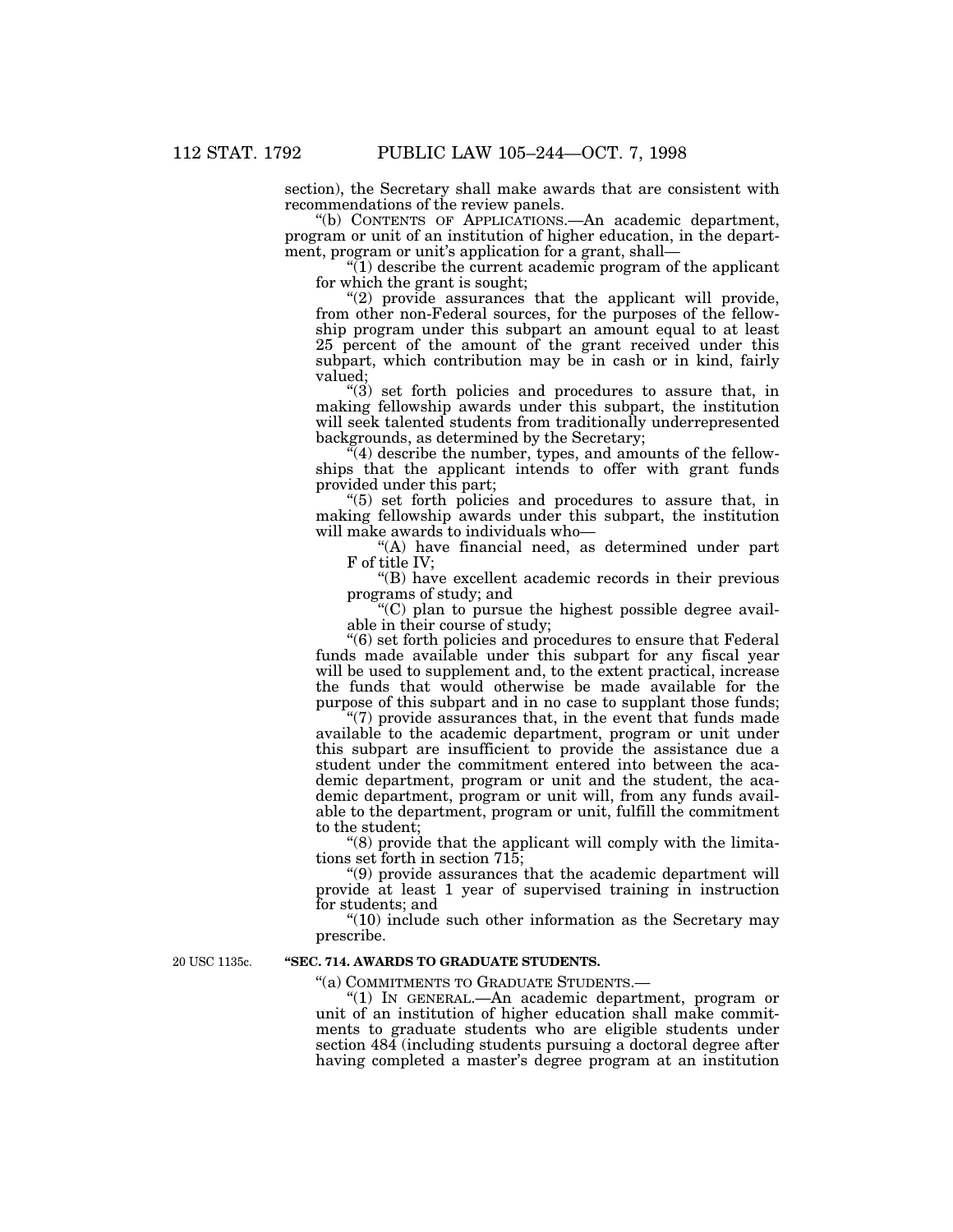section), the Secretary shall make awards that are consistent with recommendations of the review panels.

"(b) CONTENTS OF APPLICATIONS.—An academic department, program or unit of an institution of higher education, in the department, program or unit's application for a grant, shall—

"(1) describe the current academic program of the applicant for which the grant is sought;

"(2) provide assurances that the applicant will provide, from other non-Federal sources, for the purposes of the fellowship program under this subpart an amount equal to at least 25 percent of the amount of the grant received under this subpart, which contribution may be in cash or in kind, fairly valued;

"(3) set forth policies and procedures to assure that, in making fellowship awards under this subpart, the institution will seek talented students from traditionally underrepresented backgrounds, as determined by the Secretary;

"(4) describe the number, types, and amounts of the fellowships that the applicant intends to offer with grant funds provided under this part;

"(5) set forth policies and procedures to assure that, in making fellowship awards under this subpart, the institution will make awards to individuals who—

"(A) have financial need, as determined under part F of title IV;

"(B) have excellent academic records in their previous programs of study; and

"(C) plan to pursue the highest possible degree available in their course of study;

"(6) set forth policies and procedures to ensure that Federal funds made available under this subpart for any fiscal year will be used to supplement and, to the extent practical, increase the funds that would otherwise be made available for the purpose of this subpart and in no case to supplant those funds;

"(7) provide assurances that, in the event that funds made available to the academic department, program or unit under this subpart are insufficient to provide the assistance due a student under the commitment entered into between the academic department, program or unit and the student, the academic department, program or unit will, from any funds available to the department, program or unit, fulfill the commitment to the student;

"(8) provide that the applicant will comply with the limitations set forth in section 715;

"(9) provide assurances that the academic department will provide at least 1 year of supervised training in instruction for students; and

"(10) include such other information as the Secretary may prescribe.

20 USC 1135c.

**"SEC. 714. AWARDS TO GRADUATE STUDENTS.**

"(a) COMMITMENTS TO GRADUATE STUDENTS.—

"(1) IN GENERAL.—An academic department, program or unit of an institution of higher education shall make commitments to graduate students who are eligible students under section 484 (including students pursuing a doctoral degree after having completed a master's degree program at an institution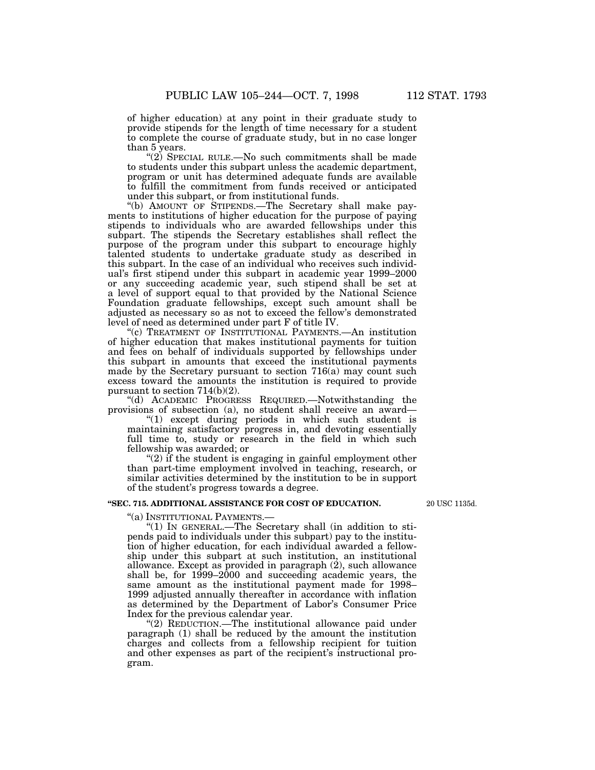of higher education) at any point in their graduate study to provide stipends for the length of time necessary for a student to complete the course of graduate study, but in no case longer than 5 years.

"(2) SPECIAL RULE.—No such commitments shall be made to students under this subpart unless the academic department, program or unit has determined adequate funds are available to fulfill the commitment from funds received or anticipated under this subpart, or from institutional funds.

"(b) AMOUNT OF STIPENDS.—The Secretary shall make payments to institutions of higher education for the purpose of paying stipends to individuals who are awarded fellowships under this subpart. The stipends the Secretary establishes shall reflect the purpose of the program under this subpart to encourage highly talented students to undertake graduate study as described in this subpart. In the case of an individual who receives such individual's first stipend under this subpart in academic year 1999–2000 or any succeeding academic year, such stipend shall be set at a level of support equal to that provided by the National Science Foundation graduate fellowships, except such amount shall be adjusted as necessary so as not to exceed the fellow's demonstrated level of need as determined under part F of title IV.

"(c) TREATMENT OF INSTITUTIONAL PAYMENTS.—An institution of higher education that makes institutional payments for tuition and fees on behalf of individuals supported by fellowships under this subpart in amounts that exceed the institutional payments made by the Secretary pursuant to section 716(a) may count such excess toward the amounts the institution is required to provide pursuant to section 714(b)(2).

"(d) ACADEMIC PROGRESS REQUIRED.—Notwithstanding the provisions of subsection (a), no student shall receive an award—

"(1) except during periods in which such student is maintaining satisfactory progress in, and devoting essentially full time to, study or research in the field in which such fellowship was awarded; or

"(2) if the student is engaging in gainful employment other than part-time employment involved in teaching, research, or similar activities determined by the institution to be in support of the student's progress towards a degree.

**"SEC. 715. ADDITIONAL ASSISTANCE FOR COST OF EDUCATION.**

20 USC 1135d.

"(a) INSTITUTIONAL PAYMENTS.—

"(1) IN GENERAL.—The Secretary shall (in addition to stipends paid to individuals under this subpart) pay to the institution of higher education, for each individual awarded a fellowship under this subpart at such institution, an institutional allowance. Except as provided in paragraph (2), such allowance shall be, for 1999–2000 and succeeding academic years, the same amount as the institutional payment made for 1998–1999 adjusted annually thereafter in accordance with inflation as determined by the Department of Labor's Consumer Price Index for the previous calendar year.

"(2) REDUCTION.—The institutional allowance paid under paragraph (1) shall be reduced by the amount the institution charges and collects from a fellowship recipient for tuition and other expenses as part of the recipient's instructional program.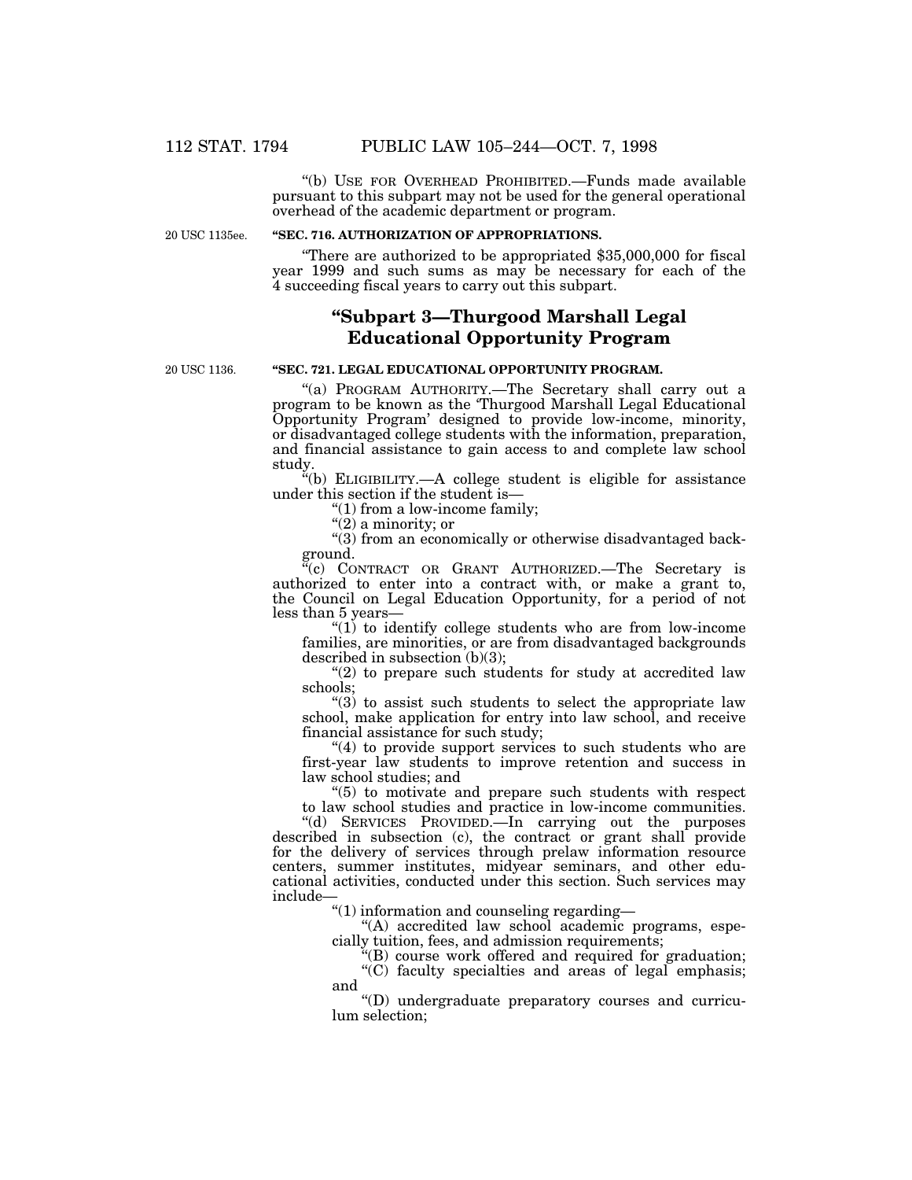"(b) USE FOR OVERHEAD PROHIBITED.—Funds made available pursuant to this subpart may not be used for the general operational overhead of the academic department or program.

20 USC 1135ee.

**"SEC. 716. AUTHORIZATION OF APPROPRIATIONS.**

"There are authorized to be appropriated $35,000,000 for fiscal year 1999 and such sums as may be necessary for each of the 4 succeeding fiscal years to carry out this subpart.

## "Subpart 3—Thurgood Marshall Legal Educational Opportunity Program

20 USC 1136.

**"SEC. 721. LEGAL EDUCATIONAL OPPORTUNITY PROGRAM.**

"(a) PROGRAM AUTHORITY.—The Secretary shall carry out a program to be known as the 'Thurgood Marshall Legal Educational Opportunity Program' designed to provide low-income, minority, or disadvantaged college students with the information, preparation, and financial assistance to gain access to and complete law school study.

"(b) ELIGIBILITY.—A college student is eligible for assistance under this section if the student is—

"(1) from a low-income family;

"(2) a minority; or

"(3) from an economically or otherwise disadvantaged background.

"(c) CONTRACT OR GRANT AUTHORIZED.—The Secretary is authorized to enter into a contract with, or make a grant to, the Council on Legal Education Opportunity, for a period of not less than 5 years—

"(1) to identify college students who are from low-income families, are minorities, or are from disadvantaged backgrounds described in subsection (b)(3);

"(2) to prepare such students for study at accredited law schools;

"(3) to assist such students to select the appropriate law school, make application for entry into law school, and receive financial assistance for such study;

"(4) to provide support services to such students who are first-year law students to improve retention and success in law school studies; and

"(5) to motivate and prepare such students with respect to law school studies and practice in low-income communities.

"(d) SERVICES PROVIDED.—In carrying out the purposes described in subsection (c), the contract or grant shall provide for the delivery of services through prelaw information resource centers, summer institutes, midyear seminars, and other educational activities, conducted under this section. Such services may include—

"(1) information and counseling regarding—

"(A) accredited law school academic programs, especially tuition, fees, and admission requirements;

"(B) course work offered and required for graduation;

"(C) faculty specialties and areas of legal emphasis; and

"(D) undergraduate preparatory courses and curriculum selection;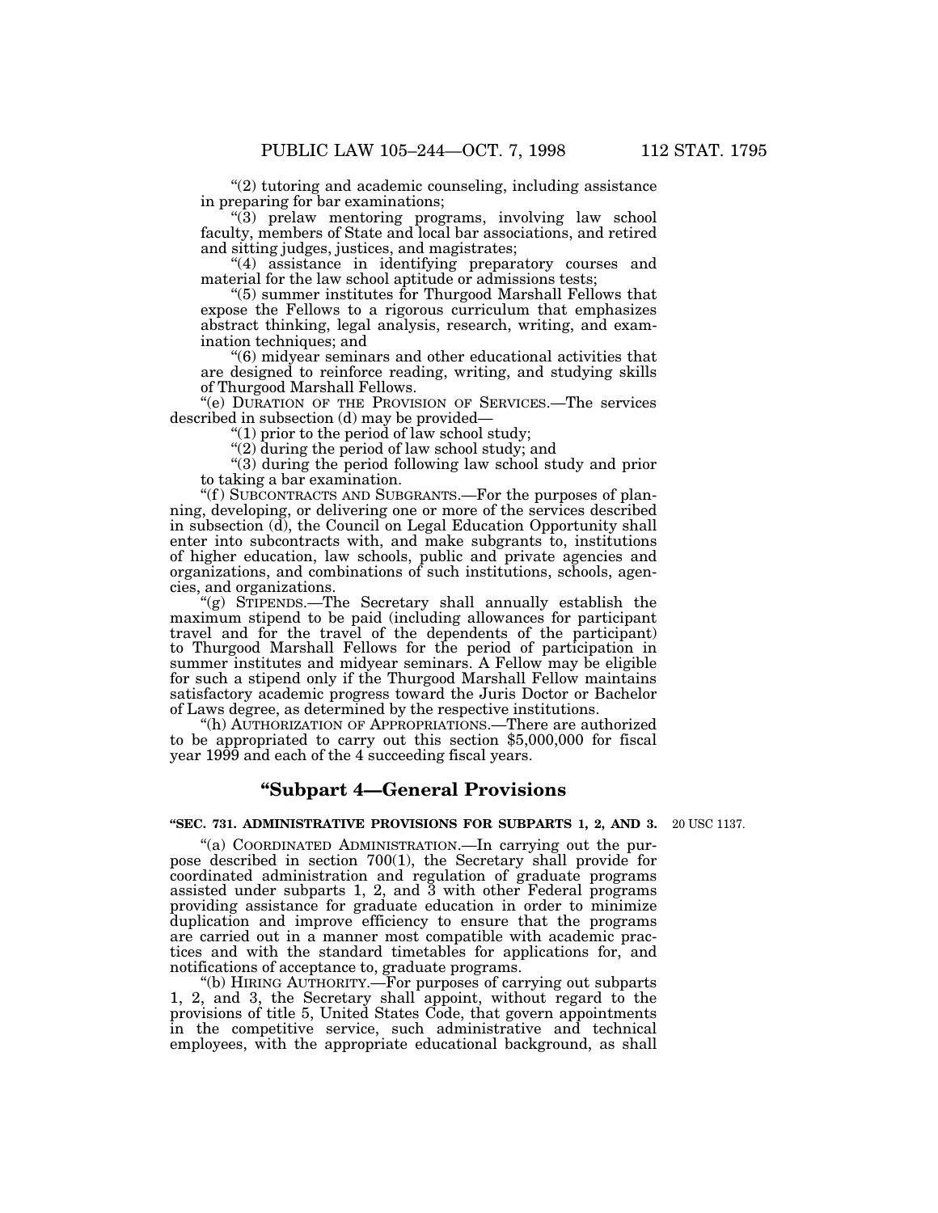"(2) tutoring and academic counseling, including assistance in preparing for bar examinations;

"(3) prelaw mentoring programs, involving law school faculty, members of State and local bar associations, and retired and sitting judges, justices, and magistrates;

"(4) assistance in identifying preparatory courses and material for the law school aptitude or admissions tests;

"(5) summer institutes for Thurgood Marshall Fellows that expose the Fellows to a rigorous curriculum that emphasizes abstract thinking, legal analysis, research, writing, and examination techniques; and

"(6) midyear seminars and other educational activities that are designed to reinforce reading, writing, and studying skills of Thurgood Marshall Fellows.

"(e) DURATION OF THE PROVISION OF SERVICES.—The services described in subsection (d) may be provided—

"(1) prior to the period of law school study;

"(2) during the period of law school study; and

"(3) during the period following law school study and prior to taking a bar examination.

"(f) SUBCONTRACTS AND SUBGRANTS.—For the purposes of planning, developing, or delivering one or more of the services described in subsection (d), the Council on Legal Education Opportunity shall enter into subcontracts with, and make subgrants to, institutions of higher education, law schools, public and private agencies and organizations, and combinations of such institutions, schools, agencies, and organizations.

"(g) STIPENDS.—The Secretary shall annually establish the maximum stipend to be paid (including allowances for participant travel and for the travel of the dependents of the participant) to Thurgood Marshall Fellows for the period of participation in summer institutes and midyear seminars. A Fellow may be eligible for such a stipend only if the Thurgood Marshall Fellow maintains satisfactory academic progress toward the Juris Doctor or Bachelor of Laws degree, as determined by the respective institutions.

"(h) AUTHORIZATION OF APPROPRIATIONS.—There are authorized to be appropriated to carry out this section $5,000,000 for fiscal year 1999 and each of the 4 succeeding fiscal years.

## "Subpart 4—General Provisions

**"SEC. 731. ADMINISTRATIVE PROVISIONS FOR SUBPARTS 1, 2, AND 3.** 20 USC 1137.

"(a) COORDINATED ADMINISTRATION.—In carrying out the purpose described in section 700(1), the Secretary shall provide for coordinated administration and regulation of graduate programs assisted under subparts 1, 2, and 3 with other Federal programs providing assistance for graduate education in order to minimize duplication and improve efficiency to ensure that the programs are carried out in a manner most compatible with academic practices and with the standard timetables for applications for, and notifications of acceptance to, graduate programs.

"(b) HIRING AUTHORITY.—For purposes of carrying out subparts 1, 2, and 3, the Secretary shall appoint, without regard to the provisions of title 5, United States Code, that govern appointments in the competitive service, such administrative and technical employees, with the appropriate educational background, as shall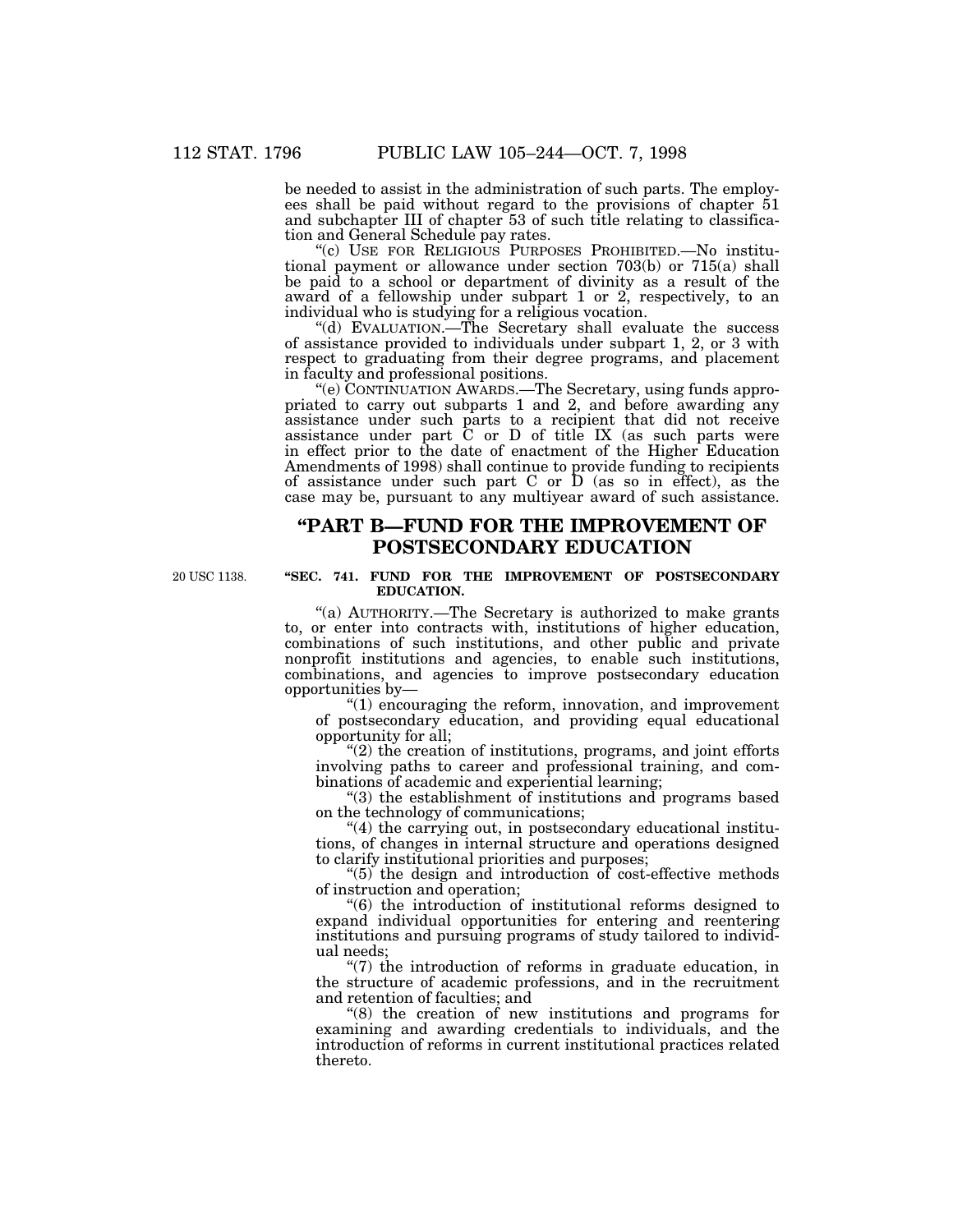be needed to assist in the administration of such parts. The employees shall be paid without regard to the provisions of chapter 51 and subchapter III of chapter 53 of such title relating to classification and General Schedule pay rates.

"(c) USE FOR RELIGIOUS PURPOSES PROHIBITED.—No institutional payment or allowance under section 703(b) or 715(a) shall be paid to a school or department of divinity as a result of the award of a fellowship under subpart 1 or 2, respectively, to an individual who is studying for a religious vocation.

"(d) EVALUATION.—The Secretary shall evaluate the success of assistance provided to individuals under subpart 1, 2, or 3 with respect to graduating from their degree programs, and placement in faculty and professional positions.

"(e) CONTINUATION AWARDS.—The Secretary, using funds appropriated to carry out subparts 1 and 2, and before awarding any assistance under such parts to a recipient that did not receive assistance under part C or D of title IX (as such parts were in effect prior to the date of enactment of the Higher Education Amendments of 1998) shall continue to provide funding to recipients of assistance under such part C or D (as so in effect), as the case may be, pursuant to any multiyear award of such assistance.

## "PART B—FUND FOR THE IMPROVEMENT OF POSTSECONDARY EDUCATION

20 USC 1138.

**"SEC. 741. FUND FOR THE IMPROVEMENT OF POSTSECONDARY EDUCATION.**

"(a) AUTHORITY.—The Secretary is authorized to make grants to, or enter into contracts with, institutions of higher education, combinations of such institutions, and other public and private nonprofit institutions and agencies, to enable such institutions, combinations, and agencies to improve postsecondary education opportunities by—

"(1) encouraging the reform, innovation, and improvement of postsecondary education, and providing equal educational opportunity for all;

"(2) the creation of institutions, programs, and joint efforts involving paths to career and professional training, and combinations of academic and experiential learning;

"(3) the establishment of institutions and programs based on the technology of communications;

"(4) the carrying out, in postsecondary educational institutions, of changes in internal structure and operations designed to clarify institutional priorities and purposes;

"(5) the design and introduction of cost-effective methods of instruction and operation;

"(6) the introduction of institutional reforms designed to expand individual opportunities for entering and reentering institutions and pursuing programs of study tailored to individual needs;

"(7) the introduction of reforms in graduate education, in the structure of academic professions, and in the recruitment and retention of faculties; and

"(8) the creation of new institutions and programs for examining and awarding credentials to individuals, and the introduction of reforms in current institutional practices related thereto.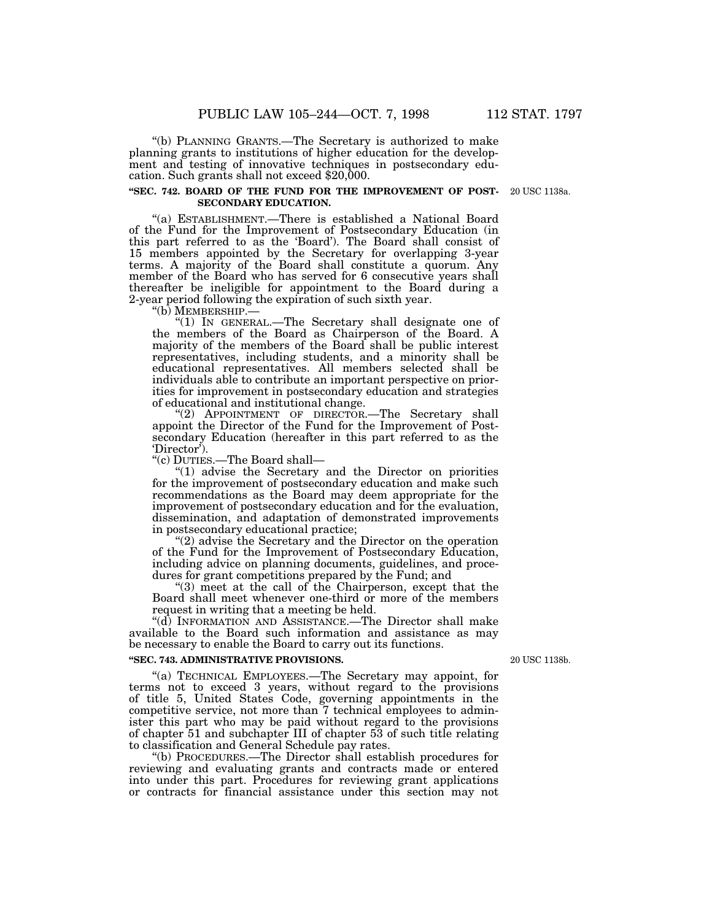"(b) PLANNING GRANTS.—The Secretary is authorized to make planning grants to institutions of higher education for the development and testing of innovative techniques in postsecondary education. Such grants shall not exceed $20,000.

**"SEC. 742. BOARD OF THE FUND FOR THE IMPROVEMENT OF POSTSECONDARY EDUCATION.**

20 USC 1138a.

"(a) ESTABLISHMENT.—There is established a National Board of the Fund for the Improvement of Postsecondary Education (in this part referred to as the 'Board'). The Board shall consist of 15 members appointed by the Secretary for overlapping 3-year terms. A majority of the Board shall constitute a quorum. Any member of the Board who has served for 6 consecutive years shall thereafter be ineligible for appointment to the Board during a 2-year period following the expiration of such sixth year.

"(b) MEMBERSHIP.—

"(1) IN GENERAL.—The Secretary shall designate one of the members of the Board as Chairperson of the Board. A majority of the members of the Board shall be public interest representatives, including students, and a minority shall be educational representatives. All members selected shall be individuals able to contribute an important perspective on priorities for improvement in postsecondary education and strategies of educational and institutional change.

"(2) APPOINTMENT OF DIRECTOR.—The Secretary shall appoint the Director of the Fund for the Improvement of Postsecondary Education (hereafter in this part referred to as the 'Director').

"(c) DUTIES.—The Board shall—

"(1) advise the Secretary and the Director on priorities for the improvement of postsecondary education and make such recommendations as the Board may deem appropriate for the improvement of postsecondary education and for the evaluation, dissemination, and adaptation of demonstrated improvements in postsecondary educational practice;

"(2) advise the Secretary and the Director on the operation of the Fund for the Improvement of Postsecondary Education, including advice on planning documents, guidelines, and procedures for grant competitions prepared by the Fund; and

"(3) meet at the call of the Chairperson, except that the Board shall meet whenever one-third or more of the members request in writing that a meeting be held.

"(d) INFORMATION AND ASSISTANCE.—The Director shall make available to the Board such information and assistance as may be necessary to enable the Board to carry out its functions.

**"SEC. 743. ADMINISTRATIVE PROVISIONS.**

20 USC 1138b.

"(a) TECHNICAL EMPLOYEES.—The Secretary may appoint, for terms not to exceed 3 years, without regard to the provisions of title 5, United States Code, governing appointments in the competitive service, not more than 7 technical employees to administer this part who may be paid without regard to the provisions of chapter 51 and subchapter III of chapter 53 of such title relating to classification and General Schedule pay rates.

"(b) PROCEDURES.—The Director shall establish procedures for reviewing and evaluating grants and contracts made or entered into under this part. Procedures for reviewing grant applications or contracts for financial assistance under this section may not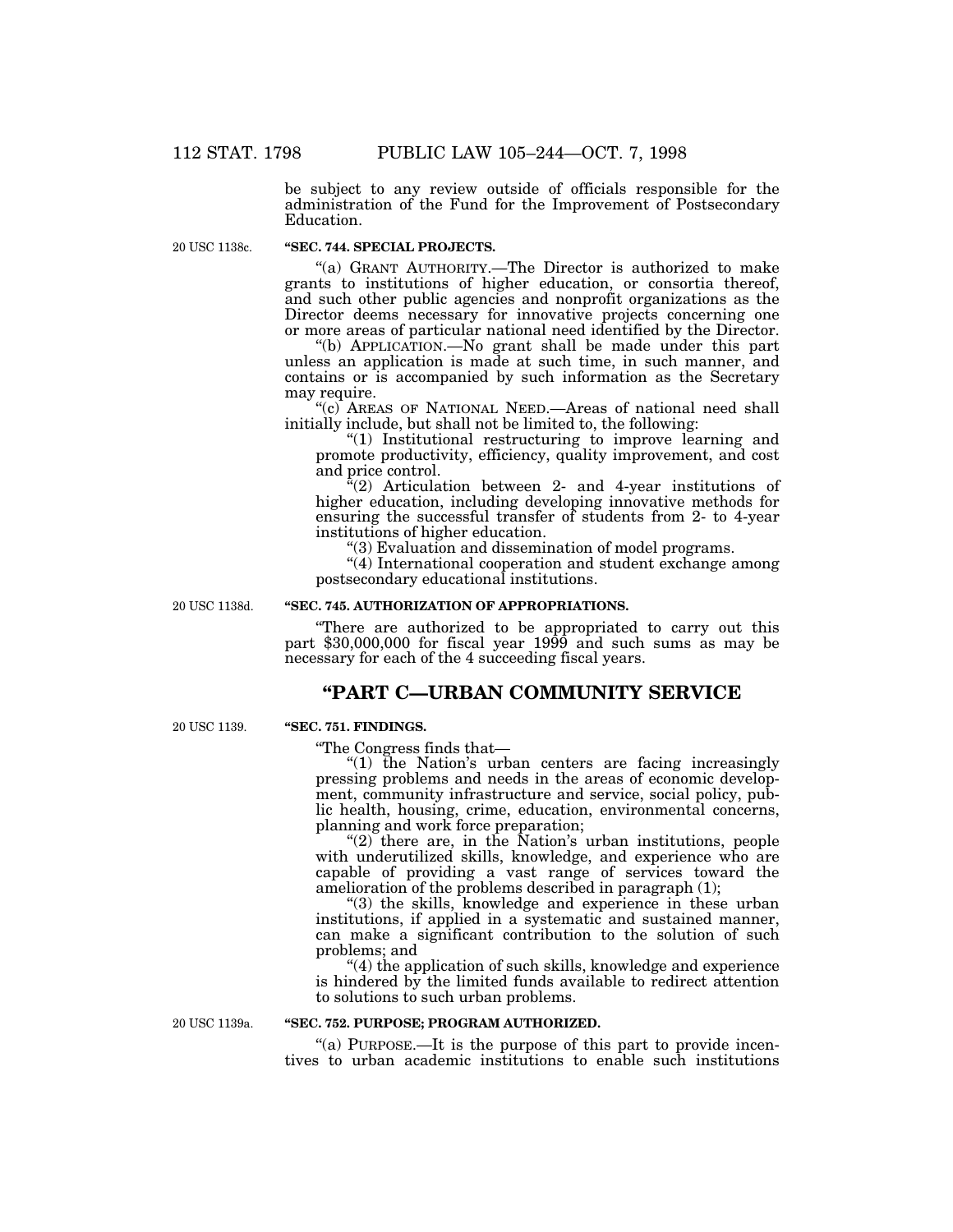be subject to any review outside of officials responsible for the administration of the Fund for the Improvement of Postsecondary Education.

20 USC 1138c.

**"SEC. 744. SPECIAL PROJECTS.**

"(a) GRANT AUTHORITY.—The Director is authorized to make grants to institutions of higher education, or consortia thereof, and such other public agencies and nonprofit organizations as the Director deems necessary for innovative projects concerning one or more areas of particular national need identified by the Director.

"(b) APPLICATION.—No grant shall be made under this part unless an application is made at such time, in such manner, and contains or is accompanied by such information as the Secretary may require.

"(c) AREAS OF NATIONAL NEED.—Areas of national need shall initially include, but shall not be limited to, the following:

"(1) Institutional restructuring to improve learning and promote productivity, efficiency, quality improvement, and cost and price control.

"(2) Articulation between 2- and 4-year institutions of higher education, including developing innovative methods for ensuring the successful transfer of students from 2- to 4-year institutions of higher education.

"(3) Evaluation and dissemination of model programs.

"(4) International cooperation and student exchange among postsecondary educational institutions.

20 USC 1138d.

**"SEC. 745. AUTHORIZATION OF APPROPRIATIONS.**

"There are authorized to be appropriated to carry out this part $30,000,000 for fiscal year 1999 and such sums as may be necessary for each of the 4 succeeding fiscal years.

## "PART C—URBAN COMMUNITY SERVICE

20 USC 1139.

**"SEC. 751. FINDINGS.**

"The Congress finds that—

"(1) the Nation's urban centers are facing increasingly pressing problems and needs in the areas of economic development, community infrastructure and service, social policy, public health, housing, crime, education, environmental concerns, planning and work force preparation;

"(2) there are, in the Nation's urban institutions, people with underutilized skills, knowledge, and experience who are capable of providing a vast range of services toward the amelioration of the problems described in paragraph (1);

"(3) the skills, knowledge and experience in these urban institutions, if applied in a systematic and sustained manner, can make a significant contribution to the solution of such problems; and

"(4) the application of such skills, knowledge and experience is hindered by the limited funds available to redirect attention to solutions to such urban problems.

20 USC 1139a.

**"SEC. 752. PURPOSE; PROGRAM AUTHORIZED.**

"(a) PURPOSE.—It is the purpose of this part to provide incentives to urban academic institutions to enable such institutions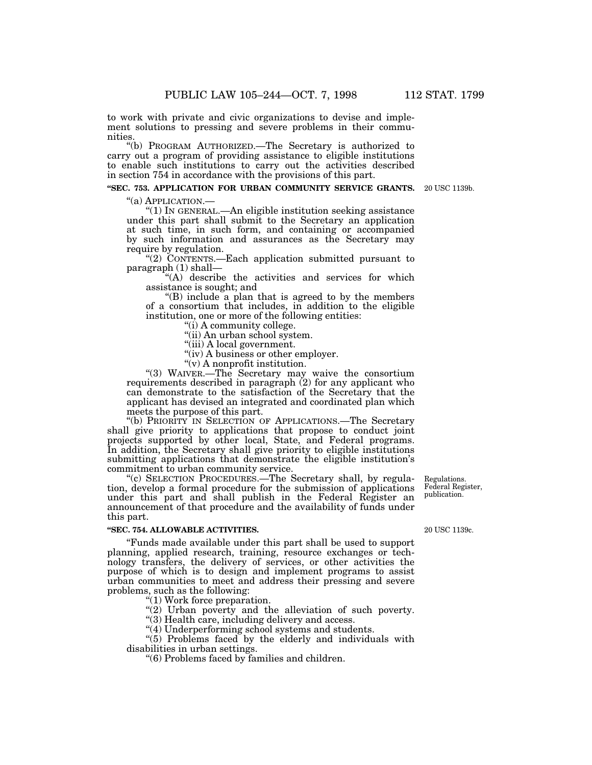to work with private and civic organizations to devise and implement solutions to pressing and severe problems in their communities.

"(b) PROGRAM AUTHORIZED.—The Secretary is authorized to carry out a program of providing assistance to eligible institutions to enable such institutions to carry out the activities described in section 754 in accordance with the provisions of this part.

**"SEC. 753. APPLICATION FOR URBAN COMMUNITY SERVICE GRANTS.**

20 USC 1139b.

"(a) APPLICATION.—

"(1) IN GENERAL.—An eligible institution seeking assistance under this part shall submit to the Secretary an application at such time, in such form, and containing or accompanied by such information and assurances as the Secretary may require by regulation.

"(2) CONTENTS.—Each application submitted pursuant to paragraph (1) shall—

"(A) describe the activities and services for which assistance is sought; and

"(B) include a plan that is agreed to by the members of a consortium that includes, in addition to the eligible institution, one or more of the following entities:

"(i) A community college.

"(ii) An urban school system.

"(iii) A local government.

"(iv) A business or other employer.

"(v) A nonprofit institution.

"(3) WAIVER.—The Secretary may waive the consortium requirements described in paragraph (2) for any applicant who can demonstrate to the satisfaction of the Secretary that the applicant has devised an integrated and coordinated plan which meets the purpose of this part.

"(b) PRIORITY IN SELECTION OF APPLICATIONS.—The Secretary shall give priority to applications that propose to conduct joint projects supported by other local, State, and Federal programs. In addition, the Secretary shall give priority to eligible institutions submitting applications that demonstrate the eligible institution's commitment to urban community service.

Regulations. Federal Register, publication.

"(c) SELECTION PROCEDURES.—The Secretary shall, by regulation, develop a formal procedure for the submission of applications under this part and shall publish in the Federal Register an announcement of that procedure and the availability of funds under this part.

**"SEC. 754. ALLOWABLE ACTIVITIES.**

20 USC 1139c.

"Funds made available under this part shall be used to support planning, applied research, training, resource exchanges or technology transfers, the delivery of services, or other activities the purpose of which is to design and implement programs to assist urban communities to meet and address their pressing and severe problems, such as the following:

"(1) Work force preparation.

"(2) Urban poverty and the alleviation of such poverty.

"(3) Health care, including delivery and access.

"(4) Underperforming school systems and students.

"(5) Problems faced by the elderly and individuals with disabilities in urban settings.

"(6) Problems faced by families and children.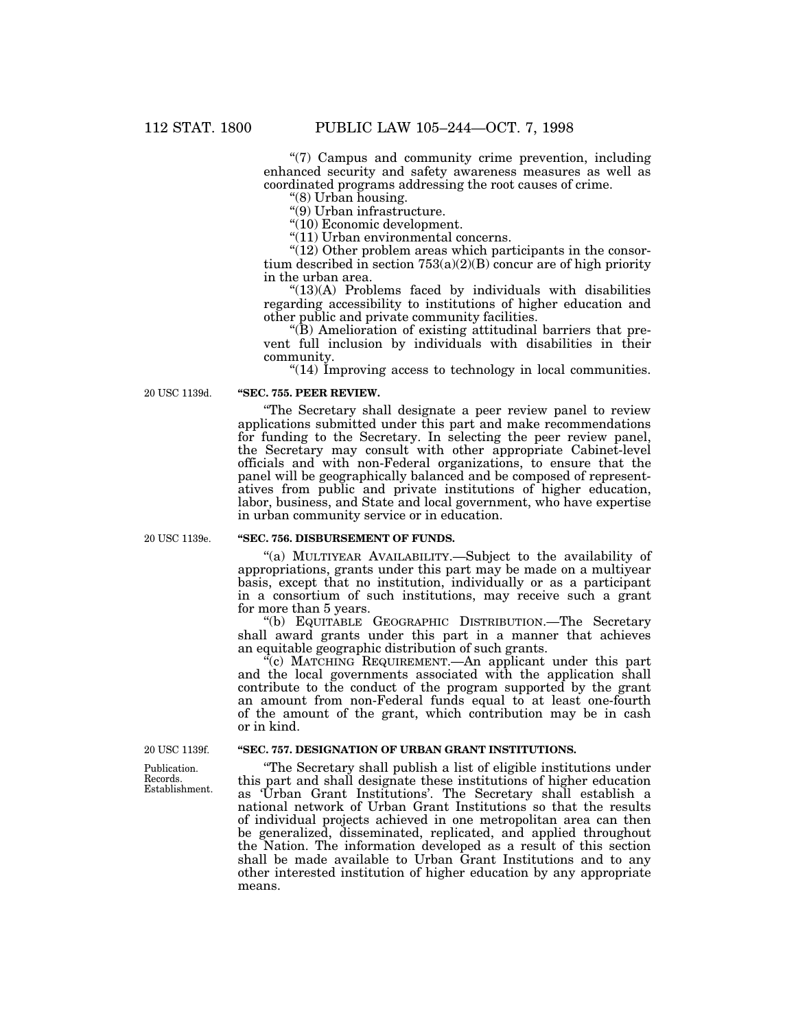"(7) Campus and community crime prevention, including enhanced security and safety awareness measures as well as coordinated programs addressing the root causes of crime.

"(8) Urban housing.

"(9) Urban infrastructure.

"(10) Economic development.

"(11) Urban environmental concerns.

"(12) Other problem areas which participants in the consortium described in section 753(a)(2)(B) concur are of high priority in the urban area.

"(13)(A) Problems faced by individuals with disabilities regarding accessibility to institutions of higher education and other public and private community facilities.

"(B) Amelioration of existing attitudinal barriers that prevent full inclusion by individuals with disabilities in their community.

"(14) Improving access to technology in local communities.

20 USC 1139d.

**"SEC. 755. PEER REVIEW.**

"The Secretary shall designate a peer review panel to review applications submitted under this part and make recommendations for funding to the Secretary. In selecting the peer review panel, the Secretary may consult with other appropriate Cabinet-level officials and with non-Federal organizations, to ensure that the panel will be geographically balanced and be composed of representatives from public and private institutions of higher education, labor, business, and State and local government, who have expertise in urban community service or in education.

20 USC 1139e.

**"SEC. 756. DISBURSEMENT OF FUNDS.**

"(a) MULTIYEAR AVAILABILITY.—Subject to the availability of appropriations, grants under this part may be made on a multiyear basis, except that no institution, individually or as a participant in a consortium of such institutions, may receive such a grant for more than 5 years.

"(b) EQUITABLE GEOGRAPHIC DISTRIBUTION.—The Secretary shall award grants under this part in a manner that achieves an equitable geographic distribution of such grants.

"(c) MATCHING REQUIREMENT.—An applicant under this part and the local governments associated with the application shall contribute to the conduct of the program supported by the grant an amount from non-Federal funds equal to at least one-fourth of the amount of the grant, which contribution may be in cash or in kind.

20 USC 1139f.

Publication. Records. Establishment.

**"SEC. 757. DESIGNATION OF URBAN GRANT INSTITUTIONS.**

"The Secretary shall publish a list of eligible institutions under this part and shall designate these institutions of higher education as 'Urban Grant Institutions'. The Secretary shall establish a national network of Urban Grant Institutions so that the results of individual projects achieved in one metropolitan area can then be generalized, disseminated, replicated, and applied throughout the Nation. The information developed as a result of this section shall be made available to Urban Grant Institutions and to any other interested institution of higher education by any appropriate means.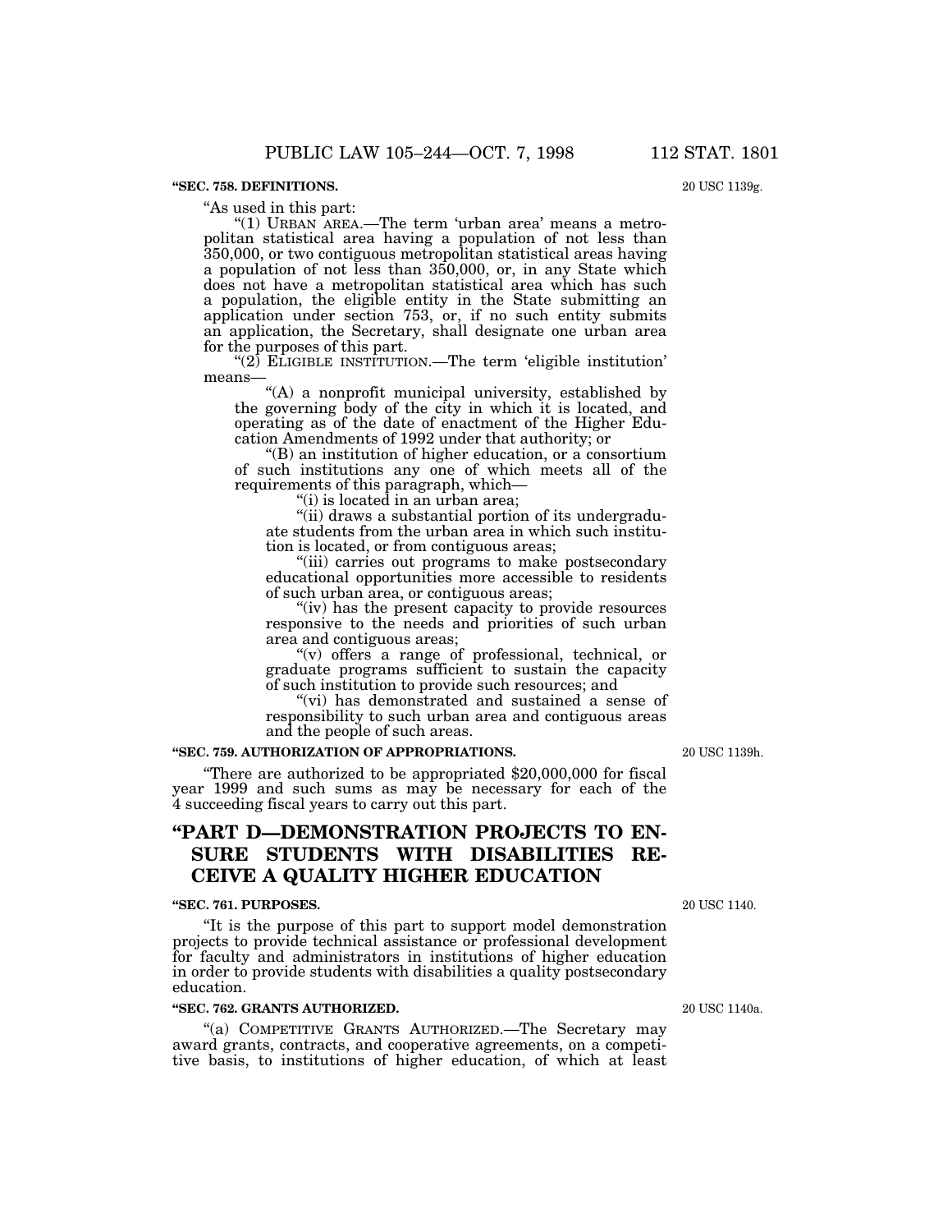**"SEC. 758. DEFINITIONS.**

20 USC 1139g.

"As used in this part:

"(1) URBAN AREA.—The term 'urban area' means a metropolitan statistical area having a population of not less than 350,000, or two contiguous metropolitan statistical areas having a population of not less than 350,000, or, in any State which does not have a metropolitan statistical area which has such a population, the eligible entity in the State submitting an application under section 753, or, if no such entity submits an application, the Secretary, shall designate one urban area for the purposes of this part.

"(2) ELIGIBLE INSTITUTION.—The term 'eligible institution' means—

"(A) a nonprofit municipal university, established by the governing body of the city in which it is located, and operating as of the date of enactment of the Higher Education Amendments of 1992 under that authority; or

"(B) an institution of higher education, or a consortium of such institutions any one of which meets all of the requirements of this paragraph, which—

"(i) is located in an urban area;

"(ii) draws a substantial portion of its undergraduate students from the urban area in which such institution is located, or from contiguous areas;

"(iii) carries out programs to make postsecondary educational opportunities more accessible to residents of such urban area, or contiguous areas;

"(iv) has the present capacity to provide resources responsive to the needs and priorities of such urban area and contiguous areas;

"(v) offers a range of professional, technical, or graduate programs sufficient to sustain the capacity of such institution to provide such resources; and

"(vi) has demonstrated and sustained a sense of responsibility to such urban area and contiguous areas and the people of such areas.

**"SEC. 759. AUTHORIZATION OF APPROPRIATIONS.**

20 USC 1139h.

"There are authorized to be appropriated $20,000,000 for fiscal year 1999 and such sums as may be necessary for each of the 4 succeeding fiscal years to carry out this part.

# "PART D—DEMONSTRATION PROJECTS TO ENSURE STUDENTS WITH DISABILITIES RECEIVE A QUALITY HIGHER EDUCATION

**"SEC. 761. PURPOSES.**

20 USC 1140.

"It is the purpose of this part to support model demonstration projects to provide technical assistance or professional development for faculty and administrators in institutions of higher education in order to provide students with disabilities a quality postsecondary education.

**"SEC. 762. GRANTS AUTHORIZED.**

20 USC 1140a.

"(a) COMPETITIVE GRANTS AUTHORIZED.—The Secretary may award grants, contracts, and cooperative agreements, on a competitive basis, to institutions of higher education, of which at least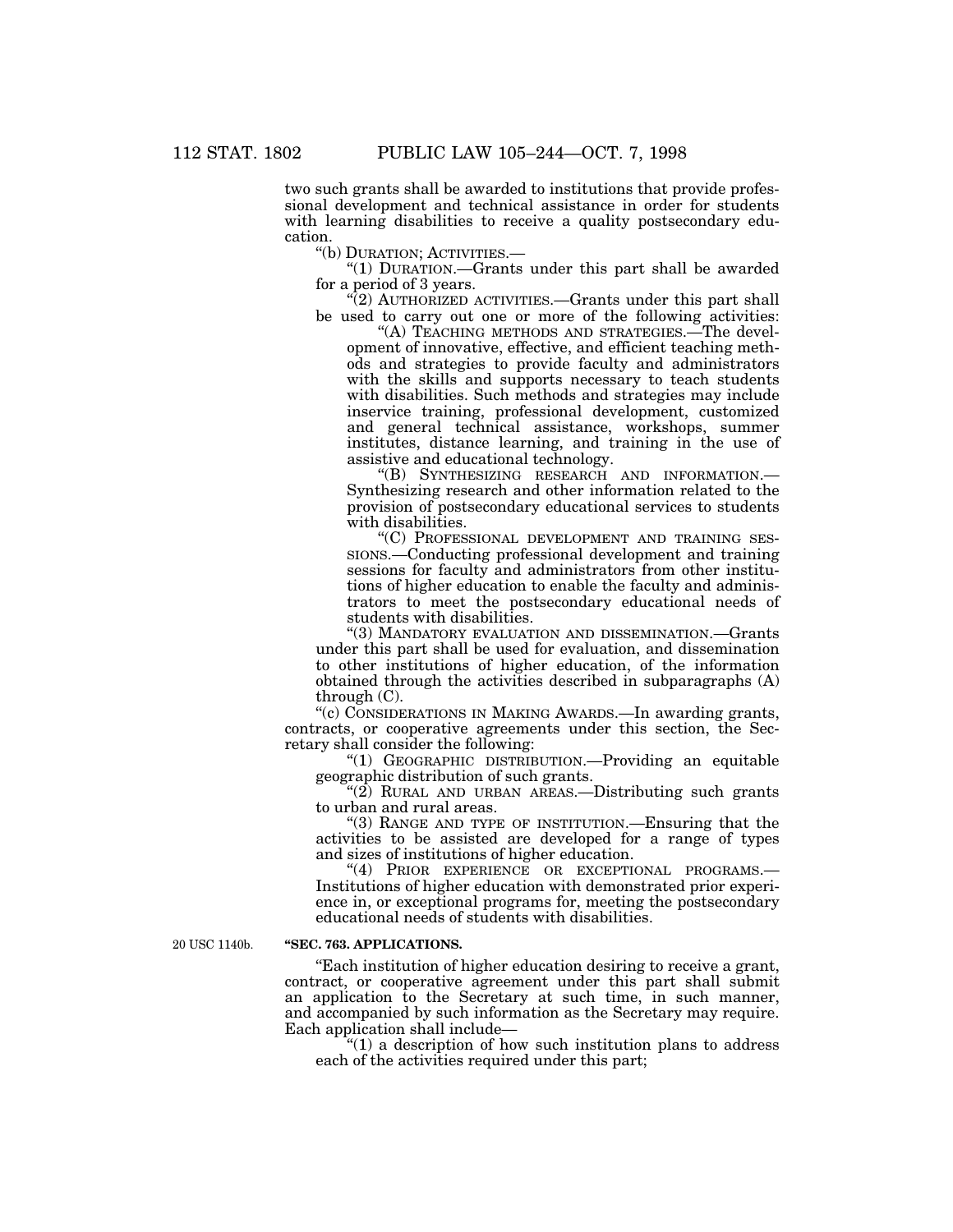two such grants shall be awarded to institutions that provide professional development and technical assistance in order for students with learning disabilities to receive a quality postsecondary education.

"(b) DURATION; ACTIVITIES.—

"(1) DURATION.—Grants under this part shall be awarded for a period of 3 years.

"(2) AUTHORIZED ACTIVITIES.—Grants under this part shall be used to carry out one or more of the following activities:

"(A) TEACHING METHODS AND STRATEGIES.—The development of innovative, effective, and efficient teaching methods and strategies to provide faculty and administrators with the skills and supports necessary to teach students with disabilities. Such methods and strategies may include inservice training, professional development, customized and general technical assistance, workshops, summer institutes, distance learning, and training in the use of assistive and educational technology.

"(B) SYNTHESIZING RESEARCH AND INFORMATION.—Synthesizing research and other information related to the provision of postsecondary educational services to students with disabilities.

"(C) PROFESSIONAL DEVELOPMENT AND TRAINING SESSIONS.—Conducting professional development and training sessions for faculty and administrators from other institutions of higher education to enable the faculty and administrators to meet the postsecondary educational needs of students with disabilities.

"(3) MANDATORY EVALUATION AND DISSEMINATION.—Grants under this part shall be used for evaluation, and dissemination to other institutions of higher education, of the information obtained through the activities described in subparagraphs (A) through (C).

"(c) CONSIDERATIONS IN MAKING AWARDS.—In awarding grants, contracts, or cooperative agreements under this section, the Secretary shall consider the following:

"(1) GEOGRAPHIC DISTRIBUTION.—Providing an equitable geographic distribution of such grants.

"(2) RURAL AND URBAN AREAS.—Distributing such grants to urban and rural areas.

"(3) RANGE AND TYPE OF INSTITUTION.—Ensuring that the activities to be assisted are developed for a range of types and sizes of institutions of higher education.

"(4) PRIOR EXPERIENCE OR EXCEPTIONAL PROGRAMS.—Institutions of higher education with demonstrated prior experience in, or exceptional programs for, meeting the postsecondary educational needs of students with disabilities.

20 USC 1140b.

**"SEC. 763. APPLICATIONS.**

"Each institution of higher education desiring to receive a grant, contract, or cooperative agreement under this part shall submit an application to the Secretary at such time, in such manner, and accompanied by such information as the Secretary may require. Each application shall include—

"(1) a description of how such institution plans to address each of the activities required under this part;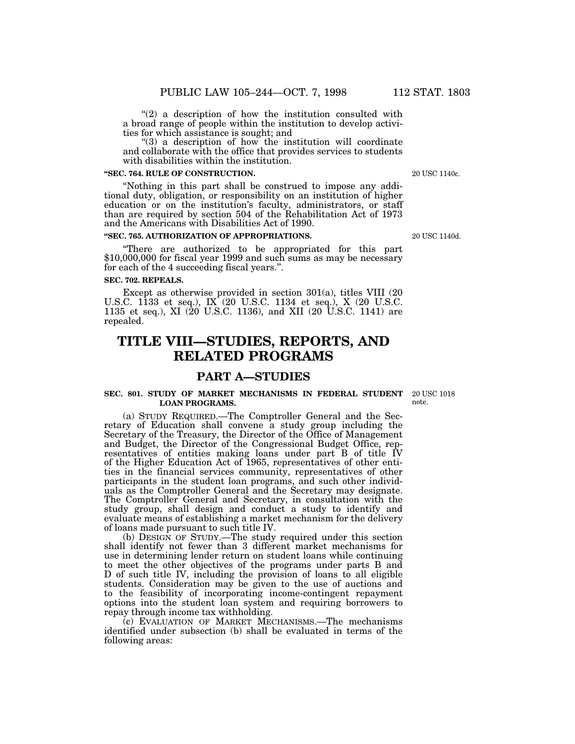"(2) a description of how the institution consulted with a broad range of people within the institution to develop activities for which assistance is sought; and

"(3) a description of how the institution will coordinate and collaborate with the office that provides services to students with disabilities within the institution.

**"SEC. 764. RULE OF CONSTRUCTION.**

20 USC 1140c.

"Nothing in this part shall be construed to impose any additional duty, obligation, or responsibility on an institution of higher education or on the institution's faculty, administrators, or staff than are required by section 504 of the Rehabilitation Act of 1973 and the Americans with Disabilities Act of 1990.

**"SEC. 765. AUTHORIZATION OF APPROPRIATIONS.**

20 USC 1140d.

"There are authorized to be appropriated for this part $10,000,000 for fiscal year 1999 and such sums as may be necessary for each of the 4 succeeding fiscal years.".

**SEC. 702. REPEALS.**

Except as otherwise provided in section 301(a), titles VIII (20 U.S.C. 1133 et seq.), IX (20 U.S.C. 1134 et seq.), X (20 U.S.C. 1135 et seq.), XI (20 U.S.C. 1136), and XII (20 U.S.C. 1141) are repealed.

# TITLE VIII—STUDIES, REPORTS, AND RELATED PROGRAMS

## PART A—STUDIES

**SEC. 801. STUDY OF MARKET MECHANISMS IN FEDERAL STUDENT LOAN PROGRAMS.**

20 USC 1018 note.

(a) STUDY REQUIRED.—The Comptroller General and the Secretary of Education shall convene a study group including the Secretary of the Treasury, the Director of the Office of Management and Budget, the Director of the Congressional Budget Office, representatives of entities making loans under part B of title IV of the Higher Education Act of 1965, representatives of other entities in the financial services community, representatives of other participants in the student loan programs, and such other individuals as the Comptroller General and the Secretary may designate. The Comptroller General and Secretary, in consultation with the study group, shall design and conduct a study to identify and evaluate means of establishing a market mechanism for the delivery of loans made pursuant to such title IV.

(b) DESIGN OF STUDY.—The study required under this section shall identify not fewer than 3 different market mechanisms for use in determining lender return on student loans while continuing to meet the other objectives of the programs under parts B and D of such title IV, including the provision of loans to all eligible students. Consideration may be given to the use of auctions and to the feasibility of incorporating income-contingent repayment options into the student loan system and requiring borrowers to repay through income tax withholding.

(c) EVALUATION OF MARKET MECHANISMS.—The mechanisms identified under subsection (b) shall be evaluated in terms of the following areas: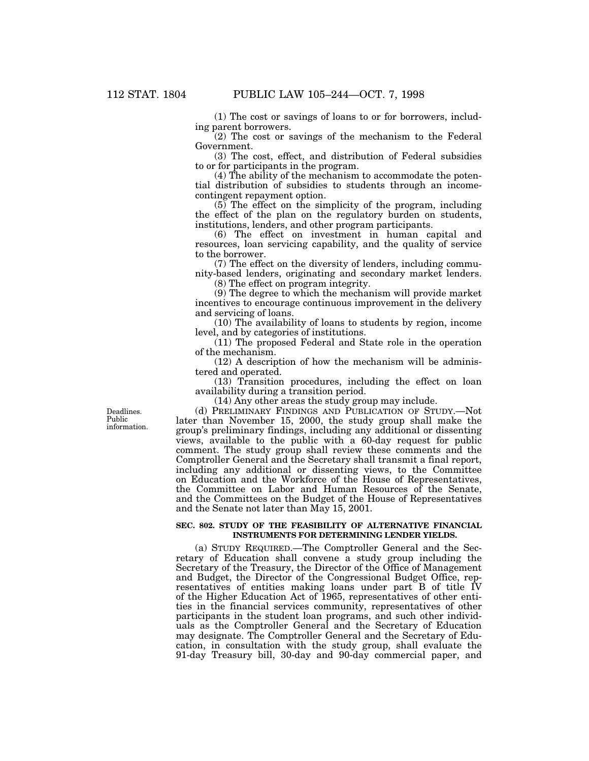(1) The cost or savings of loans to or for borrowers, including parent borrowers.

(2) The cost or savings of the mechanism to the Federal Government.

(3) The cost, effect, and distribution of Federal subsidies to or for participants in the program.

(4) The ability of the mechanism to accommodate the potential distribution of subsidies to students through an income-contingent repayment option.

(5) The effect on the simplicity of the program, including the effect of the plan on the regulatory burden on students, institutions, lenders, and other program participants.

(6) The effect on investment in human capital and resources, loan servicing capability, and the quality of service to the borrower.

(7) The effect on the diversity of lenders, including community-based lenders, originating and secondary market lenders.

(8) The effect on program integrity.

(9) The degree to which the mechanism will provide market incentives to encourage continuous improvement in the delivery and servicing of loans.

(10) The availability of loans to students by region, income level, and by categories of institutions.

(11) The proposed Federal and State role in the operation of the mechanism.

(12) A description of how the mechanism will be administered and operated.

(13) Transition procedures, including the effect on loan availability during a transition period.

(14) Any other areas the study group may include.

Deadlines. Public information.

(d) PRELIMINARY FINDINGS AND PUBLICATION OF STUDY.—Not later than November 15, 2000, the study group shall make the group's preliminary findings, including any additional or dissenting views, available to the public with a 60-day request for public comment. The study group shall review these comments and the Comptroller General and the Secretary shall transmit a final report, including any additional or dissenting views, to the Committee on Education and the Workforce of the House of Representatives, the Committee on Labor and Human Resources of the Senate, and the Committees on the Budget of the House of Representatives and the Senate not later than May 15, 2001.

**SEC. 802. STUDY OF THE FEASIBILITY OF ALTERNATIVE FINANCIAL INSTRUMENTS FOR DETERMINING LENDER YIELDS.**

(a) STUDY REQUIRED.—The Comptroller General and the Secretary of Education shall convene a study group including the Secretary of the Treasury, the Director of the Office of Management and Budget, the Director of the Congressional Budget Office, representatives of entities making loans under part B of title IV of the Higher Education Act of 1965, representatives of other entities in the financial services community, representatives of other participants in the student loan programs, and such other individuals as the Comptroller General and the Secretary of Education may designate. The Comptroller General and the Secretary of Education, in consultation with the study group, shall evaluate the 91-day Treasury bill, 30-day and 90-day commercial paper, and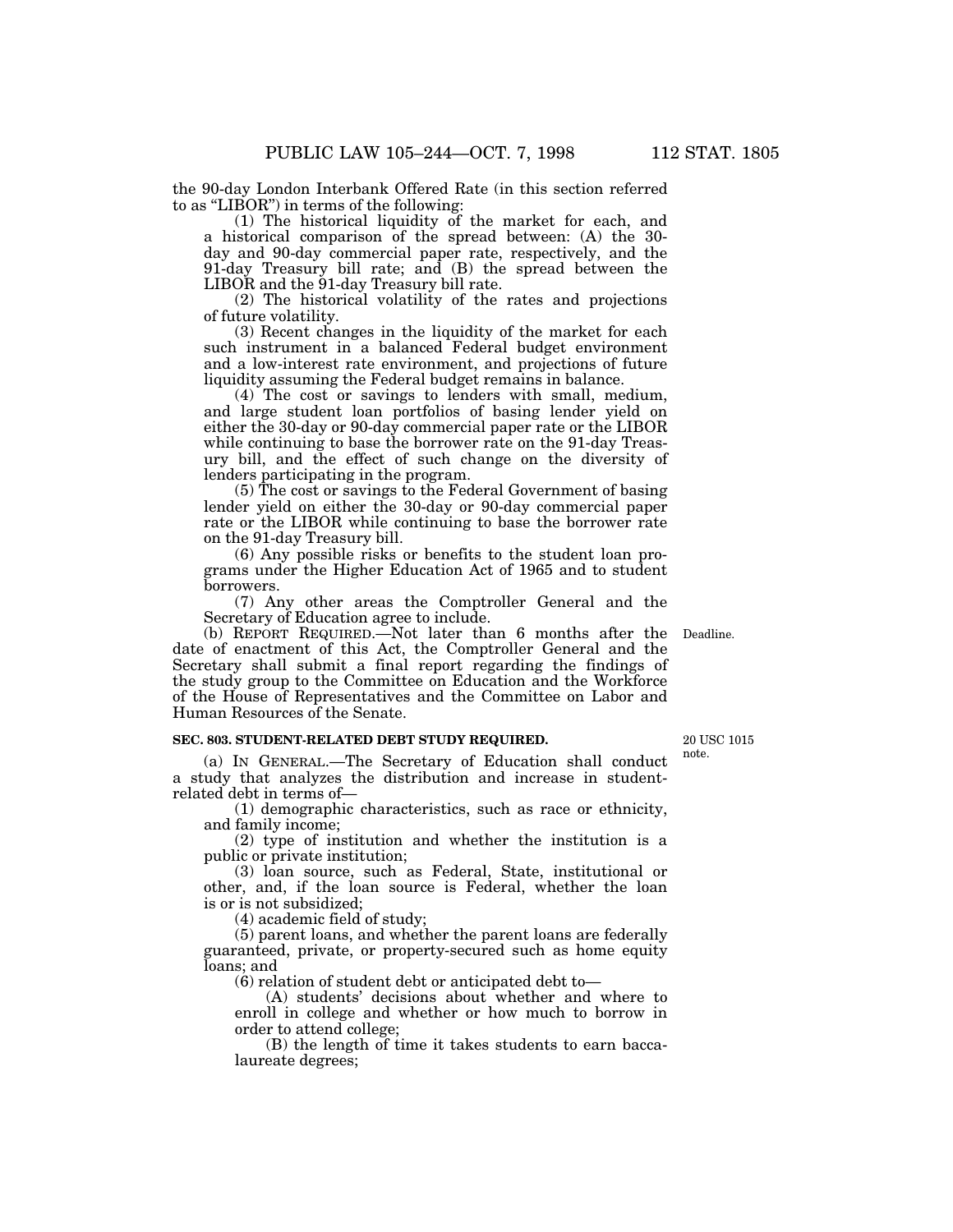the 90-day London Interbank Offered Rate (in this section referred to as "LIBOR") in terms of the following:

(1) The historical liquidity of the market for each, and a historical comparison of the spread between: (A) the 30-day and 90-day commercial paper rate, respectively, and the 91-day Treasury bill rate; and (B) the spread between the LIBOR and the 91-day Treasury bill rate.

(2) The historical volatility of the rates and projections of future volatility.

(3) Recent changes in the liquidity of the market for each such instrument in a balanced Federal budget environment and a low-interest rate environment, and projections of future liquidity assuming the Federal budget remains in balance.

(4) The cost or savings to lenders with small, medium, and large student loan portfolios of basing lender yield on either the 30-day or 90-day commercial paper rate or the LIBOR while continuing to base the borrower rate on the 91-day Treasury bill, and the effect of such change on the diversity of lenders participating in the program.

(5) The cost or savings to the Federal Government of basing lender yield on either the 30-day or 90-day commercial paper rate or the LIBOR while continuing to base the borrower rate on the 91-day Treasury bill.

(6) Any possible risks or benefits to the student loan programs under the Higher Education Act of 1965 and to student borrowers.

(7) Any other areas the Comptroller General and the Secretary of Education agree to include.

(b) REPORT REQUIRED.—Not later than 6 months after the date of enactment of this Act, the Comptroller General and the Secretary shall submit a final report regarding the findings of the study group to the Committee on Education and the Workforce of the House of Representatives and the Committee on Labor and Human Resources of the Senate.

Deadline.

**SEC. 803. STUDENT-RELATED DEBT STUDY REQUIRED.**

20 USC 1015 note.

(a) IN GENERAL.—The Secretary of Education shall conduct a study that analyzes the distribution and increase in student-related debt in terms of—

(1) demographic characteristics, such as race or ethnicity, and family income;

(2) type of institution and whether the institution is a public or private institution;

(3) loan source, such as Federal, State, institutional or other, and, if the loan source is Federal, whether the loan is or is not subsidized;

(4) academic field of study;

(5) parent loans, and whether the parent loans are federally guaranteed, private, or property-secured such as home equity loans; and

(6) relation of student debt or anticipated debt to—

(A) students' decisions about whether and where to enroll in college and whether or how much to borrow in order to attend college;

(B) the length of time it takes students to earn baccalaureate degrees;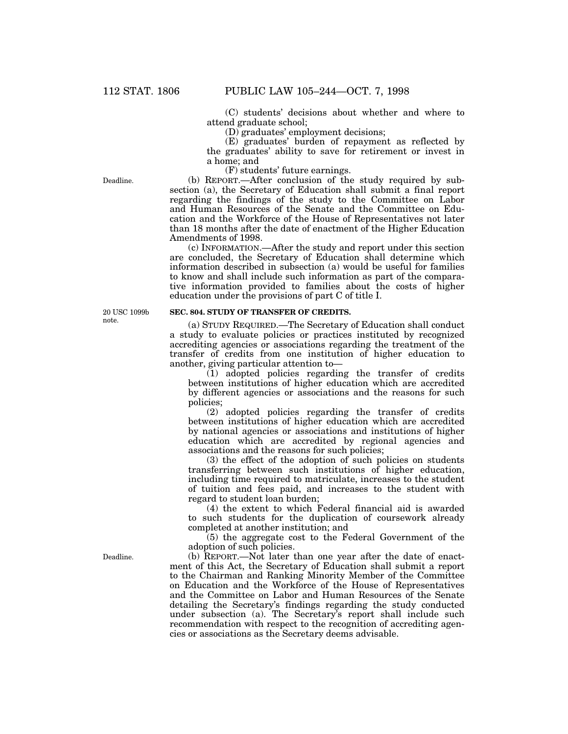(C) students' decisions about whether and where to attend graduate school;

(D) graduates' employment decisions;

(E) graduates' burden of repayment as reflected by the graduates' ability to save for retirement or invest in a home; and

(F) students' future earnings.

Deadline.

(b) REPORT.—After conclusion of the study required by subsection (a), the Secretary of Education shall submit a final report regarding the findings of the study to the Committee on Labor and Human Resources of the Senate and the Committee on Education and the Workforce of the House of Representatives not later than 18 months after the date of enactment of the Higher Education Amendments of 1998.

(c) INFORMATION.—After the study and report under this section are concluded, the Secretary of Education shall determine which information described in subsection (a) would be useful for families to know and shall include such information as part of the comparative information provided to families about the costs of higher education under the provisions of part C of title I.

20 USC 1099b note.

**SEC. 804. STUDY OF TRANSFER OF CREDITS.**

(a) STUDY REQUIRED.—The Secretary of Education shall conduct a study to evaluate policies or practices instituted by recognized accrediting agencies or associations regarding the treatment of the transfer of credits from one institution of higher education to another, giving particular attention to—

(1) adopted policies regarding the transfer of credits between institutions of higher education which are accredited by different agencies or associations and the reasons for such policies;

(2) adopted policies regarding the transfer of credits between institutions of higher education which are accredited by national agencies or associations and institutions of higher education which are accredited by regional agencies and associations and the reasons for such policies;

(3) the effect of the adoption of such policies on students transferring between such institutions of higher education, including time required to matriculate, increases to the student of tuition and fees paid, and increases to the student with regard to student loan burden;

(4) the extent to which Federal financial aid is awarded to such students for the duplication of coursework already completed at another institution; and

(5) the aggregate cost to the Federal Government of the adoption of such policies.

Deadline.

(b) REPORT.—Not later than one year after the date of enactment of this Act, the Secretary of Education shall submit a report to the Chairman and Ranking Minority Member of the Committee on Education and the Workforce of the House of Representatives and the Committee on Labor and Human Resources of the Senate detailing the Secretary's findings regarding the study conducted under subsection (a). The Secretary's report shall include such recommendation with respect to the recognition of accrediting agencies or associations as the Secretary deems advisable.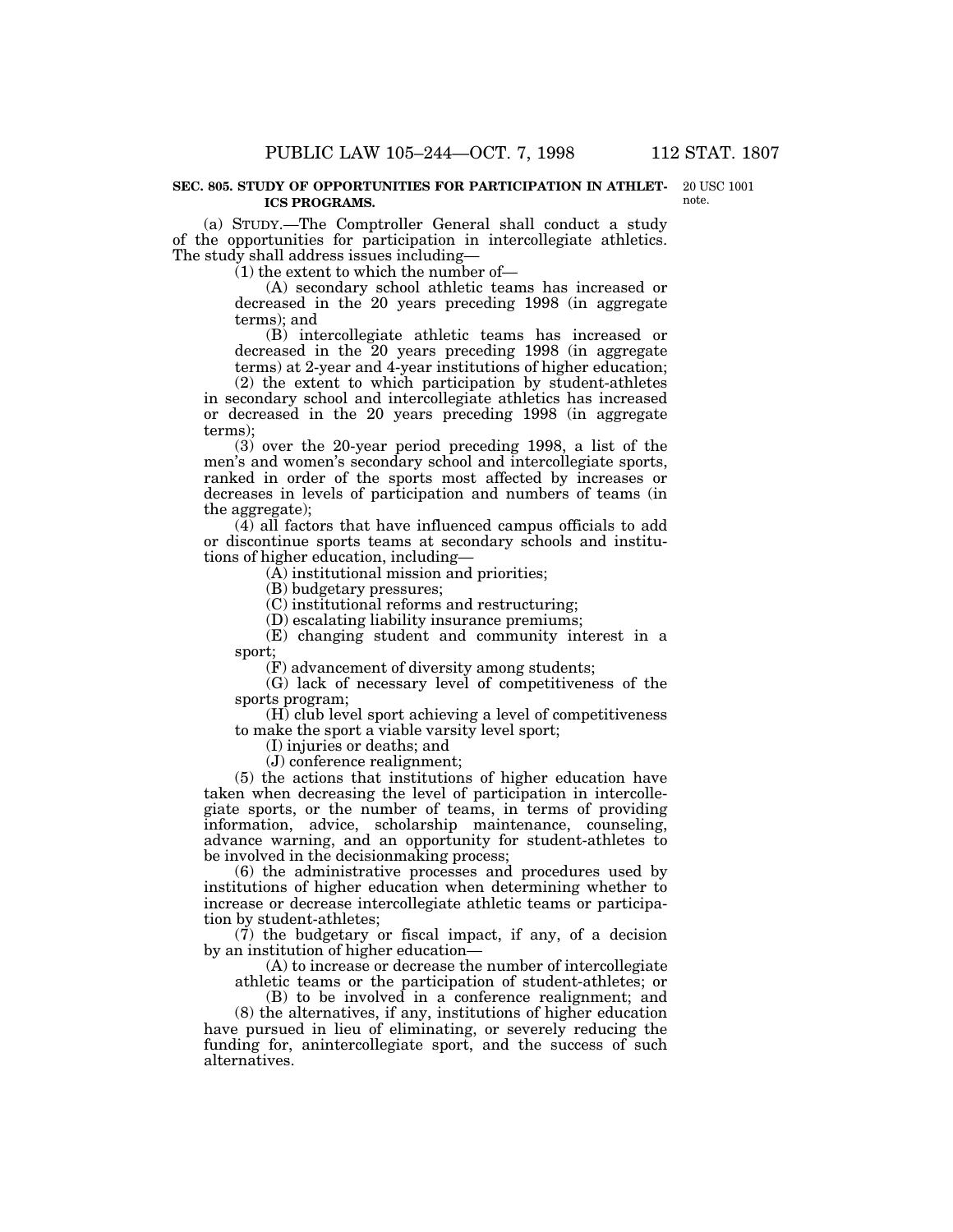**SEC. 805. STUDY OF OPPORTUNITIES FOR PARTICIPATION IN ATHLETICS PROGRAMS.**

20 USC 1001 note.

(a) STUDY.—The Comptroller General shall conduct a study of the opportunities for participation in intercollegiate athletics. The study shall address issues including—

(1) the extent to which the number of—

(A) secondary school athletic teams has increased or decreased in the 20 years preceding 1998 (in aggregate terms); and

(B) intercollegiate athletic teams has increased or decreased in the 20 years preceding 1998 (in aggregate terms) at 2-year and 4-year institutions of higher education;

(2) the extent to which participation by student-athletes in secondary school and intercollegiate athletics has increased or decreased in the 20 years preceding 1998 (in aggregate terms);

(3) over the 20-year period preceding 1998, a list of the men's and women's secondary school and intercollegiate sports, ranked in order of the sports most affected by increases or decreases in levels of participation and numbers of teams (in the aggregate);

(4) all factors that have influenced campus officials to add or discontinue sports teams at secondary schools and institutions of higher education, including—

(A) institutional mission and priorities;

(B) budgetary pressures;

(C) institutional reforms and restructuring;

(D) escalating liability insurance premiums;

(E) changing student and community interest in a sport;

(F) advancement of diversity among students;

(G) lack of necessary level of competitiveness of the sports program;

(H) club level sport achieving a level of competitiveness to make the sport a viable varsity level sport;

(I) injuries or deaths; and

(J) conference realignment;

(5) the actions that institutions of higher education have taken when decreasing the level of participation in intercollegiate sports, or the number of teams, in terms of providing information, advice, scholarship maintenance, counseling, advance warning, and an opportunity for student-athletes to be involved in the decisionmaking process;

(6) the administrative processes and procedures used by institutions of higher education when determining whether to increase or decrease intercollegiate athletic teams or participation by student-athletes;

(7) the budgetary or fiscal impact, if any, of a decision by an institution of higher education—

(A) to increase or decrease the number of intercollegiate athletic teams or the participation of student-athletes; or

(B) to be involved in a conference realignment; and

(8) the alternatives, if any, institutions of higher education have pursued in lieu of eliminating, or severely reducing the funding for, anintercollegiate sport, and the success of such alternatives.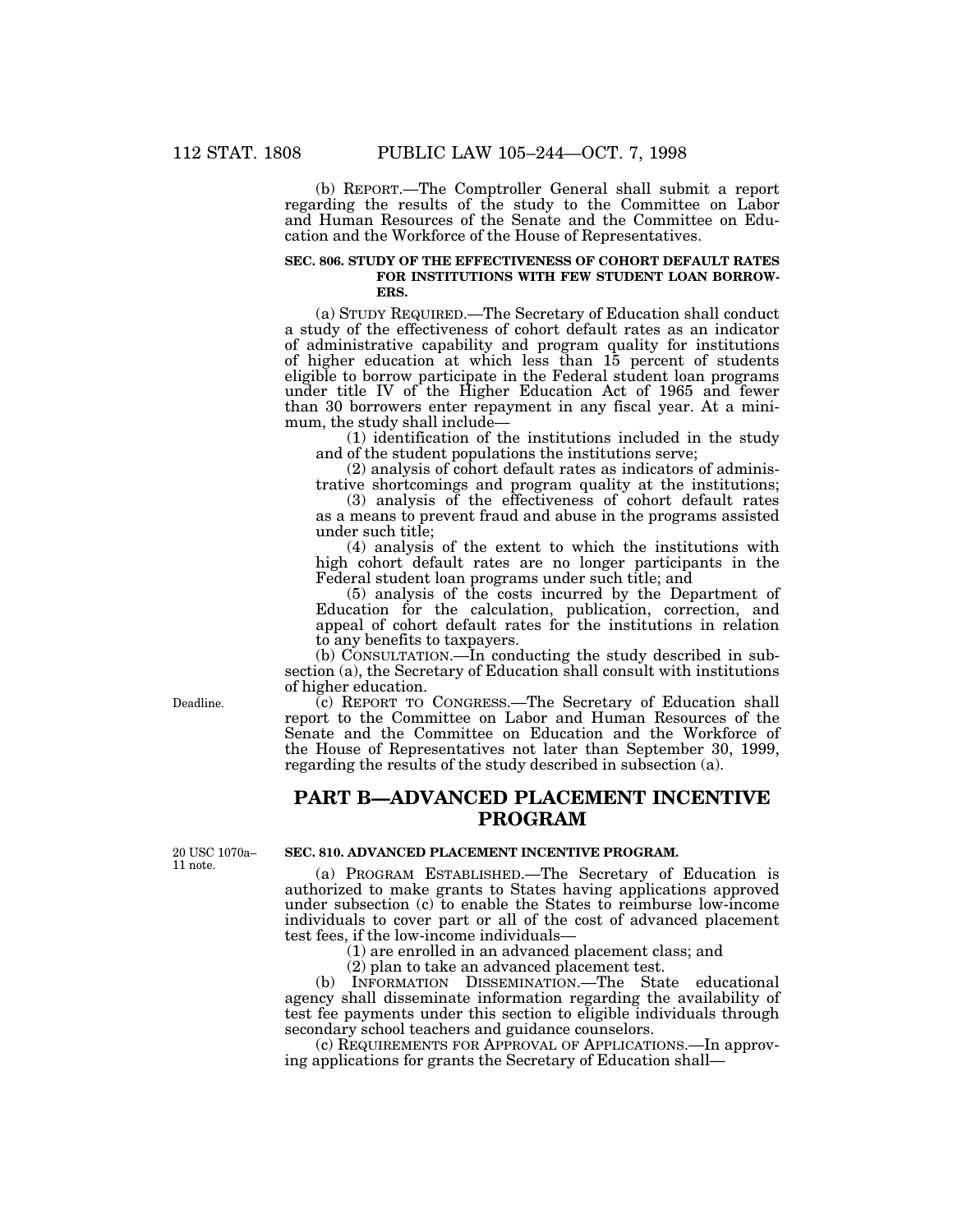(b) REPORT.—The Comptroller General shall submit a report regarding the results of the study to the Committee on Labor and Human Resources of the Senate and the Committee on Education and the Workforce of the House of Representatives.

**SEC. 806. STUDY OF THE EFFECTIVENESS OF COHORT DEFAULT RATES FOR INSTITUTIONS WITH FEW STUDENT LOAN BORROWERS.**

(a) STUDY REQUIRED.—The Secretary of Education shall conduct a study of the effectiveness of cohort default rates as an indicator of administrative capability and program quality for institutions of higher education at which less than 15 percent of students eligible to borrow participate in the Federal student loan programs under title IV of the Higher Education Act of 1965 and fewer than 30 borrowers enter repayment in any fiscal year. At a minimum, the study shall include—

(1) identification of the institutions included in the study and of the student populations the institutions serve;

(2) analysis of cohort default rates as indicators of administrative shortcomings and program quality at the institutions;

(3) analysis of the effectiveness of cohort default rates as a means to prevent fraud and abuse in the programs assisted under such title;

(4) analysis of the extent to which the institutions with high cohort default rates are no longer participants in the Federal student loan programs under such title; and

(5) analysis of the costs incurred by the Department of Education for the calculation, publication, correction, and appeal of cohort default rates for the institutions in relation to any benefits to taxpayers.

(b) CONSULTATION.—In conducting the study described in subsection (a), the Secretary of Education shall consult with institutions of higher education.

Deadline.

(c) REPORT TO CONGRESS.—The Secretary of Education shall report to the Committee on Labor and Human Resources of the Senate and the Committee on Education and the Workforce of the House of Representatives not later than September 30, 1999, regarding the results of the study described in subsection (a).

## PART B—ADVANCED PLACEMENT INCENTIVE PROGRAM

20 USC 1070a–11 note.

**SEC. 810. ADVANCED PLACEMENT INCENTIVE PROGRAM.**

(a) PROGRAM ESTABLISHED.—The Secretary of Education is authorized to make grants to States having applications approved under subsection (c) to enable the States to reimburse low-income individuals to cover part or all of the cost of advanced placement test fees, if the low-income individuals—

(1) are enrolled in an advanced placement class; and

(2) plan to take an advanced placement test.

(b) INFORMATION DISSEMINATION.—The State educational agency shall disseminate information regarding the availability of test fee payments under this section to eligible individuals through secondary school teachers and guidance counselors.

(c) REQUIREMENTS FOR APPROVAL OF APPLICATIONS.—In approving applications for grants the Secretary of Education shall—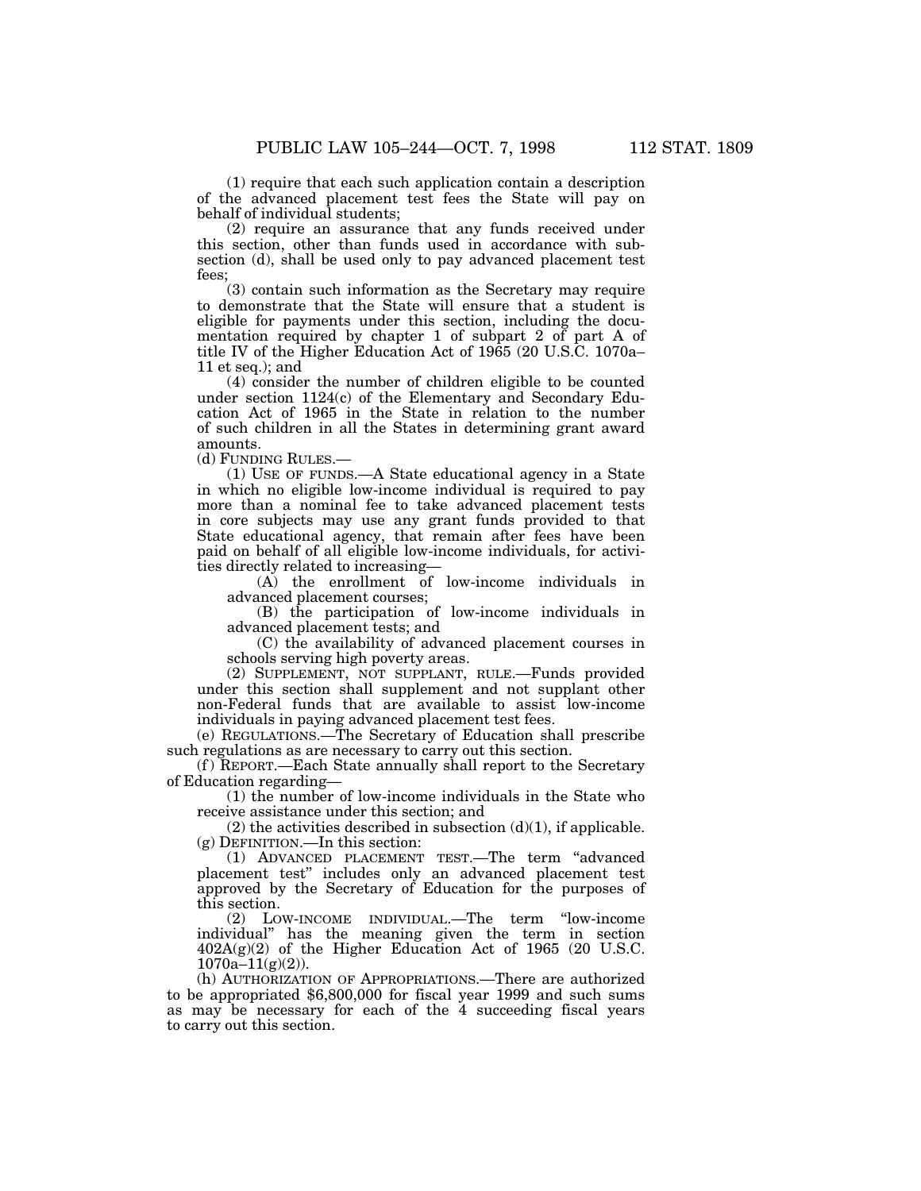(1) require that each such application contain a description of the advanced placement test fees the State will pay on behalf of individual students;

(2) require an assurance that any funds received under this section, other than funds used in accordance with subsection (d), shall be used only to pay advanced placement test fees;

(3) contain such information as the Secretary may require to demonstrate that the State will ensure that a student is eligible for payments under this section, including the documentation required by chapter 1 of subpart 2 of part A of title IV of the Higher Education Act of 1965 (20 U.S.C. 1070a–11 et seq.); and

(4) consider the number of children eligible to be counted under section 1124(c) of the Elementary and Secondary Education Act of 1965 in the State in relation to the number of such children in all the States in determining grant award amounts.

(d) FUNDING RULES.—

(1) USE OF FUNDS.—A State educational agency in a State in which no eligible low-income individual is required to pay more than a nominal fee to take advanced placement tests in core subjects may use any grant funds provided to that State educational agency, that remain after fees have been paid on behalf of all eligible low-income individuals, for activities directly related to increasing—

(A) the enrollment of low-income individuals in advanced placement courses;

(B) the participation of low-income individuals in advanced placement tests; and

(C) the availability of advanced placement courses in schools serving high poverty areas.

(2) SUPPLEMENT, NOT SUPPLANT, RULE.—Funds provided under this section shall supplement and not supplant other non-Federal funds that are available to assist low-income individuals in paying advanced placement test fees.

(e) REGULATIONS.—The Secretary of Education shall prescribe such regulations as are necessary to carry out this section.

(f) REPORT.—Each State annually shall report to the Secretary of Education regarding—

(1) the number of low-income individuals in the State who receive assistance under this section; and

(2) the activities described in subsection (d)(1), if applicable.

(g) DEFINITION.—In this section:

(1) ADVANCED PLACEMENT TEST.—The term "advanced placement test" includes only an advanced placement test approved by the Secretary of Education for the purposes of this section.

(2) LOW-INCOME INDIVIDUAL.—The term "low-income individual" has the meaning given the term in section 402A(g)(2) of the Higher Education Act of 1965 (20 U.S.C. 1070a–11(g)(2)).

(h) AUTHORIZATION OF APPROPRIATIONS.—There are authorized to be appropriated $6,800,000 for fiscal year 1999 and such sums as may be necessary for each of the 4 succeeding fiscal years to carry out this section.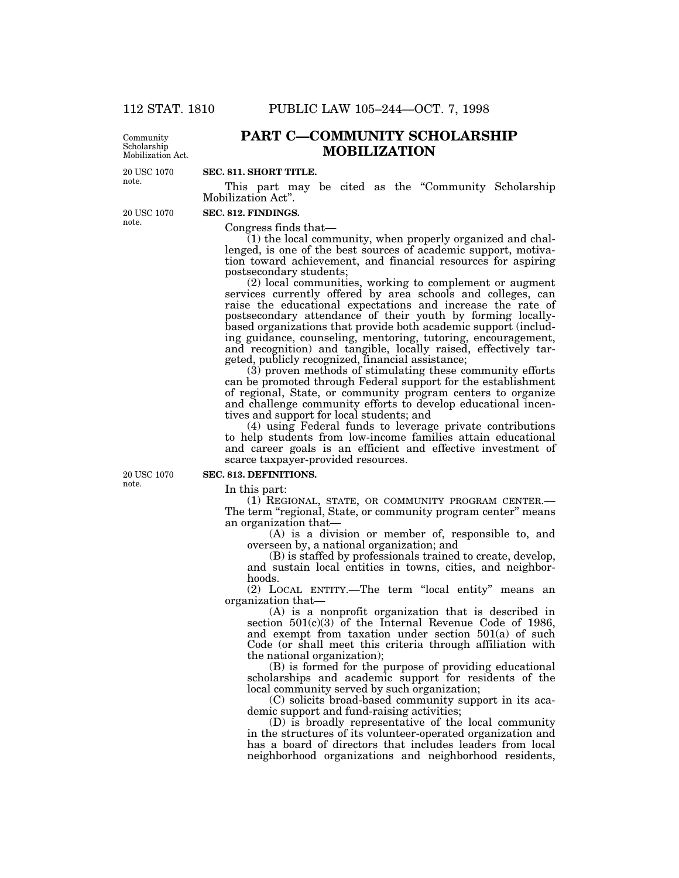# PART C—COMMUNITY SCHOLARSHIP MOBILIZATION

Community Scholarship Mobilization Act.

20 USC 1070 note.

**SEC. 811. SHORT TITLE.**

This part may be cited as the "Community Scholarship Mobilization Act".

20 USC 1070 note.

**SEC. 812. FINDINGS.**

Congress finds that—

(1) the local community, when properly organized and challenged, is one of the best sources of academic support, motivation toward achievement, and financial resources for aspiring postsecondary students;

(2) local communities, working to complement or augment services currently offered by area schools and colleges, can raise the educational expectations and increase the rate of postsecondary attendance of their youth by forming locally-based organizations that provide both academic support (including guidance, counseling, mentoring, tutoring, encouragement, and recognition) and tangible, locally raised, effectively targeted, publicly recognized, financial assistance;

(3) proven methods of stimulating these community efforts can be promoted through Federal support for the establishment of regional, State, or community program centers to organize and challenge community efforts to develop educational incentives and support for local students; and

(4) using Federal funds to leverage private contributions to help students from low-income families attain educational and career goals is an efficient and effective investment of scarce taxpayer-provided resources.

20 USC 1070 note.

**SEC. 813. DEFINITIONS.**

In this part:

(1) REGIONAL, STATE, OR COMMUNITY PROGRAM CENTER.—The term "regional, State, or community program center" means an organization that—

(A) is a division or member of, responsible to, and overseen by, a national organization; and

(B) is staffed by professionals trained to create, develop, and sustain local entities in towns, cities, and neighborhoods.

(2) LOCAL ENTITY.—The term "local entity" means an organization that—

(A) is a nonprofit organization that is described in section 501(c)(3) of the Internal Revenue Code of 1986, and exempt from taxation under section 501(a) of such Code (or shall meet this criteria through affiliation with the national organization);

(B) is formed for the purpose of providing educational scholarships and academic support for residents of the local community served by such organization;

(C) solicits broad-based community support in its academic support and fund-raising activities;

(D) is broadly representative of the local community in the structures of its volunteer-operated organization and has a board of directors that includes leaders from local neighborhood organizations and neighborhood residents,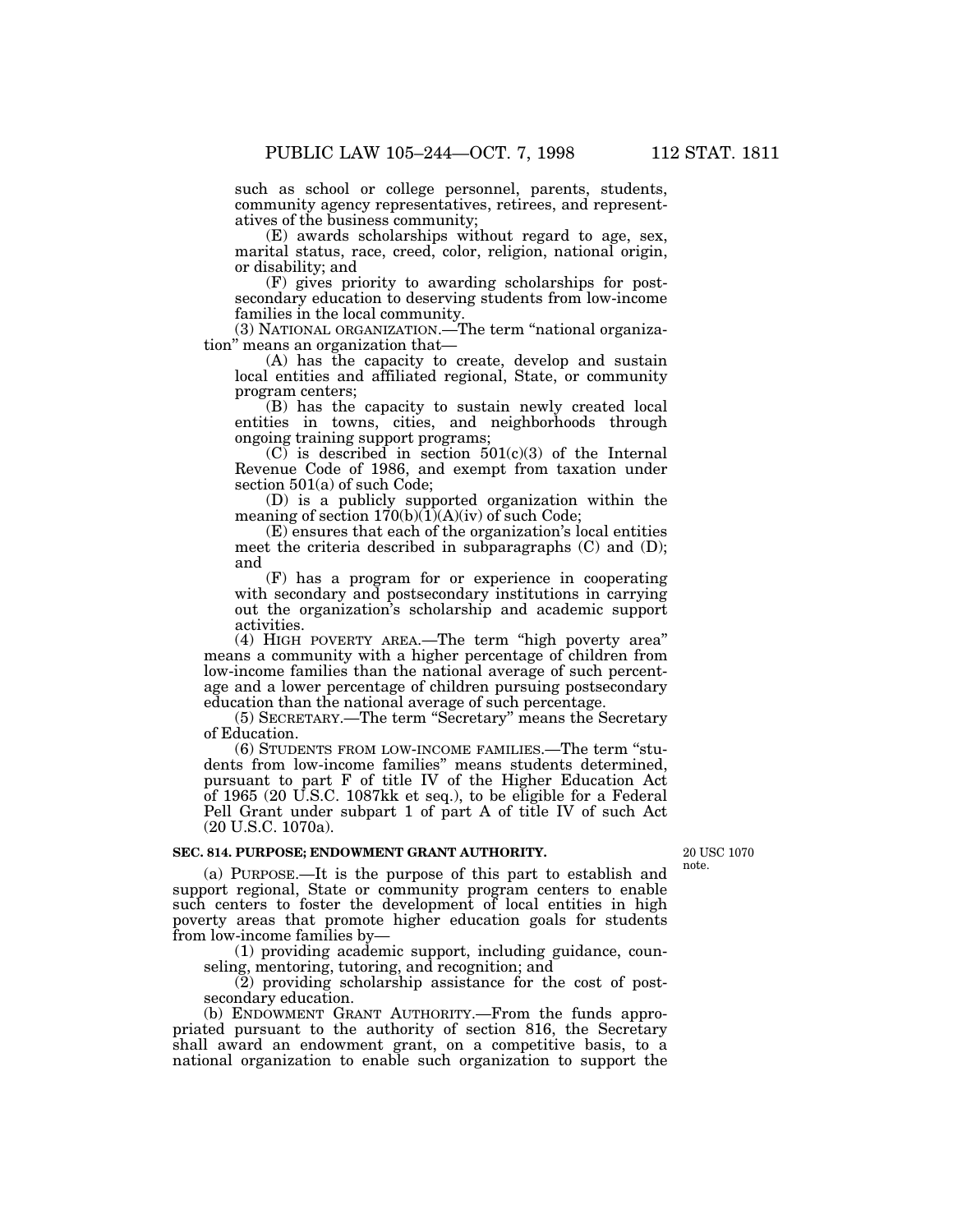such as school or college personnel, parents, students, community agency representatives, retirees, and representatives of the business community;

(E) awards scholarships without regard to age, sex, marital status, race, creed, color, religion, national origin, or disability; and

(F) gives priority to awarding scholarships for postsecondary education to deserving students from low-income families in the local community.

(3) NATIONAL ORGANIZATION.—The term "national organization" means an organization that—

(A) has the capacity to create, develop and sustain local entities and affiliated regional, State, or community program centers;

(B) has the capacity to sustain newly created local entities in towns, cities, and neighborhoods through ongoing training support programs;

(C) is described in section 501(c)(3) of the Internal Revenue Code of 1986, and exempt from taxation under section 501(a) of such Code;

(D) is a publicly supported organization within the meaning of section 170(b)(1)(A)(iv) of such Code;

(E) ensures that each of the organization's local entities meet the criteria described in subparagraphs (C) and (D); and

(F) has a program for or experience in cooperating with secondary and postsecondary institutions in carrying out the organization's scholarship and academic support activities.

(4) HIGH POVERTY AREA.—The term "high poverty area" means a community with a higher percentage of children from low-income families than the national average of such percentage and a lower percentage of children pursuing postsecondary education than the national average of such percentage.

(5) SECRETARY.—The term "Secretary" means the Secretary of Education.

(6) STUDENTS FROM LOW-INCOME FAMILIES.—The term "students from low-income families" means students determined, pursuant to part F of title IV of the Higher Education Act of 1965 (20 U.S.C. 1087kk et seq.), to be eligible for a Federal Pell Grant under subpart 1 of part A of title IV of such Act (20 U.S.C. 1070a).

**SEC. 814. PURPOSE; ENDOWMENT GRANT AUTHORITY.**

20 USC 1070 note.

(a) PURPOSE.—It is the purpose of this part to establish and support regional, State or community program centers to enable such centers to foster the development of local entities in high poverty areas that promote higher education goals for students from low-income families by—

(1) providing academic support, including guidance, counseling, mentoring, tutoring, and recognition; and

(2) providing scholarship assistance for the cost of postsecondary education.

(b) ENDOWMENT GRANT AUTHORITY.—From the funds appropriated pursuant to the authority of section 816, the Secretary shall award an endowment grant, on a competitive basis, to a national organization to enable such organization to support the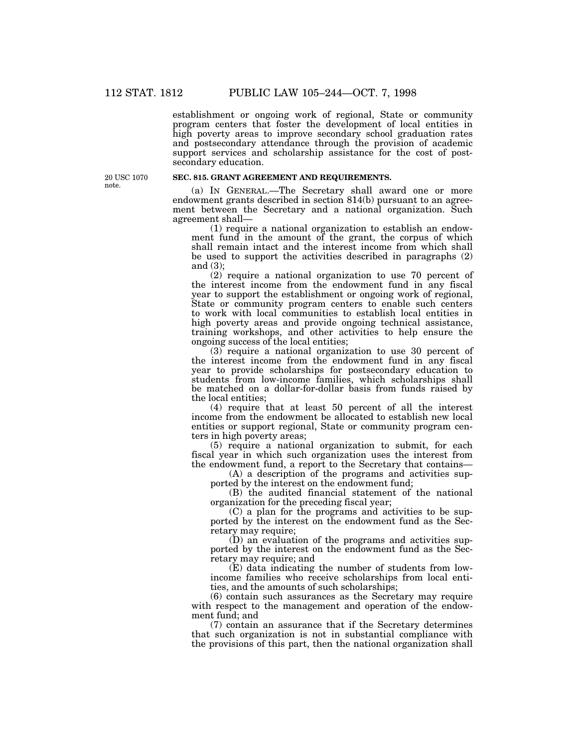establishment or ongoing work of regional, State or community program centers that foster the development of local entities in high poverty areas to improve secondary school graduation rates and postsecondary attendance through the provision of academic support services and scholarship assistance for the cost of postsecondary education.

20 USC 1070 note.

**SEC. 815. GRANT AGREEMENT AND REQUIREMENTS.**

(a) IN GENERAL.—The Secretary shall award one or more endowment grants described in section 814(b) pursuant to an agreement between the Secretary and a national organization. Such agreement shall—

(1) require a national organization to establish an endowment fund in the amount of the grant, the corpus of which shall remain intact and the interest income from which shall be used to support the activities described in paragraphs (2) and (3);

(2) require a national organization to use 70 percent of the interest income from the endowment fund in any fiscal year to support the establishment or ongoing work of regional, State or community program centers to enable such centers to work with local communities to establish local entities in high poverty areas and provide ongoing technical assistance, training workshops, and other activities to help ensure the ongoing success of the local entities;

(3) require a national organization to use 30 percent of the interest income from the endowment fund in any fiscal year to provide scholarships for postsecondary education to students from low-income families, which scholarships shall be matched on a dollar-for-dollar basis from funds raised by the local entities;

(4) require that at least 50 percent of all the interest income from the endowment be allocated to establish new local entities or support regional, State or community program centers in high poverty areas;

(5) require a national organization to submit, for each fiscal year in which such organization uses the interest from the endowment fund, a report to the Secretary that contains—

(A) a description of the programs and activities supported by the interest on the endowment fund;

(B) the audited financial statement of the national organization for the preceding fiscal year;

(C) a plan for the programs and activities to be supported by the interest on the endowment fund as the Secretary may require;

(D) an evaluation of the programs and activities supported by the interest on the endowment fund as the Secretary may require; and

(E) data indicating the number of students from low-income families who receive scholarships from local entities, and the amounts of such scholarships;

(6) contain such assurances as the Secretary may require with respect to the management and operation of the endowment fund; and

(7) contain an assurance that if the Secretary determines that such organization is not in substantial compliance with the provisions of this part, then the national organization shall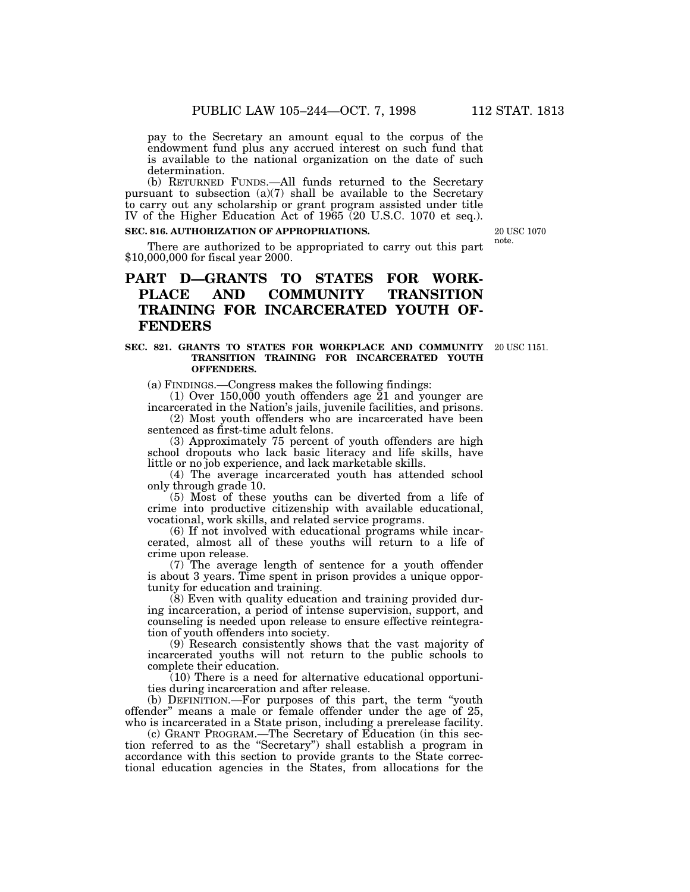pay to the Secretary an amount equal to the corpus of the endowment fund plus any accrued interest on such fund that is available to the national organization on the date of such determination.

(b) RETURNED FUNDS.—All funds returned to the Secretary pursuant to subsection (a)(7) shall be available to the Secretary to carry out any scholarship or grant program assisted under title IV of the Higher Education Act of 1965 (20 U.S.C. 1070 et seq.).

**SEC. 816. AUTHORIZATION OF APPROPRIATIONS.**

20 USC 1070 note.

There are authorized to be appropriated to carry out this part $10,000,000 for fiscal year 2000.

# PART D—GRANTS TO STATES FOR WORKPLACE AND COMMUNITY TRANSITION TRAINING FOR INCARCERATED YOUTH OFFENDERS

**SEC. 821. GRANTS TO STATES FOR WORKPLACE AND COMMUNITY TRANSITION TRAINING FOR INCARCERATED YOUTH OFFENDERS.**

20 USC 1151.

(a) FINDINGS.—Congress makes the following findings:

(1) Over 150,000 youth offenders age 21 and younger are incarcerated in the Nation's jails, juvenile facilities, and prisons.

(2) Most youth offenders who are incarcerated have been sentenced as first-time adult felons.

(3) Approximately 75 percent of youth offenders are high school dropouts who lack basic literacy and life skills, have little or no job experience, and lack marketable skills.

(4) The average incarcerated youth has attended school only through grade 10.

(5) Most of these youths can be diverted from a life of crime into productive citizenship with available educational, vocational, work skills, and related service programs.

(6) If not involved with educational programs while incarcerated, almost all of these youths will return to a life of crime upon release.

(7) The average length of sentence for a youth offender is about 3 years. Time spent in prison provides a unique opportunity for education and training.

(8) Even with quality education and training provided during incarceration, a period of intense supervision, support, and counseling is needed upon release to ensure effective reintegration of youth offenders into society.

(9) Research consistently shows that the vast majority of incarcerated youths will not return to the public schools to complete their education.

(10) There is a need for alternative educational opportunities during incarceration and after release.

(b) DEFINITION.—For purposes of this part, the term "youth offender" means a male or female offender under the age of 25, who is incarcerated in a State prison, including a prerelease facility.

(c) GRANT PROGRAM.—The Secretary of Education (in this section referred to as the "Secretary") shall establish a program in accordance with this section to provide grants to the State correctional education agencies in the States, from allocations for the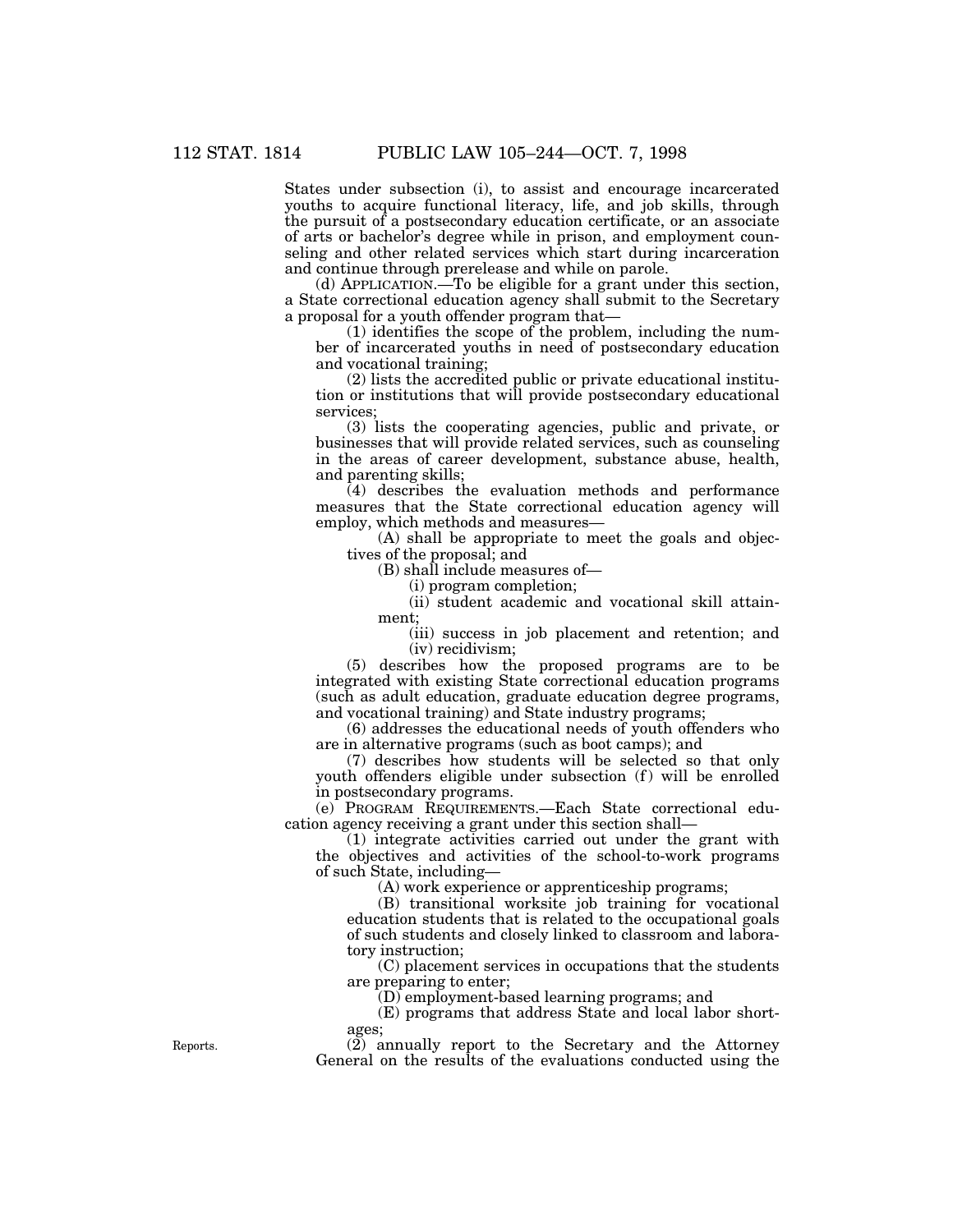States under subsection (i), to assist and encourage incarcerated youths to acquire functional literacy, life, and job skills, through the pursuit of a postsecondary education certificate, or an associate of arts or bachelor's degree while in prison, and employment counseling and other related services which start during incarceration and continue through prerelease and while on parole.

(d) APPLICATION.—To be eligible for a grant under this section, a State correctional education agency shall submit to the Secretary a proposal for a youth offender program that—

(1) identifies the scope of the problem, including the number of incarcerated youths in need of postsecondary education and vocational training;

(2) lists the accredited public or private educational institution or institutions that will provide postsecondary educational services;

(3) lists the cooperating agencies, public and private, or businesses that will provide related services, such as counseling in the areas of career development, substance abuse, health, and parenting skills;

(4) describes the evaluation methods and performance measures that the State correctional education agency will employ, which methods and measures—

(A) shall be appropriate to meet the goals and objectives of the proposal; and

(B) shall include measures of—

(i) program completion;

(ii) student academic and vocational skill attainment;

(iii) success in job placement and retention; and

(iv) recidivism;

(5) describes how the proposed programs are to be integrated with existing State correctional education programs (such as adult education, graduate education degree programs, and vocational training) and State industry programs;

(6) addresses the educational needs of youth offenders who are in alternative programs (such as boot camps); and

(7) describes how students will be selected so that only youth offenders eligible under subsection (f) will be enrolled in postsecondary programs.

(e) PROGRAM REQUIREMENTS.—Each State correctional education agency receiving a grant under this section shall—

(1) integrate activities carried out under the grant with the objectives and activities of the school-to-work programs of such State, including—

(A) work experience or apprenticeship programs;

(B) transitional worksite job training for vocational education students that is related to the occupational goals of such students and closely linked to classroom and laboratory instruction;

(C) placement services in occupations that the students are preparing to enter;

(D) employment-based learning programs; and

(E) programs that address State and local labor shortages;

Reports.

(2) annually report to the Secretary and the Attorney General on the results of the evaluations conducted using the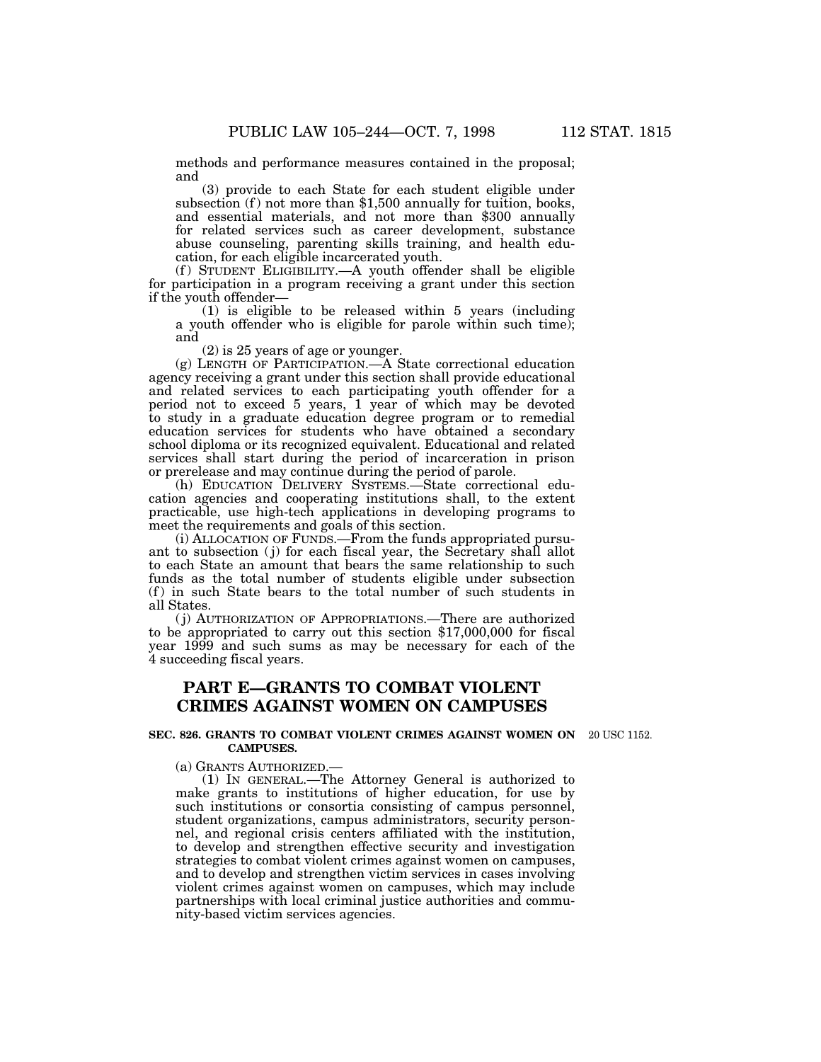methods and performance measures contained in the proposal; and

(3) provide to each State for each student eligible under subsection (f) not more than $1,500 annually for tuition, books, and essential materials, and not more than $300 annually for related services such as career development, substance abuse counseling, parenting skills training, and health education, for each eligible incarcerated youth.

(f) STUDENT ELIGIBILITY.—A youth offender shall be eligible for participation in a program receiving a grant under this section if the youth offender—

(1) is eligible to be released within 5 years (including a youth offender who is eligible for parole within such time); and

(2) is 25 years of age or younger.

(g) LENGTH OF PARTICIPATION.—A State correctional education agency receiving a grant under this section shall provide educational and related services to each participating youth offender for a period not to exceed 5 years, 1 year of which may be devoted to study in a graduate education degree program or to remedial education services for students who have obtained a secondary school diploma or its recognized equivalent. Educational and related services shall start during the period of incarceration in prison or prerelease and may continue during the period of parole.

(h) EDUCATION DELIVERY SYSTEMS.—State correctional education agencies and cooperating institutions shall, to the extent practicable, use high-tech applications in developing programs to meet the requirements and goals of this section.

(i) ALLOCATION OF FUNDS.—From the funds appropriated pursuant to subsection (j) for each fiscal year, the Secretary shall allot to each State an amount that bears the same relationship to such funds as the total number of students eligible under subsection (f) in such State bears to the total number of such students in all States.

(j) AUTHORIZATION OF APPROPRIATIONS.—There are authorized to be appropriated to carry out this section $17,000,000 for fiscal year 1999 and such sums as may be necessary for each of the 4 succeeding fiscal years.

## PART E—GRANTS TO COMBAT VIOLENT CRIMES AGAINST WOMEN ON CAMPUSES

### SEC. 826. GRANTS TO COMBAT VIOLENT CRIMES AGAINST WOMEN ON CAMPUSES.

20 USC 1152.

(a) GRANTS AUTHORIZED.—

(1) IN GENERAL.—The Attorney General is authorized to make grants to institutions of higher education, for use by such institutions or consortia consisting of campus personnel, student organizations, campus administrators, security personnel, and regional crisis centers affiliated with the institution, to develop and strengthen effective security and investigation strategies to combat violent crimes against women on campuses, and to develop and strengthen victim services in cases involving violent crimes against women on campuses, which may include partnerships with local criminal justice authorities and community-based victim services agencies.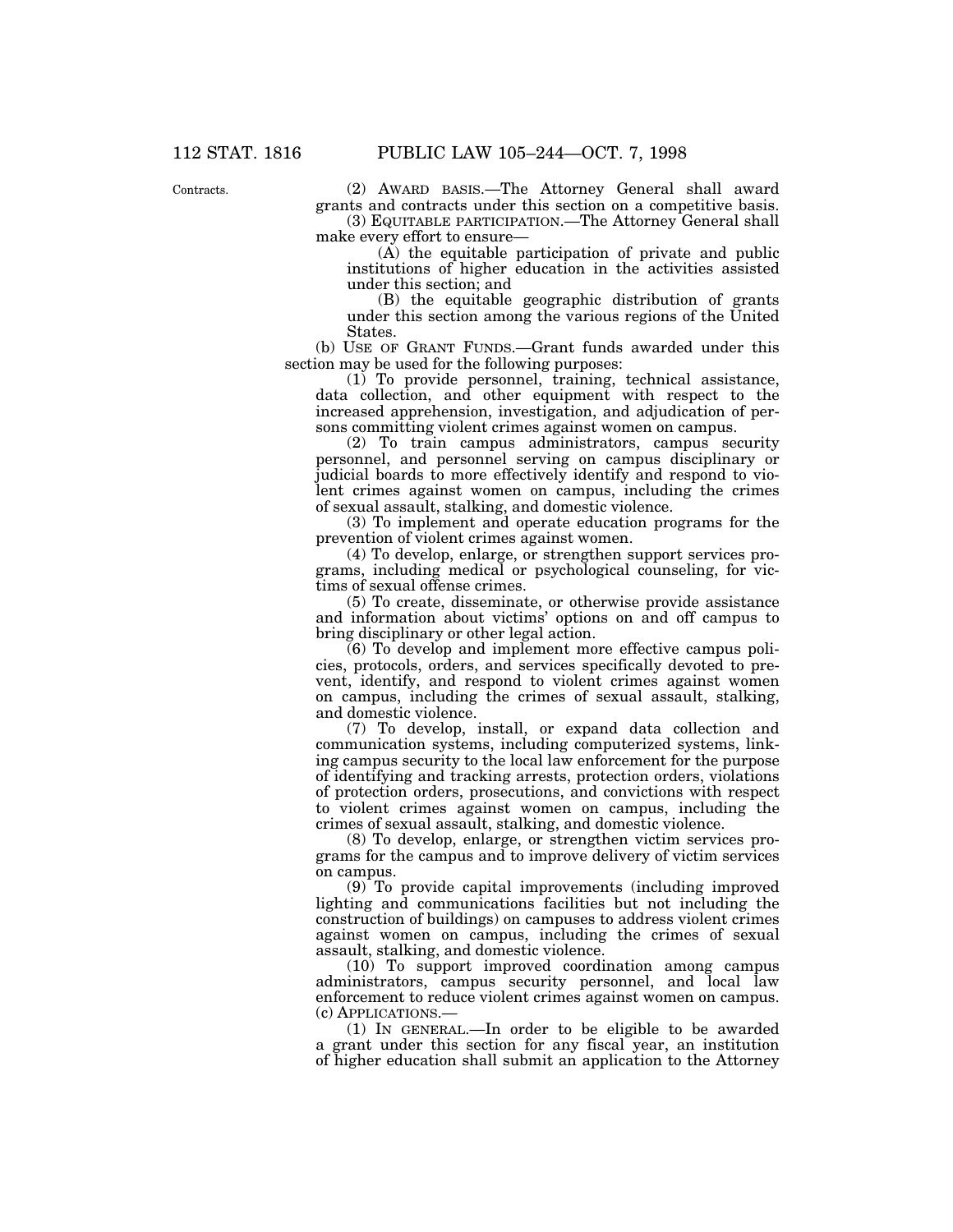Contracts.

(2) AWARD BASIS.—The Attorney General shall award grants and contracts under this section on a competitive basis.

(3) EQUITABLE PARTICIPATION.—The Attorney General shall make every effort to ensure—

(A) the equitable participation of private and public institutions of higher education in the activities assisted under this section; and

(B) the equitable geographic distribution of grants under this section among the various regions of the United States.

(b) USE OF GRANT FUNDS.—Grant funds awarded under this section may be used for the following purposes:

(1) To provide personnel, training, technical assistance, data collection, and other equipment with respect to the increased apprehension, investigation, and adjudication of persons committing violent crimes against women on campus.

(2) To train campus administrators, campus security personnel, and personnel serving on campus disciplinary or judicial boards to more effectively identify and respond to violent crimes against women on campus, including the crimes of sexual assault, stalking, and domestic violence.

(3) To implement and operate education programs for the prevention of violent crimes against women.

(4) To develop, enlarge, or strengthen support services programs, including medical or psychological counseling, for victims of sexual offense crimes.

(5) To create, disseminate, or otherwise provide assistance and information about victims' options on and off campus to bring disciplinary or other legal action.

(6) To develop and implement more effective campus policies, protocols, orders, and services specifically devoted to prevent, identify, and respond to violent crimes against women on campus, including the crimes of sexual assault, stalking, and domestic violence.

(7) To develop, install, or expand data collection and communication systems, including computerized systems, linking campus security to the local law enforcement for the purpose of identifying and tracking arrests, protection orders, violations of protection orders, prosecutions, and convictions with respect to violent crimes against women on campus, including the crimes of sexual assault, stalking, and domestic violence.

(8) To develop, enlarge, or strengthen victim services programs for the campus and to improve delivery of victim services on campus.

(9) To provide capital improvements (including improved lighting and communications facilities but not including the construction of buildings) on campuses to address violent crimes against women on campus, including the crimes of sexual assault, stalking, and domestic violence.

(10) To support improved coordination among campus administrators, campus security personnel, and local law enforcement to reduce violent crimes against women on campus.

(c) APPLICATIONS.—

(1) IN GENERAL.—In order to be eligible to be awarded a grant under this section for any fiscal year, an institution of higher education shall submit an application to the Attorney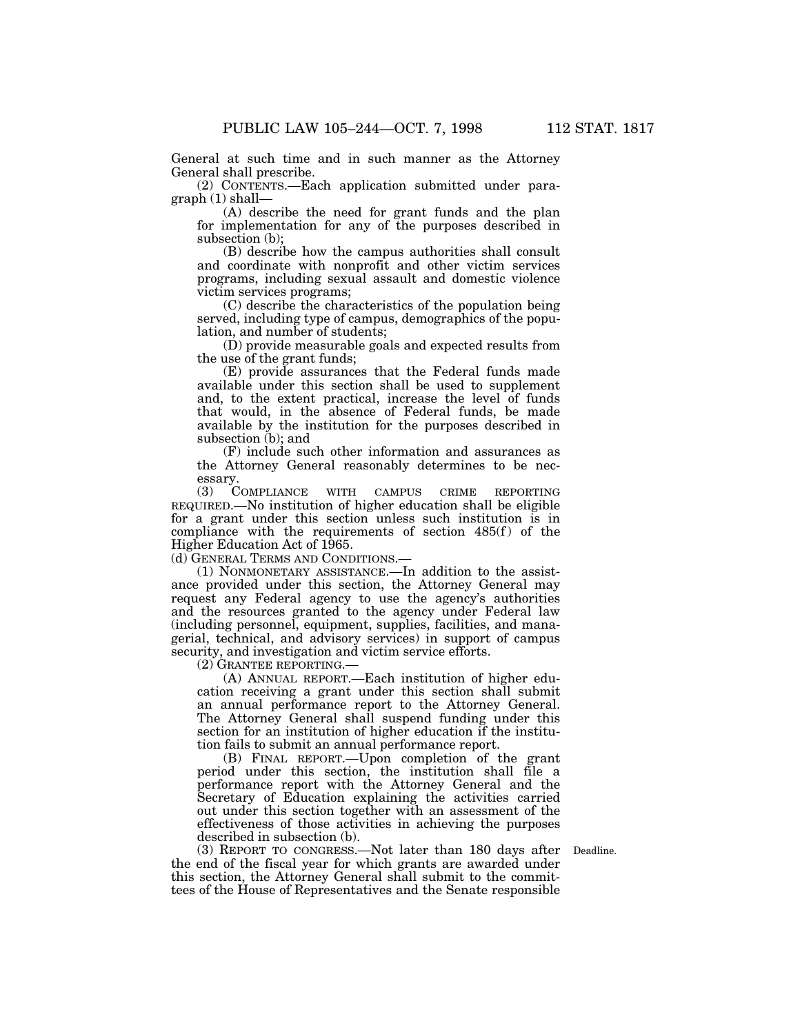General at such time and in such manner as the Attorney General shall prescribe.

(2) CONTENTS.—Each application submitted under paragraph (1) shall—

(A) describe the need for grant funds and the plan for implementation for any of the purposes described in subsection (b);

(B) describe how the campus authorities shall consult and coordinate with nonprofit and other victim services programs, including sexual assault and domestic violence victim services programs;

(C) describe the characteristics of the population being served, including type of campus, demographics of the population, and number of students;

(D) provide measurable goals and expected results from the use of the grant funds;

(E) provide assurances that the Federal funds made available under this section shall be used to supplement and, to the extent practical, increase the level of funds that would, in the absence of Federal funds, be made available by the institution for the purposes described in subsection (b); and

(F) include such other information and assurances as the Attorney General reasonably determines to be necessary.

(3) COMPLIANCE WITH CAMPUS CRIME REPORTING REQUIRED.—No institution of higher education shall be eligible for a grant under this section unless such institution is in compliance with the requirements of section 485(f) of the Higher Education Act of 1965.

(d) GENERAL TERMS AND CONDITIONS.—

(1) NONMONETARY ASSISTANCE.—In addition to the assistance provided under this section, the Attorney General may request any Federal agency to use the agency's authorities and the resources granted to the agency under Federal law (including personnel, equipment, supplies, facilities, and managerial, technical, and advisory services) in support of campus security, and investigation and victim service efforts.

(2) GRANTEE REPORTING.—

(A) ANNUAL REPORT.—Each institution of higher education receiving a grant under this section shall submit an annual performance report to the Attorney General. The Attorney General shall suspend funding under this section for an institution of higher education if the institution fails to submit an annual performance report.

(B) FINAL REPORT.—Upon completion of the grant period under this section, the institution shall file a performance report with the Attorney General and the Secretary of Education explaining the activities carried out under this section together with an assessment of the effectiveness of those activities in achieving the purposes described in subsection (b).

(3) REPORT TO CONGRESS.—Not later than 180 days after the end of the fiscal year for which grants are awarded under this section, the Attorney General shall submit to the committees of the House of Representatives and the Senate responsible

Deadline.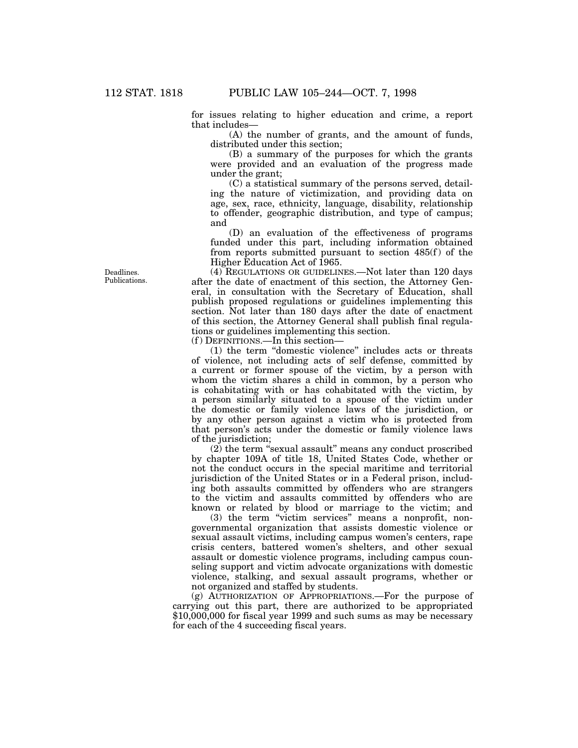for issues relating to higher education and crime, a report that includes—

(A) the number of grants, and the amount of funds, distributed under this section;

(B) a summary of the purposes for which the grants were provided and an evaluation of the progress made under the grant;

(C) a statistical summary of the persons served, detailing the nature of victimization, and providing data on age, sex, race, ethnicity, language, disability, relationship to offender, geographic distribution, and type of campus; and

(D) an evaluation of the effectiveness of programs funded under this part, including information obtained from reports submitted pursuant to section 485(f) of the Higher Education Act of 1965.

Deadlines. Publications.

(4) REGULATIONS OR GUIDELINES.—Not later than 120 days after the date of enactment of this section, the Attorney General, in consultation with the Secretary of Education, shall publish proposed regulations or guidelines implementing this section. Not later than 180 days after the date of enactment of this section, the Attorney General shall publish final regulations or guidelines implementing this section.

(f) DEFINITIONS.—In this section—

(1) the term "domestic violence" includes acts or threats of violence, not including acts of self defense, committed by a current or former spouse of the victim, by a person with whom the victim shares a child in common, by a person who is cohabitating with or has cohabitated with the victim, by a person similarly situated to a spouse of the victim under the domestic or family violence laws of the jurisdiction, or by any other person against a victim who is protected from that person's acts under the domestic or family violence laws of the jurisdiction;

(2) the term "sexual assault" means any conduct proscribed by chapter 109A of title 18, United States Code, whether or not the conduct occurs in the special maritime and territorial jurisdiction of the United States or in a Federal prison, including both assaults committed by offenders who are strangers to the victim and assaults committed by offenders who are known or related by blood or marriage to the victim; and

(3) the term "victim services" means a nonprofit, nongovernmental organization that assists domestic violence or sexual assault victims, including campus women's centers, rape crisis centers, battered women's shelters, and other sexual assault or domestic violence programs, including campus counseling support and victim advocate organizations with domestic violence, stalking, and sexual assault programs, whether or not organized and staffed by students.

(g) AUTHORIZATION OF APPROPRIATIONS.—For the purpose of carrying out this part, there are authorized to be appropriated $10,000,000 for fiscal year 1999 and such sums as may be necessary for each of the 4 succeeding fiscal years.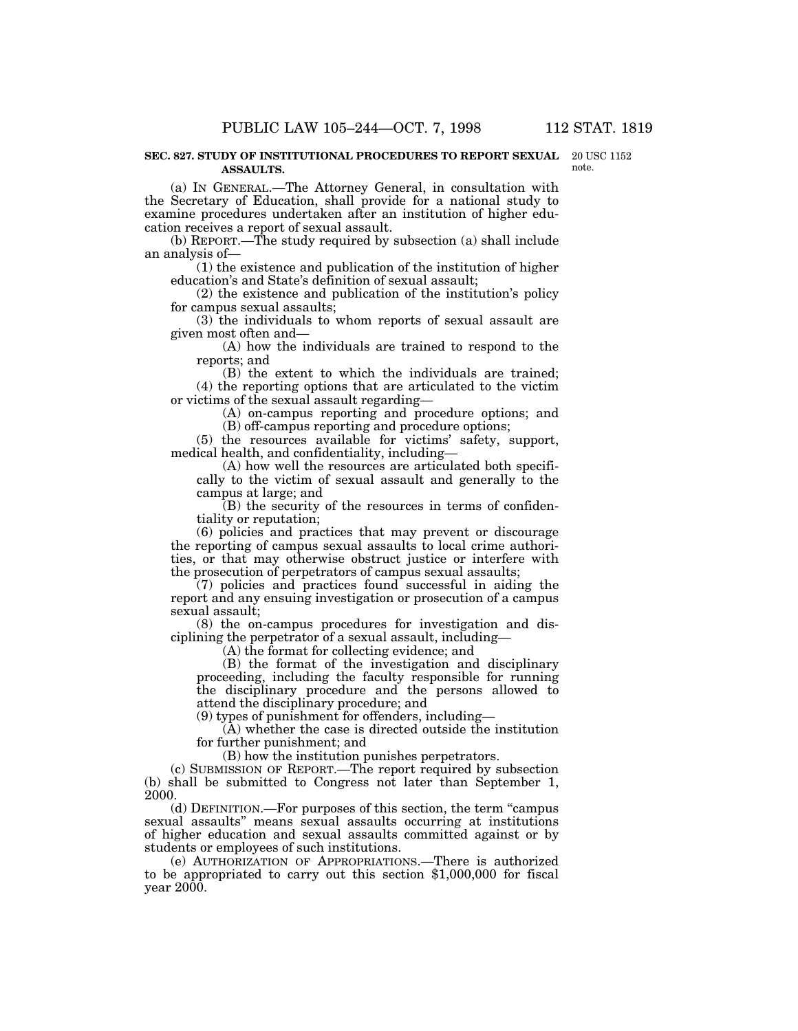**SEC. 827. STUDY OF INSTITUTIONAL PROCEDURES TO REPORT SEXUAL ASSAULTS.**

20 USC 1152 note.

(a) IN GENERAL.—The Attorney General, in consultation with the Secretary of Education, shall provide for a national study to examine procedures undertaken after an institution of higher education receives a report of sexual assault.

(b) REPORT.—The study required by subsection (a) shall include an analysis of—

(1) the existence and publication of the institution of higher education's and State's definition of sexual assault;

(2) the existence and publication of the institution's policy for campus sexual assaults;

(3) the individuals to whom reports of sexual assault are given most often and—

(A) how the individuals are trained to respond to the reports; and

(B) the extent to which the individuals are trained;

(4) the reporting options that are articulated to the victim or victims of the sexual assault regarding—

(A) on-campus reporting and procedure options; and

(B) off-campus reporting and procedure options;

(5) the resources available for victims' safety, support, medical health, and confidentiality, including—

(A) how well the resources are articulated both specifically to the victim of sexual assault and generally to the campus at large; and

(B) the security of the resources in terms of confidentiality or reputation;

(6) policies and practices that may prevent or discourage the reporting of campus sexual assaults to local crime authorities, or that may otherwise obstruct justice or interfere with the prosecution of perpetrators of campus sexual assaults;

(7) policies and practices found successful in aiding the report and any ensuing investigation or prosecution of a campus sexual assault;

(8) the on-campus procedures for investigation and disciplining the perpetrator of a sexual assault, including—

(A) the format for collecting evidence; and

(B) the format of the investigation and disciplinary proceeding, including the faculty responsible for running the disciplinary procedure and the persons allowed to attend the disciplinary procedure; and

(9) types of punishment for offenders, including—

(A) whether the case is directed outside the institution for further punishment; and

(B) how the institution punishes perpetrators.

(c) SUBMISSION OF REPORT.—The report required by subsection (b) shall be submitted to Congress not later than September 1, 2000.

(d) DEFINITION.—For purposes of this section, the term "campus sexual assaults" means sexual assaults occurring at institutions of higher education and sexual assaults committed against or by students or employees of such institutions.

(e) AUTHORIZATION OF APPROPRIATIONS.—There is authorized to be appropriated to carry out this section $1,000,000 for fiscal year 2000.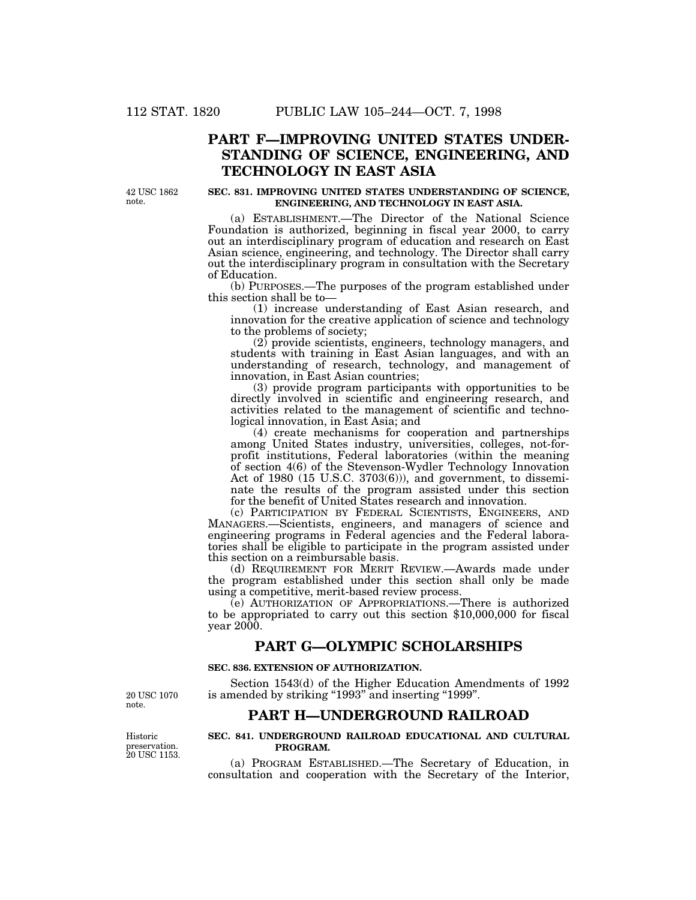## PART F—IMPROVING UNITED STATES UNDERSTANDING OF SCIENCE, ENGINEERING, AND TECHNOLOGY IN EAST ASIA

42 USC 1862 note.

**SEC. 831. IMPROVING UNITED STATES UNDERSTANDING OF SCIENCE, ENGINEERING, AND TECHNOLOGY IN EAST ASIA.**

(a) ESTABLISHMENT.—The Director of the National Science Foundation is authorized, beginning in fiscal year 2000, to carry out an interdisciplinary program of education and research on East Asian science, engineering, and technology. The Director shall carry out the interdisciplinary program in consultation with the Secretary of Education.

(b) PURPOSES.—The purposes of the program established under this section shall be to—

(1) increase understanding of East Asian research, and innovation for the creative application of science and technology to the problems of society;

(2) provide scientists, engineers, technology managers, and students with training in East Asian languages, and with an understanding of research, technology, and management of innovation, in East Asian countries;

(3) provide program participants with opportunities to be directly involved in scientific and engineering research, and activities related to the management of scientific and technological innovation, in East Asia; and

(4) create mechanisms for cooperation and partnerships among United States industry, universities, colleges, not-for-profit institutions, Federal laboratories (within the meaning of section 4(6) of the Stevenson-Wydler Technology Innovation Act of 1980 (15 U.S.C. 3703(6))), and government, to disseminate the results of the program assisted under this section for the benefit of United States research and innovation.

(c) PARTICIPATION BY FEDERAL SCIENTISTS, ENGINEERS, AND MANAGERS.—Scientists, engineers, and managers of science and engineering programs in Federal agencies and the Federal laboratories shall be eligible to participate in the program assisted under this section on a reimbursable basis.

(d) REQUIREMENT FOR MERIT REVIEW.—Awards made under the program established under this section shall only be made using a competitive, merit-based review process.

(e) AUTHORIZATION OF APPROPRIATIONS.—There is authorized to be appropriated to carry out this section $10,000,000 for fiscal year 2000.

## PART G—OLYMPIC SCHOLARSHIPS

**SEC. 836. EXTENSION OF AUTHORIZATION.**

20 USC 1070 note.

Section 1543(d) of the Higher Education Amendments of 1992 is amended by striking "1993" and inserting "1999".

## PART H—UNDERGROUND RAILROAD

Historic preservation. 20 USC 1153.

**SEC. 841. UNDERGROUND RAILROAD EDUCATIONAL AND CULTURAL PROGRAM.**

(a) PROGRAM ESTABLISHED.—The Secretary of Education, in consultation and cooperation with the Secretary of the Interior,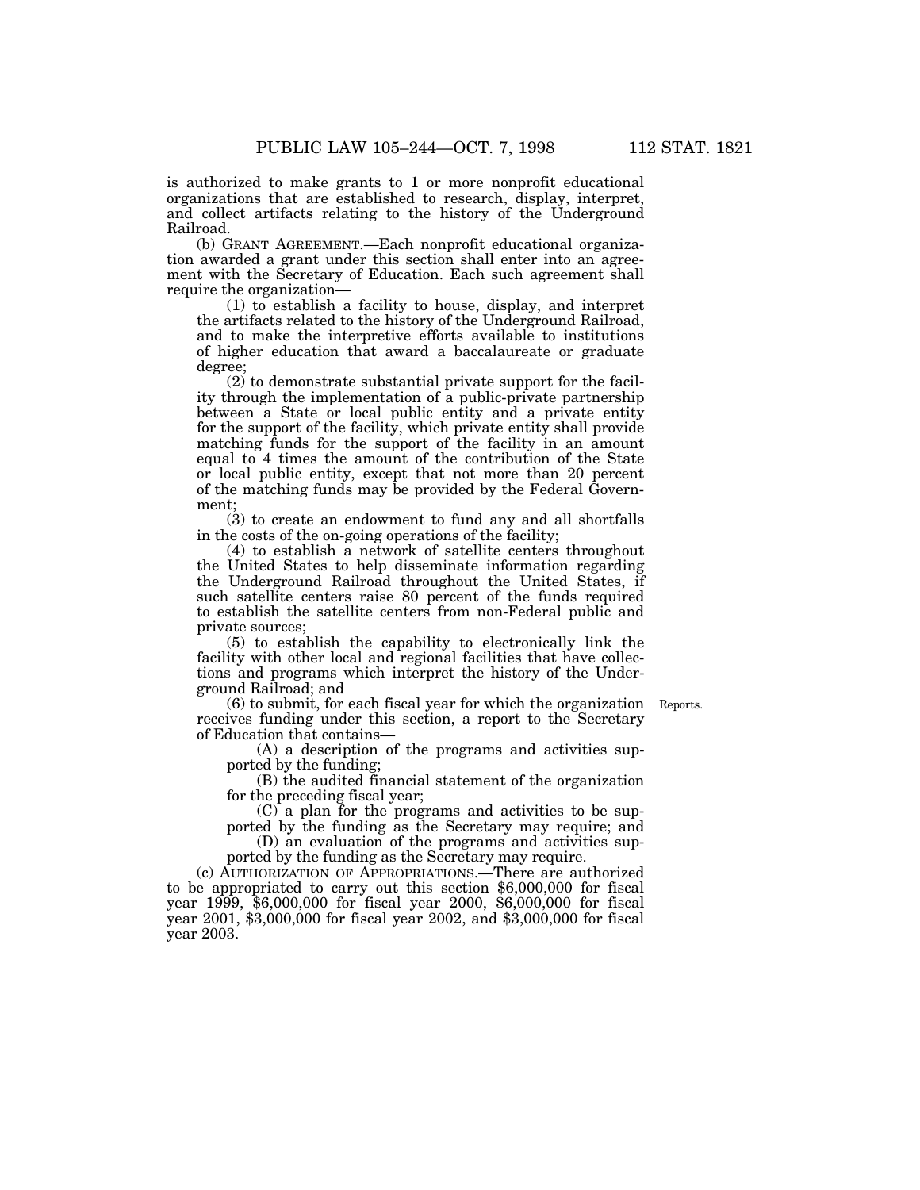is authorized to make grants to 1 or more nonprofit educational organizations that are established to research, display, interpret, and collect artifacts relating to the history of the Underground Railroad.

(b) GRANT AGREEMENT.—Each nonprofit educational organization awarded a grant under this section shall enter into an agreement with the Secretary of Education. Each such agreement shall require the organization—

(1) to establish a facility to house, display, and interpret the artifacts related to the history of the Underground Railroad, and to make the interpretive efforts available to institutions of higher education that award a baccalaureate or graduate degree;

(2) to demonstrate substantial private support for the facility through the implementation of a public-private partnership between a State or local public entity and a private entity for the support of the facility, which private entity shall provide matching funds for the support of the facility in an amount equal to 4 times the amount of the contribution of the State or local public entity, except that not more than 20 percent of the matching funds may be provided by the Federal Government;

(3) to create an endowment to fund any and all shortfalls in the costs of the on-going operations of the facility;

(4) to establish a network of satellite centers throughout the United States to help disseminate information regarding the Underground Railroad throughout the United States, if such satellite centers raise 80 percent of the funds required to establish the satellite centers from non-Federal public and private sources;

(5) to establish the capability to electronically link the facility with other local and regional facilities that have collections and programs which interpret the history of the Underground Railroad; and

(6) to submit, for each fiscal year for which the organization receives funding under this section, a report to the Secretary of Education that contains—

Reports.

(A) a description of the programs and activities supported by the funding;

(B) the audited financial statement of the organization for the preceding fiscal year;

(C) a plan for the programs and activities to be supported by the funding as the Secretary may require; and

(D) an evaluation of the programs and activities supported by the funding as the Secretary may require.

(c) AUTHORIZATION OF APPROPRIATIONS.—There are authorized to be appropriated to carry out this section $6,000,000 for fiscal year 1999, $6,000,000 for fiscal year 2000, $6,000,000 for fiscal year 2001, $3,000,000 for fiscal year 2002, and $3,000,000 for fiscal year 2003.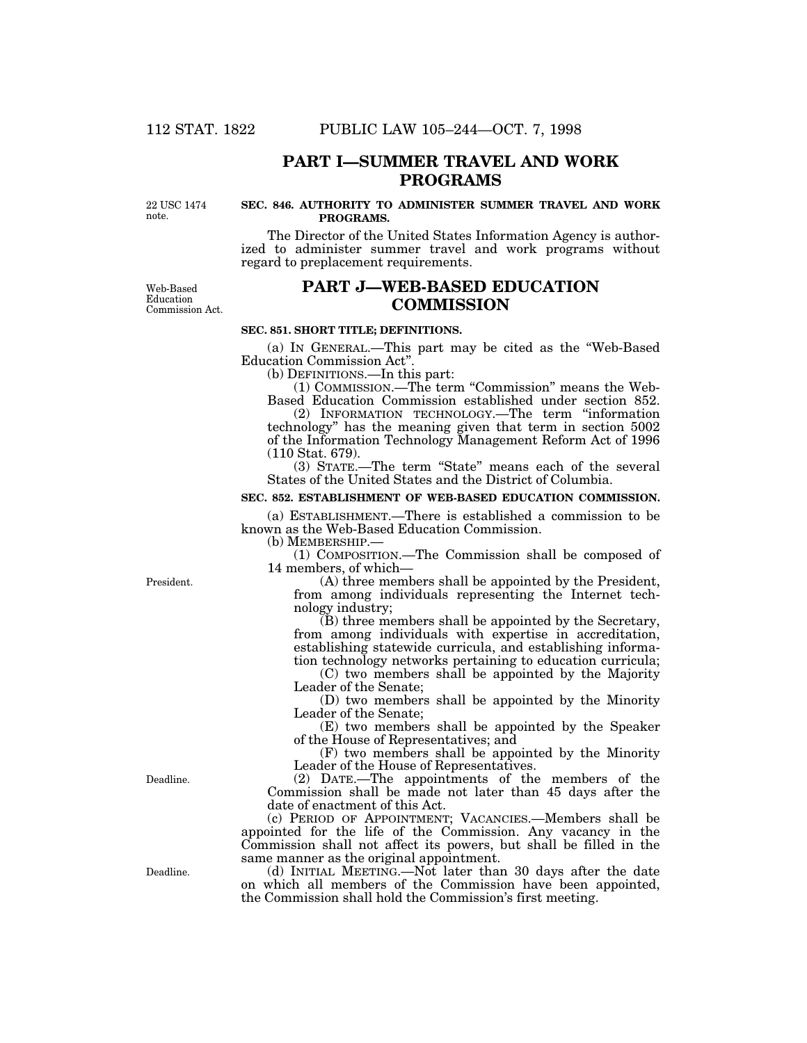## PART I—SUMMER TRAVEL AND WORK PROGRAMS

22 USC 1474 note.

### SEC. 846. AUTHORITY TO ADMINISTER SUMMER TRAVEL AND WORK PROGRAMS.

The Director of the United States Information Agency is authorized to administer summer travel and work programs without regard to preplacement requirements.

Web-Based Education Commission Act.

## PART J—WEB-BASED EDUCATION COMMISSION

### SEC. 851. SHORT TITLE; DEFINITIONS.

(a) IN GENERAL.—This part may be cited as the "Web-Based Education Commission Act".

(b) DEFINITIONS.—In this part:

(1) COMMISSION.—The term "Commission" means the Web-Based Education Commission established under section 852.

(2) INFORMATION TECHNOLOGY.—The term "information technology" has the meaning given that term in section 5002 of the Information Technology Management Reform Act of 1996 (110 Stat. 679).

(3) STATE.—The term "State" means each of the several States of the United States and the District of Columbia.

### SEC. 852. ESTABLISHMENT OF WEB-BASED EDUCATION COMMISSION.

(a) ESTABLISHMENT.—There is established a commission to be known as the Web-Based Education Commission.

(b) MEMBERSHIP.—

(1) COMPOSITION.—The Commission shall be composed of 14 members, of which—

President.

(A) three members shall be appointed by the President, from among individuals representing the Internet technology industry;

(B) three members shall be appointed by the Secretary, from among individuals with expertise in accreditation, establishing statewide curricula, and establishing information technology networks pertaining to education curricula;

(C) two members shall be appointed by the Majority Leader of the Senate;

(D) two members shall be appointed by the Minority Leader of the Senate;

(E) two members shall be appointed by the Speaker of the House of Representatives; and

(F) two members shall be appointed by the Minority Leader of the House of Representatives.

Deadline.

(2) DATE.—The appointments of the members of the Commission shall be made not later than 45 days after the date of enactment of this Act.

(c) PERIOD OF APPOINTMENT; VACANCIES.—Members shall be appointed for the life of the Commission. Any vacancy in the Commission shall not affect its powers, but shall be filled in the same manner as the original appointment.

Deadline.

(d) INITIAL MEETING.—Not later than 30 days after the date on which all members of the Commission have been appointed, the Commission shall hold the Commission's first meeting.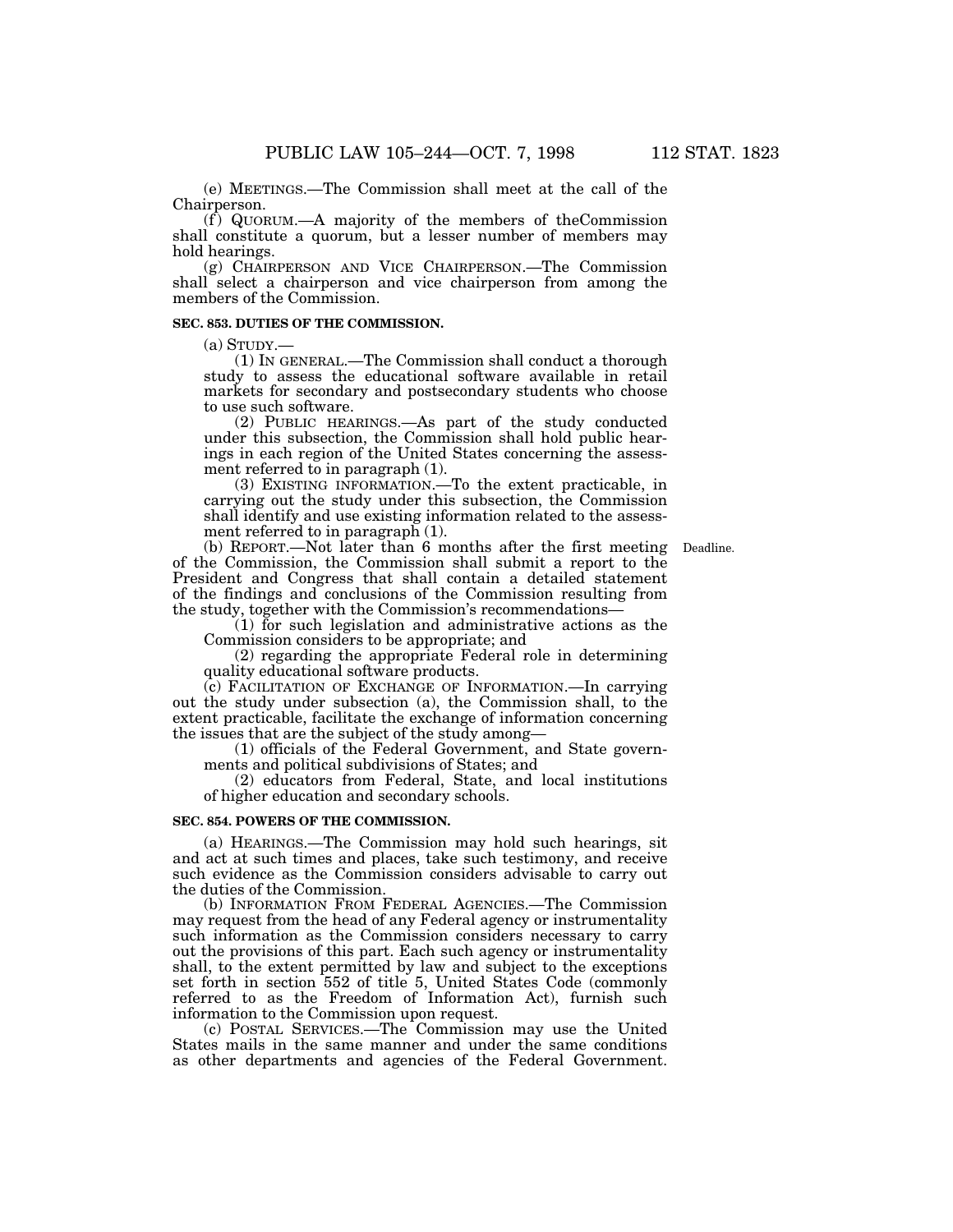(e) MEETINGS.—The Commission shall meet at the call of the Chairperson.

(f) QUORUM.—A majority of the members of theCommission shall constitute a quorum, but a lesser number of members may hold hearings.

(g) CHAIRPERSON AND VICE CHAIRPERSON.—The Commission shall select a chairperson and vice chairperson from among the members of the Commission.

**SEC. 853. DUTIES OF THE COMMISSION.**

(a) STUDY.—

(1) IN GENERAL.—The Commission shall conduct a thorough study to assess the educational software available in retail markets for secondary and postsecondary students who choose to use such software.

(2) PUBLIC HEARINGS.—As part of the study conducted under this subsection, the Commission shall hold public hearings in each region of the United States concerning the assessment referred to in paragraph (1).

(3) EXISTING INFORMATION.—To the extent practicable, in carrying out the study under this subsection, the Commission shall identify and use existing information related to the assessment referred to in paragraph (1).

(b) REPORT.—Not later than 6 months after the first meeting of the Commission, the Commission shall submit a report to the President and Congress that shall contain a detailed statement of the findings and conclusions of the Commission resulting from the study, together with the Commission's recommendations—

Deadline.

(1) for such legislation and administrative actions as the Commission considers to be appropriate; and

(2) regarding the appropriate Federal role in determining quality educational software products.

(c) FACILITATION OF EXCHANGE OF INFORMATION.—In carrying out the study under subsection (a), the Commission shall, to the extent practicable, facilitate the exchange of information concerning the issues that are the subject of the study among—

(1) officials of the Federal Government, and State governments and political subdivisions of States; and

(2) educators from Federal, State, and local institutions of higher education and secondary schools.

**SEC. 854. POWERS OF THE COMMISSION.**

(a) HEARINGS.—The Commission may hold such hearings, sit and act at such times and places, take such testimony, and receive such evidence as the Commission considers advisable to carry out the duties of the Commission.

(b) INFORMATION FROM FEDERAL AGENCIES.—The Commission may request from the head of any Federal agency or instrumentality such information as the Commission considers necessary to carry out the provisions of this part. Each such agency or instrumentality shall, to the extent permitted by law and subject to the exceptions set forth in section 552 of title 5, United States Code (commonly referred to as the Freedom of Information Act), furnish such information to the Commission upon request.

(c) POSTAL SERVICES.—The Commission may use the United States mails in the same manner and under the same conditions as other departments and agencies of the Federal Government.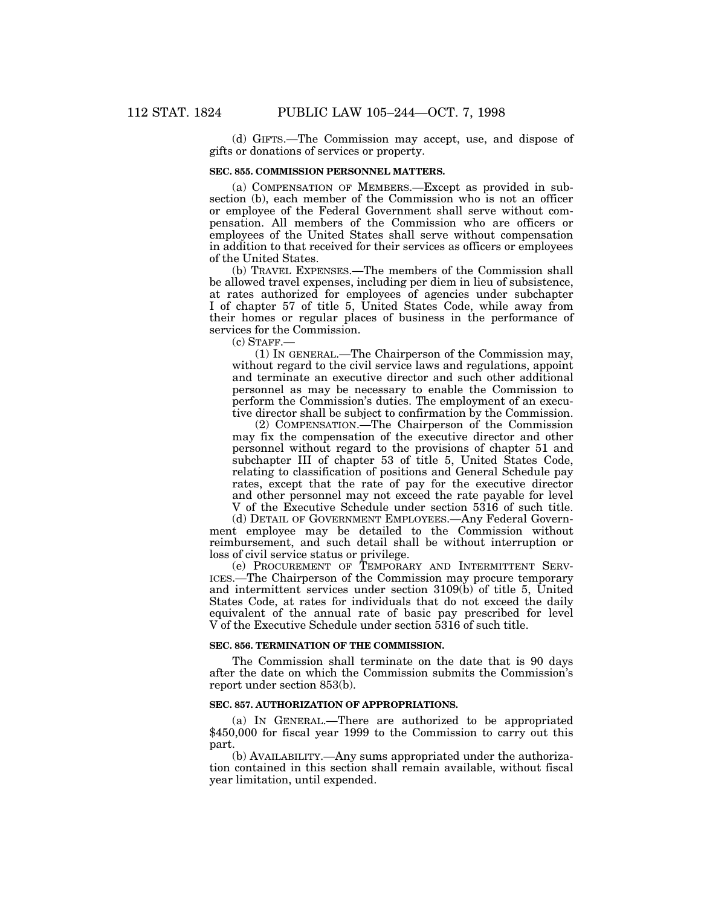(d) GIFTS.—The Commission may accept, use, and dispose of gifts or donations of services or property.

**SEC. 855. COMMISSION PERSONNEL MATTERS.**

(a) COMPENSATION OF MEMBERS.—Except as provided in subsection (b), each member of the Commission who is not an officer or employee of the Federal Government shall serve without compensation. All members of the Commission who are officers or employees of the United States shall serve without compensation in addition to that received for their services as officers or employees of the United States.

(b) TRAVEL EXPENSES.—The members of the Commission shall be allowed travel expenses, including per diem in lieu of subsistence, at rates authorized for employees of agencies under subchapter I of chapter 57 of title 5, United States Code, while away from their homes or regular places of business in the performance of services for the Commission.

(c) STAFF.—

(1) IN GENERAL.—The Chairperson of the Commission may, without regard to the civil service laws and regulations, appoint and terminate an executive director and such other additional personnel as may be necessary to enable the Commission to perform the Commission's duties. The employment of an executive director shall be subject to confirmation by the Commission.

(2) COMPENSATION.—The Chairperson of the Commission may fix the compensation of the executive director and other personnel without regard to the provisions of chapter 51 and subchapter III of chapter 53 of title 5, United States Code, relating to classification of positions and General Schedule pay rates, except that the rate of pay for the executive director and other personnel may not exceed the rate payable for level V of the Executive Schedule under section 5316 of such title.

(d) DETAIL OF GOVERNMENT EMPLOYEES.—Any Federal Government employee may be detailed to the Commission without reimbursement, and such detail shall be without interruption or loss of civil service status or privilege.

(e) PROCUREMENT OF TEMPORARY AND INTERMITTENT SERVICES.—The Chairperson of the Commission may procure temporary and intermittent services under section 3109(b) of title 5, United States Code, at rates for individuals that do not exceed the daily equivalent of the annual rate of basic pay prescribed for level V of the Executive Schedule under section 5316 of such title.

**SEC. 856. TERMINATION OF THE COMMISSION.**

The Commission shall terminate on the date that is 90 days after the date on which the Commission submits the Commission's report under section 853(b).

**SEC. 857. AUTHORIZATION OF APPROPRIATIONS.**

(a) IN GENERAL.—There are authorized to be appropriated $450,000 for fiscal year 1999 to the Commission to carry out this part.

(b) AVAILABILITY.—Any sums appropriated under the authorization contained in this section shall remain available, without fiscal year limitation, until expended.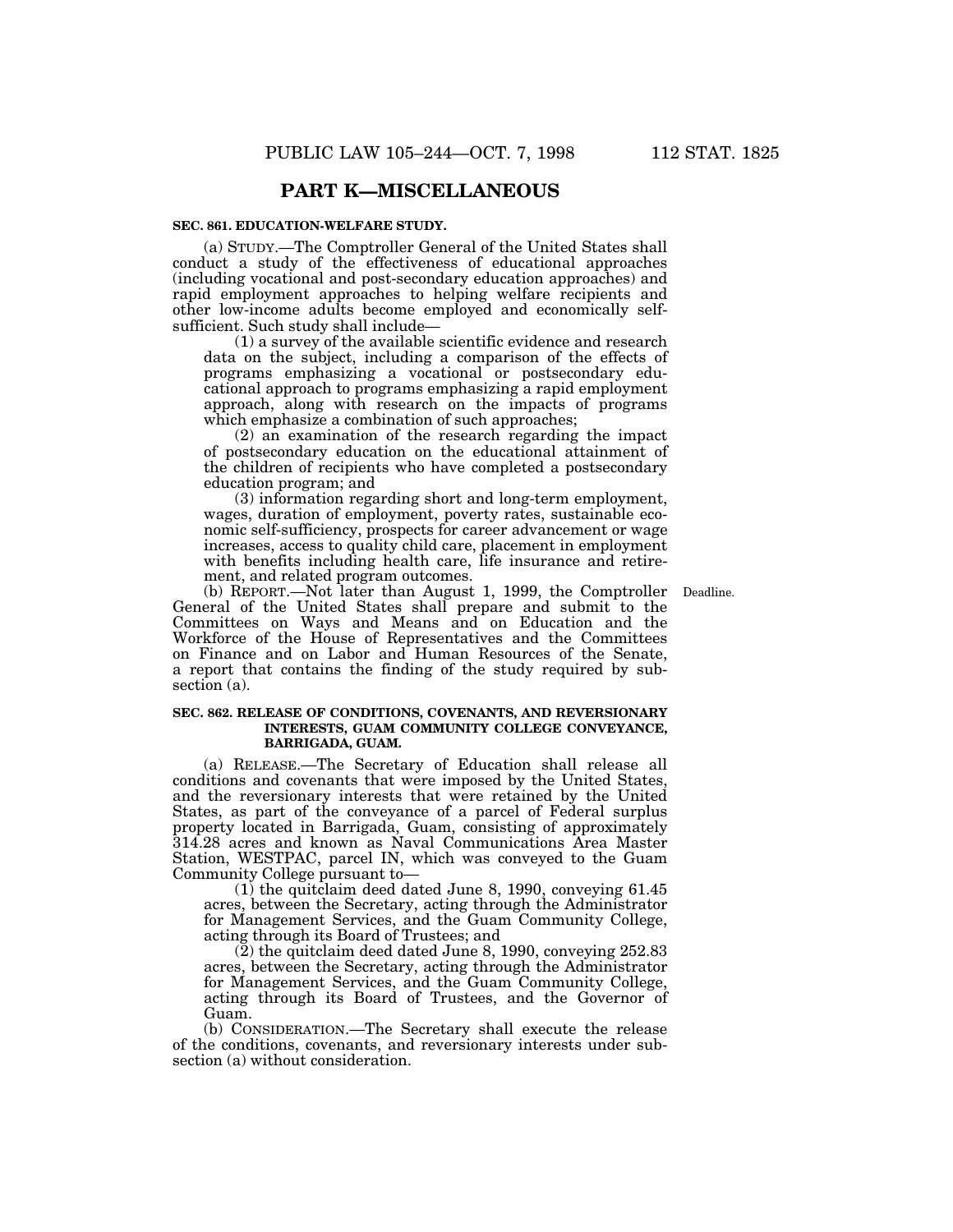## PART K—MISCELLANEOUS

**SEC. 861. EDUCATION-WELFARE STUDY.**

(a) STUDY.—The Comptroller General of the United States shall conduct a study of the effectiveness of educational approaches (including vocational and post-secondary education approaches) and rapid employment approaches to helping welfare recipients and other low-income adults become employed and economically self-sufficient. Such study shall include—

(1) a survey of the available scientific evidence and research data on the subject, including a comparison of the effects of programs emphasizing a vocational or postsecondary educational approach to programs emphasizing a rapid employment approach, along with research on the impacts of programs which emphasize a combination of such approaches;

(2) an examination of the research regarding the impact of postsecondary education on the educational attainment of the children of recipients who have completed a postsecondary education program; and

(3) information regarding short and long-term employment, wages, duration of employment, poverty rates, sustainable economic self-sufficiency, prospects for career advancement or wage increases, access to quality child care, placement in employment with benefits including health care, life insurance and retirement, and related program outcomes.

(b) REPORT.—Not later than August 1, 1999, the Comptroller General of the United States shall prepare and submit to the Committees on Ways and Means and on Education and the Workforce of the House of Representatives and the Committees on Finance and on Labor and Human Resources of the Senate, a report that contains the finding of the study required by subsection (a).

Deadline.

**SEC. 862. RELEASE OF CONDITIONS, COVENANTS, AND REVERSIONARY INTERESTS, GUAM COMMUNITY COLLEGE CONVEYANCE, BARRIGADA, GUAM.**

(a) RELEASE.—The Secretary of Education shall release all conditions and covenants that were imposed by the United States, and the reversionary interests that were retained by the United States, as part of the conveyance of a parcel of Federal surplus property located in Barrigada, Guam, consisting of approximately 314.28 acres and known as Naval Communications Area Master Station, WESTPAC, parcel IN, which was conveyed to the Guam Community College pursuant to—

(1) the quitclaim deed dated June 8, 1990, conveying 61.45 acres, between the Secretary, acting through the Administrator for Management Services, and the Guam Community College, acting through its Board of Trustees; and

(2) the quitclaim deed dated June 8, 1990, conveying 252.83 acres, between the Secretary, acting through the Administrator for Management Services, and the Guam Community College, acting through its Board of Trustees, and the Governor of Guam.

(b) CONSIDERATION.—The Secretary shall execute the release of the conditions, covenants, and reversionary interests under subsection (a) without consideration.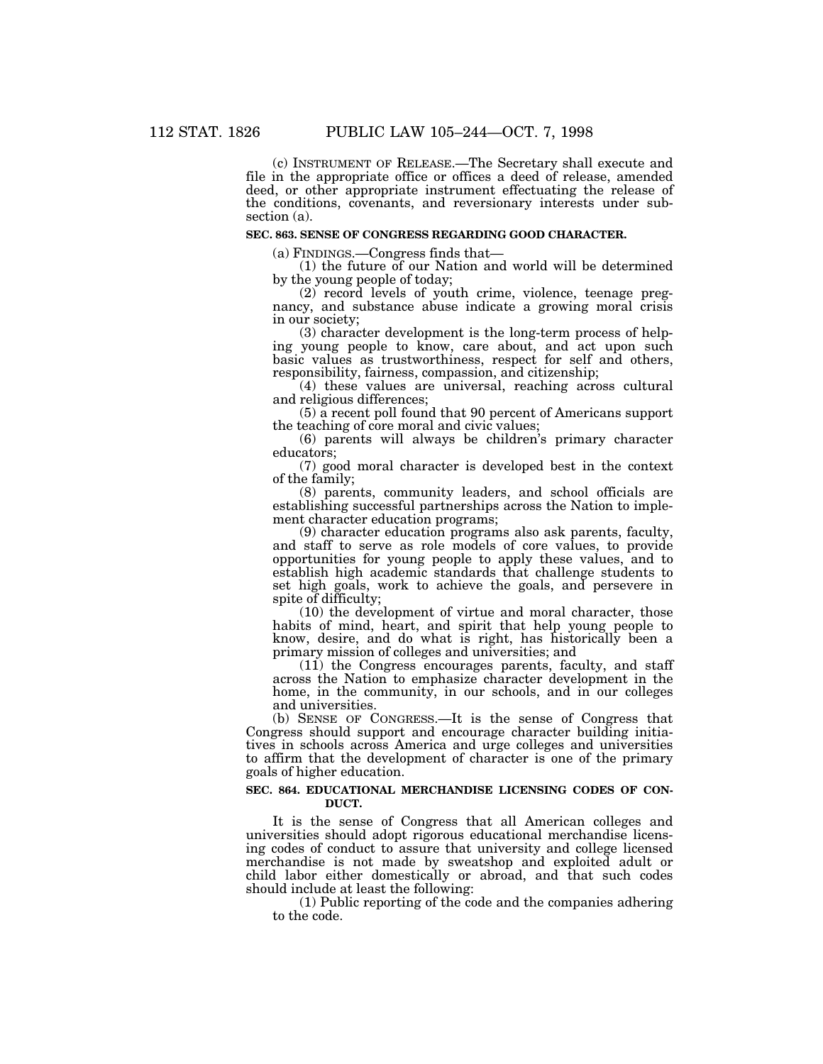(c) INSTRUMENT OF RELEASE.—The Secretary shall execute and file in the appropriate office or offices a deed of release, amended deed, or other appropriate instrument effectuating the release of the conditions, covenants, and reversionary interests under subsection (a).

**SEC. 863. SENSE OF CONGRESS REGARDING GOOD CHARACTER.**

(a) FINDINGS.—Congress finds that—

(1) the future of our Nation and world will be determined by the young people of today;

(2) record levels of youth crime, violence, teenage pregnancy, and substance abuse indicate a growing moral crisis in our society;

(3) character development is the long-term process of helping young people to know, care about, and act upon such basic values as trustworthiness, respect for self and others, responsibility, fairness, compassion, and citizenship;

(4) these values are universal, reaching across cultural and religious differences;

(5) a recent poll found that 90 percent of Americans support the teaching of core moral and civic values;

(6) parents will always be children's primary character educators;

(7) good moral character is developed best in the context of the family;

(8) parents, community leaders, and school officials are establishing successful partnerships across the Nation to implement character education programs;

(9) character education programs also ask parents, faculty, and staff to serve as role models of core values, to provide opportunities for young people to apply these values, and to establish high academic standards that challenge students to set high goals, work to achieve the goals, and persevere in spite of difficulty;

(10) the development of virtue and moral character, those habits of mind, heart, and spirit that help young people to know, desire, and do what is right, has historically been a primary mission of colleges and universities; and

(11) the Congress encourages parents, faculty, and staff across the Nation to emphasize character development in the home, in the community, in our schools, and in our colleges and universities.

(b) SENSE OF CONGRESS.—It is the sense of Congress that Congress should support and encourage character building initiatives in schools across America and urge colleges and universities to affirm that the development of character is one of the primary goals of higher education.

**SEC. 864. EDUCATIONAL MERCHANDISE LICENSING CODES OF CONDUCT.**

It is the sense of Congress that all American colleges and universities should adopt rigorous educational merchandise licensing codes of conduct to assure that university and college licensed merchandise is not made by sweatshop and exploited adult or child labor either domestically or abroad, and that such codes should include at least the following:

(1) Public reporting of the code and the companies adhering to the code.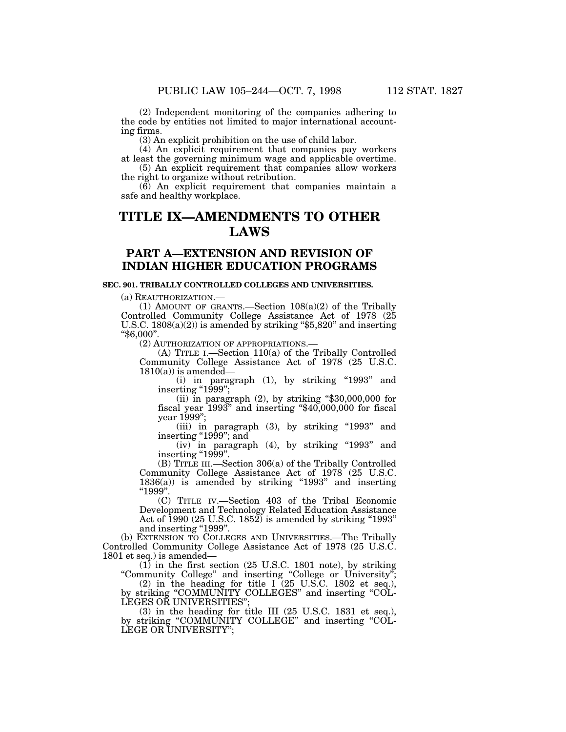(2) Independent monitoring of the companies adhering to the code by entities not limited to major international accounting firms.

(3) An explicit prohibition on the use of child labor.

(4) An explicit requirement that companies pay workers at least the governing minimum wage and applicable overtime.

(5) An explicit requirement that companies allow workers the right to organize without retribution.

(6) An explicit requirement that companies maintain a safe and healthy workplace.

# TITLE IX—AMENDMENTS TO OTHER LAWS

## PART A—EXTENSION AND REVISION OF INDIAN HIGHER EDUCATION PROGRAMS

### SEC. 901. TRIBALLY CONTROLLED COLLEGES AND UNIVERSITIES.

(a) REAUTHORIZATION.—

(1) AMOUNT OF GRANTS.—Section 108(a)(2) of the Tribally Controlled Community College Assistance Act of 1978 (25 U.S.C. 1808(a)(2)) is amended by striking "$5,820" and inserting "$6,000".

(2) AUTHORIZATION OF APPROPRIATIONS.—

(A) TITLE I.—Section 110(a) of the Tribally Controlled Community College Assistance Act of 1978 (25 U.S.C. 1810(a)) is amended—

(i) in paragraph (1), by striking "1993" and inserting "1999";

(ii) in paragraph (2), by striking "$30,000,000 for fiscal year 1993" and inserting "$40,000,000 for fiscal year 1999";

(iii) in paragraph (3), by striking "1993" and inserting "1999"; and

(iv) in paragraph (4), by striking "1993" and inserting "1999".

(B) TITLE III.—Section 306(a) of the Tribally Controlled Community College Assistance Act of 1978 (25 U.S.C. 1836(a)) is amended by striking "1993" and inserting "1999".

(C) TITLE IV.—Section 403 of the Tribal Economic Development and Technology Related Education Assistance Act of 1990 (25 U.S.C. 1852) is amended by striking "1993" and inserting "1999".

(b) EXTENSION TO COLLEGES AND UNIVERSITIES.—The Tribally Controlled Community College Assistance Act of 1978 (25 U.S.C. 1801 et seq.) is amended—

(1) in the first section (25 U.S.C. 1801 note), by striking "Community College" and inserting "College or University";

(2) in the heading for title I (25 U.S.C. 1802 et seq.), by striking "COMMUNITY COLLEGES" and inserting "COLLEGES OR UNIVERSITIES";

(3) in the heading for title III (25 U.S.C. 1831 et seq.), by striking "COMMUNITY COLLEGE" and inserting "COLLEGE OR UNIVERSITY";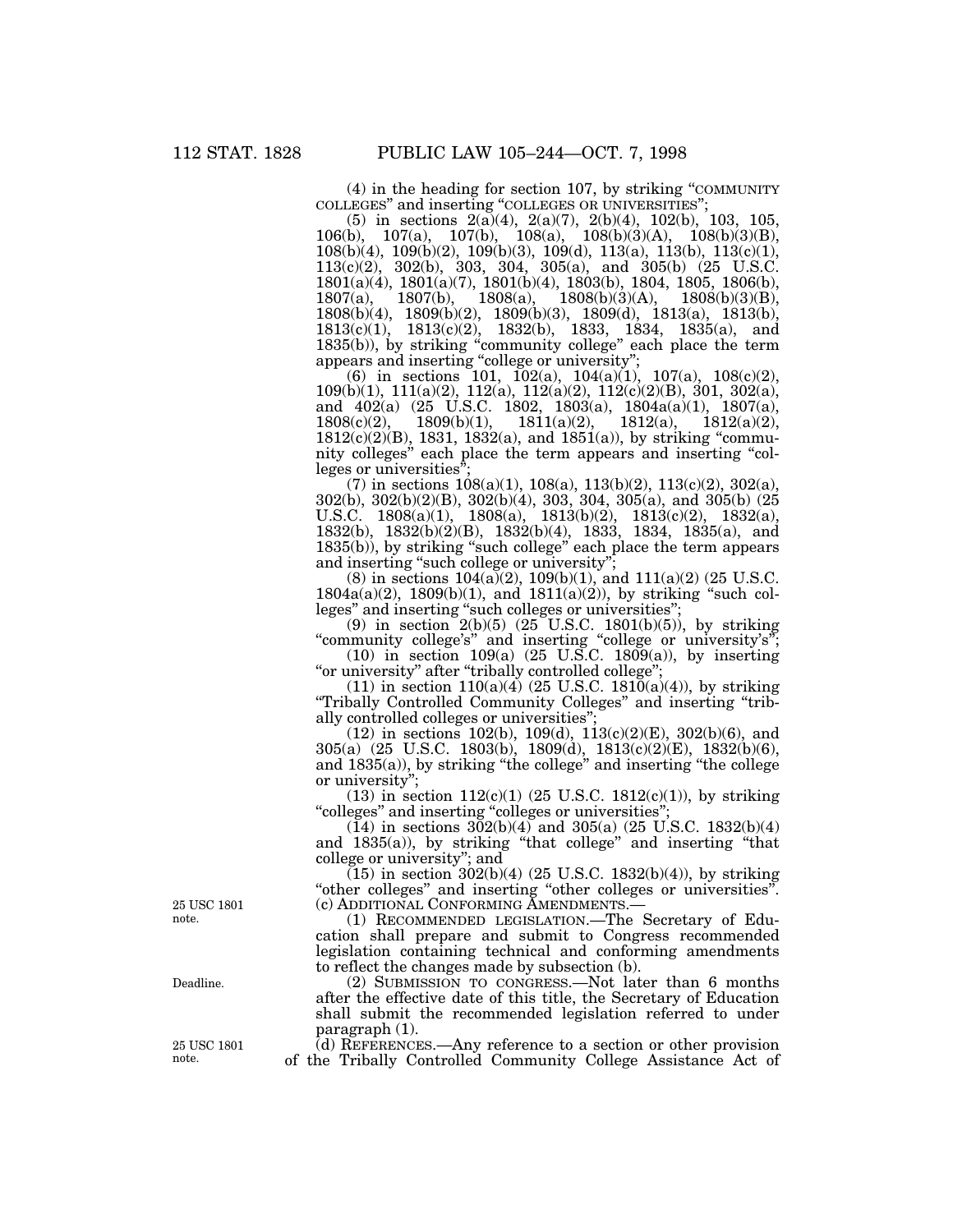(4) in the heading for section 107, by striking "COMMUNITY COLLEGES" and inserting "COLLEGES OR UNIVERSITIES";

(5) in sections 2(a)(4), 2(a)(7), 2(b)(4), 102(b), 103, 105, 106(b), 107(a), 107(b), 108(a), 108(b)(3)(A), 108(b)(3)(B), 108(b)(4), 109(b)(2), 109(b)(3), 109(d), 113(a), 113(b), 113(c)(1), 113(c)(2), 302(b), 303, 304, 305(a), and 305(b) (25 U.S.C. 1801(a)(4), 1801(a)(7), 1801(b)(4), 1803(b), 1804, 1805, 1806(b), 1807(a), 1807(b), 1808(a), 1808(b)(3)(A), 1808(b)(3)(B), 1808(b)(4), 1809(b)(2), 1809(b)(3), 1809(d), 1813(a), 1813(b), 1813(c)(1), 1813(c)(2), 1832(b), 1833, 1834, 1835(a), and 1835(b)), by striking "community college" each place the term appears and inserting "college or university";

(6) in sections 101, 102(a), 104(a)(1), 107(a), 108(c)(2), 109(b)(1), 111(a)(2), 112(a), 112(a)(2), 112(c)(2)(B), 301, 302(a), and 402(a) (25 U.S.C. 1802, 1803(a), 1804a(a)(1), 1807(a), 1808(c)(2), 1809(b)(1), 1811(a)(2), 1812(a), 1812(a)(2), 1812(c)(2)(B), 1831, 1832(a), and 1851(a)), by striking "community colleges" each place the term appears and inserting "colleges or universities";

(7) in sections 108(a)(1), 108(a), 113(b)(2), 113(c)(2), 302(a), 302(b), 302(b)(2)(B), 302(b)(4), 303, 304, 305(a), and 305(b) (25 U.S.C. 1808(a)(1), 1808(a), 1813(b)(2), 1813(c)(2), 1832(a), 1832(b), 1832(b)(2)(B), 1832(b)(4), 1833, 1834, 1835(a), and 1835(b)), by striking "such college" each place the term appears and inserting "such college or university";

(8) in sections 104(a)(2), 109(b)(1), and 111(a)(2) (25 U.S.C. 1804a(a)(2), 1809(b)(1), and 1811(a)(2)), by striking "such colleges" and inserting "such colleges or universities";

(9) in section 2(b)(5) (25 U.S.C. 1801(b)(5)), by striking "community college's" and inserting "college or university's";

(10) in section 109(a) (25 U.S.C. 1809(a)), by inserting "or university" after "tribally controlled college";

(11) in section 110(a)(4) (25 U.S.C. 1810(a)(4)), by striking "Tribally Controlled Community Colleges" and inserting "tribally controlled colleges or universities";

(12) in sections 102(b), 109(d), 113(c)(2)(E), 302(b)(6), and 305(a) (25 U.S.C. 1803(b), 1809(d), 1813(c)(2)(E), 1832(b)(6), and 1835(a)), by striking "the college" and inserting "the college or university";

(13) in section 112(c)(1) (25 U.S.C. 1812(c)(1)), by striking "colleges" and inserting "colleges or universities";

(14) in sections 302(b)(4) and 305(a) (25 U.S.C. 1832(b)(4) and 1835(a)), by striking "that college" and inserting "that college or university"; and

(15) in section 302(b)(4) (25 U.S.C. 1832(b)(4)), by striking "other colleges" and inserting "other colleges or universities".

25 USC 1801 note.

(c) ADDITIONAL CONFORMING AMENDMENTS.—

(1) RECOMMENDED LEGISLATION.—The Secretary of Education shall prepare and submit to Congress recommended legislation containing technical and conforming amendments to reflect the changes made by subsection (b).

Deadline.

(2) SUBMISSION TO CONGRESS.—Not later than 6 months after the effective date of this title, the Secretary of Education shall submit the recommended legislation referred to under paragraph (1).

25 USC 1801 note.

(d) REFERENCES.—Any reference to a section or other provision of the Tribally Controlled Community College Assistance Act of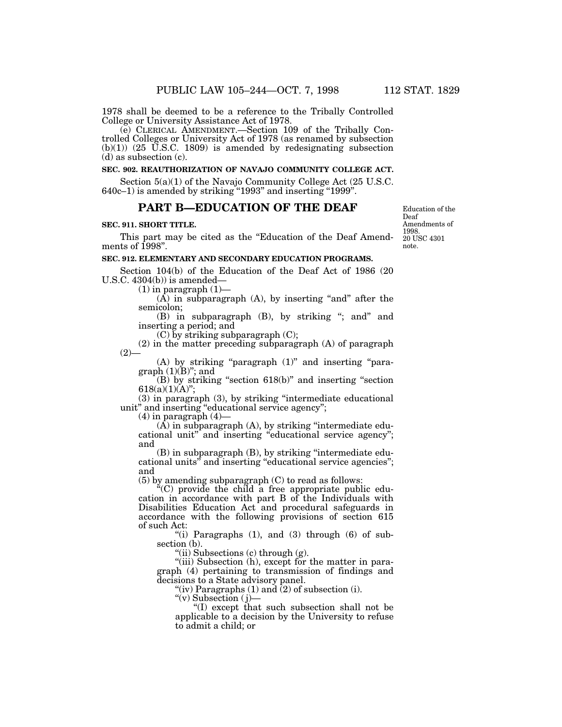1978 shall be deemed to be a reference to the Tribally Controlled College or University Assistance Act of 1978.

(e) CLERICAL AMENDMENT.—Section 109 of the Tribally Controlled Colleges or University Act of 1978 (as renamed by subsection (b)(1)) (25 U.S.C. 1809) is amended by redesignating subsection (d) as subsection (c).

**SEC. 902. REAUTHORIZATION OF NAVAJO COMMUNITY COLLEGE ACT.**

Section 5(a)(1) of the Navajo Community College Act (25 U.S.C. 640c–1) is amended by striking "1993" and inserting "1999".

## PART B—EDUCATION OF THE DEAF

**SEC. 911. SHORT TITLE.**

Education of the Deaf Amendments of 1998. 20 USC 4301 note.

This part may be cited as the "Education of the Deaf Amendments of 1998".

**SEC. 912. ELEMENTARY AND SECONDARY EDUCATION PROGRAMS.**

Section 104(b) of the Education of the Deaf Act of 1986 (20 U.S.C. 4304(b)) is amended—

(1) in paragraph (1)—

(A) in subparagraph (A), by inserting "and" after the semicolon;

(B) in subparagraph (B), by striking "; and" and inserting a period; and

(C) by striking subparagraph (C);

(2) in the matter preceding subparagraph (A) of paragraph (2)—

(A) by striking "paragraph (1)" and inserting "paragraph (1)(B)"; and

(B) by striking "section 618(b)" and inserting "section 618(a)(1)(A)";

(3) in paragraph (3), by striking "intermediate educational unit" and inserting "educational service agency";

(4) in paragraph (4)—

(A) in subparagraph (A), by striking "intermediate educational unit" and inserting "educational service agency"; and

(B) in subparagraph (B), by striking "intermediate educational units" and inserting "educational service agencies"; and

(5) by amending subparagraph (C) to read as follows:

"(C) provide the child a free appropriate public education in accordance with part B of the Individuals with Disabilities Education Act and procedural safeguards in accordance with the following provisions of section 615 of such Act:

"(i) Paragraphs (1), and (3) through (6) of subsection (b).

"(ii) Subsections (c) through (g).

"(iii) Subsection (h), except for the matter in paragraph (4) pertaining to transmission of findings and decisions to a State advisory panel.

"(iv) Paragraphs (1) and (2) of subsection (i).

"(v) Subsection (j)—

"(I) except that such subsection shall not be applicable to a decision by the University to refuse to admit a child; or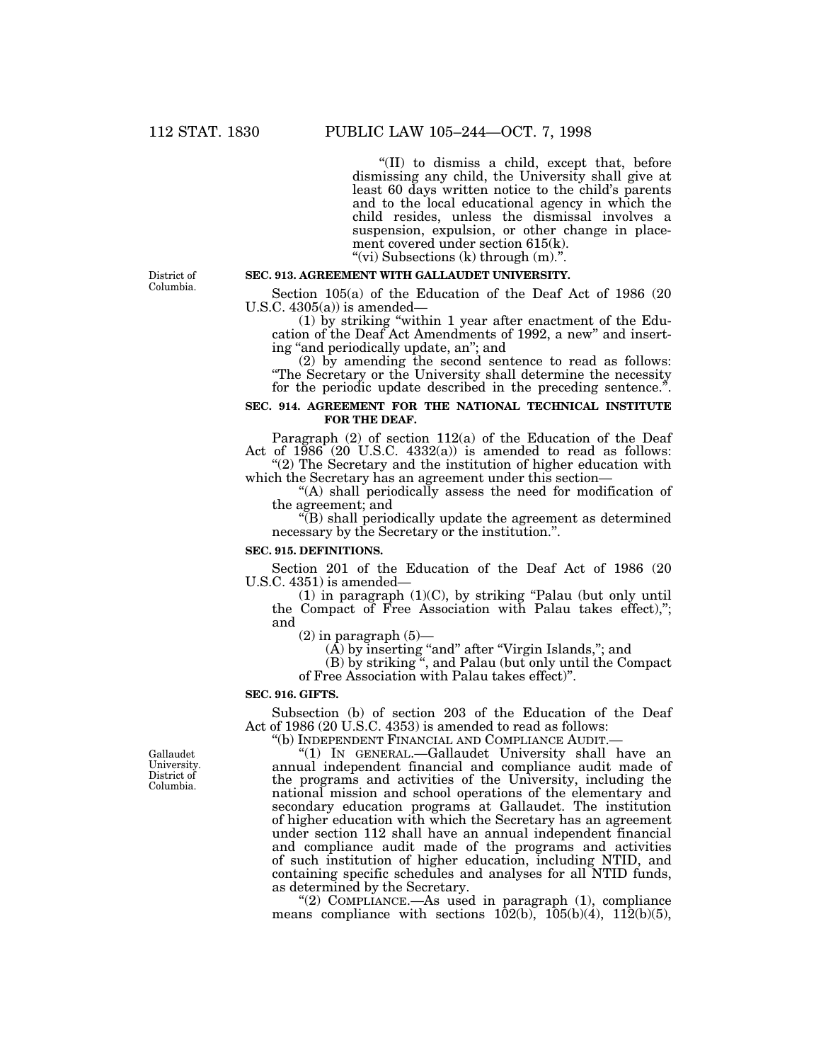"(II) to dismiss a child, except that, before dismissing any child, the University shall give at least 60 days written notice to the child's parents and to the local educational agency in which the child resides, unless the dismissal involves a suspension, expulsion, or other change in placement covered under section 615(k).

"(vi) Subsections (k) through (m).".

District of Columbia.

**SEC. 913. AGREEMENT WITH GALLAUDET UNIVERSITY.**

Section 105(a) of the Education of the Deaf Act of 1986 (20 U.S.C. 4305(a)) is amended—

(1) by striking "within 1 year after enactment of the Education of the Deaf Act Amendments of 1992, a new" and inserting "and periodically update, an"; and

(2) by amending the second sentence to read as follows: "The Secretary or the University shall determine the necessity for the periodic update described in the preceding sentence.".

**SEC. 914. AGREEMENT FOR THE NATIONAL TECHNICAL INSTITUTE FOR THE DEAF.**

Paragraph (2) of section 112(a) of the Education of the Deaf Act of 1986 (20 U.S.C. 4332(a)) is amended to read as follows:

"(2) The Secretary and the institution of higher education with which the Secretary has an agreement under this section—

"(A) shall periodically assess the need for modification of the agreement; and

"(B) shall periodically update the agreement as determined necessary by the Secretary or the institution.".

**SEC. 915. DEFINITIONS.**

Section 201 of the Education of the Deaf Act of 1986 (20 U.S.C. 4351) is amended—

(1) in paragraph (1)(C), by striking "Palau (but only until the Compact of Free Association with Palau takes effect),"; and

(2) in paragraph (5)—

(A) by inserting "and" after "Virgin Islands,"; and

(B) by striking ", and Palau (but only until the Compact of Free Association with Palau takes effect)".

**SEC. 916. GIFTS.**

Subsection (b) of section 203 of the Education of the Deaf Act of 1986 (20 U.S.C. 4353) is amended to read as follows:

"(b) INDEPENDENT FINANCIAL AND COMPLIANCE AUDIT.—

Gallaudet University. District of Columbia.

"(1) IN GENERAL.—Gallaudet University shall have an annual independent financial and compliance audit made of the programs and activities of the University, including the national mission and school operations of the elementary and secondary education programs at Gallaudet. The institution of higher education with which the Secretary has an agreement under section 112 shall have an annual independent financial and compliance audit made of the programs and activities of such institution of higher education, including NTID, and containing specific schedules and analyses for all NTID funds, as determined by the Secretary.

"(2) COMPLIANCE.—As used in paragraph (1), compliance means compliance with sections 102(b), 105(b)(4), 112(b)(5),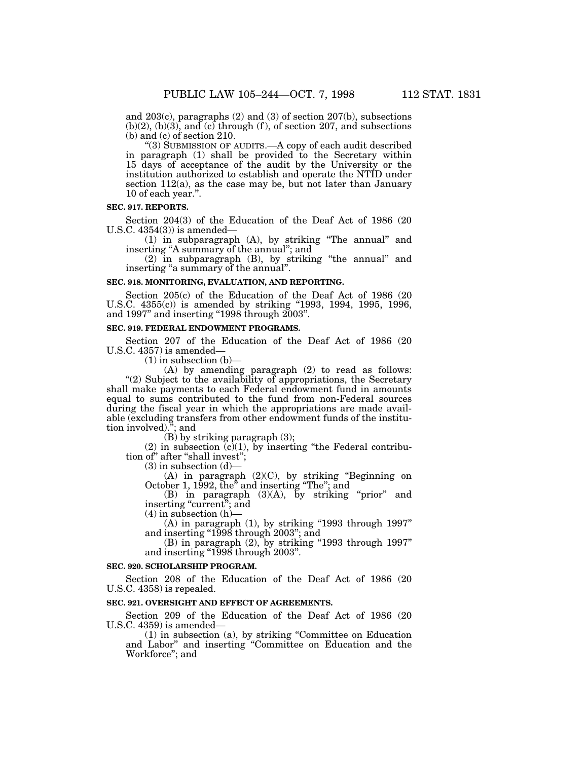and 203(c), paragraphs (2) and (3) of section 207(b), subsections (b)(2), (b)(3), and (c) through (f), of section 207, and subsections (b) and (c) of section 210.

"(3) SUBMISSION OF AUDITS.—A copy of each audit described in paragraph (1) shall be provided to the Secretary within 15 days of acceptance of the audit by the University or the institution authorized to establish and operate the NTID under section 112(a), as the case may be, but not later than January 10 of each year.".

**SEC. 917. REPORTS.**

Section 204(3) of the Education of the Deaf Act of 1986 (20 U.S.C. 4354(3)) is amended—

(1) in subparagraph (A), by striking "The annual" and inserting "A summary of the annual"; and

(2) in subparagraph (B), by striking "the annual" and inserting "a summary of the annual".

**SEC. 918. MONITORING, EVALUATION, AND REPORTING.**

Section 205(c) of the Education of the Deaf Act of 1986 (20 U.S.C. 4355(c)) is amended by striking "1993, 1994, 1995, 1996, and 1997" and inserting "1998 through 2003".

**SEC. 919. FEDERAL ENDOWMENT PROGRAMS.**

Section 207 of the Education of the Deaf Act of 1986 (20 U.S.C. 4357) is amended—

(1) in subsection (b)—

(A) by amending paragraph (2) to read as follows:

"(2) Subject to the availability of appropriations, the Secretary shall make payments to each Federal endowment fund in amounts equal to sums contributed to the fund from non-Federal sources during the fiscal year in which the appropriations are made available (excluding transfers from other endowment funds of the institution involved)."; and

(B) by striking paragraph (3);

(2) in subsection (c)(1), by inserting "the Federal contribution of" after "shall invest";

(3) in subsection (d)—

(A) in paragraph (2)(C), by striking "Beginning on October 1, 1992, the" and inserting "The"; and

(B) in paragraph (3)(A), by striking "prior" and inserting "current"; and

(4) in subsection (h)—

(A) in paragraph (1), by striking "1993 through 1997" and inserting "1998 through 2003"; and

(B) in paragraph (2), by striking "1993 through 1997" and inserting "1998 through 2003".

**SEC. 920. SCHOLARSHIP PROGRAM.**

Section 208 of the Education of the Deaf Act of 1986 (20 U.S.C. 4358) is repealed.

**SEC. 921. OVERSIGHT AND EFFECT OF AGREEMENTS.**

Section 209 of the Education of the Deaf Act of 1986 (20 U.S.C. 4359) is amended—

(1) in subsection (a), by striking "Committee on Education and Labor" and inserting "Committee on Education and the Workforce"; and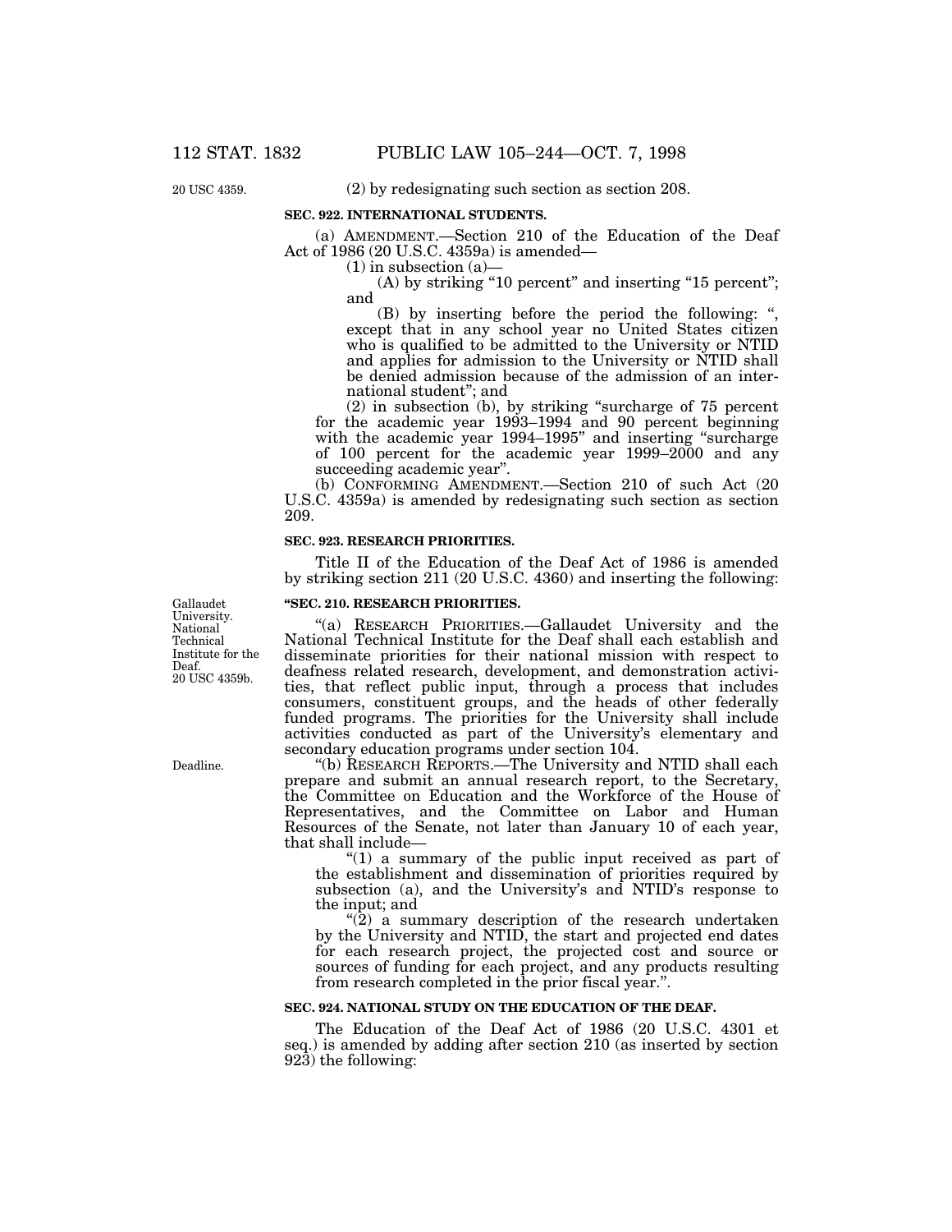20 USC 4359.

(2) by redesignating such section as section 208.

**SEC. 922. INTERNATIONAL STUDENTS.**

(a) AMENDMENT.—Section 210 of the Education of the Deaf Act of 1986 (20 U.S.C. 4359a) is amended—

(1) in subsection (a)—

(A) by striking "10 percent" and inserting "15 percent"; and

(B) by inserting before the period the following: ", except that in any school year no United States citizen who is qualified to be admitted to the University or NTID and applies for admission to the University or NTID shall be denied admission because of the admission of an international student"; and

(2) in subsection (b), by striking "surcharge of 75 percent for the academic year 1993–1994 and 90 percent beginning with the academic year 1994–1995" and inserting "surcharge of 100 percent for the academic year 1999–2000 and any succeeding academic year".

(b) CONFORMING AMENDMENT.—Section 210 of such Act (20 U.S.C. 4359a) is amended by redesignating such section as section 209.

**SEC. 923. RESEARCH PRIORITIES.**

Title II of the Education of the Deaf Act of 1986 is amended by striking section 211 (20 U.S.C. 4360) and inserting the following:

Gallaudet University. National Technical Institute for the Deaf. 20 USC 4359b.

**"SEC. 210. RESEARCH PRIORITIES.**

"(a) RESEARCH PRIORITIES.—Gallaudet University and the National Technical Institute for the Deaf shall each establish and disseminate priorities for their national mission with respect to deafness related research, development, and demonstration activities, that reflect public input, through a process that includes consumers, constituent groups, and the heads of other federally funded programs. The priorities for the University shall include activities conducted as part of the University's elementary and secondary education programs under section 104.

Deadline.

"(b) RESEARCH REPORTS.—The University and NTID shall each prepare and submit an annual research report, to the Secretary, the Committee on Education and the Workforce of the House of Representatives, and the Committee on Labor and Human Resources of the Senate, not later than January 10 of each year, that shall include—

"(1) a summary of the public input received as part of the establishment and dissemination of priorities required by subsection (a), and the University's and NTID's response to the input; and

"(2) a summary description of the research undertaken by the University and NTID, the start and projected end dates for each research project, the projected cost and source or sources of funding for each project, and any products resulting from research completed in the prior fiscal year.".

**SEC. 924. NATIONAL STUDY ON THE EDUCATION OF THE DEAF.**

The Education of the Deaf Act of 1986 (20 U.S.C. 4301 et seq.) is amended by adding after section 210 (as inserted by section 923) the following: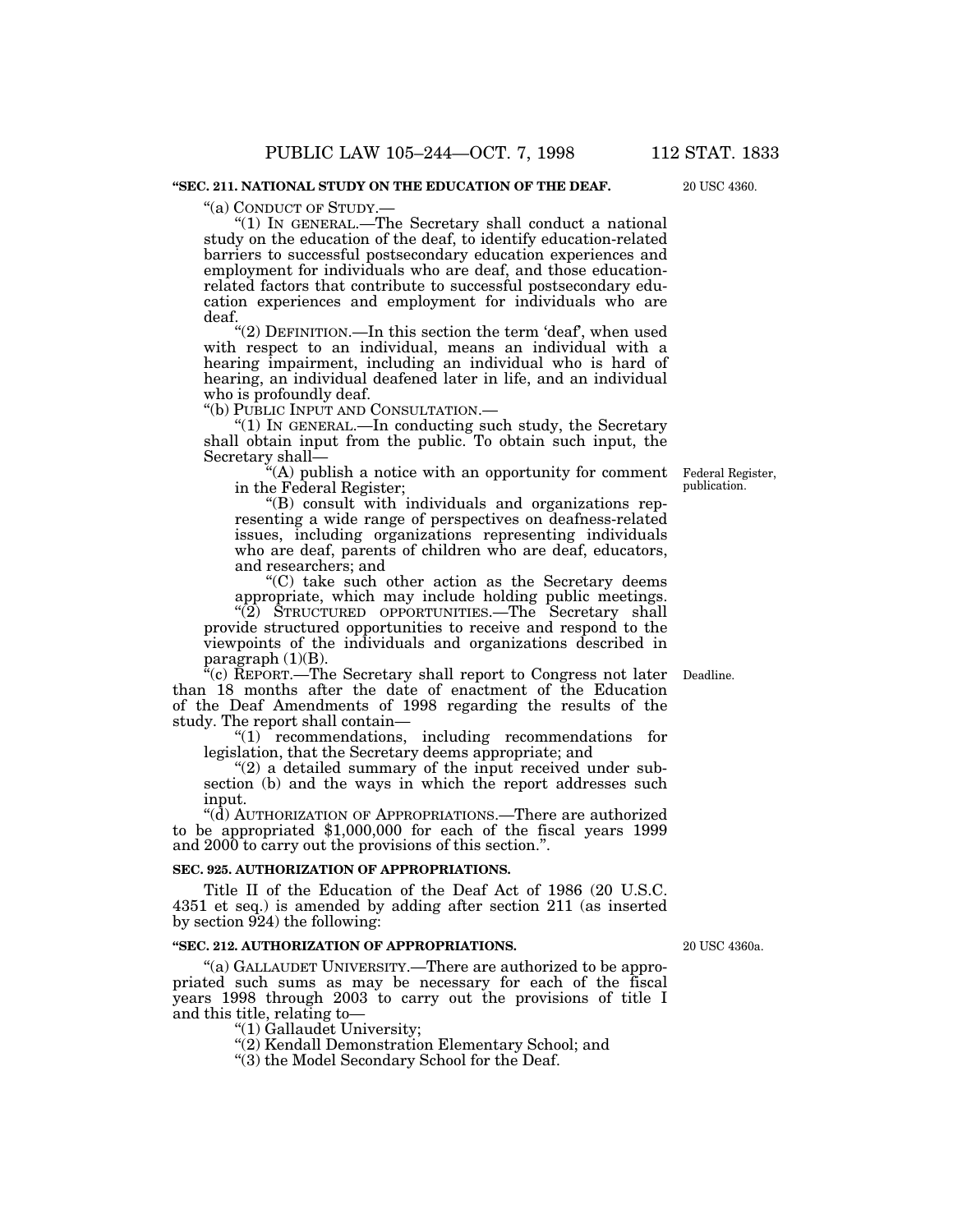**"SEC. 211. NATIONAL STUDY ON THE EDUCATION OF THE DEAF.**

20 USC 4360.

"(a) CONDUCT OF STUDY.—

"(1) IN GENERAL.—The Secretary shall conduct a national study on the education of the deaf, to identify education-related barriers to successful postsecondary education experiences and employment for individuals who are deaf, and those education-related factors that contribute to successful postsecondary education experiences and employment for individuals who are deaf.

"(2) DEFINITION.—In this section the term 'deaf', when used with respect to an individual, means an individual with a hearing impairment, including an individual who is hard of hearing, an individual deafened later in life, and an individual who is profoundly deaf.

"(b) PUBLIC INPUT AND CONSULTATION.—

"(1) IN GENERAL.—In conducting such study, the Secretary shall obtain input from the public. To obtain such input, the Secretary shall—

Federal Register, publication.

"(A) publish a notice with an opportunity for comment in the Federal Register;

"(B) consult with individuals and organizations representing a wide range of perspectives on deafness-related issues, including organizations representing individuals who are deaf, parents of children who are deaf, educators, and researchers; and

"(C) take such other action as the Secretary deems appropriate, which may include holding public meetings.

"(2) STRUCTURED OPPORTUNITIES.—The Secretary shall provide structured opportunities to receive and respond to the viewpoints of the individuals and organizations described in paragraph (1)(B).

Deadline.

"(c) REPORT.—The Secretary shall report to Congress not later than 18 months after the date of enactment of the Education of the Deaf Amendments of 1998 regarding the results of the study. The report shall contain—

"(1) recommendations, including recommendations for legislation, that the Secretary deems appropriate; and

"(2) a detailed summary of the input received under subsection (b) and the ways in which the report addresses such input.

"(d) AUTHORIZATION OF APPROPRIATIONS.—There are authorized to be appropriated $1,000,000 for each of the fiscal years 1999 and 2000 to carry out the provisions of this section.".

**SEC. 925. AUTHORIZATION OF APPROPRIATIONS.**

Title II of the Education of the Deaf Act of 1986 (20 U.S.C. 4351 et seq.) is amended by adding after section 211 (as inserted by section 924) the following:

**"SEC. 212. AUTHORIZATION OF APPROPRIATIONS.**

20 USC 4360a.

"(a) GALLAUDET UNIVERSITY.—There are authorized to be appropriated such sums as may be necessary for each of the fiscal years 1998 through 2003 to carry out the provisions of title I and this title, relating to—

"(1) Gallaudet University;

"(2) Kendall Demonstration Elementary School; and

"(3) the Model Secondary School for the Deaf.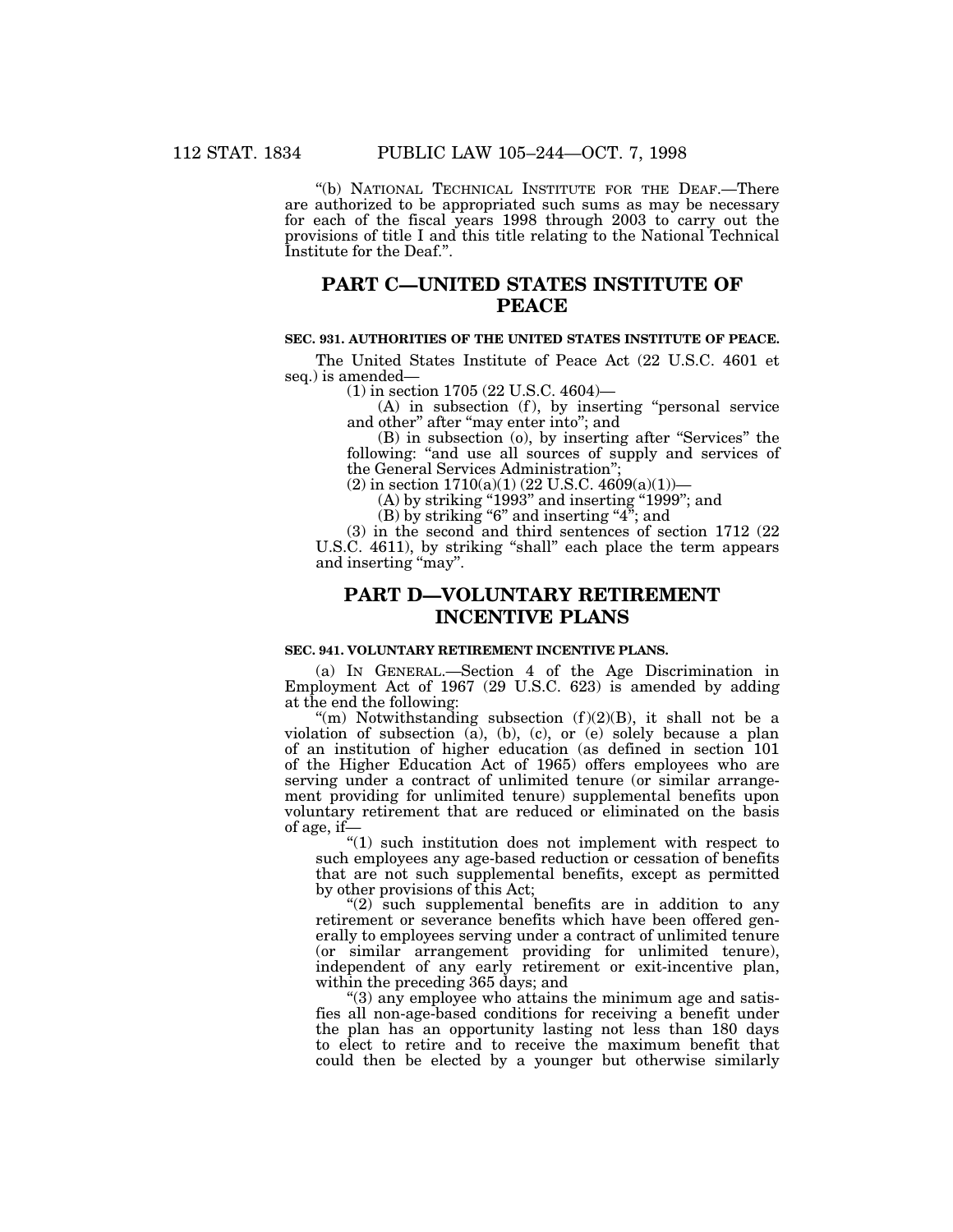"(b) NATIONAL TECHNICAL INSTITUTE FOR THE DEAF.—There are authorized to be appropriated such sums as may be necessary for each of the fiscal years 1998 through 2003 to carry out the provisions of title I and this title relating to the National Technical Institute for the Deaf.".

## PART C—UNITED STATES INSTITUTE OF PEACE

### SEC. 931. AUTHORITIES OF THE UNITED STATES INSTITUTE OF PEACE.

The United States Institute of Peace Act (22 U.S.C. 4601 et seq.) is amended—

(1) in section 1705 (22 U.S.C. 4604)—

(A) in subsection (f), by inserting "personal service and other" after "may enter into"; and

(B) in subsection (o), by inserting after "Services" the following: "and use all sources of supply and services of the General Services Administration";

(2) in section 1710(a)(1) (22 U.S.C. 4609(a)(1))—

(A) by striking "1993" and inserting "1999"; and

(B) by striking "6" and inserting "4"; and

(3) in the second and third sentences of section 1712 (22 U.S.C. 4611), by striking "shall" each place the term appears and inserting "may".

## PART D—VOLUNTARY RETIREMENT INCENTIVE PLANS

### SEC. 941. VOLUNTARY RETIREMENT INCENTIVE PLANS.

(a) IN GENERAL.—Section 4 of the Age Discrimination in Employment Act of 1967 (29 U.S.C. 623) is amended by adding at the end the following:

"(m) Notwithstanding subsection (f)(2)(B), it shall not be a violation of subsection (a), (b), (c), or (e) solely because a plan of an institution of higher education (as defined in section 101 of the Higher Education Act of 1965) offers employees who are serving under a contract of unlimited tenure (or similar arrangement providing for unlimited tenure) supplemental benefits upon voluntary retirement that are reduced or eliminated on the basis of age, if—

"(1) such institution does not implement with respect to such employees any age-based reduction or cessation of benefits that are not such supplemental benefits, except as permitted by other provisions of this Act;

"(2) such supplemental benefits are in addition to any retirement or severance benefits which have been offered generally to employees serving under a contract of unlimited tenure (or similar arrangement providing for unlimited tenure), independent of any early retirement or exit-incentive plan, within the preceding 365 days; and

"(3) any employee who attains the minimum age and satisfies all non-age-based conditions for receiving a benefit under the plan has an opportunity lasting not less than 180 days to elect to retire and to receive the maximum benefit that could then be elected by a younger but otherwise similarly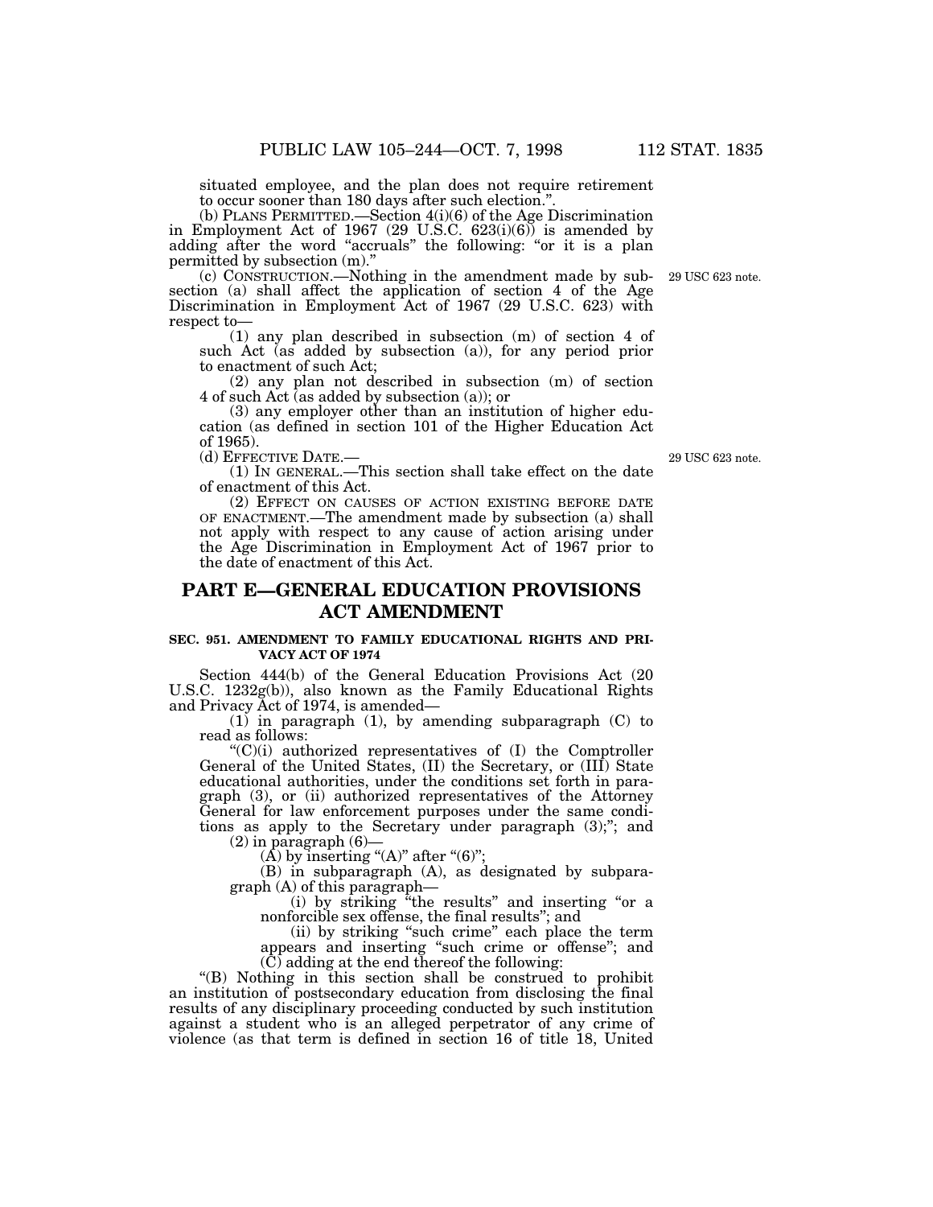situated employee, and the plan does not require retirement to occur sooner than 180 days after such election.".

(b) PLANS PERMITTED.—Section 4(i)(6) of the Age Discrimination in Employment Act of 1967 (29 U.S.C. 623(i)(6)) is amended by adding after the word "accruals" the following: "or it is a plan permitted by subsection (m)."

29 USC 623 note.

(c) CONSTRUCTION.—Nothing in the amendment made by subsection (a) shall affect the application of section 4 of the Age Discrimination in Employment Act of 1967 (29 U.S.C. 623) with respect to—

(1) any plan described in subsection (m) of section 4 of such Act (as added by subsection (a)), for any period prior to enactment of such Act;

(2) any plan not described in subsection (m) of section 4 of such Act (as added by subsection (a)); or

(3) any employer other than an institution of higher education (as defined in section 101 of the Higher Education Act of 1965).

29 USC 623 note.

(d) EFFECTIVE DATE.—

(1) IN GENERAL.—This section shall take effect on the date of enactment of this Act.

(2) EFFECT ON CAUSES OF ACTION EXISTING BEFORE DATE OF ENACTMENT.—The amendment made by subsection (a) shall not apply with respect to any cause of action arising under the Age Discrimination in Employment Act of 1967 prior to the date of enactment of this Act.

## PART E—GENERAL EDUCATION PROVISIONS ACT AMENDMENT

### SEC. 951. AMENDMENT TO FAMILY EDUCATIONAL RIGHTS AND PRIVACY ACT OF 1974

Section 444(b) of the General Education Provisions Act (20 U.S.C. 1232g(b)), also known as the Family Educational Rights and Privacy Act of 1974, is amended—

(1) in paragraph (1), by amending subparagraph (C) to read as follows:

"(C)(i) authorized representatives of (I) the Comptroller General of the United States, (II) the Secretary, or (III) State educational authorities, under the conditions set forth in paragraph (3), or (ii) authorized representatives of the Attorney General for law enforcement purposes under the same conditions as apply to the Secretary under paragraph (3);"; and

(2) in paragraph (6)—

(A) by inserting "(A)" after "(6)";

(B) in subparagraph (A), as designated by subparagraph (A) of this paragraph—

(i) by striking "the results" and inserting "or a nonforcible sex offense, the final results"; and

(ii) by striking "such crime" each place the term appears and inserting "such crime or offense"; and

(C) adding at the end thereof the following:

"(B) Nothing in this section shall be construed to prohibit an institution of postsecondary education from disclosing the final results of any disciplinary proceeding conducted by such institution against a student who is an alleged perpetrator of any crime of violence (as that term is defined in section 16 of title 18, United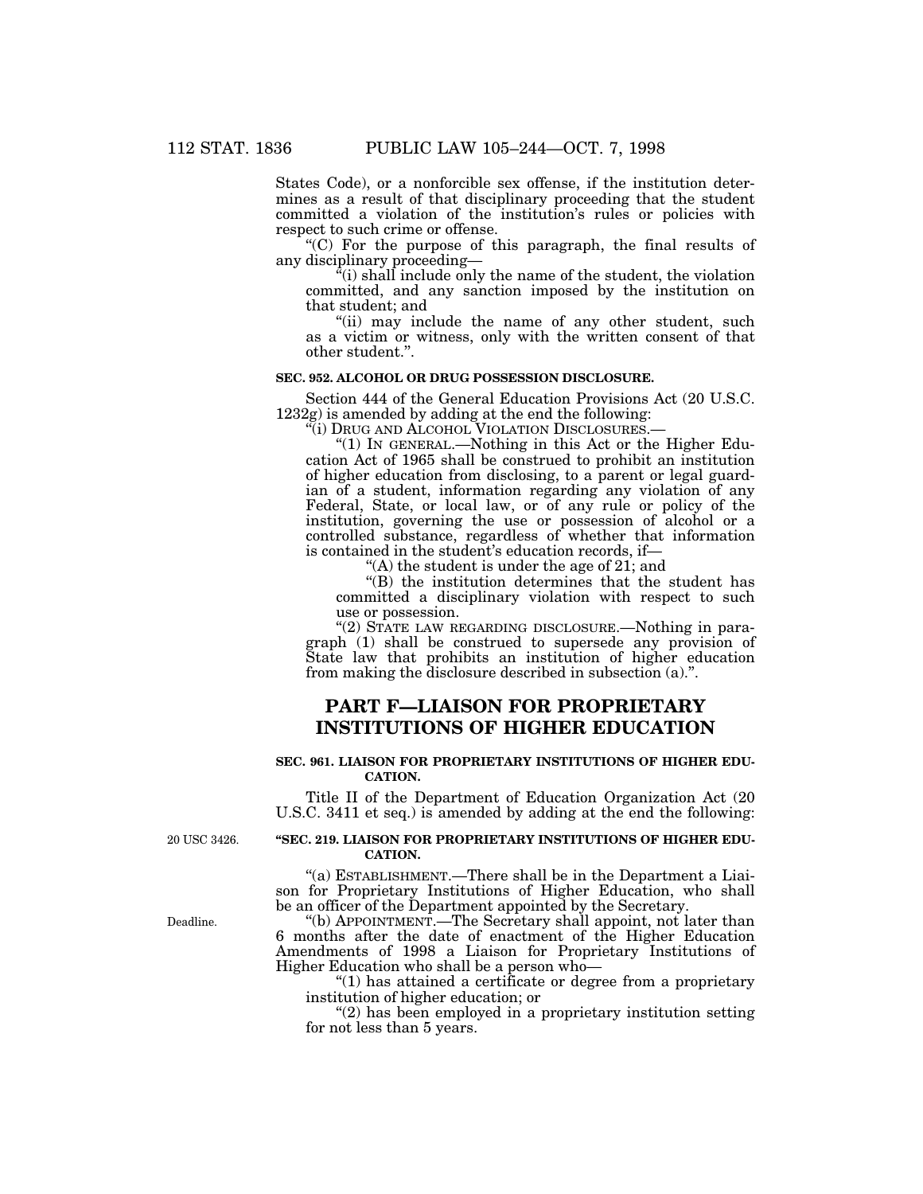States Code), or a nonforcible sex offense, if the institution determines as a result of that disciplinary proceeding that the student committed a violation of the institution's rules or policies with respect to such crime or offense.

"(C) For the purpose of this paragraph, the final results of any disciplinary proceeding—

"(i) shall include only the name of the student, the violation committed, and any sanction imposed by the institution on that student; and

"(ii) may include the name of any other student, such as a victim or witness, only with the written consent of that other student.".

**SEC. 952. ALCOHOL OR DRUG POSSESSION DISCLOSURE.**

Section 444 of the General Education Provisions Act (20 U.S.C. 1232g) is amended by adding at the end the following:

"(i) DRUG AND ALCOHOL VIOLATION DISCLOSURES.—

"(1) IN GENERAL.—Nothing in this Act or the Higher Education Act of 1965 shall be construed to prohibit an institution of higher education from disclosing, to a parent or legal guardian of a student, information regarding any violation of any Federal, State, or local law, or of any rule or policy of the institution, governing the use or possession of alcohol or a controlled substance, regardless of whether that information is contained in the student's education records, if—

"(A) the student is under the age of 21; and

"(B) the institution determines that the student has committed a disciplinary violation with respect to such use or possession.

"(2) STATE LAW REGARDING DISCLOSURE.—Nothing in paragraph (1) shall be construed to supersede any provision of State law that prohibits an institution of higher education from making the disclosure described in subsection (a).".

## PART F—LIAISON FOR PROPRIETARY INSTITUTIONS OF HIGHER EDUCATION

**SEC. 961. LIAISON FOR PROPRIETARY INSTITUTIONS OF HIGHER EDUCATION.**

Title II of the Department of Education Organization Act (20 U.S.C. 3411 et seq.) is amended by adding at the end the following:

20 USC 3426.

**"SEC. 219. LIAISON FOR PROPRIETARY INSTITUTIONS OF HIGHER EDUCATION.**

"(a) ESTABLISHMENT.—There shall be in the Department a Liaison for Proprietary Institutions of Higher Education, who shall be an officer of the Department appointed by the Secretary.

Deadline.

"(b) APPOINTMENT.—The Secretary shall appoint, not later than 6 months after the date of enactment of the Higher Education Amendments of 1998 a Liaison for Proprietary Institutions of Higher Education who shall be a person who—

"(1) has attained a certificate or degree from a proprietary institution of higher education; or

"(2) has been employed in a proprietary institution setting for not less than 5 years.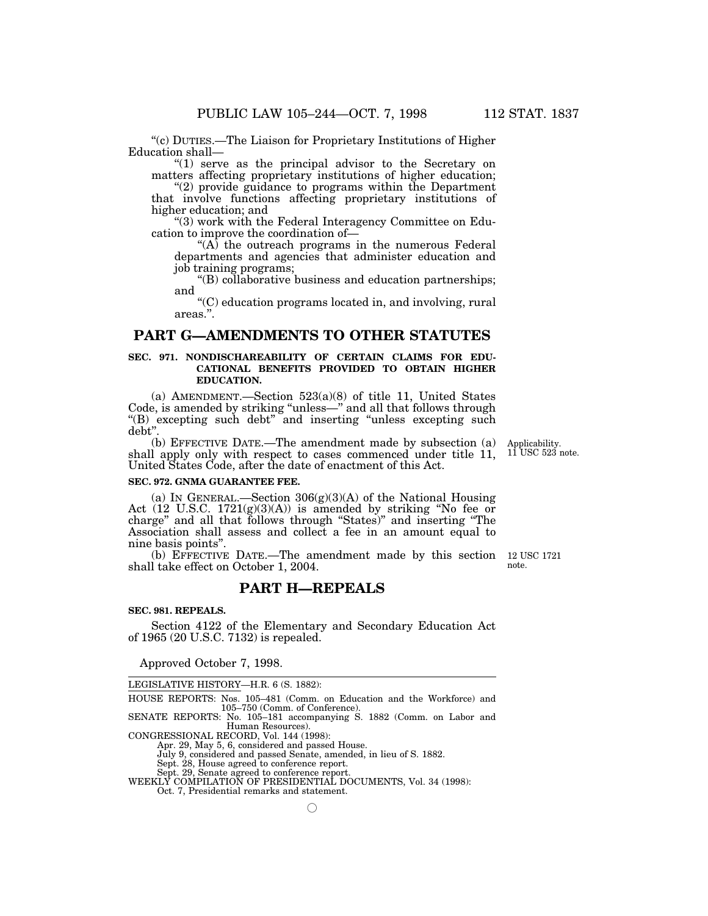"(c) DUTIES.—The Liaison for Proprietary Institutions of Higher Education shall—

"(1) serve as the principal advisor to the Secretary on matters affecting proprietary institutions of higher education;

"(2) provide guidance to programs within the Department that involve functions affecting proprietary institutions of higher education; and

"(3) work with the Federal Interagency Committee on Education to improve the coordination of—

"(A) the outreach programs in the numerous Federal departments and agencies that administer education and job training programs;

"(B) collaborative business and education partnerships; and

"(C) education programs located in, and involving, rural areas.".

## PART G—AMENDMENTS TO OTHER STATUTES

### SEC. 971. NONDISCHAREABILITY OF CERTAIN CLAIMS FOR EDUCATIONAL BENEFITS PROVIDED TO OBTAIN HIGHER EDUCATION.

(a) AMENDMENT.—Section 523(a)(8) of title 11, United States Code, is amended by striking "unless—" and all that follows through "(B) excepting such debt" and inserting "unless excepting such debt".

(b) EFFECTIVE DATE.—The amendment made by subsection (a) shall apply only with respect to cases commenced under title 11, United States Code, after the date of enactment of this Act.

Applicability.
11 USC 523 note.

### SEC. 972. GNMA GUARANTEE FEE.

(a) IN GENERAL.—Section 306(g)(3)(A) of the National Housing Act (12 U.S.C. 1721(g)(3)(A)) is amended by striking "No fee or charge" and all that follows through "States)" and inserting "The Association shall assess and collect a fee in an amount equal to nine basis points".

(b) EFFECTIVE DATE.—The amendment made by this section shall take effect on October 1, 2004.

12 USC 1721 note.

## PART H—REPEALS

### SEC. 981. REPEALS.

Section 4122 of the Elementary and Secondary Education Act of 1965 (20 U.S.C. 7132) is repealed.

Approved October 7, 1998.

---

LEGISLATIVE HISTORY—H.R. 6 (S. 1882):

HOUSE REPORTS: Nos. 105–481 (Comm. on Education and the Workforce) and 105–750 (Comm. of Conference).
SENATE REPORTS: No. 105–181 accompanying S. 1882 (Comm. on Labor and Human Resources).
CONGRESSIONAL RECORD, Vol. 144 (1998):
Apr. 29, May 5, 6, considered and passed House.
July 9, considered and passed Senate, amended, in lieu of S. 1882.
Sept. 28, House agreed to conference report.
Sept. 29, Senate agreed to conference report.
WEEKLY COMPILATION OF PRESIDENTIAL DOCUMENTS, Vol. 34 (1998):
Oct. 7, Presidential remarks and statement.